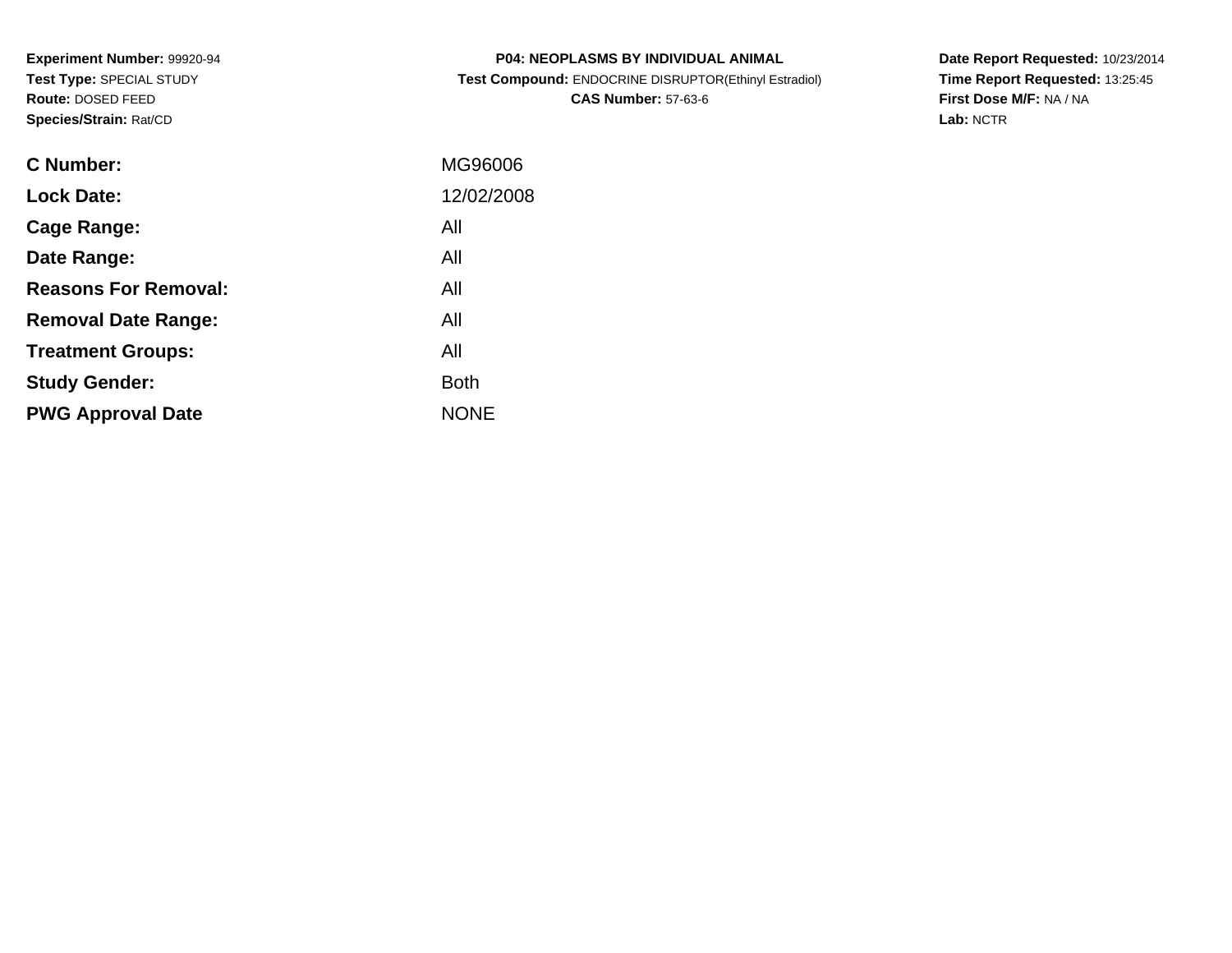**Experiment Number:** 99920-94
**Test Type:** SPECIAL STUDY
**Route:** DOSED FEED
**Species/Strain:** Rat/CD

**P04: NEOPLASMS BY INDIVIDUAL ANIMAL**
**Test Compound:** ENDOCRINE DISRUPTOR(Ethinyl Estradiol)
**CAS Number:** 57-63-6

**Date Report Requested:** 10/23/2014
**Time Report Requested:** 13:25:45
**First Dose M/F:** NA / NA
**Lab:** NCTR

| | |
|---|---|
| **C Number:** | MG96006 |
| **Lock Date:** | 12/02/2008 |
| **Cage Range:** | All |
| **Date Range:** | All |
| **Reasons For Removal:** | All |
| **Removal Date Range:** | All |
| **Treatment Groups:** | All |
| **Study Gender:** | Both |
| **PWG Approval Date** | NONE |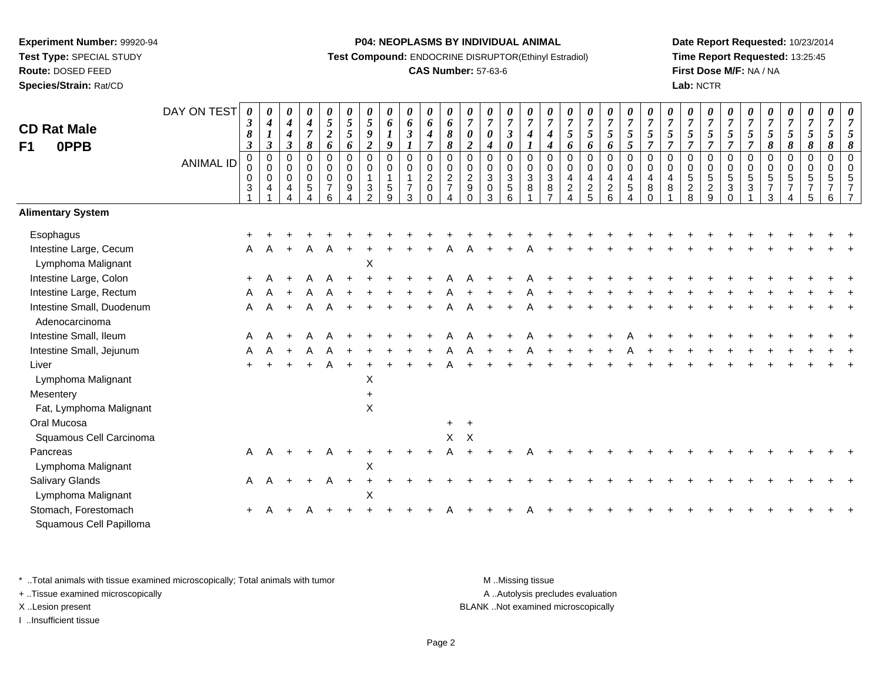**Experiment Number:** 99920-94
**Test Type:** SPECIAL STUDY
**Route:** DOSED FEED
**Species/Strain:** Rat/CD

**P04: NEOPLASMS BY INDIVIDUAL ANIMAL**
**Test Compound:** ENDOCRINE DISRUPTOR(Ethinyl Estradiol)
**CAS Number:** 57-63-6

**Date Report Requested:** 10/23/2014
**Time Report Requested:** 13:25:45
**First Dose M/F:** NA / NA
**Lab:** NCTR

## CD Rat Male F1 0PPB

| DAY ON TEST | 0383 | 0413 | 0443 | 0478 | 0526 | 0556 | 0592 | 0619 | 0631 | 0647 | 0688 | 0702 | 0704 | 0730 | 0741 | 0744 | 0756 | 0756 | 0756 | 0755 | 0757 | 0757 | 0757 | 0757 | 0757 | 0757 | 0758 | 0758 | 0758 | 0758 | 0758 |
|---|---|---|---|---|---|---|---|---|---|---|---|---|---|---|---|---|---|---|---|---|---|---|---|---|---|---|---|---|---|---|---|
| **ANIMAL ID** | 00031 | 00041 | 00044 | 00054 | 00076 | 00094 | 00132 | 00159 | 00173 | 00200 | 00274 | 00290 | 00303 | 00356 | 00381 | 00387 | 00424 | 00425 | 00426 | 00454 | 00480 | 00481 | 00528 | 00529 | 00530 | 00531 | 00573 | 00574 | 00575 | 00576 | 00577 |
| **Alimentary System** | | | | | | | | | | | | | | | | | | | | | | | | | | | | | | | |
| Esophagus | + | + | + | + | + | + | + | + | + | + | + | + | + | + | + | + | + | + | + | + | + | + | + | + | + | + | + | + | + | + | + |
| Intestine Large, Cecum | A | A | + | A | A | + | + | + | + | + | A | A | + | + | A | + | + | + | + | + | + | + | + | + | + | + | + | + | + | + | + |
| Lymphoma Malignant | | | | | | | X | | | | | | | | | | | | | | | | | | | | | | | | |
| Intestine Large, Colon | + | A | + | A | A | + | + | + | + | + | A | A | + | + | A | + | + | + | + | + | + | + | + | + | + | + | + | + | + | + | + |
| Intestine Large, Rectum | A | A | + | A | A | + | + | + | + | + | A | + | + | + | A | + | + | + | + | + | + | + | + | + | + | + | + | + | + | + | + |
| Intestine Small, Duodenum | A | A | + | A | A | + | + | + | + | + | A | A | + | + | A | + | + | + | + | + | + | + | + | + | + | + | + | + | + | + | + |
| Adenocarcinoma | | | | | | | | | | | | | | | | | | | | | | | | | | | | | | | |
| Intestine Small, Ileum | A | A | + | A | A | + | + | + | + | + | A | A | + | + | A | + | + | + | + | A | + | + | + | + | + | + | + | + | + | + | + |
| Intestine Small, Jejunum | A | A | + | A | A | + | + | + | + | + | A | A | + | + | A | + | + | + | + | A | + | + | + | + | + | + | + | + | + | + | + |
| Liver | + | + | + | + | A | + | + | + | + | + | A | + | + | + | + | + | + | + | + | + | + | + | + | + | + | + | + | + | + | + | + |
| Lymphoma Malignant | | | | | | | X | | | | | | | | | | | | | | | | | | | | | | | | |
| Mesentery | | | | | | | + | | | | | | | | | | | | | | | | | | | | | | | | |
| Fat, Lymphoma Malignant | | | | | | | X | | | | | | | | | | | | | | | | | | | | | | | | |
| Oral Mucosa | | | | | | | | | | | + | + | | | | | | | | | | | | | | | | | | | |
| Squamous Cell Carcinoma | | | | | | | | | | | X | X | | | | | | | | | | | | | | | | | | | |
| Pancreas | A | A | + | + | A | + | + | + | + | + | A | + | + | + | A | + | + | + | + | + | + | + | + | + | + | + | + | + | + | + | + |
| Lymphoma Malignant | | | | | | | X | | | | | | | | | | | | | | | | | | | | | | | | |
| Salivary Glands | A | A | + | + | A | + | + | + | + | + | + | + | + | + | + | + | + | + | + | + | + | + | + | + | + | + | + | + | + | + | + |
| Lymphoma Malignant | | | | | | | X | | | | | | | | | | | | | | | | | | | | | | | | |
| Stomach, Forestomach | + | A | + | A | + | + | + | + | + | + | A | + | + | + | A | + | + | + | + | + | + | + | + | + | + | + | + | + | + | + | + |
| Squamous Cell Papilloma | | | | | | | | | | | | | | | | | | | | | | | | | | | | | | | |

\* ..Total animals with tissue examined microscopically; Total animals with tumor
+ ..Tissue examined microscopically
X ..Lesion present
I ..Insufficient tissue

M ..Missing tissue
A ..Autolysis precludes evaluation
BLANK ..Not examined microscopically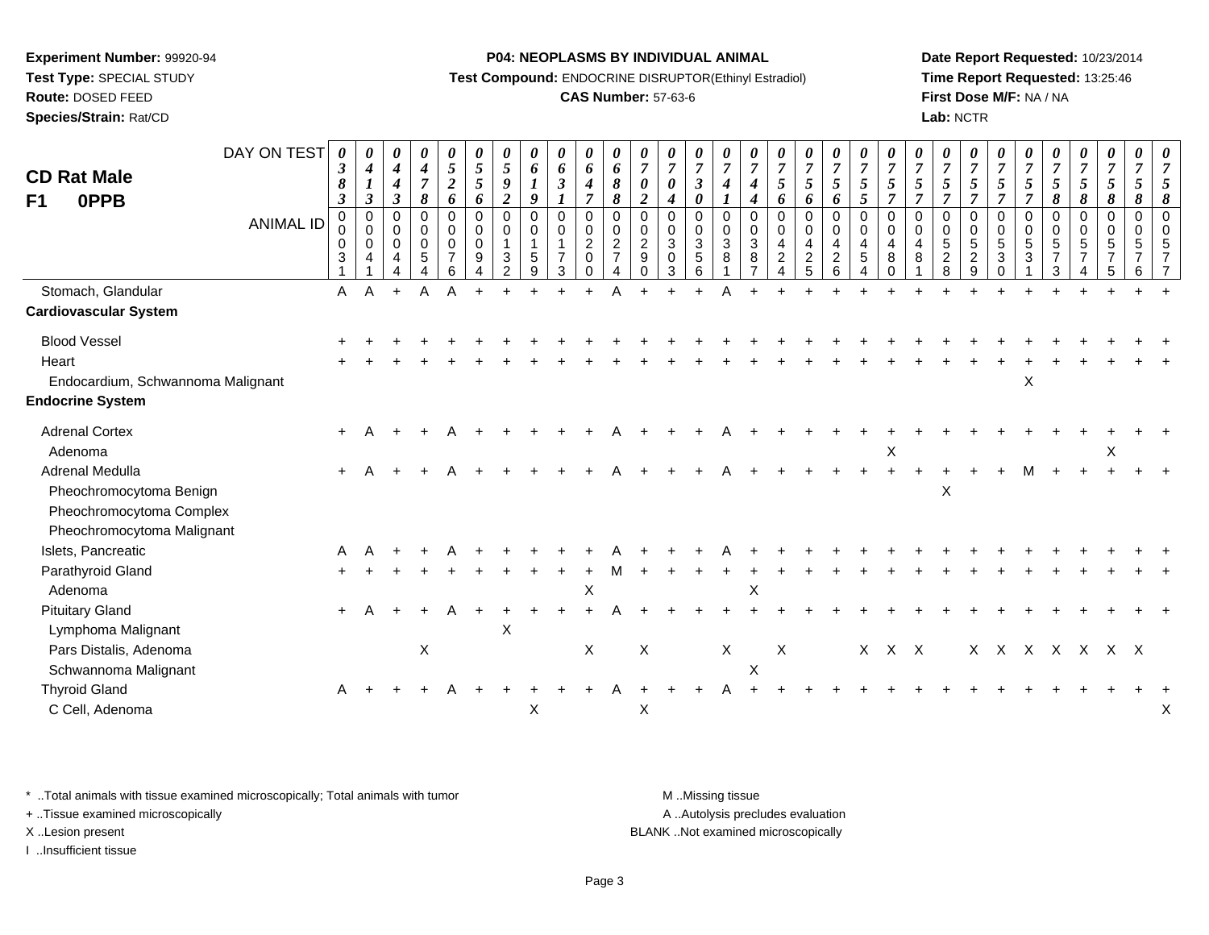**Experiment Number:** 99920-94
**Test Type:** SPECIAL STUDY
**Route:** DOSED FEED
**Species/Strain:** Rat/CD

**P04: NEOPLASMS BY INDIVIDUAL ANIMAL**
**Test Compound:** ENDOCRINE DISRUPTOR(Ethinyl Estradiol)
**CAS Number:** 57-63-6

**Date Report Requested:** 10/23/2014
**Time Report Requested:** 13:25:46
**First Dose M/F:** NA / NA
**Lab:** NCTR

## CD Rat Male F1 0PPB

| DAY ON TEST | 0383 | 0413 | 0443 | 0478 | 0526 | 0556 | 0592 | 0619 | 0631 | 0647 | 0688 | 0702 | 0704 | 0730 | 0741 | 0744 | 0756 | 0756 | 0756 | 0755 | 0757 | 0757 | 0757 | 0757 | 0757 | 0757 | 0758 | 0758 | 0758 | 0758 |
|---|---|---|---|---|---|---|---|---|---|---|---|---|---|---|---|---|---|---|---|---|---|---|---|---|---|---|---|---|---|---|
| **ANIMAL ID** | 00031 | 00041 | 00044 | 00054 | 00076 | 00094 | 00132 | 00159 | 00173 | 00200 | 00274 | 00290 | 00303 | 00356 | 00381 | 00387 | 00424 | 00425 | 00426 | 00454 | 00480 | 00481 | 00528 | 00529 | 00530 | 00531 | 00573 | 00574 | 00575 | 00576 | 00577 |
| Stomach, Glandular | A | A | + | A | A | + | + | + | + | + | A | + | + | + | A | + | + | + | + | + | + | + | + | + | + | + | + | + | + | + | + |
| **Cardiovascular System** | | | | | | | | | | | | | | | | | | | | | | | | | | | | | | | |
| Blood Vessel | + | + | + | + | + | + | + | + | + | + | + | + | + | + | + | + | + | + | + | + | + | + | + | + | + | + | + | + | + | + | + |
| Heart | + | + | + | + | + | + | + | + | + | + | + | + | + | + | + | + | + | + | + | + | + | + | + | + | + | + | + | + | + | + | + |
| Endocardium, Schwannoma Malignant | | | | | | | | | | | | | | | | | | | | | | | | | | X | | | | | |
| **Endocrine System** | | | | | | | | | | | | | | | | | | | | | | | | | | | | | | | |
| Adrenal Cortex | + | A | + | + | A | + | + | + | + | + | A | + | + | + | A | + | + | + | + | + | + | + | + | + | + | + | + | + | + | + | + |
| Adenoma | | | | | | | | | | | | | | | | | | | | | X | | | | | | | | X | | |
| Adrenal Medulla | + | A | + | + | A | + | + | + | + | + | A | + | + | + | A | + | + | + | + | + | + | + | + | + | + | M | + | + | + | + | + |
| Pheochromocytoma Benign | | | | | | | | | | | | | | | | | | | | | | | X | | | | | | | | |
| Pheochromocytoma Complex | | | | | | | | | | | | | | | | | | | | | | | | | | | | | | | |
| Pheochromocytoma Malignant | | | | | | | | | | | | | | | | | | | | | | | | | | | | | | | |
| Islets, Pancreatic | A | A | + | + | A | + | + | + | + | + | A | + | + | + | A | + | + | + | + | + | + | + | + | + | + | + | + | + | + | + | + |
| Parathyroid Gland | + | + | + | + | + | + | + | + | + | + | M | + | + | + | + | + | + | + | + | + | + | + | + | + | + | + | + | + | + | + | + |
| Adenoma | | | | | | | | | | X | | | | | | X | | | | | | | | | | | | | | | |
| Pituitary Gland | + | A | + | + | A | + | + | + | + | + | A | + | + | + | + | + | + | + | + | + | + | + | + | + | + | + | + | + | + | + | + |
| Lymphoma Malignant | | | | | | | X | | | | | | | | | | | | | | | | | | | | | | | | |
| Pars Distalis, Adenoma | | | | X | | | | | | X | | X | | | X | | X | | | X | X | X | | X | X | X | X | X | X | X | |
| Schwannoma Malignant | | | | | | | | | | | | | | | | X | | | | | | | | | | | | | | | |
| Thyroid Gland | A | + | + | + | A | + | + | + | + | + | A | + | + | + | A | + | + | + | + | + | + | + | + | + | + | + | + | + | + | + | + |
| C Cell, Adenoma | | | | | | | | X | | | | X | | | | | | | | | | | | | | | | | | | X |

\* ..Total animals with tissue examined microscopically; Total animals with tumor
\+ ..Tissue examined microscopically
X ..Lesion present
I ..Insufficient tissue

M ..Missing tissue
A ..Autolysis precludes evaluation
BLANK ..Not examined microscopically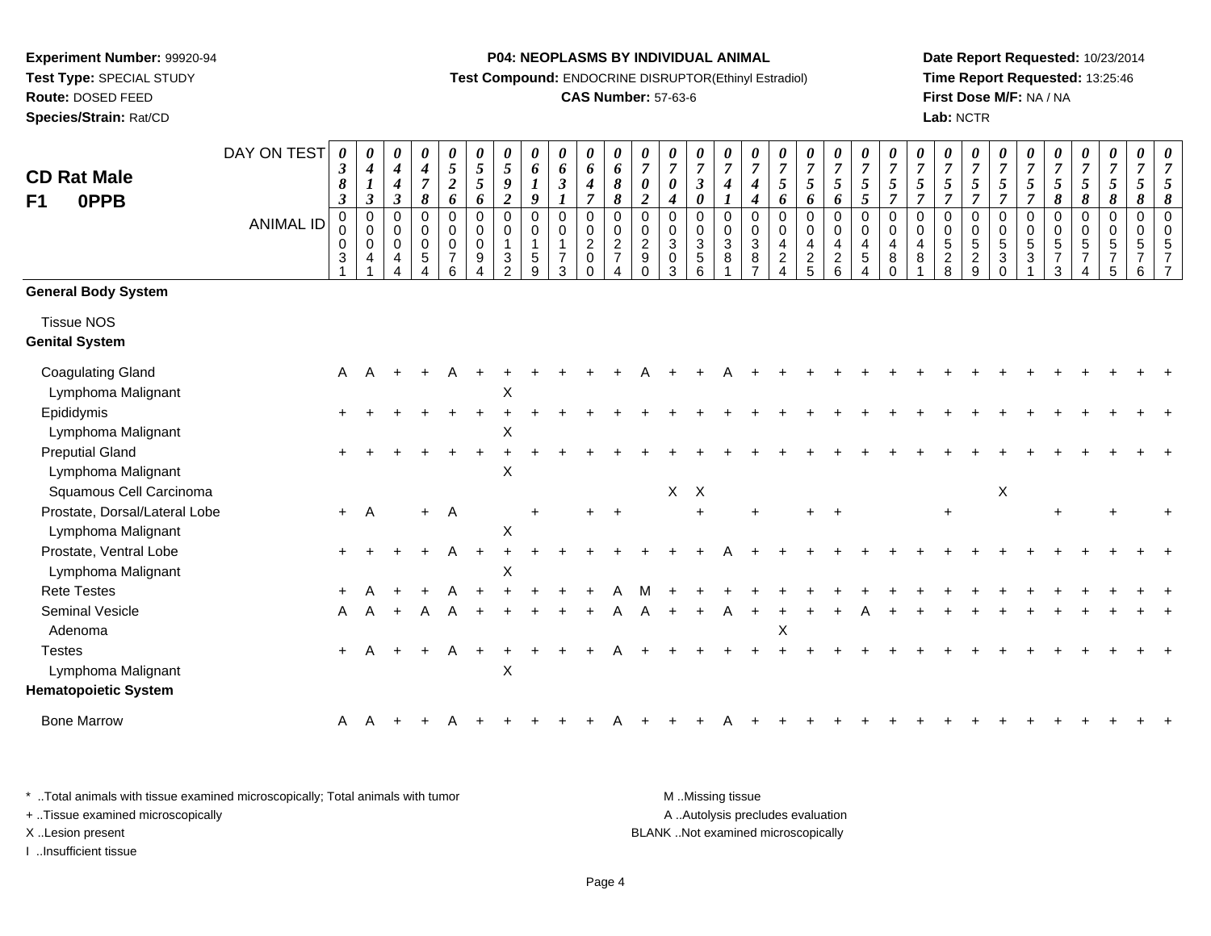**Experiment Number:** 99920-94
**Test Type:** SPECIAL STUDY
**Route:** DOSED FEED
**Species/Strain:** Rat/CD

**P04: NEOPLASMS BY INDIVIDUAL ANIMAL**
**Test Compound:** ENDOCRINE DISRUPTOR(Ethinyl Estradiol)
**CAS Number:** 57-63-6

**Date Report Requested:** 10/23/2014
**Time Report Requested:** 13:25:46
**First Dose M/F:** NA / NA
**Lab:** NCTR

## CD Rat Male
## F1 0PPB

| DAY ON TEST | 0383 | 0413 | 0443 | 0478 | 0526 | 0556 | 0592 | 0619 | 0631 | 0647 | 0688 | 0702 | 0704 | 0730 | 0741 | 0744 | 0756 | 0756 | 0756 | 0755 | 0757 | 0757 | 0757 | 0757 | 0757 | 0757 | 0758 | 0758 | 0758 | 0758 | 0758 |
|---|---|---|---|---|---|---|---|---|---|---|---|---|---|---|---|---|---|---|---|---|---|---|---|---|---|---|---|---|---|---|---|
| **ANIMAL ID** | 00031 | 00041 | 00044 | 00054 | 00076 | 00094 | 00132 | 00159 | 00173 | 00200 | 00274 | 00290 | 00303 | 00356 | 00381 | 00387 | 00424 | 00425 | 00426 | 00454 | 00480 | 00481 | 00528 | 00529 | 00530 | 00531 | 00573 | 00574 | 00575 | 00576 | 00577 |
| **General Body System** | | | | | | | | | | | | | | | | | | | | | | | | | | | | | | | |
| Tissue NOS | | | | | | | | | | | | | | | | | | | | | | | | | | | | | | | |
| **Genital System** | | | | | | | | | | | | | | | | | | | | | | | | | | | | | | | |
| Coagulating Gland | A | A | + | + | A | + | + | + | + | + | + | A | + | + | A | + | + | + | + | + | + | + | + | + | + | + | + | + | + | + | + |
| Lymphoma Malignant | | | | | | | X | | | | | | | | | | | | | | | | | | | | | | | | |
| Epididymis | + | + | + | + | + | + | + | + | + | + | + | + | + | + | + | + | + | + | + | + | + | + | + | + | + | + | + | + | + | + | + |
| Lymphoma Malignant | | | | | | | X | | | | | | | | | | | | | | | | | | | | | | | | |
| Preputial Gland | + | + | + | + | + | + | + | + | + | + | + | + | + | + | + | + | + | + | + | + | + | + | + | + | + | + | + | + | + | + | + |
| Lymphoma Malignant | | | | | | | X | | | | | | | | | | | | | | | | | | | | | | | | |
| Squamous Cell Carcinoma | | | | | | | | | | | | | X | X | | | | | | | | | | | X | | | | | | |
| Prostate, Dorsal/Lateral Lobe | + | A | | + | A | | | + | | + | + | | | + | | + | | + | + | | | | + | | | | + | | + | | + |
| Lymphoma Malignant | | | | | | | X | | | | | | | | | | | | | | | | | | | | | | | | |
| Prostate, Ventral Lobe | + | + | + | + | A | + | + | + | + | + | + | + | + | + | A | + | + | + | + | + | + | + | + | + | + | + | + | + | + | + | + |
| Lymphoma Malignant | | | | | | | X | | | | | | | | | | | | | | | | | | | | | | | | |
| Rete Testes | + | A | + | + | A | + | + | + | + | + | A | M | + | + | + | + | + | + | + | + | + | + | + | + | + | + | + | + | + | + | + |
| Seminal Vesicle | A | A | + | A | A | + | + | + | + | + | A | A | + | + | A | + | + | + | + | A | + | + | + | + | + | + | + | + | + | + | + |
| Adenoma | | | | | | | | | | | | | | | | | X | | | | | | | | | | | | | | |
| Testes | + | A | + | + | A | + | + | + | + | + | A | + | + | + | + | + | + | + | + | + | + | + | + | + | + | + | + | + | + | + | + |
| Lymphoma Malignant | | | | | | | X | | | | | | | | | | | | | | | | | | | | | | | | |
| **Hematopoietic System** | | | | | | | | | | | | | | | | | | | | | | | | | | | | | | | |
| Bone Marrow | A | A | + | + | A | + | + | + | + | + | A | + | + | + | A | + | + | + | + | + | + | + | + | + | + | + | + | + | + | + | + |

\* ..Total animals with tissue examined microscopically; Total animals with tumor
\+ ..Tissue examined microscopically
X ..Lesion present
I ..Insufficient tissue

M ..Missing tissue
A ..Autolysis precludes evaluation
BLANK ..Not examined microscopically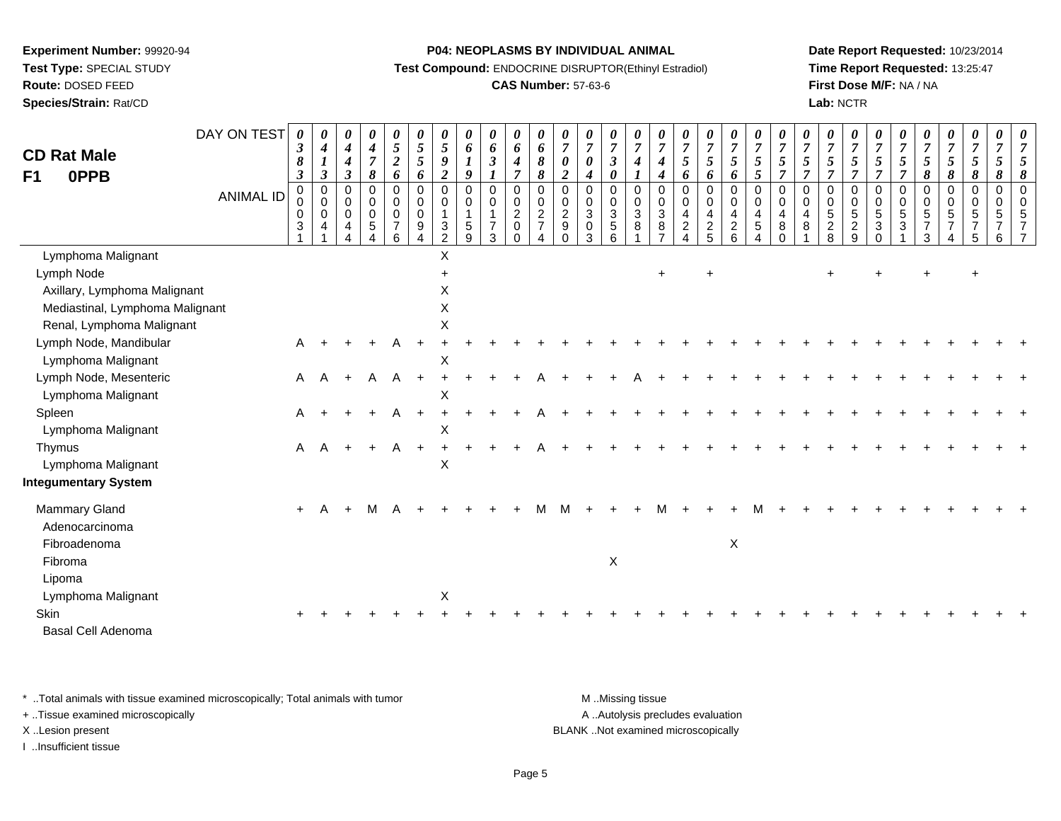**Experiment Number:** 99920-94
**Test Type:** SPECIAL STUDY
**Route:** DOSED FEED
**Species/Strain:** Rat/CD

**P04: NEOPLASMS BY INDIVIDUAL ANIMAL**
**Test Compound:** ENDOCRINE DISRUPTOR(Ethinyl Estradiol)
**CAS Number:** 57-63-6

**Date Report Requested:** 10/23/2014
**Time Report Requested:** 13:25:47
**First Dose M/F:** NA / NA
**Lab:** NCTR

## CD Rat Male F1 0PPB

| DAY ON TEST | 0383 | 0413 | 0443 | 0478 | 0526 | 0556 | 0592 | 0619 | 0631 | 0647 | 0688 | 0702 | 0704 | 0730 | 0741 | 0744 | 0756 | 0756 | 0756 | 0755 | 0757 | 0757 | 0757 | 0757 | 0757 | 0757 | 0758 | 0758 | 0758 | 0758 |
|---|---|---|---|---|---|---|---|---|---|---|---|---|---|---|---|---|---|---|---|---|---|---|---|---|---|---|---|---|---|---|
| **ANIMAL ID** | 00031 | 00041 | 00044 | 00054 | 00076 | 00094 | 00132 | 00159 | 00173 | 00200 | 00274 | 00290 | 00303 | 00356 | 00381 | 00387 | 00424 | 00425 | 00426 | 00454 | 00480 | 00481 | 00528 | 00529 | 00530 | 00531 | 00573 | 00574 | 00575 | 00576 | 00577 |
| Lymphoma Malignant | | | | | | | X | | | | | | | | | | | | | | | | | | | | | | | |
| Lymph Node | | | | | | | + | | | | | | | | | + | | + | | | | | + | | + | | + | | + | |
| Axillary, Lymphoma Malignant | | | | | | | X | | | | | | | | | | | | | | | | | | | | | | | |
| Mediastinal, Lymphoma Malignant | | | | | | | X | | | | | | | | | | | | | | | | | | | | | | | |
| Renal, Lymphoma Malignant | | | | | | | X | | | | | | | | | | | | | | | | | | | | | | | |
| Lymph Node, Mandibular | A | + | + | + | A | + | + | + | + | + | + | + | + | + | + | + | + | + | + | + | + | + | + | + | + | + | + | + | + | + |
| Lymphoma Malignant | | | | | | | X | | | | | | | | | | | | | | | | | | | | | | | |
| Lymph Node, Mesenteric | A | A | + | A | A | + | + | + | + | + | A | + | + | + | A | + | + | + | + | + | + | + | + | + | + | + | + | + | + | + |
| Lymphoma Malignant | | | | | | | X | | | | | | | | | | | | | | | | | | | | | | | |
| Spleen | A | + | + | + | A | + | + | + | + | + | A | + | + | + | + | + | + | + | + | + | + | + | + | + | + | + | + | + | + | + |
| Lymphoma Malignant | | | | | | | X | | | | | | | | | | | | | | | | | | | | | | | |
| Thymus | A | A | + | + | A | + | + | + | + | + | A | + | + | + | + | + | + | + | + | + | + | + | + | + | + | + | + | + | + | + |
| Lymphoma Malignant | | | | | | | X | | | | | | | | | | | | | | | | | | | | | | | |
| **Integumentary System** | | | | | | | | | | | | | | | | | | | | | | | | | | | | | | |
| Mammary Gland | + | A | + | M | A | + | + | + | + | + | M | M | + | + | + | M | + | + | + | M | + | + | + | + | + | + | + | + | + | + |
| Adenocarcinoma | | | | | | | | | | | | | | | | | | | | | | | | | | | | | | |
| Fibroadenoma | | | | | | | | | | | | | | | | | | | X | | | | | | | | | | | |
| Fibroma | | | | | | | | | | | | | | X | | | | | | | | | | | | | | | | |
| Lipoma | | | | | | | | | | | | | | | | | | | | | | | | | | | | | | |
| Lymphoma Malignant | | | | | | | X | | | | | | | | | | | | | | | | | | | | | | | |
| Skin | + | + | + | + | + | + | + | + | + | + | + | + | + | + | + | + | + | + | + | + | + | + | + | + | + | + | + | + | + | + |
| Basal Cell Adenoma | | | | | | | | | | | | | | | | | | | | | | | | | | | | | | |

\* ..Total animals with tissue examined microscopically; Total animals with tumor
\+ ..Tissue examined microscopically
X ..Lesion present
I ..Insufficient tissue

M ..Missing tissue
A ..Autolysis precludes evaluation
BLANK ..Not examined microscopically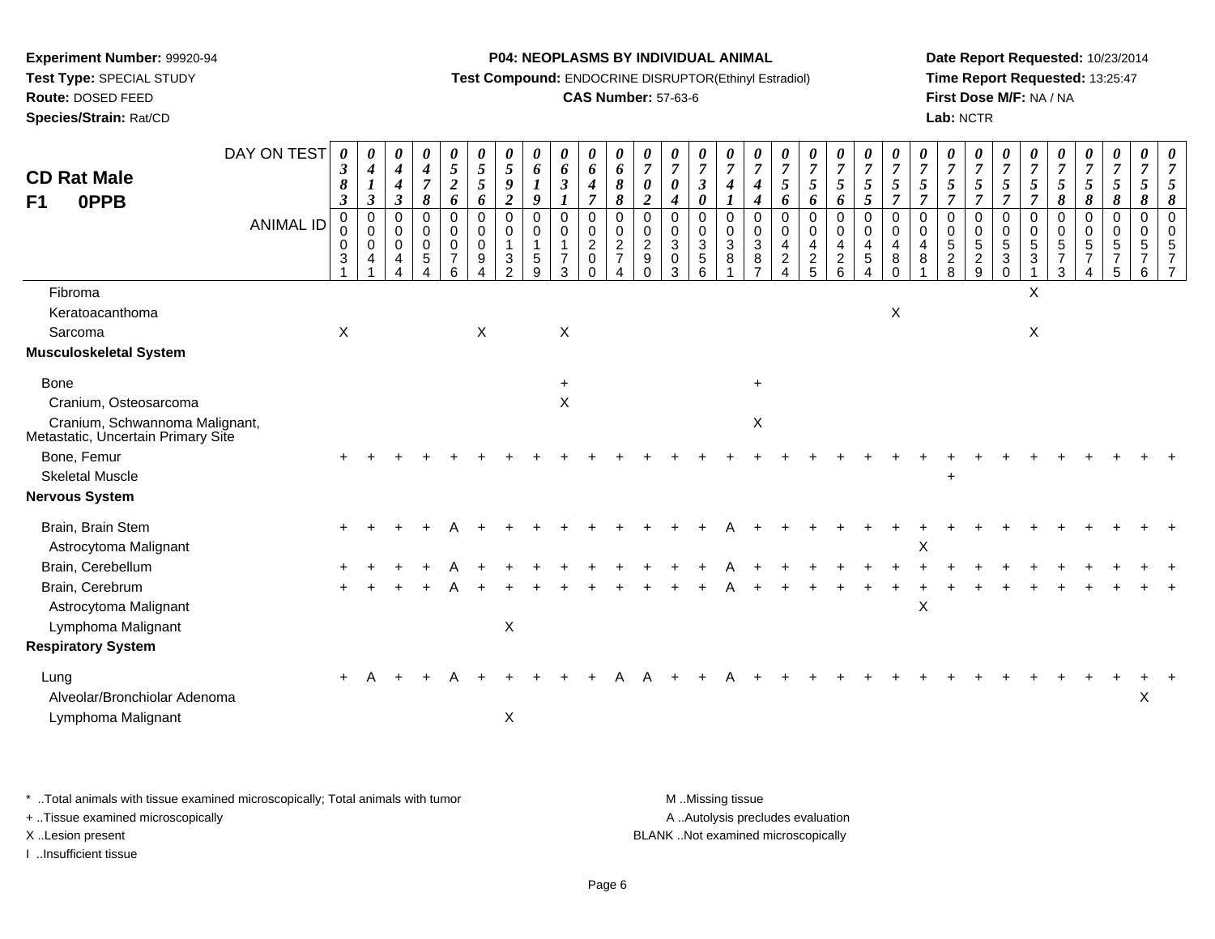**Experiment Number:** 99920-94
**Test Type:** SPECIAL STUDY
**Route:** DOSED FEED
**Species/Strain:** Rat/CD

**P04: NEOPLASMS BY INDIVIDUAL ANIMAL**
**Test Compound:** ENDOCRINE DISRUPTOR(Ethinyl Estradiol)
**CAS Number:** 57-63-6

**Date Report Requested:** 10/23/2014
**Time Report Requested:** 13:25:47
**First Dose M/F:** NA / NA
**Lab:** NCTR

## CD Rat Male F1 0PPB

| DAY ON TEST | 0383 | 0413 | 0443 | 0478 | 0526 | 0556 | 0592 | 0619 | 0631 | 0647 | 0688 | 0702 | 0704 | 0730 | 0741 | 0744 | 0756 | 0756 | 0756 | 0755 | 0757 | 0757 | 0757 | 0757 | 0757 | 0757 | 0758 | 0758 | 0758 | 0758 | 0758 |
|---|---|---|---|---|---|---|---|---|---|---|---|---|---|---|---|---|---|---|---|---|---|---|---|---|---|---|---|---|---|---|---|
| **ANIMAL ID** | 0031 | 0041 | 0044 | 0054 | 0076 | 0094 | 0132 | 0159 | 0173 | 0200 | 0274 | 0290 | 0303 | 0356 | 0381 | 0387 | 0424 | 0425 | 0426 | 0454 | 0480 | 0481 | 0528 | 0529 | 0530 | 0531 | 0573 | 0574 | 0575 | 0576 | 0577 |
| Fibroma | | | | | | | | | | | | | | | | | | | | | | | | | | X | | | | | |
| Keratoacanthoma | | | | | | | | | | | | | | | | | | | | | X | | | | | | | | | | |
| Sarcoma | X | | | | | X | | | X | | | | | | | | | | | | | | | | | X | | | | | |
| **Musculoskeletal System** | | | | | | | | | | | | | | | | | | | | | | | | | | | | | | | |
| Bone | | | | | | | | | + | | | | | | | + | | | | | | | | | | | | | | | |
| Cranium, Osteosarcoma | | | | | | | | | X | | | | | | | | | | | | | | | | | | | | | | |
| Cranium, Schwannoma Malignant, Metastatic, Uncertain Primary Site | | | | | | | | | | | | | | | | X | | | | | | | | | | | | | | | |
| Bone, Femur | + | + | + | + | + | + | + | + | + | + | + | + | + | + | + | + | + | + | + | + | + | + | + | + | + | + | + | + | + | + | + |
| Skeletal Muscle | | | | | | | | | | | | | | | | | | | | | | | + | | | | | | | | |
| **Nervous System** | | | | | | | | | | | | | | | | | | | | | | | | | | | | | | | |
| Brain, Brain Stem | + | + | + | + | A | + | + | + | + | + | + | + | + | + | A | + | + | + | + | + | + | + | + | + | + | + | + | + | + | + | + |
| Astrocytoma Malignant | | | | | | | | | | | | | | | | | | | | | | X | | | | | | | | | |
| Brain, Cerebellum | + | + | + | + | A | + | + | + | + | + | + | + | + | + | A | + | + | + | + | + | + | + | + | + | + | + | + | + | + | + | + |
| Brain, Cerebrum | + | + | + | + | A | + | + | + | + | + | + | + | + | + | A | + | + | + | + | + | + | + | + | + | + | + | + | + | + | + | + |
| Astrocytoma Malignant | | | | | | | | | | | | | | | | | | | | | | X | | | | | | | | | |
| Lymphoma Malignant | | | | | | | X | | | | | | | | | | | | | | | | | | | | | | | | |
| **Respiratory System** | | | | | | | | | | | | | | | | | | | | | | | | | | | | | | | |
| Lung | + | A | + | + | A | + | + | + | + | + | A | A | + | + | A | + | + | + | + | + | + | + | + | + | + | + | + | + | + | + | + |
| Alveolar/Bronchiolar Adenoma | | | | | | | | | | | | | | | | | | | | | | | | | | | | | | X | |
| Lymphoma Malignant | | | | | | | X | | | | | | | | | | | | | | | | | | | | | | | | |

\* ..Total animals with tissue examined microscopically; Total animals with tumor
\+ ..Tissue examined microscopically
X ..Lesion present
I ..Insufficient tissue

M ..Missing tissue
A ..Autolysis precludes evaluation
BLANK ..Not examined microscopically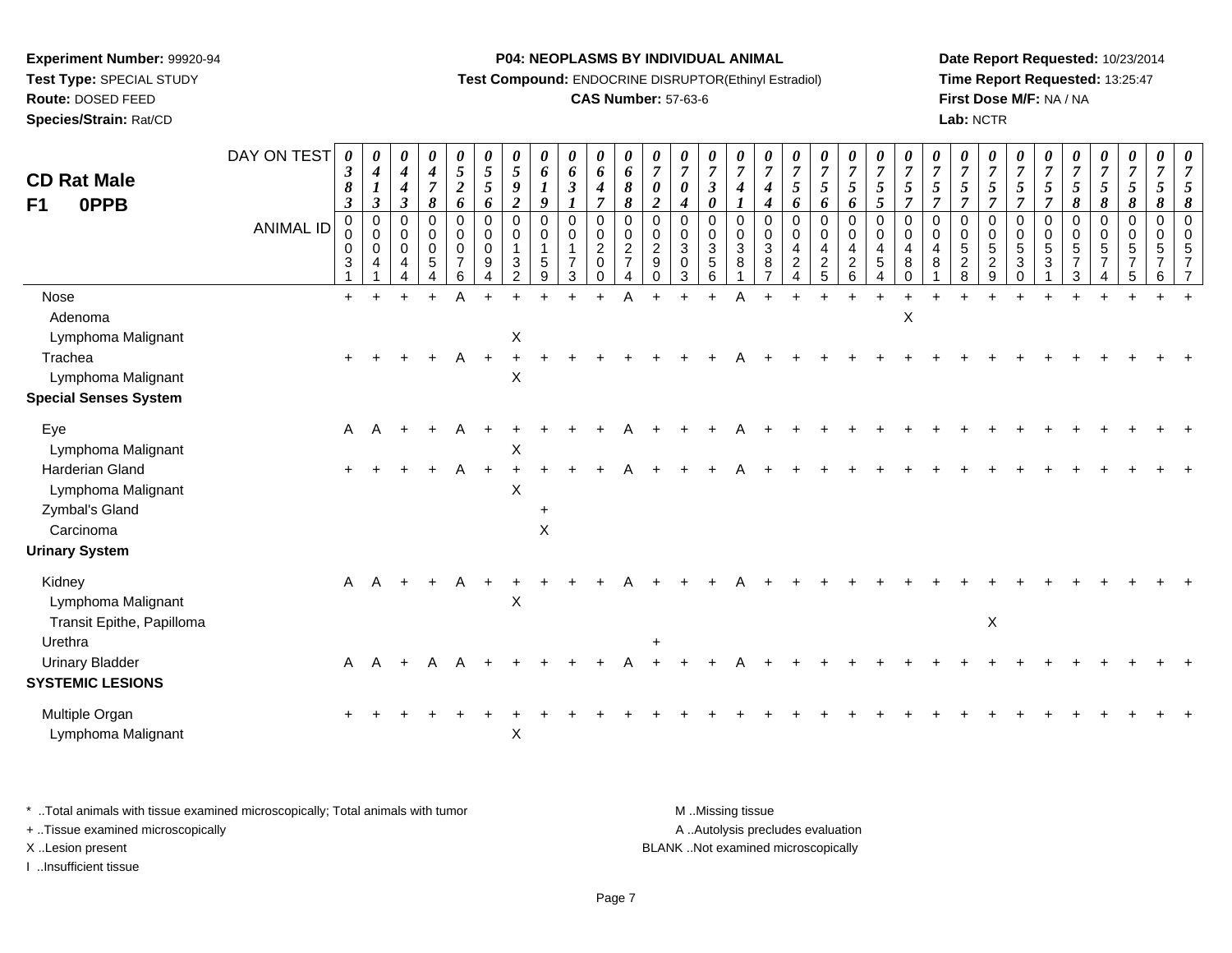**Experiment Number:** 99920-94
**Test Type:** SPECIAL STUDY
**Route:** DOSED FEED
**Species/Strain:** Rat/CD

**P04: NEOPLASMS BY INDIVIDUAL ANIMAL**
**Test Compound:** ENDOCRINE DISRUPTOR(Ethinyl Estradiol)
**CAS Number:** 57-63-6

**Date Report Requested:** 10/23/2014
**Time Report Requested:** 13:25:47
**First Dose M/F:** NA / NA
**Lab:** NCTR

## CD Rat Male F1 0PPB

| DAY ON TEST | 0383 | 0413 | 0443 | 0478 | 0526 | 0556 | 0592 | 0619 | 0631 | 0647 | 0688 | 0702 | 0704 | 0730 | 0741 | 0744 | 0756 | 0756 | 0756 | 0755 | 0757 | 0757 | 0757 | 0757 | 0757 | 0757 | 0758 | 0758 | 0758 | 0758 |
|---|---|---|---|---|---|---|---|---|---|---|---|---|---|---|---|---|---|---|---|---|---|---|---|---|---|---|---|---|---|---|
| **ANIMAL ID** | 00031 | 00041 | 00044 | 00054 | 00076 | 00094 | 00132 | 00159 | 00173 | 00200 | 00274 | 00290 | 00303 | 00356 | 00381 | 00387 | 00424 | 00425 | 00426 | 00454 | 00480 | 00481 | 00528 | 00529 | 00530 | 00531 | 00573 | 00574 | 00575 | 00576 | 00577 |
| Nose | + | + | + | + | A | + | + | + | + | + | A | + | + | + | A | + | + | + | + | + | + | + | + | + | + | + | + | + | + | + | + |
| Adenoma | | | | | | | | | | | | | | | | | | | | | X | | | | | | | | | | |
| Lymphoma Malignant | | | | | | | X | | | | | | | | | | | | | | | | | | | | | | | | |
| Trachea | + | + | + | + | A | + | + | + | + | + | + | + | + | + | A | + | + | + | + | + | + | + | + | + | + | + | + | + | + | + | + |
| Lymphoma Malignant | | | | | | | X | | | | | | | | | | | | | | | | | | | | | | | | |
| **Special Senses System** | | | | | | | | | | | | | | | | | | | | | | | | | | | | | | | |
| Eye | A | A | + | + | A | + | + | + | + | + | A | + | + | + | A | + | + | + | + | + | + | + | + | + | + | + | + | + | + | + | + |
| Lymphoma Malignant | | | | | | | X | | | | | | | | | | | | | | | | | | | | | | | | |
| Harderian Gland | + | + | + | + | A | + | + | + | + | + | A | + | + | + | A | + | + | + | + | + | + | + | + | + | + | + | + | + | + | + | + |
| Lymphoma Malignant | | | | | | | X | | | | | | | | | | | | | | | | | | | | | | | | |
| Zymbal's Gland | | | | | | | | + | | | | | | | | | | | | | | | | | | | | | | | |
| Carcinoma | | | | | | | | X | | | | | | | | | | | | | | | | | | | | | | | |
| **Urinary System** | | | | | | | | | | | | | | | | | | | | | | | | | | | | | | | |
| Kidney | A | A | + | + | A | + | + | + | + | + | A | + | + | + | A | + | + | + | + | + | + | + | + | + | + | + | + | + | + | + | + |
| Lymphoma Malignant | | | | | | | X | | | | | | | | | | | | | | | | | | | | | | | | |
| Transit Epithe, Papilloma | | | | | | | | | | | | | | | | | | | | | | | | X | | | | | | | |
| Urethra | | | | | | | | | | | | + | | | | | | | | | | | | | | | | | | | |
| Urinary Bladder | A | A | + | A | A | + | + | + | + | + | A | + | + | + | A | + | + | + | + | + | + | + | + | + | + | + | + | + | + | + | + |
| **SYSTEMIC LESIONS** | | | | | | | | | | | | | | | | | | | | | | | | | | | | | | | |
| Multiple Organ | + | + | + | + | + | + | + | + | + | + | + | + | + | + | + | + | + | + | + | + | + | + | + | + | + | + | + | + | + | + | + |
| Lymphoma Malignant | | | | | | | X | | | | | | | | | | | | | | | | | | | | | | | | |

\* ..Total animals with tissue examined microscopically; Total animals with tumor
+ ..Tissue examined microscopically
X ..Lesion present
I ..Insufficient tissue

M ..Missing tissue
A ..Autolysis precludes evaluation
BLANK ..Not examined microscopically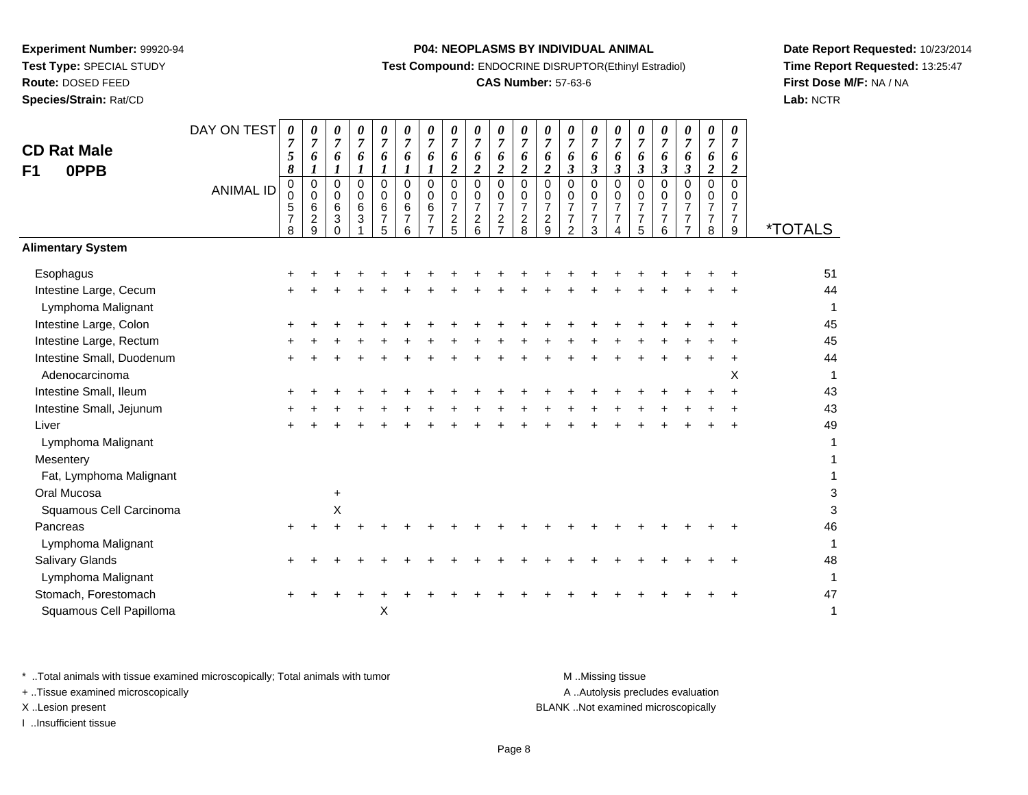**Experiment Number:** 99920-94
**Test Type:** SPECIAL STUDY
**Route:** DOSED FEED
**Species/Strain:** Rat/CD

**P04: NEOPLASMS BY INDIVIDUAL ANIMAL**
**Test Compound:** ENDOCRINE DISRUPTOR(Ethinyl Estradiol)
**CAS Number:** 57-63-6

**Date Report Requested:** 10/23/2014
**Time Report Requested:** 13:25:47
**First Dose M/F:** NA / NA
**Lab:** NCTR

## CD Rat Male F1 0PPB

| DAY ON TEST | 0758 | 0761 | 0761 | 0761 | 0761 | 0761 | 0761 | 0762 | 0762 | 0762 | 0762 | 0762 | 0763 | 0763 | 0763 | 0763 | 0763 | 0763 | 0762 | 0762 | |
|---|---|---|---|---|---|---|---|---|---|---|---|---|---|---|---|---|---|---|---|---|---|
| **ANIMAL ID** | 00578 | 00629 | 00630 | 00631 | 00675 | 00676 | 00677 | 00725 | 00726 | 00727 | 00728 | 00729 | 00772 | 00773 | 00774 | 00775 | 00776 | 00777 | 00778 | 00779 | ***TOTALS** |
| **Alimentary System** | | | | | | | | | | | | | | | | | | | | | |
| Esophagus | + | + | + | + | + | + | + | + | + | + | + | + | + | + | + | + | + | + | + | + | 51 |
| Intestine Large, Cecum | + | + | + | + | + | + | + | + | + | + | + | + | + | + | + | + | + | + | + | + | 44 |
| Lymphoma Malignant | | | | | | | | | | | | | | | | | | | | | 1 |
| Intestine Large, Colon | + | + | + | + | + | + | + | + | + | + | + | + | + | + | + | + | + | + | + | + | 45 |
| Intestine Large, Rectum | + | + | + | + | + | + | + | + | + | + | + | + | + | + | + | + | + | + | + | + | 45 |
| Intestine Small, Duodenum | + | + | + | + | + | + | + | + | + | + | + | + | + | + | + | + | + | + | + | + | 44 |
| Adenocarcinoma | | | | | | | | | | | | | | | | | | | | X | 1 |
| Intestine Small, Ileum | + | + | + | + | + | + | + | + | + | + | + | + | + | + | + | + | + | + | + | + | 43 |
| Intestine Small, Jejunum | + | + | + | + | + | + | + | + | + | + | + | + | + | + | + | + | + | + | + | + | 43 |
| Liver | + | + | + | + | + | + | + | + | + | + | + | + | + | + | + | + | + | + | + | + | 49 |
| Lymphoma Malignant | | | | | | | | | | | | | | | | | | | | | 1 |
| Mesentery | | | | | | | | | | | | | | | | | | | | | 1 |
| Fat, Lymphoma Malignant | | | | | | | | | | | | | | | | | | | | | 1 |
| Oral Mucosa | | | + | | | | | | | | | | | | | | | | | | 3 |
| Squamous Cell Carcinoma | | | X | | | | | | | | | | | | | | | | | | 3 |
| Pancreas | + | + | + | + | + | + | + | + | + | + | + | + | + | + | + | + | + | + | + | + | 46 |
| Lymphoma Malignant | | | | | | | | | | | | | | | | | | | | | 1 |
| Salivary Glands | + | + | + | + | + | + | + | + | + | + | + | + | + | + | + | + | + | + | + | + | 48 |
| Lymphoma Malignant | | | | | | | | | | | | | | | | | | | | | 1 |
| Stomach, Forestomach | + | + | + | + | + | + | + | + | + | + | + | + | + | + | + | + | + | + | + | + | 47 |
| Squamous Cell Papilloma | | | | | X | | | | | | | | | | | | | | | | 1 |

\* ..Total animals with tissue examined microscopically; Total animals with tumor
\+ ..Tissue examined microscopically
X ..Lesion present
I ..Insufficient tissue

M ..Missing tissue
A ..Autolysis precludes evaluation
BLANK ..Not examined microscopically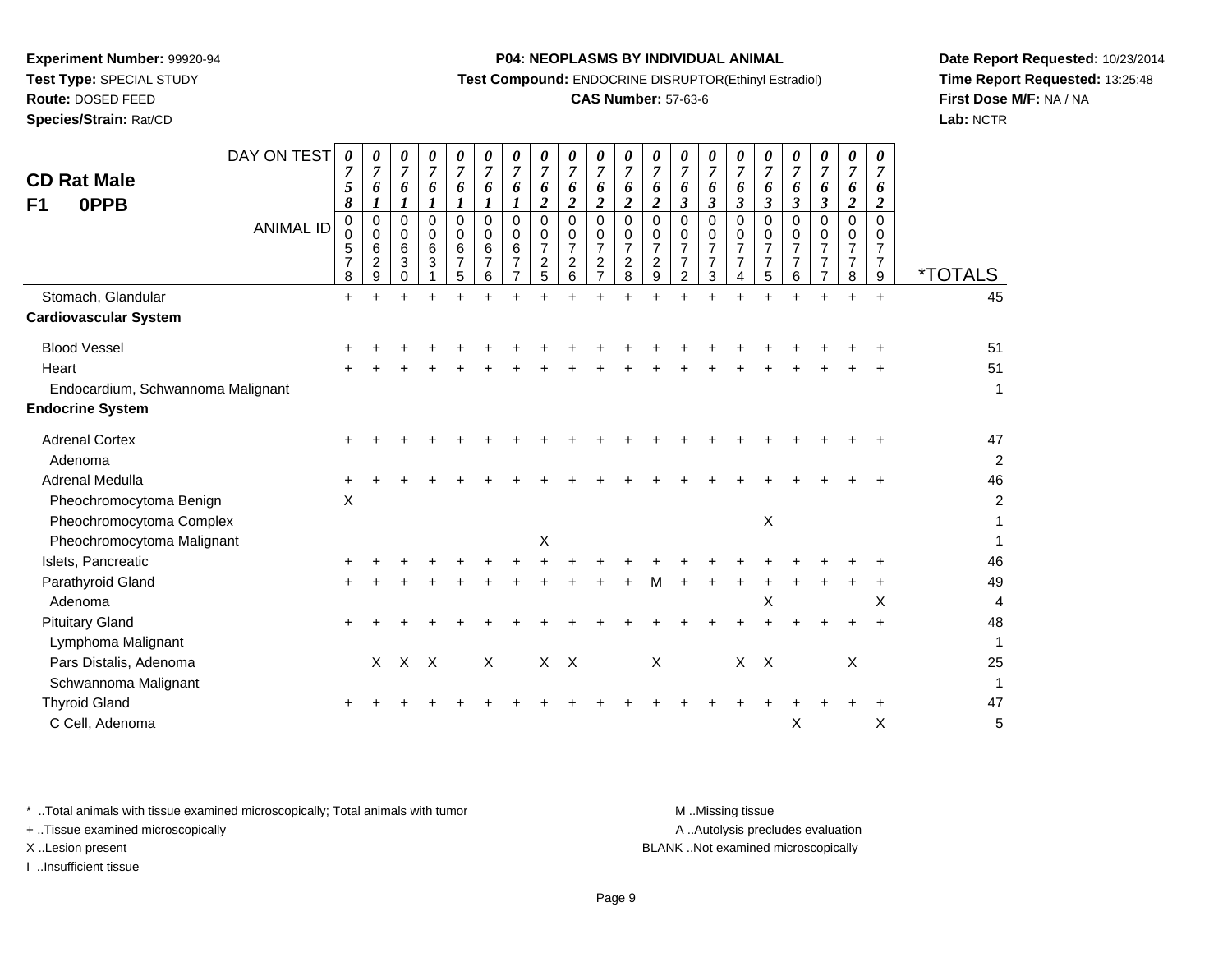**Experiment Number:** 99920-94
**Test Type:** SPECIAL STUDY
**Route:** DOSED FEED
**Species/Strain:** Rat/CD

**P04: NEOPLASMS BY INDIVIDUAL ANIMAL**
**Test Compound:** ENDOCRINE DISRUPTOR(Ethinyl Estradiol)
**CAS Number:** 57-63-6

**Date Report Requested:** 10/23/2014
**Time Report Requested:** 13:25:48
**First Dose M/F:** NA / NA
**Lab:** NCTR

## CD Rat Male
## F1 0PPB

| DAY ON TEST | 0758 | 0761 | 0761 | 0761 | 0761 | 0761 | 0761 | 0762 | 0762 | 0762 | 0762 | 0762 | 0763 | 0763 | 0763 | 0763 | 0763 | 0763 | 0762 | 0762 | |
|---|---|---|---|---|---|---|---|---|---|---|---|---|---|---|---|---|---|---|---|---|---|
| **ANIMAL ID** | 00578 | 00629 | 00630 | 00631 | 00675 | 00676 | 00677 | 00725 | 00726 | 00727 | 00728 | 00729 | 00772 | 00773 | 00774 | 00775 | 00776 | 00777 | 00778 | 00779 | ***TOTALS** |
| Stomach, Glandular | + | + | + | + | + | + | + | + | + | + | + | + | + | + | + | + | + | + | + | + | 45 |
| **Cardiovascular System** | | | | | | | | | | | | | | | | | | | | | |
| Blood Vessel | + | + | + | + | + | + | + | + | + | + | + | + | + | + | + | + | + | + | + | + | 51 |
| Heart | + | + | + | + | + | + | + | + | + | + | + | + | + | + | + | + | + | + | + | + | 51 |
| Endocardium, Schwannoma Malignant | | | | | | | | | | | | | | | | | | | | | 1 |
| **Endocrine System** | | | | | | | | | | | | | | | | | | | | | |
| Adrenal Cortex | + | + | + | + | + | + | + | + | + | + | + | + | + | + | + | + | + | + | + | + | 47 |
| Adenoma | | | | | | | | | | | | | | | | | | | | | 2 |
| Adrenal Medulla | + | + | + | + | + | + | + | + | + | + | + | + | + | + | + | + | + | + | + | + | 46 |
| Pheochromocytoma Benign | X | | | | | | | | | | | | | | | | | | | | 2 |
| Pheochromocytoma Complex | | | | | | | | | | | | | | | | X | | | | | 1 |
| Pheochromocytoma Malignant | | | | | | | | X | | | | | | | | | | | | | 1 |
| Islets, Pancreatic | + | + | + | + | + | + | + | + | + | + | + | + | + | + | + | + | + | + | + | + | 46 |
| Parathyroid Gland | + | + | + | + | + | + | + | + | + | + | + | M | + | + | + | + | + | + | + | + | 49 |
| Adenoma | | | | | | | | | | | | | | | | X | | | | X | 4 |
| Pituitary Gland | + | + | + | + | + | + | + | + | + | + | + | + | + | + | + | + | + | + | + | + | 48 |
| Lymphoma Malignant | | | | | | | | | | | | | | | | | | | | | 1 |
| Pars Distalis, Adenoma | | X | X | X | | X | | X | X | | | X | | | X | X | | | X | | 25 |
| Schwannoma Malignant | | | | | | | | | | | | | | | | | | | | | 1 |
| Thyroid Gland | + | + | + | + | + | + | + | + | + | + | + | + | + | + | + | + | + | + | + | + | 47 |
| C Cell, Adenoma | | | | | | | | | | | | | | | | | X | | | X | 5 |

\* ..Total animals with tissue examined microscopically; Total animals with tumor
\+ ..Tissue examined microscopically
X ..Lesion present
I ..Insufficient tissue

M ..Missing tissue
A ..Autolysis precludes evaluation
BLANK ..Not examined microscopically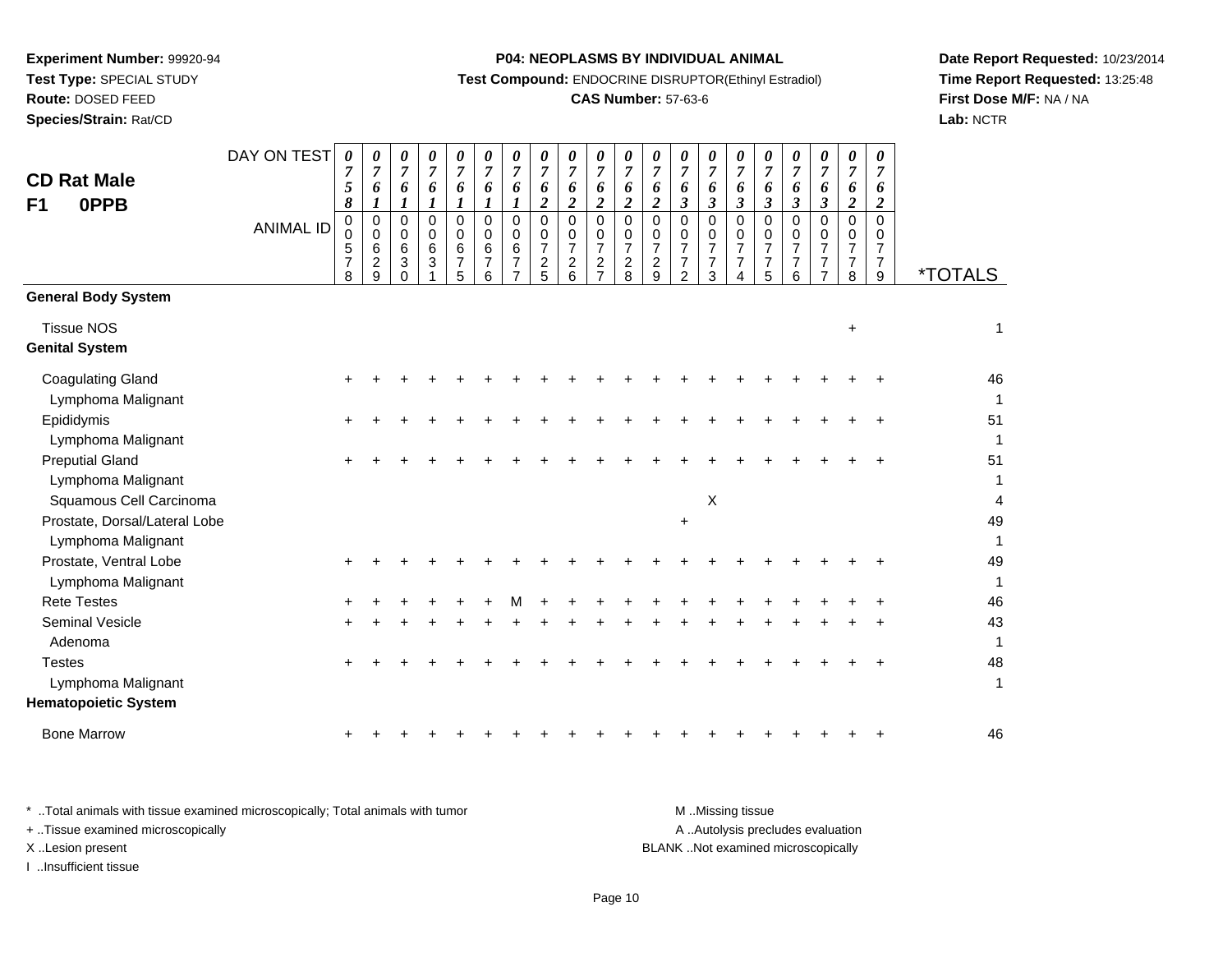**Experiment Number:** 99920-94
**Test Type:** SPECIAL STUDY
**Route:** DOSED FEED
**Species/Strain:** Rat/CD

**P04: NEOPLASMS BY INDIVIDUAL ANIMAL**
**Test Compound:** ENDOCRINE DISRUPTOR(Ethinyl Estradiol)
**CAS Number:** 57-63-6

**Date Report Requested:** 10/23/2014
**Time Report Requested:** 13:25:48
**First Dose M/F:** NA / NA
**Lab:** NCTR

**CD Rat Male**
**F1 0PPB**

| DAY ON TEST | 0758 | 0761 | 0761 | 0761 | 0761 | 0761 | 0761 | 0762 | 0762 | 0762 | 0762 | 0762 | 0763 | 0763 | 0763 | 0763 | 0763 | 0763 | 0762 | 0762 | |
|---|---|---|---|---|---|---|---|---|---|---|---|---|---|---|---|---|---|---|---|---|---|
| **ANIMAL ID** | 00578 | 00629 | 00630 | 00631 | 00675 | 00676 | 00677 | 00725 | 00726 | 00727 | 00728 | 00729 | 00772 | 00773 | 00774 | 00775 | 00776 | 00777 | 00778 | 00779 | ***TOTALS** |
| **General Body System** | | | | | | | | | | | | | | | | | | | | | |
| Tissue NOS | | | | | | | | | | | | | | | | | | | + | | 1 |
| **Genital System** | | | | | | | | | | | | | | | | | | | | | |
| Coagulating Gland | + | + | + | + | + | + | + | + | + | + | + | + | + | + | + | + | + | + | + | + | 46 |
| Lymphoma Malignant | | | | | | | | | | | | | | | | | | | | | 1 |
| Epididymis | + | + | + | + | + | + | + | + | + | + | + | + | + | + | + | + | + | + | + | + | 51 |
| Lymphoma Malignant | | | | | | | | | | | | | | | | | | | | | 1 |
| Preputial Gland | + | + | + | + | + | + | + | + | + | + | + | + | + | + | + | + | + | + | + | + | 51 |
| Lymphoma Malignant | | | | | | | | | | | | | | | | | | | | | 1 |
| Squamous Cell Carcinoma | | | | | | | | | | | | | | X | | | | | | | 4 |
| Prostate, Dorsal/Lateral Lobe | | | | | | | | | | | | | + | | | | | | | | 49 |
| Lymphoma Malignant | | | | | | | | | | | | | | | | | | | | | 1 |
| Prostate, Ventral Lobe | + | + | + | + | + | + | + | + | + | + | + | + | + | + | + | + | + | + | + | + | 49 |
| Lymphoma Malignant | | | | | | | | | | | | | | | | | | | | | 1 |
| Rete Testes | + | + | + | + | + | + | M | + | + | + | + | + | + | + | + | + | + | + | + | + | 46 |
| Seminal Vesicle | + | + | + | + | + | + | + | + | + | + | + | + | + | + | + | + | + | + | + | + | 43 |
| Adenoma | | | | | | | | | | | | | | | | | | | | | 1 |
| Testes | + | + | + | + | + | + | + | + | + | + | + | + | + | + | + | + | + | + | + | + | 48 |
| Lymphoma Malignant | | | | | | | | | | | | | | | | | | | | | 1 |
| **Hematopoietic System** | | | | | | | | | | | | | | | | | | | | | |
| Bone Marrow | + | + | + | + | + | + | + | + | + | + | + | + | + | + | + | + | + | + | + | + | 46 |

\* ..Total animals with tissue examined microscopically; Total animals with tumor
+ ..Tissue examined microscopically
X ..Lesion present
I ..Insufficient tissue

M ..Missing tissue
A ..Autolysis precludes evaluation
BLANK ..Not examined microscopically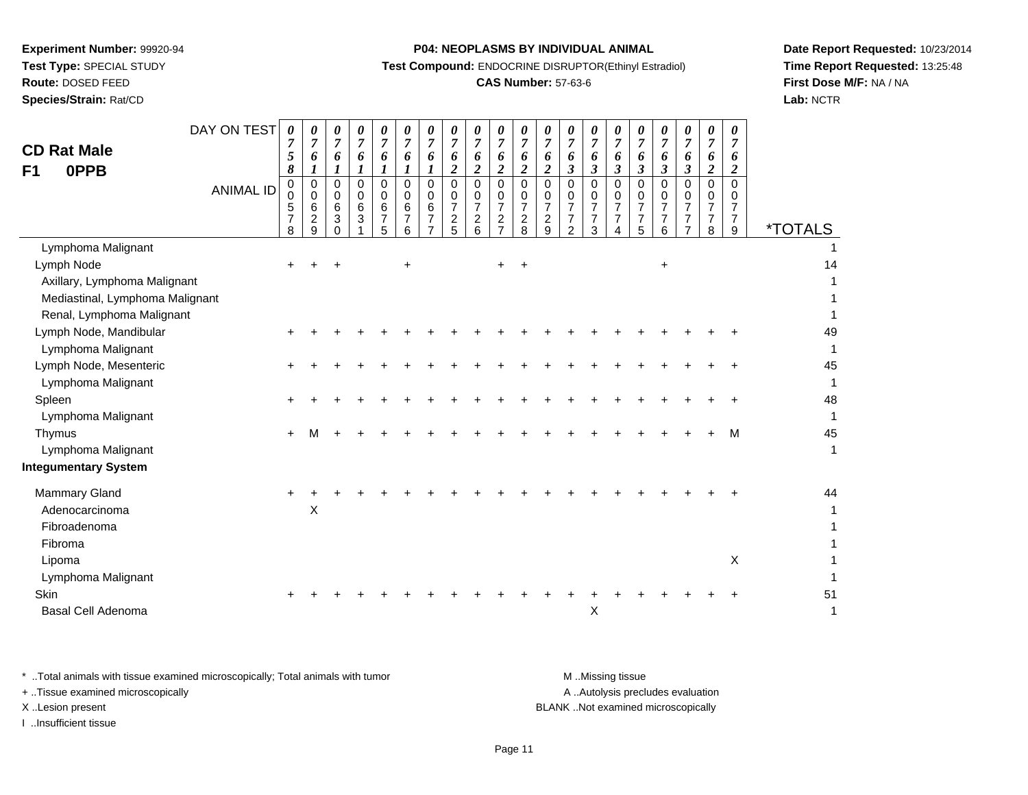**Experiment Number:** 99920-94
**Test Type:** SPECIAL STUDY
**Route:** DOSED FEED
**Species/Strain:** Rat/CD

**P04: NEOPLASMS BY INDIVIDUAL ANIMAL**
**Test Compound:** ENDOCRINE DISRUPTOR(Ethinyl Estradiol)
**CAS Number:** 57-63-6

**Date Report Requested:** 10/23/2014
**Time Report Requested:** 13:25:48
**First Dose M/F:** NA / NA
**Lab:** NCTR

## CD Rat Male F1 0PPB

| DAY ON TEST | 0758 | 0761 | 0761 | 0761 | 0761 | 0761 | 0761 | 0762 | 0762 | 0762 | 0762 | 0762 | 0763 | 0763 | 0763 | 0763 | 0763 | 0763 | 0762 | 0762 | |
|---|---|---|---|---|---|---|---|---|---|---|---|---|---|---|---|---|---|---|---|---|---|
| **ANIMAL ID** | 00578 | 00629 | 00630 | 00631 | 00675 | 00676 | 00677 | 00725 | 00726 | 00727 | 00728 | 00729 | 00772 | 00773 | 00774 | 00775 | 00776 | 00777 | 00778 | 00779 | ***TOTALS** |
| Lymphoma Malignant | | | | | | | | | | | | | | | | | | | | | 1 |
| Lymph Node | + | + | + | | | + | | | | + | + | | | | | | + | | | | 14 |
| Axillary, Lymphoma Malignant | | | | | | | | | | | | | | | | | | | | | 1 |
| Mediastinal, Lymphoma Malignant | | | | | | | | | | | | | | | | | | | | | 1 |
| Renal, Lymphoma Malignant | | | | | | | | | | | | | | | | | | | | | 1 |
| Lymph Node, Mandibular | + | + | + | + | + | + | + | + | + | + | + | + | + | + | + | + | + | + | + | + | 49 |
| Lymphoma Malignant | | | | | | | | | | | | | | | | | | | | | 1 |
| Lymph Node, Mesenteric | + | + | + | + | + | + | + | + | + | + | + | + | + | + | + | + | + | + | + | + | 45 |
| Lymphoma Malignant | | | | | | | | | | | | | | | | | | | | | 1 |
| Spleen | + | + | + | + | + | + | + | + | + | + | + | + | + | + | + | + | + | + | + | + | 48 |
| Lymphoma Malignant | | | | | | | | | | | | | | | | | | | | | 1 |
| Thymus | + | M | + | + | + | + | + | + | + | + | + | + | + | + | + | + | + | + | + | M | 45 |
| Lymphoma Malignant | | | | | | | | | | | | | | | | | | | | | 1 |
| **Integumentary System** | | | | | | | | | | | | | | | | | | | | | |
| Mammary Gland | + | + | + | + | + | + | + | + | + | + | + | + | + | + | + | + | + | + | + | + | 44 |
| Adenocarcinoma | | X | | | | | | | | | | | | | | | | | | | 1 |
| Fibroadenoma | | | | | | | | | | | | | | | | | | | | | 1 |
| Fibroma | | | | | | | | | | | | | | | | | | | | | 1 |
| Lipoma | | | | | | | | | | | | | | | | | | | | X | 1 |
| Lymphoma Malignant | | | | | | | | | | | | | | | | | | | | | 1 |
| Skin | + | + | + | + | + | + | + | + | + | + | + | + | + | + | + | + | + | + | + | + | 51 |
| Basal Cell Adenoma | | | | | | | | | | | | | | X | | | | | | | 1 |

\* ..Total animals with tissue examined microscopically; Total animals with tumor
\+ ..Tissue examined microscopically
X ..Lesion present
I ..Insufficient tissue

M ..Missing tissue
A ..Autolysis precludes evaluation
BLANK ..Not examined microscopically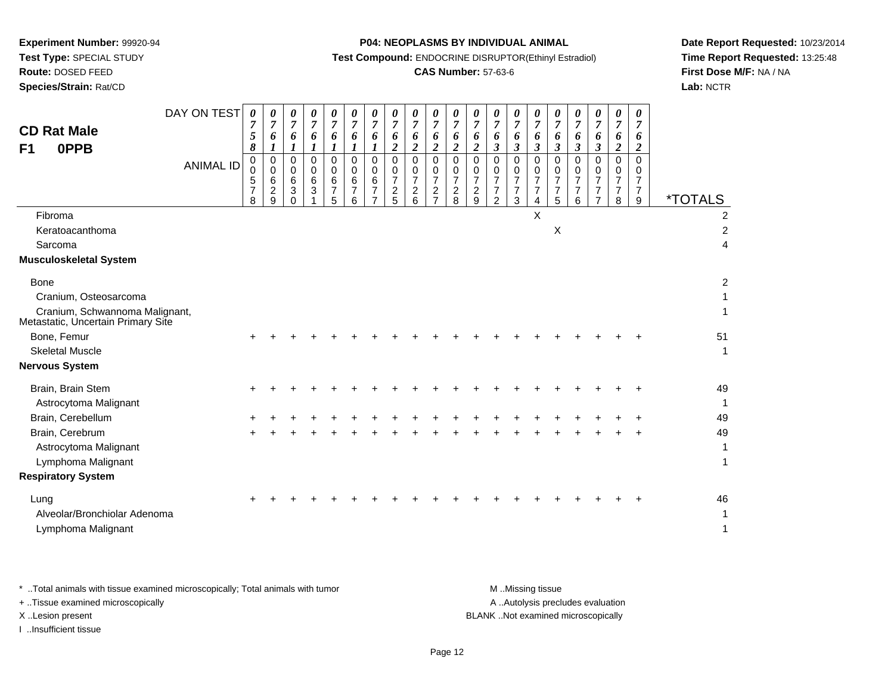**Experiment Number:** 99920-94
**Test Type:** SPECIAL STUDY
**Route:** DOSED FEED
**Species/Strain:** Rat/CD

**P04: NEOPLASMS BY INDIVIDUAL ANIMAL**
**Test Compound:** ENDOCRINE DISRUPTOR(Ethinyl Estradiol)
**CAS Number:** 57-63-6

**Date Report Requested:** 10/23/2014
**Time Report Requested:** 13:25:48
**First Dose M/F:** NA / NA
**Lab:** NCTR

## CD Rat Male F1 0PPB

| DAY ON TEST | 0758 | 0761 | 0761 | 0761 | 0761 | 0761 | 0761 | 0762 | 0762 | 0762 | 0762 | 0762 | 0763 | 0763 | 0763 | 0763 | 0763 | 0763 | 0762 | 0762 | |
|---|---|---|---|---|---|---|---|---|---|---|---|---|---|---|---|---|---|---|---|---|---|
| **ANIMAL ID** | 00578 | 00629 | 00630 | 00631 | 00675 | 00676 | 00677 | 00725 | 00726 | 00727 | 00728 | 00729 | 00772 | 00773 | 00774 | 00775 | 00776 | 00777 | 00778 | 00779 | ***TOTALS** |
| Fibroma | | | | | | | | | | | | | | | X | | | | | | 2 |
| Keratoacanthoma | | | | | | | | | | | | | | | | X | | | | | 2 |
| Sarcoma | | | | | | | | | | | | | | | | | | | | | 4 |
| **Musculoskeletal System** | | | | | | | | | | | | | | | | | | | | | |
| Bone | | | | | | | | | | | | | | | | | | | | | 2 |
| Cranium, Osteosarcoma | | | | | | | | | | | | | | | | | | | | | 1 |
| Cranium, Schwannoma Malignant, Metastatic, Uncertain Primary Site | | | | | | | | | | | | | | | | | | | | | 1 |
| Bone, Femur | + | + | + | + | + | + | + | + | + | + | + | + | + | + | + | + | + | + | + | + | 51 |
| Skeletal Muscle | | | | | | | | | | | | | | | | | | | | | 1 |
| **Nervous System** | | | | | | | | | | | | | | | | | | | | | |
| Brain, Brain Stem | + | + | + | + | + | + | + | + | + | + | + | + | + | + | + | + | + | + | + | + | 49 |
| Astrocytoma Malignant | | | | | | | | | | | | | | | | | | | | | 1 |
| Brain, Cerebellum | + | + | + | + | + | + | + | + | + | + | + | + | + | + | + | + | + | + | + | + | 49 |
| Brain, Cerebrum | + | + | + | + | + | + | + | + | + | + | + | + | + | + | + | + | + | + | + | + | 49 |
| Astrocytoma Malignant | | | | | | | | | | | | | | | | | | | | | 1 |
| Lymphoma Malignant | | | | | | | | | | | | | | | | | | | | | 1 |
| **Respiratory System** | | | | | | | | | | | | | | | | | | | | | |
| Lung | + | + | + | + | + | + | + | + | + | + | + | + | + | + | + | + | + | + | + | + | 46 |
| Alveolar/Bronchiolar Adenoma | | | | | | | | | | | | | | | | | | | | | 1 |
| Lymphoma Malignant | | | | | | | | | | | | | | | | | | | | | 1 |

\* ..Total animals with tissue examined microscopically; Total animals with tumor
\+ ..Tissue examined microscopically
X ..Lesion present
I ..Insufficient tissue

M ..Missing tissue
A ..Autolysis precludes evaluation
BLANK ..Not examined microscopically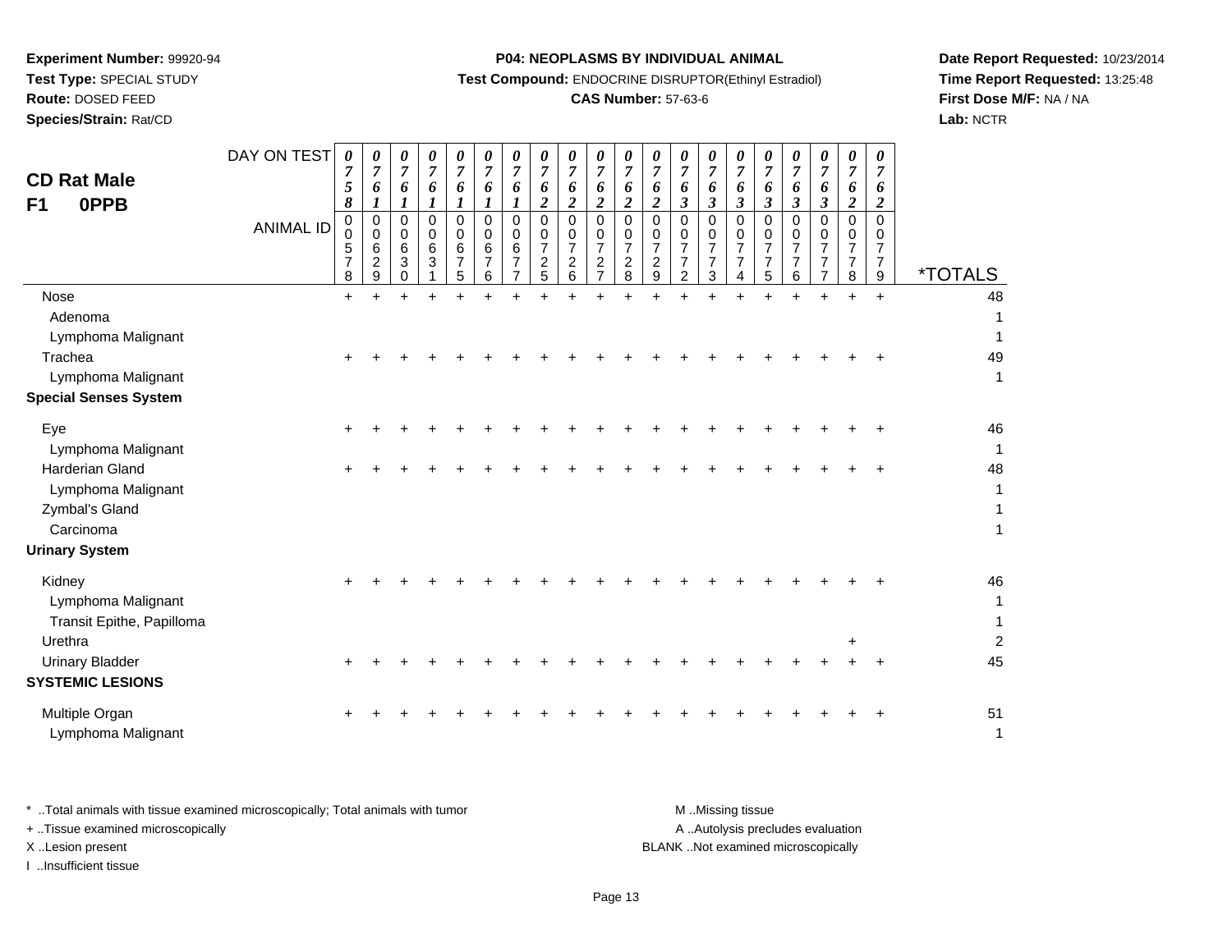**Experiment Number:** 99920-94
**Test Type:** SPECIAL STUDY
**Route:** DOSED FEED
**Species/Strain:** Rat/CD

**P04: NEOPLASMS BY INDIVIDUAL ANIMAL**
**Test Compound:** ENDOCRINE DISRUPTOR(Ethinyl Estradiol)
**CAS Number:** 57-63-6

**Date Report Requested:** 10/23/2014
**Time Report Requested:** 13:25:48
**First Dose M/F:** NA / NA
**Lab:** NCTR

## CD Rat Male F1 0PPB

| DAY ON TEST | 0758 | 0761 | 0761 | 0761 | 0761 | 0761 | 0761 | 0762 | 0762 | 0762 | 0762 | 0762 | 0763 | 0763 | 0763 | 0763 | 0763 | 0763 | 0762 | 0762 | |
|---|---|---|---|---|---|---|---|---|---|---|---|---|---|---|---|---|---|---|---|---|---|
| **ANIMAL ID** | 00578 | 00629 | 00630 | 00631 | 00675 | 00676 | 00677 | 00725 | 00726 | 00727 | 00728 | 00729 | 00772 | 00773 | 00774 | 00775 | 00776 | 00777 | 00778 | 00779 | ***TOTALS** |
| Nose | + | + | + | + | + | + | + | + | + | + | + | + | + | + | + | + | + | + | + | + | 48 |
| Adenoma | | | | | | | | | | | | | | | | | | | | | 1 |
| Lymphoma Malignant | | | | | | | | | | | | | | | | | | | | | 1 |
| Trachea | + | + | + | + | + | + | + | + | + | + | + | + | + | + | + | + | + | + | + | + | 49 |
| Lymphoma Malignant | | | | | | | | | | | | | | | | | | | | | 1 |
| **Special Senses System** | | | | | | | | | | | | | | | | | | | | | |
| Eye | + | + | + | + | + | + | + | + | + | + | + | + | + | + | + | + | + | + | + | + | 46 |
| Lymphoma Malignant | | | | | | | | | | | | | | | | | | | | | 1 |
| Harderian Gland | + | + | + | + | + | + | + | + | + | + | + | + | + | + | + | + | + | + | + | + | 48 |
| Lymphoma Malignant | | | | | | | | | | | | | | | | | | | | | 1 |
| Zymbal's Gland | | | | | | | | | | | | | | | | | | | | | 1 |
| Carcinoma | | | | | | | | | | | | | | | | | | | | | 1 |
| **Urinary System** | | | | | | | | | | | | | | | | | | | | | |
| Kidney | + | + | + | + | + | + | + | + | + | + | + | + | + | + | + | + | + | + | + | + | 46 |
| Lymphoma Malignant | | | | | | | | | | | | | | | | | | | | | 1 |
| Transit Epithe, Papilloma | | | | | | | | | | | | | | | | | | | | | 1 |
| Urethra | | | | | | | | | | | | | | | | | | | + | | 2 |
| Urinary Bladder | + | + | + | + | + | + | + | + | + | + | + | + | + | + | + | + | + | + | + | + | 45 |
| **SYSTEMIC LESIONS** | | | | | | | | | | | | | | | | | | | | | |
| Multiple Organ | + | + | + | + | + | + | + | + | + | + | + | + | + | + | + | + | + | + | + | + | 51 |
| Lymphoma Malignant | | | | | | | | | | | | | | | | | | | | | 1 |

\* ..Total animals with tissue examined microscopically; Total animals with tumor
\+ ..Tissue examined microscopically
X ..Lesion present
I ..Insufficient tissue

M ..Missing tissue
A ..Autolysis precludes evaluation
BLANK ..Not examined microscopically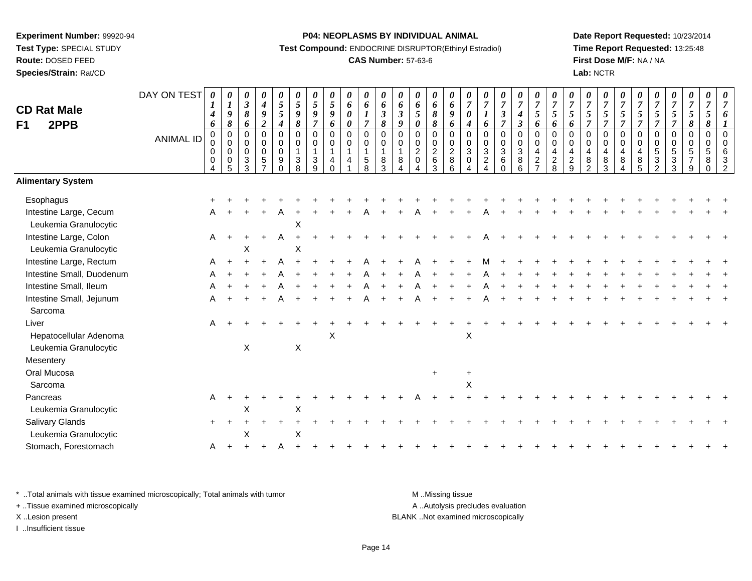**Experiment Number:** 99920-94
**Test Type:** SPECIAL STUDY
**Route:** DOSED FEED
**Species/Strain:** Rat/CD

**P04: NEOPLASMS BY INDIVIDUAL ANIMAL**
**Test Compound:** ENDOCRINE DISRUPTOR(Ethinyl Estradiol)
**CAS Number:** 57-63-6

**Date Report Requested:** 10/23/2014
**Time Report Requested:** 13:25:48
**First Dose M/F:** NA / NA
**Lab:** NCTR

# CD Rat Male
## F1 2PPB

| DAY ON TEST | 0146 | 0198 | 0386 | 0492 | 0554 | 0598 | 0597 | 0596 | 0600 | 0617 | 0638 | 0639 | 0650 | 0688 | 0696 | 0704 | 0716 | 0737 | 0743 | 0756 | 0756 | 0756 | 0757 | 0757 | 0757 | 0757 | 0757 | 0757 | 0758 | 0758 | 0761 |
|---|---|---|---|---|---|---|---|---|---|---|---|---|---|---|---|---|---|---|---|---|---|---|---|---|---|---|---|---|---|---|---|
| **ANIMAL ID** | 00004 | 00005 | 00033 | 00057 | 00090 | 00138 | 00139 | 00140 | 00141 | 00158 | 00183 | 00184 | 00204 | 00263 | 00286 | 00304 | 00324 | 00360 | 00386 | 00427 | 00428 | 00429 | 00482 | 00483 | 00484 | 00485 | 00532 | 00533 | 00579 | 00580 | 00632 |
| **Alimentary System** | | | | | | | | | | | | | | | | | | | | | | | | | | | | | | | |
| Esophagus | + | + | + | + | + | + | + | + | + | + | + | + | + | + | + | + | + | + | + | + | + | + | + | + | + | + | + | + | + | + | + |
| Intestine Large, Cecum | A | + | + | + | A | + | + | + | + | A | + | + | A | + | + | + | A | + | + | + | + | + | + | + | + | + | + | + | + | + | + |
| Leukemia Granulocytic | | | | | | X | | | | | | | | | | | | | | | | | | | | | | | | | |
| Intestine Large, Colon | A | + | + | + | A | + | + | + | + | + | + | + | + | + | + | + | A | + | + | + | + | + | + | + | + | + | + | + | + | + | + |
| Leukemia Granulocytic | | | X | | | X | | | | | | | | | | | | | | | | | | | | | | | | | |
| Intestine Large, Rectum | A | + | + | + | A | + | + | + | + | A | + | + | A | + | + | + | M | + | + | + | + | + | + | + | + | + | + | + | + | + | + |
| Intestine Small, Duodenum | A | + | + | + | A | + | + | + | + | A | + | + | A | + | + | + | A | + | + | + | + | + | + | + | + | + | + | + | + | + | + |
| Intestine Small, Ileum | A | + | + | + | A | + | + | + | + | A | + | + | A | + | + | + | A | + | + | + | + | + | + | + | + | + | + | + | + | + | + |
| Intestine Small, Jejunum | A | + | + | + | A | + | + | + | + | A | + | + | A | + | + | + | A | + | + | + | + | + | + | + | + | + | + | + | + | + | + |
| Sarcoma | | | | | | | | | | | | | | | | | | | | | | | | | | | | | | | |
| Liver | A | + | + | + | + | + | + | + | + | + | + | + | + | + | + | + | + | + | + | + | + | + | + | + | + | + | + | + | + | + | + |
| Hepatocellular Adenoma | | | | | | | | X | | | | | | | | X | | | | | | | | | | | | | | | |
| Leukemia Granulocytic | | | X | | | X | | | | | | | | | | | | | | | | | | | | | | | | | |
| Mesentery | | | | | | | | | | | | | | | | | | | | | | | | | | | | | | | |
| Oral Mucosa | | | | | | | | | | | | | | + | | + | | | | | | | | | | | | | | | |
| Sarcoma | | | | | | | | | | | | | | | | X | | | | | | | | | | | | | | | |
| Pancreas | A | + | + | + | + | + | + | + | + | + | + | + | A | + | + | + | + | + | + | + | + | + | + | + | + | + | + | + | + | + | + |
| Leukemia Granulocytic | | | X | | | X | | | | | | | | | | | | | | | | | | | | | | | | | |
| Salivary Glands | + | + | + | + | + | + | + | + | + | + | + | + | + | + | + | + | + | + | + | + | + | + | + | + | + | + | + | + | + | + | + |
| Leukemia Granulocytic | | | X | | | X | | | | | | | | | | | | | | | | | | | | | | | | | |
| Stomach, Forestomach | A | + | + | + | A | + | + | + | + | + | + | + | + | + | + | + | + | + | + | + | + | + | + | + | + | + | + | + | + | + | + |

\* ..Total animals with tissue examined microscopically; Total animals with tumor
\+ ..Tissue examined microscopically
X ..Lesion present
I ..Insufficient tissue

M ..Missing tissue
A ..Autolysis precludes evaluation
BLANK ..Not examined microscopically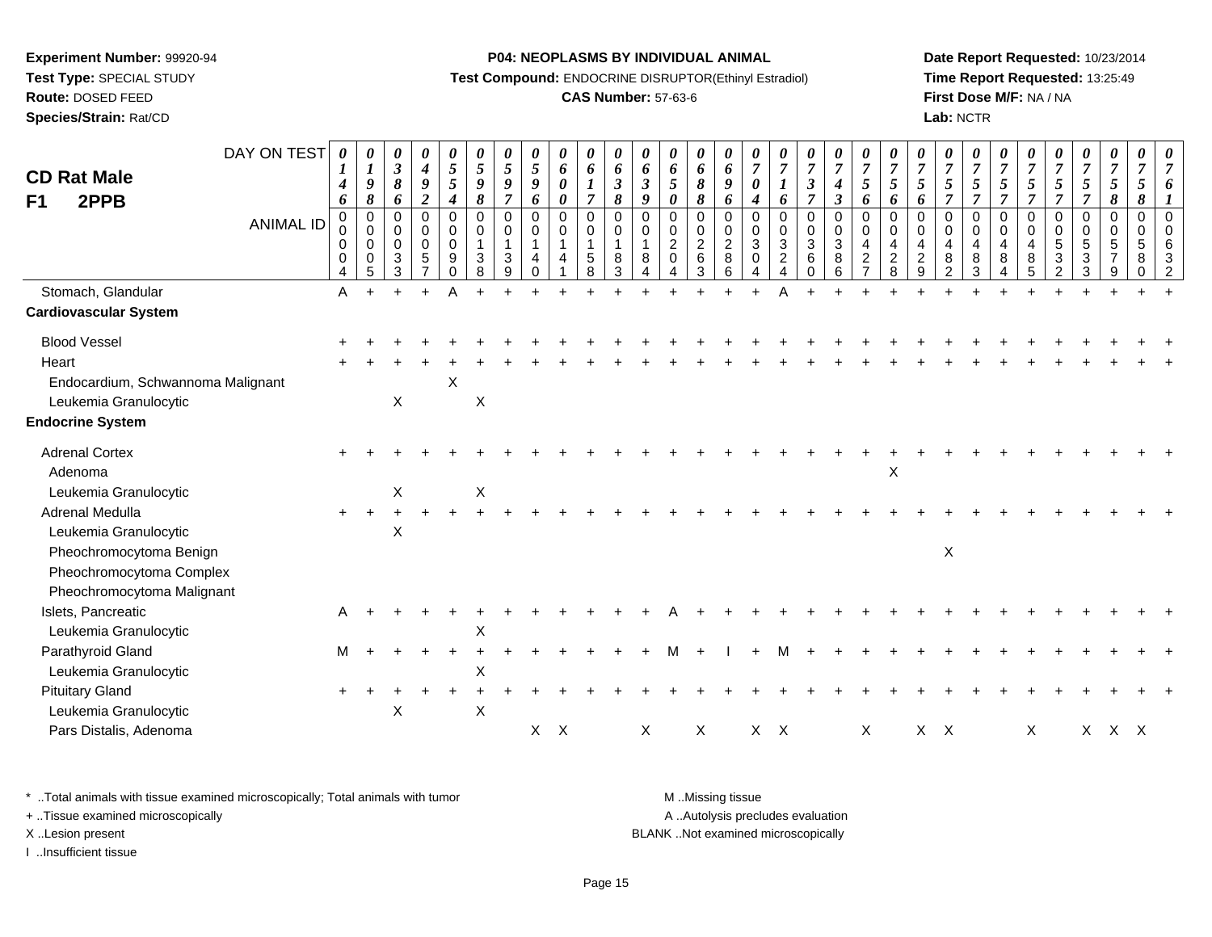**Experiment Number:** 99920-94
**Test Type:** SPECIAL STUDY
**Route:** DOSED FEED
**Species/Strain:** Rat/CD

**P04: NEOPLASMS BY INDIVIDUAL ANIMAL**
**Test Compound:** ENDOCRINE DISRUPTOR(Ethinyl Estradiol)
**CAS Number:** 57-63-6

**Date Report Requested:** 10/23/2014
**Time Report Requested:** 13:25:49
**First Dose M/F:** NA / NA
**Lab:** NCTR

## CD Rat Male F1 2PPB

| DAY ON TEST | 0146 | 0198 | 0386 | 0492 | 0554 | 0598 | 0597 | 0596 | 0600 | 0617 | 0638 | 0639 | 0650 | 0688 | 0696 | 0704 | 0716 | 0737 | 0743 | 0756 | 0756 | 0756 | 0757 | 0757 | 0757 | 0757 | 0757 | 0757 | 0758 | 0758 | 0761 |
|---|---|---|---|---|---|---|---|---|---|---|---|---|---|---|---|---|---|---|---|---|---|---|---|---|---|---|---|---|---|---|---|
| **ANIMAL ID** | 0000004 | 0000005 | 0000033 | 0000057 | 0000090 | 0000138 | 0000139 | 0000140 | 0000141 | 0000158 | 0000183 | 0000184 | 0000204 | 0000263 | 0000286 | 0000304 | 0000324 | 0000360 | 0000386 | 0000427 | 0000428 | 0000429 | 0000482 | 0000483 | 0000484 | 0000485 | 0000532 | 0000533 | 0000579 | 0000580 | 0000632 |
| Stomach, Glandular | A | + | + | + | A | + | + | + | + | + | + | + | + | + | + | + | A | + | + | + | + | + | + | + | + | + | + | + | + | + | + |
| **Cardiovascular System** | | | | | | | | | | | | | | | | | | | | | | | | | | | | | | | |
| Blood Vessel | + | + | + | + | + | + | + | + | + | + | + | + | + | + | + | + | + | + | + | + | + | + | + | + | + | + | + | + | + | + | + |
| Heart | + | + | + | + | + | + | + | + | + | + | + | + | + | + | + | + | + | + | + | + | + | + | + | + | + | + | + | + | + | + | + |
| Endocardium, Schwannoma Malignant | | | | | X | | | | | | | | | | | | | | | | | | | | | | | | | | |
| Leukemia Granulocytic | | | X | | | X | | | | | | | | | | | | | | | | | | | | | | | | | |
| **Endocrine System** | | | | | | | | | | | | | | | | | | | | | | | | | | | | | | | |
| Adrenal Cortex | + | + | + | + | + | + | + | + | + | + | + | + | + | + | + | + | + | + | + | + | + | + | + | + | + | + | + | + | + | + | + |
| Adenoma | | | | | | | | | | | | | | | | | | | | | X | | | | | | | | | | |
| Leukemia Granulocytic | | | X | | | X | | | | | | | | | | | | | | | | | | | | | | | | | |
| Adrenal Medulla | + | + | + | + | + | + | + | + | + | + | + | + | + | + | + | + | + | + | + | + | + | + | + | + | + | + | + | + | + | + | + |
| Leukemia Granulocytic | | | X | | | | | | | | | | | | | | | | | | | | | | | | | | | | |
| Pheochromocytoma Benign | | | | | | | | | | | | | | | | | | | | | | | X | | | | | | | | |
| Pheochromocytoma Complex | | | | | | | | | | | | | | | | | | | | | | | | | | | | | | | |
| Pheochromocytoma Malignant | | | | | | | | | | | | | | | | | | | | | | | | | | | | | | | |
| Islets, Pancreatic | A | + | + | + | + | + | + | + | + | + | + | + | A | + | + | + | + | + | + | + | + | + | + | + | + | + | + | + | + | + | + |
| Leukemia Granulocytic | | | | | | X | | | | | | | | | | | | | | | | | | | | | | | | | |
| Parathyroid Gland | M | + | + | + | + | + | + | + | + | + | + | + | M | + | I | + | M | + | + | + | + | + | + | + | + | + | + | + | + | + | + |
| Leukemia Granulocytic | | | | | | X | | | | | | | | | | | | | | | | | | | | | | | | | |
| Pituitary Gland | + | + | + | + | + | + | + | + | + | + | + | + | + | + | + | + | + | + | + | + | + | + | + | + | + | + | + | + | + | + | + |
| Leukemia Granulocytic | | | X | | | X | | | | | | | | | | | | | | | | | | | | | | | | | |
| Pars Distalis, Adenoma | | | | | | | | X | X | | | X | | X | | X | X | | | X | | X | X | | | X | | X | X | X | |

\* ..Total animals with tissue examined microscopically; Total animals with tumor
\+ ..Tissue examined microscopically
X ..Lesion present
I ..Insufficient tissue

M ..Missing tissue
A ..Autolysis precludes evaluation
BLANK ..Not examined microscopically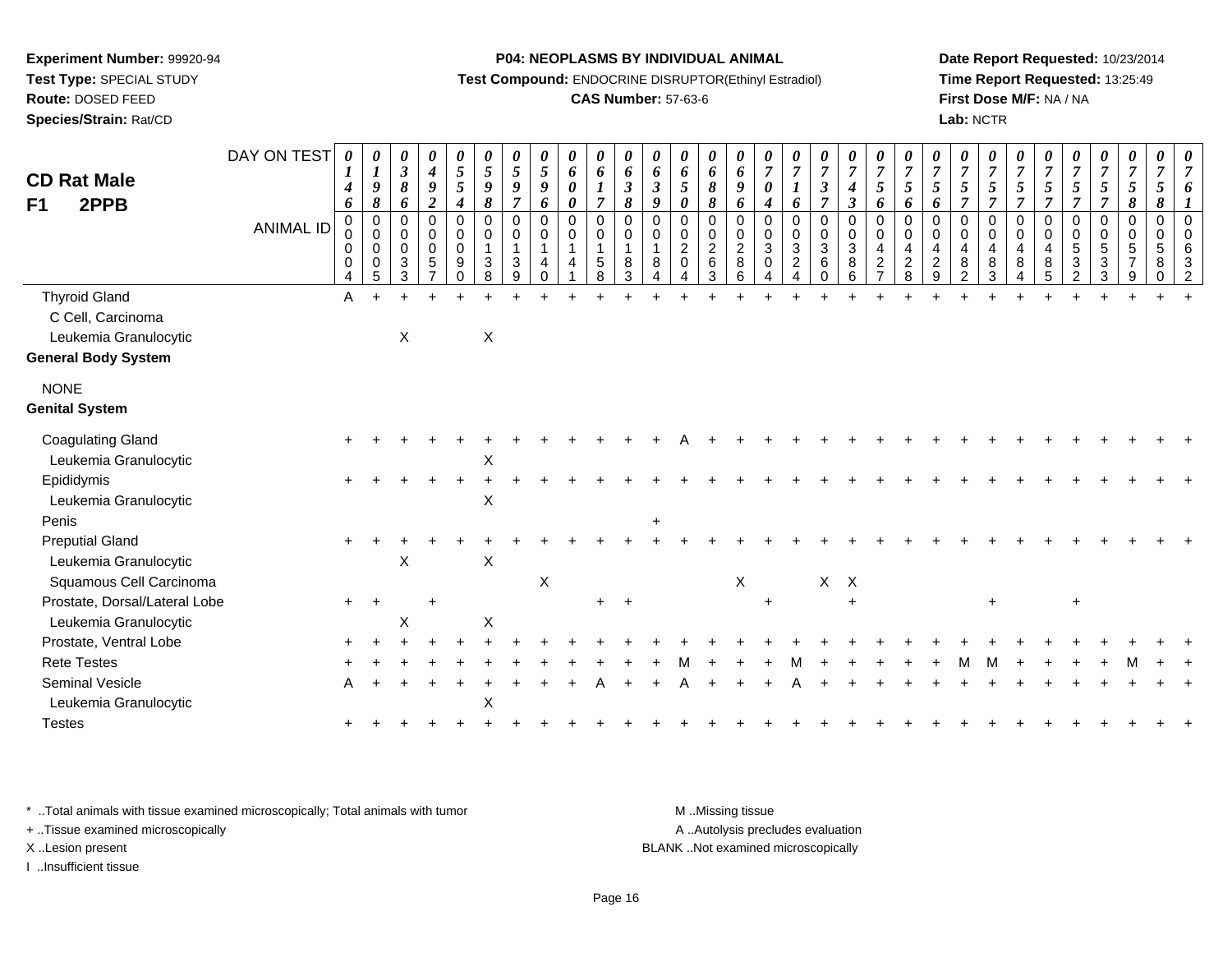**Experiment Number:** 99920-94
**Test Type:** SPECIAL STUDY
**Route:** DOSED FEED
**Species/Strain:** Rat/CD

**P04: NEOPLASMS BY INDIVIDUAL ANIMAL**
**Test Compound:** ENDOCRINE DISRUPTOR(Ethinyl Estradiol)
**CAS Number:** 57-63-6

**Date Report Requested:** 10/23/2014
**Time Report Requested:** 13:25:49
**First Dose M/F:** NA / NA
**Lab:** NCTR

**CD Rat Male**
**F1 2PPB**

| DAY ON TEST | 0146 | 0198 | 0386 | 0492 | 0554 | 0598 | 0597 | 0596 | 0600 | 0617 | 0638 | 0639 | 0650 | 0688 | 0696 | 0704 | 0716 | 0737 | 0743 | 0756 | 0756 | 0756 | 0757 | 0757 | 0757 | 0757 | 0757 | 0757 | 0758 | 0758 | 0761 |
|---|---|---|---|---|---|---|---|---|---|---|---|---|---|---|---|---|---|---|---|---|---|---|---|---|---|---|---|---|---|---|---|
| **ANIMAL ID** | 0004 | 0005 | 0033 | 0057 | 0090 | 0138 | 0139 | 0140 | 0141 | 0158 | 0183 | 0184 | 0204 | 0263 | 0286 | 0304 | 0324 | 0360 | 0386 | 0427 | 0428 | 0429 | 0482 | 0483 | 0484 | 0485 | 0532 | 0533 | 0579 | 0580 | 0632 |
| Thyroid Gland | A | + | + | + | + | + | + | + | + | + | + | + | + | + | + | + | + | + | + | + | + | + | + | + | + | + | + | + | + | + | + |
| C Cell, Carcinoma | | | | | | | | | | | | | | | | | | | | | | | | | | | | | | | |
| Leukemia Granulocytic | | | X | | | X | | | | | | | | | | | | | | | | | | | | | | | | | |
| **General Body System** | | | | | | | | | | | | | | | | | | | | | | | | | | | | | | | |
| NONE | | | | | | | | | | | | | | | | | | | | | | | | | | | | | | | |
| **Genital System** | | | | | | | | | | | | | | | | | | | | | | | | | | | | | | | |
| Coagulating Gland | + | + | + | + | + | + | + | + | + | + | + | + | A | + | + | + | + | + | + | + | + | + | + | + | + | + | + | + | + | + | + |
| Leukemia Granulocytic | | | | | | X | | | | | | | | | | | | | | | | | | | | | | | | | |
| Epididymis | + | + | + | + | + | + | + | + | + | + | + | + | + | + | + | + | + | + | + | + | + | + | + | + | + | + | + | + | + | + | + |
| Leukemia Granulocytic | | | | | | X | | | | | | | | | | | | | | | | | | | | | | | | | |
| Penis | | | | | | | | | | | | + | | | | | | | | | | | | | | | | | | | |
| Preputial Gland | + | + | + | + | + | + | + | + | + | + | + | + | + | + | + | + | + | + | + | + | + | + | + | + | + | + | + | + | + | + | + |
| Leukemia Granulocytic | | | X | | | X | | | | | | | | | | | | | | | | | | | | | | | | | |
| Squamous Cell Carcinoma | | | | | | | | X | | | | | | | X | | | X | X | | | | | | | | | | | | |
| Prostate, Dorsal/Lateral Lobe | + | + | | + | | | | | | + | + | | | | | + | | | + | | | | | + | | | + | | | | |
| Leukemia Granulocytic | | | X | | | X | | | | | | | | | | | | | | | | | | | | | | | | | |
| Prostate, Ventral Lobe | + | + | + | + | + | + | + | + | + | + | + | + | + | + | + | + | + | + | + | + | + | + | + | + | + | + | + | + | + | + | + |
| Rete Testes | + | + | + | + | + | + | + | + | + | + | + | + | M | + | + | + | M | + | + | + | + | + | M | M | + | + | + | + | M | + | + |
| Seminal Vesicle | A | + | + | + | + | + | + | + | + | A | + | + | A | + | + | + | A | + | + | + | + | + | + | + | + | + | + | + | + | + | + |
| Leukemia Granulocytic | | | | | | X | | | | | | | | | | | | | | | | | | | | | | | | | |
| Testes | + | + | + | + | + | + | + | + | + | + | + | + | + | + | + | + | + | + | + | + | + | + | + | + | + | + | + | + | + | + | + |

\* ..Total animals with tissue examined microscopically; Total animals with tumor
+ ..Tissue examined microscopically
X ..Lesion present
I ..Insufficient tissue

M ..Missing tissue
A ..Autolysis precludes evaluation
BLANK ..Not examined microscopically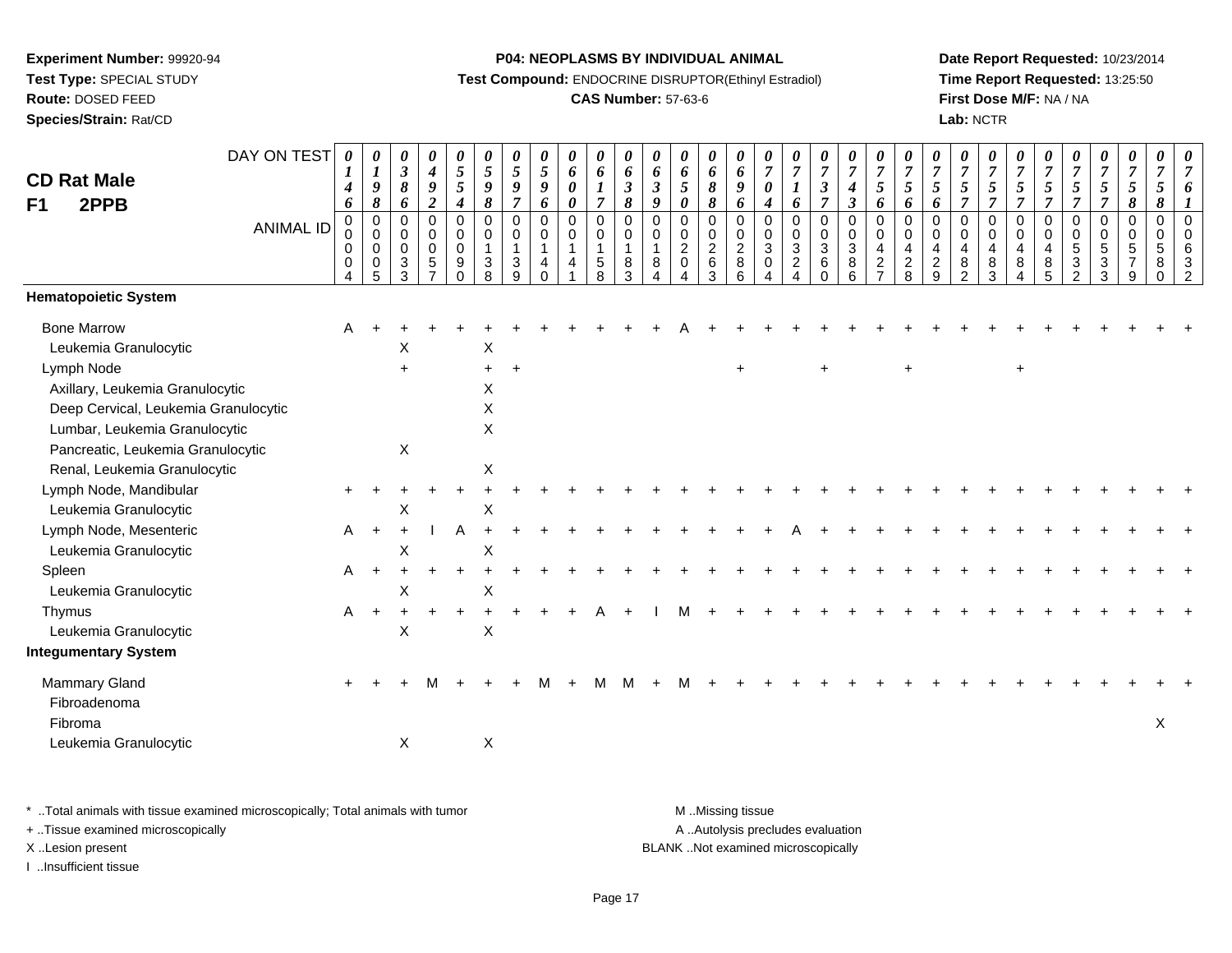**Experiment Number:** 99920-94
**Test Type:** SPECIAL STUDY
**Route:** DOSED FEED
**Species/Strain:** Rat/CD

**P04: NEOPLASMS BY INDIVIDUAL ANIMAL**
**Test Compound:** ENDOCRINE DISRUPTOR(Ethinyl Estradiol)
**CAS Number:** 57-63-6

**Date Report Requested:** 10/23/2014
**Time Report Requested:** 13:25:50
**First Dose M/F:** NA / NA
**Lab:** NCTR

**CD Rat Male**
**F1 2PPB**

| DAY ON TEST | 0146 | 0198 | 0386 | 0492 | 0554 | 0598 | 0597 | 0596 | 0600 | 0617 | 0638 | 0639 | 0650 | 0688 | 0696 | 0704 | 0716 | 0737 | 0743 | 0756 | 0756 | 0756 | 0757 | 0757 | 0757 | 0757 | 0757 | 0757 | 0758 | 0758 | 0761 |
|---|---|---|---|---|---|---|---|---|---|---|---|---|---|---|---|---|---|---|---|---|---|---|---|---|---|---|---|---|---|---|---|
| ANIMAL ID | 00004 | 00005 | 00033 | 00057 | 00090 | 00138 | 00139 | 00140 | 00141 | 00158 | 00183 | 00184 | 00204 | 00263 | 00286 | 00304 | 00324 | 00360 | 00386 | 00427 | 00428 | 00429 | 00482 | 00483 | 00484 | 00485 | 00532 | 00533 | 00579 | 00580 | 00632 |
| **Hematopoietic System** | | | | | | | | | | | | | | | | | | | | | | | | | | | | | | | |
| Bone Marrow | A | + | + | + | + | + | + | + | + | + | + | + | A | + | + | + | + | + | + | + | + | + | + | + | + | + | + | + | + | + | + |
| Leukemia Granulocytic | | | X | | | X | | | | | | | | | | | | | | | | | | | | | | | | | |
| Lymph Node | | | + | | | + | + | | | | | | | | + | | | + | | | + | | | | + | | | | | | |
| Axillary, Leukemia Granulocytic | | | | | | X | | | | | | | | | | | | | | | | | | | | | | | | | |
| Deep Cervical, Leukemia Granulocytic | | | | | | X | | | | | | | | | | | | | | | | | | | | | | | | | |
| Lumbar, Leukemia Granulocytic | | | | | | X | | | | | | | | | | | | | | | | | | | | | | | | | |
| Pancreatic, Leukemia Granulocytic | | | X | | | | | | | | | | | | | | | | | | | | | | | | | | | | |
| Renal, Leukemia Granulocytic | | | | | | X | | | | | | | | | | | | | | | | | | | | | | | | | |
| Lymph Node, Mandibular | + | + | + | + | + | + | + | + | + | + | + | + | + | + | + | + | + | + | + | + | + | + | + | + | + | + | + | + | + | + | + |
| Leukemia Granulocytic | | | X | | | X | | | | | | | | | | | | | | | | | | | | | | | | | |
| Lymph Node, Mesenteric | A | + | + | I | A | + | + | + | + | + | + | + | + | + | + | + | A | + | + | + | + | + | + | + | + | + | + | + | + | + | + |
| Leukemia Granulocytic | | | X | | | X | | | | | | | | | | | | | | | | | | | | | | | | | |
| Spleen | A | + | + | + | + | + | + | + | + | + | + | + | + | + | + | + | + | + | + | + | + | + | + | + | + | + | + | + | + | + | + |
| Leukemia Granulocytic | | | X | | | X | | | | | | | | | | | | | | | | | | | | | | | | | |
| Thymus | A | + | + | + | + | + | + | + | + | A | + | I | M | + | + | + | + | + | + | + | + | + | + | + | + | + | + | + | + | + | + |
| Leukemia Granulocytic | | | X | | | X | | | | | | | | | | | | | | | | | | | | | | | | | |
| **Integumentary System** | | | | | | | | | | | | | | | | | | | | | | | | | | | | | | | |
| Mammary Gland | + | + | + | M | + | + | + | M | + | M | M | + | M | + | + | + | + | + | + | + | + | + | + | + | + | + | + | + | + | + | + |
| Fibroadenoma | | | | | | | | | | | | | | | | | | | | | | | | | | | | | | | |
| Fibroma | | | | | | | | | | | | | | | | | | | | | | | | | | | | | | X | |
| Leukemia Granulocytic | | | X | | | X | | | | | | | | | | | | | | | | | | | | | | | | | |

\* ..Total animals with tissue examined microscopically; Total animals with tumor
\+ ..Tissue examined microscopically
X ..Lesion present
I ..Insufficient tissue
M ..Missing tissue
A ..Autolysis precludes evaluation
BLANK ..Not examined microscopically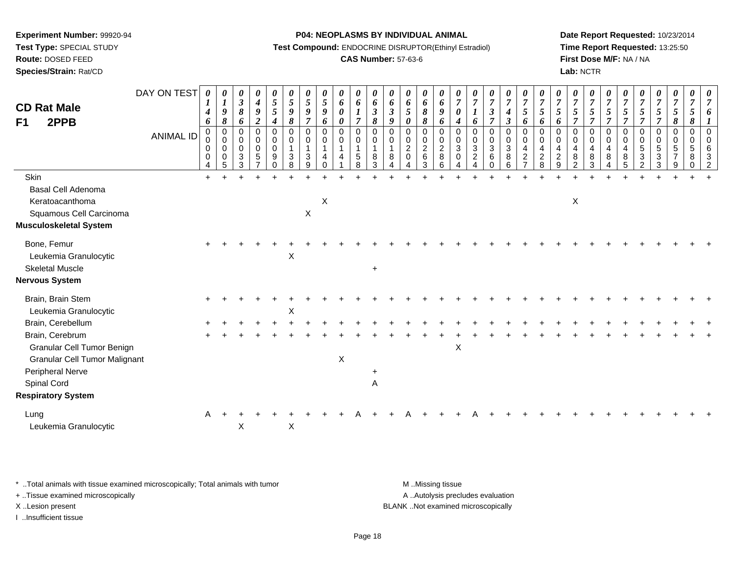**Experiment Number:** 99920-94
**Test Type:** SPECIAL STUDY
**Route:** DOSED FEED
**Species/Strain:** Rat/CD

**P04: NEOPLASMS BY INDIVIDUAL ANIMAL**
**Test Compound:** ENDOCRINE DISRUPTOR(Ethinyl Estradiol)
**CAS Number:** 57-63-6

**Date Report Requested:** 10/23/2014
**Time Report Requested:** 13:25:50
**First Dose M/F:** NA / NA
**Lab:** NCTR

## CD Rat Male
## F1 2PPB

| DAY ON TEST | 0146 | 0198 | 0386 | 0492 | 0554 | 0598 | 0597 | 0596 | 0600 | 0617 | 0638 | 0639 | 0650 | 0688 | 0696 | 0704 | 0716 | 0737 | 0743 | 0756 | 0756 | 0756 | 0757 | 0757 | 0757 | 0757 | 0757 | 0757 | 0758 | 0758 | 0761 |
|---|---|---|---|---|---|---|---|---|---|---|---|---|---|---|---|---|---|---|---|---|---|---|---|---|---|---|---|---|---|---|---|
| **ANIMAL ID** | 0004 | 0005 | 0033 | 0057 | 0090 | 0138 | 0139 | 0140 | 0141 | 0158 | 0183 | 0184 | 0204 | 0263 | 0286 | 0304 | 0324 | 0360 | 0386 | 0427 | 0428 | 0429 | 0482 | 0483 | 0484 | 0485 | 0532 | 0533 | 0579 | 0580 | 0632 |
| Skin | + | + | + | + | + | + | + | + | + | + | + | + | + | + | + | + | + | + | + | + | + | + | + | + | + | + | + | + | + | + | + |
| Basal Cell Adenoma | | | | | | | | | | | | | | | | | | | | | | | | | | | | | | | |
| Keratoacanthoma | | | | | | | | X | | | | | | | | | | | | | | | X | | | | | | | | |
| Squamous Cell Carcinoma | | | | | | | X | | | | | | | | | | | | | | | | | | | | | | | | |
| **Musculoskeletal System** | | | | | | | | | | | | | | | | | | | | | | | | | | | | | | | |
| Bone, Femur | + | + | + | + | + | + | + | + | + | + | + | + | + | + | + | + | + | + | + | + | + | + | + | + | + | + | + | + | + | + | + |
| Leukemia Granulocytic | | | | | | X | | | | | | | | | | | | | | | | | | | | | | | | | |
| Skeletal Muscle | | | | | | | | | | | + | | | | | | | | | | | | | | | | | | | | |
| **Nervous System** | | | | | | | | | | | | | | | | | | | | | | | | | | | | | | | |
| Brain, Brain Stem | + | + | + | + | + | + | + | + | + | + | + | + | + | + | + | + | + | + | + | + | + | + | + | + | + | + | + | + | + | + | + |
| Leukemia Granulocytic | | | | | | X | | | | | | | | | | | | | | | | | | | | | | | | | |
| Brain, Cerebellum | + | + | + | + | + | + | + | + | + | + | + | + | + | + | + | + | + | + | + | + | + | + | + | + | + | + | + | + | + | + | + |
| Brain, Cerebrum | + | + | + | + | + | + | + | + | + | + | + | + | + | + | + | + | + | + | + | + | + | + | + | + | + | + | + | + | + | + | + |
| Granular Cell Tumor Benign | | | | | | | | | | | | | | | | X | | | | | | | | | | | | | | | |
| Granular Cell Tumor Malignant | | | | | | | | | X | | | | | | | | | | | | | | | | | | | | | | |
| Peripheral Nerve | | | | | | | | | | | + | | | | | | | | | | | | | | | | | | | | |
| Spinal Cord | | | | | | | | | | | A | | | | | | | | | | | | | | | | | | | | |
| **Respiratory System** | | | | | | | | | | | | | | | | | | | | | | | | | | | | | | | |
| Lung | A | + | + | + | + | + | + | + | + | A | + | + | A | + | + | + | A | + | + | + | + | + | + | + | + | + | + | + | + | + | + |
| Leukemia Granulocytic | | | X | | | X | | | | | | | | | | | | | | | | | | | | | | | | | |

\* ..Total animals with tissue examined microscopically; Total animals with tumor
+ ..Tissue examined microscopically
X ..Lesion present
I ..Insufficient tissue

M ..Missing tissue
A ..Autolysis precludes evaluation
BLANK ..Not examined microscopically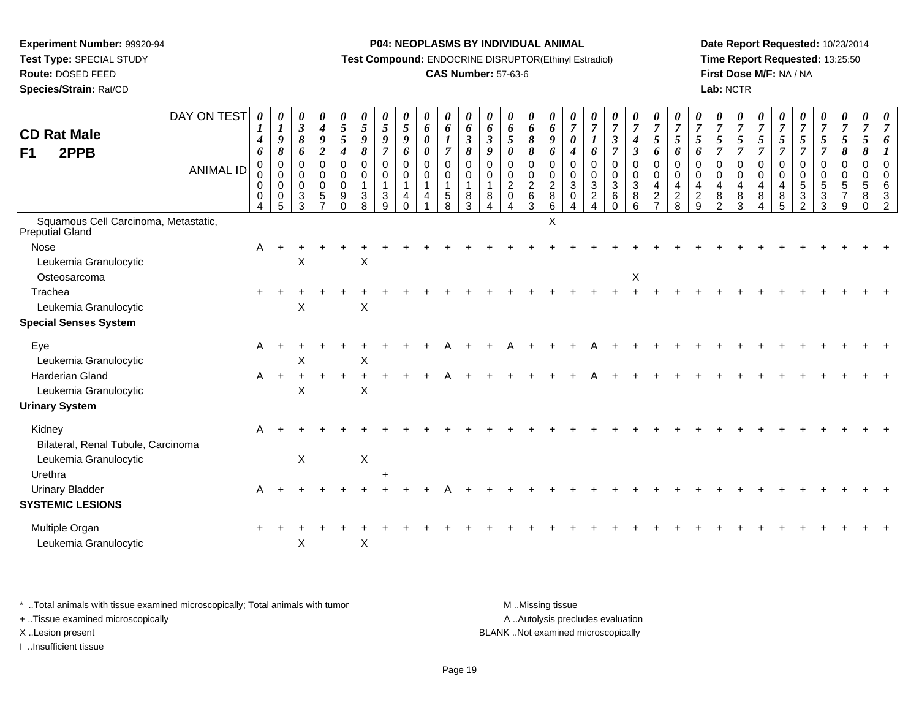**Experiment Number:** 99920-94
**Test Type:** SPECIAL STUDY
**Route:** DOSED FEED
**Species/Strain:** Rat/CD

**P04: NEOPLASMS BY INDIVIDUAL ANIMAL**
**Test Compound:** ENDOCRINE DISRUPTOR(Ethinyl Estradiol)
**CAS Number:** 57-63-6

**Date Report Requested:** 10/23/2014
**Time Report Requested:** 13:25:50
**First Dose M/F:** NA / NA
**Lab:** NCTR

## CD Rat Male
## F1 2PPB

| DAY ON TEST | 0146 | 0198 | 0386 | 0492 | 0554 | 0598 | 0597 | 0596 | 0600 | 0617 | 0638 | 0639 | 0650 | 0688 | 0696 | 0704 | 0716 | 0737 | 0743 | 0756 | 0756 | 0756 | 0757 | 0757 | 0757 | 0757 | 0757 | 0757 | 0758 | 0758 | 0761 |
|---|---|---|---|---|---|---|---|---|---|---|---|---|---|---|---|---|---|---|---|---|---|---|---|---|---|---|---|---|---|---|---|
| **ANIMAL ID** | 00004 | 00005 | 00033 | 00057 | 00090 | 00138 | 00139 | 00140 | 00141 | 00158 | 00183 | 00184 | 00204 | 00263 | 00286 | 00304 | 00324 | 00360 | 00386 | 00427 | 00428 | 00429 | 00482 | 00483 | 00484 | 00485 | 00532 | 00533 | 00579 | 00580 | 00632 |
| Squamous Cell Carcinoma, Metastatic, Preputial Gland | | | | | | | | | | | | | | | X | | | | | | | | | | | | | | | | |
| Nose | A | + | + | + | + | + | + | + | + | + | + | + | + | + | + | + | + | + | + | + | + | + | + | + | + | + | + | + | + | + | + |
| Leukemia Granulocytic | | | X | | | X | | | | | | | | | | | | | | | | | | | | | | | | | |
| Osteosarcoma | | | | | | | | | | | | | | | | | | | X | | | | | | | | | | | | |
| Trachea | + | + | + | + | + | + | + | + | + | + | + | + | + | + | + | + | + | + | + | + | + | + | + | + | + | + | + | + | + | + | + |
| Leukemia Granulocytic | | | X | | | X | | | | | | | | | | | | | | | | | | | | | | | | | |
| **Special Senses System** | | | | | | | | | | | | | | | | | | | | | | | | | | | | | | | |
| Eye | A | + | + | + | + | + | + | + | + | A | + | + | A | + | + | + | A | + | + | + | + | + | + | + | + | + | + | + | + | + | + |
| Leukemia Granulocytic | | | X | | | X | | | | | | | | | | | | | | | | | | | | | | | | | |
| Harderian Gland | A | + | + | + | + | + | + | + | + | A | + | + | + | + | + | + | A | + | + | + | + | + | + | + | + | + | + | + | + | + | + |
| Leukemia Granulocytic | | | X | | | X | | | | | | | | | | | | | | | | | | | | | | | | | |
| **Urinary System** | | | | | | | | | | | | | | | | | | | | | | | | | | | | | | | |
| Kidney | A | + | + | + | + | + | + | + | + | + | + | + | + | + | + | + | + | + | + | + | + | + | + | + | + | + | + | + | + | + | + |
| Bilateral, Renal Tubule, Carcinoma | | | | | | | | | | | | | | | | | | | | | | | | | | | | | | | |
| Leukemia Granulocytic | | | X | | | X | | | | | | | | | | | | | | | | | | | | | | | | | |
| Urethra | | | | | | | + | | | | | | | | | | | | | | | | | | | | | | | | |
| Urinary Bladder | A | + | + | + | + | + | + | + | + | A | + | + | + | + | + | + | + | + | + | + | + | + | + | + | + | + | + | + | + | + | + |
| **SYSTEMIC LESIONS** | | | | | | | | | | | | | | | | | | | | | | | | | | | | | | | |
| Multiple Organ | + | + | + | + | + | + | + | + | + | + | + | + | + | + | + | + | + | + | + | + | + | + | + | + | + | + | + | + | + | + | + |
| Leukemia Granulocytic | | | X | | | X | | | | | | | | | | | | | | | | | | | | | | | | | |

\* ..Total animals with tissue examined microscopically; Total animals with tumor
\+ ..Tissue examined microscopically
X ..Lesion present
I ..Insufficient tissue

M ..Missing tissue
A ..Autolysis precludes evaluation
BLANK ..Not examined microscopically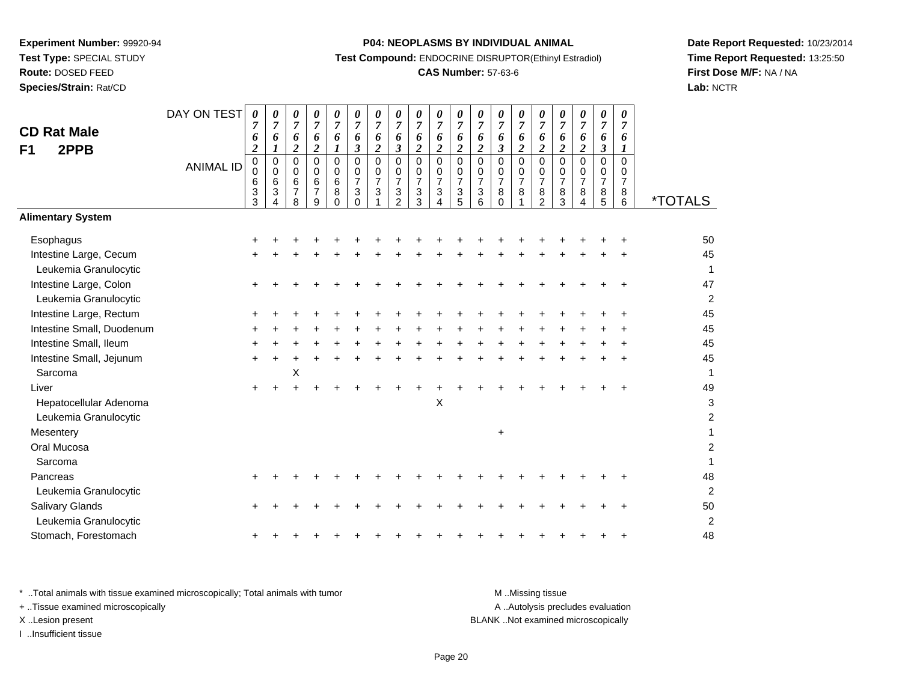**Experiment Number:** 99920-94
**Test Type:** SPECIAL STUDY
**Route:** DOSED FEED
**Species/Strain:** Rat/CD

**P04: NEOPLASMS BY INDIVIDUAL ANIMAL**
**Test Compound:** ENDOCRINE DISRUPTOR(Ethinyl Estradiol)
**CAS Number:** 57-63-6

**Date Report Requested:** 10/23/2014
**Time Report Requested:** 13:25:50
**First Dose M/F:** NA / NA
**Lab:** NCTR

## CD Rat Male
## F1 2PPB

| DAY ON TEST | 0762 | 0761 | 0762 | 0762 | 0761 | 0763 | 0762 | 0763 | 0762 | 0762 | 0762 | 0762 | 0763 | 0762 | 0762 | 0762 | 0762 | 0763 | 0761 | |
|---|---|---|---|---|---|---|---|---|---|---|---|---|---|---|---|---|---|---|---|---|
| **ANIMAL ID** | 00633 | 00634 | 00678 | 00679 | 00680 | 00730 | 00731 | 00732 | 00733 | 00734 | 00735 | 00736 | 00780 | 00781 | 00782 | 00783 | 00784 | 00785 | 00786 | ***TOTALS** |
| **Alimentary System** | | | | | | | | | | | | | | | | | | | | |
| Esophagus | + | + | + | + | + | + | + | + | + | + | + | + | + | + | + | + | + | + | + | 50 |
| Intestine Large, Cecum | + | + | + | + | + | + | + | + | + | + | + | + | + | + | + | + | + | + | + | 45 |
| Leukemia Granulocytic | | | | | | | | | | | | | | | | | | | | 1 |
| Intestine Large, Colon | + | + | + | + | + | + | + | + | + | + | + | + | + | + | + | + | + | + | + | 47 |
| Leukemia Granulocytic | | | | | | | | | | | | | | | | | | | | 2 |
| Intestine Large, Rectum | + | + | + | + | + | + | + | + | + | + | + | + | + | + | + | + | + | + | + | 45 |
| Intestine Small, Duodenum | + | + | + | + | + | + | + | + | + | + | + | + | + | + | + | + | + | + | + | 45 |
| Intestine Small, Ileum | + | + | + | + | + | + | + | + | + | + | + | + | + | + | + | + | + | + | + | 45 |
| Intestine Small, Jejunum | + | + | + | + | + | + | + | + | + | + | + | + | + | + | + | + | + | + | + | 45 |
| Sarcoma | | | X | | | | | | | | | | | | | | | | | 1 |
| Liver | + | + | + | + | + | + | + | + | + | + | + | + | + | + | + | + | + | + | + | 49 |
| Hepatocellular Adenoma | | | | | | | | | | X | | | | | | | | | | 3 |
| Leukemia Granulocytic | | | | | | | | | | | | | | | | | | | | 2 |
| Mesentery | | | | | | | | | | | | | + | | | | | | | 1 |
| Oral Mucosa | | | | | | | | | | | | | | | | | | | | 2 |
| Sarcoma | | | | | | | | | | | | | | | | | | | | 1 |
| Pancreas | + | + | + | + | + | + | + | + | + | + | + | + | + | + | + | + | + | + | + | 48 |
| Leukemia Granulocytic | | | | | | | | | | | | | | | | | | | | 2 |
| Salivary Glands | + | + | + | + | + | + | + | + | + | + | + | + | + | + | + | + | + | + | + | 50 |
| Leukemia Granulocytic | | | | | | | | | | | | | | | | | | | | 2 |
| Stomach, Forestomach | + | + | + | + | + | + | + | + | + | + | + | + | + | + | + | + | + | + | + | 48 |

\* ..Total animals with tissue examined microscopically; Total animals with tumor
\+ ..Tissue examined microscopically
X ..Lesion present
I ..Insufficient tissue

M ..Missing tissue
A ..Autolysis precludes evaluation
BLANK ..Not examined microscopically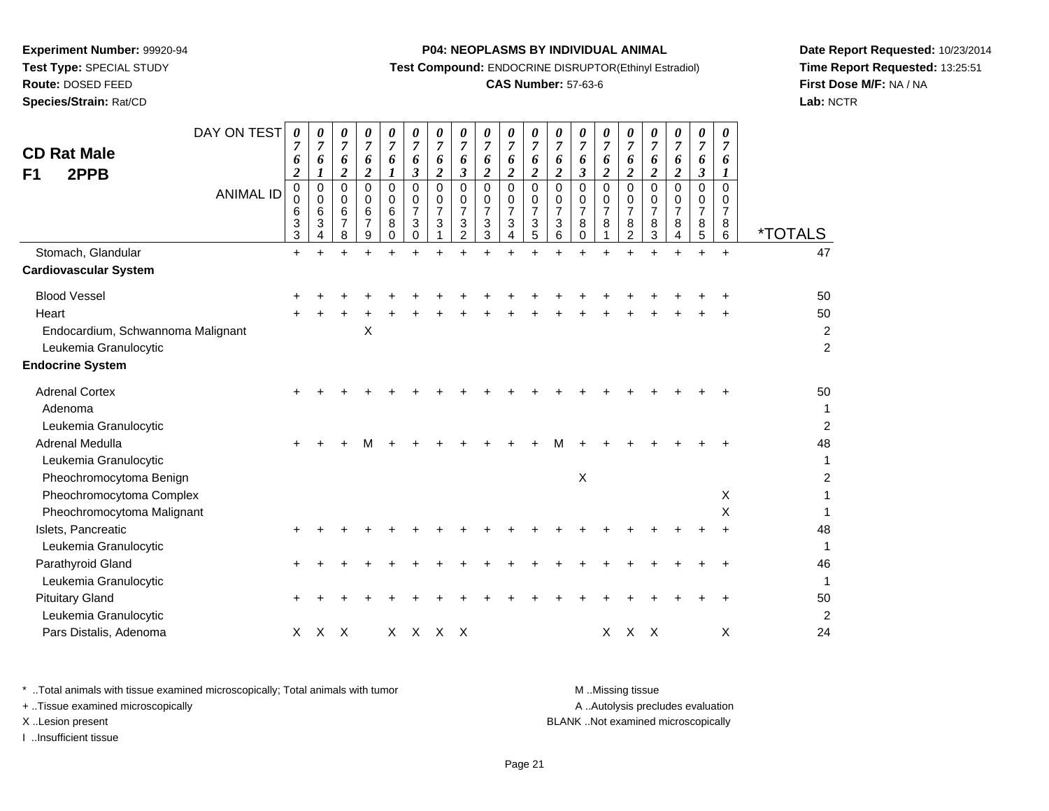**Experiment Number:** 99920-94
**Test Type:** SPECIAL STUDY
**Route:** DOSED FEED
**Species/Strain:** Rat/CD

**P04: NEOPLASMS BY INDIVIDUAL ANIMAL**
**Test Compound:** ENDOCRINE DISRUPTOR(Ethinyl Estradiol)
**CAS Number:** 57-63-6

**Date Report Requested:** 10/23/2014
**Time Report Requested:** 13:25:51
**First Dose M/F:** NA / NA
**Lab:** NCTR

## CD Rat Male
## F1 2PPB

| DAY ON TEST | 0762 | 0761 | 0762 | 0762 | 0761 | 0763 | 0762 | 0763 | 0762 | 0762 | 0762 | 0762 | 0763 | 0762 | 0762 | 0762 | 0762 | 0763 | 0761 | |
|---|---|---|---|---|---|---|---|---|---|---|---|---|---|---|---|---|---|---|---|---|
| **ANIMAL ID** | 00633 | 00634 | 00678 | 00679 | 00680 | 00730 | 00731 | 00732 | 00733 | 00734 | 00735 | 00736 | 00780 | 00781 | 00782 | 00783 | 00784 | 00785 | 00786 | ***TOTALS** |
| Stomach, Glandular | + | + | + | + | + | + | + | + | + | + | + | + | + | + | + | + | + | + | + | 47 |
| **Cardiovascular System** | | | | | | | | | | | | | | | | | | | | |
| Blood Vessel | + | + | + | + | + | + | + | + | + | + | + | + | + | + | + | + | + | + | + | 50 |
| Heart | + | + | + | + | + | + | + | + | + | + | + | + | + | + | + | + | + | + | + | 50 |
| Endocardium, Schwannoma Malignant | | | | X | | | | | | | | | | | | | | | | 2 |
| Leukemia Granulocytic | | | | | | | | | | | | | | | | | | | | 2 |
| **Endocrine System** | | | | | | | | | | | | | | | | | | | | |
| Adrenal Cortex | + | + | + | + | + | + | + | + | + | + | + | + | + | + | + | + | + | + | + | 50 |
| Adenoma | | | | | | | | | | | | | | | | | | | | 1 |
| Leukemia Granulocytic | | | | | | | | | | | | | | | | | | | | 2 |
| Adrenal Medulla | + | + | + | M | + | + | + | + | + | + | + | M | + | + | + | + | + | + | + | 48 |
| Leukemia Granulocytic | | | | | | | | | | | | | | | | | | | | 1 |
| Pheochromocytoma Benign | | | | | | | | | | | | | X | | | | | | | 2 |
| Pheochromocytoma Complex | | | | | | | | | | | | | | | | | | | X | 1 |
| Pheochromocytoma Malignant | | | | | | | | | | | | | | | | | | | X | 1 |
| Islets, Pancreatic | + | + | + | + | + | + | + | + | + | + | + | + | + | + | + | + | + | + | + | 48 |
| Leukemia Granulocytic | | | | | | | | | | | | | | | | | | | | 1 |
| Parathyroid Gland | + | + | + | + | + | + | + | + | + | + | + | + | + | + | + | + | + | + | + | 46 |
| Leukemia Granulocytic | | | | | | | | | | | | | | | | | | | | 1 |
| Pituitary Gland | + | + | + | + | + | + | + | + | + | + | + | + | + | + | + | + | + | + | + | 50 |
| Leukemia Granulocytic | | | | | | | | | | | | | | | | | | | | 2 |
| Pars Distalis, Adenoma | X | X | X | | X | X | X | X | | | | | | X | X | X | | | X | 24 |

\* ..Total animals with tissue examined microscopically; Total animals with tumor
+ ..Tissue examined microscopically
X ..Lesion present
I ..Insufficient tissue

M ..Missing tissue
A ..Autolysis precludes evaluation
BLANK ..Not examined microscopically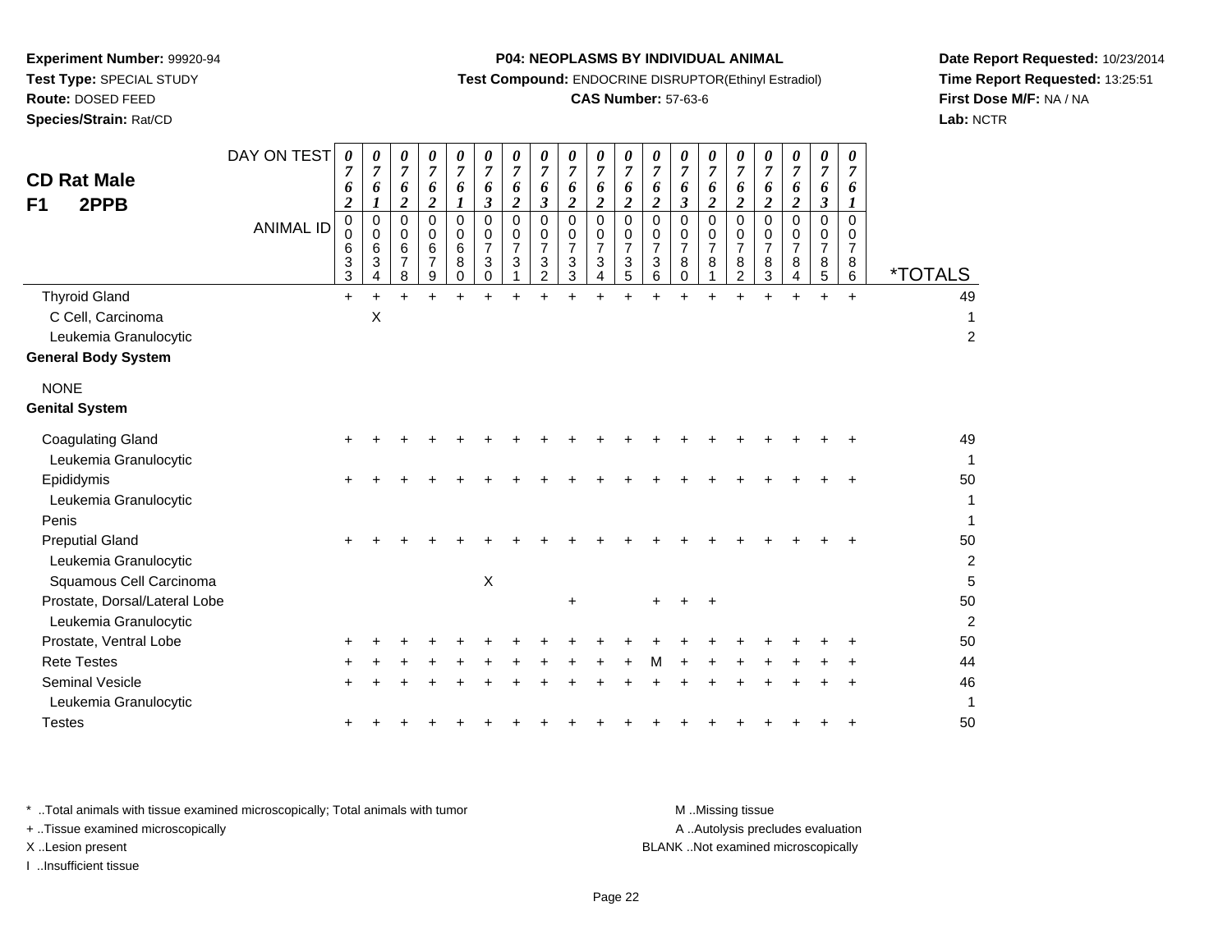**Experiment Number:** 99920-94
**Test Type:** SPECIAL STUDY
**Route:** DOSED FEED
**Species/Strain:** Rat/CD

**P04: NEOPLASMS BY INDIVIDUAL ANIMAL**
**Test Compound:** ENDOCRINE DISRUPTOR(Ethinyl Estradiol)
**CAS Number:** 57-63-6

**Date Report Requested:** 10/23/2014
**Time Report Requested:** 13:25:51
**First Dose M/F:** NA / NA
**Lab:** NCTR

## CD Rat Male
## F1 2PPB

| DAY ON TEST | 0762 | 0761 | 0762 | 0762 | 0761 | 0763 | 0762 | 0763 | 0762 | 0762 | 0762 | 0762 | 0763 | 0762 | 0762 | 0762 | 0762 | 0763 | 0761 | |
|---|---|---|---|---|---|---|---|---|---|---|---|---|---|---|---|---|---|---|---|---|
| **ANIMAL ID** | 00633 | 00634 | 00678 | 00679 | 00680 | 00730 | 00731 | 00732 | 00733 | 00734 | 00735 | 00736 | 00780 | 00781 | 00782 | 00783 | 00784 | 00785 | 00786 | ***TOTALS** |
| Thyroid Gland | + | + | + | + | + | + | + | + | + | + | + | + | + | + | + | + | + | + | + | 49 |
| C Cell, Carcinoma | | X | | | | | | | | | | | | | | | | | | 1 |
| Leukemia Granulocytic | | | | | | | | | | | | | | | | | | | | 2 |
| **General Body System** | | | | | | | | | | | | | | | | | | | | |
| NONE | | | | | | | | | | | | | | | | | | | | |
| **Genital System** | | | | | | | | | | | | | | | | | | | | |
| Coagulating Gland | + | + | + | + | + | + | + | + | + | + | + | + | + | + | + | + | + | + | + | 49 |
| Leukemia Granulocytic | | | | | | | | | | | | | | | | | | | | 1 |
| Epididymis | + | + | + | + | + | + | + | + | + | + | + | + | + | + | + | + | + | + | + | 50 |
| Leukemia Granulocytic | | | | | | | | | | | | | | | | | | | | 1 |
| Penis | | | | | | | | | | | | | | | | | | | | 1 |
| Preputial Gland | + | + | + | + | + | + | + | + | + | + | + | + | + | + | + | + | + | + | + | 50 |
| Leukemia Granulocytic | | | | | | | | | | | | | | | | | | | | 2 |
| Squamous Cell Carcinoma | | | | | | X | | | | | | | | | | | | | | 5 |
| Prostate, Dorsal/Lateral Lobe | | | | | | | | | + | | | + | + | + | | | | | | 50 |
| Leukemia Granulocytic | | | | | | | | | | | | | | | | | | | | 2 |
| Prostate, Ventral Lobe | + | + | + | + | + | + | + | + | + | + | + | + | + | + | + | + | + | + | + | 50 |
| Rete Testes | + | + | + | + | + | + | + | + | + | + | + | M | + | + | + | + | + | + | + | 44 |
| Seminal Vesicle | + | + | + | + | + | + | + | + | + | + | + | + | + | + | + | + | + | + | + | 46 |
| Leukemia Granulocytic | | | | | | | | | | | | | | | | | | | | 1 |
| Testes | + | + | + | + | + | + | + | + | + | + | + | + | + | + | + | + | + | + | + | 50 |

\* ..Total animals with tissue examined microscopically; Total animals with tumor
\+ ..Tissue examined microscopically
X ..Lesion present
I ..Insufficient tissue

M ..Missing tissue
A ..Autolysis precludes evaluation
BLANK ..Not examined microscopically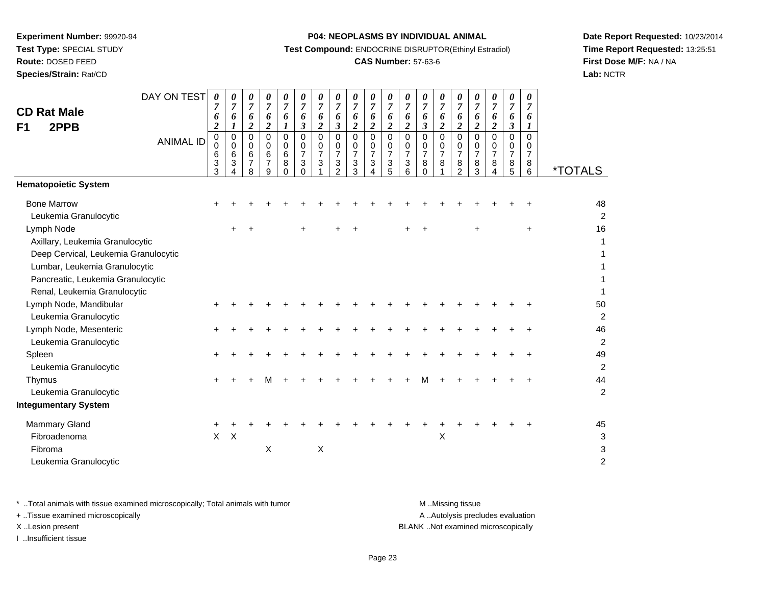**Experiment Number:** 99920-94
**Test Type:** SPECIAL STUDY
**Route:** DOSED FEED
**Species/Strain:** Rat/CD

**P04: NEOPLASMS BY INDIVIDUAL ANIMAL**
**Test Compound:** ENDOCRINE DISRUPTOR(Ethinyl Estradiol)
**CAS Number:** 57-63-6

**Date Report Requested:** 10/23/2014
**Time Report Requested:** 13:25:51
**First Dose M/F:** NA / NA
**Lab:** NCTR

## CD Rat Male
## F1 2PPB

| DAY ON TEST | 0762 | 0761 | 0762 | 0762 | 0761 | 0763 | 0762 | 0763 | 0762 | 0762 | 0762 | 0762 | 0763 | 0762 | 0762 | 0762 | 0762 | 0763 | 0761 | |
|---|---|---|---|---|---|---|---|---|---|---|---|---|---|---|---|---|---|---|---|---|
| **ANIMAL ID** | 00633 | 00634 | 00678 | 00679 | 00680 | 00730 | 00731 | 00732 | 00733 | 00734 | 00735 | 00736 | 00780 | 00781 | 00782 | 00783 | 00784 | 00785 | 00786 | ***TOTALS** |
| **Hematopoietic System** | | | | | | | | | | | | | | | | | | | | |
| Bone Marrow | + | + | + | + | + | + | + | + | + | + | + | + | + | + | + | + | + | + | + | 48 |
| Leukemia Granulocytic | | | | | | | | | | | | | | | | | | | | 2 |
| Lymph Node | | + | + | | | + | | + | + | | | + | + | | | + | | | + | 16 |
| Axillary, Leukemia Granulocytic | | | | | | | | | | | | | | | | | | | | 1 |
| Deep Cervical, Leukemia Granulocytic | | | | | | | | | | | | | | | | | | | | 1 |
| Lumbar, Leukemia Granulocytic | | | | | | | | | | | | | | | | | | | | 1 |
| Pancreatic, Leukemia Granulocytic | | | | | | | | | | | | | | | | | | | | 1 |
| Renal, Leukemia Granulocytic | | | | | | | | | | | | | | | | | | | | 1 |
| Lymph Node, Mandibular | + | + | + | + | + | + | + | + | + | + | + | + | + | + | + | + | + | + | + | 50 |
| Leukemia Granulocytic | | | | | | | | | | | | | | | | | | | | 2 |
| Lymph Node, Mesenteric | + | + | + | + | + | + | + | + | + | + | + | + | + | + | + | + | + | + | + | 46 |
| Leukemia Granulocytic | | | | | | | | | | | | | | | | | | | | 2 |
| Spleen | + | + | + | + | + | + | + | + | + | + | + | + | + | + | + | + | + | + | + | 49 |
| Leukemia Granulocytic | | | | | | | | | | | | | | | | | | | | 2 |
| Thymus | + | + | + | M | + | + | + | + | + | + | + | + | M | + | + | + | + | + | + | 44 |
| Leukemia Granulocytic | | | | | | | | | | | | | | | | | | | | 2 |
| **Integumentary System** | | | | | | | | | | | | | | | | | | | | |
| Mammary Gland | + | + | + | + | + | + | + | + | + | + | + | + | + | + | + | + | + | + | + | 45 |
| Fibroadenoma | X | X | | | | | | | | | | | | X | | | | | | 3 |
| Fibroma | | | | X | | | X | | | | | | | | | | | | | 3 |
| Leukemia Granulocytic | | | | | | | | | | | | | | | | | | | | 2 |

* ..Total animals with tissue examined microscopically; Total animals with tumor
+ ..Tissue examined microscopically
X ..Lesion present
I ..Insufficient tissue

M ..Missing tissue
A ..Autolysis precludes evaluation
BLANK ..Not examined microscopically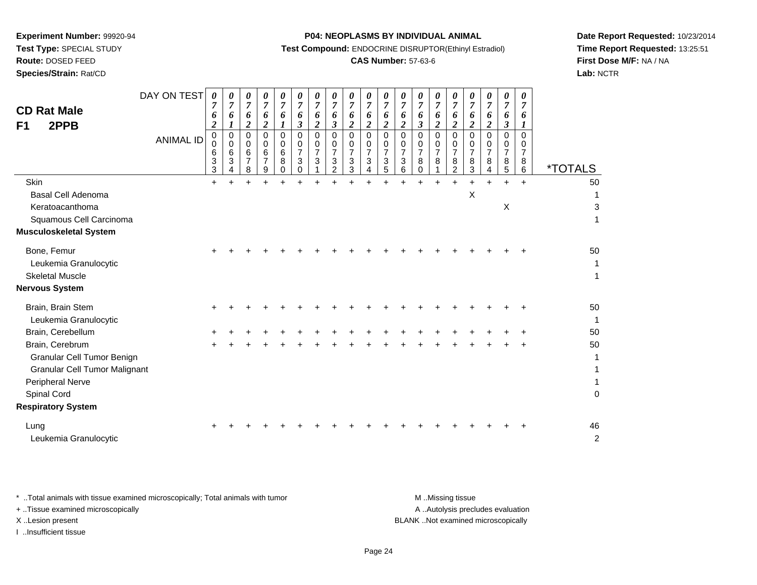**Experiment Number:** 99920-94
**Test Type:** SPECIAL STUDY
**Route:** DOSED FEED
**Species/Strain:** Rat/CD

**P04: NEOPLASMS BY INDIVIDUAL ANIMAL**
**Test Compound:** ENDOCRINE DISRUPTOR(Ethinyl Estradiol)
**CAS Number:** 57-63-6

**Date Report Requested:** 10/23/2014
**Time Report Requested:** 13:25:51
**First Dose M/F:** NA / NA
**Lab:** NCTR

## CD Rat Male
## F1 2PPB

| DAY ON TEST | 0762 | 0761 | 0762 | 0762 | 0761 | 0763 | 0762 | 0763 | 0762 | 0762 | 0762 | 0762 | 0763 | 0762 | 0762 | 0762 | 0762 | 0763 | 0761 | |
|---|---|---|---|---|---|---|---|---|---|---|---|---|---|---|---|---|---|---|---|---|
| **ANIMAL ID** | 00633 | 00634 | 00678 | 00679 | 00680 | 00730 | 00731 | 00732 | 00733 | 00734 | 00735 | 00736 | 00780 | 00781 | 00782 | 00783 | 00784 | 00785 | 00786 | ***TOTALS** |
| Skin | + | + | + | + | + | + | + | + | + | + | + | + | + | + | + | + | + | + | + | 50 |
| Basal Cell Adenoma | | | | | | | | | | | | | | | | X | | | | 1 |
| Keratoacanthoma | | | | | | | | | | | | | | | | | | X | | 3 |
| Squamous Cell Carcinoma | | | | | | | | | | | | | | | | | | | | 1 |
| **Musculoskeletal System** | | | | | | | | | | | | | | | | | | | | |
| Bone, Femur | + | + | + | + | + | + | + | + | + | + | + | + | + | + | + | + | + | + | + | 50 |
| Leukemia Granulocytic | | | | | | | | | | | | | | | | | | | | 1 |
| Skeletal Muscle | | | | | | | | | | | | | | | | | | | | 1 |
| **Nervous System** | | | | | | | | | | | | | | | | | | | | |
| Brain, Brain Stem | + | + | + | + | + | + | + | + | + | + | + | + | + | + | + | + | + | + | + | 50 |
| Leukemia Granulocytic | | | | | | | | | | | | | | | | | | | | 1 |
| Brain, Cerebellum | + | + | + | + | + | + | + | + | + | + | + | + | + | + | + | + | + | + | + | 50 |
| Brain, Cerebrum | + | + | + | + | + | + | + | + | + | + | + | + | + | + | + | + | + | + | + | 50 |
| Granular Cell Tumor Benign | | | | | | | | | | | | | | | | | | | | 1 |
| Granular Cell Tumor Malignant | | | | | | | | | | | | | | | | | | | | 1 |
| Peripheral Nerve | | | | | | | | | | | | | | | | | | | | 1 |
| Spinal Cord | | | | | | | | | | | | | | | | | | | | 0 |
| **Respiratory System** | | | | | | | | | | | | | | | | | | | | |
| Lung | + | + | + | + | + | + | + | + | + | + | + | + | + | + | + | + | + | + | + | 46 |
| Leukemia Granulocytic | | | | | | | | | | | | | | | | | | | | 2 |

\* ..Total animals with tissue examined microscopically; Total animals with tumor
\+ ..Tissue examined microscopically
X ..Lesion present
I ..Insufficient tissue

M ..Missing tissue
A ..Autolysis precludes evaluation
BLANK ..Not examined microscopically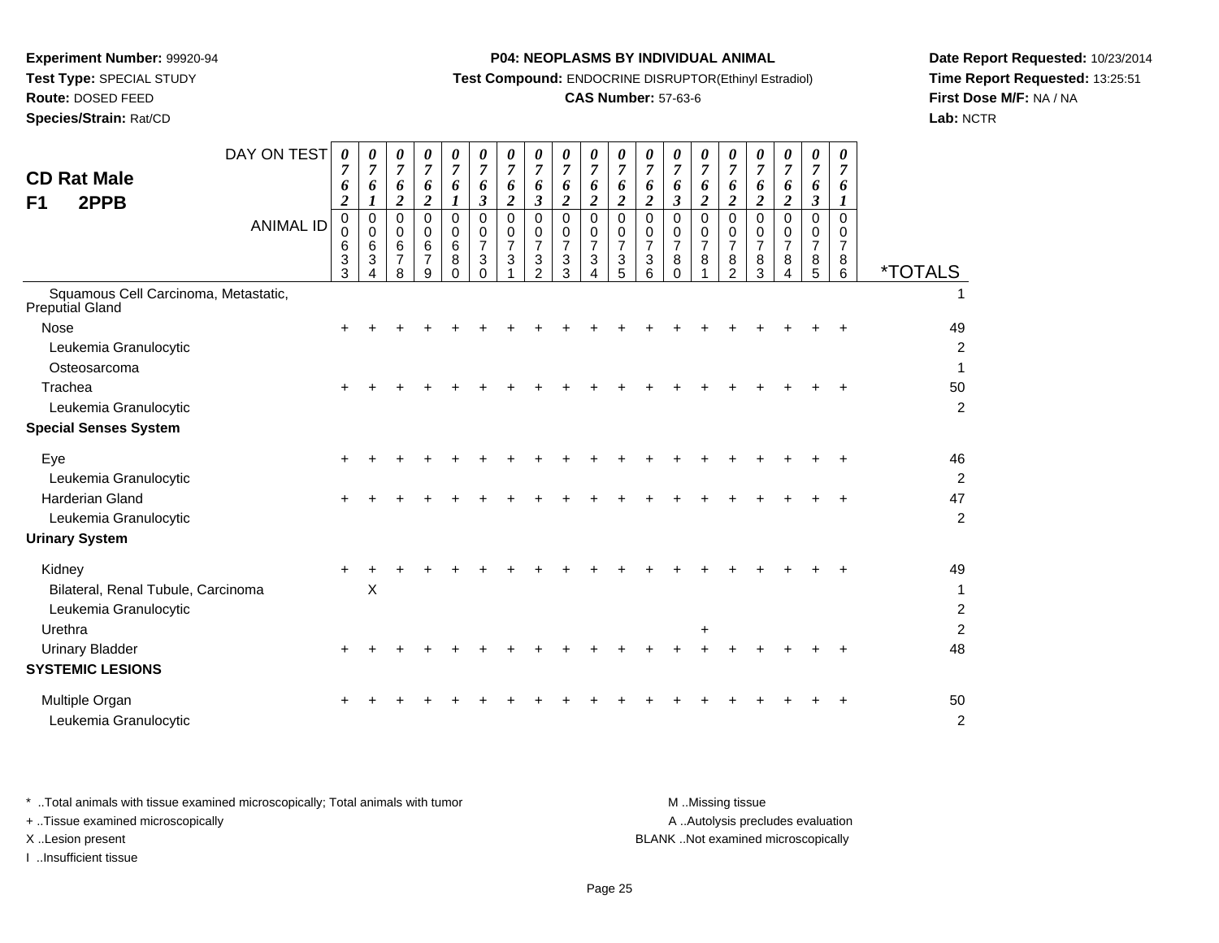**Experiment Number:** 99920-94
**Test Type:** SPECIAL STUDY
**Route:** DOSED FEED
**Species/Strain:** Rat/CD

**P04: NEOPLASMS BY INDIVIDUAL ANIMAL**
**Test Compound:** ENDOCRINE DISRUPTOR(Ethinyl Estradiol)
**CAS Number:** 57-63-6

**Date Report Requested:** 10/23/2014
**Time Report Requested:** 13:25:51
**First Dose M/F:** NA / NA
**Lab:** NCTR

**CD Rat Male**
**F1 2PPB**

| DAY ON TEST | 0762 | 0761 | 0762 | 0762 | 0761 | 0763 | 0762 | 0763 | 0762 | 0762 | 0762 | 0762 | 0763 | 0762 | 0762 | 0762 | 0762 | 0763 | 0761 | |
|---|---|---|---|---|---|---|---|---|---|---|---|---|---|---|---|---|---|---|---|---|
| **ANIMAL ID** | 00633 | 00634 | 00678 | 00679 | 00680 | 00730 | 00731 | 00732 | 00733 | 00734 | 00735 | 00736 | 00780 | 00781 | 00782 | 00783 | 00784 | 00785 | 00786 | ***TOTALS** |
| Squamous Cell Carcinoma, Metastatic, Preputial Gland | | | | | | | | | | | | | | | | | | | | 1 |
| Nose | + | + | + | + | + | + | + | + | + | + | + | + | + | + | + | + | + | + | + | 49 |
| Leukemia Granulocytic | | | | | | | | | | | | | | | | | | | | 2 |
| Osteosarcoma | | | | | | | | | | | | | | | | | | | | 1 |
| Trachea | + | + | + | + | + | + | + | + | + | + | + | + | + | + | + | + | + | + | + | 50 |
| Leukemia Granulocytic | | | | | | | | | | | | | | | | | | | | 2 |
| **Special Senses System** | | | | | | | | | | | | | | | | | | | | |
| Eye | + | + | + | + | + | + | + | + | + | + | + | + | + | + | + | + | + | + | + | 46 |
| Leukemia Granulocytic | | | | | | | | | | | | | | | | | | | | 2 |
| Harderian Gland | + | + | + | + | + | + | + | + | + | + | + | + | + | + | + | + | + | + | + | 47 |
| Leukemia Granulocytic | | | | | | | | | | | | | | | | | | | | 2 |
| **Urinary System** | | | | | | | | | | | | | | | | | | | | |
| Kidney | + | + | + | + | + | + | + | + | + | + | + | + | + | + | + | + | + | + | + | 49 |
| Bilateral, Renal Tubule, Carcinoma | | X | | | | | | | | | | | | | | | | | | 1 |
| Leukemia Granulocytic | | | | | | | | | | | | | | | | | | | | 2 |
| Urethra | | | | | | | | | | | | | | + | | | | | | 2 |
| Urinary Bladder | + | + | + | + | + | + | + | + | + | + | + | + | + | + | + | + | + | + | + | 48 |
| **SYSTEMIC LESIONS** | | | | | | | | | | | | | | | | | | | | |
| Multiple Organ | + | + | + | + | + | + | + | + | + | + | + | + | + | + | + | + | + | + | + | 50 |
| Leukemia Granulocytic | | | | | | | | | | | | | | | | | | | | 2 |

\* ..Total animals with tissue examined microscopically; Total animals with tumor
\+ ..Tissue examined microscopically
X ..Lesion present
I ..Insufficient tissue

M ..Missing tissue
A ..Autolysis precludes evaluation
BLANK ..Not examined microscopically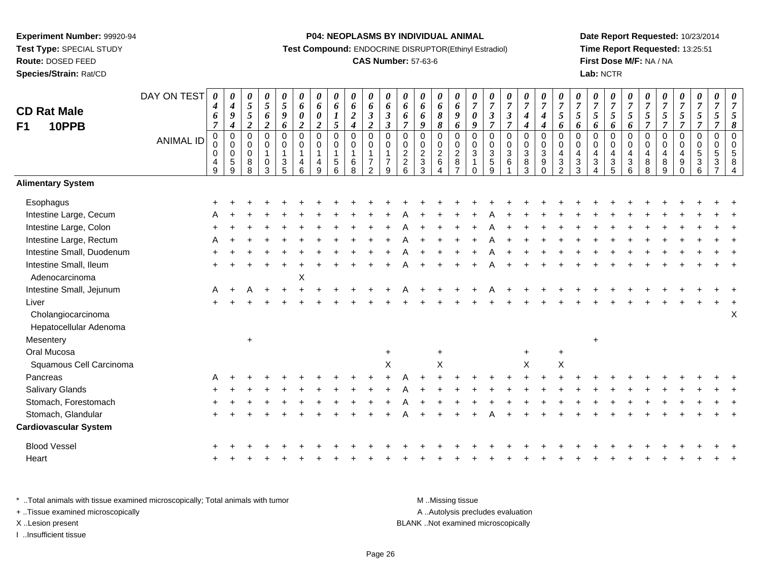**Experiment Number:** 99920-94
**Test Type:** SPECIAL STUDY
**Route:** DOSED FEED
**Species/Strain:** Rat/CD

**P04: NEOPLASMS BY INDIVIDUAL ANIMAL**
**Test Compound:** ENDOCRINE DISRUPTOR(Ethinyl Estradiol)
**CAS Number:** 57-63-6

**Date Report Requested:** 10/23/2014
**Time Report Requested:** 13:25:51
**First Dose M/F:** NA / NA
**Lab:** NCTR

**CD Rat Male**
**F1 10PPB**

| DAY ON TEST | 0467 | 0494 | 0552 | 0562 | 0596 | 0602 | 0602 | 0615 | 0624 | 0632 | 0633 | 0667 | 0669 | 0688 | 0696 | 0709 | 0737 | 0737 | 0744 | 0744 | 0756 | 0756 | 0756 | 0756 | 0756 | 0757 | 0757 | 0757 | 0757 | 0757 | 0758 |
|---|---|---|---|---|---|---|---|---|---|---|---|---|---|---|---|---|---|---|---|---|---|---|---|---|---|---|---|---|---|---|---|
| **ANIMAL ID** | 00049 | 00059 | 00088 | 00103 | 00135 | 00146 | 00149 | 00156 | 00168 | 00172 | 00179 | 00226 | 00233 | 00264 | 00287 | 00310 | 00359 | 00361 | 00383 | 00390 | 00432 | 00433 | 00434 | 00435 | 00436 | 00488 | 00489 | 00490 | 00536 | 00537 | 00584 |
| **Alimentary System** | | | | | | | | | | | | | | | | | | | | | | | | | | | | | | | |
| Esophagus | + | + | + | + | + | + | + | + | + | + | + | + | + | + | + | + | + | + | + | + | + | + | + | + | + | + | + | + | + | + | + |
| Intestine Large, Cecum | A | + | + | + | + | + | + | + | + | + | + | A | + | + | + | + | A | + | + | + | + | + | + | + | + | + | + | + | + | + | + |
| Intestine Large, Colon | + | + | + | + | + | + | + | + | + | + | + | A | + | + | + | + | A | + | + | + | + | + | + | + | + | + | + | + | + | + | + |
| Intestine Large, Rectum | A | + | + | + | + | + | + | + | + | + | + | A | + | + | + | + | A | + | + | + | + | + | + | + | + | + | + | + | + | + | + |
| Intestine Small, Duodenum | + | + | + | + | + | + | + | + | + | + | + | A | + | + | + | + | A | + | + | + | + | + | + | + | + | + | + | + | + | + | + |
| Intestine Small, Ileum | + | + | + | + | + | + | + | + | + | + | + | A | + | + | + | + | A | + | + | + | + | + | + | + | + | + | + | + | + | + | + |
| Adenocarcinoma | | | | | | X | | | | | | | | | | | | | | | | | | | | | | | | | |
| Intestine Small, Jejunum | A | + | A | + | + | + | + | + | + | + | + | A | + | + | + | + | A | + | + | + | + | + | + | + | + | + | + | + | + | + | + |
| Liver | + | + | + | + | + | + | + | + | + | + | + | + | + | + | + | + | + | + | + | + | + | + | + | + | + | + | + | + | + | + | + |
| Cholangiocarcinoma | | | | | | | | | | | | | | | | | | | | | | | | | | | | | | | X |
| Hepatocellular Adenoma | | | | | | | | | | | | | | | | | | | | | | | | | | | | | | | |
| Mesentery | | | + | | | | | | | | | | | | | | | | | | | | + | | | | | | | | |
| Oral Mucosa | | | | | | | | | | | + | | | + | | | | | + | | + | | | | | | | | | | |
| Squamous Cell Carcinoma | | | | | | | | | | | X | | | X | | | | | X | | X | | | | | | | | | | |
| Pancreas | A | + | + | + | + | + | + | + | + | + | + | A | + | + | + | + | + | + | + | + | + | + | + | + | + | + | + | + | + | + | + |
| Salivary Glands | + | + | + | + | + | + | + | + | + | + | + | A | + | + | + | + | + | + | + | + | + | + | + | + | + | + | + | + | + | + | + |
| Stomach, Forestomach | + | + | + | + | + | + | + | + | + | + | + | A | + | + | + | + | + | + | + | + | + | + | + | + | + | + | + | + | + | + | + |
| Stomach, Glandular | + | + | + | + | + | + | + | + | + | + | + | A | + | + | + | + | A | + | + | + | + | + | + | + | + | + | + | + | + | + | + |
| **Cardiovascular System** | | | | | | | | | | | | | | | | | | | | | | | | | | | | | | | |
| Blood Vessel | + | + | + | + | + | + | + | + | + | + | + | + | + | + | + | + | + | + | + | + | + | + | + | + | + | + | + | + | + | + | + |
| Heart | + | + | + | + | + | + | + | + | + | + | + | + | + | + | + | + | + | + | + | + | + | + | + | + | + | + | + | + | + | + | + |

\* ..Total animals with tissue examined microscopically; Total animals with tumor
\+ ..Tissue examined microscopically
X ..Lesion present
I ..Insufficient tissue

M ..Missing tissue
A ..Autolysis precludes evaluation
BLANK ..Not examined microscopically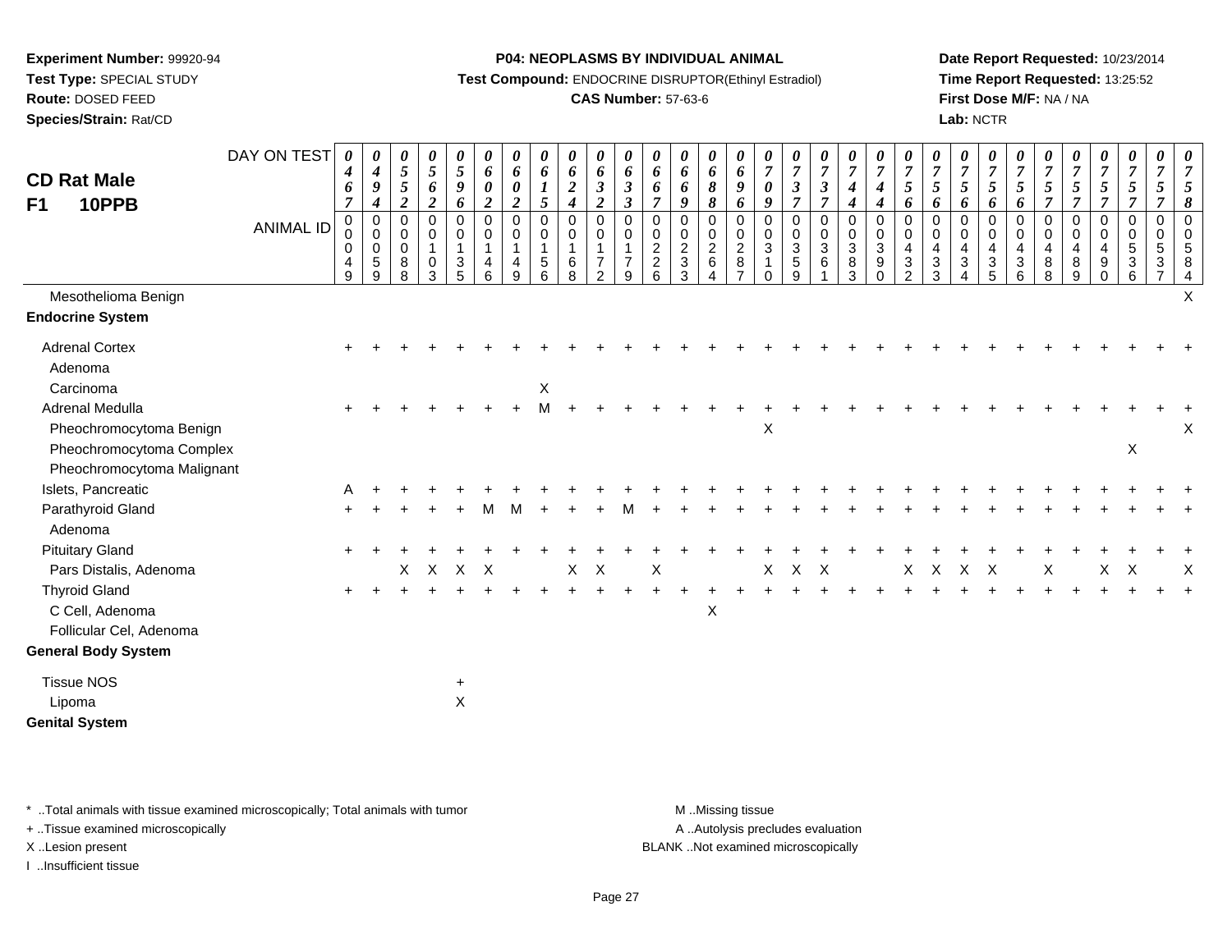**Experiment Number:** 99920-94
**Test Type:** SPECIAL STUDY
**Route:** DOSED FEED
**Species/Strain:** Rat/CD

**P04: NEOPLASMS BY INDIVIDUAL ANIMAL**
**Test Compound:** ENDOCRINE DISRUPTOR(Ethinyl Estradiol)
**CAS Number:** 57-63-6

**Date Report Requested:** 10/23/2014
**Time Report Requested:** 13:25:52
**First Dose M/F:** NA / NA
**Lab:** NCTR

## CD Rat Male F1 10PPB

| DAY ON TEST | 0467 | 0494 | 0552 | 0562 | 0596 | 0602 | 0602 | 0615 | 0624 | 0632 | 0633 | 0667 | 0669 | 0688 | 0696 | 0709 | 0737 | 0737 | 0744 | 0744 | 0756 | 0756 | 0756 | 0756 | 0756 | 0757 | 0757 | 0757 | 0757 | 0757 | 0758 |
|---|---|---|---|---|---|---|---|---|---|---|---|---|---|---|---|---|---|---|---|---|---|---|---|---|---|---|---|---|---|---|---|
| **ANIMAL ID** | 00049 | 00059 | 00088 | 00103 | 00135 | 00146 | 00149 | 00156 | 00168 | 00172 | 00179 | 00226 | 00233 | 00264 | 00287 | 00310 | 00359 | 00361 | 00383 | 00390 | 00432 | 00433 | 00434 | 00435 | 00436 | 00488 | 00489 | 00490 | 00536 | 00537 | 00584 |
| Mesothelioma Benign | | | | | | | | | | | | | | | | | | | | | | | | | | | | | | | X |
| **Endocrine System** | | | | | | | | | | | | | | | | | | | | | | | | | | | | | | | |
| Adrenal Cortex | + | + | + | + | + | + | + | + | + | + | + | + | + | + | + | + | + | + | + | + | + | + | + | + | + | + | + | + | + | + | + |
| Adenoma | | | | | | | | | | | | | | | | | | | | | | | | | | | | | | | |
| Carcinoma | | | | | | | | X | | | | | | | | | | | | | | | | | | | | | | | |
| Adrenal Medulla | + | + | + | + | + | + | + | M | + | + | + | + | + | + | + | + | + | + | + | + | + | + | + | + | + | + | + | + | + | + | + |
| Pheochromocytoma Benign | | | | | | | | | | | | | | | | X | | | | | | | | | | | | | | | X |
| Pheochromocytoma Complex | | | | | | | | | | | | | | | | | | | | | | | | | | | | | X | | |
| Pheochromocytoma Malignant | | | | | | | | | | | | | | | | | | | | | | | | | | | | | | | |
| Islets, Pancreatic | A | + | + | + | + | + | + | + | + | + | + | + | + | + | + | + | + | + | + | + | + | + | + | + | + | + | + | + | + | + | + |
| Parathyroid Gland | + | + | + | + | + | M | M | + | + | + | M | + | + | + | + | + | + | + | + | + | + | + | + | + | + | + | + | + | + | + | + |
| Adenoma | | | | | | | | | | | | | | | | | | | | | | | | | | | | | | | |
| Pituitary Gland | + | + | + | + | + | + | + | + | + | + | + | + | + | + | + | + | + | + | + | + | + | + | + | + | + | + | + | + | + | + | + |
| Pars Distalis, Adenoma | | | X | X | X | X | | | X | X | | X | | | | X | X | X | | | X | X | X | X | | X | | X | X | | X |
| Thyroid Gland | + | + | + | + | + | + | + | + | + | + | + | + | + | + | + | + | + | + | + | + | + | + | + | + | + | + | + | + | + | + | + |
| C Cell, Adenoma | | | | | | | | | | | | | | X | | | | | | | | | | | | | | | | | |
| Follicular Cel, Adenoma | | | | | | | | | | | | | | | | | | | | | | | | | | | | | | | |
| **General Body System** | | | | | | | | | | | | | | | | | | | | | | | | | | | | | | | |
| Tissue NOS | | | | | + | | | | | | | | | | | | | | | | | | | | | | | | | | |
| Lipoma | | | | | X | | | | | | | | | | | | | | | | | | | | | | | | | | |
| **Genital System** | | | | | | | | | | | | | | | | | | | | | | | | | | | | | | | |

\* ..Total animals with tissue examined microscopically; Total animals with tumor
\+ ..Tissue examined microscopically
X ..Lesion present
I ..Insufficient tissue

M ..Missing tissue
A ..Autolysis precludes evaluation
BLANK ..Not examined microscopically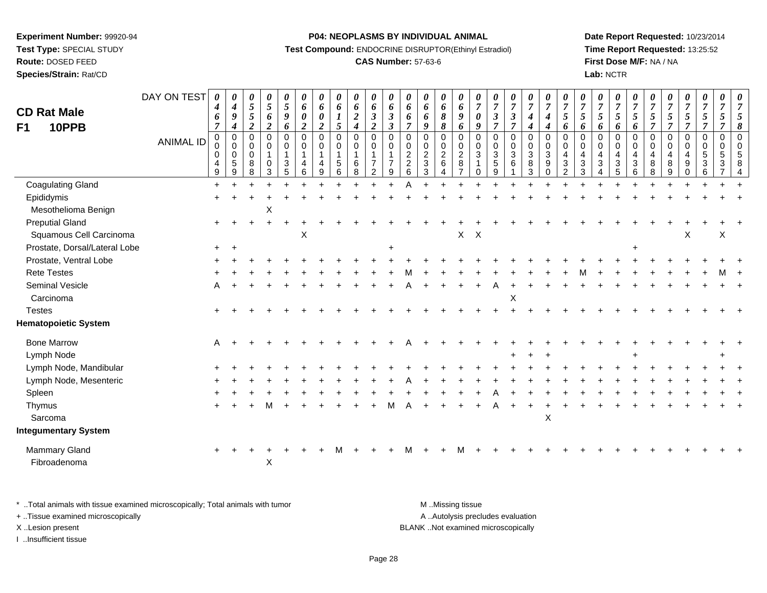**Experiment Number:** 99920-94
**Test Type:** SPECIAL STUDY
**Route:** DOSED FEED
**Species/Strain:** Rat/CD

**P04: NEOPLASMS BY INDIVIDUAL ANIMAL**
**Test Compound:** ENDOCRINE DISRUPTOR(Ethinyl Estradiol)
**CAS Number:** 57-63-6

**Date Report Requested:** 10/23/2014
**Time Report Requested:** 13:25:52
**First Dose M/F:** NA / NA
**Lab:** NCTR

**CD Rat Male**
**F1 10PPB**

| DAY ON TEST | 0467 | 0494 | 0552 | 0562 | 0596 | 0602 | 0602 | 0615 | 0624 | 0632 | 0633 | 0667 | 0669 | 0688 | 0696 | 0709 | 0737 | 0737 | 0744 | 0744 | 0756 | 0756 | 0756 | 0756 | 0756 | 0757 | 0757 | 0757 | 0757 | 0757 | 0758 |
|---|---|---|---|---|---|---|---|---|---|---|---|---|---|---|---|---|---|---|---|---|---|---|---|---|---|---|---|---|---|---|---|
| **ANIMAL ID** | 00049 | 00059 | 00088 | 00103 | 00135 | 00146 | 00149 | 00156 | 00168 | 00172 | 00179 | 00226 | 00233 | 00264 | 00287 | 00310 | 00359 | 00361 | 00383 | 00390 | 00432 | 00433 | 00434 | 00435 | 00436 | 00488 | 00489 | 00490 | 00536 | 00537 | 00584 |
| Coagulating Gland | + | + | + | + | + | + | + | + | + | + | + | A | + | + | + | + | + | + | + | + | + | + | + | + | + | + | + | + | + | + | + |
| Epididymis | + | + | + | + | + | + | + | + | + | + | + | + | + | + | + | + | + | + | + | + | + | + | + | + | + | + | + | + | + | + | + |
| Mesothelioma Benign | | | | X | | | | | | | | | | | | | | | | | | | | | | | | | | | |
| Preputial Gland | + | + | + | + | + | + | + | + | + | + | + | + | + | + | + | + | + | + | + | + | + | + | + | + | + | + | + | + | + | + | + |
| Squamous Cell Carcinoma | | | | | | X | | | | | | | | | X | X | | | | | | | | | | | | X | | X | |
| Prostate, Dorsal/Lateral Lobe | + | + | | | | | | | | | + | | | | | | | | | | | | | | + | | | | | | |
| Prostate, Ventral Lobe | + | + | + | + | + | + | + | + | + | + | + | + | + | + | + | + | + | + | + | + | + | + | + | + | + | + | + | + | + | + | + |
| Rete Testes | + | + | + | + | + | + | + | + | + | + | + | M | + | + | + | + | + | + | + | + | + | M | + | + | + | + | + | + | + | M | + |
| Seminal Vesicle | A | + | + | + | + | + | + | + | + | + | + | A | + | + | + | + | A | + | + | + | + | + | + | + | + | + | + | + | + | + | + |
| Carcinoma | | | | | | | | | | | | | | | | | | X | | | | | | | | | | | | | |
| Testes | + | + | + | + | + | + | + | + | + | + | + | + | + | + | + | + | + | + | + | + | + | + | + | + | + | + | + | + | + | + | + |
| **Hematopoietic System** | | | | | | | | | | | | | | | | | | | | | | | | | | | | | | | |
| Bone Marrow | A | + | + | + | + | + | + | + | + | + | + | A | + | + | + | + | + | + | + | + | + | + | + | + | + | + | + | + | + | + | + |
| Lymph Node | | | | | | | | | | | | | | | | | | + | + | + | | | | | + | | | | | + | |
| Lymph Node, Mandibular | + | + | + | + | + | + | + | + | + | + | + | + | + | + | + | + | + | + | + | + | + | + | + | + | + | + | + | + | + | + | + |
| Lymph Node, Mesenteric | + | + | + | + | + | + | + | + | + | + | + | A | + | + | + | + | + | + | + | + | + | + | + | + | + | + | + | + | + | + | + |
| Spleen | + | + | + | + | + | + | + | + | + | + | + | + | + | + | + | + | A | + | + | + | + | + | + | + | + | + | + | + | + | + | + |
| Thymus | + | + | + | M | + | + | + | + | + | + | M | A | + | + | + | + | A | + | + | + | + | + | + | + | + | + | + | + | + | + | + |
| Sarcoma | | | | | | | | | | | | | | | | | | | | X | | | | | | | | | | | |
| **Integumentary System** | | | | | | | | | | | | | | | | | | | | | | | | | | | | | | | |
| Mammary Gland | + | + | + | + | + | + | + | M | + | + | + | M | + | + | M | + | + | + | + | + | + | + | + | + | + | + | + | + | + | + | + |
| Fibroadenoma | | | | X | | | | | | | | | | | | | | | | | | | | | | | | | | | |

\* ..Total animals with tissue examined microscopically; Total animals with tumor
+ ..Tissue examined microscopically
X ..Lesion present
I ..Insufficient tissue

M ..Missing tissue
A ..Autolysis precludes evaluation
BLANK ..Not examined microscopically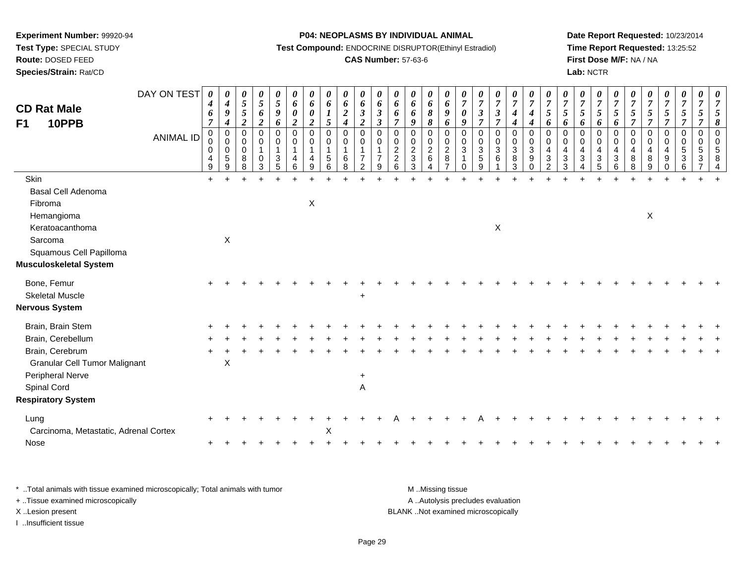**Experiment Number:** 99920-94
**Test Type:** SPECIAL STUDY
**Route:** DOSED FEED
**Species/Strain:** Rat/CD

**P04: NEOPLASMS BY INDIVIDUAL ANIMAL**
**Test Compound:** ENDOCRINE DISRUPTOR(Ethinyl Estradiol)
**CAS Number:** 57-63-6

**Date Report Requested:** 10/23/2014
**Time Report Requested:** 13:25:52
**First Dose M/F:** NA / NA
**Lab:** NCTR

## CD Rat Male F1 10PPB

| DAY ON TEST | 0467 | 0494 | 0552 | 0562 | 0596 | 0602 | 0602 | 0615 | 0624 | 0632 | 0633 | 0667 | 0669 | 0688 | 0696 | 0709 | 0737 | 0737 | 0744 | 0744 | 0756 | 0756 | 0756 | 0756 | 0756 | 0757 | 0757 | 0757 | 0757 | 0757 | 0758 |
|---|---|---|---|---|---|---|---|---|---|---|---|---|---|---|---|---|---|---|---|---|---|---|---|---|---|---|---|---|---|---|---|
| **ANIMAL ID** | 00049 | 00059 | 00088 | 00103 | 00135 | 00146 | 00149 | 00156 | 00168 | 00172 | 00179 | 00226 | 00233 | 00264 | 00287 | 00310 | 00359 | 00361 | 00383 | 00390 | 00432 | 00433 | 00434 | 00435 | 00436 | 00488 | 00489 | 00490 | 00536 | 00537 | 00584 |
| Skin | + | + | + | + | + | + | + | + | + | + | + | + | + | + | + | + | + | + | + | + | + | + | + | + | + | + | + | + | + | + | + |
| Basal Cell Adenoma | | | | | | | | | | | | | | | | | | | | | | | | | | | | | | | |
| Fibroma | | | | | | | X | | | | | | | | | | | | | | | | | | | | | | | | |
| Hemangioma | | | | | | | | | | | | | | | | | | | | | | | | | | | X | | | | |
| Keratoacanthoma | | | | | | | | | | | | | | | | | | X | | | | | | | | | | | | | |
| Sarcoma | | X | | | | | | | | | | | | | | | | | | | | | | | | | | | | | |
| Squamous Cell Papilloma | | | | | | | | | | | | | | | | | | | | | | | | | | | | | | | |
| **Musculoskeletal System** | | | | | | | | | | | | | | | | | | | | | | | | | | | | | | | |
| Bone, Femur | + | + | + | + | + | + | + | + | + | + | + | + | + | + | + | + | + | + | + | + | + | + | + | + | + | + | + | + | + | + | + |
| Skeletal Muscle | | | | | | | | | | + | | | | | | | | | | | | | | | | | | | | | |
| **Nervous System** | | | | | | | | | | | | | | | | | | | | | | | | | | | | | | | |
| Brain, Brain Stem | + | + | + | + | + | + | + | + | + | + | + | + | + | + | + | + | + | + | + | + | + | + | + | + | + | + | + | + | + | + | + |
| Brain, Cerebellum | + | + | + | + | + | + | + | + | + | + | + | + | + | + | + | + | + | + | + | + | + | + | + | + | + | + | + | + | + | + | + |
| Brain, Cerebrum | + | + | + | + | + | + | + | + | + | + | + | + | + | + | + | + | + | + | + | + | + | + | + | + | + | + | + | + | + | + | + |
| Granular Cell Tumor Malignant | | X | | | | | | | | | | | | | | | | | | | | | | | | | | | | | |
| Peripheral Nerve | | | | | | | | | | + | | | | | | | | | | | | | | | | | | | | | |
| Spinal Cord | | | | | | | | | | A | | | | | | | | | | | | | | | | | | | | | |
| **Respiratory System** | | | | | | | | | | | | | | | | | | | | | | | | | | | | | | | |
| Lung | + | + | + | + | + | + | + | + | + | + | + | A | + | + | + | + | A | + | + | + | + | + | + | + | + | + | + | + | + | + | + |
| Carcinoma, Metastatic, Adrenal Cortex | | | | | | | | X | | | | | | | | | | | | | | | | | | | | | | | |
| Nose | + | + | + | + | + | + | + | + | + | + | + | + | + | + | + | + | + | + | + | + | + | + | + | + | + | + | + | + | + | + | + |

\* ..Total animals with tissue examined microscopically; Total animals with tumor
+ ..Tissue examined microscopically
X ..Lesion present
I ..Insufficient tissue

M ..Missing tissue
A ..Autolysis precludes evaluation
BLANK ..Not examined microscopically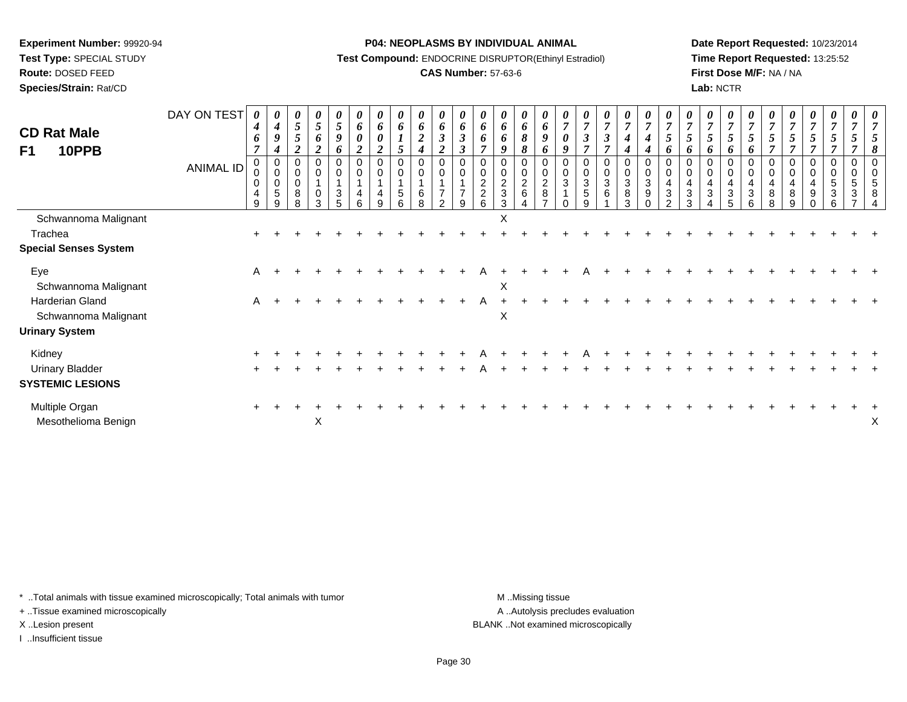**Experiment Number:** 99920-94
**Test Type:** SPECIAL STUDY
**Route:** DOSED FEED
**Species/Strain:** Rat/CD

**P04: NEOPLASMS BY INDIVIDUAL ANIMAL**
**Test Compound:** ENDOCRINE DISRUPTOR(Ethinyl Estradiol)
**CAS Number:** 57-63-6

**Date Report Requested:** 10/23/2014
**Time Report Requested:** 13:25:52
**First Dose M/F:** NA / NA
**Lab:** NCTR

## CD Rat Male F1 10PPB

| DAY ON TEST | 0467 | 0494 | 0552 | 0562 | 0596 | 0602 | 0602 | 0615 | 0624 | 0632 | 0633 | 0667 | 0669 | 0688 | 0696 | 0709 | 0737 | 0737 | 0744 | 0744 | 0756 | 0756 | 0756 | 0756 | 0756 | 0757 | 0757 | 0757 | 0757 | 0757 | 0758 |
|---|---|---|---|---|---|---|---|---|---|---|---|---|---|---|---|---|---|---|---|---|---|---|---|---|---|---|---|---|---|---|---|
| **ANIMAL ID** | 00049 | 00059 | 00088 | 00103 | 00135 | 00146 | 00149 | 00156 | 00168 | 00172 | 00179 | 00226 | 00233 | 00264 | 00287 | 00310 | 00359 | 00361 | 00383 | 00390 | 00432 | 00433 | 00434 | 00435 | 00436 | 00488 | 00489 | 00490 | 00536 | 00537 | 00584 |
| Schwannoma Malignant | | | | | | | | | | | | | X | | | | | | | | | | | | | | | | | | |
| Trachea | + | + | + | + | + | + | + | + | + | + | + | + | + | + | + | + | + | + | + | + | + | + | + | + | + | + | + | + | + | + | + |
| **Special Senses System** | | | | | | | | | | | | | | | | | | | | | | | | | | | | | | | |
| Eye | A | + | + | + | + | + | + | + | + | + | + | A | + | + | + | + | A | + | + | + | + | + | + | + | + | + | + | + | + | + | + |
| Schwannoma Malignant | | | | | | | | | | | | | X | | | | | | | | | | | | | | | | | | |
| Harderian Gland | A | + | + | + | + | + | + | + | + | + | + | A | + | + | + | + | + | + | + | + | + | + | + | + | + | + | + | + | + | + | + |
| Schwannoma Malignant | | | | | | | | | | | | | X | | | | | | | | | | | | | | | | | | |
| **Urinary System** | | | | | | | | | | | | | | | | | | | | | | | | | | | | | | | |
| Kidney | + | + | + | + | + | + | + | + | + | + | + | A | + | + | + | + | A | + | + | + | + | + | + | + | + | + | + | + | + | + | + |
| Urinary Bladder | + | + | + | + | + | + | + | + | + | + | + | A | + | + | + | + | + | + | + | + | + | + | + | + | + | + | + | + | + | + | + |
| **SYSTEMIC LESIONS** | | | | | | | | | | | | | | | | | | | | | | | | | | | | | | | |
| Multiple Organ | + | + | + | + | + | + | + | + | + | + | + | + | + | + | + | + | + | + | + | + | + | + | + | + | + | + | + | + | + | + | + |
| Mesothelioma Benign | | | | X | | | | | | | | | | | | | | | | | | | | | | | | | | | X |

\* ..Total animals with tissue examined microscopically; Total animals with tumor
+ ..Tissue examined microscopically
X ..Lesion present
I ..Insufficient tissue

M ..Missing tissue
A ..Autolysis precludes evaluation
BLANK ..Not examined microscopically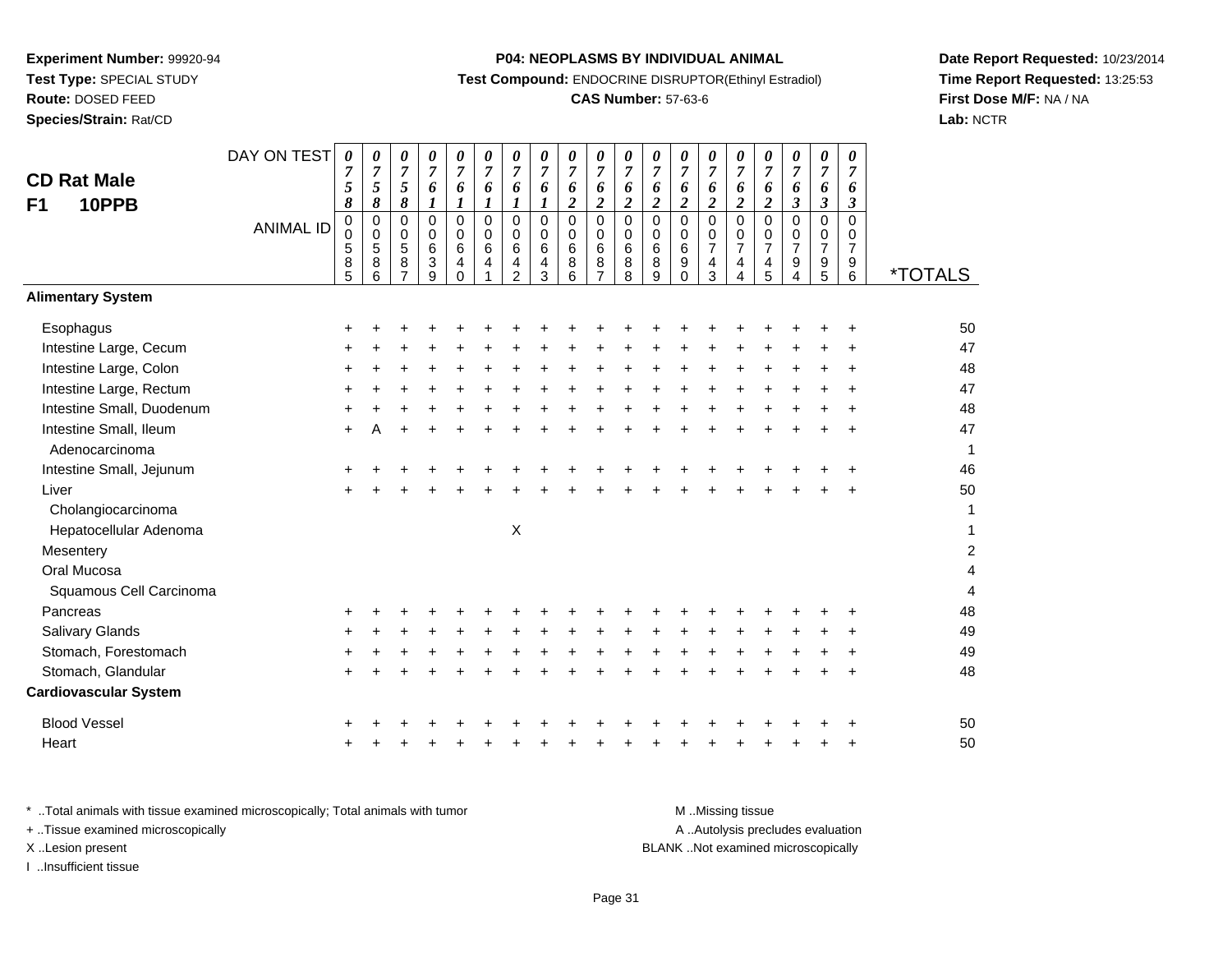**Experiment Number:** 99920-94
**Test Type:** SPECIAL STUDY
**Route:** DOSED FEED
**Species/Strain:** Rat/CD

**P04: NEOPLASMS BY INDIVIDUAL ANIMAL**
**Test Compound:** ENDOCRINE DISRUPTOR(Ethinyl Estradiol)
**CAS Number:** 57-63-6

**Date Report Requested:** 10/23/2014
**Time Report Requested:** 13:25:53
**First Dose M/F:** NA / NA
**Lab:** NCTR

## CD Rat Male
## F1 10PPB

| DAY ON TEST | 0758 | 0758 | 0758 | 0761 | 0761 | 0761 | 0761 | 0761 | 0762 | 0762 | 0762 | 0762 | 0762 | 0762 | 0762 | 0762 | 0763 | 0763 | 0763 | |
|---|---|---|---|---|---|---|---|---|---|---|---|---|---|---|---|---|---|---|---|---|
| **ANIMAL ID** | 00585 | 00586 | 00587 | 00639 | 00640 | 00641 | 00642 | 00643 | 00686 | 00687 | 00688 | 00689 | 00690 | 00743 | 00744 | 00745 | 00794 | 00795 | 00796 | ***TOTALS** |
| **Alimentary System** | | | | | | | | | | | | | | | | | | | | |
| Esophagus | + | + | + | + | + | + | + | + | + | + | + | + | + | + | + | + | + | + | + | 50 |
| Intestine Large, Cecum | + | + | + | + | + | + | + | + | + | + | + | + | + | + | + | + | + | + | + | 47 |
| Intestine Large, Colon | + | + | + | + | + | + | + | + | + | + | + | + | + | + | + | + | + | + | + | 48 |
| Intestine Large, Rectum | + | + | + | + | + | + | + | + | + | + | + | + | + | + | + | + | + | + | + | 47 |
| Intestine Small, Duodenum | + | + | + | + | + | + | + | + | + | + | + | + | + | + | + | + | + | + | + | 48 |
| Intestine Small, Ileum | + | A | + | + | + | + | + | + | + | + | + | + | + | + | + | + | + | + | + | 47 |
| Adenocarcinoma | | | | | | | | | | | | | | | | | | | | 1 |
| Intestine Small, Jejunum | + | + | + | + | + | + | + | + | + | + | + | + | + | + | + | + | + | + | + | 46 |
| Liver | + | + | + | + | + | + | + | + | + | + | + | + | + | + | + | + | + | + | + | 50 |
| Cholangiocarcinoma | | | | | | | | | | | | | | | | | | | | 1 |
| Hepatocellular Adenoma | | | | | | | X | | | | | | | | | | | | | 1 |
| Mesentery | | | | | | | | | | | | | | | | | | | | 2 |
| Oral Mucosa | | | | | | | | | | | | | | | | | | | | 4 |
| Squamous Cell Carcinoma | | | | | | | | | | | | | | | | | | | | 4 |
| Pancreas | + | + | + | + | + | + | + | + | + | + | + | + | + | + | + | + | + | + | + | 48 |
| Salivary Glands | + | + | + | + | + | + | + | + | + | + | + | + | + | + | + | + | + | + | + | 49 |
| Stomach, Forestomach | + | + | + | + | + | + | + | + | + | + | + | + | + | + | + | + | + | + | + | 49 |
| Stomach, Glandular | + | + | + | + | + | + | + | + | + | + | + | + | + | + | + | + | + | + | + | 48 |
| **Cardiovascular System** | | | | | | | | | | | | | | | | | | | | |
| Blood Vessel | + | + | + | + | + | + | + | + | + | + | + | + | + | + | + | + | + | + | + | 50 |
| Heart | + | + | + | + | + | + | + | + | + | + | + | + | + | + | + | + | + | + | + | 50 |

* ..Total animals with tissue examined microscopically; Total animals with tumor
+ ..Tissue examined microscopically
X ..Lesion present
I ..Insufficient tissue

M ..Missing tissue
A ..Autolysis precludes evaluation
BLANK ..Not examined microscopically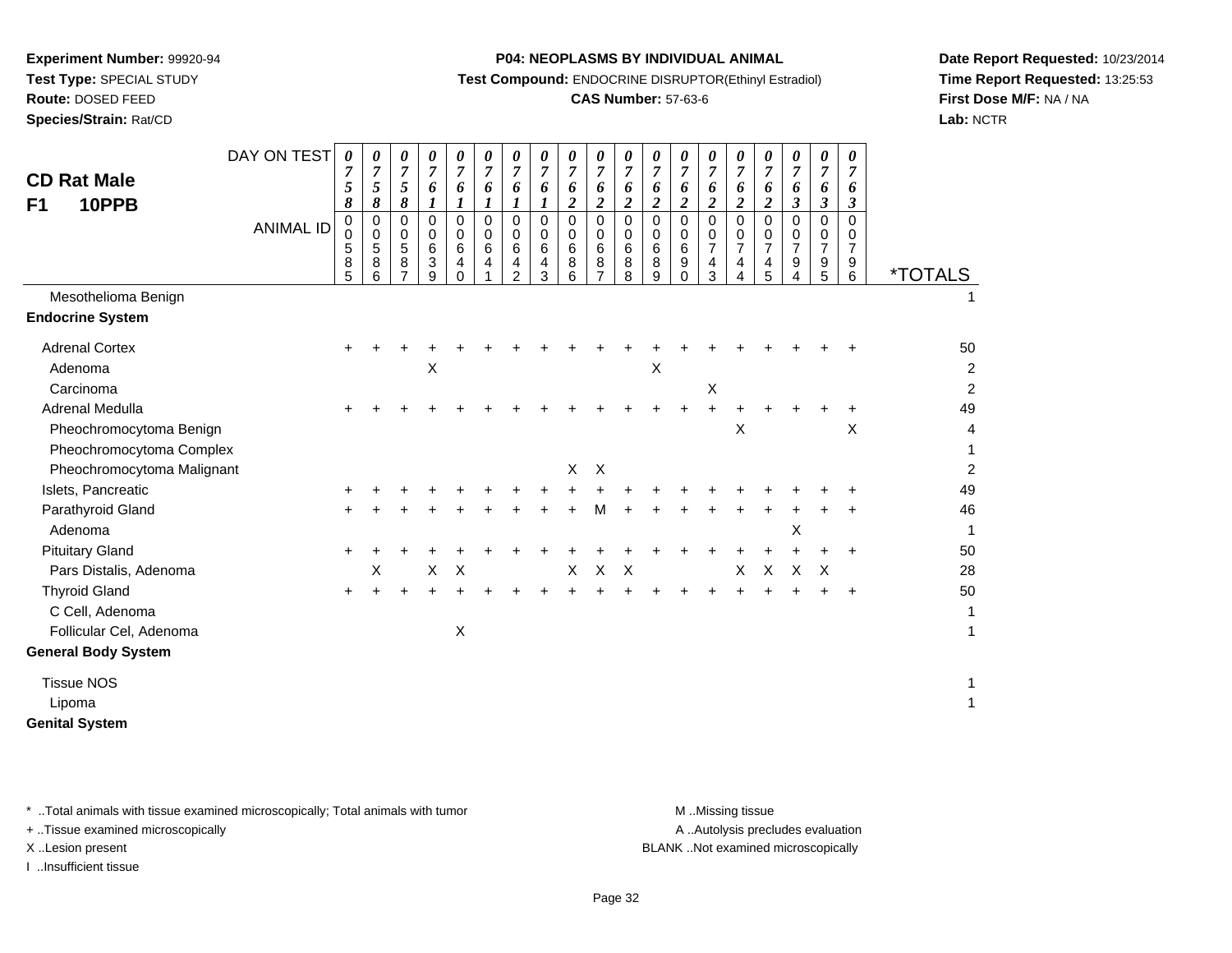**Experiment Number:** 99920-94
**Test Type:** SPECIAL STUDY
**Route:** DOSED FEED
**Species/Strain:** Rat/CD

**P04: NEOPLASMS BY INDIVIDUAL ANIMAL**
**Test Compound:** ENDOCRINE DISRUPTOR(Ethinyl Estradiol)
**CAS Number:** 57-63-6

**Date Report Requested:** 10/23/2014
**Time Report Requested:** 13:25:53
**First Dose M/F:** NA / NA
**Lab:** NCTR

## CD Rat Male F1 10PPB

| DAY ON TEST | 0758 | 0758 | 0758 | 0761 | 0761 | 0761 | 0761 | 0761 | 0762 | 0762 | 0762 | 0762 | 0762 | 0762 | 0762 | 0762 | 0763 | 0763 | 0763 | |
|---|---|---|---|---|---|---|---|---|---|---|---|---|---|---|---|---|---|---|---|---|
| **ANIMAL ID** | 00585 | 00586 | 00587 | 00639 | 00640 | 00641 | 00642 | 00643 | 00686 | 00687 | 00688 | 00689 | 00690 | 00743 | 00744 | 00745 | 00794 | 00795 | 00796 | ***TOTALS** |
| Mesothelioma Benign | | | | | | | | | | | | | | | | | | | | 1 |
| **Endocrine System** | | | | | | | | | | | | | | | | | | | | |
| Adrenal Cortex | + | + | + | + | + | + | + | + | + | + | + | + | + | + | + | + | + | + | + | 50 |
| Adenoma | | | | X | | | | | | | | X | | | | | | | | 2 |
| Carcinoma | | | | | | | | | | | | | | X | | | | | | 2 |
| Adrenal Medulla | + | + | + | + | + | + | + | + | + | + | + | + | + | + | + | + | + | + | + | 49 |
| Pheochromocytoma Benign | | | | | | | | | | | | | | | X | | | | X | 4 |
| Pheochromocytoma Complex | | | | | | | | | | | | | | | | | | | | 1 |
| Pheochromocytoma Malignant | | | | | | | | | X | X | | | | | | | | | | 2 |
| Islets, Pancreatic | + | + | + | + | + | + | + | + | + | + | + | + | + | + | + | + | + | + | + | 49 |
| Parathyroid Gland | + | + | + | + | + | + | + | + | + | M | + | + | + | + | + | + | + | + | + | 46 |
| Adenoma | | | | | | | | | | | | | | | | | X | | | 1 |
| Pituitary Gland | + | + | + | + | + | + | + | + | + | + | + | + | + | + | + | + | + | + | + | 50 |
| Pars Distalis, Adenoma | | X | | X | X | | | | X | X | X | | | | X | X | X | X | | 28 |
| Thyroid Gland | + | + | + | + | + | + | + | + | + | + | + | + | + | + | + | + | + | + | + | 50 |
| C Cell, Adenoma | | | | | | | | | | | | | | | | | | | | 1 |
| Follicular Cel, Adenoma | | | | | X | | | | | | | | | | | | | | | 1 |
| **General Body System** | | | | | | | | | | | | | | | | | | | | |
| Tissue NOS | | | | | | | | | | | | | | | | | | | | 1 |
| Lipoma | | | | | | | | | | | | | | | | | | | | 1 |
| **Genital System** | | | | | | | | | | | | | | | | | | | | |

\* ..Total animals with tissue examined microscopically; Total animals with tumor
+ ..Tissue examined microscopically
X ..Lesion present
I ..Insufficient tissue

M ..Missing tissue
A ..Autolysis precludes evaluation
BLANK ..Not examined microscopically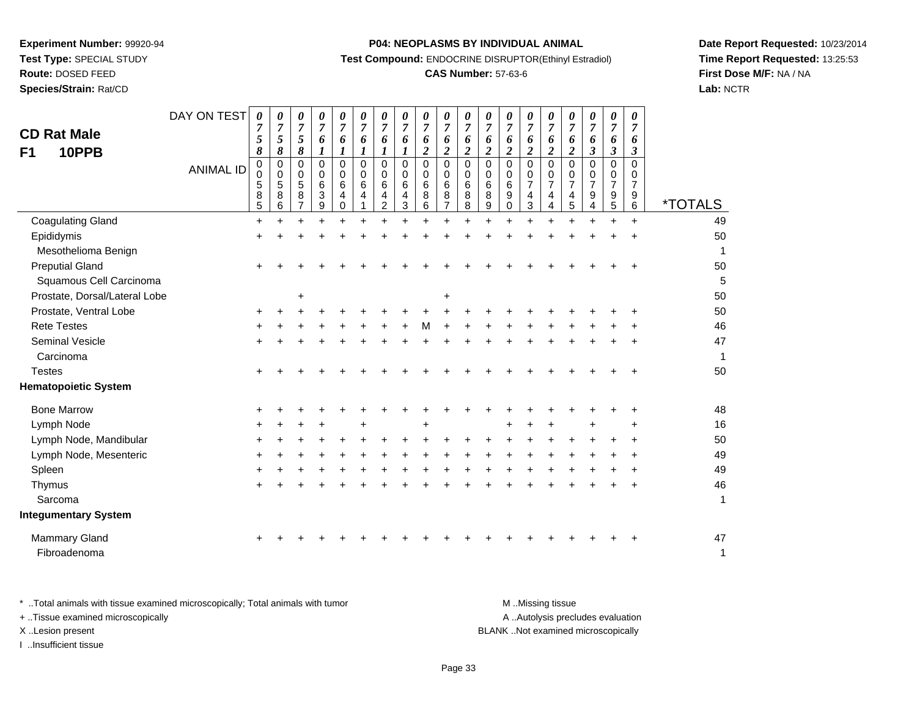**Experiment Number:** 99920-94
**Test Type:** SPECIAL STUDY
**Route:** DOSED FEED
**Species/Strain:** Rat/CD

**P04: NEOPLASMS BY INDIVIDUAL ANIMAL**
**Test Compound:** ENDOCRINE DISRUPTOR(Ethinyl Estradiol)
**CAS Number:** 57-63-6

**Date Report Requested:** 10/23/2014
**Time Report Requested:** 13:25:53
**First Dose M/F:** NA / NA
**Lab:** NCTR

## CD Rat Male
## F1 10PPB

| DAY ON TEST | 0758 | 0758 | 0758 | 0761 | 0761 | 0761 | 0761 | 0761 | 0762 | 0762 | 0762 | 0762 | 0762 | 0762 | 0762 | 0762 | 0763 | 0763 | 0763 | |
|---|---|---|---|---|---|---|---|---|---|---|---|---|---|---|---|---|---|---|---|---|
| **ANIMAL ID** | 00585 | 00586 | 00587 | 00639 | 00640 | 00641 | 00642 | 00643 | 00686 | 00687 | 00688 | 00689 | 00690 | 00743 | 00744 | 00745 | 00794 | 00795 | 00796 | ***TOTALS** |
| Coagulating Gland | + | + | + | + | + | + | + | + | + | + | + | + | + | + | + | + | + | + | + | 49 |
| Epididymis | + | + | + | + | + | + | + | + | + | + | + | + | + | + | + | + | + | + | + | 50 |
| Mesothelioma Benign | | | | | | | | | | | | | | | | | | | | 1 |
| Preputial Gland | + | + | + | + | + | + | + | + | + | + | + | + | + | + | + | + | + | + | + | 50 |
| Squamous Cell Carcinoma | | | | | | | | | | | | | | | | | | | | 5 |
| Prostate, Dorsal/Lateral Lobe | | | + | | | | | | | + | | | | | | | | | | 50 |
| Prostate, Ventral Lobe | + | + | + | + | + | + | + | + | + | + | + | + | + | + | + | + | + | + | + | 50 |
| Rete Testes | + | + | + | + | + | + | + | + | M | + | + | + | + | + | + | + | + | + | + | 46 |
| Seminal Vesicle | + | + | + | + | + | + | + | + | + | + | + | + | + | + | + | + | + | + | + | 47 |
| Carcinoma | | | | | | | | | | | | | | | | | | | | 1 |
| Testes | + | + | + | + | + | + | + | + | + | + | + | + | + | + | + | + | + | + | + | 50 |
| **Hematopoietic System** | | | | | | | | | | | | | | | | | | | | |
| Bone Marrow | + | + | + | + | + | + | + | + | + | + | + | + | + | + | + | + | + | + | + | 48 |
| Lymph Node | + | + | + | + | | + | | | + | | | | + | + | + | | + | | + | 16 |
| Lymph Node, Mandibular | + | + | + | + | + | + | + | + | + | + | + | + | + | + | + | + | + | + | + | 50 |
| Lymph Node, Mesenteric | + | + | + | + | + | + | + | + | + | + | + | + | + | + | + | + | + | + | + | 49 |
| Spleen | + | + | + | + | + | + | + | + | + | + | + | + | + | + | + | + | + | + | + | 49 |
| Thymus | + | + | + | + | + | + | + | + | + | + | + | + | + | + | + | + | + | + | + | 46 |
| Sarcoma | | | | | | | | | | | | | | | | | | | | 1 |
| **Integumentary System** | | | | | | | | | | | | | | | | | | | | |
| Mammary Gland | + | + | + | + | + | + | + | + | + | + | + | + | + | + | + | + | + | + | + | 47 |
| Fibroadenoma | | | | | | | | | | | | | | | | | | | | 1 |

* ..Total animals with tissue examined microscopically; Total animals with tumor
+ ..Tissue examined microscopically
X ..Lesion present
I ..Insufficient tissue

M ..Missing tissue
A ..Autolysis precludes evaluation
BLANK ..Not examined microscopically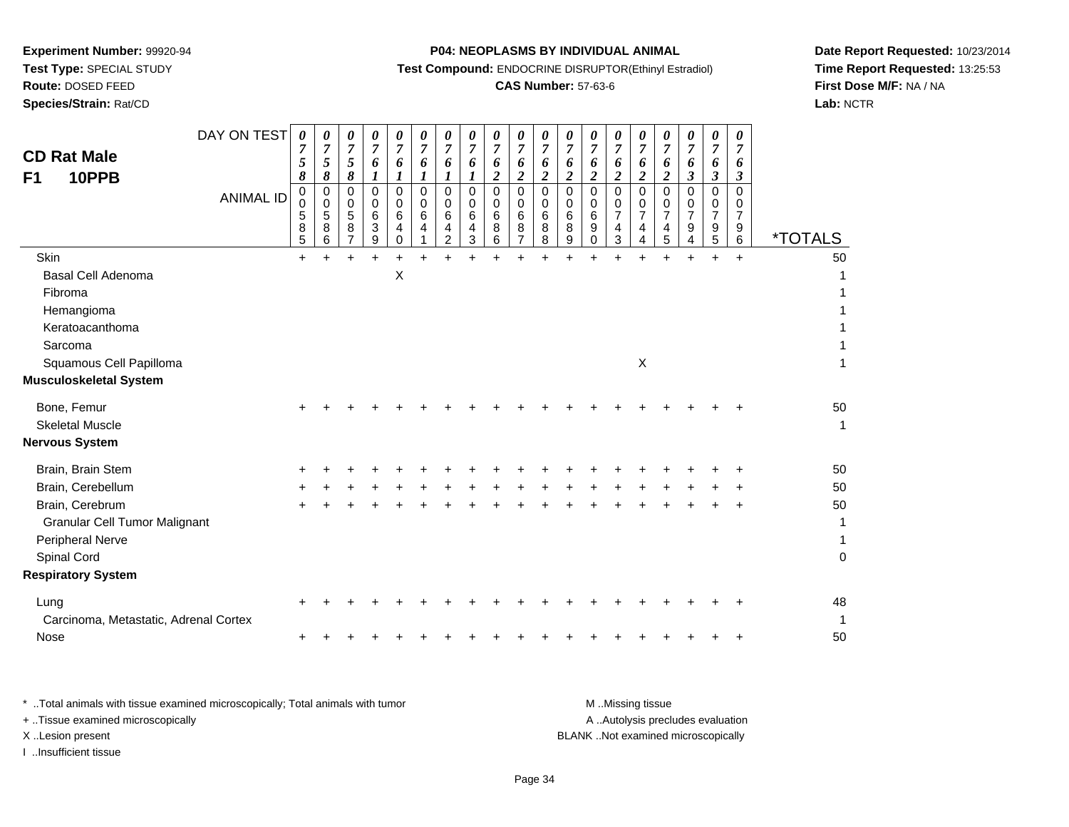**Experiment Number:** 99920-94
**Test Type:** SPECIAL STUDY
**Route:** DOSED FEED
**Species/Strain:** Rat/CD

**P04: NEOPLASMS BY INDIVIDUAL ANIMAL**
**Test Compound:** ENDOCRINE DISRUPTOR(Ethinyl Estradiol)
**CAS Number:** 57-63-6

**Date Report Requested:** 10/23/2014
**Time Report Requested:** 13:25:53
**First Dose M/F:** NA / NA
**Lab:** NCTR

## CD Rat Male F1 10PPB

| DAY ON TEST | 0758 | 0758 | 0758 | 0761 | 0761 | 0761 | 0761 | 0761 | 0762 | 0762 | 0762 | 0762 | 0762 | 0762 | 0762 | 0762 | 0763 | 0763 | 0763 | |
|---|---|---|---|---|---|---|---|---|---|---|---|---|---|---|---|---|---|---|---|---|
| **ANIMAL ID** | 00585 | 00586 | 00587 | 00639 | 00640 | 00641 | 00642 | 00643 | 00686 | 00687 | 00688 | 00689 | 00690 | 00743 | 00744 | 00745 | 00794 | 00795 | 00796 | ***TOTALS** |
| Skin | + | + | + | + | + | + | + | + | + | + | + | + | + | + | + | + | + | + | + | 50 |
| Basal Cell Adenoma | | | | | X | | | | | | | | | | | | | | | 1 |
| Fibroma | | | | | | | | | | | | | | | | | | | | 1 |
| Hemangioma | | | | | | | | | | | | | | | | | | | | 1 |
| Keratoacanthoma | | | | | | | | | | | | | | | | | | | | 1 |
| Sarcoma | | | | | | | | | | | | | | | | | | | | 1 |
| Squamous Cell Papilloma | | | | | | | | | | | | | | | X | | | | | 1 |
| **Musculoskeletal System** | | | | | | | | | | | | | | | | | | | | |
| Bone, Femur | + | + | + | + | + | + | + | + | + | + | + | + | + | + | + | + | + | + | + | 50 |
| Skeletal Muscle | | | | | | | | | | | | | | | | | | | | 1 |
| **Nervous System** | | | | | | | | | | | | | | | | | | | | |
| Brain, Brain Stem | + | + | + | + | + | + | + | + | + | + | + | + | + | + | + | + | + | + | + | 50 |
| Brain, Cerebellum | + | + | + | + | + | + | + | + | + | + | + | + | + | + | + | + | + | + | + | 50 |
| Brain, Cerebrum | + | + | + | + | + | + | + | + | + | + | + | + | + | + | + | + | + | + | + | 50 |
| Granular Cell Tumor Malignant | | | | | | | | | | | | | | | | | | | | 1 |
| Peripheral Nerve | | | | | | | | | | | | | | | | | | | | 1 |
| Spinal Cord | | | | | | | | | | | | | | | | | | | | 0 |
| **Respiratory System** | | | | | | | | | | | | | | | | | | | | |
| Lung | + | + | + | + | + | + | + | + | + | + | + | + | + | + | + | + | + | + | + | 48 |
| Carcinoma, Metastatic, Adrenal Cortex | | | | | | | | | | | | | | | | | | | | 1 |
| Nose | + | + | + | + | + | + | + | + | + | + | + | + | + | + | + | + | + | + | + | 50 |

\* ..Total animals with tissue examined microscopically; Total animals with tumor
\+ ..Tissue examined microscopically
X ..Lesion present
I ..Insufficient tissue

M ..Missing tissue
A ..Autolysis precludes evaluation
BLANK ..Not examined microscopically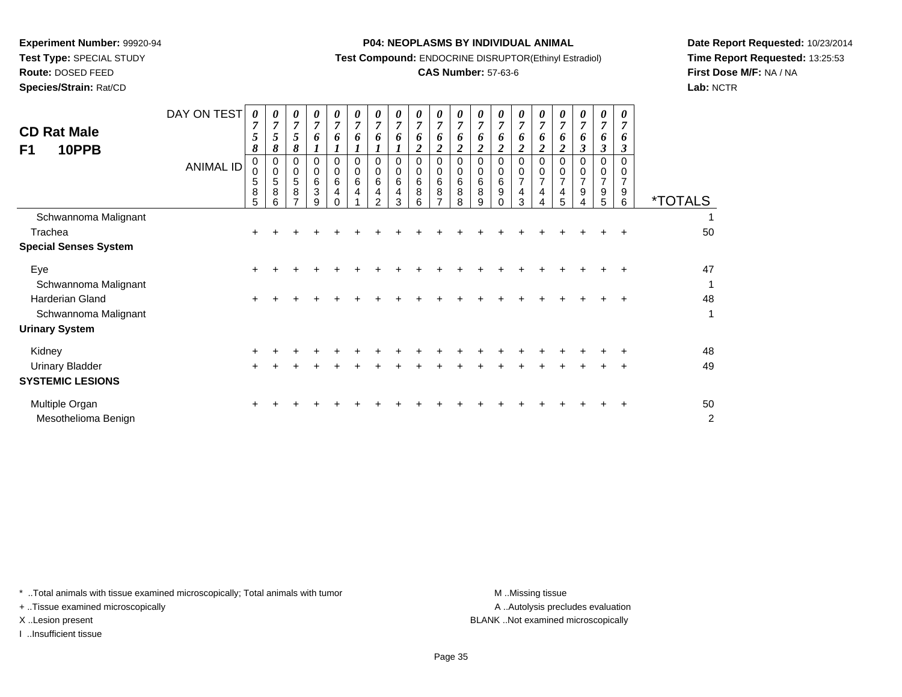**Experiment Number:** 99920-94
**Test Type:** SPECIAL STUDY
**Route:** DOSED FEED
**Species/Strain:** Rat/CD

**P04: NEOPLASMS BY INDIVIDUAL ANIMAL**
**Test Compound:** ENDOCRINE DISRUPTOR(Ethinyl Estradiol)
**CAS Number:** 57-63-6

**Date Report Requested:** 10/23/2014
**Time Report Requested:** 13:25:53
**First Dose M/F:** NA / NA
**Lab:** NCTR

## CD Rat Male F1 10PPB

| DAY ON TEST | 0758 | 0758 | 0758 | 0761 | 0761 | 0761 | 0761 | 0761 | 0762 | 0762 | 0762 | 0762 | 0762 | 0762 | 0762 | 0762 | 0763 | 0763 | 0763 | |
|---|---|---|---|---|---|---|---|---|---|---|---|---|---|---|---|---|---|---|---|---|
| **ANIMAL ID** | 00585 | 00586 | 00587 | 00639 | 00640 | 00641 | 00642 | 00643 | 00686 | 00687 | 00688 | 00689 | 00690 | 00743 | 00744 | 00745 | 00794 | 00795 | 00796 | ***TOTALS** |
| Schwannoma Malignant | | | | | | | | | | | | | | | | | | | | 1 |
| Trachea | + | + | + | + | + | + | + | + | + | + | + | + | + | + | + | + | + | + | + | 50 |
| **Special Senses System** | | | | | | | | | | | | | | | | | | | | |
| Eye | + | + | + | + | + | + | + | + | + | + | + | + | + | + | + | + | + | + | + | 47 |
| Schwannoma Malignant | | | | | | | | | | | | | | | | | | | | 1 |
| Harderian Gland | + | + | + | + | + | + | + | + | + | + | + | + | + | + | + | + | + | + | + | 48 |
| Schwannoma Malignant | | | | | | | | | | | | | | | | | | | | 1 |
| **Urinary System** | | | | | | | | | | | | | | | | | | | | |
| Kidney | + | + | + | + | + | + | + | + | + | + | + | + | + | + | + | + | + | + | + | 48 |
| Urinary Bladder | + | + | + | + | + | + | + | + | + | + | + | + | + | + | + | + | + | + | + | 49 |
| **SYSTEMIC LESIONS** | | | | | | | | | | | | | | | | | | | | |
| Multiple Organ | + | + | + | + | + | + | + | + | + | + | + | + | + | + | + | + | + | + | + | 50 |
| Mesothelioma Benign | | | | | | | | | | | | | | | | | | | | 2 |

* ..Total animals with tissue examined microscopically; Total animals with tumor
+ ..Tissue examined microscopically
X ..Lesion present
I ..Insufficient tissue

M ..Missing tissue
A ..Autolysis precludes evaluation
BLANK ..Not examined microscopically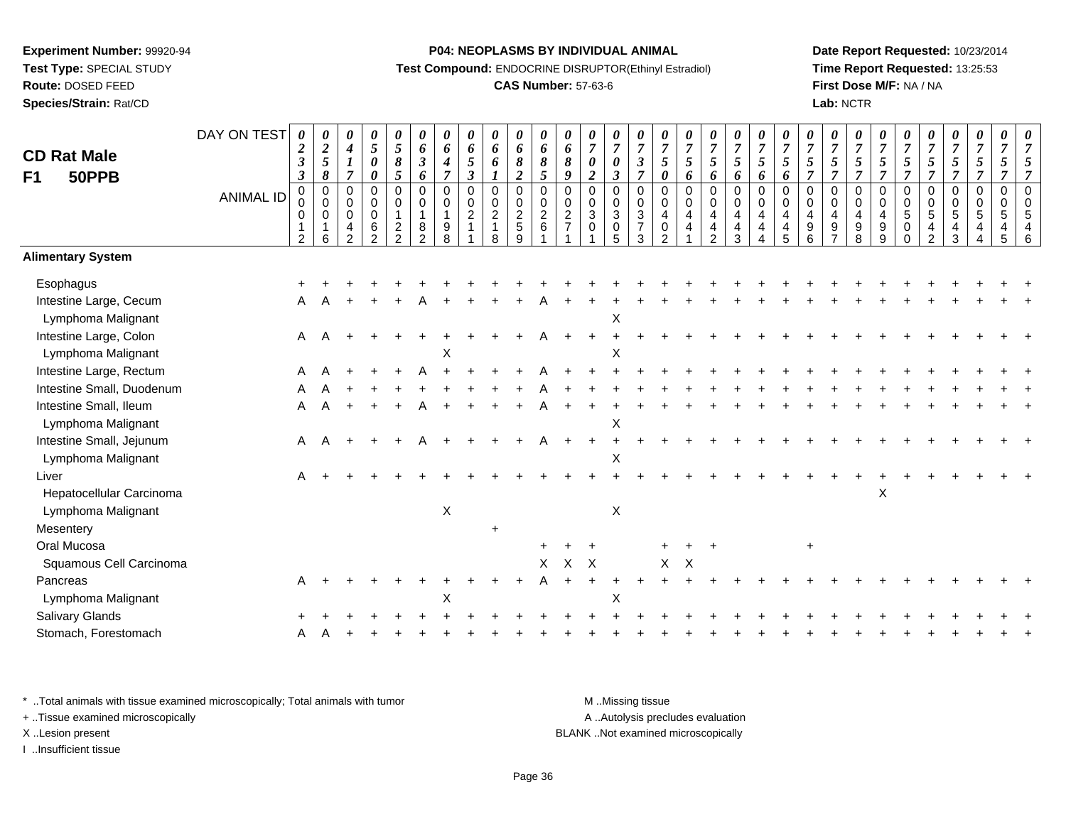**Experiment Number:** 99920-94
**Test Type:** SPECIAL STUDY
**Route:** DOSED FEED
**Species/Strain:** Rat/CD

**P04: NEOPLASMS BY INDIVIDUAL ANIMAL**
**Test Compound:** ENDOCRINE DISRUPTOR(Ethinyl Estradiol)
**CAS Number:** 57-63-6

**Date Report Requested:** 10/23/2014
**Time Report Requested:** 13:25:53
**First Dose M/F:** NA / NA
**Lab:** NCTR

# CD Rat Male F1 50PPB

| DAY ON TEST | 0233 | 0258 | 0417 | 0500 | 0585 | 0636 | 0647 | 0653 | 0661 | 0682 | 0685 | 0689 | 0702 | 0703 | 0737 | 0750 | 0756 | 0756 | 0756 | 0756 | 0756 | 0757 | 0757 | 0757 | 0757 | 0757 | 0757 | 0757 | 0757 | 0757 | 0757 |
|---|---|---|---|---|---|---|---|---|---|---|---|---|---|---|---|---|---|---|---|---|---|---|---|---|---|---|---|---|---|---|---|
| **ANIMAL ID** | 00012 | 00016 | 00042 | 00062 | 00122 | 00182 | 00198 | 00211 | 00218 | 00259 | 00261 | 00271 | 00301 | 00305 | 00373 | 00402 | 00441 | 00442 | 00443 | 00444 | 00445 | 00496 | 00497 | 00498 | 00499 | 00500 | 00542 | 00543 | 00544 | 00545 | 00546 |
| **Alimentary System** | | | | | | | | | | | | | | | | | | | | | | | | | | | | | | | |
| Esophagus | + | + | + | + | + | + | + | + | + | + | + | + | + | + | + | + | + | + | + | + | + | + | + | + | + | + | + | + | + | + | + |
| Intestine Large, Cecum | A | A | + | + | + | A | + | + | + | + | A | + | + | + | + | + | + | + | + | + | + | + | + | + | + | + | + | + | + | + | + |
| Lymphoma Malignant | | | | | | | | | | | | | | X | | | | | | | | | | | | | | | | | |
| Intestine Large, Colon | A | A | + | + | + | + | + | + | + | + | A | + | + | + | + | + | + | + | + | + | + | + | + | + | + | + | + | + | + | + | + |
| Lymphoma Malignant | | | | | | | X | | | | | | | X | | | | | | | | | | | | | | | | | |
| Intestine Large, Rectum | A | A | + | + | + | A | + | + | + | + | A | + | + | + | + | + | + | + | + | + | + | + | + | + | + | + | + | + | + | + | + |
| Intestine Small, Duodenum | A | A | + | + | + | + | + | + | + | + | A | + | + | + | + | + | + | + | + | + | + | + | + | + | + | + | + | + | + | + | + |
| Intestine Small, Ileum | A | A | + | + | + | A | + | + | + | + | A | + | + | + | + | + | + | + | + | + | + | + | + | + | + | + | + | + | + | + | + |
| Lymphoma Malignant | | | | | | | | | | | | | | X | | | | | | | | | | | | | | | | | |
| Intestine Small, Jejunum | A | A | + | + | + | A | + | + | + | + | A | + | + | + | + | + | + | + | + | + | + | + | + | + | + | + | + | + | + | + | + |
| Lymphoma Malignant | | | | | | | | | | | | | | X | | | | | | | | | | | | | | | | | |
| Liver | A | + | + | + | + | + | + | + | + | + | + | + | + | + | + | + | + | + | + | + | + | + | + | + | + | + | + | + | + | + | + |
| Hepatocellular Carcinoma | | | | | | | | | | | | | | | | | | | | | | | | | X | | | | | | |
| Lymphoma Malignant | | | | | | | X | | | | | | | X | | | | | | | | | | | | | | | | | |
| Mesentery | | | | | | | | | + | | | | | | | | | | | | | | | | | | | | | | |
| Oral Mucosa | | | | | | | | | | | + | + | + | | | + | + | + | | | | + | | | | | | | | | |
| Squamous Cell Carcinoma | | | | | | | | | | | X | X | X | | | X | X | | | | | | | | | | | | | | |
| Pancreas | A | + | + | + | + | + | + | + | + | + | A | + | + | + | + | + | + | + | + | + | + | + | + | + | + | + | + | + | + | + | + |
| Lymphoma Malignant | | | | | | | X | | | | | | | X | | | | | | | | | | | | | | | | | |
| Salivary Glands | + | + | + | + | + | + | + | + | + | + | + | + | + | + | + | + | + | + | + | + | + | + | + | + | + | + | + | + | + | + | + |
| Stomach, Forestomach | A | A | + | + | + | + | + | + | + | + | + | + | + | + | + | + | + | + | + | + | + | + | + | + | + | + | + | + | + | + | + |

\* ..Total animals with tissue examined microscopically; Total animals with tumor
\+ ..Tissue examined microscopically
X ..Lesion present
I ..Insufficient tissue

M ..Missing tissue
A ..Autolysis precludes evaluation
BLANK ..Not examined microscopically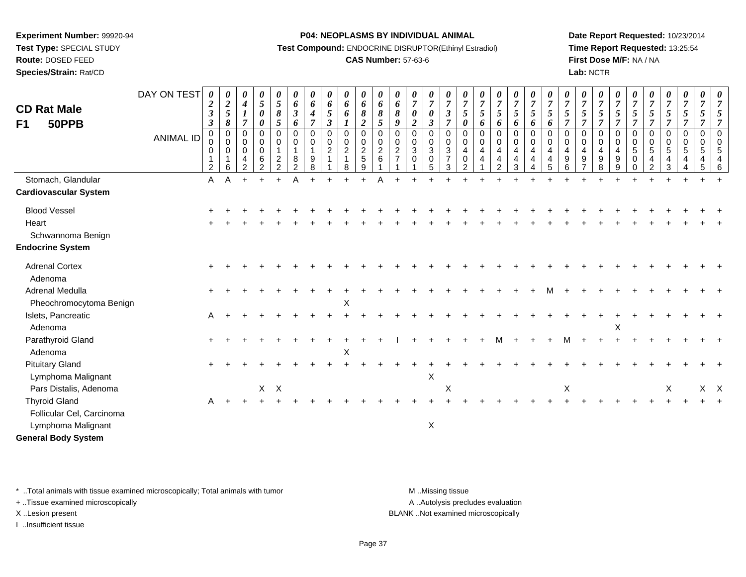**Experiment Number:** 99920-94
**Test Type:** SPECIAL STUDY
**Route:** DOSED FEED
**Species/Strain:** Rat/CD

**P04: NEOPLASMS BY INDIVIDUAL ANIMAL**
**Test Compound:** ENDOCRINE DISRUPTOR(Ethinyl Estradiol)
**CAS Number:** 57-63-6

**Date Report Requested:** 10/23/2014
**Time Report Requested:** 13:25:54
**First Dose M/F:** NA / NA
**Lab:** NCTR

## CD Rat Male F1 50PPB

| DAY ON TEST | 0233 | 0258 | 0417 | 0500 | 0585 | 0636 | 0647 | 0653 | 0661 | 0682 | 0685 | 0689 | 0702 | 0703 | 0737 | 0750 | 0756 | 0756 | 0756 | 0756 | 0756 | 0757 | 0757 | 0757 | 0757 | 0757 | 0757 | 0757 | 0757 | 0757 |
|---|---|---|---|---|---|---|---|---|---|---|---|---|---|---|---|---|---|---|---|---|---|---|---|---|---|---|---|---|---|---|
| **ANIMAL ID** | 00012 | 00016 | 00042 | 00062 | 00122 | 00182 | 00198 | 00211 | 00218 | 00259 | 00261 | 00271 | 00301 | 00305 | 00373 | 00402 | 00441 | 00442 | 00443 | 00444 | 00445 | 00496 | 00497 | 00498 | 00499 | 00500 | 00542 | 00543 | 00544 | 00545 | 00546 |
| Stomach, Glandular | A | A | + | + | + | A | + | + | + | + | A | + | + | + | + | + | + | + | + | + | + | + | + | + | + | + | + | + | + | + | + |
| **Cardiovascular System** | | | | | | | | | | | | | | | | | | | | | | | | | | | | | | | |
| Blood Vessel | + | + | + | + | + | + | + | + | + | + | + | + | + | + | + | + | + | + | + | + | + | + | + | + | + | + | + | + | + | + | + |
| Heart | + | + | + | + | + | + | + | + | + | + | + | + | + | + | + | + | + | + | + | + | + | + | + | + | + | + | + | + | + | + | + |
| Schwannoma Benign | | | | | | | | | | | | | | | | | | | | | | | | | | | | | | | |
| **Endocrine System** | | | | | | | | | | | | | | | | | | | | | | | | | | | | | | | |
| Adrenal Cortex | + | + | + | + | + | + | + | + | + | + | + | + | + | + | + | + | + | + | + | + | + | + | + | + | + | + | + | + | + | + | + |
| Adenoma | | | | | | | | | | | | | | | | | | | | | | | | | | | | | | | |
| Adrenal Medulla | + | + | + | + | + | + | + | + | + | + | + | + | + | + | + | + | + | + | + | + | M | + | + | + | + | + | + | + | + | + | + |
| Pheochromocytoma Benign | | | | | | | | | X | | | | | | | | | | | | | | | | | | | | | | |
| Islets, Pancreatic | A | + | + | + | + | + | + | + | + | + | + | + | + | + | + | + | + | + | + | + | + | + | + | + | + | + | + | + | + | + | + |
| Adenoma | | | | | | | | | | | | | | | | | | | | | | | | | X | | | | | | |
| Parathyroid Gland | + | + | + | + | + | + | + | + | + | + | + | I | + | + | + | + | + | M | + | + | + | M | + | + | + | + | + | + | + | + | + |
| Adenoma | | | | | | | | | X | | | | | | | | | | | | | | | | | | | | | | |
| Pituitary Gland | + | + | + | + | + | + | + | + | + | + | + | + | + | + | + | + | + | + | + | + | + | + | + | + | + | + | + | + | + | + | + |
| Lymphoma Malignant | | | | | | | | | | | | | | X | | | | | | | | | | | | | | | | | |
| Pars Distalis, Adenoma | | | | X | X | | | | | | | | | | X | | | | | | | X | | | | | | X | | X | X |
| Thyroid Gland | A | + | + | + | + | + | + | + | + | + | + | + | + | + | + | + | + | + | + | + | + | + | + | + | + | + | + | + | + | + | + |
| Follicular Cel, Carcinoma | | | | | | | | | | | | | | | | | | | | | | | | | | | | | | | |
| Lymphoma Malignant | | | | | | | | | | | | | | X | | | | | | | | | | | | | | | | | |
| **General Body System** | | | | | | | | | | | | | | | | | | | | | | | | | | | | | | | |

\* ..Total animals with tissue examined microscopically; Total animals with tumor
+ ..Tissue examined microscopically
X ..Lesion present
I ..Insufficient tissue

M ..Missing tissue
A ..Autolysis precludes evaluation
BLANK ..Not examined microscopically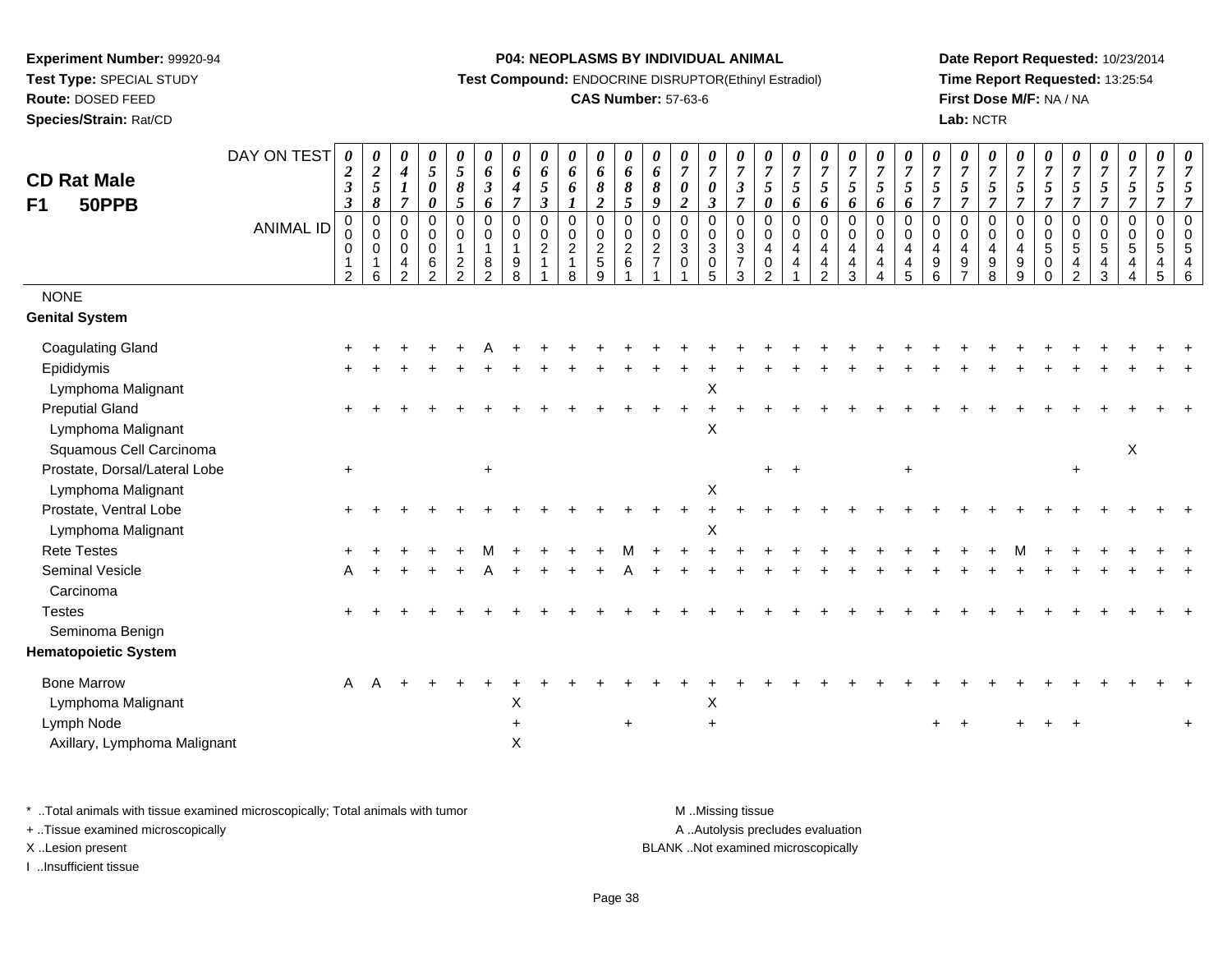**Experiment Number:** 99920-94
**Test Type:** SPECIAL STUDY
**Route:** DOSED FEED
**Species/Strain:** Rat/CD

**P04: NEOPLASMS BY INDIVIDUAL ANIMAL**
**Test Compound:** ENDOCRINE DISRUPTOR(Ethinyl Estradiol)
**CAS Number:** 57-63-6

**Date Report Requested:** 10/23/2014
**Time Report Requested:** 13:25:54
**First Dose M/F:** NA / NA
**Lab:** NCTR

## CD Rat Male
## F1 50PPB

| DAY ON TEST | 0233 | 0258 | 0417 | 0500 | 0585 | 0636 | 0647 | 0653 | 0661 | 0682 | 0685 | 0689 | 0702 | 0703 | 0737 | 0750 | 0756 | 0756 | 0756 | 0756 | 0756 | 0757 | 0757 | 0757 | 0757 | 0757 | 0757 | 0757 | 0757 | 0757 | 0757 |
|---|---|---|---|---|---|---|---|---|---|---|---|---|---|---|---|---|---|---|---|---|---|---|---|---|---|---|---|---|---|---|---|
| **ANIMAL ID** | 00012 | 00016 | 00042 | 00062 | 00122 | 00182 | 00198 | 00211 | 00218 | 00259 | 00261 | 00271 | 00301 | 00305 | 00373 | 00402 | 00441 | 00442 | 00443 | 00444 | 00445 | 00496 | 00497 | 00498 | 00499 | 00500 | 00542 | 00543 | 00544 | 00545 | 00546 |
| NONE | | | | | | | | | | | | | | | | | | | | | | | | | | | | | | | |
| **Genital System** | | | | | | | | | | | | | | | | | | | | | | | | | | | | | | | |
| Coagulating Gland | + | + | + | + | + | A | + | + | + | + | + | + | + | + | + | + | + | + | + | + | + | + | + | + | + | + | + | + | + | + | + |
| Epididymis | + | + | + | + | + | + | + | + | + | + | + | + | + | + | + | + | + | + | + | + | + | + | + | + | + | + | + | + | + | + | + |
| Lymphoma Malignant | | | | | | | | | | | | | | X | | | | | | | | | | | | | | | | | |
| Preputial Gland | + | + | + | + | + | + | + | + | + | + | + | + | + | + | + | + | + | + | + | + | + | + | + | + | + | + | + | + | + | + | + |
| Lymphoma Malignant | | | | | | | | | | | | | | X | | | | | | | | | | | | | | | | | |
| Squamous Cell Carcinoma | | | | | | | | | | | | | | | | | | | | | | | | | | | | | X | | |
| Prostate, Dorsal/Lateral Lobe | + | | | | | + | | | | | | | | | | + | + | | | | + | | | | | | + | | | | |
| Lymphoma Malignant | | | | | | | | | | | | | | X | | | | | | | | | | | | | | | | | |
| Prostate, Ventral Lobe | + | + | + | + | + | + | + | + | + | + | + | + | + | + | + | + | + | + | + | + | + | + | + | + | + | + | + | + | + | + | + |
| Lymphoma Malignant | | | | | | | | | | | | | | X | | | | | | | | | | | | | | | | | |
| Rete Testes | + | + | + | + | + | M | + | + | + | + | M | + | + | + | + | + | + | + | + | + | + | + | + | + | M | + | + | + | + | + | + |
| Seminal Vesicle | A | + | + | + | + | A | + | + | + | + | A | + | + | + | + | + | + | + | + | + | + | + | + | + | + | + | + | + | + | + | + |
| Carcinoma | | | | | | | | | | | | | | | | | | | | | | | | | | | | | | | |
| Testes | + | + | + | + | + | + | + | + | + | + | + | + | + | + | + | + | + | + | + | + | + | + | + | + | + | + | + | + | + | + | + |
| Seminoma Benign | | | | | | | | | | | | | | | | | | | | | | | | | | | | | | | |
| **Hematopoietic System** | | | | | | | | | | | | | | | | | | | | | | | | | | | | | | | |
| Bone Marrow | A | A | + | + | + | + | + | + | + | + | + | + | + | + | + | + | + | + | + | + | + | + | + | + | + | + | + | + | + | + | + |
| Lymphoma Malignant | | | | | | | X | | | | | | | X | | | | | | | | | | | | | | | | | |
| Lymph Node | | | | | | | + | | | | + | | | + | | | | | | | | + | + | | + | + | + | | | | + |
| Axillary, Lymphoma Malignant | | | | | | | X | | | | | | | | | | | | | | | | | | | | | | | | |

\* ..Total animals with tissue examined microscopically; Total animals with tumor
+ ..Tissue examined microscopically
X ..Lesion present
I ..Insufficient tissue

M ..Missing tissue
A ..Autolysis precludes evaluation
BLANK ..Not examined microscopically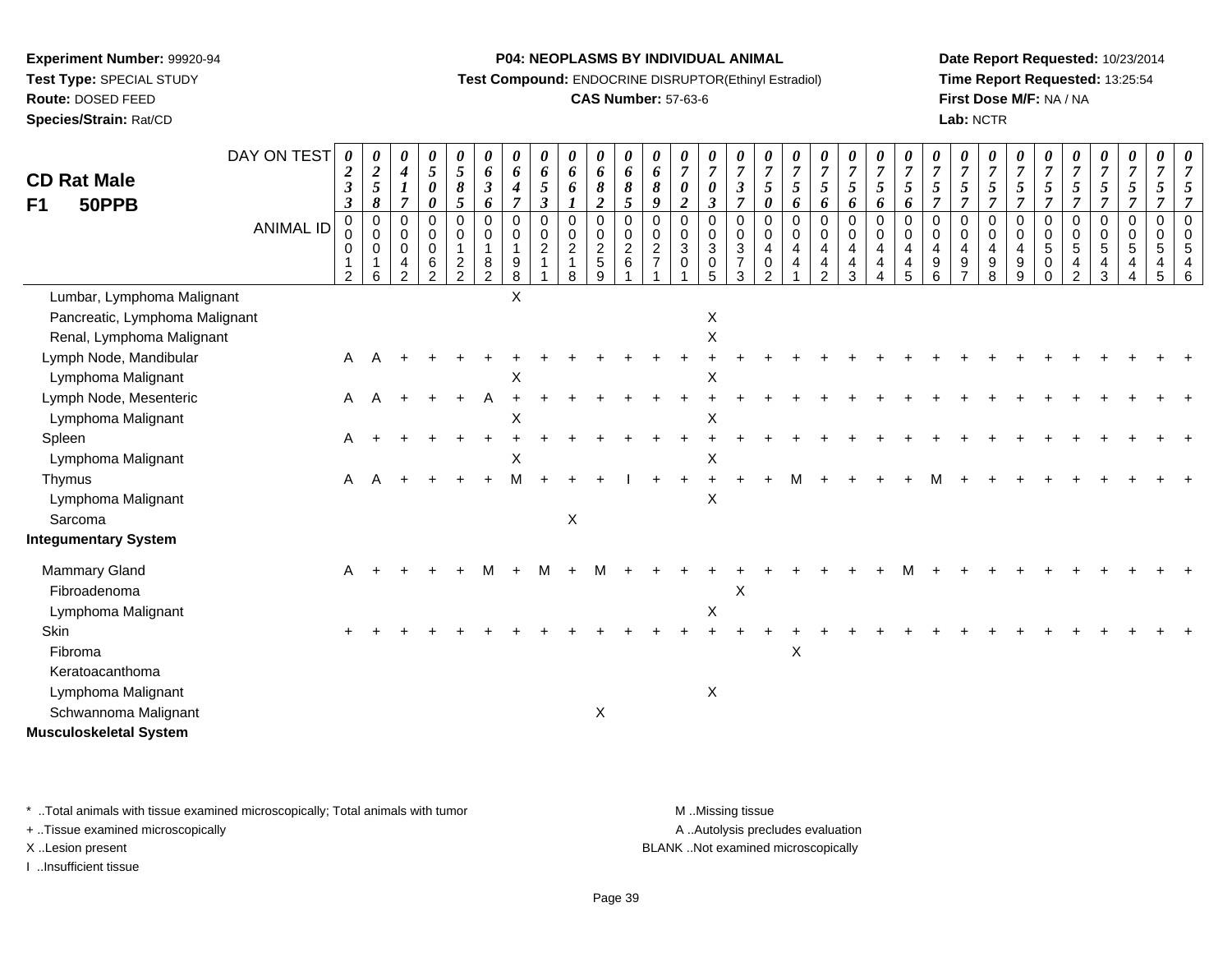**Experiment Number:** 99920-94
**Test Type:** SPECIAL STUDY
**Route:** DOSED FEED
**Species/Strain:** Rat/CD

**P04: NEOPLASMS BY INDIVIDUAL ANIMAL**
**Test Compound:** ENDOCRINE DISRUPTOR(Ethinyl Estradiol)
**CAS Number:** 57-63-6

**Date Report Requested:** 10/23/2014
**Time Report Requested:** 13:25:54
**First Dose M/F:** NA / NA
**Lab:** NCTR

# CD Rat Male
## F1 50PPB

| DAY ON TEST | 0233 | 0258 | 0417 | 0500 | 0585 | 0636 | 0647 | 0653 | 0661 | 0682 | 0685 | 0689 | 0702 | 0703 | 0737 | 0750 | 0756 | 0756 | 0756 | 0756 | 0756 | 0757 | 0757 | 0757 | 0757 | 0757 | 0757 | 0757 | 0757 | 0757 |
|---|---|---|---|---|---|---|---|---|---|---|---|---|---|---|---|---|---|---|---|---|---|---|---|---|---|---|---|---|---|---|
| **ANIMAL ID** | 00012 | 00016 | 00042 | 00062 | 00122 | 00182 | 00198 | 00211 | 00218 | 00259 | 00261 | 00271 | 00301 | 00305 | 00373 | 00402 | 00441 | 00442 | 00443 | 00444 | 00445 | 00496 | 00497 | 00498 | 00499 | 00500 | 00542 | 00543 | 00544 | 00545 | 00546 |
| Lumbar, Lymphoma Malignant | | | | | | | X | | | | | | | | | | | | | | | | | | | | | | | |
| Pancreatic, Lymphoma Malignant | | | | | | | | | | | | | | X | | | | | | | | | | | | | | | | |
| Renal, Lymphoma Malignant | | | | | | | | | | | | | | X | | | | | | | | | | | | | | | | |
| Lymph Node, Mandibular | A | A | + | + | + | + | + | + | + | + | + | + | + | + | + | + | + | + | + | + | + | + | + | + | + | + | + | + | + | + |
| Lymphoma Malignant | | | | | | | X | | | | | | | X | | | | | | | | | | | | | | | | |
| Lymph Node, Mesenteric | A | A | + | + | + | A | + | + | + | + | + | + | + | + | + | + | + | + | + | + | + | + | + | + | + | + | + | + | + | + |
| Lymphoma Malignant | | | | | | | X | | | | | | | X | | | | | | | | | | | | | | | | |
| Spleen | A | + | + | + | + | + | + | + | + | + | + | + | + | + | + | + | + | + | + | + | + | + | + | + | + | + | + | + | + | + |
| Lymphoma Malignant | | | | | | | X | | | | | | | X | | | | | | | | | | | | | | | | |
| Thymus | A | A | + | + | + | + | M | + | + | + | I | + | + | + | + | + | M | + | + | + | + | M | + | + | + | + | + | + | + | + |
| Lymphoma Malignant | | | | | | | | | | | | | | X | | | | | | | | | | | | | | | | |
| Sarcoma | | | | | | | | | X | | | | | | | | | | | | | | | | | | | | | |
| **Integumentary System** | | | | | | | | | | | | | | | | | | | | | | | | | | | | | | |
| Mammary Gland | A | + | + | + | + | M | + | M | + | M | + | + | + | + | + | + | + | + | + | + | M | + | + | + | + | + | + | + | + | + |
| Fibroadenoma | | | | | | | | | | | | | | | X | | | | | | | | | | | | | | | |
| Lymphoma Malignant | | | | | | | | | | | | | | X | | | | | | | | | | | | | | | | |
| Skin | + | + | + | + | + | + | + | + | + | + | + | + | + | + | + | + | + | + | + | + | + | + | + | + | + | + | + | + | + | + |
| Fibroma | | | | | | | | | | | | | | | | | X | | | | | | | | | | | | | |
| Keratoacanthoma | | | | | | | | | | | | | | | | | | | | | | | | | | | | | | |
| Lymphoma Malignant | | | | | | | | | | | | | | X | | | | | | | | | | | | | | | | |
| Schwannoma Malignant | | | | | | | | | | X | | | | | | | | | | | | | | | | | | | | |
| **Musculoskeletal System** | | | | | | | | | | | | | | | | | | | | | | | | | | | | | | |

\* ..Total animals with tissue examined microscopically; Total animals with tumor
\+ ..Tissue examined microscopically
X ..Lesion present
I ..Insufficient tissue

M ..Missing tissue
A ..Autolysis precludes evaluation
BLANK ..Not examined microscopically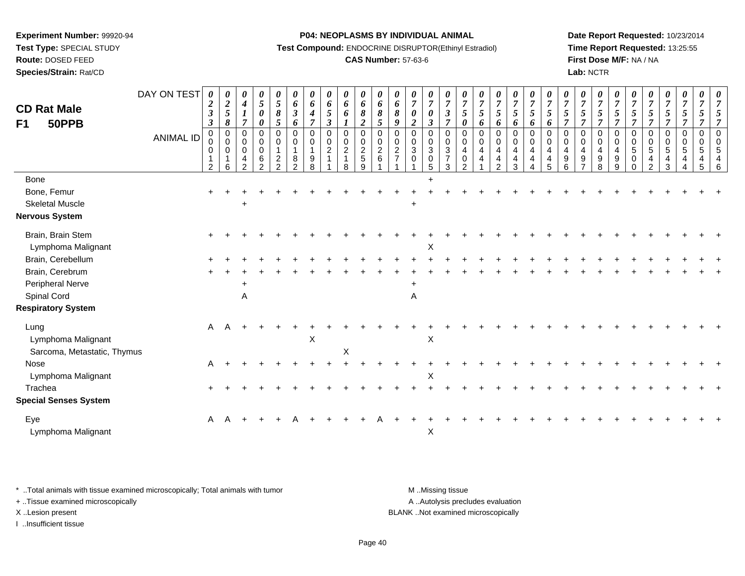**Experiment Number:** 99920-94
**Test Type:** SPECIAL STUDY
**Route:** DOSED FEED
**Species/Strain:** Rat/CD

**P04: NEOPLASMS BY INDIVIDUAL ANIMAL**
**Test Compound:** ENDOCRINE DISRUPTOR(Ethinyl Estradiol)
**CAS Number:** 57-63-6

**Date Report Requested:** 10/23/2014
**Time Report Requested:** 13:25:55
**First Dose M/F:** NA / NA
**Lab:** NCTR

**CD Rat Male**
**F1 50PPB**

| DAY ON TEST | 0233 | 0258 | 0417 | 0500 | 0585 | 0636 | 0647 | 0653 | 0661 | 0682 | 0685 | 0689 | 0702 | 0703 | 0737 | 0750 | 0756 | 0756 | 0756 | 0756 | 0756 | 0757 | 0757 | 0757 | 0757 | 0757 | 0757 | 0757 | 0757 | 0757 |
|---|---|---|---|---|---|---|---|---|---|---|---|---|---|---|---|---|---|---|---|---|---|---|---|---|---|---|---|---|---|---|
| **ANIMAL ID** | 00012 | 00016 | 00042 | 00062 | 00122 | 00182 | 00198 | 00211 | 00218 | 00259 | 00261 | 00271 | 00301 | 00305 | 00373 | 00402 | 00441 | 00442 | 00443 | 00444 | 00445 | 00496 | 00497 | 00498 | 00499 | 00500 | 00542 | 00543 | 00544 | 00545 | 00546 |
| Bone | | | | | | | | | | | | | | + | | | | | | | | | | | | | | | | |
| Bone, Femur | + | + | + | + | + | + | + | + | + | + | + | + | + | + | + | + | + | + | + | + | + | + | + | + | + | + | + | + | + | + |
| Skeletal Muscle | | | + | | | | | | | | | | + | | | | | | | | | | | | | | | | | |
| **Nervous System** | | | | | | | | | | | | | | | | | | | | | | | | | | | | | | |
| Brain, Brain Stem | + | + | + | + | + | + | + | + | + | + | + | + | + | + | + | + | + | + | + | + | + | + | + | + | + | + | + | + | + | + |
| Lymphoma Malignant | | | | | | | | | | | | | | X | | | | | | | | | | | | | | | | |
| Brain, Cerebellum | + | + | + | + | + | + | + | + | + | + | + | + | + | + | + | + | + | + | + | + | + | + | + | + | + | + | + | + | + | + |
| Brain, Cerebrum | + | + | + | + | + | + | + | + | + | + | + | + | + | + | + | + | + | + | + | + | + | + | + | + | + | + | + | + | + | + |
| Peripheral Nerve | | | + | | | | | | | | | | + | | | | | | | | | | | | | | | | | |
| Spinal Cord | | | A | | | | | | | | | | A | | | | | | | | | | | | | | | | | |
| **Respiratory System** | | | | | | | | | | | | | | | | | | | | | | | | | | | | | | |
| Lung | A | A | + | + | + | + | + | + | + | + | + | + | + | + | + | + | + | + | + | + | + | + | + | + | + | + | + | + | + | + |
| Lymphoma Malignant | | | | | | | X | | | | | | | X | | | | | | | | | | | | | | | | |
| Sarcoma, Metastatic, Thymus | | | | | | | | | X | | | | | | | | | | | | | | | | | | | | | |
| Nose | A | + | + | + | + | + | + | + | + | + | + | + | + | + | + | + | + | + | + | + | + | + | + | + | + | + | + | + | + | + |
| Lymphoma Malignant | | | | | | | | | | | | | | X | | | | | | | | | | | | | | | | |
| Trachea | + | + | + | + | + | + | + | + | + | + | + | + | + | + | + | + | + | + | + | + | + | + | + | + | + | + | + | + | + | + |
| **Special Senses System** | | | | | | | | | | | | | | | | | | | | | | | | | | | | | | |
| Eye | A | A | + | + | + | A | + | + | + | + | A | + | + | + | + | + | + | + | + | + | + | + | + | + | + | + | + | + | + | + |
| Lymphoma Malignant | | | | | | | | | | | | | | X | | | | | | | | | | | | | | | | |

\* ..Total animals with tissue examined microscopically; Total animals with tumor
\+ ..Tissue examined microscopically
X ..Lesion present
I ..Insufficient tissue

M ..Missing tissue
A ..Autolysis precludes evaluation
BLANK ..Not examined microscopically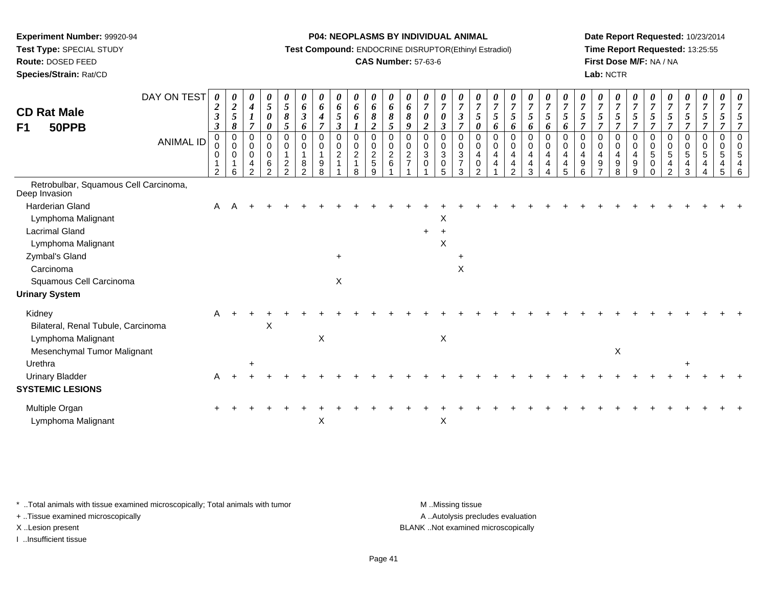**Experiment Number:** 99920-94
**Test Type:** SPECIAL STUDY
**Route:** DOSED FEED
**Species/Strain:** Rat/CD

**P04: NEOPLASMS BY INDIVIDUAL ANIMAL**
**Test Compound:** ENDOCRINE DISRUPTOR(Ethinyl Estradiol)
**CAS Number:** 57-63-6

**Date Report Requested:** 10/23/2014
**Time Report Requested:** 13:25:55
**First Dose M/F:** NA / NA
**Lab:** NCTR

## CD Rat Male
## F1 50PPB

| DAY ON TEST | 0233 | 0258 | 0417 | 0500 | 0585 | 0636 | 0647 | 0653 | 0661 | 0682 | 0685 | 0689 | 0702 | 0703 | 0737 | 0750 | 0756 | 0756 | 0756 | 0756 | 0756 | 0757 | 0757 | 0757 | 0757 | 0757 | 0757 | 0757 | 0757 | 0757 | 0757 |
|---|---|---|---|---|---|---|---|---|---|---|---|---|---|---|---|---|---|---|---|---|---|---|---|---|---|---|---|---|---|---|---|
| **ANIMAL ID** | 00012 | 00016 | 00042 | 00062 | 00122 | 00182 | 00198 | 00211 | 00218 | 00259 | 00261 | 00271 | 00301 | 00305 | 00373 | 00402 | 00441 | 00442 | 00443 | 00444 | 00445 | 00496 | 00497 | 00498 | 00499 | 00500 | 00542 | 00543 | 00544 | 00545 | 00546 |
| Retrobulbar, Squamous Cell Carcinoma, Deep Invasion | | | | | | | | | | | | | | | | | | | | | | | | | | | | | | | |
| Harderian Gland | A | A | + | + | + | + | + | + | + | + | + | + | + | + | + | + | + | + | + | + | + | + | + | + | + | + | + | + | + | + | + |
| Lymphoma Malignant | | | | | | | | | | | | | | X | | | | | | | | | | | | | | | | | |
| Lacrimal Gland | | | | | | | | | | | | | + | + | | | | | | | | | | | | | | | | | |
| Lymphoma Malignant | | | | | | | | | | | | | | X | | | | | | | | | | | | | | | | | |
| Zymbal's Gland | | | | | | | | + | | | | | | | + | | | | | | | | | | | | | | | | |
| Carcinoma | | | | | | | | | | | | | | | X | | | | | | | | | | | | | | | | |
| Squamous Cell Carcinoma | | | | | | | | X | | | | | | | | | | | | | | | | | | | | | | | |
| **Urinary System** | | | | | | | | | | | | | | | | | | | | | | | | | | | | | | | |
| Kidney | A | + | + | + | + | + | + | + | + | + | + | + | + | + | + | + | + | + | + | + | + | + | + | + | + | + | + | + | + | + | + |
| Bilateral, Renal Tubule, Carcinoma | | | | X | | | | | | | | | | | | | | | | | | | | | | | | | | | |
| Lymphoma Malignant | | | | | | | X | | | | | | | X | | | | | | | | | | | | | | | | | |
| Mesenchymal Tumor Malignant | | | | | | | | | | | | | | | | | | | | | | | | X | | | | | | | |
| Urethra | | | + | | | | | | | | | | | | | | | | | | | | | | | | | + | | | |
| Urinary Bladder | A | + | + | + | + | + | + | + | + | + | + | + | + | + | + | + | + | + | + | + | + | + | + | + | + | + | + | + | + | + | + |
| **SYSTEMIC LESIONS** | | | | | | | | | | | | | | | | | | | | | | | | | | | | | | | |
| Multiple Organ | + | + | + | + | + | + | + | + | + | + | + | + | + | + | + | + | + | + | + | + | + | + | + | + | + | + | + | + | + | + | + |
| Lymphoma Malignant | | | | | | | X | | | | | | | X | | | | | | | | | | | | | | | | | |

* ..Total animals with tissue examined microscopically; Total animals with tumor
+ ..Tissue examined microscopically
X ..Lesion present
I ..Insufficient tissue

M ..Missing tissue
A ..Autolysis precludes evaluation
BLANK ..Not examined microscopically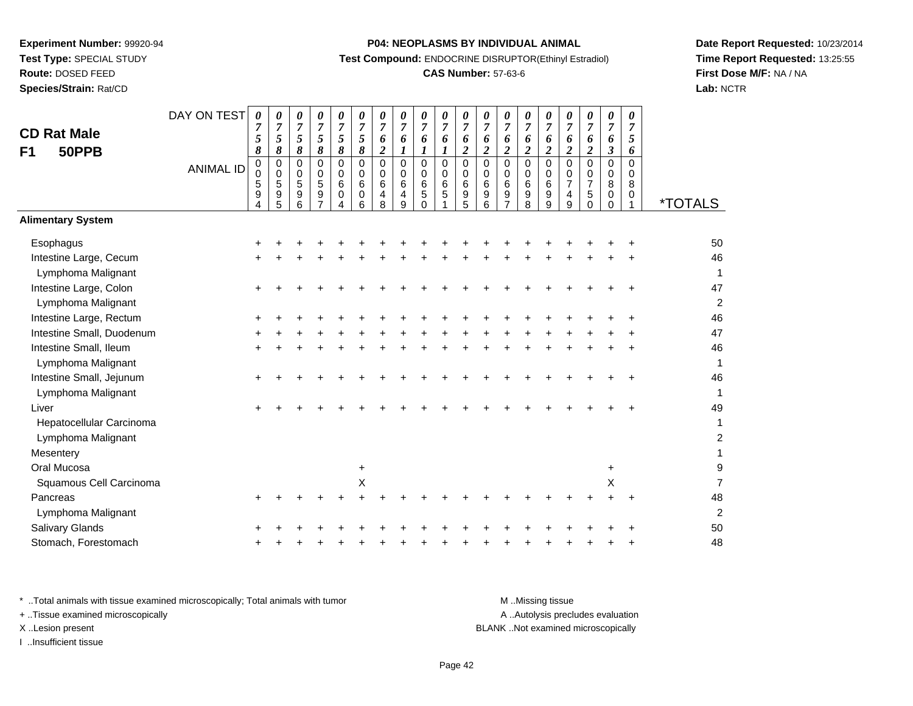**Experiment Number:** 99920-94
**Test Type:** SPECIAL STUDY
**Route:** DOSED FEED
**Species/Strain:** Rat/CD

**P04: NEOPLASMS BY INDIVIDUAL ANIMAL**
**Test Compound:** ENDOCRINE DISRUPTOR(Ethinyl Estradiol)
**CAS Number:** 57-63-6

**Date Report Requested:** 10/23/2014
**Time Report Requested:** 13:25:55
**First Dose M/F:** NA / NA
**Lab:** NCTR

## CD Rat Male F1 50PPB

| DAY ON TEST | 0758 | 0758 | 0758 | 0758 | 0758 | 0758 | 0762 | 0761 | 0761 | 0761 | 0762 | 0762 | 0762 | 0762 | 0762 | 0762 | 0762 | 0763 | 0756 | |
|---|---|---|---|---|---|---|---|---|---|---|---|---|---|---|---|---|---|---|---|---|
| **ANIMAL ID** | 00594 | 00595 | 00596 | 00597 | 00604 | 00606 | 00648 | 00649 | 00650 | 00651 | 00695 | 00696 | 00697 | 00698 | 00699 | 00749 | 00750 | 00800 | 00801 | ***TOTALS** |
| **Alimentary System** | | | | | | | | | | | | | | | | | | | | |
| Esophagus | + | + | + | + | + | + | + | + | + | + | + | + | + | + | + | + | + | + | + | 50 |
| Intestine Large, Cecum | + | + | + | + | + | + | + | + | + | + | + | + | + | + | + | + | + | + | + | 46 |
| Lymphoma Malignant | | | | | | | | | | | | | | | | | | | | 1 |
| Intestine Large, Colon | + | + | + | + | + | + | + | + | + | + | + | + | + | + | + | + | + | + | + | 47 |
| Lymphoma Malignant | | | | | | | | | | | | | | | | | | | | 2 |
| Intestine Large, Rectum | + | + | + | + | + | + | + | + | + | + | + | + | + | + | + | + | + | + | + | 46 |
| Intestine Small, Duodenum | + | + | + | + | + | + | + | + | + | + | + | + | + | + | + | + | + | + | + | 47 |
| Intestine Small, Ileum | + | + | + | + | + | + | + | + | + | + | + | + | + | + | + | + | + | + | + | 46 |
| Lymphoma Malignant | | | | | | | | | | | | | | | | | | | | 1 |
| Intestine Small, Jejunum | + | + | + | + | + | + | + | + | + | + | + | + | + | + | + | + | + | + | + | 46 |
| Lymphoma Malignant | | | | | | | | | | | | | | | | | | | | 1 |
| Liver | + | + | + | + | + | + | + | + | + | + | + | + | + | + | + | + | + | + | + | 49 |
| Hepatocellular Carcinoma | | | | | | | | | | | | | | | | | | | | 1 |
| Lymphoma Malignant | | | | | | | | | | | | | | | | | | | | 2 |
| Mesentery | | | | | | | | | | | | | | | | | | | | 1 |
| Oral Mucosa | | | | | | + | | | | | | | | | | | | + | | 9 |
| Squamous Cell Carcinoma | | | | | | X | | | | | | | | | | | | X | | 7 |
| Pancreas | + | + | + | + | + | + | + | + | + | + | + | + | + | + | + | + | + | + | + | 48 |
| Lymphoma Malignant | | | | | | | | | | | | | | | | | | | | 2 |
| Salivary Glands | + | + | + | + | + | + | + | + | + | + | + | + | + | + | + | + | + | + | + | 50 |
| Stomach, Forestomach | + | + | + | + | + | + | + | + | + | + | + | + | + | + | + | + | + | + | + | 48 |

* ..Total animals with tissue examined microscopically; Total animals with tumor
+ ..Tissue examined microscopically
X ..Lesion present
I ..Insufficient tissue

M ..Missing tissue
A ..Autolysis precludes evaluation
BLANK ..Not examined microscopically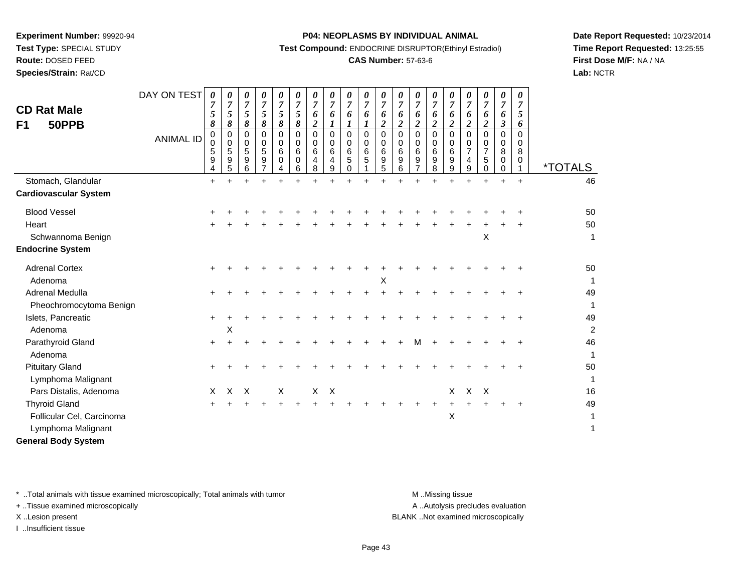**Experiment Number:** 99920-94
**Test Type:** SPECIAL STUDY
**Route:** DOSED FEED
**Species/Strain:** Rat/CD

**P04: NEOPLASMS BY INDIVIDUAL ANIMAL**
**Test Compound:** ENDOCRINE DISRUPTOR(Ethinyl Estradiol)
**CAS Number:** 57-63-6

**Date Report Requested:** 10/23/2014
**Time Report Requested:** 13:25:55
**First Dose M/F:** NA / NA
**Lab:** NCTR

## CD Rat Male F1 50PPB

| DAY ON TEST | 0758 | 0758 | 0758 | 0758 | 0758 | 0758 | 0762 | 0761 | 0761 | 0761 | 0762 | 0762 | 0762 | 0762 | 0762 | 0762 | 0762 | 0763 | 0756 | |
|---|---|---|---|---|---|---|---|---|---|---|---|---|---|---|---|---|---|---|---|---|
| **ANIMAL ID** | 00594 | 00595 | 00596 | 00597 | 00604 | 00606 | 00648 | 00649 | 00650 | 00651 | 00695 | 00696 | 00697 | 00698 | 00699 | 00749 | 00750 | 00800 | 00801 | ***TOTALS** |
| Stomach, Glandular | + | + | + | + | + | + | + | + | + | + | + | + | + | + | + | + | + | + | + | 46 |
| **Cardiovascular System** | | | | | | | | | | | | | | | | | | | | |
| Blood Vessel | + | + | + | + | + | + | + | + | + | + | + | + | + | + | + | + | + | + | + | 50 |
| Heart | + | + | + | + | + | + | + | + | + | + | + | + | + | + | + | + | + | + | + | 50 |
| Schwannoma Benign | | | | | | | | | | | | | | | | | X | | | 1 |
| **Endocrine System** | | | | | | | | | | | | | | | | | | | | |
| Adrenal Cortex | + | + | + | + | + | + | + | + | + | + | + | + | + | + | + | + | + | + | + | 50 |
| Adenoma | | | | | | | | | | | X | | | | | | | | | 1 |
| Adrenal Medulla | + | + | + | + | + | + | + | + | + | + | + | + | + | + | + | + | + | + | + | 49 |
| Pheochromocytoma Benign | | | | | | | | | | | | | | | | | | | | 1 |
| Islets, Pancreatic | + | + | + | + | + | + | + | + | + | + | + | + | + | + | + | + | + | + | + | 49 |
| Adenoma | | X | | | | | | | | | | | | | | | | | | 2 |
| Parathyroid Gland | + | + | + | + | + | + | + | + | + | + | + | + | M | + | + | + | + | + | + | 46 |
| Adenoma | | | | | | | | | | | | | | | | | | | | 1 |
| Pituitary Gland | + | + | + | + | + | + | + | + | + | + | + | + | + | + | + | + | + | + | + | 50 |
| Lymphoma Malignant | | | | | | | | | | | | | | | | | | | | 1 |
| Pars Distalis, Adenoma | X | X | X | | X | | X | X | | | | | | | X | X | X | | | 16 |
| Thyroid Gland | + | + | + | + | + | + | + | + | + | + | + | + | + | + | + | + | + | + | + | 49 |
| Follicular Cel, Carcinoma | | | | | | | | | | | | | | | X | | | | | 1 |
| Lymphoma Malignant | | | | | | | | | | | | | | | | | | | | 1 |
| **General Body System** | | | | | | | | | | | | | | | | | | | | |

\* ..Total animals with tissue examined microscopically; Total animals with tumor
\+ ..Tissue examined microscopically
X ..Lesion present
I ..Insufficient tissue
M ..Missing tissue
A ..Autolysis precludes evaluation
BLANK ..Not examined microscopically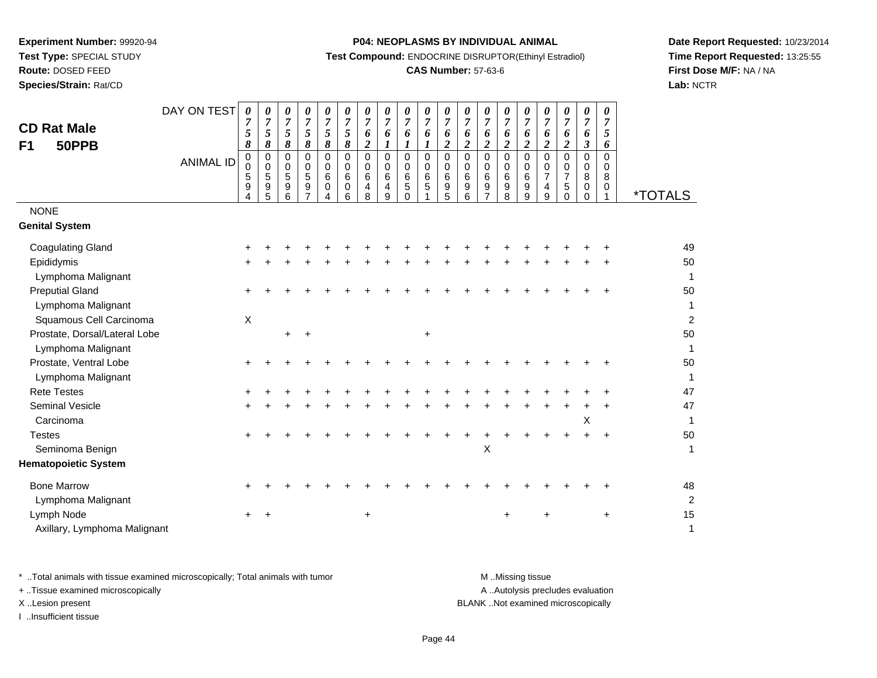**Experiment Number:** 99920-94
**Test Type:** SPECIAL STUDY
**Route:** DOSED FEED
**Species/Strain:** Rat/CD

**P04: NEOPLASMS BY INDIVIDUAL ANIMAL**
**Test Compound:** ENDOCRINE DISRUPTOR(Ethinyl Estradiol)
**CAS Number:** 57-63-6

**Date Report Requested:** 10/23/2014
**Time Report Requested:** 13:25:55
**First Dose M/F:** NA / NA
**Lab:** NCTR

**CD Rat Male**
**F1 50PPB**

| DAY ON TEST | 0758 | 0758 | 0758 | 0758 | 0758 | 0758 | 0762 | 0761 | 0761 | 0761 | 0762 | 0762 | 0762 | 0762 | 0762 | 0762 | 0762 | 0763 | 0756 | |
|---|---|---|---|---|---|---|---|---|---|---|---|---|---|---|---|---|---|---|---|---|
| **ANIMAL ID** | 00594 | 00595 | 00596 | 00597 | 00604 | 00606 | 00648 | 00649 | 00650 | 00651 | 00695 | 00696 | 00697 | 00698 | 00699 | 00749 | 00750 | 00800 | 00801 | ***TOTALS** |
| NONE | | | | | | | | | | | | | | | | | | | | |
| **Genital System** | | | | | | | | | | | | | | | | | | | | |
| Coagulating Gland | + | + | + | + | + | + | + | + | + | + | + | + | + | + | + | + | + | + | + | 49 |
| Epididymis | + | + | + | + | + | + | + | + | + | + | + | + | + | + | + | + | + | + | + | 50 |
| Lymphoma Malignant | | | | | | | | | | | | | | | | | | | | 1 |
| Preputial Gland | + | + | + | + | + | + | + | + | + | + | + | + | + | + | + | + | + | + | + | 50 |
| Lymphoma Malignant | | | | | | | | | | | | | | | | | | | | 1 |
| Squamous Cell Carcinoma | X | | | | | | | | | | | | | | | | | | | 2 |
| Prostate, Dorsal/Lateral Lobe | | | + | + | | | | | | + | | | | | | | | | | 50 |
| Lymphoma Malignant | | | | | | | | | | | | | | | | | | | | 1 |
| Prostate, Ventral Lobe | + | + | + | + | + | + | + | + | + | + | + | + | + | + | + | + | + | + | + | 50 |
| Lymphoma Malignant | | | | | | | | | | | | | | | | | | | | 1 |
| Rete Testes | + | + | + | + | + | + | + | + | + | + | + | + | + | + | + | + | + | + | + | 47 |
| Seminal Vesicle | + | + | + | + | + | + | + | + | + | + | + | + | + | + | + | + | + | + | + | 47 |
| Carcinoma | | | | | | | | | | | | | | | | | | X | | 1 |
| Testes | + | + | + | + | + | + | + | + | + | + | + | + | + | + | + | + | + | + | + | 50 |
| Seminoma Benign | | | | | | | | | | | | | X | | | | | | | 1 |
| **Hematopoietic System** | | | | | | | | | | | | | | | | | | | | |
| Bone Marrow | + | + | + | + | + | + | + | + | + | + | + | + | + | + | + | + | + | + | + | 48 |
| Lymphoma Malignant | | | | | | | | | | | | | | | | | | | | 2 |
| Lymph Node | + | + | | | | | + | | | | | | | + | | + | | | + | 15 |
| Axillary, Lymphoma Malignant | | | | | | | | | | | | | | | | | | | | 1 |

\* ..Total animals with tissue examined microscopically; Total animals with tumor
\+ ..Tissue examined microscopically
X ..Lesion present
I ..Insufficient tissue

M ..Missing tissue
A ..Autolysis precludes evaluation
BLANK ..Not examined microscopically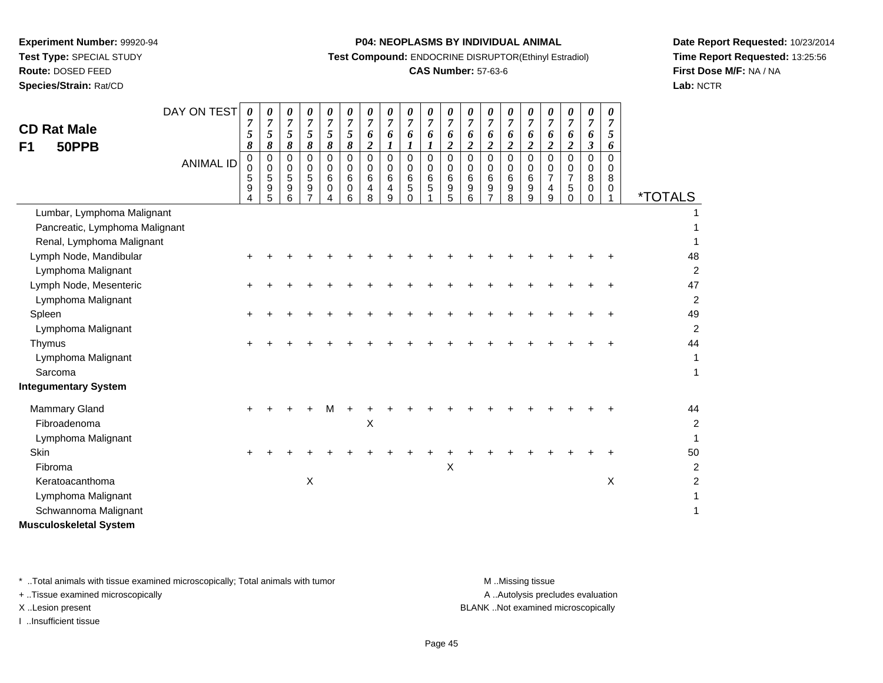**Experiment Number:** 99920-94
**Test Type:** SPECIAL STUDY
**Route:** DOSED FEED
**Species/Strain:** Rat/CD

**P04: NEOPLASMS BY INDIVIDUAL ANIMAL**
**Test Compound:** ENDOCRINE DISRUPTOR(Ethinyl Estradiol)
**CAS Number:** 57-63-6

**Date Report Requested:** 10/23/2014
**Time Report Requested:** 13:25:56
**First Dose M/F:** NA / NA
**Lab:** NCTR

## CD Rat Male
## F1 50PPB

| DAY ON TEST | 0758 | 0758 | 0758 | 0758 | 0758 | 0758 | 0762 | 0761 | 0761 | 0761 | 0762 | 0762 | 0762 | 0762 | 0762 | 0762 | 0762 | 0763 | 0756 | |
|---|---|---|---|---|---|---|---|---|---|---|---|---|---|---|---|---|---|---|---|---|
| **ANIMAL ID** | 00594 | 00595 | 00596 | 00597 | 00604 | 00606 | 00648 | 00649 | 00650 | 00651 | 00695 | 00696 | 00697 | 00698 | 00699 | 00749 | 00750 | 00800 | 00801 | ***TOTALS** |
| Lumbar, Lymphoma Malignant | | | | | | | | | | | | | | | | | | | | 1 |
| Pancreatic, Lymphoma Malignant | | | | | | | | | | | | | | | | | | | | 1 |
| Renal, Lymphoma Malignant | | | | | | | | | | | | | | | | | | | | 1 |
| Lymph Node, Mandibular | + | + | + | + | + | + | + | + | + | + | + | + | + | + | + | + | + | + | + | 48 |
| Lymphoma Malignant | | | | | | | | | | | | | | | | | | | | 2 |
| Lymph Node, Mesenteric | + | + | + | + | + | + | + | + | + | + | + | + | + | + | + | + | + | + | + | 47 |
| Lymphoma Malignant | | | | | | | | | | | | | | | | | | | | 2 |
| Spleen | + | + | + | + | + | + | + | + | + | + | + | + | + | + | + | + | + | + | + | 49 |
| Lymphoma Malignant | | | | | | | | | | | | | | | | | | | | 2 |
| Thymus | + | + | + | + | + | + | + | + | + | + | + | + | + | + | + | + | + | + | + | 44 |
| Lymphoma Malignant | | | | | | | | | | | | | | | | | | | | 1 |
| Sarcoma | | | | | | | | | | | | | | | | | | | | 1 |
| **Integumentary System** | | | | | | | | | | | | | | | | | | | | |
| Mammary Gland | + | + | + | + | M | + | + | + | + | + | + | + | + | + | + | + | + | + | + | 44 |
| Fibroadenoma | | | | | | | X | | | | | | | | | | | | | 2 |
| Lymphoma Malignant | | | | | | | | | | | | | | | | | | | | 1 |
| Skin | + | + | + | + | + | + | + | + | + | + | + | + | + | + | + | + | + | + | + | 50 |
| Fibroma | | | | | | | | | | | X | | | | | | | | | 2 |
| Keratoacanthoma | | | | X | | | | | | | | | | | | | | | X | 2 |
| Lymphoma Malignant | | | | | | | | | | | | | | | | | | | | 1 |
| Schwannoma Malignant | | | | | | | | | | | | | | | | | | | | 1 |
| **Musculoskeletal System** | | | | | | | | | | | | | | | | | | | | |

* ..Total animals with tissue examined microscopically; Total animals with tumor
+ ..Tissue examined microscopically
X ..Lesion present
I ..Insufficient tissue

M ..Missing tissue
A ..Autolysis precludes evaluation
BLANK ..Not examined microscopically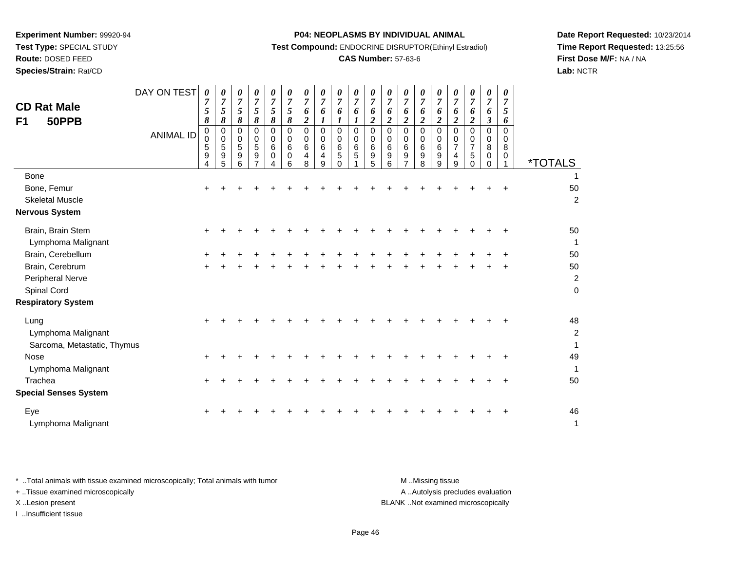**Experiment Number:** 99920-94
**Test Type:** SPECIAL STUDY
**Route:** DOSED FEED
**Species/Strain:** Rat/CD

**P04: NEOPLASMS BY INDIVIDUAL ANIMAL**
**Test Compound:** ENDOCRINE DISRUPTOR(Ethinyl Estradiol)
**CAS Number:** 57-63-6

**Date Report Requested:** 10/23/2014
**Time Report Requested:** 13:25:56
**First Dose M/F:** NA / NA
**Lab:** NCTR

## CD Rat Male F1 50PPB

| DAY ON TEST | 0758 | 0758 | 0758 | 0758 | 0758 | 0758 | 0762 | 0761 | 0761 | 0761 | 0762 | 0762 | 0762 | 0762 | 0762 | 0762 | 0762 | 0763 | 0756 | |
|---|---|---|---|---|---|---|---|---|---|---|---|---|---|---|---|---|---|---|---|---|
| **ANIMAL ID** | 00594 | 00595 | 00596 | 00597 | 00604 | 00606 | 00648 | 00649 | 00650 | 00651 | 00695 | 00696 | 00697 | 00698 | 00699 | 00749 | 00750 | 00800 | 00801 | ***TOTALS** |
| Bone | | | | | | | | | | | | | | | | | | | | 1 |
| Bone, Femur | + | + | + | + | + | + | + | + | + | + | + | + | + | + | + | + | + | + | + | 50 |
| Skeletal Muscle | | | | | | | | | | | | | | | | | | | | 2 |
| **Nervous System** | | | | | | | | | | | | | | | | | | | | |
| Brain, Brain Stem | + | + | + | + | + | + | + | + | + | + | + | + | + | + | + | + | + | + | + | 50 |
| Lymphoma Malignant | | | | | | | | | | | | | | | | | | | | 1 |
| Brain, Cerebellum | + | + | + | + | + | + | + | + | + | + | + | + | + | + | + | + | + | + | + | 50 |
| Brain, Cerebrum | + | + | + | + | + | + | + | + | + | + | + | + | + | + | + | + | + | + | + | 50 |
| Peripheral Nerve | | | | | | | | | | | | | | | | | | | | 2 |
| Spinal Cord | | | | | | | | | | | | | | | | | | | | 0 |
| **Respiratory System** | | | | | | | | | | | | | | | | | | | | |
| Lung | + | + | + | + | + | + | + | + | + | + | + | + | + | + | + | + | + | + | + | 48 |
| Lymphoma Malignant | | | | | | | | | | | | | | | | | | | | 2 |
| Sarcoma, Metastatic, Thymus | | | | | | | | | | | | | | | | | | | | 1 |
| Nose | + | + | + | + | + | + | + | + | + | + | + | + | + | + | + | + | + | + | + | 49 |
| Lymphoma Malignant | | | | | | | | | | | | | | | | | | | | 1 |
| Trachea | + | + | + | + | + | + | + | + | + | + | + | + | + | + | + | + | + | + | + | 50 |
| **Special Senses System** | | | | | | | | | | | | | | | | | | | | |
| Eye | + | + | + | + | + | + | + | + | + | + | + | + | + | + | + | + | + | + | + | 46 |
| Lymphoma Malignant | | | | | | | | | | | | | | | | | | | | 1 |

\* ..Total animals with tissue examined microscopically; Total animals with tumor
\+ ..Tissue examined microscopically
X ..Lesion present
I ..Insufficient tissue

M ..Missing tissue
A ..Autolysis precludes evaluation
BLANK ..Not examined microscopically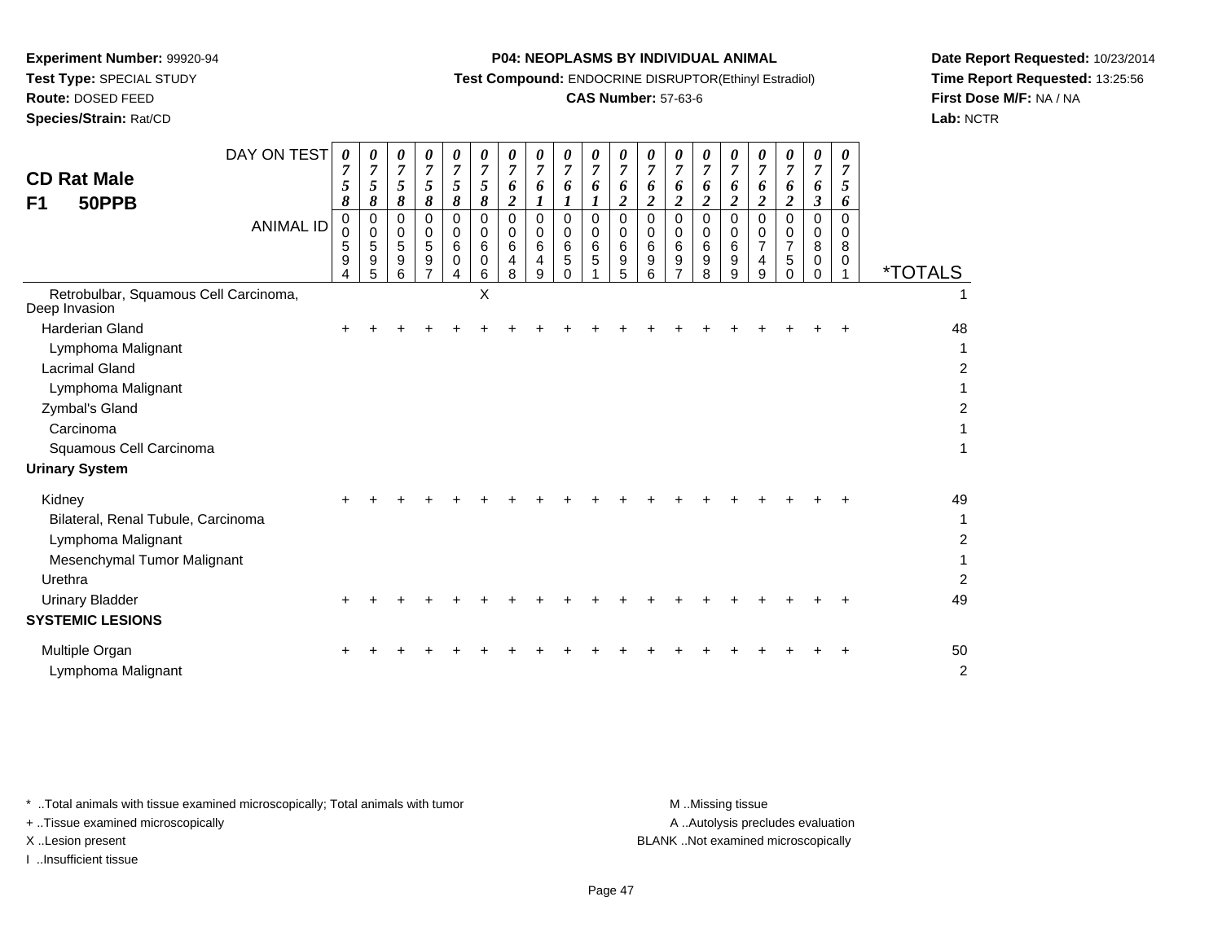**Experiment Number:** 99920-94
**Test Type:** SPECIAL STUDY
**Route:** DOSED FEED
**Species/Strain:** Rat/CD

**P04: NEOPLASMS BY INDIVIDUAL ANIMAL**
**Test Compound:** ENDOCRINE DISRUPTOR(Ethinyl Estradiol)
**CAS Number:** 57-63-6

**Date Report Requested:** 10/23/2014
**Time Report Requested:** 13:25:56
**First Dose M/F:** NA / NA
**Lab:** NCTR

## CD Rat Male
## F1 50PPB

| DAY ON TEST | 0758 | 0758 | 0758 | 0758 | 0758 | 0758 | 0762 | 0761 | 0761 | 0761 | 0762 | 0762 | 0762 | 0762 | 0762 | 0762 | 0762 | 0763 | 0756 | |
|---|---|---|---|---|---|---|---|---|---|---|---|---|---|---|---|---|---|---|---|---|
| **ANIMAL ID** | 00594 | 00595 | 00596 | 00597 | 00604 | 00606 | 00648 | 00649 | 00650 | 00651 | 00695 | 00696 | 00697 | 00698 | 00699 | 00749 | 00750 | 00800 | 00801 | ***TOTALS** |
| Retrobulbar, Squamous Cell Carcinoma, Deep Invasion | | | | | | X | | | | | | | | | | | | | | 1 |
| Harderian Gland | + | + | + | + | + | + | + | + | + | + | + | + | + | + | + | + | + | + | + | 48 |
| Lymphoma Malignant | | | | | | | | | | | | | | | | | | | | 1 |
| Lacrimal Gland | | | | | | | | | | | | | | | | | | | | 2 |
| Lymphoma Malignant | | | | | | | | | | | | | | | | | | | | 1 |
| Zymbal's Gland | | | | | | | | | | | | | | | | | | | | 2 |
| Carcinoma | | | | | | | | | | | | | | | | | | | | 1 |
| Squamous Cell Carcinoma | | | | | | | | | | | | | | | | | | | | 1 |
| **Urinary System** | | | | | | | | | | | | | | | | | | | | |
| Kidney | + | + | + | + | + | + | + | + | + | + | + | + | + | + | + | + | + | + | + | 49 |
| Bilateral, Renal Tubule, Carcinoma | | | | | | | | | | | | | | | | | | | | 1 |
| Lymphoma Malignant | | | | | | | | | | | | | | | | | | | | 2 |
| Mesenchymal Tumor Malignant | | | | | | | | | | | | | | | | | | | | 1 |
| Urethra | | | | | | | | | | | | | | | | | | | | 2 |
| Urinary Bladder | + | + | + | + | + | + | + | + | + | + | + | + | + | + | + | + | + | + | + | 49 |
| **SYSTEMIC LESIONS** | | | | | | | | | | | | | | | | | | | | |
| Multiple Organ | + | + | + | + | + | + | + | + | + | + | + | + | + | + | + | + | + | + | + | 50 |
| Lymphoma Malignant | | | | | | | | | | | | | | | | | | | | 2 |

\* ..Total animals with tissue examined microscopically; Total animals with tumor
\+ ..Tissue examined microscopically
X ..Lesion present
I ..Insufficient tissue

M ..Missing tissue
A ..Autolysis precludes evaluation
BLANK ..Not examined microscopically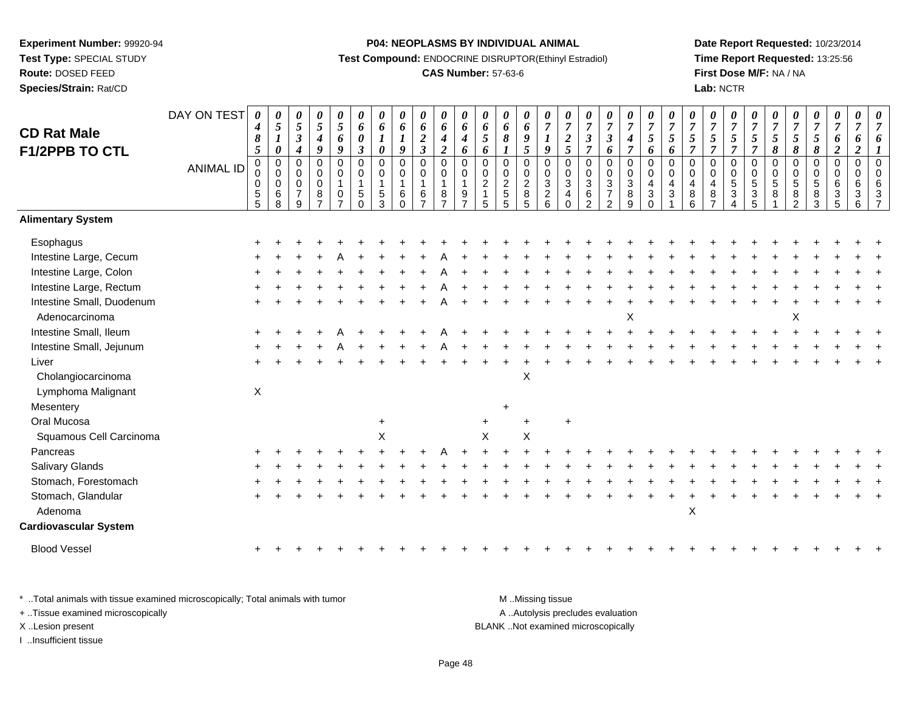**Experiment Number:** 99920-94
**Test Type:** SPECIAL STUDY
**Route:** DOSED FEED
**Species/Strain:** Rat/CD

**P04: NEOPLASMS BY INDIVIDUAL ANIMAL**
**Test Compound:** ENDOCRINE DISRUPTOR(Ethinyl Estradiol)
**CAS Number:** 57-63-6

**Date Report Requested:** 10/23/2014
**Time Report Requested:** 13:25:56
**First Dose M/F:** NA / NA
**Lab:** NCTR

## CD Rat Male F1/2PPB TO CTL

| DAY ON TEST | 0485 | 0510 | 0534 | 0549 | 0569 | 0603 | 0610 | 0619 | 0623 | 0642 | 0646 | 0656 | 0681 | 0695 | 0719 | 0725 | 0737 | 0736 | 0747 | 0756 | 0756 | 0757 | 0757 | 0757 | 0757 | 0758 | 0758 | 0758 | 0762 | 0762 | 0761 |
|---|---|---|---|---|---|---|---|---|---|---|---|---|---|---|---|---|---|---|---|---|---|---|---|---|---|---|---|---|---|---|---|
| **ANIMAL ID** | 00055 | 00068 | 00079 | 00087 | 00107 | 00150 | 00153 | 00160 | 00167 | 00187 | 00197 | 00215 | 00255 | 00285 | 00326 | 00340 | 00362 | 00372 | 00389 | 00430 | 00431 | 00486 | 00487 | 00534 | 00535 | 00581 | 00582 | 00583 | 00635 | 00636 | 00637 |
| **Alimentary System** | | | | | | | | | | | | | | | | | | | | | | | | | | | | | | | |
| Esophagus | + | + | + | + | + | + | + | + | + | + | + | + | + | + | + | + | + | + | + | + | + | + | + | + | + | + | + | + | + | + | + |
| Intestine Large, Cecum | + | + | + | + | A | + | + | + | + | A | + | + | + | + | + | + | + | + | + | + | + | + | + | + | + | + | + | + | + | + | + |
| Intestine Large, Colon | + | + | + | + | + | + | + | + | + | A | + | + | + | + | + | + | + | + | + | + | + | + | + | + | + | + | + | + | + | + | + |
| Intestine Large, Rectum | + | + | + | + | + | + | + | + | + | A | + | + | + | + | + | + | + | + | + | + | + | + | + | + | + | + | + | + | + | + | + |
| Intestine Small, Duodenum | + | + | + | + | + | + | + | + | + | A | + | + | + | + | + | + | + | + | + | + | + | + | + | + | + | + | + | + | + | + | + |
| Adenocarcinoma | | | | | | | | | | | | | | | | | | | X | | | | | | | | X | | | | |
| Intestine Small, Ileum | + | + | + | + | A | + | + | + | + | A | + | + | + | + | + | + | + | + | + | + | + | + | + | + | + | + | + | + | + | + | + |
| Intestine Small, Jejunum | + | + | + | + | A | + | + | + | + | A | + | + | + | + | + | + | + | + | + | + | + | + | + | + | + | + | + | + | + | + | + |
| Liver | + | + | + | + | + | + | + | + | + | + | + | + | + | + | + | + | + | + | + | + | + | + | + | + | + | + | + | + | + | + | + |
| Cholangiocarcinoma | | | | | | | | | | | | | | X | | | | | | | | | | | | | | | | | |
| Lymphoma Malignant | X | | | | | | | | | | | | | | | | | | | | | | | | | | | | | | |
| Mesentery | | | | | | | | | | | | | + | | | | | | | | | | | | | | | | | | |
| Oral Mucosa | | | | | | | + | | | | | + | | + | | + | | | | | | | | | | | | | | | |
| Squamous Cell Carcinoma | | | | | | | X | | | | | X | | X | | | | | | | | | | | | | | | | | |
| Pancreas | + | + | + | + | + | + | + | + | + | A | + | + | + | + | + | + | + | + | + | + | + | + | + | + | + | + | + | + | + | + | + |
| Salivary Glands | + | + | + | + | + | + | + | + | + | + | + | + | + | + | + | + | + | + | + | + | + | + | + | + | + | + | + | + | + | + | + |
| Stomach, Forestomach | + | + | + | + | + | + | + | + | + | + | + | + | + | + | + | + | + | + | + | + | + | + | + | + | + | + | + | + | + | + | + |
| Stomach, Glandular | + | + | + | + | + | + | + | + | + | + | + | + | + | + | + | + | + | + | + | + | + | + | + | + | + | + | + | + | + | + | + |
| Adenoma | | | | | | | | | | | | | | | | | | | | | | X | | | | | | | | | |
| **Cardiovascular System** | | | | | | | | | | | | | | | | | | | | | | | | | | | | | | | |
| Blood Vessel | + | + | + | + | + | + | + | + | + | + | + | + | + | + | + | + | + | + | + | + | + | + | + | + | + | + | + | + | + | + | + |

\* ..Total animals with tissue examined microscopically; Total animals with tumor
\+ ..Tissue examined microscopically
X ..Lesion present
I ..Insufficient tissue

M ..Missing tissue
A ..Autolysis precludes evaluation
BLANK ..Not examined microscopically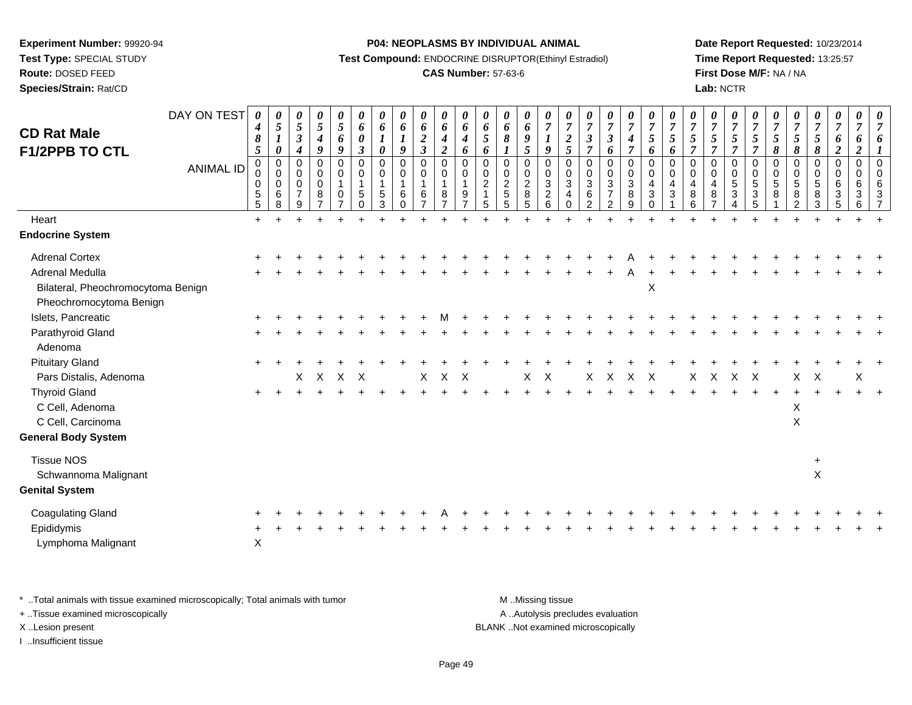**Experiment Number:** 99920-94
**Test Type:** SPECIAL STUDY
**Route:** DOSED FEED
**Species/Strain:** Rat/CD

**P04: NEOPLASMS BY INDIVIDUAL ANIMAL**
**Test Compound:** ENDOCRINE DISRUPTOR(Ethinyl Estradiol)
**CAS Number:** 57-63-6

**Date Report Requested:** 10/23/2014
**Time Report Requested:** 13:25:57
**First Dose M/F:** NA / NA
**Lab:** NCTR

## CD Rat Male F1/2PPB TO CTL

| DAY ON TEST | 0485 | 0510 | 0534 | 0549 | 0569 | 0603 | 0610 | 0619 | 0623 | 0642 | 0646 | 0656 | 0681 | 0695 | 0719 | 0725 | 0737 | 0736 | 0747 | 0756 | 0756 | 0757 | 0757 | 0757 | 0757 | 0758 | 0758 | 0758 | 0762 | 0762 | 0761 |
|---|---|---|---|---|---|---|---|---|---|---|---|---|---|---|---|---|---|---|---|---|---|---|---|---|---|---|---|---|---|---|---|
| **ANIMAL ID** | 00055 | 00068 | 00079 | 00087 | 00107 | 00150 | 00153 | 00160 | 00167 | 00187 | 00197 | 00215 | 00255 | 00285 | 00326 | 00340 | 00362 | 00372 | 00389 | 00430 | 00431 | 00486 | 00487 | 00534 | 00535 | 00581 | 00582 | 00583 | 00635 | 00636 | 00637 |
| Heart | + | + | + | + | + | + | + | + | + | + | + | + | + | + | + | + | + | + | + | + | + | + | + | + | + | + | + | + | + | + | + |
| **Endocrine System** | | | | | | | | | | | | | | | | | | | | | | | | | | | | | | | |
| Adrenal Cortex | + | + | + | + | + | + | + | + | + | + | + | + | + | + | + | + | + | + | A | + | + | + | + | + | + | + | + | + | + | + | + |
| Adrenal Medulla | + | + | + | + | + | + | + | + | + | + | + | + | + | + | + | + | + | + | A | + | + | + | + | + | + | + | + | + | + | + | + |
| Bilateral, Pheochromocytoma Benign | | | | | | | | | | | | | | | | | | | | X | | | | | | | | | | | |
| Pheochromocytoma Benign | | | | | | | | | | | | | | | | | | | | | | | | | | | | | | | |
| Islets, Pancreatic | + | + | + | + | + | + | + | + | + | M | + | + | + | + | + | + | + | + | + | + | + | + | + | + | + | + | + | + | + | + | + |
| Parathyroid Gland | + | + | + | + | + | + | + | + | + | + | + | + | + | + | + | + | + | + | + | + | + | + | + | + | + | + | + | + | + | + | + |
| Adenoma | | | | | | | | | | | | | | | | | | | | | | | | | | | | | | | |
| Pituitary Gland | + | + | + | + | + | + | + | + | + | + | + | + | + | + | + | + | + | + | + | + | + | + | + | + | + | + | + | + | + | + | + |
| Pars Distalis, Adenoma | | | X | X | X | X | | | X | X | X | | | X | X | | X | X | X | X | | X | X | X | X | | X | X | | X | |
| Thyroid Gland | + | + | + | + | + | + | + | + | + | + | + | + | + | + | + | + | + | + | + | + | + | + | + | + | + | + | + | + | + | + | + |
| C Cell, Adenoma | | | | | | | | | | | | | | | | | | | | | | | | | | | X | | | | |
| C Cell, Carcinoma | | | | | | | | | | | | | | | | | | | | | | | | | | | X | | | | |
| **General Body System** | | | | | | | | | | | | | | | | | | | | | | | | | | | | | | | |
| Tissue NOS | | | | | | | | | | | | | | | | | | | | | | | | | | | | + | | | |
| Schwannoma Malignant | | | | | | | | | | | | | | | | | | | | | | | | | | | | X | | | |
| **Genital System** | | | | | | | | | | | | | | | | | | | | | | | | | | | | | | | |
| Coagulating Gland | + | + | + | + | + | + | + | + | + | A | + | + | + | + | + | + | + | + | + | + | + | + | + | + | + | + | + | + | + | + | + |
| Epididymis | + | + | + | + | + | + | + | + | + | + | + | + | + | + | + | + | + | + | + | + | + | + | + | + | + | + | + | + | + | + | + |
| Lymphoma Malignant | X | | | | | | | | | | | | | | | | | | | | | | | | | | | | | | |

\* ..Total animals with tissue examined microscopically; Total animals with tumor
\+ ..Tissue examined microscopically
X ..Lesion present
I ..Insufficient tissue

M ..Missing tissue
A ..Autolysis precludes evaluation
BLANK ..Not examined microscopically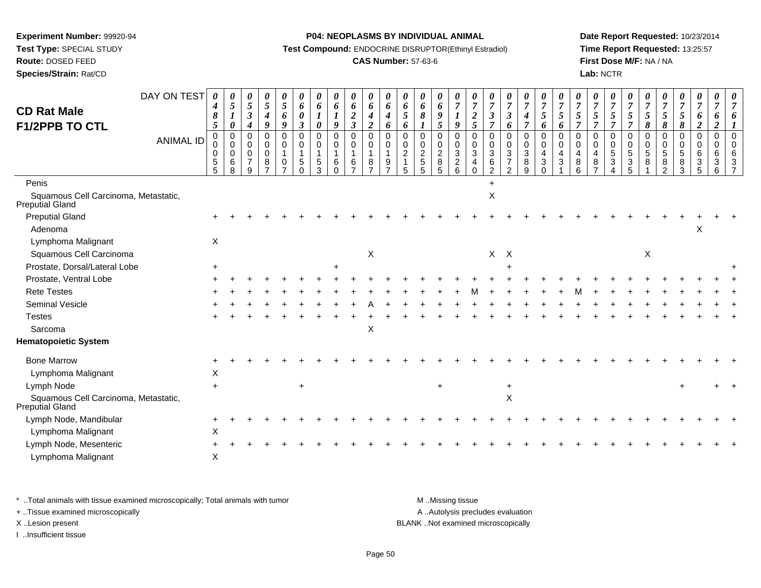**Experiment Number:** 99920-94
**Test Type:** SPECIAL STUDY
**Route:** DOSED FEED
**Species/Strain:** Rat/CD

**P04: NEOPLASMS BY INDIVIDUAL ANIMAL**
**Test Compound:** ENDOCRINE DISRUPTOR(Ethinyl Estradiol)
**CAS Number:** 57-63-6

**Date Report Requested:** 10/23/2014
**Time Report Requested:** 13:25:57
**First Dose M/F:** NA / NA
**Lab:** NCTR

## CD Rat Male F1/2PPB TO CTL

| DAY ON TEST | 0485 | 0510 | 0534 | 0549 | 0569 | 0603 | 0610 | 0619 | 0623 | 0642 | 0646 | 0656 | 0681 | 0695 | 0719 | 0725 | 0737 | 0736 | 0747 | 0756 | 0756 | 0757 | 0757 | 0757 | 0757 | 0758 | 0758 | 0758 | 0762 | 0762 | 0761 |
|---|---|---|---|---|---|---|---|---|---|---|---|---|---|---|---|---|---|---|---|---|---|---|---|---|---|---|---|---|---|---|---|
| ANIMAL ID | 00055 | 00068 | 00079 | 00087 | 00107 | 00150 | 00153 | 00160 | 00167 | 00187 | 00197 | 00215 | 00255 | 00285 | 00326 | 00340 | 00362 | 00372 | 00389 | 00430 | 00431 | 00486 | 00487 | 00534 | 00535 | 00581 | 00582 | 00583 | 00635 | 00636 | 00637 |
| Penis | | | | | | | | | | | | | | | | | + | | | | | | | | | | | | | | |
| Squamous Cell Carcinoma, Metastatic, Preputial Gland | | | | | | | | | | | | | | | | | X | | | | | | | | | | | | | | |
| Preputial Gland | + | + | + | + | + | + | + | + | + | + | + | + | + | + | + | + | + | + | + | + | + | + | + | + | + | + | + | + | + | + | + |
| Adenoma | | | | | | | | | | | | | | | | | | | | | | | | | | | | | X | | |
| Lymphoma Malignant | X | | | | | | | | | | | | | | | | | | | | | | | | | | | | | | |
| Squamous Cell Carcinoma | | | | | | | | | | X | | | | | | | X | X | | | | | | | | X | | | | | |
| Prostate, Dorsal/Lateral Lobe | + | | | | | | | + | | | | | | | | | | + | | | | | | | | | | | | | + |
| Prostate, Ventral Lobe | + | + | + | + | + | + | + | + | + | + | + | + | + | + | + | + | + | + | + | + | + | + | + | + | + | + | + | + | + | + | + |
| Rete Testes | + | + | + | + | + | + | + | + | + | + | + | + | + | + | + | M | + | + | + | + | + | M | + | + | + | + | + | + | + | + | + |
| Seminal Vesicle | + | + | + | + | + | + | + | + | + | A | + | + | + | + | + | + | + | + | + | + | + | + | + | + | + | + | + | + | + | + | + |
| Testes | + | + | + | + | + | + | + | + | + | + | + | + | + | + | + | + | + | + | + | + | + | + | + | + | + | + | + | + | + | + | + |
| Sarcoma | | | | | | | | | | X | | | | | | | | | | | | | | | | | | | | | |
| **Hematopoietic System** | | | | | | | | | | | | | | | | | | | | | | | | | | | | | | | |
| Bone Marrow | + | + | + | + | + | + | + | + | + | + | + | + | + | + | + | + | + | + | + | + | + | + | + | + | + | + | + | + | + | + | + |
| Lymphoma Malignant | X | | | | | | | | | | | | | | | | | | | | | | | | | | | | | | |
| Lymph Node | + | | | | | + | | | | | | | | + | | | | + | | | | | | | | | | + | | + | + |
| Squamous Cell Carcinoma, Metastatic, Preputial Gland | | | | | | | | | | | | | | | | | | X | | | | | | | | | | | | | |
| Lymph Node, Mandibular | + | + | + | + | + | + | + | + | + | + | + | + | + | + | + | + | + | + | + | + | + | + | + | + | + | + | + | + | + | + | + |
| Lymphoma Malignant | X | | | | | | | | | | | | | | | | | | | | | | | | | | | | | | |
| Lymph Node, Mesenteric | + | + | + | + | + | + | + | + | + | + | + | + | + | + | + | + | + | + | + | + | + | + | + | + | + | + | + | + | + | + | + |
| Lymphoma Malignant | X | | | | | | | | | | | | | | | | | | | | | | | | | | | | | | |

* ..Total animals with tissue examined microscopically; Total animals with tumor
+ ..Tissue examined microscopically
X ..Lesion present
I ..Insufficient tissue

M ..Missing tissue
A ..Autolysis precludes evaluation
BLANK ..Not examined microscopically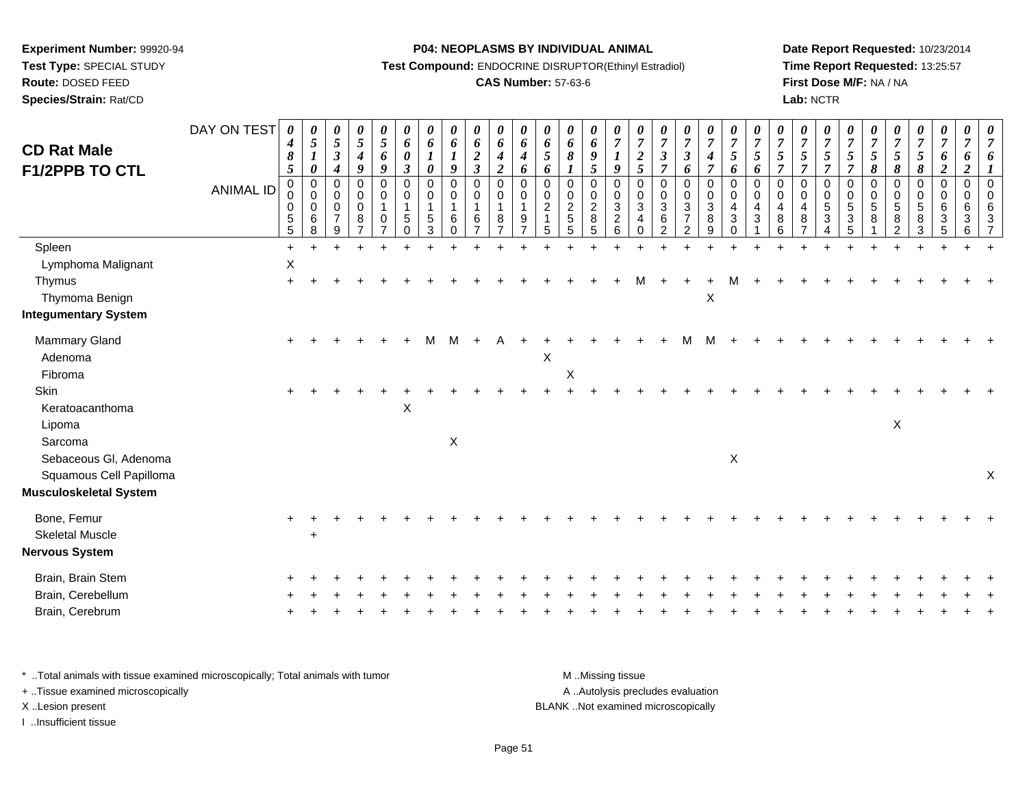**Experiment Number:** 99920-94
**Test Type:** SPECIAL STUDY
**Route:** DOSED FEED
**Species/Strain:** Rat/CD

**P04: NEOPLASMS BY INDIVIDUAL ANIMAL**
**Test Compound:** ENDOCRINE DISRUPTOR(Ethinyl Estradiol)
**CAS Number:** 57-63-6

**Date Report Requested:** 10/23/2014
**Time Report Requested:** 13:25:57
**First Dose M/F:** NA / NA
**Lab:** NCTR

## CD Rat Male F1/2PPB TO CTL

| DAY ON TEST | 0485 | 0510 | 0534 | 0549 | 0569 | 0603 | 0610 | 0619 | 0623 | 0642 | 0646 | 0656 | 0681 | 0695 | 0719 | 0725 | 0737 | 0736 | 0747 | 0756 | 0756 | 0757 | 0757 | 0757 | 0757 | 0758 | 0758 | 0758 | 0762 | 0762 | 0761 |
|---|---|---|---|---|---|---|---|---|---|---|---|---|---|---|---|---|---|---|---|---|---|---|---|---|---|---|---|---|---|---|---|
| **ANIMAL ID** | 00055 | 00068 | 00079 | 00087 | 00107 | 00150 | 00153 | 00160 | 00167 | 00187 | 00197 | 00215 | 00255 | 00285 | 00326 | 00340 | 00362 | 00372 | 00389 | 00430 | 00431 | 00486 | 00487 | 00534 | 00535 | 00581 | 00582 | 00583 | 00635 | 00636 | 00637 |
| Spleen | + | + | + | + | + | + | + | + | + | + | + | + | + | + | + | + | + | + | + | + | + | + | + | + | + | + | + | + | + | + | + |
| Lymphoma Malignant | X | | | | | | | | | | | | | | | | | | | | | | | | | | | | | | |
| Thymus | + | + | + | + | + | + | + | + | + | + | + | + | + | + | + | M | + | + | + | M | + | + | + | + | + | + | + | + | + | + | + |
| Thymoma Benign | | | | | | | | | | | | | | | | | | | X | | | | | | | | | | | | |
| **Integumentary System** | | | | | | | | | | | | | | | | | | | | | | | | | | | | | | | |
| Mammary Gland | + | + | + | + | + | + | M | M | + | A | + | + | + | + | + | + | + | M | M | + | + | + | + | + | + | + | + | + | + | + | + |
| Adenoma | | | | | | | | | | | | X | | | | | | | | | | | | | | | | | | | |
| Fibroma | | | | | | | | | | | | | X | | | | | | | | | | | | | | | | | | |
| Skin | + | + | + | + | + | + | + | + | + | + | + | + | + | + | + | + | + | + | + | + | + | + | + | + | + | + | + | + | + | + | + |
| Keratoacanthoma | | | | | | X | | | | | | | | | | | | | | | | | | | | | | | | | |
| Lipoma | | | | | | | | | | | | | | | | | | | | | | | | | | | X | | | | |
| Sarcoma | | | | | | | | X | | | | | | | | | | | | | | | | | | | | | | | |
| Sebaceous Gl, Adenoma | | | | | | | | | | | | | | | | | | | | X | | | | | | | | | | | |
| Squamous Cell Papilloma | | | | | | | | | | | | | | | | | | | | | | | | | | | | | | | X |
| **Musculoskeletal System** | | | | | | | | | | | | | | | | | | | | | | | | | | | | | | | |
| Bone, Femur | + | + | + | + | + | + | + | + | + | + | + | + | + | + | + | + | + | + | + | + | + | + | + | + | + | + | + | + | + | + | + |
| Skeletal Muscle | | + | | | | | | | | | | | | | | | | | | | | | | | | | | | | | |
| **Nervous System** | | | | | | | | | | | | | | | | | | | | | | | | | | | | | | | |
| Brain, Brain Stem | + | + | + | + | + | + | + | + | + | + | + | + | + | + | + | + | + | + | + | + | + | + | + | + | + | + | + | + | + | + | + |
| Brain, Cerebellum | + | + | + | + | + | + | + | + | + | + | + | + | + | + | + | + | + | + | + | + | + | + | + | + | + | + | + | + | + | + | + |
| Brain, Cerebrum | + | + | + | + | + | + | + | + | + | + | + | + | + | + | + | + | + | + | + | + | + | + | + | + | + | + | + | + | + | + | + |

\* ..Total animals with tissue examined microscopically; Total animals with tumor
\+ ..Tissue examined microscopically
X ..Lesion present
I ..Insufficient tissue

M ..Missing tissue
A ..Autolysis precludes evaluation
BLANK ..Not examined microscopically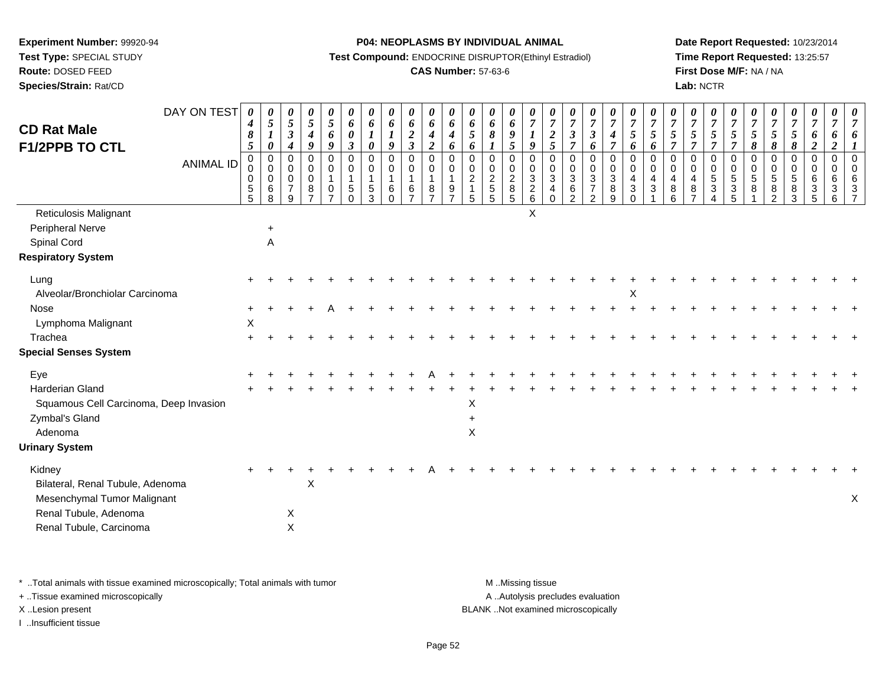**Experiment Number:** 99920-94
**Test Type:** SPECIAL STUDY
**Route:** DOSED FEED
**Species/Strain:** Rat/CD

**P04: NEOPLASMS BY INDIVIDUAL ANIMAL**
**Test Compound:** ENDOCRINE DISRUPTOR(Ethinyl Estradiol)
**CAS Number:** 57-63-6

**Date Report Requested:** 10/23/2014
**Time Report Requested:** 13:25:57
**First Dose M/F:** NA / NA
**Lab:** NCTR

# CD Rat Male F1/2PPB TO CTL

| DAY ON TEST | 0485 | 0510 | 0534 | 0549 | 0569 | 0603 | 0610 | 0619 | 0623 | 0642 | 0646 | 0656 | 0681 | 0695 | 0719 | 0725 | 0737 | 0736 | 0747 | 0756 | 0756 | 0757 | 0757 | 0757 | 0757 | 0758 | 0758 | 0758 | 0762 | 0762 | 0761 |
|---|---|---|---|---|---|---|---|---|---|---|---|---|---|---|---|---|---|---|---|---|---|---|---|---|---|---|---|---|---|---|---|
| **ANIMAL ID** | 00055 | 00068 | 00079 | 00087 | 00107 | 00150 | 00153 | 00160 | 00167 | 00187 | 00197 | 00215 | 00255 | 00285 | 00326 | 00340 | 00362 | 00372 | 00389 | 00430 | 00431 | 00486 | 00487 | 00534 | 00535 | 00581 | 00582 | 00583 | 00635 | 00636 | 00637 |
| Reticulosis Malignant | | | | | | | | | | | | | | | X | | | | | | | | | | | | | | | | |
| Peripheral Nerve | | + | | | | | | | | | | | | | | | | | | | | | | | | | | | | | |
| Spinal Cord | | A | | | | | | | | | | | | | | | | | | | | | | | | | | | | | |
| **Respiratory System** | | | | | | | | | | | | | | | | | | | | | | | | | | | | | | | |
| Lung | + | + | + | + | + | + | + | + | + | + | + | + | + | + | + | + | + | + | + | + | + | + | + | + | + | + | + | + | + | + | + |
| Alveolar/Bronchiolar Carcinoma | | | | | | | | | | | | | | | | | | | | X | | | | | | | | | | | |
| Nose | + | + | + | + | A | + | + | + | + | + | + | + | + | + | + | + | + | + | + | + | + | + | + | + | + | + | + | + | + | + | + |
| Lymphoma Malignant | X | | | | | | | | | | | | | | | | | | | | | | | | | | | | | | |
| Trachea | + | + | + | + | + | + | + | + | + | + | + | + | + | + | + | + | + | + | + | + | + | + | + | + | + | + | + | + | + | + | + |
| **Special Senses System** | | | | | | | | | | | | | | | | | | | | | | | | | | | | | | | |
| Eye | + | + | + | + | + | + | + | + | + | A | + | + | + | + | + | + | + | + | + | + | + | + | + | + | + | + | + | + | + | + | + |
| Harderian Gland | + | + | + | + | + | + | + | + | + | + | + | + | + | + | + | + | + | + | + | + | + | + | + | + | + | + | + | + | + | + | + |
| Squamous Cell Carcinoma, Deep Invasion | | | | | | | | | | | | X | | | | | | | | | | | | | | | | | | | |
| Zymbal's Gland | | | | | | | | | | | | + | | | | | | | | | | | | | | | | | | | |
| Adenoma | | | | | | | | | | | | X | | | | | | | | | | | | | | | | | | | |
| **Urinary System** | | | | | | | | | | | | | | | | | | | | | | | | | | | | | | | |
| Kidney | + | + | + | + | + | + | + | + | + | A | + | + | + | + | + | + | + | + | + | + | + | + | + | + | + | + | + | + | + | + | + |
| Bilateral, Renal Tubule, Adenoma | | | | X | | | | | | | | | | | | | | | | | | | | | | | | | | | |
| Mesenchymal Tumor Malignant | | | | | | | | | | | | | | | | | | | | | | | | | | | | | | | X |
| Renal Tubule, Adenoma | | | X | | | | | | | | | | | | | | | | | | | | | | | | | | | | |
| Renal Tubule, Carcinoma | | | X | | | | | | | | | | | | | | | | | | | | | | | | | | | | |

\* ..Total animals with tissue examined microscopically; Total animals with tumor
\+ ..Tissue examined microscopically
X ..Lesion present
I ..Insufficient tissue

M ..Missing tissue
A ..Autolysis precludes evaluation
BLANK ..Not examined microscopically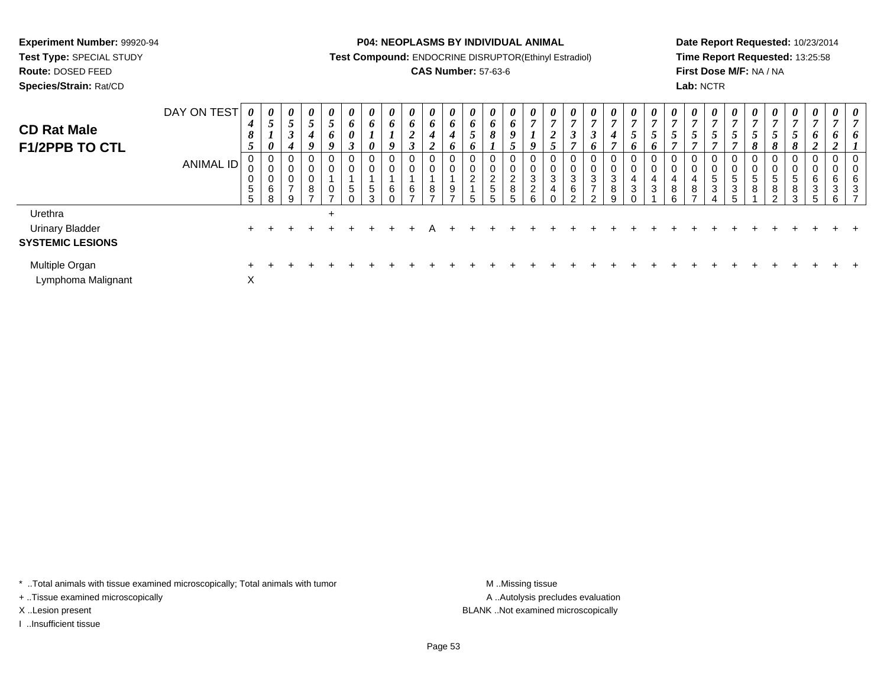**Experiment Number:** 99920-94
**Test Type:** SPECIAL STUDY
**Route:** DOSED FEED
**Species/Strain:** Rat/CD

**P04: NEOPLASMS BY INDIVIDUAL ANIMAL**
**Test Compound:** ENDOCRINE DISRUPTOR(Ethinyl Estradiol)
**CAS Number:** 57-63-6

**Date Report Requested:** 10/23/2014
**Time Report Requested:** 13:25:58
**First Dose M/F:** NA / NA
**Lab:** NCTR

## CD Rat Male F1/2PPB TO CTL

| DAY ON TEST | 0485 | 0510 | 0534 | 0549 | 0569 | 0603 | 0610 | 0619 | 0623 | 0642 | 0646 | 0656 | 0681 | 0695 | 0719 | 0725 | 0737 | 0736 | 0747 | 0756 | 0756 | 0757 | 0757 | 0757 | 0757 | 0758 | 0758 | 0758 | 0762 | 0762 | 0761 |
|---|---|---|---|---|---|---|---|---|---|---|---|---|---|---|---|---|---|---|---|---|---|---|---|---|---|---|---|---|---|---|---|
| **ANIMAL ID** | 00055 | 00068 | 00079 | 00087 | 00107 | 00150 | 00153 | 00160 | 00167 | 00187 | 00197 | 00215 | 00255 | 00285 | 00326 | 00340 | 00362 | 00372 | 00389 | 00430 | 00431 | 00486 | 00487 | 00534 | 00535 | 00581 | 00582 | 00583 | 00635 | 00636 | 00637 |
| Urethra | | | | | + | | | | | | | | | | | | | | | | | | | | | | | | | | |
| Urinary Bladder | + | + | + | + | + | + | + | + | + | A | + | + | + | + | + | + | + | + | + | + | + | + | + | + | + | + | + | + | + | + | + |
| **SYSTEMIC LESIONS** | | | | | | | | | | | | | | | | | | | | | | | | | | | | | | | |
| Multiple Organ | + | + | + | + | + | + | + | + | + | + | + | + | + | + | + | + | + | + | + | + | + | + | + | + | + | + | + | + | + | + | + |
| Lymphoma Malignant | X | | | | | | | | | | | | | | | | | | | | | | | | | | | | | | |

\* ..Total animals with tissue examined microscopically; Total animals with tumor
+ ..Tissue examined microscopically
X ..Lesion present
I ..Insufficient tissue

M ..Missing tissue
A ..Autolysis precludes evaluation
BLANK ..Not examined microscopically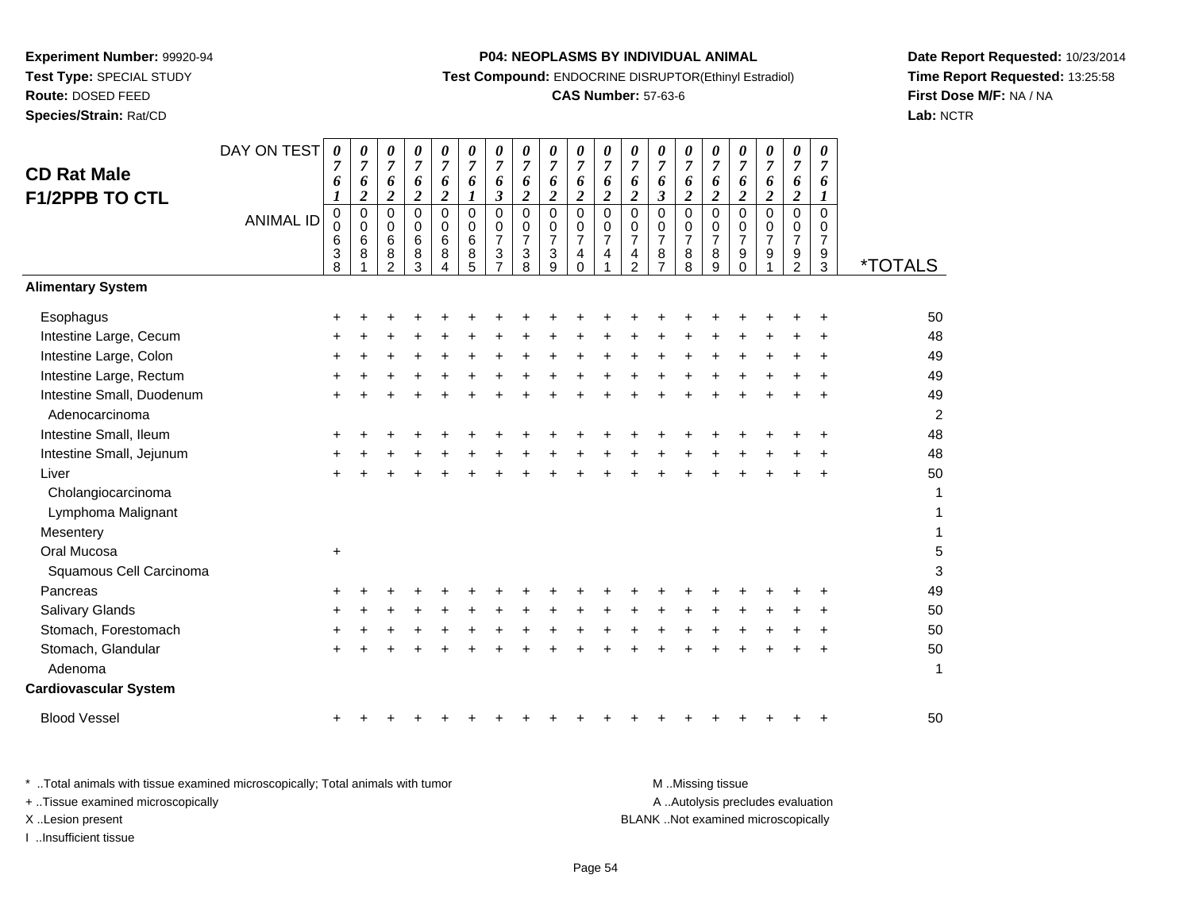**Experiment Number:** 99920-94
**Test Type:** SPECIAL STUDY
**Route:** DOSED FEED
**Species/Strain:** Rat/CD

**P04: NEOPLASMS BY INDIVIDUAL ANIMAL**
**Test Compound:** ENDOCRINE DISRUPTOR(Ethinyl Estradiol)
**CAS Number:** 57-63-6

**Date Report Requested:** 10/23/2014
**Time Report Requested:** 13:25:58
**First Dose M/F:** NA / NA
**Lab:** NCTR

## CD Rat Male F1/2PPB TO CTL

| DAY ON TEST | 0761 | 0762 | 0762 | 0762 | 0762 | 0761 | 0763 | 0762 | 0762 | 0762 | 0762 | 0762 | 0763 | 0762 | 0762 | 0762 | 0762 | 0762 | 0761 | |
|---|---|---|---|---|---|---|---|---|---|---|---|---|---|---|---|---|---|---|---|---|
| **ANIMAL ID** | 00638 | 00681 | 00682 | 00683 | 00684 | 00685 | 00737 | 00738 | 00739 | 00740 | 00741 | 00742 | 00787 | 00788 | 00789 | 00790 | 00791 | 00792 | 00793 | ***TOTALS** |
| **Alimentary System** | | | | | | | | | | | | | | | | | | | | |
| Esophagus | + | + | + | + | + | + | + | + | + | + | + | + | + | + | + | + | + | + | + | 50 |
| Intestine Large, Cecum | + | + | + | + | + | + | + | + | + | + | + | + | + | + | + | + | + | + | + | 48 |
| Intestine Large, Colon | + | + | + | + | + | + | + | + | + | + | + | + | + | + | + | + | + | + | + | 49 |
| Intestine Large, Rectum | + | + | + | + | + | + | + | + | + | + | + | + | + | + | + | + | + | + | + | 49 |
| Intestine Small, Duodenum | + | + | + | + | + | + | + | + | + | + | + | + | + | + | + | + | + | + | + | 49 |
| Adenocarcinoma | | | | | | | | | | | | | | | | | | | | 2 |
| Intestine Small, Ileum | + | + | + | + | + | + | + | + | + | + | + | + | + | + | + | + | + | + | + | 48 |
| Intestine Small, Jejunum | + | + | + | + | + | + | + | + | + | + | + | + | + | + | + | + | + | + | + | 48 |
| Liver | + | + | + | + | + | + | + | + | + | + | + | + | + | + | + | + | + | + | + | 50 |
| Cholangiocarcinoma | | | | | | | | | | | | | | | | | | | | 1 |
| Lymphoma Malignant | | | | | | | | | | | | | | | | | | | | 1 |
| Mesentery | | | | | | | | | | | | | | | | | | | | 1 |
| Oral Mucosa | + | | | | | | | | | | | | | | | | | | | 5 |
| Squamous Cell Carcinoma | | | | | | | | | | | | | | | | | | | | 3 |
| Pancreas | + | + | + | + | + | + | + | + | + | + | + | + | + | + | + | + | + | + | + | 49 |
| Salivary Glands | + | + | + | + | + | + | + | + | + | + | + | + | + | + | + | + | + | + | + | 50 |
| Stomach, Forestomach | + | + | + | + | + | + | + | + | + | + | + | + | + | + | + | + | + | + | + | 50 |
| Stomach, Glandular | + | + | + | + | + | + | + | + | + | + | + | + | + | + | + | + | + | + | + | 50 |
| Adenoma | | | | | | | | | | | | | | | | | | | | 1 |
| **Cardiovascular System** | | | | | | | | | | | | | | | | | | | | |
| Blood Vessel | + | + | + | + | + | + | + | + | + | + | + | + | + | + | + | + | + | + | + | 50 |

\* ..Total animals with tissue examined microscopically; Total animals with tumor
\+ ..Tissue examined microscopically
X ..Lesion present
I ..Insufficient tissue

M ..Missing tissue
A ..Autolysis precludes evaluation
BLANK ..Not examined microscopically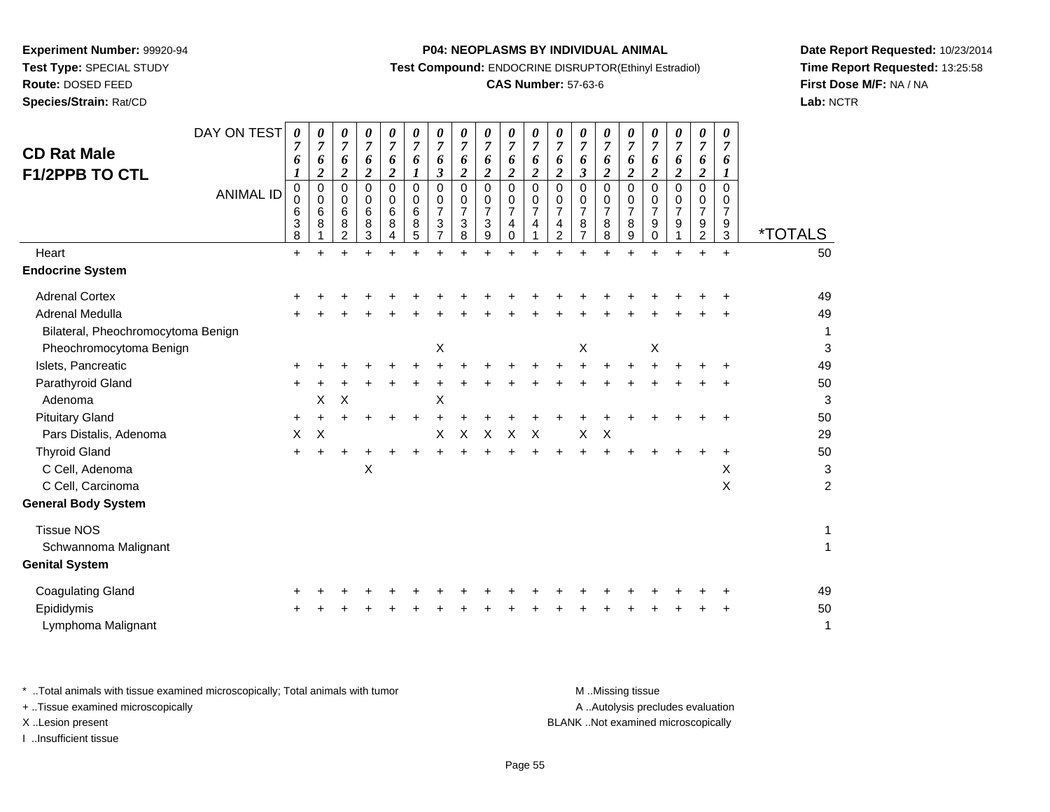**Experiment Number:** 99920-94
**Test Type:** SPECIAL STUDY
**Route:** DOSED FEED
**Species/Strain:** Rat/CD

**P04: NEOPLASMS BY INDIVIDUAL ANIMAL**
**Test Compound:** ENDOCRINE DISRUPTOR(Ethinyl Estradiol)
**CAS Number:** 57-63-6

**Date Report Requested:** 10/23/2014
**Time Report Requested:** 13:25:58
**First Dose M/F:** NA / NA
**Lab:** NCTR

## CD Rat Male F1/2PPB TO CTL

| DAY ON TEST | 0761 | 0762 | 0762 | 0762 | 0762 | 0761 | 0763 | 0762 | 0762 | 0762 | 0762 | 0762 | 0763 | 0762 | 0762 | 0762 | 0762 | 0762 | 0761 | |
|---|---|---|---|---|---|---|---|---|---|---|---|---|---|---|---|---|---|---|---|---|
| **ANIMAL ID** | 00638 | 00681 | 00682 | 00683 | 00684 | 00685 | 00737 | 00738 | 00739 | 00740 | 00741 | 00742 | 00787 | 00788 | 00789 | 00790 | 00791 | 00792 | 00793 | ***TOTALS** |
| Heart | + | + | + | + | + | + | + | + | + | + | + | + | + | + | + | + | + | + | + | 50 |
| **Endocrine System** | | | | | | | | | | | | | | | | | | | | |
| Adrenal Cortex | + | + | + | + | + | + | + | + | + | + | + | + | + | + | + | + | + | + | + | 49 |
| Adrenal Medulla | + | + | + | + | + | + | + | + | + | + | + | + | + | + | + | + | + | + | + | 49 |
| Bilateral, Pheochromocytoma Benign | | | | | | | | | | | | | | | | | | | | 1 |
| Pheochromocytoma Benign | | | | | | | X | | | | | | X | | | X | | | | 3 |
| Islets, Pancreatic | + | + | + | + | + | + | + | + | + | + | + | + | + | + | + | + | + | + | + | 49 |
| Parathyroid Gland | + | + | + | + | + | + | + | + | + | + | + | + | + | + | + | + | + | + | + | 50 |
| Adenoma | | X | X | | | | X | | | | | | | | | | | | | 3 |
| Pituitary Gland | + | + | + | + | + | + | + | + | + | + | + | + | + | + | + | + | + | + | + | 50 |
| Pars Distalis, Adenoma | X | X | | | | | X | X | X | X | X | | X | X | | | | | | 29 |
| Thyroid Gland | + | + | + | + | + | + | + | + | + | + | + | + | + | + | + | + | + | + | + | 50 |
| C Cell, Adenoma | | | | X | | | | | | | | | | | | | | | X | 3 |
| C Cell, Carcinoma | | | | | | | | | | | | | | | | | | | X | 2 |
| **General Body System** | | | | | | | | | | | | | | | | | | | | |
| Tissue NOS | | | | | | | | | | | | | | | | | | | | 1 |
| Schwannoma Malignant | | | | | | | | | | | | | | | | | | | | 1 |
| **Genital System** | | | | | | | | | | | | | | | | | | | | |
| Coagulating Gland | + | + | + | + | + | + | + | + | + | + | + | + | + | + | + | + | + | + | + | 49 |
| Epididymis | + | + | + | + | + | + | + | + | + | + | + | + | + | + | + | + | + | + | + | 50 |
| Lymphoma Malignant | | | | | | | | | | | | | | | | | | | | 1 |

* ..Total animals with tissue examined microscopically; Total animals with tumor
+ ..Tissue examined microscopically
X ..Lesion present
I ..Insufficient tissue

M ..Missing tissue
A ..Autolysis precludes evaluation
BLANK ..Not examined microscopically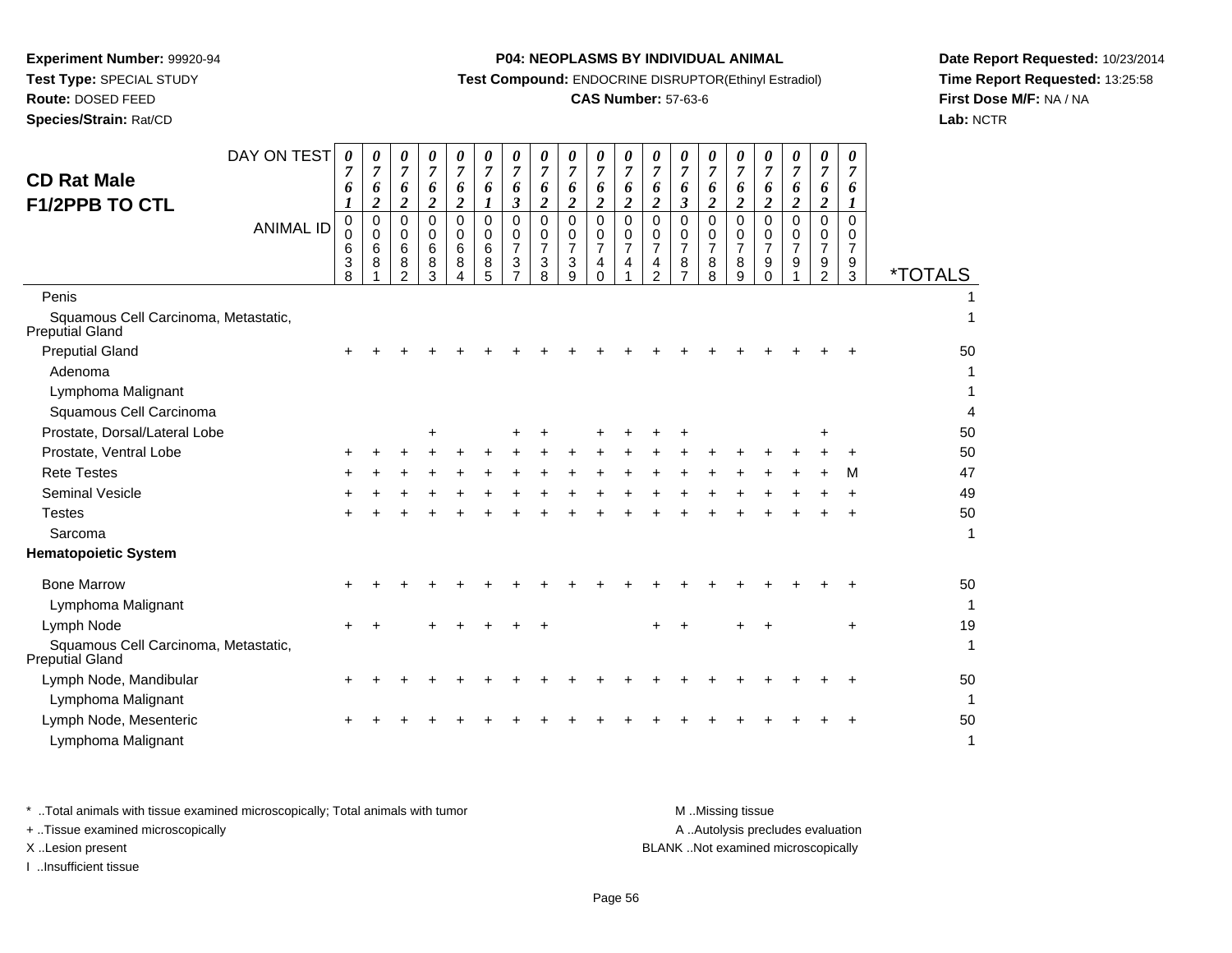**Experiment Number:** 99920-94
**Test Type:** SPECIAL STUDY
**Route:** DOSED FEED
**Species/Strain:** Rat/CD

**P04: NEOPLASMS BY INDIVIDUAL ANIMAL**
**Test Compound:** ENDOCRINE DISRUPTOR(Ethinyl Estradiol)
**CAS Number:** 57-63-6

**Date Report Requested:** 10/23/2014
**Time Report Requested:** 13:25:58
**First Dose M/F:** NA / NA
**Lab:** NCTR

## CD Rat Male F1/2PPB TO CTL

| DAY ON TEST | 0761 | 0762 | 0762 | 0762 | 0762 | 0761 | 0763 | 0762 | 0762 | 0762 | 0762 | 0762 | 0763 | 0762 | 0762 | 0762 | 0762 | 0762 | 0761 | |
|---|---|---|---|---|---|---|---|---|---|---|---|---|---|---|---|---|---|---|---|---|
| **ANIMAL ID** | 00638 | 00681 | 00682 | 00683 | 00684 | 00685 | 00737 | 00738 | 00739 | 00740 | 00741 | 00742 | 00787 | 00788 | 00789 | 00790 | 00791 | 00792 | 00793 | ***TOTALS** |
| Penis | | | | | | | | | | | | | | | | | | | | 1 |
| Squamous Cell Carcinoma, Metastatic, Preputial Gland | | | | | | | | | | | | | | | | | | | | 1 |
| Preputial Gland | + | + | + | + | + | + | + | + | + | + | + | + | + | + | + | + | + | + | + | 50 |
| Adenoma | | | | | | | | | | | | | | | | | | | | 1 |
| Lymphoma Malignant | | | | | | | | | | | | | | | | | | | | 1 |
| Squamous Cell Carcinoma | | | | | | | | | | | | | | | | | | | | 4 |
| Prostate, Dorsal/Lateral Lobe | | | | + | | | + | + | | + | + | + | + | | | | | + | | 50 |
| Prostate, Ventral Lobe | + | + | + | + | + | + | + | + | + | + | + | + | + | + | + | + | + | + | + | 50 |
| Rete Testes | + | + | + | + | + | + | + | + | + | + | + | + | + | + | + | + | + | + | M | 47 |
| Seminal Vesicle | + | + | + | + | + | + | + | + | + | + | + | + | + | + | + | + | + | + | + | 49 |
| Testes | + | + | + | + | + | + | + | + | + | + | + | + | + | + | + | + | + | + | + | 50 |
| Sarcoma | | | | | | | | | | | | | | | | | | | | 1 |
| **Hematopoietic System** | | | | | | | | | | | | | | | | | | | | |
| Bone Marrow | + | + | + | + | + | + | + | + | + | + | + | + | + | + | + | + | + | + | + | 50 |
| Lymphoma Malignant | | | | | | | | | | | | | | | | | | | | 1 |
| Lymph Node | + | + | | + | + | + | + | + | | | | + | + | | + | + | | | + | 19 |
| Squamous Cell Carcinoma, Metastatic, Preputial Gland | | | | | | | | | | | | | | | | | | | | 1 |
| Lymph Node, Mandibular | + | + | + | + | + | + | + | + | + | + | + | + | + | + | + | + | + | + | + | 50 |
| Lymphoma Malignant | | | | | | | | | | | | | | | | | | | | 1 |
| Lymph Node, Mesenteric | + | + | + | + | + | + | + | + | + | + | + | + | + | + | + | + | + | + | + | 50 |
| Lymphoma Malignant | | | | | | | | | | | | | | | | | | | | 1 |

\* ..Total animals with tissue examined microscopically; Total animals with tumor
\+ ..Tissue examined microscopically
X ..Lesion present
I ..Insufficient tissue

M ..Missing tissue
A ..Autolysis precludes evaluation
BLANK ..Not examined microscopically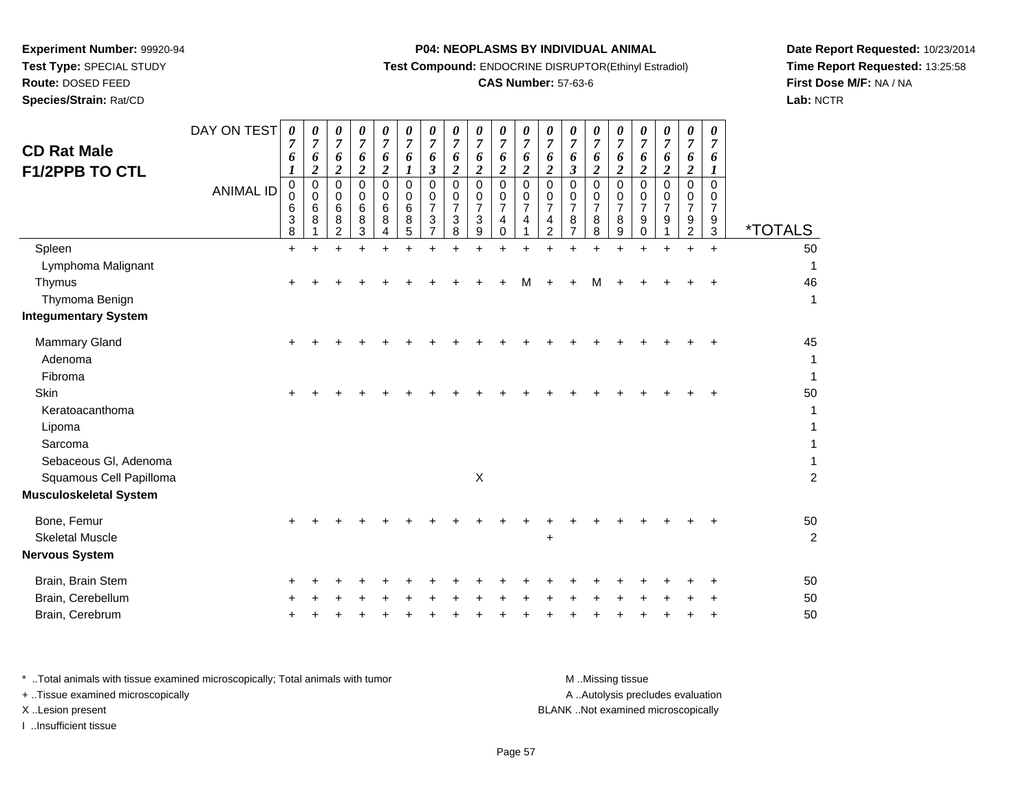**Experiment Number:** 99920-94
**Test Type:** SPECIAL STUDY
**Route:** DOSED FEED
**Species/Strain:** Rat/CD

**P04: NEOPLASMS BY INDIVIDUAL ANIMAL**
**Test Compound:** ENDOCRINE DISRUPTOR(Ethinyl Estradiol)
**CAS Number:** 57-63-6

**Date Report Requested:** 10/23/2014
**Time Report Requested:** 13:25:58
**First Dose M/F:** NA / NA
**Lab:** NCTR

## CD Rat Male
## F1/2PPB TO CTL

| DAY ON TEST | 0761 | 0762 | 0762 | 0762 | 0762 | 0761 | 0763 | 0762 | 0762 | 0762 | 0762 | 0762 | 0763 | 0762 | 0762 | 0762 | 0762 | 0762 | 0761 | |
|---|---|---|---|---|---|---|---|---|---|---|---|---|---|---|---|---|---|---|---|---|
| **ANIMAL ID** | 00638 | 00681 | 00682 | 00683 | 00684 | 00685 | 00737 | 00738 | 00739 | 00740 | 00741 | 00742 | 00787 | 00788 | 00789 | 00790 | 00791 | 00792 | 00793 | ***TOTALS** |
| Spleen | + | + | + | + | + | + | + | + | + | + | + | + | + | + | + | + | + | + | + | 50 |
| Lymphoma Malignant | | | | | | | | | | | | | | | | | | | | 1 |
| Thymus | + | + | + | + | + | + | + | + | + | + | M | + | + | M | + | + | + | + | + | 46 |
| Thymoma Benign | | | | | | | | | | | | | | | | | | | | 1 |
| **Integumentary System** | | | | | | | | | | | | | | | | | | | | |
| Mammary Gland | + | + | + | + | + | + | + | + | + | + | + | + | + | + | + | + | + | + | + | 45 |
| Adenoma | | | | | | | | | | | | | | | | | | | | 1 |
| Fibroma | | | | | | | | | | | | | | | | | | | | 1 |
| Skin | + | + | + | + | + | + | + | + | + | + | + | + | + | + | + | + | + | + | + | 50 |
| Keratoacanthoma | | | | | | | | | | | | | | | | | | | | 1 |
| Lipoma | | | | | | | | | | | | | | | | | | | | 1 |
| Sarcoma | | | | | | | | | | | | | | | | | | | | 1 |
| Sebaceous Gl, Adenoma | | | | | | | | | | | | | | | | | | | | 1 |
| Squamous Cell Papilloma | | | | | | | | | X | | | | | | | | | | | 2 |
| **Musculoskeletal System** | | | | | | | | | | | | | | | | | | | | |
| Bone, Femur | + | + | + | + | + | + | + | + | + | + | + | + | + | + | + | + | + | + | + | 50 |
| Skeletal Muscle | | | | | | | | | | | | + | | | | | | | | 2 |
| **Nervous System** | | | | | | | | | | | | | | | | | | | | |
| Brain, Brain Stem | + | + | + | + | + | + | + | + | + | + | + | + | + | + | + | + | + | + | + | 50 |
| Brain, Cerebellum | + | + | + | + | + | + | + | + | + | + | + | + | + | + | + | + | + | + | + | 50 |
| Brain, Cerebrum | + | + | + | + | + | + | + | + | + | + | + | + | + | + | + | + | + | + | + | 50 |

* ..Total animals with tissue examined microscopically; Total animals with tumor
+ ..Tissue examined microscopically
X ..Lesion present
I ..Insufficient tissue

M ..Missing tissue
A ..Autolysis precludes evaluation
BLANK ..Not examined microscopically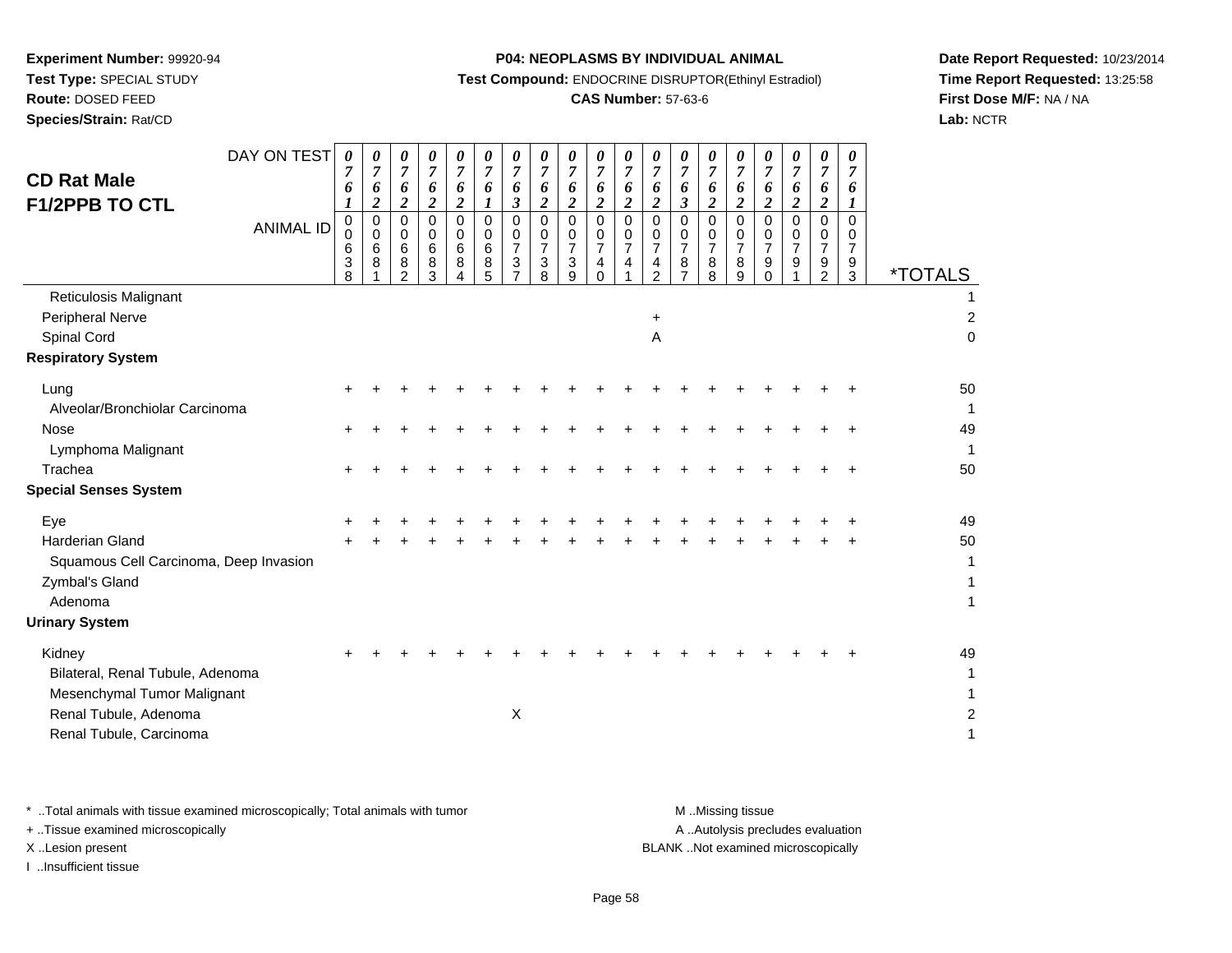**Experiment Number:** 99920-94
**Test Type:** SPECIAL STUDY
**Route:** DOSED FEED
**Species/Strain:** Rat/CD

**P04: NEOPLASMS BY INDIVIDUAL ANIMAL**
**Test Compound:** ENDOCRINE DISRUPTOR(Ethinyl Estradiol)
**CAS Number:** 57-63-6

**Date Report Requested:** 10/23/2014
**Time Report Requested:** 13:25:58
**First Dose M/F:** NA / NA
**Lab:** NCTR

## CD Rat Male F1/2PPB TO CTL

| DAY ON TEST | 0761 | 0762 | 0762 | 0762 | 0762 | 0761 | 0763 | 0762 | 0762 | 0762 | 0762 | 0762 | 0763 | 0762 | 0762 | 0762 | 0762 | 0762 | 0761 | |
|---|---|---|---|---|---|---|---|---|---|---|---|---|---|---|---|---|---|---|---|---|
| **ANIMAL ID** | 00638 | 00681 | 00682 | 00683 | 00684 | 00685 | 00737 | 00738 | 00739 | 00740 | 00741 | 00742 | 00787 | 00788 | 00789 | 00790 | 00791 | 00792 | 00793 | ***TOTALS** |
| Reticulosis Malignant | | | | | | | | | | | | | | | | | | | | 1 |
| Peripheral Nerve | | | | | | | | | | | | + | | | | | | | | 2 |
| Spinal Cord | | | | | | | | | | | | A | | | | | | | | 0 |
| **Respiratory System** | | | | | | | | | | | | | | | | | | | | |
| Lung | + | + | + | + | + | + | + | + | + | + | + | + | + | + | + | + | + | + | + | 50 |
| Alveolar/Bronchiolar Carcinoma | | | | | | | | | | | | | | | | | | | | 1 |
| Nose | + | + | + | + | + | + | + | + | + | + | + | + | + | + | + | + | + | + | + | 49 |
| Lymphoma Malignant | | | | | | | | | | | | | | | | | | | | 1 |
| Trachea | + | + | + | + | + | + | + | + | + | + | + | + | + | + | + | + | + | + | + | 50 |
| **Special Senses System** | | | | | | | | | | | | | | | | | | | | |
| Eye | + | + | + | + | + | + | + | + | + | + | + | + | + | + | + | + | + | + | + | 49 |
| Harderian Gland | + | + | + | + | + | + | + | + | + | + | + | + | + | + | + | + | + | + | + | 50 |
| Squamous Cell Carcinoma, Deep Invasion | | | | | | | | | | | | | | | | | | | | 1 |
| Zymbal's Gland | | | | | | | | | | | | | | | | | | | | 1 |
| Adenoma | | | | | | | | | | | | | | | | | | | | 1 |
| **Urinary System** | | | | | | | | | | | | | | | | | | | | |
| Kidney | + | + | + | + | + | + | + | + | + | + | + | + | + | + | + | + | + | + | + | 49 |
| Bilateral, Renal Tubule, Adenoma | | | | | | | | | | | | | | | | | | | | 1 |
| Mesenchymal Tumor Malignant | | | | | | | | | | | | | | | | | | | | 1 |
| Renal Tubule, Adenoma | | | | | | | X | | | | | | | | | | | | | 2 |
| Renal Tubule, Carcinoma | | | | | | | | | | | | | | | | | | | | 1 |

* ..Total animals with tissue examined microscopically; Total animals with tumor
+ ..Tissue examined microscopically
X ..Lesion present
I ..Insufficient tissue

M ..Missing tissue
A ..Autolysis precludes evaluation
BLANK ..Not examined microscopically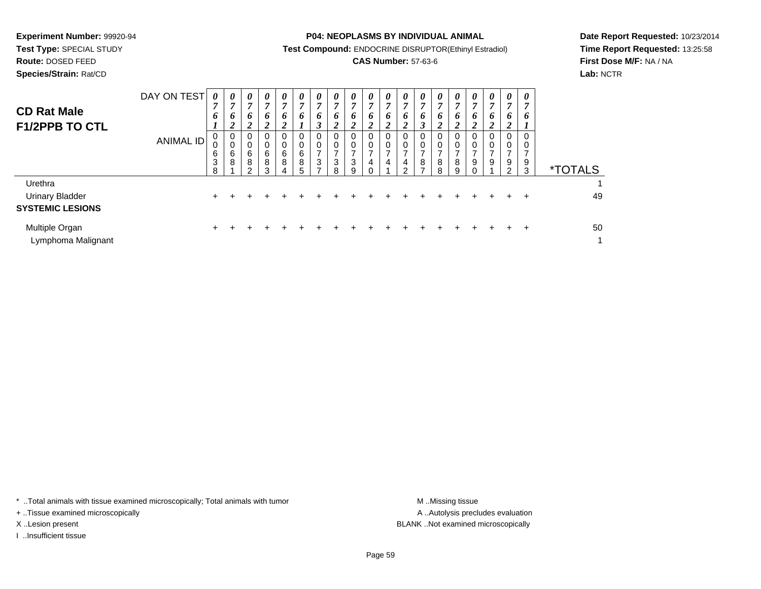**Experiment Number:** 99920-94
**Test Type:** SPECIAL STUDY
**Route:** DOSED FEED
**Species/Strain:** Rat/CD

**P04: NEOPLASMS BY INDIVIDUAL ANIMAL**
**Test Compound:** ENDOCRINE DISRUPTOR(Ethinyl Estradiol)
**CAS Number:** 57-63-6

**Date Report Requested:** 10/23/2014
**Time Report Requested:** 13:25:58
**First Dose M/F:** NA / NA
**Lab:** NCTR

## CD Rat Male F1/2PPB TO CTL

| DAY ON TEST | 0761 | 0762 | 0762 | 0762 | 0762 | 0761 | 0763 | 0762 | 0762 | 0762 | 0762 | 0762 | 0763 | 0762 | 0762 | 0762 | 0762 | 0762 | 0761 | |
|---|---|---|---|---|---|---|---|---|---|---|---|---|---|---|---|---|---|---|---|---|
| **ANIMAL ID** | 00638 | 00681 | 00682 | 00683 | 00684 | 00685 | 00737 | 00738 | 00739 | 00740 | 00741 | 00742 | 00787 | 00788 | 00789 | 00790 | 00791 | 00792 | 00793 | ***TOTALS** |
| Urethra | | | | | | | | | | | | | | | | | | | | 1 |
| Urinary Bladder | + | + | + | + | + | + | + | + | + | + | + | + | + | + | + | + | + | + | + | 49 |
| **SYSTEMIC LESIONS** | | | | | | | | | | | | | | | | | | | | |
| Multiple Organ | + | + | + | + | + | + | + | + | + | + | + | + | + | + | + | + | + | + | + | 50 |
| Lymphoma Malignant | | | | | | | | | | | | | | | | | | | | 1 |

* ..Total animals with tissue examined microscopically; Total animals with tumor
+ ..Tissue examined microscopically
X ..Lesion present
I ..Insufficient tissue

M ..Missing tissue
A ..Autolysis precludes evaluation
BLANK ..Not examined microscopically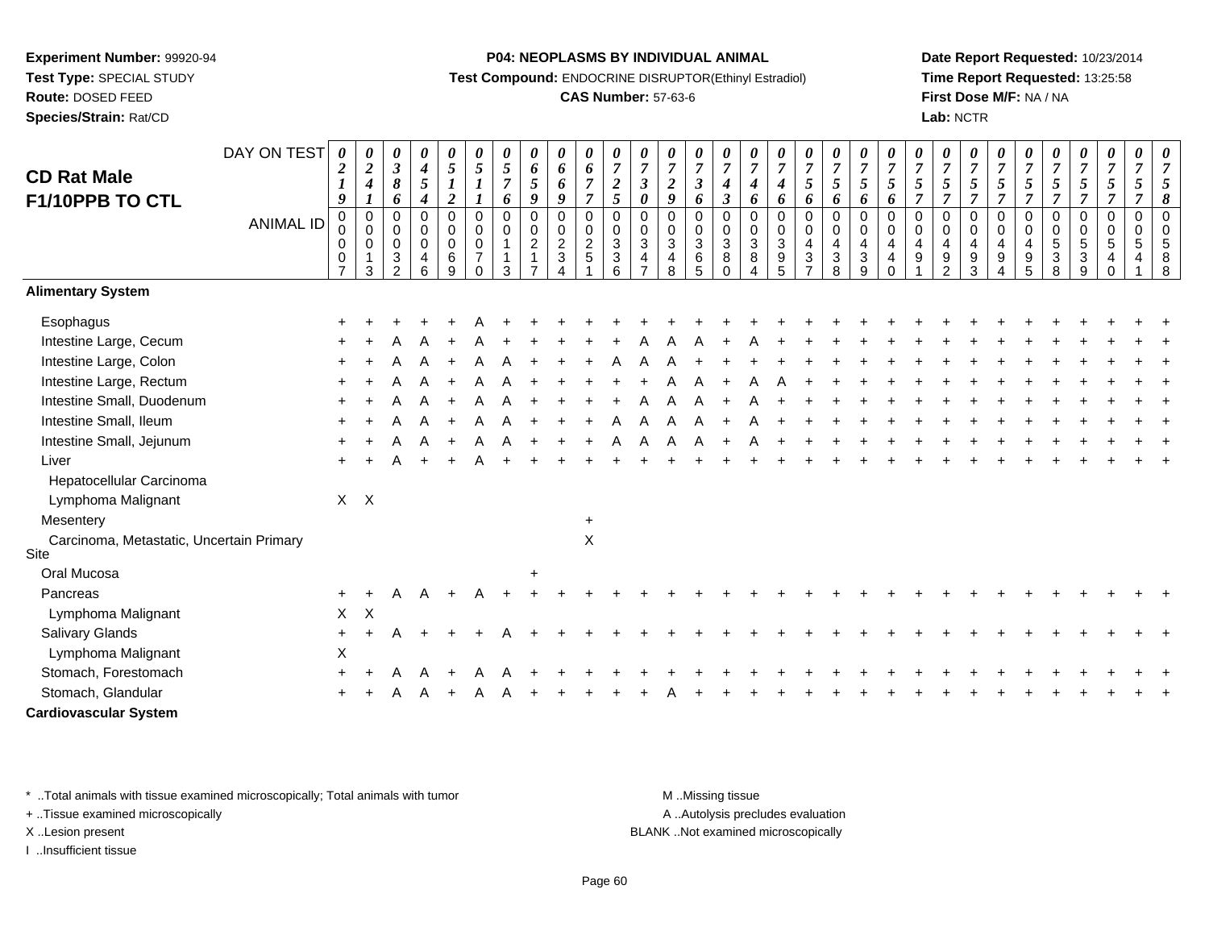**Experiment Number:** 99920-94
**Test Type:** SPECIAL STUDY
**Route:** DOSED FEED
**Species/Strain:** Rat/CD

**P04: NEOPLASMS BY INDIVIDUAL ANIMAL**
**Test Compound:** ENDOCRINE DISRUPTOR(Ethinyl Estradiol)
**CAS Number:** 57-63-6

**Date Report Requested:** 10/23/2014
**Time Report Requested:** 13:25:58
**First Dose M/F:** NA / NA
**Lab:** NCTR

## CD Rat Male F1/10PPB TO CTL

| DAY ON TEST | 0219 | 0241 | 0386 | 0454 | 0512 | 0511 | 0576 | 0659 | 0669 | 0677 | 0725 | 0730 | 0729 | 0736 | 0743 | 0746 | 0746 | 0756 | 0756 | 0756 | 0756 | 0757 | 0757 | 0757 | 0757 | 0757 | 0757 | 0757 | 0757 | 0757 | 0758 |
|---|---|---|---|---|---|---|---|---|---|---|---|---|---|---|---|---|---|---|---|---|---|---|---|---|---|---|---|---|---|---|---|
| **ANIMAL ID** | 00007 | 00013 | 00032 | 00046 | 00069 | 00070 | 00113 | 00217 | 00234 | 00251 | 00336 | 00347 | 00348 | 00365 | 00380 | 00384 | 00395 | 00437 | 00438 | 00439 | 00440 | 00491 | 00492 | 00493 | 00494 | 00495 | 00538 | 00539 | 00540 | 00541 | 00588 |
| **Alimentary System** | | | | | | | | | | | | | | | | | | | | | | | | | | | | | | | |
| Esophagus | + | + | + | + | + | A | + | + | + | + | + | + | + | + | + | + | + | + | + | + | + | + | + | + | + | + | + | + | + | + | + |
| Intestine Large, Cecum | + | + | A | A | + | A | + | + | + | + | + | A | A | A | + | A | + | + | + | + | + | + | + | + | + | + | + | + | + | + | + |
| Intestine Large, Colon | + | + | A | A | + | A | A | + | + | + | A | A | A | + | + | + | + | + | + | + | + | + | + | + | + | + | + | + | + | + | + |
| Intestine Large, Rectum | + | + | A | A | + | A | A | + | + | + | + | + | A | A | + | A | A | + | + | + | + | + | + | + | + | + | + | + | + | + | + |
| Intestine Small, Duodenum | + | + | A | A | + | A | A | + | + | + | + | A | A | A | + | A | + | + | + | + | + | + | + | + | + | + | + | + | + | + | + |
| Intestine Small, Ileum | + | + | A | A | + | A | A | + | + | + | A | A | A | A | + | A | + | + | + | + | + | + | + | + | + | + | + | + | + | + | + |
| Intestine Small, Jejunum | + | + | A | A | + | A | A | + | + | + | A | A | A | A | + | A | + | + | + | + | + | + | + | + | + | + | + | + | + | + | + |
| Liver | + | + | A | + | + | A | + | + | + | + | + | + | + | + | + | + | + | + | + | + | + | + | + | + | + | + | + | + | + | + | + |
| Hepatocellular Carcinoma | | | | | | | | | | | | | | | | | | | | | | | | | | | | | | | |
| Lymphoma Malignant | X | X | | | | | | | | | | | | | | | | | | | | | | | | | | | | | |
| Mesentery | | | | | | | | | | + | | | | | | | | | | | | | | | | | | | | | |
| Carcinoma, Metastatic, Uncertain Primary Site | | | | | | | | | | X | | | | | | | | | | | | | | | | | | | | | |
| Oral Mucosa | | | | | | | | + | | | | | | | | | | | | | | | | | | | | | | | |
| Pancreas | + | + | A | A | + | A | + | + | + | + | + | + | + | + | + | + | + | + | + | + | + | + | + | + | + | + | + | + | + | + | + |
| Lymphoma Malignant | X | X | | | | | | | | | | | | | | | | | | | | | | | | | | | | | |
| Salivary Glands | + | + | A | + | + | + | A | + | + | + | + | + | + | + | + | + | + | + | + | + | + | + | + | + | + | + | + | + | + | + | + |
| Lymphoma Malignant | X | | | | | | | | | | | | | | | | | | | | | | | | | | | | | | |
| Stomach, Forestomach | + | + | A | A | + | A | A | + | + | + | + | + | + | + | + | + | + | + | + | + | + | + | + | + | + | + | + | + | + | + | + |
| Stomach, Glandular | + | + | A | A | + | A | A | + | + | + | + | + | A | + | + | + | + | + | + | + | + | + | + | + | + | + | + | + | + | + | + |
| **Cardiovascular System** | | | | | | | | | | | | | | | | | | | | | | | | | | | | | | | |

\* ..Total animals with tissue examined microscopically; Total animals with tumor
+ ..Tissue examined microscopically
X ..Lesion present
I ..Insufficient tissue

M ..Missing tissue
A ..Autolysis precludes evaluation
BLANK ..Not examined microscopically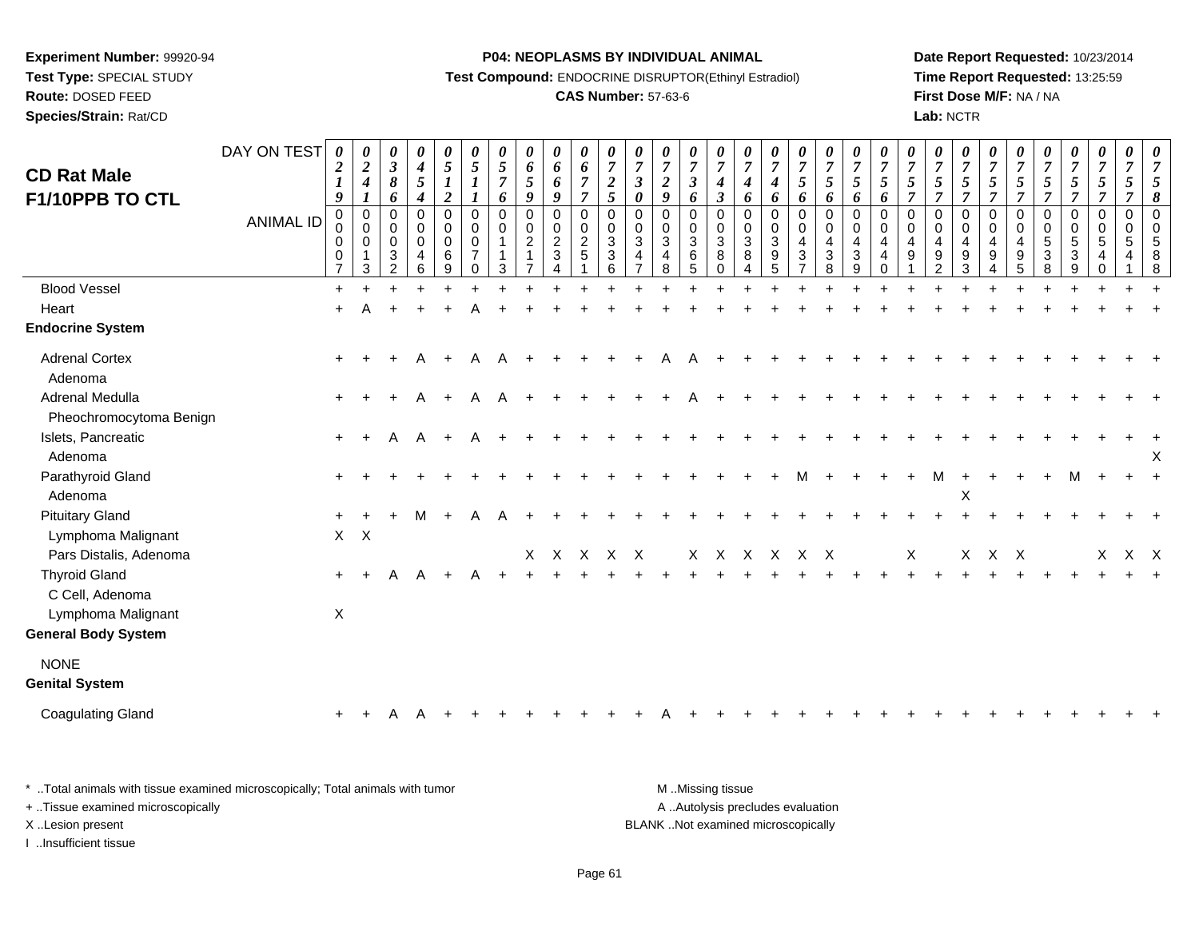**Experiment Number:** 99920-94
**Test Type:** SPECIAL STUDY
**Route:** DOSED FEED
**Species/Strain:** Rat/CD

**P04: NEOPLASMS BY INDIVIDUAL ANIMAL**
**Test Compound:** ENDOCRINE DISRUPTOR(Ethinyl Estradiol)
**CAS Number:** 57-63-6

**Date Report Requested:** 10/23/2014
**Time Report Requested:** 13:25:59
**First Dose M/F:** NA / NA
**Lab:** NCTR

## CD Rat Male F1/10PPB TO CTL

| DAY ON TEST | 0219 | 0241 | 0386 | 0454 | 0512 | 0511 | 0576 | 0659 | 0669 | 0677 | 0725 | 0730 | 0729 | 0736 | 0743 | 0746 | 0746 | 0756 | 0756 | 0756 | 0756 | 0757 | 0757 | 0757 | 0757 | 0757 | 0757 | 0757 | 0757 | 0757 | 0758 |
|---|---|---|---|---|---|---|---|---|---|---|---|---|---|---|---|---|---|---|---|---|---|---|---|---|---|---|---|---|---|---|---|
| **ANIMAL ID** | 0007 | 0013 | 0032 | 0046 | 0069 | 0070 | 0113 | 0217 | 0234 | 0251 | 0336 | 0347 | 0348 | 0365 | 0380 | 0384 | 0395 | 0437 | 0438 | 0439 | 0440 | 0491 | 0492 | 0493 | 0494 | 0495 | 0538 | 0539 | 0540 | 0541 | 0588 |
| Blood Vessel | + | + | + | + | + | + | + | + | + | + | + | + | + | + | + | + | + | + | + | + | + | + | + | + | + | + | + | + | + | + | + |
| Heart | + | A | + | + | + | A | + | + | + | + | + | + | + | + | + | + | + | + | + | + | + | + | + | + | + | + | + | + | + | + | + |
| **Endocrine System** | | | | | | | | | | | | | | | | | | | | | | | | | | | | | | | |
| Adrenal Cortex | + | + | + | A | + | A | A | + | + | + | + | + | A | A | + | + | + | + | + | + | + | + | + | + | + | + | + | + | + | + | + |
| Adenoma | | | | | | | | | | | | | | | | | | | | | | | | | | | | | | | |
| Adrenal Medulla | + | + | + | A | + | A | A | + | + | + | + | + | + | A | + | + | + | + | + | + | + | + | + | + | + | + | + | + | + | + | + |
| Pheochromocytoma Benign | | | | | | | | | | | | | | | | | | | | | | | | | | | | | | | |
| Islets, Pancreatic | + | + | A | A | + | A | + | + | + | + | + | + | + | + | + | + | + | + | + | + | + | + | + | + | + | + | + | + | + | + | + |
| Adenoma | | | | | | | | | | | | | | | | | | | | | | | | | | | | | | | X |
| Parathyroid Gland | + | + | + | + | + | + | + | + | + | + | + | + | + | + | + | + | + | M | + | + | + | + | M | + | + | + | + | M | + | + | + |
| Adenoma | | | | | | | | | | | | | | | | | | | | | | | | X | | | | | | | |
| Pituitary Gland | + | + | + | M | + | A | A | + | + | + | + | + | + | + | + | + | + | + | + | + | + | + | + | + | + | + | + | + | + | + | + |
| Lymphoma Malignant | X | X | | | | | | | | | | | | | | | | | | | | | | | | | | | | | |
| Pars Distalis, Adenoma | | | | | | | | X | X | X | X | X | | X | X | X | X | X | X | | | X | | X | X | X | | | X | X | X |
| Thyroid Gland | + | + | A | A | + | A | + | + | + | + | + | + | + | + | + | + | + | + | + | + | + | + | + | + | + | + | + | + | + | + | + |
| C Cell, Adenoma | | | | | | | | | | | | | | | | | | | | | | | | | | | | | | | |
| Lymphoma Malignant | X | | | | | | | | | | | | | | | | | | | | | | | | | | | | | | |
| **General Body System** | | | | | | | | | | | | | | | | | | | | | | | | | | | | | | | |
| NONE | | | | | | | | | | | | | | | | | | | | | | | | | | | | | | | |
| **Genital System** | | | | | | | | | | | | | | | | | | | | | | | | | | | | | | | |
| Coagulating Gland | + | + | A | A | + | + | + | + | + | + | + | + | A | + | + | + | + | + | + | + | + | + | + | + | + | + | + | + | + | + | + |

\* ..Total animals with tissue examined microscopically; Total animals with tumor
\+ ..Tissue examined microscopically
X ..Lesion present
I ..Insufficient tissue

M ..Missing tissue
A ..Autolysis precludes evaluation
BLANK ..Not examined microscopically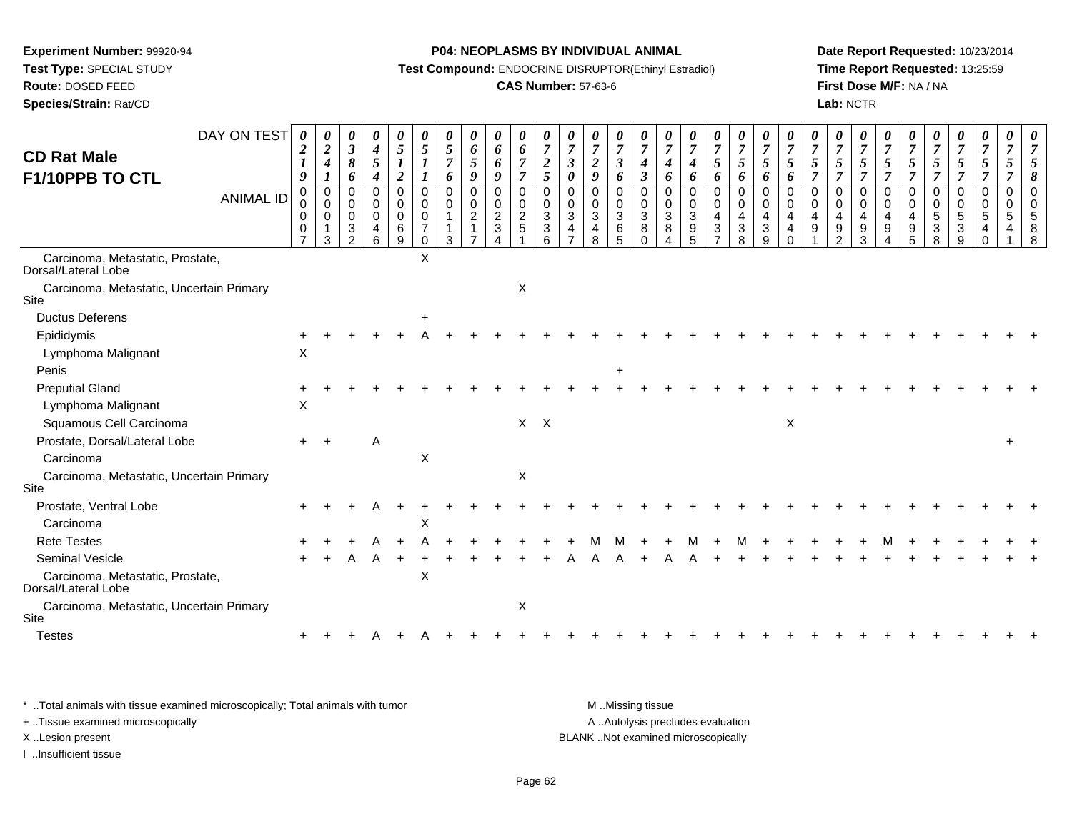**Experiment Number:** 99920-94
**Test Type:** SPECIAL STUDY
**Route:** DOSED FEED
**Species/Strain:** Rat/CD

**P04: NEOPLASMS BY INDIVIDUAL ANIMAL**
**Test Compound:** ENDOCRINE DISRUPTOR(Ethinyl Estradiol)
**CAS Number:** 57-63-6

**Date Report Requested:** 10/23/2014
**Time Report Requested:** 13:25:59
**First Dose M/F:** NA / NA
**Lab:** NCTR

# CD Rat Male F1/10PPB TO CTL

| DAY ON TEST | 0219 | 0241 | 0386 | 0454 | 0512 | 0511 | 0576 | 0659 | 0669 | 0677 | 0725 | 0730 | 0729 | 0736 | 0743 | 0746 | 0746 | 0756 | 0756 | 0756 | 0756 | 0757 | 0757 | 0757 | 0757 | 0757 | 0757 | 0757 | 0757 | 0757 | 0758 |
|---|---|---|---|---|---|---|---|---|---|---|---|---|---|---|---|---|---|---|---|---|---|---|---|---|---|---|---|---|---|---|---|
| **ANIMAL ID** | 00007 | 00013 | 00032 | 00046 | 00069 | 00070 | 00113 | 00217 | 00234 | 00251 | 00336 | 00347 | 00348 | 00365 | 00380 | 00384 | 00395 | 00437 | 00438 | 00439 | 00440 | 00491 | 00492 | 00493 | 00494 | 00495 | 00538 | 00539 | 00540 | 00541 | 00588 |
| Carcinoma, Metastatic, Prostate, Dorsal/Lateral Lobe | | | | | | X | | | | | | | | | | | | | | | | | | | | | | | | | |
| Carcinoma, Metastatic, Uncertain Primary Site | | | | | | | | | | X | | | | | | | | | | | | | | | | | | | | | |
| Ductus Deferens | | | | | | + | | | | | | | | | | | | | | | | | | | | | | | | | |
| Epididymis | + | + | + | + | + | A | + | + | + | + | + | + | + | + | + | + | + | + | + | + | + | + | + | + | + | + | + | + | + | + | + |
| Lymphoma Malignant | X | | | | | | | | | | | | | | | | | | | | | | | | | | | | | | |
| Penis | | | | | | | | | | | | | | + | | | | | | | | | | | | | | | | | |
| Preputial Gland | + | + | + | + | + | + | + | + | + | + | + | + | + | + | + | + | + | + | + | + | + | + | + | + | + | + | + | + | + | + | + |
| Lymphoma Malignant | X | | | | | | | | | | | | | | | | | | | | | | | | | | | | | | |
| Squamous Cell Carcinoma | | | | | | | | | | X | X | | | | | | | | | | X | | | | | | | | | | |
| Prostate, Dorsal/Lateral Lobe | + | + | | A | | | | | | | | | | | | | | | | | | | | | | | | | | + | |
| Carcinoma | | | | | | X | | | | | | | | | | | | | | | | | | | | | | | | | |
| Carcinoma, Metastatic, Uncertain Primary Site | | | | | | | | | | X | | | | | | | | | | | | | | | | | | | | | |
| Prostate, Ventral Lobe | + | + | + | A | + | + | + | + | + | + | + | + | + | + | + | + | + | + | + | + | + | + | + | + | + | + | + | + | + | + | + |
| Carcinoma | | | | | | X | | | | | | | | | | | | | | | | | | | | | | | | | |
| Rete Testes | + | + | + | A | + | A | + | + | + | + | + | + | M | M | + | + | M | + | M | + | + | + | + | + | M | + | + | + | + | + | + |
| Seminal Vesicle | + | + | A | A | + | + | + | + | + | + | + | A | A | A | + | A | A | + | + | + | + | + | + | + | + | + | + | + | + | + | + |
| Carcinoma, Metastatic, Prostate, Dorsal/Lateral Lobe | | | | | | X | | | | | | | | | | | | | | | | | | | | | | | | | |
| Carcinoma, Metastatic, Uncertain Primary Site | | | | | | | | | | X | | | | | | | | | | | | | | | | | | | | | |
| Testes | + | + | + | A | + | A | + | + | + | + | + | + | + | + | + | + | + | + | + | + | + | + | + | + | + | + | + | + | + | + | + |

\* ..Total animals with tissue examined microscopically; Total animals with tumor
\+ ..Tissue examined microscopically
X ..Lesion present
I ..Insufficient tissue

M ..Missing tissue
A ..Autolysis precludes evaluation
BLANK ..Not examined microscopically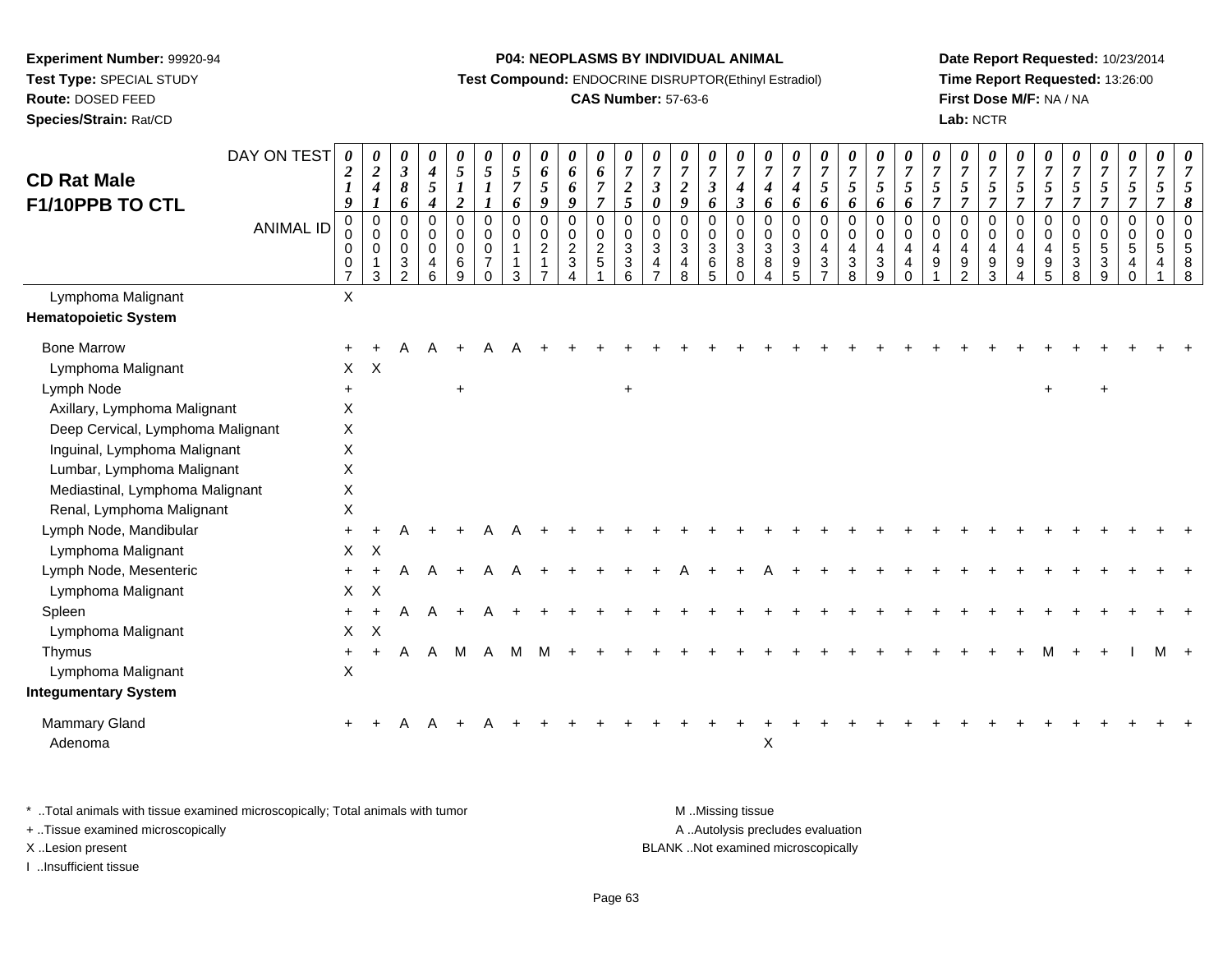**Experiment Number:** 99920-94
**Test Type:** SPECIAL STUDY
**Route:** DOSED FEED
**Species/Strain:** Rat/CD

**P04: NEOPLASMS BY INDIVIDUAL ANIMAL**
**Test Compound:** ENDOCRINE DISRUPTOR(Ethinyl Estradiol)
**CAS Number:** 57-63-6

**Date Report Requested:** 10/23/2014
**Time Report Requested:** 13:26:00
**First Dose M/F:** NA / NA
**Lab:** NCTR

## CD Rat Male F1/10PPB TO CTL

| DAY ON TEST | 0219 | 0241 | 0386 | 0454 | 0512 | 0511 | 0576 | 0659 | 0669 | 0677 | 0725 | 0730 | 0729 | 0736 | 0743 | 0746 | 0746 | 0756 | 0756 | 0756 | 0756 | 0757 | 0757 | 0757 | 0757 | 0757 | 0757 | 0757 | 0757 | 0757 | 0758 |
|---|---|---|---|---|---|---|---|---|---|---|---|---|---|---|---|---|---|---|---|---|---|---|---|---|---|---|---|---|---|---|---|
| ANIMAL ID | 00007 | 00013 | 00032 | 00046 | 00069 | 00070 | 00113 | 00217 | 00234 | 00251 | 00336 | 00347 | 00348 | 00365 | 00380 | 00384 | 00395 | 00437 | 00438 | 00439 | 00440 | 00491 | 00492 | 00493 | 00494 | 00495 | 00538 | 00539 | 00540 | 00541 | 00588 |
| Lymphoma Malignant | X | | | | | | | | | | | | | | | | | | | | | | | | | | | | | | |
| **Hematopoietic System** | | | | | | | | | | | | | | | | | | | | | | | | | | | | | | | |
| Bone Marrow | + | + | A | A | + | A | A | + | + | + | + | + | + | + | + | + | + | + | + | + | + | + | + | + | + | + | + | + | + | + | + |
| Lymphoma Malignant | X | X | | | | | | | | | | | | | | | | | | | | | | | | | | | | | |
| Lymph Node | + | | | | + | | | | | | + | | | | | | | | | | | | | | | + | | + | | | |
| Axillary, Lymphoma Malignant | X | | | | | | | | | | | | | | | | | | | | | | | | | | | | | | |
| Deep Cervical, Lymphoma Malignant | X | | | | | | | | | | | | | | | | | | | | | | | | | | | | | | |
| Inguinal, Lymphoma Malignant | X | | | | | | | | | | | | | | | | | | | | | | | | | | | | | | |
| Lumbar, Lymphoma Malignant | X | | | | | | | | | | | | | | | | | | | | | | | | | | | | | | |
| Mediastinal, Lymphoma Malignant | X | | | | | | | | | | | | | | | | | | | | | | | | | | | | | | |
| Renal, Lymphoma Malignant | X | | | | | | | | | | | | | | | | | | | | | | | | | | | | | | |
| Lymph Node, Mandibular | + | + | A | + | + | A | A | + | + | + | + | + | + | + | + | + | + | + | + | + | + | + | + | + | + | + | + | + | + | + | + |
| Lymphoma Malignant | X | X | | | | | | | | | | | | | | | | | | | | | | | | | | | | | |
| Lymph Node, Mesenteric | + | + | A | A | + | A | A | + | + | + | + | + | A | + | + | A | + | + | + | + | + | + | + | + | + | + | + | + | + | + | + |
| Lymphoma Malignant | X | X | | | | | | | | | | | | | | | | | | | | | | | | | | | | | |
| Spleen | + | + | A | A | + | A | + | + | + | + | + | + | + | + | + | + | + | + | + | + | + | + | + | + | + | + | + | + | + | + | + |
| Lymphoma Malignant | X | X | | | | | | | | | | | | | | | | | | | | | | | | | | | | | |
| Thymus | + | + | A | A | M | A | M | M | + | + | + | + | + | + | + | + | + | + | + | + | + | + | + | + | + | M | + | + | I | M | + |
| Lymphoma Malignant | X | | | | | | | | | | | | | | | | | | | | | | | | | | | | | | |
| **Integumentary System** | | | | | | | | | | | | | | | | | | | | | | | | | | | | | | | |
| Mammary Gland | + | + | A | A | + | A | + | + | + | + | + | + | + | + | + | + | + | + | + | + | + | + | + | + | + | + | + | + | + | + | + |
| Adenoma | | | | | | | | | | | | | | | | X | | | | | | | | | | | | | | | |

\* ..Total animals with tissue examined microscopically; Total animals with tumor
+ ..Tissue examined microscopically
X ..Lesion present
I ..Insufficient tissue

M ..Missing tissue
A ..Autolysis precludes evaluation
BLANK ..Not examined microscopically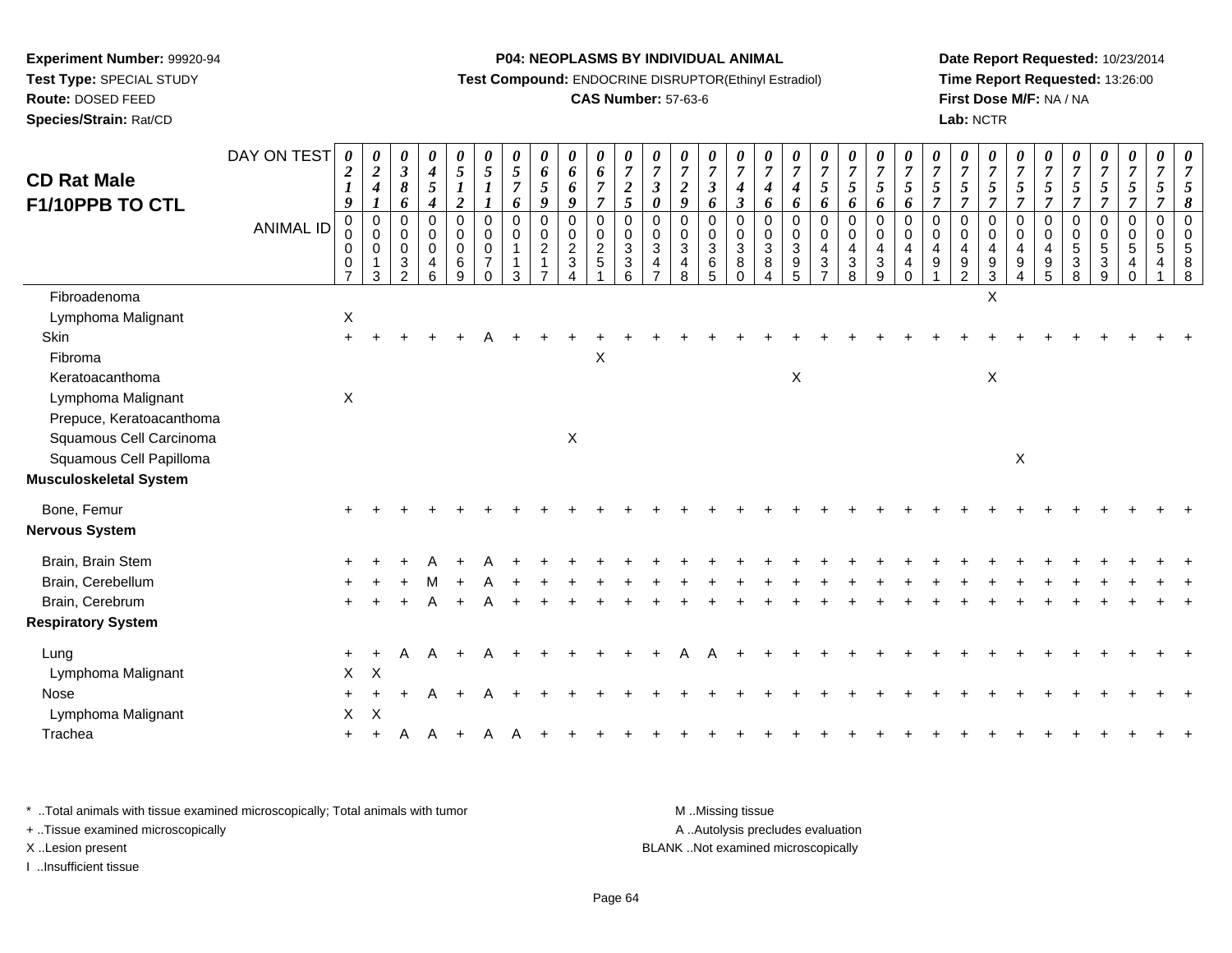**Experiment Number:** 99920-94
**Test Type:** SPECIAL STUDY
**Route:** DOSED FEED
**Species/Strain:** Rat/CD

**P04: NEOPLASMS BY INDIVIDUAL ANIMAL**
**Test Compound:** ENDOCRINE DISRUPTOR(Ethinyl Estradiol)
**CAS Number:** 57-63-6

**Date Report Requested:** 10/23/2014
**Time Report Requested:** 13:26:00
**First Dose M/F:** NA / NA
**Lab:** NCTR

## CD Rat Male F1/10PPB TO CTL

| DAY ON TEST | 0219 | 0241 | 0386 | 0454 | 0512 | 0511 | 0576 | 0659 | 0669 | 0677 | 0725 | 0730 | 0729 | 0736 | 0743 | 0746 | 0746 | 0756 | 0756 | 0756 | 0756 | 0757 | 0757 | 0757 | 0757 | 0757 | 0757 | 0757 | 0757 | 0757 | 0758 |
|---|---|---|---|---|---|---|---|---|---|---|---|---|---|---|---|---|---|---|---|---|---|---|---|---|---|---|---|---|---|---|---|
| **ANIMAL ID** | 00007 | 00013 | 00032 | 00046 | 00069 | 00070 | 00113 | 00217 | 00234 | 00251 | 00336 | 00347 | 00348 | 00365 | 00380 | 00384 | 00395 | 00437 | 00438 | 00439 | 00440 | 00491 | 00492 | 00493 | 00494 | 00495 | 00538 | 00539 | 00540 | 00541 | 00588 |
| Fibroadenoma | | | | | | | | | | | | | | | | | | | | | | | | X | | | | | | | |
| Lymphoma Malignant | X | | | | | | | | | | | | | | | | | | | | | | | | | | | | | | |
| Skin | + | + | + | + | + | A | + | + | + | + | + | + | + | + | + | + | + | + | + | + | + | + | + | + | + | + | + | + | + | + | + |
| Fibroma | | | | | | | | | | X | | | | | | | | | | | | | | | | | | | | | |
| Keratoacanthoma | | | | | | | | | | | | | | | | | X | | | | | | | X | | | | | | | |
| Lymphoma Malignant | X | | | | | | | | | | | | | | | | | | | | | | | | | | | | | | |
| Prepuce, Keratoacanthoma | | | | | | | | | | | | | | | | | | | | | | | | | | | | | | | |
| Squamous Cell Carcinoma | | | | | | | | | X | | | | | | | | | | | | | | | | | | | | | | |
| Squamous Cell Papilloma | | | | | | | | | | | | | | | | | | | | | | | | | X | | | | | | |
| **Musculoskeletal System** | | | | | | | | | | | | | | | | | | | | | | | | | | | | | | | |
| Bone, Femur | + | + | + | + | + | + | + | + | + | + | + | + | + | + | + | + | + | + | + | + | + | + | + | + | + | + | + | + | + | + | + |
| **Nervous System** | | | | | | | | | | | | | | | | | | | | | | | | | | | | | | | |
| Brain, Brain Stem | + | + | + | A | + | A | + | + | + | + | + | + | + | + | + | + | + | + | + | + | + | + | + | + | + | + | + | + | + | + | + |
| Brain, Cerebellum | + | + | + | M | + | A | + | + | + | + | + | + | + | + | + | + | + | + | + | + | + | + | + | + | + | + | + | + | + | + | + |
| Brain, Cerebrum | + | + | + | A | + | A | + | + | + | + | + | + | + | + | + | + | + | + | + | + | + | + | + | + | + | + | + | + | + | + | + |
| **Respiratory System** | | | | | | | | | | | | | | | | | | | | | | | | | | | | | | | |
| Lung | + | + | A | A | + | A | + | + | + | + | + | + | A | A | + | + | + | + | + | + | + | + | + | + | + | + | + | + | + | + | + |
| Lymphoma Malignant | X | X | | | | | | | | | | | | | | | | | | | | | | | | | | | | | |
| Nose | + | + | + | A | + | A | + | + | + | + | + | + | + | + | + | + | + | + | + | + | + | + | + | + | + | + | + | + | + | + | + |
| Lymphoma Malignant | X | X | | | | | | | | | | | | | | | | | | | | | | | | | | | | | |
| Trachea | + | + | A | A | + | A | A | + | + | + | + | + | + | + | + | + | + | + | + | + | + | + | + | + | + | + | + | + | + | + | + |

\* ..Total animals with tissue examined microscopically; Total animals with tumor
+ ..Tissue examined microscopically
X ..Lesion present
I ..Insufficient tissue

M ..Missing tissue
A ..Autolysis precludes evaluation
BLANK ..Not examined microscopically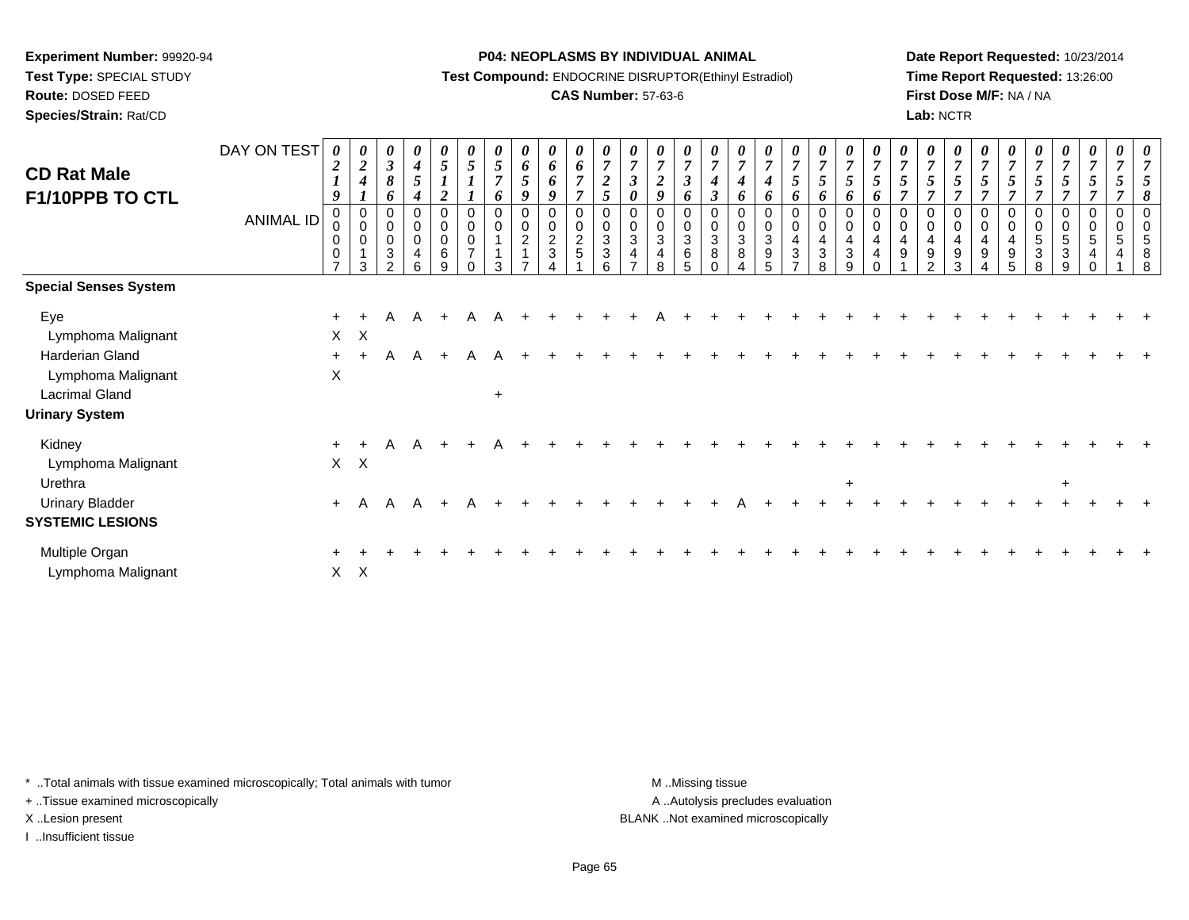**Experiment Number:** 99920-94
**Test Type:** SPECIAL STUDY
**Route:** DOSED FEED
**Species/Strain:** Rat/CD

**P04: NEOPLASMS BY INDIVIDUAL ANIMAL**
**Test Compound:** ENDOCRINE DISRUPTOR(Ethinyl Estradiol)
**CAS Number:** 57-63-6

**Date Report Requested:** 10/23/2014
**Time Report Requested:** 13:26:00
**First Dose M/F:** NA / NA
**Lab:** NCTR

## CD Rat Male F1/10PPB TO CTL

| DAY ON TEST | 0219 | 0241 | 0386 | 0454 | 0512 | 0511 | 0576 | 0659 | 0669 | 0677 | 0725 | 0730 | 0729 | 0736 | 0743 | 0746 | 0746 | 0756 | 0756 | 0756 | 0756 | 0757 | 0757 | 0757 | 0757 | 0757 | 0757 | 0757 | 0757 | 0757 | 0758 |
|---|---|---|---|---|---|---|---|---|---|---|---|---|---|---|---|---|---|---|---|---|---|---|---|---|---|---|---|---|---|---|---|
| ANIMAL ID | 00007 | 00013 | 00032 | 00046 | 00069 | 00070 | 00113 | 00217 | 00234 | 00251 | 00336 | 00347 | 00348 | 00365 | 00380 | 00384 | 00395 | 00437 | 00438 | 00439 | 00440 | 00491 | 00492 | 00493 | 00494 | 00495 | 00538 | 00539 | 00540 | 00541 | 00588 |
| **Special Senses System** | | | | | | | | | | | | | | | | | | | | | | | | | | | | | | | |
| Eye | + | + | A | A | + | A | A | + | + | + | + | + | A | + | + | + | + | + | + | + | + | + | + | + | + | + | + | + | + | + | + |
| Lymphoma Malignant | X | X | | | | | | | | | | | | | | | | | | | | | | | | | | | | | |
| Harderian Gland | + | + | A | A | + | A | A | + | + | + | + | + | + | + | + | + | + | + | + | + | + | + | + | + | + | + | + | + | + | + | + |
| Lymphoma Malignant | X | | | | | | | | | | | | | | | | | | | | | | | | | | | | | | |
| Lacrimal Gland | | | | | | | + | | | | | | | | | | | | | | | | | | | | | | | | |
| **Urinary System** | | | | | | | | | | | | | | | | | | | | | | | | | | | | | | | |
| Kidney | + | + | A | A | + | + | A | + | + | + | + | + | + | + | + | + | + | + | + | + | + | + | + | + | + | + | + | + | + | + | + |
| Lymphoma Malignant | X | X | | | | | | | | | | | | | | | | | | | | | | | | | | | | | |
| Urethra | | | | | | | | | | | | | | | | | | | | + | | | | | | | | + | | | |
| Urinary Bladder | + | A | A | A | + | A | + | + | + | + | + | + | + | + | + | A | + | + | + | + | + | + | + | + | + | + | + | + | + | + | + |
| **SYSTEMIC LESIONS** | | | | | | | | | | | | | | | | | | | | | | | | | | | | | | | |
| Multiple Organ | + | + | + | + | + | + | + | + | + | + | + | + | + | + | + | + | + | + | + | + | + | + | + | + | + | + | + | + | + | + | + |
| Lymphoma Malignant | X | X | | | | | | | | | | | | | | | | | | | | | | | | | | | | | |

* ..Total animals with tissue examined microscopically; Total animals with tumor
+ ..Tissue examined microscopically
X ..Lesion present
I ..Insufficient tissue

M ..Missing tissue
A ..Autolysis precludes evaluation
BLANK ..Not examined microscopically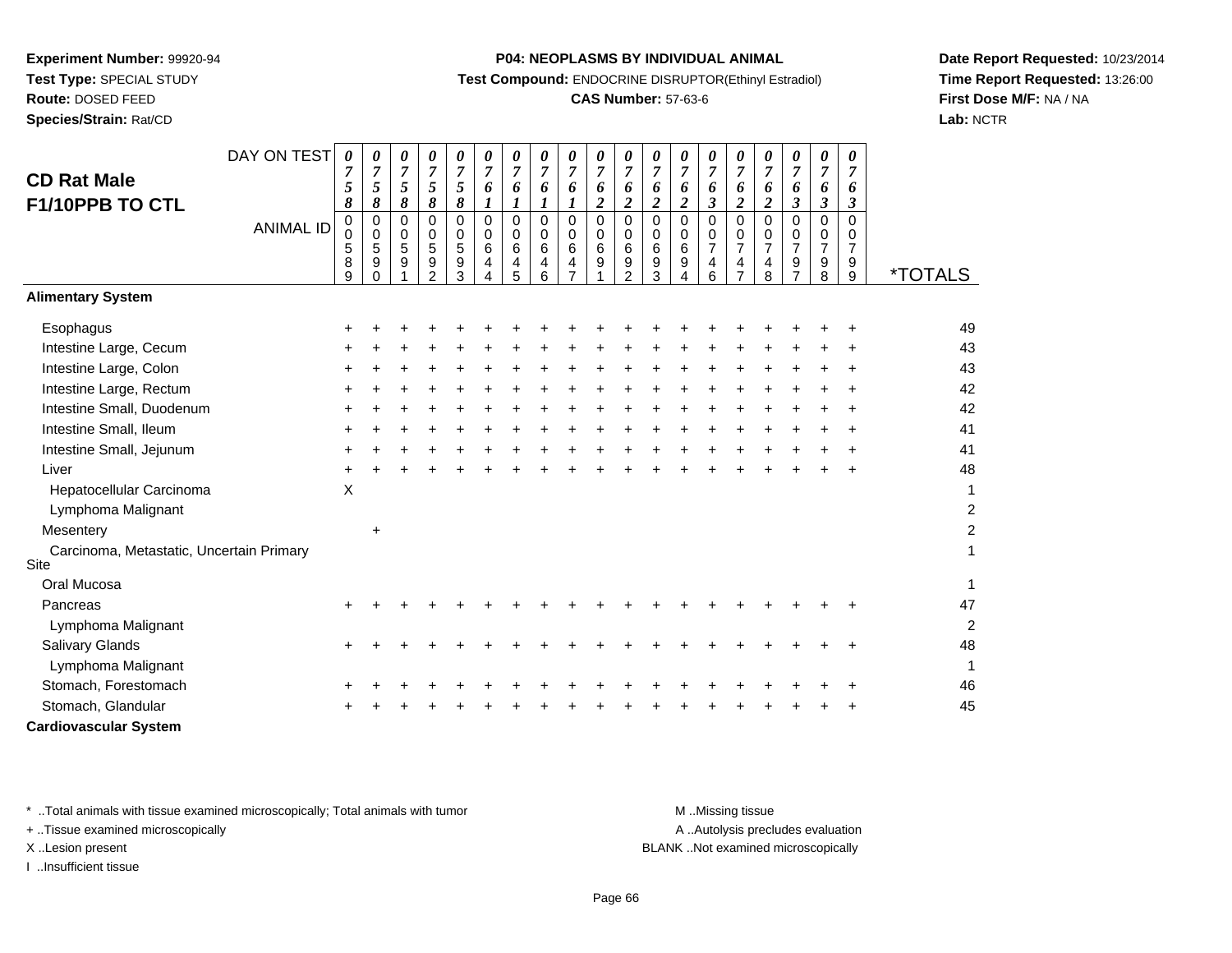**Experiment Number:** 99920-94
**Test Type:** SPECIAL STUDY
**Route:** DOSED FEED
**Species/Strain:** Rat/CD

**P04: NEOPLASMS BY INDIVIDUAL ANIMAL**
**Test Compound:** ENDOCRINE DISRUPTOR(Ethinyl Estradiol)
**CAS Number:** 57-63-6

**Date Report Requested:** 10/23/2014
**Time Report Requested:** 13:26:00
**First Dose M/F:** NA / NA
**Lab:** NCTR

## CD Rat Male F1/10PPB TO CTL

| DAY ON TEST | 0758 | 0758 | 0758 | 0758 | 0758 | 0761 | 0761 | 0761 | 0761 | 0762 | 0762 | 0762 | 0762 | 0763 | 0762 | 0762 | 0763 | 0763 | 0763 | |
|---|---|---|---|---|---|---|---|---|---|---|---|---|---|---|---|---|---|---|---|---|
| **ANIMAL ID** | 00589 | 00590 | 00591 | 00592 | 00593 | 00644 | 00645 | 00646 | 00647 | 00691 | 00692 | 00693 | 00694 | 00746 | 00747 | 00748 | 00797 | 00798 | 00799 | ***TOTALS** |
| **Alimentary System** | | | | | | | | | | | | | | | | | | | | |
| Esophagus | + | + | + | + | + | + | + | + | + | + | + | + | + | + | + | + | + | + | + | 49 |
| Intestine Large, Cecum | + | + | + | + | + | + | + | + | + | + | + | + | + | + | + | + | + | + | + | 43 |
| Intestine Large, Colon | + | + | + | + | + | + | + | + | + | + | + | + | + | + | + | + | + | + | + | 43 |
| Intestine Large, Rectum | + | + | + | + | + | + | + | + | + | + | + | + | + | + | + | + | + | + | + | 42 |
| Intestine Small, Duodenum | + | + | + | + | + | + | + | + | + | + | + | + | + | + | + | + | + | + | + | 42 |
| Intestine Small, Ileum | + | + | + | + | + | + | + | + | + | + | + | + | + | + | + | + | + | + | + | 41 |
| Intestine Small, Jejunum | + | + | + | + | + | + | + | + | + | + | + | + | + | + | + | + | + | + | + | 41 |
| Liver | + | + | + | + | + | + | + | + | + | + | + | + | + | + | + | + | + | + | + | 48 |
| Hepatocellular Carcinoma | X | | | | | | | | | | | | | | | | | | | 1 |
| Lymphoma Malignant | | | | | | | | | | | | | | | | | | | | 2 |
| Mesentery | | + | | | | | | | | | | | | | | | | | | 2 |
| Carcinoma, Metastatic, Uncertain Primary Site | | | | | | | | | | | | | | | | | | | | 1 |
| Oral Mucosa | | | | | | | | | | | | | | | | | | | | 1 |
| Pancreas | + | + | + | + | + | + | + | + | + | + | + | + | + | + | + | + | + | + | + | 47 |
| Lymphoma Malignant | | | | | | | | | | | | | | | | | | | | 2 |
| Salivary Glands | + | + | + | + | + | + | + | + | + | + | + | + | + | + | + | + | + | + | + | 48 |
| Lymphoma Malignant | | | | | | | | | | | | | | | | | | | | 1 |
| Stomach, Forestomach | + | + | + | + | + | + | + | + | + | + | + | + | + | + | + | + | + | + | + | 46 |
| Stomach, Glandular | + | + | + | + | + | + | + | + | + | + | + | + | + | + | + | + | + | + | + | 45 |
| **Cardiovascular System** | | | | | | | | | | | | | | | | | | | | |

\* ..Total animals with tissue examined microscopically; Total animals with tumor
+ ..Tissue examined microscopically
X ..Lesion present
I ..Insufficient tissue

M ..Missing tissue
A ..Autolysis precludes evaluation
BLANK ..Not examined microscopically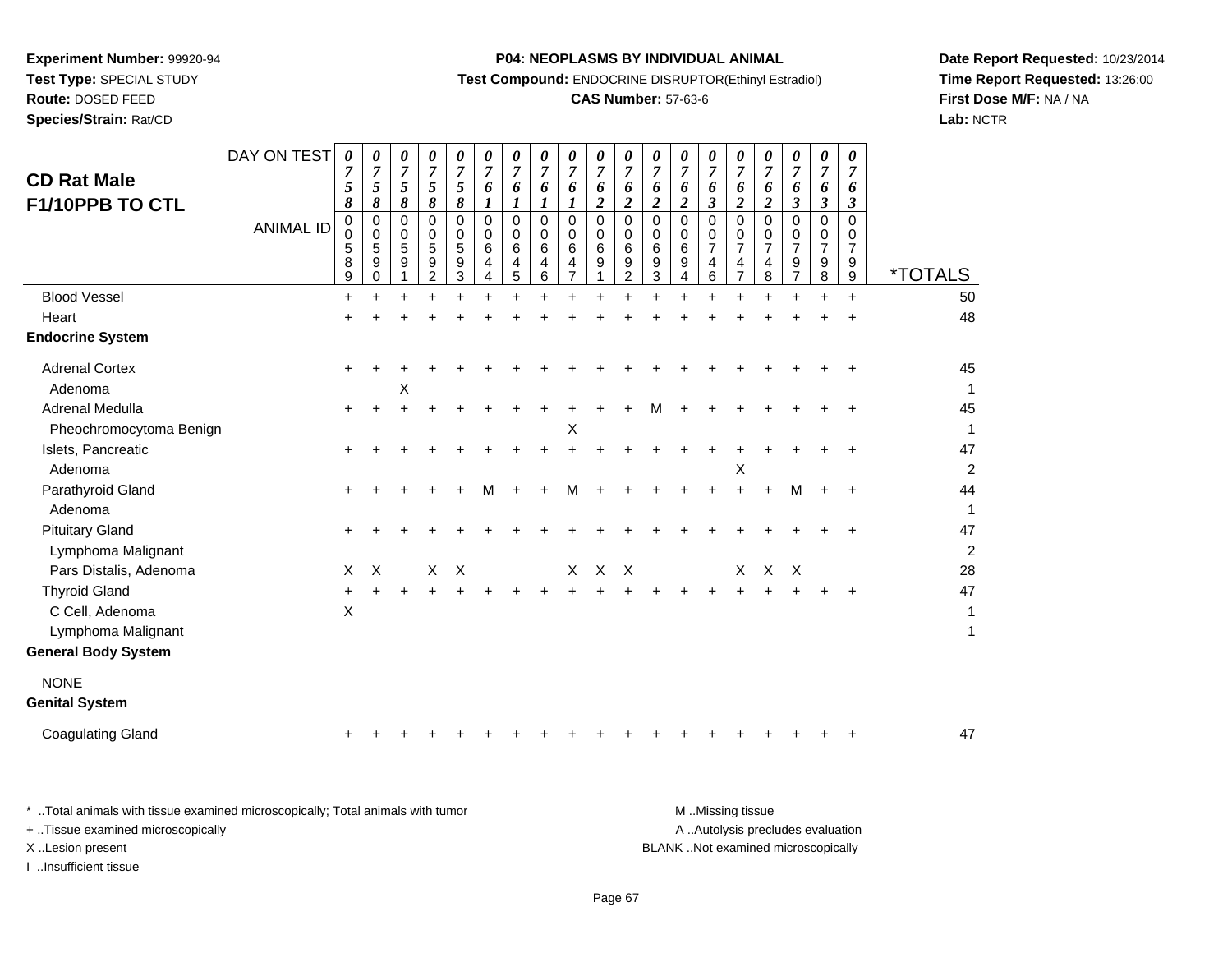**Experiment Number:** 99920-94
**Test Type:** SPECIAL STUDY
**Route:** DOSED FEED
**Species/Strain:** Rat/CD

**P04: NEOPLASMS BY INDIVIDUAL ANIMAL**
**Test Compound:** ENDOCRINE DISRUPTOR(Ethinyl Estradiol)
**CAS Number:** 57-63-6

**Date Report Requested:** 10/23/2014
**Time Report Requested:** 13:26:00
**First Dose M/F:** NA / NA
**Lab:** NCTR

## CD Rat Male F1/10PPB TO CTL

| DAY ON TEST | 0758 | 0758 | 0758 | 0758 | 0758 | 0761 | 0761 | 0761 | 0761 | 0762 | 0762 | 0762 | 0762 | 0763 | 0762 | 0762 | 0763 | 0763 | 0763 | |
|---|---|---|---|---|---|---|---|---|---|---|---|---|---|---|---|---|---|---|---|---|
| **ANIMAL ID** | 00589 | 00590 | 00591 | 00592 | 00593 | 00644 | 00645 | 00646 | 00647 | 00691 | 00692 | 00693 | 00694 | 00746 | 00747 | 00748 | 00797 | 00798 | 00799 | ***TOTALS** |
| Blood Vessel | + | + | + | + | + | + | + | + | + | + | + | + | + | + | + | + | + | + | + | 50 |
| Heart | + | + | + | + | + | + | + | + | + | + | + | + | + | + | + | + | + | + | + | 48 |
| **Endocrine System** | | | | | | | | | | | | | | | | | | | | |
| Adrenal Cortex | + | + | + | + | + | + | + | + | + | + | + | + | + | + | + | + | + | + | + | 45 |
| Adenoma | | | X | | | | | | | | | | | | | | | | | 1 |
| Adrenal Medulla | + | + | + | + | + | + | + | + | + | + | + | M | + | + | + | + | + | + | + | 45 |
| Pheochromocytoma Benign | | | | | | | | | X | | | | | | | | | | | 1 |
| Islets, Pancreatic | + | + | + | + | + | + | + | + | + | + | + | + | + | + | + | + | + | + | + | 47 |
| Adenoma | | | | | | | | | | | | | | | X | | | | | 2 |
| Parathyroid Gland | + | + | + | + | + | M | + | + | M | + | + | + | + | + | + | + | M | + | + | 44 |
| Adenoma | | | | | | | | | | | | | | | | | | | | 1 |
| Pituitary Gland | + | + | + | + | + | + | + | + | + | + | + | + | + | + | + | + | + | + | + | 47 |
| Lymphoma Malignant | | | | | | | | | | | | | | | | | | | | 2 |
| Pars Distalis, Adenoma | X | X | | X | X | | | | X | X | X | | | | X | X | X | | | 28 |
| Thyroid Gland | + | + | + | + | + | + | + | + | + | + | + | + | + | + | + | + | + | + | + | 47 |
| C Cell, Adenoma | X | | | | | | | | | | | | | | | | | | | 1 |
| Lymphoma Malignant | | | | | | | | | | | | | | | | | | | | 1 |
| **General Body System** | | | | | | | | | | | | | | | | | | | | |
| NONE | | | | | | | | | | | | | | | | | | | | |
| **Genital System** | | | | | | | | | | | | | | | | | | | | |
| Coagulating Gland | + | + | + | + | + | + | + | + | + | + | + | + | + | + | + | + | + | + | + | 47 |

\* ..Total animals with tissue examined microscopically; Total animals with tumor
\+ ..Tissue examined microscopically
X ..Lesion present
I ..Insufficient tissue

M ..Missing tissue
A ..Autolysis precludes evaluation
BLANK ..Not examined microscopically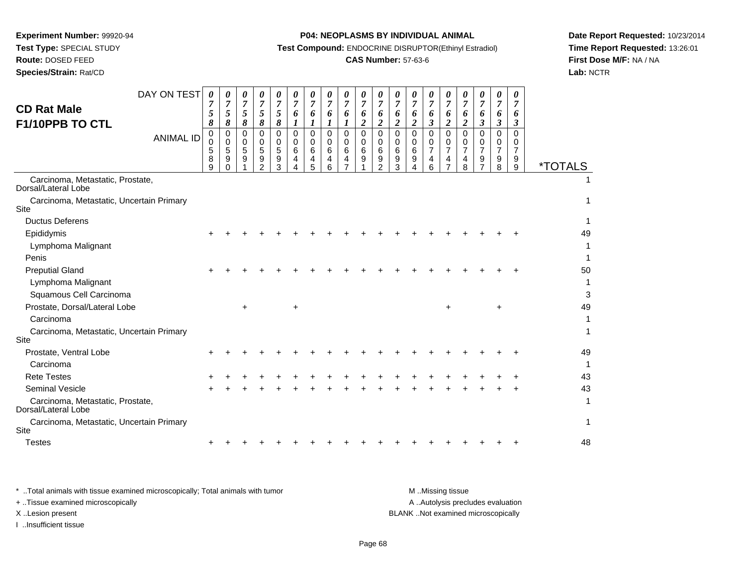**Experiment Number:** 99920-94
**Test Type:** SPECIAL STUDY
**Route:** DOSED FEED
**Species/Strain:** Rat/CD

**P04: NEOPLASMS BY INDIVIDUAL ANIMAL**
**Test Compound:** ENDOCRINE DISRUPTOR(Ethinyl Estradiol)
**CAS Number:** 57-63-6

**Date Report Requested:** 10/23/2014
**Time Report Requested:** 13:26:01
**First Dose M/F:** NA / NA
**Lab:** NCTR

## CD Rat Male
## F1/10PPB TO CTL

| DAY ON TEST | 0758 | 0758 | 0758 | 0758 | 0758 | 0761 | 0761 | 0761 | 0761 | 0762 | 0762 | 0762 | 0762 | 0763 | 0762 | 0762 | 0763 | 0763 | 0763 | |
|---|---|---|---|---|---|---|---|---|---|---|---|---|---|---|---|---|---|---|---|---|
| **ANIMAL ID** | 00589 | 00590 | 00591 | 00592 | 00593 | 00644 | 00645 | 00646 | 00647 | 00691 | 00692 | 00693 | 00694 | 00746 | 00747 | 00748 | 00797 | 00798 | 00799 | ***TOTALS** |
| Carcinoma, Metastatic, Prostate, Dorsal/Lateral Lobe | | | | | | | | | | | | | | | | | | | | 1 |
| Carcinoma, Metastatic, Uncertain Primary Site | | | | | | | | | | | | | | | | | | | | 1 |
| Ductus Deferens | | | | | | | | | | | | | | | | | | | | 1 |
| Epididymis | + | + | + | + | + | + | + | + | + | + | + | + | + | + | + | + | + | + | + | 49 |
| Lymphoma Malignant | | | | | | | | | | | | | | | | | | | | 1 |
| Penis | | | | | | | | | | | | | | | | | | | | 1 |
| Preputial Gland | + | + | + | + | + | + | + | + | + | + | + | + | + | + | + | + | + | + | + | 50 |
| Lymphoma Malignant | | | | | | | | | | | | | | | | | | | | 1 |
| Squamous Cell Carcinoma | | | | | | | | | | | | | | | | | | | | 3 |
| Prostate, Dorsal/Lateral Lobe | | | + | | | + | | | | | | | | | + | | | + | | 49 |
| Carcinoma | | | | | | | | | | | | | | | | | | | | 1 |
| Carcinoma, Metastatic, Uncertain Primary Site | | | | | | | | | | | | | | | | | | | | 1 |
| Prostate, Ventral Lobe | + | + | + | + | + | + | + | + | + | + | + | + | + | + | + | + | + | + | + | 49 |
| Carcinoma | | | | | | | | | | | | | | | | | | | | 1 |
| Rete Testes | + | + | + | + | + | + | + | + | + | + | + | + | + | + | + | + | + | + | + | 43 |
| Seminal Vesicle | + | + | + | + | + | + | + | + | + | + | + | + | + | + | + | + | + | + | + | 43 |
| Carcinoma, Metastatic, Prostate, Dorsal/Lateral Lobe | | | | | | | | | | | | | | | | | | | | 1 |
| Carcinoma, Metastatic, Uncertain Primary Site | | | | | | | | | | | | | | | | | | | | 1 |
| Testes | + | + | + | + | + | + | + | + | + | + | + | + | + | + | + | + | + | + | + | 48 |

\* ..Total animals with tissue examined microscopically; Total animals with tumor
\+ ..Tissue examined microscopically
X ..Lesion present
I ..Insufficient tissue

M ..Missing tissue
A ..Autolysis precludes evaluation
BLANK ..Not examined microscopically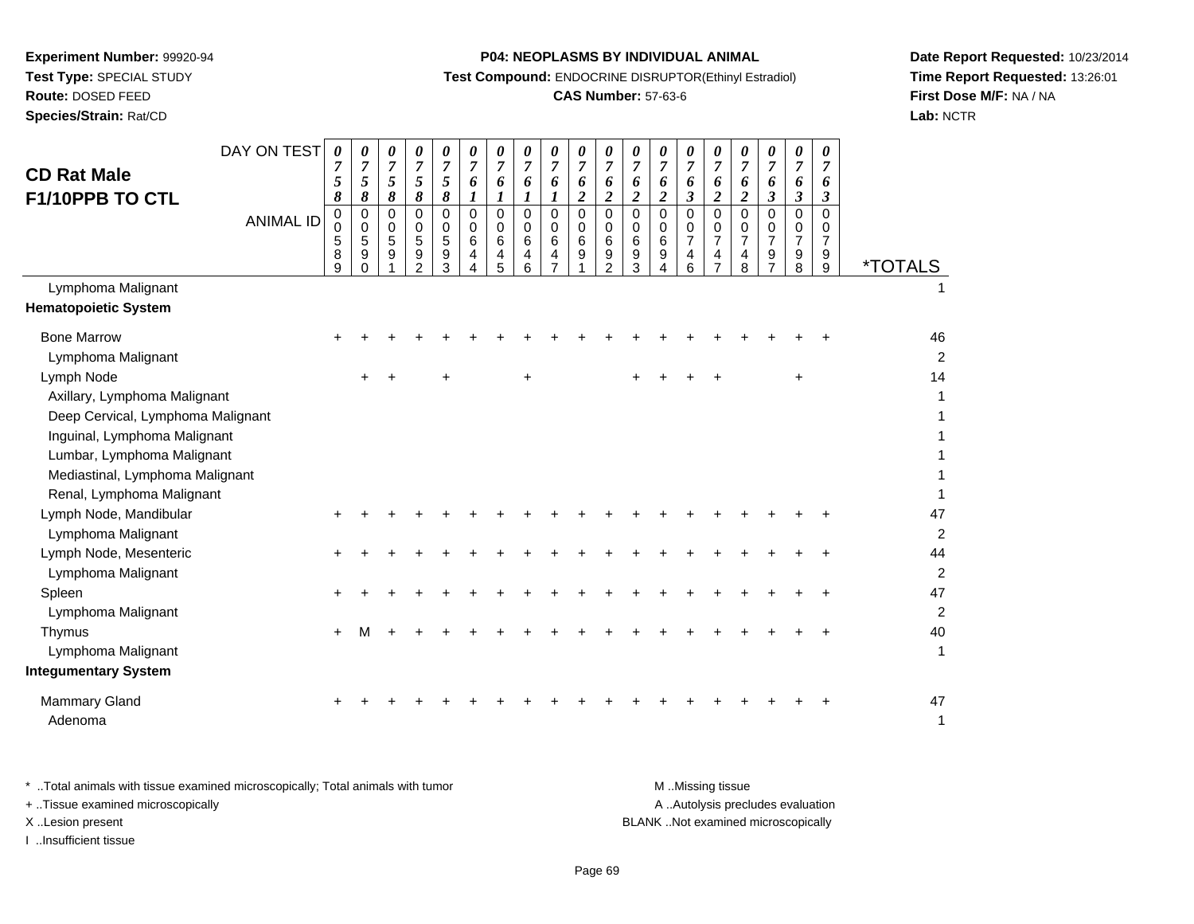**Experiment Number:** 99920-94
**Test Type:** SPECIAL STUDY
**Route:** DOSED FEED
**Species/Strain:** Rat/CD

**P04: NEOPLASMS BY INDIVIDUAL ANIMAL**
**Test Compound:** ENDOCRINE DISRUPTOR(Ethinyl Estradiol)
**CAS Number:** 57-63-6

**Date Report Requested:** 10/23/2014
**Time Report Requested:** 13:26:01
**First Dose M/F:** NA / NA
**Lab:** NCTR

## CD Rat Male F1/10PPB TO CTL

| DAY ON TEST | 0758 | 0758 | 0758 | 0758 | 0758 | 0761 | 0761 | 0761 | 0761 | 0762 | 0762 | 0762 | 0762 | 0763 | 0762 | 0762 | 0763 | 0763 | 0763 | |
|---|---|---|---|---|---|---|---|---|---|---|---|---|---|---|---|---|---|---|---|---|
| **ANIMAL ID** | 00589 | 00590 | 00591 | 00592 | 00593 | 00644 | 00645 | 00646 | 00647 | 00691 | 00692 | 00693 | 00694 | 00746 | 00747 | 00748 | 00797 | 00798 | 00799 | ***TOTALS** |
| Lymphoma Malignant | | | | | | | | | | | | | | | | | | | | 1 |
| **Hematopoietic System** | | | | | | | | | | | | | | | | | | | | |
| Bone Marrow | + | + | + | + | + | + | + | + | + | + | + | + | + | + | + | + | + | + | + | 46 |
| Lymphoma Malignant | | | | | | | | | | | | | | | | | | | | 2 |
| Lymph Node | | + | + | | + | | | + | | | | + | + | + | + | | | + | | 14 |
| Axillary, Lymphoma Malignant | | | | | | | | | | | | | | | | | | | | 1 |
| Deep Cervical, Lymphoma Malignant | | | | | | | | | | | | | | | | | | | | 1 |
| Inguinal, Lymphoma Malignant | | | | | | | | | | | | | | | | | | | | 1 |
| Lumbar, Lymphoma Malignant | | | | | | | | | | | | | | | | | | | | 1 |
| Mediastinal, Lymphoma Malignant | | | | | | | | | | | | | | | | | | | | 1 |
| Renal, Lymphoma Malignant | | | | | | | | | | | | | | | | | | | | 1 |
| Lymph Node, Mandibular | + | + | + | + | + | + | + | + | + | + | + | + | + | + | + | + | + | + | + | 47 |
| Lymphoma Malignant | | | | | | | | | | | | | | | | | | | | 2 |
| Lymph Node, Mesenteric | + | + | + | + | + | + | + | + | + | + | + | + | + | + | + | + | + | + | + | 44 |
| Lymphoma Malignant | | | | | | | | | | | | | | | | | | | | 2 |
| Spleen | + | + | + | + | + | + | + | + | + | + | + | + | + | + | + | + | + | + | + | 47 |
| Lymphoma Malignant | | | | | | | | | | | | | | | | | | | | 2 |
| Thymus | + | M | + | + | + | + | + | + | + | + | + | + | + | + | + | + | + | + | + | 40 |
| Lymphoma Malignant | | | | | | | | | | | | | | | | | | | | 1 |
| **Integumentary System** | | | | | | | | | | | | | | | | | | | | |
| Mammary Gland | + | + | + | + | + | + | + | + | + | + | + | + | + | + | + | + | + | + | + | 47 |
| Adenoma | | | | | | | | | | | | | | | | | | | | 1 |

* ..Total animals with tissue examined microscopically; Total animals with tumor
+ ..Tissue examined microscopically
X ..Lesion present
I ..Insufficient tissue

M ..Missing tissue
A ..Autolysis precludes evaluation
BLANK ..Not examined microscopically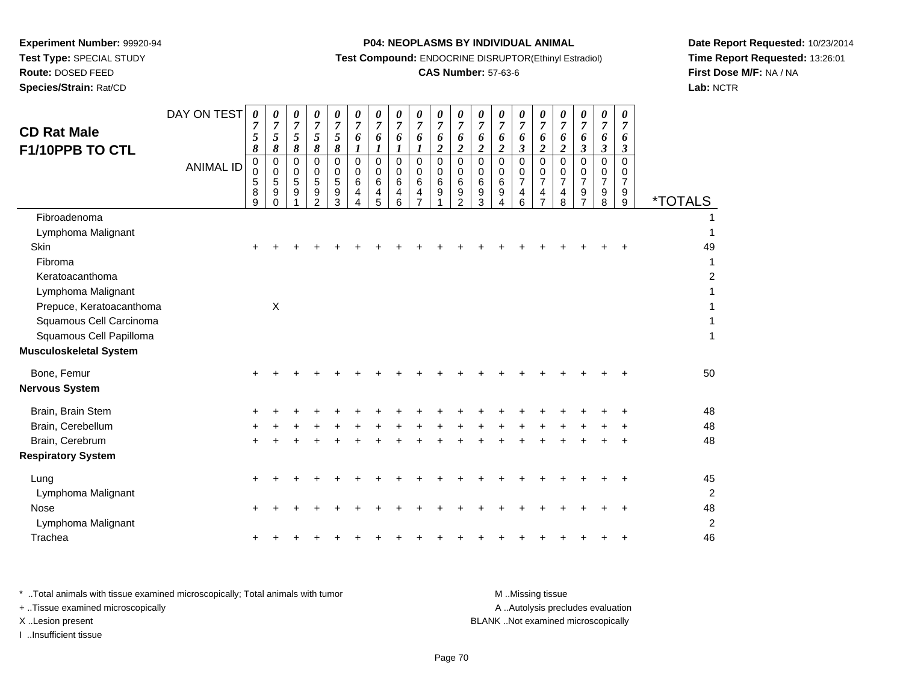**Experiment Number:** 99920-94
**Test Type:** SPECIAL STUDY
**Route:** DOSED FEED
**Species/Strain:** Rat/CD

**P04: NEOPLASMS BY INDIVIDUAL ANIMAL**
**Test Compound:** ENDOCRINE DISRUPTOR(Ethinyl Estradiol)
**CAS Number:** 57-63-6

**Date Report Requested:** 10/23/2014
**Time Report Requested:** 13:26:01
**First Dose M/F:** NA / NA
**Lab:** NCTR

**CD Rat Male**
**F1/10PPB TO CTL**

| DAY ON TEST | 0758 | 0758 | 0758 | 0758 | 0758 | 0761 | 0761 | 0761 | 0761 | 0762 | 0762 | 0762 | 0762 | 0763 | 0762 | 0762 | 0763 | 0763 | 0763 | |
|---|---|---|---|---|---|---|---|---|---|---|---|---|---|---|---|---|---|---|---|---|
| **ANIMAL ID** | 00589 | 00590 | 00591 | 00592 | 00593 | 00644 | 00645 | 00646 | 00647 | 00691 | 00692 | 00693 | 00694 | 00746 | 00747 | 00748 | 00797 | 00798 | 00799 | ***TOTALS** |
| Fibroadenoma | | | | | | | | | | | | | | | | | | | | 1 |
| Lymphoma Malignant | | | | | | | | | | | | | | | | | | | | 1 |
| Skin | + | + | + | + | + | + | + | + | + | + | + | + | + | + | + | + | + | + | + | 49 |
| Fibroma | | | | | | | | | | | | | | | | | | | | 1 |
| Keratoacanthoma | | | | | | | | | | | | | | | | | | | | 2 |
| Lymphoma Malignant | | | | | | | | | | | | | | | | | | | | 1 |
| Prepuce, Keratoacanthoma | | X | | | | | | | | | | | | | | | | | | 1 |
| Squamous Cell Carcinoma | | | | | | | | | | | | | | | | | | | | 1 |
| Squamous Cell Papilloma | | | | | | | | | | | | | | | | | | | | 1 |
| **Musculoskeletal System** | | | | | | | | | | | | | | | | | | | | |
| Bone, Femur | + | + | + | + | + | + | + | + | + | + | + | + | + | + | + | + | + | + | + | 50 |
| **Nervous System** | | | | | | | | | | | | | | | | | | | | |
| Brain, Brain Stem | + | + | + | + | + | + | + | + | + | + | + | + | + | + | + | + | + | + | + | 48 |
| Brain, Cerebellum | + | + | + | + | + | + | + | + | + | + | + | + | + | + | + | + | + | + | + | 48 |
| Brain, Cerebrum | + | + | + | + | + | + | + | + | + | + | + | + | + | + | + | + | + | + | + | 48 |
| **Respiratory System** | | | | | | | | | | | | | | | | | | | | |
| Lung | + | + | + | + | + | + | + | + | + | + | + | + | + | + | + | + | + | + | + | 45 |
| Lymphoma Malignant | | | | | | | | | | | | | | | | | | | | 2 |
| Nose | + | + | + | + | + | + | + | + | + | + | + | + | + | + | + | + | + | + | + | 48 |
| Lymphoma Malignant | | | | | | | | | | | | | | | | | | | | 2 |
| Trachea | + | + | + | + | + | + | + | + | + | + | + | + | + | + | + | + | + | + | + | 46 |

\* ..Total animals with tissue examined microscopically; Total animals with tumor
\+ ..Tissue examined microscopically
X ..Lesion present
I ..Insufficient tissue

M ..Missing tissue
A ..Autolysis precludes evaluation
BLANK ..Not examined microscopically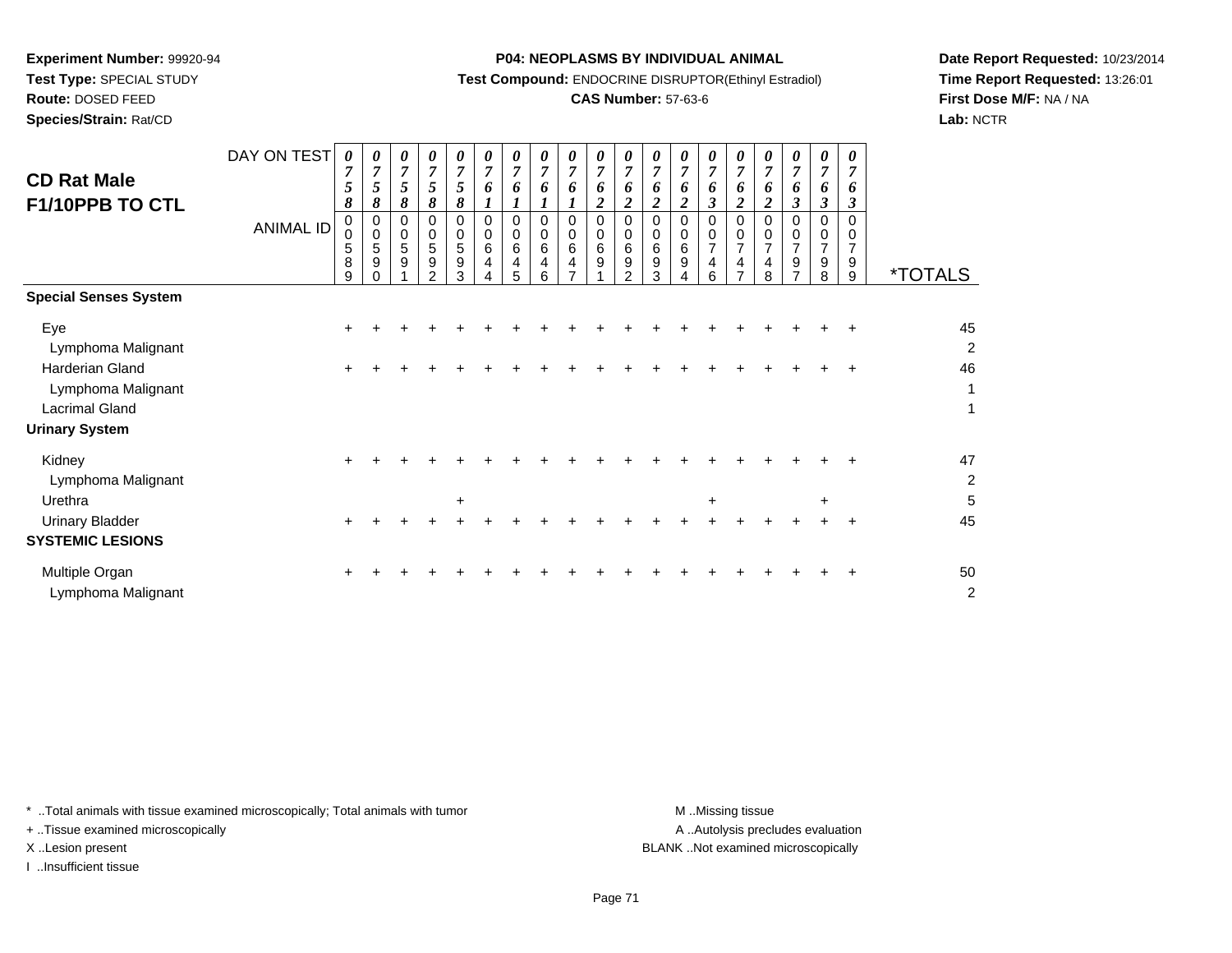**Experiment Number:** 99920-94
**Test Type:** SPECIAL STUDY
**Route:** DOSED FEED
**Species/Strain:** Rat/CD

**P04: NEOPLASMS BY INDIVIDUAL ANIMAL**
**Test Compound:** ENDOCRINE DISRUPTOR(Ethinyl Estradiol)
**CAS Number:** 57-63-6

**Date Report Requested:** 10/23/2014
**Time Report Requested:** 13:26:01
**First Dose M/F:** NA / NA
**Lab:** NCTR

## CD Rat Male F1/10PPB TO CTL

| DAY ON TEST | 0758 | 0758 | 0758 | 0758 | 0758 | 0761 | 0761 | 0761 | 0761 | 0762 | 0762 | 0762 | 0762 | 0763 | 0762 | 0762 | 0763 | 0763 | 0763 | |
|---|---|---|---|---|---|---|---|---|---|---|---|---|---|---|---|---|---|---|---|---|
| **ANIMAL ID** | 00589 | 00590 | 00591 | 00592 | 00593 | 00644 | 00645 | 00646 | 00647 | 00691 | 00692 | 00693 | 00694 | 00746 | 00747 | 00748 | 00797 | 00798 | 00799 | ***TOTALS** |
| **Special Senses System** | | | | | | | | | | | | | | | | | | | | |
| Eye | + | + | + | + | + | + | + | + | + | + | + | + | + | + | + | + | + | + | + | 45 |
| Lymphoma Malignant | | | | | | | | | | | | | | | | | | | | 2 |
| Harderian Gland | + | + | + | + | + | + | + | + | + | + | + | + | + | + | + | + | + | + | + | 46 |
| Lymphoma Malignant | | | | | | | | | | | | | | | | | | | | 1 |
| Lacrimal Gland | | | | | | | | | | | | | | | | | | | | 1 |
| **Urinary System** | | | | | | | | | | | | | | | | | | | | |
| Kidney | + | + | + | + | + | + | + | + | + | + | + | + | + | + | + | + | + | + | + | 47 |
| Lymphoma Malignant | | | | | | | | | | | | | | | | | | | | 2 |
| Urethra | | | | | + | | | | | | | | | + | | | | + | | 5 |
| Urinary Bladder | + | + | + | + | + | + | + | + | + | + | + | + | + | + | + | + | + | + | + | 45 |
| **SYSTEMIC LESIONS** | | | | | | | | | | | | | | | | | | | | |
| Multiple Organ | + | + | + | + | + | + | + | + | + | + | + | + | + | + | + | + | + | + | + | 50 |
| Lymphoma Malignant | | | | | | | | | | | | | | | | | | | | 2 |

* ..Total animals with tissue examined microscopically; Total animals with tumor
+ ..Tissue examined microscopically
X ..Lesion present
I ..Insufficient tissue

M ..Missing tissue
A ..Autolysis precludes evaluation
BLANK ..Not examined microscopically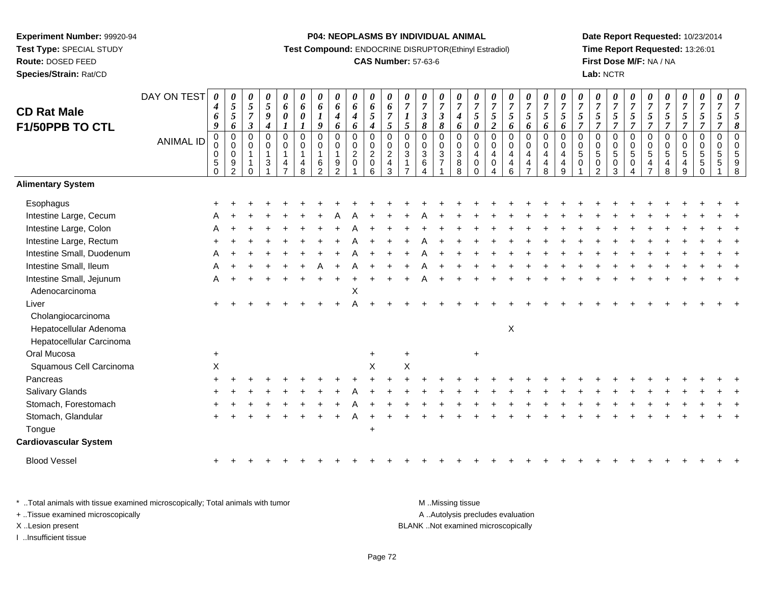**Experiment Number:** 99920-94
**Test Type:** SPECIAL STUDY
**Route:** DOSED FEED
**Species/Strain:** Rat/CD

**P04: NEOPLASMS BY INDIVIDUAL ANIMAL**
**Test Compound:** ENDOCRINE DISRUPTOR(Ethinyl Estradiol)
**CAS Number:** 57-63-6

**Date Report Requested:** 10/23/2014
**Time Report Requested:** 13:26:01
**First Dose M/F:** NA / NA
**Lab:** NCTR

## CD Rat Male F1/50PPB TO CTL

| DAY ON TEST | 0469 | 0556 | 0573 | 0594 | 0601 | 0601 | 0619 | 0646 | 0646 | 0654 | 0675 | 0715 | 0738 | 0738 | 0746 | 0750 | 0752 | 0756 | 0756 | 0756 | 0756 | 0757 | 0757 | 0757 | 0757 | 0757 | 0757 | 0757 | 0757 | 0757 | 0758 |
|---|---|---|---|---|---|---|---|---|---|---|---|---|---|---|---|---|---|---|---|---|---|---|---|---|---|---|---|---|---|---|---|
| ANIMAL ID | 00050 | 00092 | 00110 | 00131 | 00147 | 00148 | 00162 | 00192 | 00201 | 00206 | 00243 | 00317 | 00364 | 00371 | 00388 | 00400 | 00404 | 00446 | 00447 | 00448 | 00449 | 00501 | 00502 | 00503 | 00504 | 00547 | 00548 | 00549 | 00550 | 00551 | 00598 |
| **Alimentary System** | | | | | | | | | | | | | | | | | | | | | | | | | | | | | | | |
| Esophagus | + | + | + | + | + | + | + | + | + | + | + | + | + | + | + | + | + | + | + | + | + | + | + | + | + | + | + | + | + | + | + |
| Intestine Large, Cecum | A | + | + | + | + | + | + | A | A | + | + | + | A | + | + | + | + | + | + | + | + | + | + | + | + | + | + | + | + | + | + |
| Intestine Large, Colon | A | + | + | + | + | + | + | + | A | + | + | + | + | + | + | + | + | + | + | + | + | + | + | + | + | + | + | + | + | + | + |
| Intestine Large, Rectum | + | + | + | + | + | + | + | + | A | + | + | + | A | + | + | + | + | + | + | + | + | + | + | + | + | + | + | + | + | + | + |
| Intestine Small, Duodenum | A | + | + | + | + | + | + | + | A | + | + | + | A | + | + | + | + | + | + | + | + | + | + | + | + | + | + | + | + | + | + |
| Intestine Small, Ileum | A | + | + | + | + | + | A | + | A | + | + | + | A | + | + | + | + | + | + | + | + | + | + | + | + | + | + | + | + | + | + |
| Intestine Small, Jejunum | A | + | + | + | + | + | + | + | + | + | + | + | A | + | + | + | + | + | + | + | + | + | + | + | + | + | + | + | + | + | + |
| Adenocarcinoma | | | | | | | | | X | | | | | | | | | | | | | | | | | | | | | | |
| Liver | + | + | + | + | + | + | + | + | A | + | + | + | + | + | + | + | + | + | + | + | + | + | + | + | + | + | + | + | + | + | + |
| Cholangiocarcinoma | | | | | | | | | | | | | | | | | | | | | | | | | | | | | | | |
| Hepatocellular Adenoma | | | | | | | | | | | | | | | | | | X | | | | | | | | | | | | | |
| Hepatocellular Carcinoma | | | | | | | | | | | | | | | | | | | | | | | | | | | | | | | |
| Oral Mucosa | + | | | | | | | | | + | | + | | | | + | | | | | | | | | | | | | | | |
| Squamous Cell Carcinoma | X | | | | | | | | | X | | X | | | | | | | | | | | | | | | | | | | |
| Pancreas | + | + | + | + | + | + | + | + | + | + | + | + | + | + | + | + | + | + | + | + | + | + | + | + | + | + | + | + | + | + | + |
| Salivary Glands | + | + | + | + | + | + | + | + | A | + | + | + | + | + | + | + | + | + | + | + | + | + | + | + | + | + | + | + | + | + | + |
| Stomach, Forestomach | + | + | + | + | + | + | + | + | A | + | + | + | + | + | + | + | + | + | + | + | + | + | + | + | + | + | + | + | + | + | + |
| Stomach, Glandular | + | + | + | + | + | + | + | + | A | + | + | + | + | + | + | + | + | + | + | + | + | + | + | + | + | + | + | + | + | + | + |
| Tongue | | | | | | | | | | + | | | | | | | | | | | | | | | | | | | | | |
| **Cardiovascular System** | | | | | | | | | | | | | | | | | | | | | | | | | | | | | | | |
| Blood Vessel | + | + | + | + | + | + | + | + | + | + | + | + | + | + | + | + | + | + | + | + | + | + | + | + | + | + | + | + | + | + | + |

\* ..Total animals with tissue examined microscopically; Total animals with tumor
\+ ..Tissue examined microscopically
X ..Lesion present
I ..Insufficient tissue

M ..Missing tissue
A ..Autolysis precludes evaluation
BLANK ..Not examined microscopically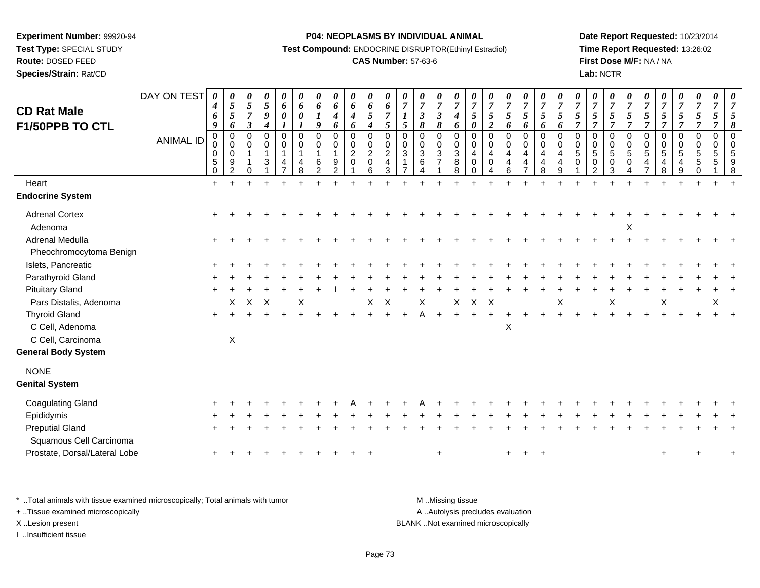**Experiment Number:** 99920-94
**Test Type:** SPECIAL STUDY
**Route:** DOSED FEED
**Species/Strain:** Rat/CD

**P04: NEOPLASMS BY INDIVIDUAL ANIMAL**
**Test Compound:** ENDOCRINE DISRUPTOR(Ethinyl Estradiol)
**CAS Number:** 57-63-6

**Date Report Requested:** 10/23/2014
**Time Report Requested:** 13:26:02
**First Dose M/F:** NA / NA
**Lab:** NCTR

# CD Rat Male F1/50PPB TO CTL

| DAY ON TEST | 0469 | 0556 | 0573 | 0594 | 0601 | 0601 | 0619 | 0646 | 0646 | 0654 | 0675 | 0715 | 0738 | 0738 | 0746 | 0750 | 0752 | 0756 | 0756 | 0756 | 0756 | 0757 | 0757 | 0757 | 0757 | 0757 | 0757 | 0757 | 0757 | 0757 | 0758 |
|---|---|---|---|---|---|---|---|---|---|---|---|---|---|---|---|---|---|---|---|---|---|---|---|---|---|---|---|---|---|---|---|
| **ANIMAL ID** | 00050 | 00092 | 00110 | 00131 | 00147 | 00148 | 00162 | 00192 | 00201 | 00206 | 00243 | 00317 | 00364 | 00371 | 00388 | 00400 | 00404 | 00446 | 00447 | 00448 | 00449 | 00501 | 00502 | 00503 | 00504 | 00547 | 00548 | 00549 | 00550 | 00551 | 00598 |
| Heart | + | + | + | + | + | + | + | + | + | + | + | + | + | + | + | + | + | + | + | + | + | + | + | + | + | + | + | + | + | + | + |
| **Endocrine System** | | | | | | | | | | | | | | | | | | | | | | | | | | | | | | | |
| Adrenal Cortex | + | + | + | + | + | + | + | + | + | + | + | + | + | + | + | + | + | + | + | + | + | + | + | + | + | + | + | + | + | + | + |
| Adenoma | | | | | | | | | | | | | | | | | | | | | | | | | X | | | | | | |
| Adrenal Medulla | + | + | + | + | + | + | + | + | + | + | + | + | + | + | + | + | + | + | + | + | + | + | + | + | + | + | + | + | + | + | + |
| Pheochromocytoma Benign | | | | | | | | | | | | | | | | | | | | | | | | | | | | | | | |
| Islets, Pancreatic | + | + | + | + | + | + | + | + | + | + | + | + | + | + | + | + | + | + | + | + | + | + | + | + | + | + | + | + | + | + | + |
| Parathyroid Gland | + | + | + | + | + | + | + | + | + | + | + | + | + | + | + | + | + | + | + | + | + | + | + | + | + | + | + | + | + | + | + |
| Pituitary Gland | + | + | + | + | + | + | + | I | + | + | + | + | + | + | + | + | + | + | + | + | + | + | + | + | + | + | + | + | + | + | + |
| Pars Distalis, Adenoma | | X | X | X | | X | | | | X | X | | X | | X | X | X | | | | X | | | X | | | X | | | X | |
| Thyroid Gland | + | + | + | + | + | + | + | + | + | + | + | + | A | + | + | + | + | + | + | + | + | + | + | + | + | + | + | + | + | + | + |
| C Cell, Adenoma | | | | | | | | | | | | | | | | | | X | | | | | | | | | | | | | |
| C Cell, Carcinoma | | X | | | | | | | | | | | | | | | | | | | | | | | | | | | | | |
| **General Body System** | | | | | | | | | | | | | | | | | | | | | | | | | | | | | | | |
| NONE | | | | | | | | | | | | | | | | | | | | | | | | | | | | | | | |
| **Genital System** | | | | | | | | | | | | | | | | | | | | | | | | | | | | | | | |
| Coagulating Gland | + | + | + | + | + | + | + | + | A | + | + | + | A | + | + | + | + | + | + | + | + | + | + | + | + | + | + | + | + | + | + |
| Epididymis | + | + | + | + | + | + | + | + | + | + | + | + | + | + | + | + | + | + | + | + | + | + | + | + | + | + | + | + | + | + | + |
| Preputial Gland | + | + | + | + | + | + | + | + | + | + | + | + | + | + | + | + | + | + | + | + | + | + | + | + | + | + | + | + | + | + | + |
| Squamous Cell Carcinoma | | | | | | | | | | | | | | | | | | | | | | | | | | | | | | | |
| Prostate, Dorsal/Lateral Lobe | + | + | + | + | + | + | + | + | + | + | | | | + | | | | + | + | + | | | | | | | + | | + | | + |

\* ..Total animals with tissue examined microscopically; Total animals with tumor
+ ..Tissue examined microscopically
X ..Lesion present
I ..Insufficient tissue

M ..Missing tissue
A ..Autolysis precludes evaluation
BLANK ..Not examined microscopically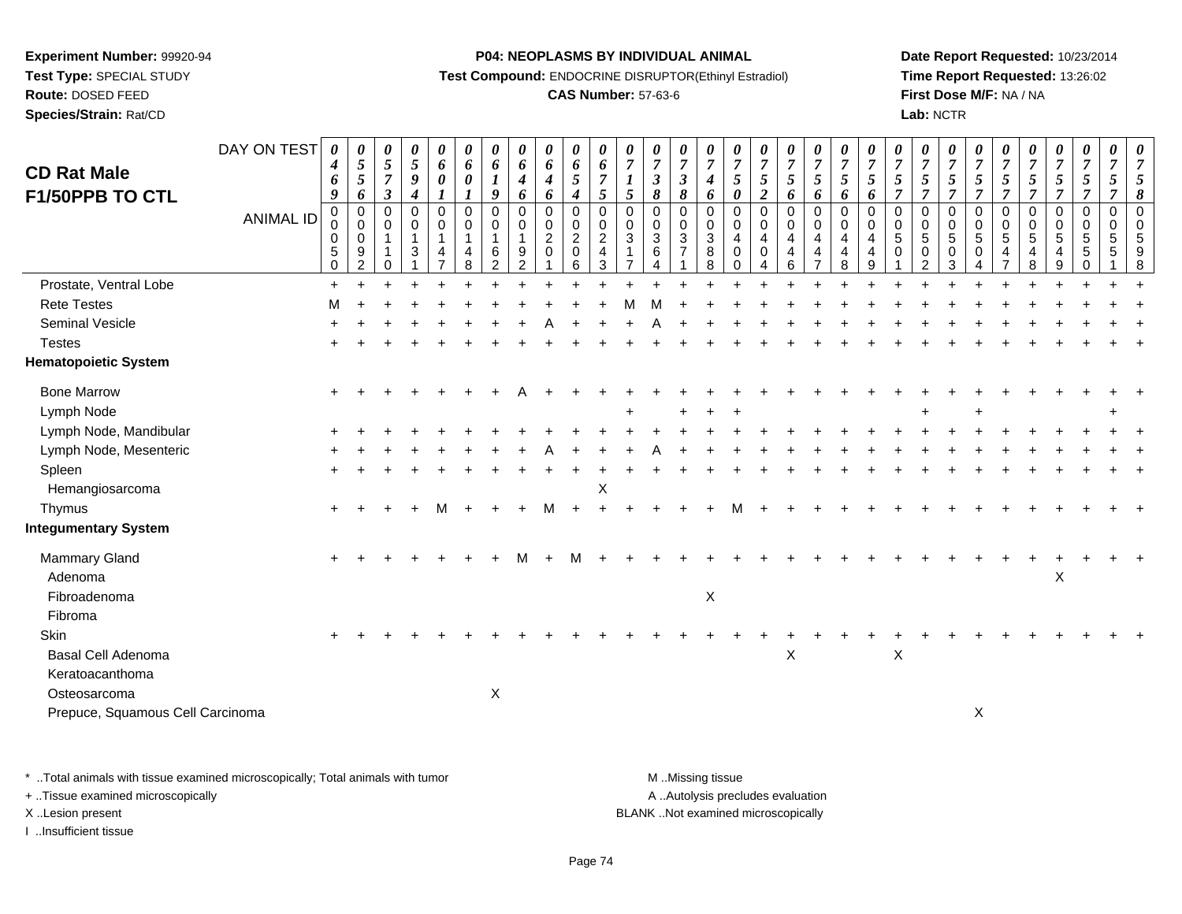**Experiment Number:** 99920-94
**Test Type:** SPECIAL STUDY
**Route:** DOSED FEED
**Species/Strain:** Rat/CD

**P04: NEOPLASMS BY INDIVIDUAL ANIMAL**
**Test Compound:** ENDOCRINE DISRUPTOR(Ethinyl Estradiol)
**CAS Number:** 57-63-6

**Date Report Requested:** 10/23/2014
**Time Report Requested:** 13:26:02
**First Dose M/F:** NA / NA
**Lab:** NCTR

## CD Rat Male F1/50PPB TO CTL

| DAY ON TEST | 0469 | 0556 | 0573 | 0594 | 0601 | 0601 | 0619 | 0646 | 0646 | 0654 | 0675 | 0715 | 0738 | 0738 | 0746 | 0750 | 0752 | 0756 | 0756 | 0756 | 0756 | 0757 | 0757 | 0757 | 0757 | 0757 | 0757 | 0757 | 0757 | 0757 | 0758 |
|---|---|---|---|---|---|---|---|---|---|---|---|---|---|---|---|---|---|---|---|---|---|---|---|---|---|---|---|---|---|---|---|
| **ANIMAL ID** | 00050 | 00092 | 00110 | 00131 | 00147 | 00148 | 00162 | 00192 | 00201 | 00206 | 00243 | 00317 | 00364 | 00371 | 00388 | 00400 | 00404 | 00446 | 00447 | 00448 | 00449 | 00501 | 00502 | 00503 | 00504 | 00547 | 00548 | 00549 | 00550 | 00551 | 00598 |
| Prostate, Ventral Lobe | + | + | + | + | + | + | + | + | + | + | + | + | + | + | + | + | + | + | + | + | + | + | + | + | + | + | + | + | + | + | + |
| Rete Testes | M | + | + | + | + | + | + | + | + | + | + | M | M | + | + | + | + | + | + | + | + | + | + | + | + | + | + | + | + | + | + |
| Seminal Vesicle | + | + | + | + | + | + | + | + | A | + | + | + | A | + | + | + | + | + | + | + | + | + | + | + | + | + | + | + | + | + | + |
| Testes | + | + | + | + | + | + | + | + | + | + | + | + | + | + | + | + | + | + | + | + | + | + | + | + | + | + | + | + | + | + | + |
| **Hematopoietic System** | | | | | | | | | | | | | | | | | | | | | | | | | | | | | | | |
| Bone Marrow | + | + | + | + | + | + | + | A | + | + | + | + | + | + | + | + | + | + | + | + | + | + | + | + | + | + | + | + | + | + | + |
| Lymph Node | | | | | | | | | | | | + | | + | + | + | | | | | | | + | | + | | | | | + | |
| Lymph Node, Mandibular | + | + | + | + | + | + | + | + | + | + | + | + | + | + | + | + | + | + | + | + | + | + | + | + | + | + | + | + | + | + | + |
| Lymph Node, Mesenteric | + | + | + | + | + | + | + | + | A | + | + | + | A | + | + | + | + | + | + | + | + | + | + | + | + | + | + | + | + | + | + |
| Spleen | + | + | + | + | + | + | + | + | + | + | + | + | + | + | + | + | + | + | + | + | + | + | + | + | + | + | + | + | + | + | + |
| Hemangiosarcoma | | | | | | | | | | | X | | | | | | | | | | | | | | | | | | | | |
| Thymus | + | + | + | + | M | + | + | + | M | + | + | + | + | + | + | M | + | + | + | + | + | + | + | + | + | + | + | + | + | + | + |
| **Integumentary System** | | | | | | | | | | | | | | | | | | | | | | | | | | | | | | | |
| Mammary Gland | + | + | + | + | + | + | + | M | + | M | + | + | + | + | + | + | + | + | + | + | + | + | + | + | + | + | + | + | + | + | + |
| Adenoma | | | | | | | | | | | | | | | | | | | | | | | | | | | | X | | | |
| Fibroadenoma | | | | | | | | | | | | | | | X | | | | | | | | | | | | | | | | |
| Fibroma | | | | | | | | | | | | | | | | | | | | | | | | | | | | | | | |
| Skin | + | + | + | + | + | + | + | + | + | + | + | + | + | + | + | + | + | + | + | + | + | + | + | + | + | + | + | + | + | + | + |
| Basal Cell Adenoma | | | | | | | | | | | | | | | | | | X | | | | X | | | | | | | | | |
| Keratoacanthoma | | | | | | | | | | | | | | | | | | | | | | | | | | | | | | | |
| Osteosarcoma | | | | | | | X | | | | | | | | | | | | | | | | | | | | | | | | |
| Prepuce, Squamous Cell Carcinoma | | | | | | | | | | | | | | | | | | | | | | | | | X | | | | | | |

\* ..Total animals with tissue examined microscopically; Total animals with tumor
+ ..Tissue examined microscopically
X ..Lesion present
I ..Insufficient tissue

M ..Missing tissue
A ..Autolysis precludes evaluation
BLANK ..Not examined microscopically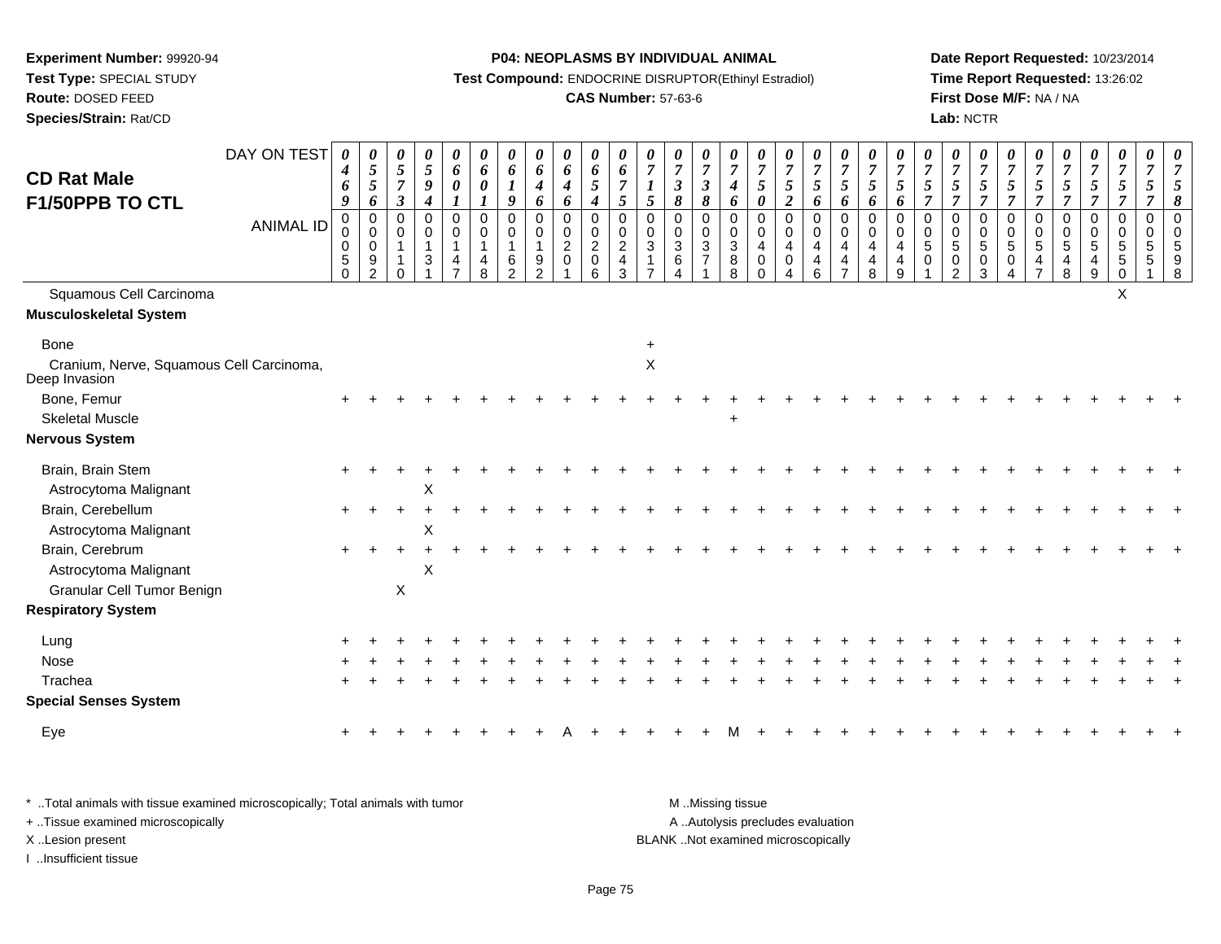**Experiment Number:** 99920-94
**Test Type:** SPECIAL STUDY
**Route:** DOSED FEED
**Species/Strain:** Rat/CD

**P04: NEOPLASMS BY INDIVIDUAL ANIMAL**
**Test Compound:** ENDOCRINE DISRUPTOR(Ethinyl Estradiol)
**CAS Number:** 57-63-6

**Date Report Requested:** 10/23/2014
**Time Report Requested:** 13:26:02
**First Dose M/F:** NA / NA
**Lab:** NCTR

## CD Rat Male F1/50PPB TO CTL

| DAY ON TEST | 0469 | 0556 | 0573 | 0594 | 0601 | 0601 | 0619 | 0646 | 0646 | 0654 | 0675 | 0715 | 0738 | 0738 | 0746 | 0750 | 0752 | 0756 | 0756 | 0756 | 0756 | 0757 | 0757 | 0757 | 0757 | 0757 | 0757 | 0757 | 0757 | 0757 | 0758 |
|---|---|---|---|---|---|---|---|---|---|---|---|---|---|---|---|---|---|---|---|---|---|---|---|---|---|---|---|---|---|---|---|
| ANIMAL ID | 00050 | 00092 | 00110 | 00131 | 00147 | 00148 | 00162 | 00192 | 00201 | 00206 | 00243 | 00317 | 00364 | 00371 | 00388 | 00400 | 00404 | 00446 | 00447 | 00448 | 00449 | 00501 | 00502 | 00503 | 00504 | 00547 | 00548 | 00549 | 00550 | 00551 | 00598 |
| Squamous Cell Carcinoma | | | | | | | | | | | | | | | | | | | | | | | | | | | | | X | | |
| **Musculoskeletal System** | | | | | | | | | | | | | | | | | | | | | | | | | | | | | | | |
| Bone | | | | | | | | | | | | + | | | | | | | | | | | | | | | | | | | |
| Cranium, Nerve, Squamous Cell Carcinoma, Deep Invasion | | | | | | | | | | | | X | | | | | | | | | | | | | | | | | | | |
| Bone, Femur | + | + | + | + | + | + | + | + | + | + | + | + | + | + | + | + | + | + | + | + | + | + | + | + | + | + | + | + | + | + | + |
| Skeletal Muscle | | | | | | | | | | | | | | | + | | | | | | | | | | | | | | | | |
| **Nervous System** | | | | | | | | | | | | | | | | | | | | | | | | | | | | | | | |
| Brain, Brain Stem | + | + | + | + | + | + | + | + | + | + | + | + | + | + | + | + | + | + | + | + | + | + | + | + | + | + | + | + | + | + | + |
| Astrocytoma Malignant | | | | X | | | | | | | | | | | | | | | | | | | | | | | | | | | |
| Brain, Cerebellum | + | + | + | + | + | + | + | + | + | + | + | + | + | + | + | + | + | + | + | + | + | + | + | + | + | + | + | + | + | + | + |
| Astrocytoma Malignant | | | | X | | | | | | | | | | | | | | | | | | | | | | | | | | | |
| Brain, Cerebrum | + | + | + | + | + | + | + | + | + | + | + | + | + | + | + | + | + | + | + | + | + | + | + | + | + | + | + | + | + | + | + |
| Astrocytoma Malignant | | | | X | | | | | | | | | | | | | | | | | | | | | | | | | | | |
| Granular Cell Tumor Benign | | | X | | | | | | | | | | | | | | | | | | | | | | | | | | | | |
| **Respiratory System** | | | | | | | | | | | | | | | | | | | | | | | | | | | | | | | |
| Lung | + | + | + | + | + | + | + | + | + | + | + | + | + | + | + | + | + | + | + | + | + | + | + | + | + | + | + | + | + | + | + |
| Nose | + | + | + | + | + | + | + | + | + | + | + | + | + | + | + | + | + | + | + | + | + | + | + | + | + | + | + | + | + | + | + |
| Trachea | + | + | + | + | + | + | + | + | + | + | + | + | + | + | + | + | + | + | + | + | + | + | + | + | + | + | + | + | + | + | + |
| **Special Senses System** | | | | | | | | | | | | | | | | | | | | | | | | | | | | | | | |
| Eye | + | + | + | + | + | + | + | + | A | + | + | + | + | + | M | + | + | + | + | + | + | + | + | + | + | + | + | + | + | + | + |

\* ..Total animals with tissue examined microscopically; Total animals with tumor
+ ..Tissue examined microscopically
X ..Lesion present
I ..Insufficient tissue

M ..Missing tissue
A ..Autolysis precludes evaluation
BLANK ..Not examined microscopically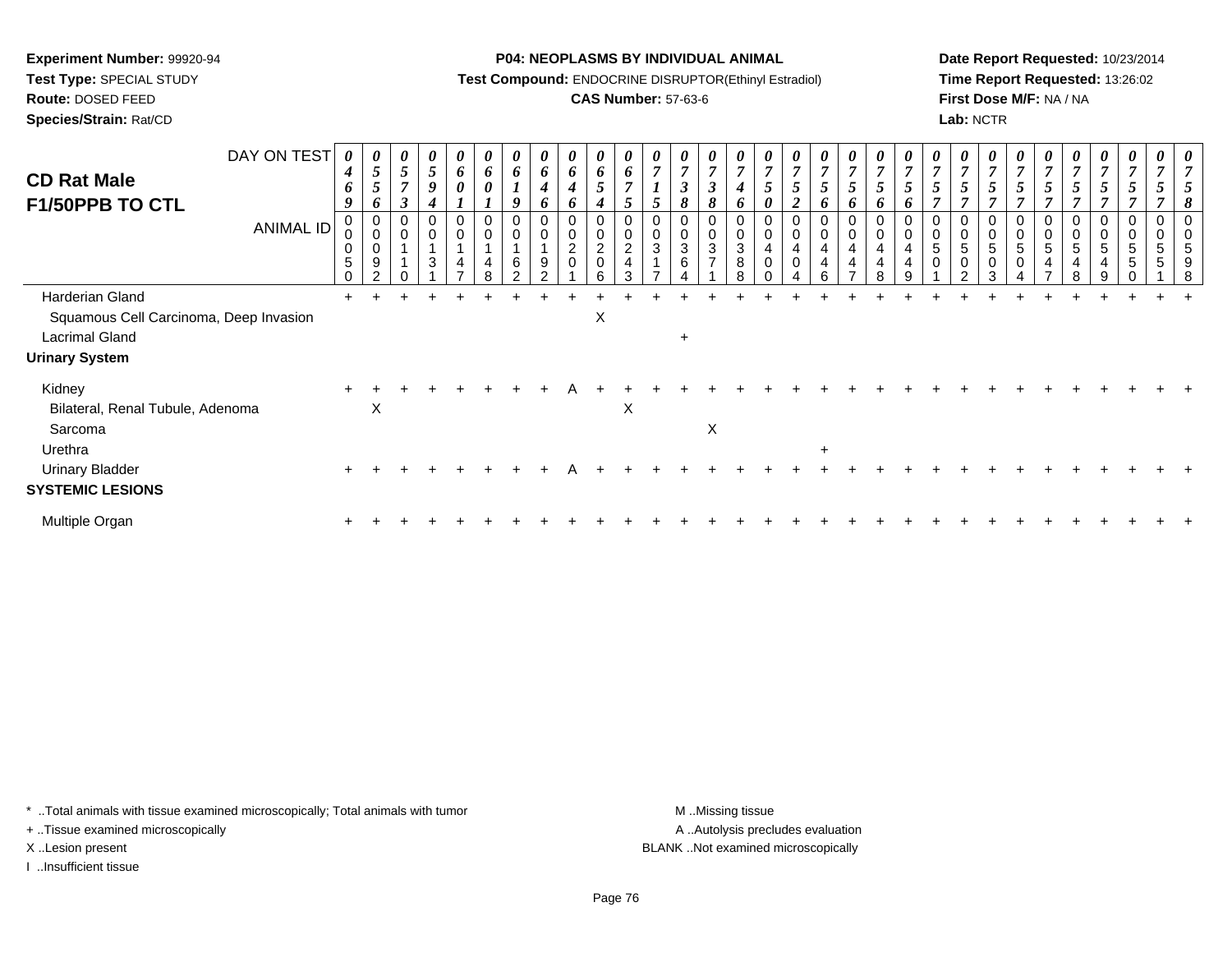**Experiment Number:** 99920-94
**Test Type:** SPECIAL STUDY
**Route:** DOSED FEED
**Species/Strain:** Rat/CD

**P04: NEOPLASMS BY INDIVIDUAL ANIMAL**
**Test Compound:** ENDOCRINE DISRUPTOR(Ethinyl Estradiol)
**CAS Number:** 57-63-6

**Date Report Requested:** 10/23/2014
**Time Report Requested:** 13:26:02
**First Dose M/F:** NA / NA
**Lab:** NCTR

## CD Rat Male F1/50PPB TO CTL

| DAY ON TEST | 0469 | 0556 | 0573 | 0594 | 0601 | 0601 | 0619 | 0646 | 0646 | 0654 | 0675 | 0715 | 0738 | 0738 | 0746 | 0750 | 0752 | 0756 | 0756 | 0756 | 0756 | 0757 | 0757 | 0757 | 0757 | 0757 | 0757 | 0757 | 0757 | 0757 | 0758 |
|---|---|---|---|---|---|---|---|---|---|---|---|---|---|---|---|---|---|---|---|---|---|---|---|---|---|---|---|---|---|---|---|
| **ANIMAL ID** | 0050 | 0092 | 0110 | 0131 | 0147 | 0148 | 0162 | 0192 | 0201 | 0206 | 0243 | 0317 | 0364 | 0371 | 0388 | 0400 | 0404 | 0446 | 0447 | 0448 | 0449 | 0501 | 0502 | 0503 | 0504 | 0547 | 0548 | 0549 | 0550 | 0551 | 0598 |
| Harderian Gland | + | + | + | + | + | + | + | + | + | + | + | + | + | + | + | + | + | + | + | + | + | + | + | + | + | + | + | + | + | + | + |
| Squamous Cell Carcinoma, Deep Invasion | | | | | | | | | | X | | | | | | | | | | | | | | | | | | | | | |
| Lacrimal Gland | | | | | | | | | | | | | + | | | | | | | | | | | | | | | | | | |
| **Urinary System** | | | | | | | | | | | | | | | | | | | | | | | | | | | | | | | |
| Kidney | + | + | + | + | + | + | + | + | A | + | + | + | + | + | + | + | + | + | + | + | + | + | + | + | + | + | + | + | + | + | + |
| Bilateral, Renal Tubule, Adenoma | | X | | | | | | | | | X | | | | | | | | | | | | | | | | | | | | |
| Sarcoma | | | | | | | | | | | | | | X | | | | | | | | | | | | | | | | | |
| Urethra | | | | | | | | | | | | | | | | | | + | | | | | | | | | | | | | |
| Urinary Bladder | + | + | + | + | + | + | + | + | A | + | + | + | + | + | + | + | + | + | + | + | + | + | + | + | + | + | + | + | + | + | + |
| **SYSTEMIC LESIONS** | | | | | | | | | | | | | | | | | | | | | | | | | | | | | | | |
| Multiple Organ | + | + | + | + | + | + | + | + | + | + | + | + | + | + | + | + | + | + | + | + | + | + | + | + | + | + | + | + | + | + | + |

* ..Total animals with tissue examined microscopically; Total animals with tumor
+ ..Tissue examined microscopically
X ..Lesion present
I ..Insufficient tissue

M ..Missing tissue
A ..Autolysis precludes evaluation
BLANK ..Not examined microscopically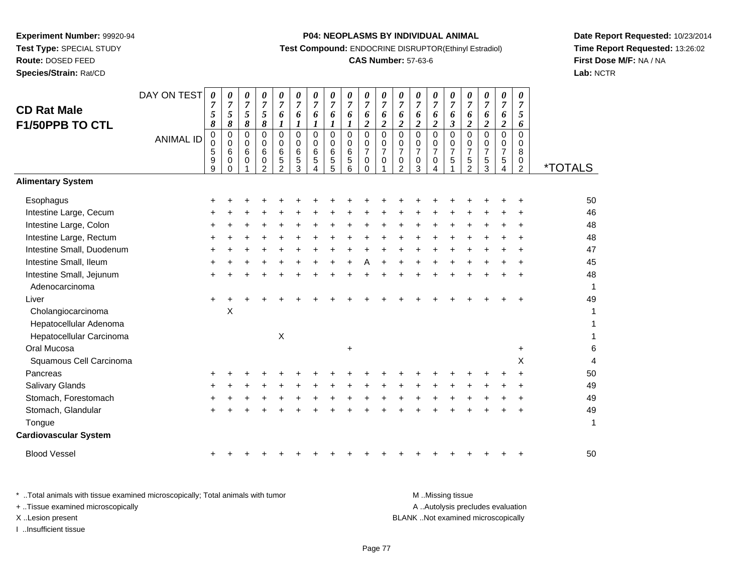**Experiment Number:** 99920-94
**Test Type:** SPECIAL STUDY
**Route:** DOSED FEED
**Species/Strain:** Rat/CD

**P04: NEOPLASMS BY INDIVIDUAL ANIMAL**
**Test Compound:** ENDOCRINE DISRUPTOR(Ethinyl Estradiol)
**CAS Number:** 57-63-6

**Date Report Requested:** 10/23/2014
**Time Report Requested:** 13:26:02
**First Dose M/F:** NA / NA
**Lab:** NCTR

## CD Rat Male F1/50PPB TO CTL

| DAY ON TEST | 0758 | 0758 | 0758 | 0758 | 0761 | 0761 | 0761 | 0761 | 0761 | 0762 | 0762 | 0762 | 0762 | 0762 | 0763 | 0762 | 0762 | 0762 | 0756 | |
|---|---|---|---|---|---|---|---|---|---|---|---|---|---|---|---|---|---|---|---|---|
| **ANIMAL ID** | 00599 | 00600 | 00601 | 00602 | 00652 | 00653 | 00654 | 00655 | 00656 | 00700 | 00701 | 00702 | 00703 | 00704 | 00751 | 00752 | 00753 | 00754 | 00802 | ***TOTALS** |
| **Alimentary System** | | | | | | | | | | | | | | | | | | | | |
| Esophagus | + | + | + | + | + | + | + | + | + | + | + | + | + | + | + | + | + | + | + | 50 |
| Intestine Large, Cecum | + | + | + | + | + | + | + | + | + | + | + | + | + | + | + | + | + | + | + | 46 |
| Intestine Large, Colon | + | + | + | + | + | + | + | + | + | + | + | + | + | + | + | + | + | + | + | 48 |
| Intestine Large, Rectum | + | + | + | + | + | + | + | + | + | + | + | + | + | + | + | + | + | + | + | 48 |
| Intestine Small, Duodenum | + | + | + | + | + | + | + | + | + | + | + | + | + | + | + | + | + | + | + | 47 |
| Intestine Small, Ileum | + | + | + | + | + | + | + | + | + | A | + | + | + | + | + | + | + | + | + | 45 |
| Intestine Small, Jejunum | + | + | + | + | + | + | + | + | + | + | + | + | + | + | + | + | + | + | + | 48 |
| Adenocarcinoma | | | | | | | | | | | | | | | | | | | | 1 |
| Liver | + | + | + | + | + | + | + | + | + | + | + | + | + | + | + | + | + | + | + | 49 |
| Cholangiocarcinoma | | X | | | | | | | | | | | | | | | | | | 1 |
| Hepatocellular Adenoma | | | | | | | | | | | | | | | | | | | | 1 |
| Hepatocellular Carcinoma | | | | | X | | | | | | | | | | | | | | | 1 |
| Oral Mucosa | | | | | | | | | + | | | | | | | | | | + | 6 |
| Squamous Cell Carcinoma | | | | | | | | | | | | | | | | | | | X | 4 |
| Pancreas | + | + | + | + | + | + | + | + | + | + | + | + | + | + | + | + | + | + | + | 50 |
| Salivary Glands | + | + | + | + | + | + | + | + | + | + | + | + | + | + | + | + | + | + | + | 49 |
| Stomach, Forestomach | + | + | + | + | + | + | + | + | + | + | + | + | + | + | + | + | + | + | + | 49 |
| Stomach, Glandular | + | + | + | + | + | + | + | + | + | + | + | + | + | + | + | + | + | + | + | 49 |
| Tongue | | | | | | | | | | | | | | | | | | | | 1 |
| **Cardiovascular System** | | | | | | | | | | | | | | | | | | | | |
| Blood Vessel | + | + | + | + | + | + | + | + | + | + | + | + | + | + | + | + | + | + | + | 50 |

\* ..Total animals with tissue examined microscopically; Total animals with tumor
\+ ..Tissue examined microscopically
X ..Lesion present
I ..Insufficient tissue

M ..Missing tissue
A ..Autolysis precludes evaluation
BLANK ..Not examined microscopically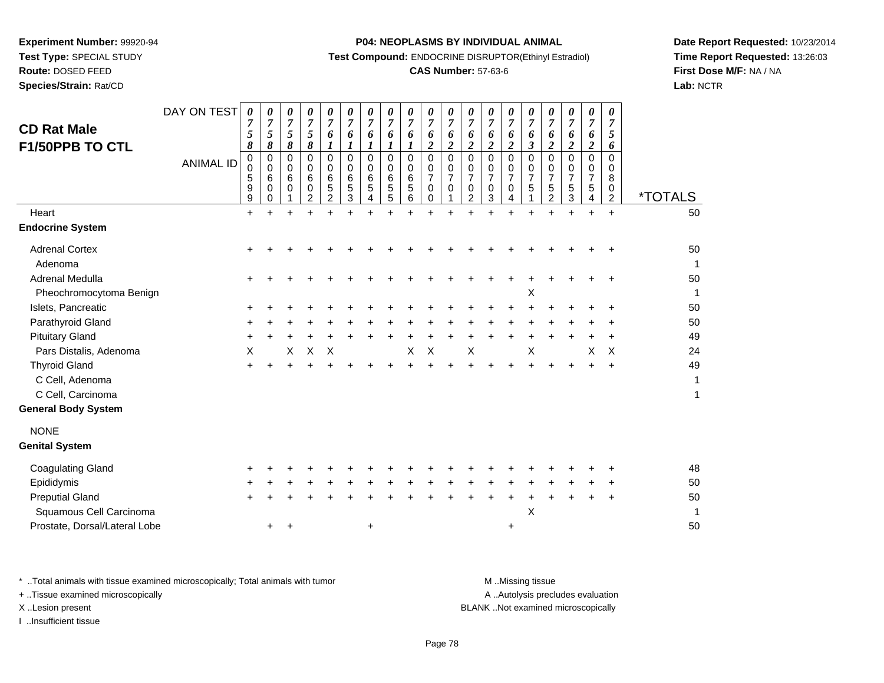**Experiment Number:** 99920-94
**Test Type:** SPECIAL STUDY
**Route:** DOSED FEED
**Species/Strain:** Rat/CD

**P04: NEOPLASMS BY INDIVIDUAL ANIMAL**
**Test Compound:** ENDOCRINE DISRUPTOR(Ethinyl Estradiol)
**CAS Number:** 57-63-6

**Date Report Requested:** 10/23/2014
**Time Report Requested:** 13:26:03
**First Dose M/F:** NA / NA
**Lab:** NCTR

## CD Rat Male F1/50PPB TO CTL

| DAY ON TEST | 0758 | 0758 | 0758 | 0758 | 0761 | 0761 | 0761 | 0761 | 0761 | 0762 | 0762 | 0762 | 0762 | 0762 | 0763 | 0762 | 0762 | 0762 | 0756 | |
|---|---|---|---|---|---|---|---|---|---|---|---|---|---|---|---|---|---|---|---|---|
| **ANIMAL ID** | 00599 | 00600 | 00601 | 00602 | 00652 | 00653 | 00654 | 00655 | 00656 | 00700 | 00701 | 00702 | 00703 | 00704 | 00751 | 00752 | 00753 | 00754 | 00802 | ***TOTALS** |
| Heart | + | + | + | + | + | + | + | + | + | + | + | + | + | + | + | + | + | + | + | 50 |
| **Endocrine System** | | | | | | | | | | | | | | | | | | | | |
| Adrenal Cortex | + | + | + | + | + | + | + | + | + | + | + | + | + | + | + | + | + | + | + | 50 |
| Adenoma | | | | | | | | | | | | | | | | | | | | 1 |
| Adrenal Medulla | + | + | + | + | + | + | + | + | + | + | + | + | + | + | + | + | + | + | + | 50 |
| Pheochromocytoma Benign | | | | | | | | | | | | | | | X | | | | | 1 |
| Islets, Pancreatic | + | + | + | + | + | + | + | + | + | + | + | + | + | + | + | + | + | + | + | 50 |
| Parathyroid Gland | + | + | + | + | + | + | + | + | + | + | + | + | + | + | + | + | + | + | + | 50 |
| Pituitary Gland | + | + | + | + | + | + | + | + | + | + | + | + | + | + | + | + | + | + | + | 49 |
| Pars Distalis, Adenoma | X | | X | X | X | | | | X | X | | X | | | X | | | X | X | 24 |
| Thyroid Gland | + | + | + | + | + | + | + | + | + | + | + | + | + | + | + | + | + | + | + | 49 |
| C Cell, Adenoma | | | | | | | | | | | | | | | | | | | | 1 |
| C Cell, Carcinoma | | | | | | | | | | | | | | | | | | | | 1 |
| **General Body System** | | | | | | | | | | | | | | | | | | | | |
| NONE | | | | | | | | | | | | | | | | | | | | |
| **Genital System** | | | | | | | | | | | | | | | | | | | | |
| Coagulating Gland | + | + | + | + | + | + | + | + | + | + | + | + | + | + | + | + | + | + | + | 48 |
| Epididymis | + | + | + | + | + | + | + | + | + | + | + | + | + | + | + | + | + | + | + | 50 |
| Preputial Gland | + | + | + | + | + | + | + | + | + | + | + | + | + | + | + | + | + | + | + | 50 |
| Squamous Cell Carcinoma | | | | | | | | | | | | | | | X | | | | | 1 |
| Prostate, Dorsal/Lateral Lobe | | + | + | | | | + | | | | | | | + | | | | | | 50 |

\* ..Total animals with tissue examined microscopically; Total animals with tumor
\+ ..Tissue examined microscopically
X ..Lesion present
I ..Insufficient tissue

M ..Missing tissue
A ..Autolysis precludes evaluation
BLANK ..Not examined microscopically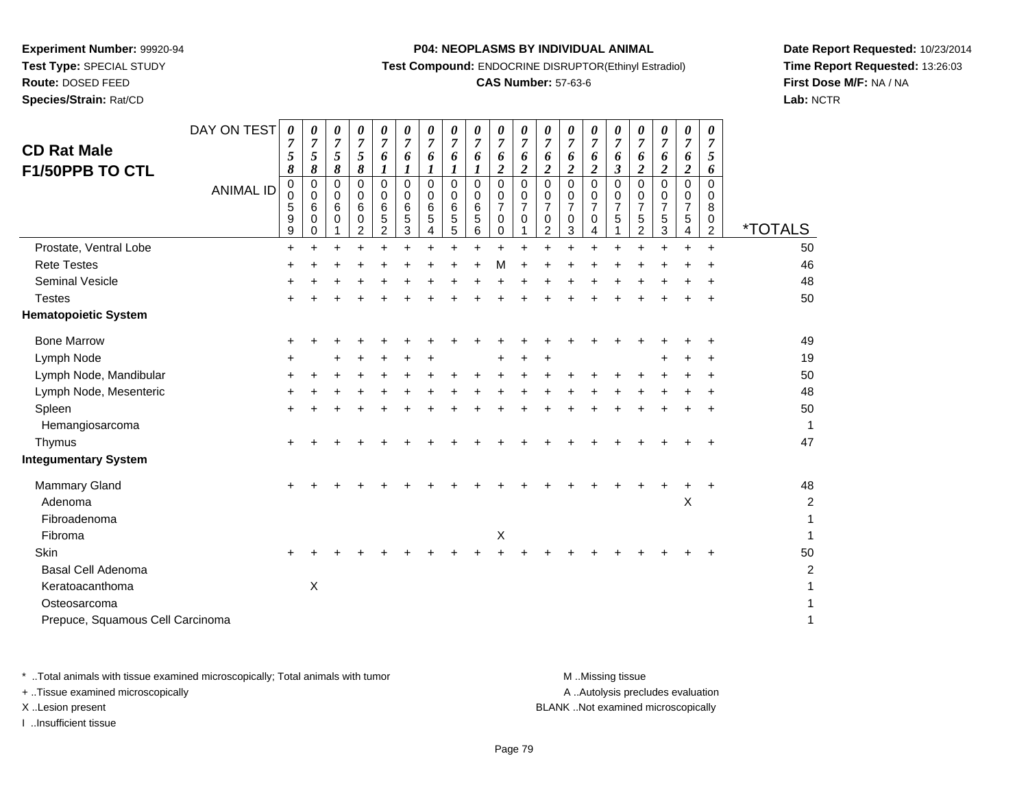**Experiment Number:** 99920-94
**Test Type:** SPECIAL STUDY
**Route:** DOSED FEED
**Species/Strain:** Rat/CD

**P04: NEOPLASMS BY INDIVIDUAL ANIMAL**
**Test Compound:** ENDOCRINE DISRUPTOR(Ethinyl Estradiol)
**CAS Number:** 57-63-6

**Date Report Requested:** 10/23/2014
**Time Report Requested:** 13:26:03
**First Dose M/F:** NA / NA
**Lab:** NCTR

## CD Rat Male F1/50PPB TO CTL

| DAY ON TEST | 0758 | 0758 | 0758 | 0758 | 0761 | 0761 | 0761 | 0761 | 0761 | 0762 | 0762 | 0762 | 0762 | 0762 | 0763 | 0762 | 0762 | 0762 | 0756 | |
|---|---|---|---|---|---|---|---|---|---|---|---|---|---|---|---|---|---|---|---|---|
| **ANIMAL ID** | 00599 | 00600 | 00601 | 00602 | 00652 | 00653 | 00654 | 00655 | 00656 | 00700 | 00701 | 00702 | 00703 | 00704 | 00751 | 00752 | 00753 | 00754 | 00802 | ***TOTALS** |
| Prostate, Ventral Lobe | + | + | + | + | + | + | + | + | + | + | + | + | + | + | + | + | + | + | + | 50 |
| Rete Testes | + | + | + | + | + | + | + | + | + | M | + | + | + | + | + | + | + | + | + | 46 |
| Seminal Vesicle | + | + | + | + | + | + | + | + | + | + | + | + | + | + | + | + | + | + | + | 48 |
| Testes | + | + | + | + | + | + | + | + | + | + | + | + | + | + | + | + | + | + | + | 50 |
| **Hematopoietic System** | | | | | | | | | | | | | | | | | | | | |
| Bone Marrow | + | + | + | + | + | + | + | + | + | + | + | + | + | + | + | + | + | + | + | 49 |
| Lymph Node | + | | + | + | + | + | + | | | + | + | + | | | | | + | + | + | 19 |
| Lymph Node, Mandibular | + | + | + | + | + | + | + | + | + | + | + | + | + | + | + | + | + | + | + | 50 |
| Lymph Node, Mesenteric | + | + | + | + | + | + | + | + | + | + | + | + | + | + | + | + | + | + | + | 48 |
| Spleen | + | + | + | + | + | + | + | + | + | + | + | + | + | + | + | + | + | + | + | 50 |
| Hemangiosarcoma | | | | | | | | | | | | | | | | | | | | 1 |
| Thymus | + | + | + | + | + | + | + | + | + | + | + | + | + | + | + | + | + | + | + | 47 |
| **Integumentary System** | | | | | | | | | | | | | | | | | | | | |
| Mammary Gland | + | + | + | + | + | + | + | + | + | + | + | + | + | + | + | + | + | + | + | 48 |
| Adenoma | | | | | | | | | | | | | | | | | | X | | 2 |
| Fibroadenoma | | | | | | | | | | | | | | | | | | | | 1 |
| Fibroma | | | | | | | | | | X | | | | | | | | | | 1 |
| Skin | + | + | + | + | + | + | + | + | + | + | + | + | + | + | + | + | + | + | + | 50 |
| Basal Cell Adenoma | | | | | | | | | | | | | | | | | | | | 2 |
| Keratoacanthoma | | X | | | | | | | | | | | | | | | | | | 1 |
| Osteosarcoma | | | | | | | | | | | | | | | | | | | | 1 |
| Prepuce, Squamous Cell Carcinoma | | | | | | | | | | | | | | | | | | | | 1 |

\* ..Total animals with tissue examined microscopically; Total animals with tumor
\+ ..Tissue examined microscopically
X ..Lesion present
I ..Insufficient tissue

M ..Missing tissue
A ..Autolysis precludes evaluation
BLANK ..Not examined microscopically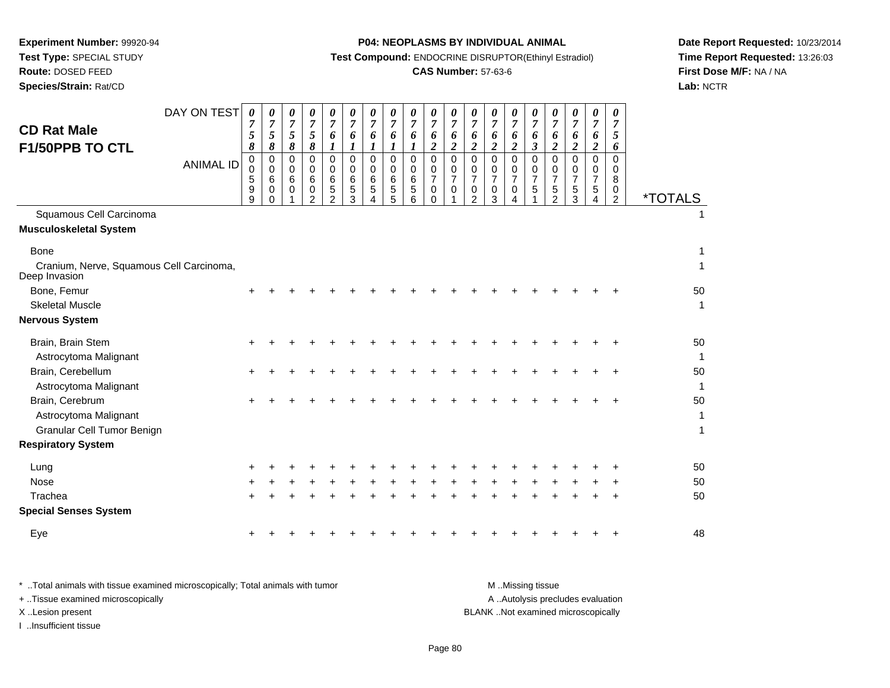**Experiment Number:** 99920-94
**Test Type:** SPECIAL STUDY
**Route:** DOSED FEED
**Species/Strain:** Rat/CD

**P04: NEOPLASMS BY INDIVIDUAL ANIMAL**
**Test Compound:** ENDOCRINE DISRUPTOR(Ethinyl Estradiol)
**CAS Number:** 57-63-6

**Date Report Requested:** 10/23/2014
**Time Report Requested:** 13:26:03
**First Dose M/F:** NA / NA
**Lab:** NCTR

## CD Rat Male
## F1/50PPB TO CTL

| DAY ON TEST | 0758 | 0758 | 0758 | 0758 | 0761 | 0761 | 0761 | 0761 | 0761 | 0762 | 0762 | 0762 | 0762 | 0762 | 0763 | 0762 | 0762 | 0762 | 0756 | |
|---|---|---|---|---|---|---|---|---|---|---|---|---|---|---|---|---|---|---|---|---|
| **ANIMAL ID** | 00599 | 00600 | 00601 | 00602 | 00652 | 00653 | 00654 | 00655 | 00656 | 00700 | 00701 | 00702 | 00703 | 00704 | 00751 | 00752 | 00753 | 00754 | 00802 | ***TOTALS** |
| Squamous Cell Carcinoma | | | | | | | | | | | | | | | | | | | | 1 |
| **Musculoskeletal System** | | | | | | | | | | | | | | | | | | | | |
| Bone | | | | | | | | | | | | | | | | | | | | 1 |
| Cranium, Nerve, Squamous Cell Carcinoma, Deep Invasion | | | | | | | | | | | | | | | | | | | | 1 |
| Bone, Femur | + | + | + | + | + | + | + | + | + | + | + | + | + | + | + | + | + | + | + | 50 |
| Skeletal Muscle | | | | | | | | | | | | | | | | | | | | 1 |
| **Nervous System** | | | | | | | | | | | | | | | | | | | | |
| Brain, Brain Stem | + | + | + | + | + | + | + | + | + | + | + | + | + | + | + | + | + | + | + | 50 |
| Astrocytoma Malignant | | | | | | | | | | | | | | | | | | | | 1 |
| Brain, Cerebellum | + | + | + | + | + | + | + | + | + | + | + | + | + | + | + | + | + | + | + | 50 |
| Astrocytoma Malignant | | | | | | | | | | | | | | | | | | | | 1 |
| Brain, Cerebrum | + | + | + | + | + | + | + | + | + | + | + | + | + | + | + | + | + | + | + | 50 |
| Astrocytoma Malignant | | | | | | | | | | | | | | | | | | | | 1 |
| Granular Cell Tumor Benign | | | | | | | | | | | | | | | | | | | | 1 |
| **Respiratory System** | | | | | | | | | | | | | | | | | | | | |
| Lung | + | + | + | + | + | + | + | + | + | + | + | + | + | + | + | + | + | + | + | 50 |
| Nose | + | + | + | + | + | + | + | + | + | + | + | + | + | + | + | + | + | + | + | 50 |
| Trachea | + | + | + | + | + | + | + | + | + | + | + | + | + | + | + | + | + | + | + | 50 |
| **Special Senses System** | | | | | | | | | | | | | | | | | | | | |
| Eye | + | + | + | + | + | + | + | + | + | + | + | + | + | + | + | + | + | + | + | 48 |

\* ..Total animals with tissue examined microscopically; Total animals with tumor
\+ ..Tissue examined microscopically
X ..Lesion present
I ..Insufficient tissue

M ..Missing tissue
A ..Autolysis precludes evaluation
BLANK ..Not examined microscopically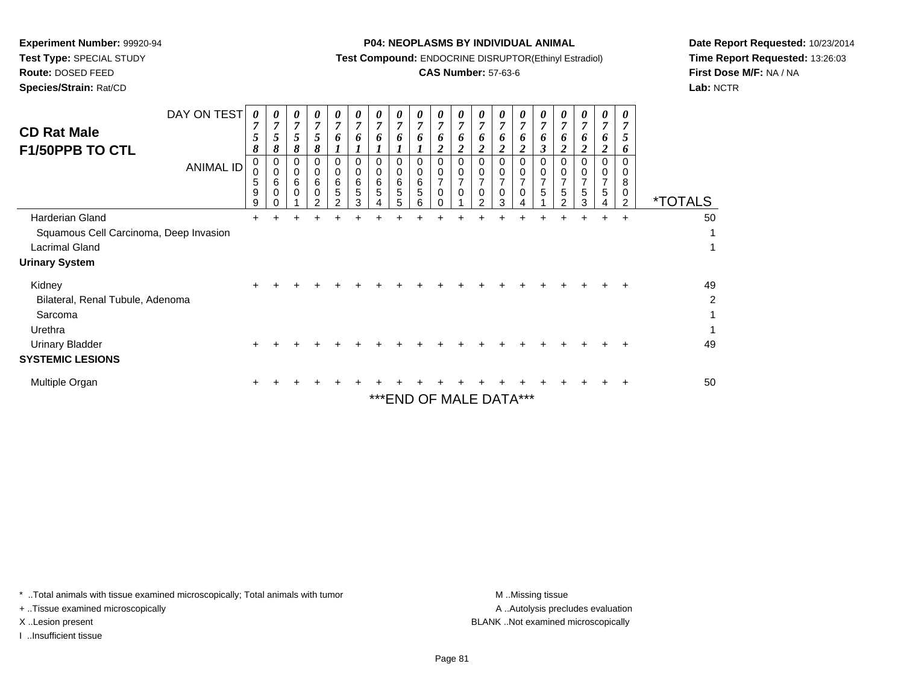**Experiment Number:** 99920-94
**Test Type:** SPECIAL STUDY
**Route:** DOSED FEED
**Species/Strain:** Rat/CD

**P04: NEOPLASMS BY INDIVIDUAL ANIMAL**
**Test Compound:** ENDOCRINE DISRUPTOR(Ethinyl Estradiol)
**CAS Number:** 57-63-6

**Date Report Requested:** 10/23/2014
**Time Report Requested:** 13:26:03
**First Dose M/F:** NA / NA
**Lab:** NCTR

## CD Rat Male
## F1/50PPB TO CTL

| DAY ON TEST | 0758 | 0758 | 0758 | 0758 | 0761 | 0761 | 0761 | 0761 | 0761 | 0762 | 0762 | 0762 | 0762 | 0762 | 0763 | 0762 | 0762 | 0762 | 0756 | |
|---|---|---|---|---|---|---|---|---|---|---|---|---|---|---|---|---|---|---|---|---|
| **ANIMAL ID** | 00599 | 00600 | 00601 | 00602 | 00652 | 00653 | 00654 | 00655 | 00656 | 00700 | 00701 | 00702 | 00703 | 00704 | 00751 | 00752 | 00753 | 00754 | 00802 | ***TOTALS** |
| Harderian Gland | + | + | + | + | + | + | + | + | + | + | + | + | + | + | + | + | + | + | + | 50 |
| Squamous Cell Carcinoma, Deep Invasion | | | | | | | | | | | | | | | | | | | | 1 |
| Lacrimal Gland | | | | | | | | | | | | | | | | | | | | 1 |
| **Urinary System** | | | | | | | | | | | | | | | | | | | | |
| Kidney | + | + | + | + | + | + | + | + | + | + | + | + | + | + | + | + | + | + | + | 49 |
| Bilateral, Renal Tubule, Adenoma | | | | | | | | | | | | | | | | | | | | 2 |
| Sarcoma | | | | | | | | | | | | | | | | | | | | 1 |
| Urethra | | | | | | | | | | | | | | | | | | | | 1 |
| Urinary Bladder | + | + | + | + | + | + | + | + | + | + | + | + | + | + | + | + | + | + | + | 49 |
| **SYSTEMIC LESIONS** | | | | | | | | | | | | | | | | | | | | |
| Multiple Organ | + | + | + | + | + | + | + | + | + | + | + | + | + | + | + | + | + | + | + | 50 |

***END OF MALE DATA***

\* ..Total animals with tissue examined microscopically; Total animals with tumor
+ ..Tissue examined microscopically
X ..Lesion present
I ..Insufficient tissue

M ..Missing tissue
A ..Autolysis precludes evaluation
BLANK ..Not examined microscopically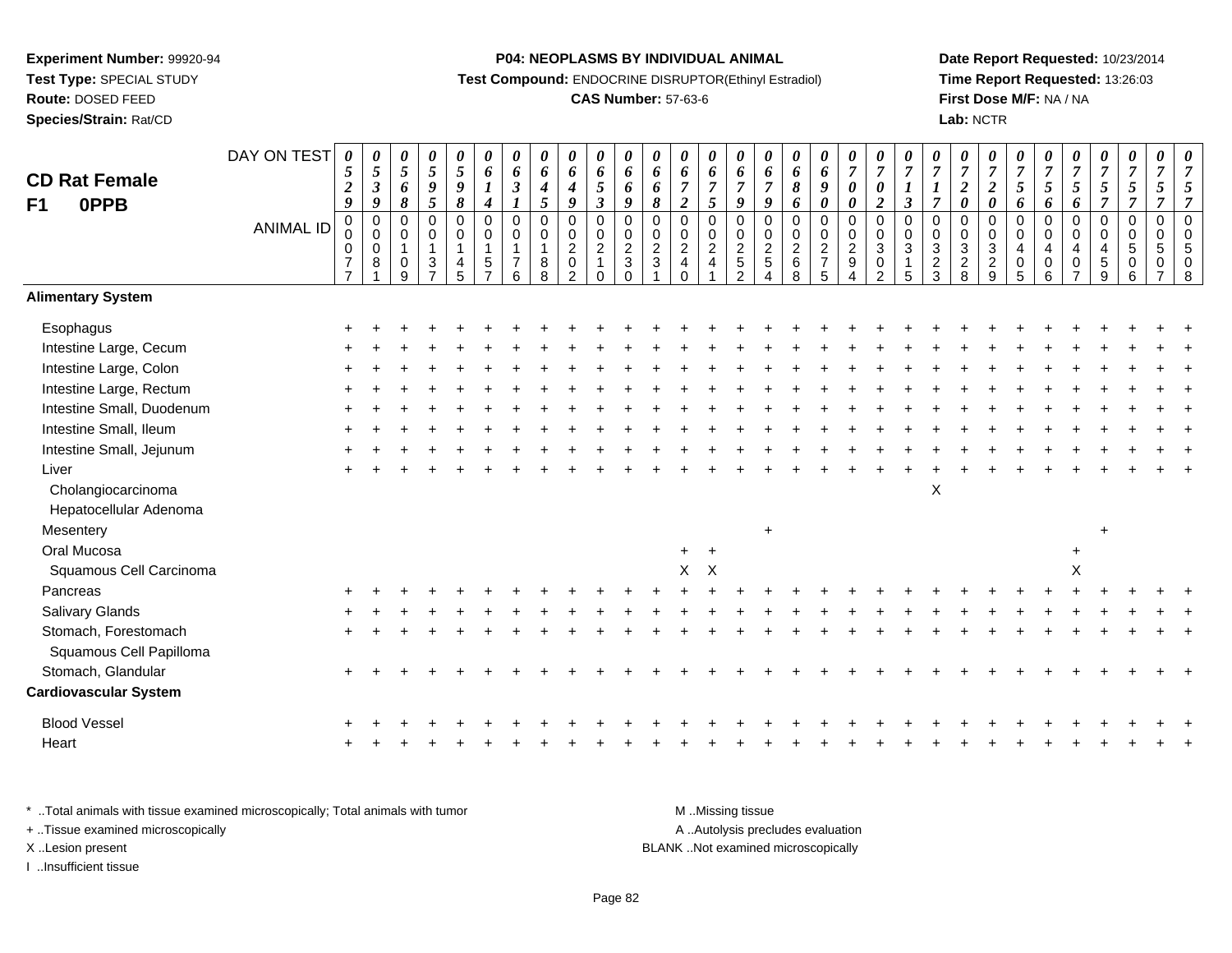**Experiment Number:** 99920-94
**Test Type:** SPECIAL STUDY
**Route:** DOSED FEED
**Species/Strain:** Rat/CD

**P04: NEOPLASMS BY INDIVIDUAL ANIMAL**
**Test Compound:** ENDOCRINE DISRUPTOR(Ethinyl Estradiol)
**CAS Number:** 57-63-6

**Date Report Requested:** 10/23/2014
**Time Report Requested:** 13:26:03
**First Dose M/F:** NA / NA
**Lab:** NCTR

## CD Rat Female F1 0PPB

| DAY ON TEST | 0529 | 0539 | 0568 | 0595 | 0598 | 0614 | 0631 | 0645 | 0649 | 0653 | 0669 | 0668 | 0672 | 0675 | 0679 | 0679 | 0686 | 0690 | 0700 | 0702 | 0713 | 0717 | 0720 | 0720 | 0756 | 0756 | 0756 | 0757 | 0757 | 0757 | 0757 |
|---|---|---|---|---|---|---|---|---|---|---|---|---|---|---|---|---|---|---|---|---|---|---|---|---|---|---|---|---|---|---|---|
| **ANIMAL ID** | 00077 | 00081 | 00109 | 00137 | 00145 | 00157 | 00176 | 00188 | 00202 | 00210 | 00230 | 00231 | 00240 | 00241 | 00252 | 00254 | 00268 | 00275 | 00294 | 00302 | 00315 | 00323 | 00328 | 00329 | 00405 | 00406 | 00407 | 00459 | 00506 | 00507 | 00508 |
| **Alimentary System** | | | | | | | | | | | | | | | | | | | | | | | | | | | | | | | |
| Esophagus | + | + | + | + | + | + | + | + | + | + | + | + | + | + | + | + | + | + | + | + | + | + | + | + | + | + | + | + | + | + | + |
| Intestine Large, Cecum | + | + | + | + | + | + | + | + | + | + | + | + | + | + | + | + | + | + | + | + | + | + | + | + | + | + | + | + | + | + | + |
| Intestine Large, Colon | + | + | + | + | + | + | + | + | + | + | + | + | + | + | + | + | + | + | + | + | + | + | + | + | + | + | + | + | + | + | + |
| Intestine Large, Rectum | + | + | + | + | + | + | + | + | + | + | + | + | + | + | + | + | + | + | + | + | + | + | + | + | + | + | + | + | + | + | + |
| Intestine Small, Duodenum | + | + | + | + | + | + | + | + | + | + | + | + | + | + | + | + | + | + | + | + | + | + | + | + | + | + | + | + | + | + | + |
| Intestine Small, Ileum | + | + | + | + | + | + | + | + | + | + | + | + | + | + | + | + | + | + | + | + | + | + | + | + | + | + | + | + | + | + | + |
| Intestine Small, Jejunum | + | + | + | + | + | + | + | + | + | + | + | + | + | + | + | + | + | + | + | + | + | + | + | + | + | + | + | + | + | + | + |
| Liver | + | + | + | + | + | + | + | + | + | + | + | + | + | + | + | + | + | + | + | + | + | + | + | + | + | + | + | + | + | + | + |
| Cholangiocarcinoma | | | | | | | | | | | | | | | | | | | | | | X | | | | | | | | | |
| Hepatocellular Adenoma | | | | | | | | | | | | | | | | | | | | | | | | | | | | | | | |
| Mesentery | | | | | | | | | | | | | | | | + | | | | | | | | | | | | + | | | |
| Oral Mucosa | | | | | | | | | | | | | + | + | | | | | | | | | | | | | + | | | | |
| Squamous Cell Carcinoma | | | | | | | | | | | | | X | X | | | | | | | | | | | | | X | | | | |
| Pancreas | + | + | + | + | + | + | + | + | + | + | + | + | + | + | + | + | + | + | + | + | + | + | + | + | + | + | + | + | + | + | + |
| Salivary Glands | + | + | + | + | + | + | + | + | + | + | + | + | + | + | + | + | + | + | + | + | + | + | + | + | + | + | + | + | + | + | + |
| Stomach, Forestomach | + | + | + | + | + | + | + | + | + | + | + | + | + | + | + | + | + | + | + | + | + | + | + | + | + | + | + | + | + | + | + |
| Squamous Cell Papilloma | | | | | | | | | | | | | | | | | | | | | | | | | | | | | | | |
| Stomach, Glandular | + | + | + | + | + | + | + | + | + | + | + | + | + | + | + | + | + | + | + | + | + | + | + | + | + | + | + | + | + | + | + |
| **Cardiovascular System** | | | | | | | | | | | | | | | | | | | | | | | | | | | | | | | |
| Blood Vessel | + | + | + | + | + | + | + | + | + | + | + | + | + | + | + | + | + | + | + | + | + | + | + | + | + | + | + | + | + | + | + |
| Heart | + | + | + | + | + | + | + | + | + | + | + | + | + | + | + | + | + | + | + | + | + | + | + | + | + | + | + | + | + | + | + |

\* ..Total animals with tissue examined microscopically; Total animals with tumor
\+ ..Tissue examined microscopically
X ..Lesion present
I ..Insufficient tissue

M ..Missing tissue
A ..Autolysis precludes evaluation
BLANK ..Not examined microscopically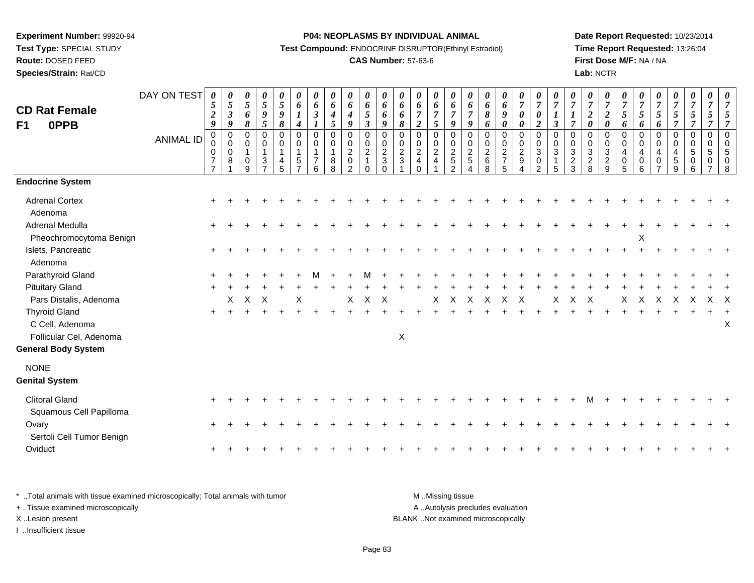**Experiment Number:** 99920-94
**Test Type:** SPECIAL STUDY
**Route:** DOSED FEED
**Species/Strain:** Rat/CD

**P04: NEOPLASMS BY INDIVIDUAL ANIMAL**
**Test Compound:** ENDOCRINE DISRUPTOR(Ethinyl Estradiol)
**CAS Number:** 57-63-6

**Date Report Requested:** 10/23/2014
**Time Report Requested:** 13:26:04
**First Dose M/F:** NA / NA
**Lab:** NCTR

# CD Rat Female F1 0PPB

| DAY ON TEST | 0529 | 0539 | 0568 | 0595 | 0598 | 0614 | 0631 | 0645 | 0649 | 0653 | 0669 | 0668 | 0672 | 0675 | 0679 | 0679 | 0686 | 0690 | 0700 | 0702 | 0713 | 0717 | 0720 | 0720 | 0756 | 0756 | 0756 | 0757 | 0757 | 0757 | 0757 |
|---|---|---|---|---|---|---|---|---|---|---|---|---|---|---|---|---|---|---|---|---|---|---|---|---|---|---|---|---|---|---|---|
| **ANIMAL ID** | 00077 | 00081 | 00109 | 00137 | 00145 | 00157 | 00176 | 00188 | 00202 | 00210 | 00230 | 00231 | 00240 | 00241 | 00252 | 00254 | 00268 | 00275 | 00294 | 00302 | 00315 | 00323 | 00328 | 00329 | 00405 | 00406 | 00407 | 00459 | 00506 | 00507 | 00508 |
| **Endocrine System** | | | | | | | | | | | | | | | | | | | | | | | | | | | | | | | |
| Adrenal Cortex | + | + | + | + | + | + | + | + | + | + | + | + | + | + | + | + | + | + | + | + | + | + | + | + | + | + | + | + | + | + | + |
| Adenoma | | | | | | | | | | | | | | | | | | | | | | | | | | | | | | | |
| Adrenal Medulla | + | + | + | + | + | + | + | + | + | + | + | + | + | + | + | + | + | + | + | + | + | + | + | + | + | + | + | + | + | + | + |
| Pheochromocytoma Benign | | | | | | | | | | | | | | | | | | | | | | | | | | X | | | | | |
| Islets, Pancreatic | + | + | + | + | + | + | + | + | + | + | + | + | + | + | + | + | + | + | + | + | + | + | + | + | + | + | + | + | + | + | + |
| Adenoma | | | | | | | | | | | | | | | | | | | | | | | | | | | | | | | |
| Parathyroid Gland | + | + | + | + | + | + | M | + | + | M | + | + | + | + | + | + | + | + | + | + | + | + | + | + | + | + | + | + | + | + | + |
| Pituitary Gland | + | + | + | + | + | + | + | + | + | + | + | + | + | + | + | + | + | + | + | + | + | + | + | + | + | + | + | + | + | + | + |
| Pars Distalis, Adenoma | | X | X | X | | X | | | X | X | X | | | X | X | X | X | X | X | | X | X | X | | X | X | X | X | X | X | X |
| Thyroid Gland | + | + | + | + | + | + | + | + | + | + | + | + | + | + | + | + | + | + | + | + | + | + | + | + | + | + | + | + | + | + | + |
| C Cell, Adenoma | | | | | | | | | | | | | | | | | | | | | | | | | | | | | | | X |
| Follicular Cel, Adenoma | | | | | | | | | | | | X | | | | | | | | | | | | | | | | | | | |
| **General Body System** | | | | | | | | | | | | | | | | | | | | | | | | | | | | | | | |
| NONE | | | | | | | | | | | | | | | | | | | | | | | | | | | | | | | |
| **Genital System** | | | | | | | | | | | | | | | | | | | | | | | | | | | | | | | |
| Clitoral Gland | + | + | + | + | + | + | + | + | + | + | + | + | + | + | + | + | + | + | + | + | + | + | M | + | + | + | + | + | + | + | + |
| Squamous Cell Papilloma | | | | | | | | | | | | | | | | | | | | | | | | | | | | | | | |
| Ovary | + | + | + | + | + | + | + | + | + | + | + | + | + | + | + | + | + | + | + | + | + | + | + | + | + | + | + | + | + | + | + |
| Sertoli Cell Tumor Benign | | | | | | | | | | | | | | | | | | | | | | | | | | | | | | | |
| Oviduct | + | + | + | + | + | + | + | + | + | + | + | + | + | + | + | + | + | + | + | + | + | + | + | + | + | + | + | + | + | + | + |

\* ..Total animals with tissue examined microscopically; Total animals with tumor
+ ..Tissue examined microscopically
X ..Lesion present
I ..Insufficient tissue

M ..Missing tissue
A ..Autolysis precludes evaluation
BLANK ..Not examined microscopically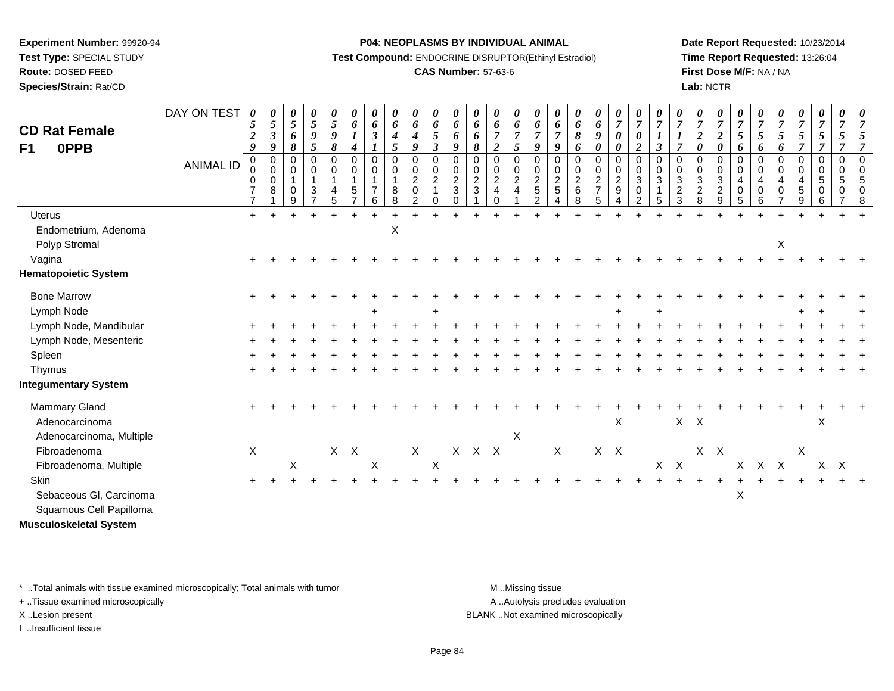**Experiment Number:** 99920-94
**Test Type:** SPECIAL STUDY
**Route:** DOSED FEED
**Species/Strain:** Rat/CD

**P04: NEOPLASMS BY INDIVIDUAL ANIMAL**
**Test Compound:** ENDOCRINE DISRUPTOR(Ethinyl Estradiol)
**CAS Number:** 57-63-6

**Date Report Requested:** 10/23/2014
**Time Report Requested:** 13:26:04
**First Dose M/F:** NA / NA
**Lab:** NCTR

# CD Rat Female F1 0PPB

| DAY ON TEST | 0529 | 0539 | 0568 | 0595 | 0598 | 0614 | 0631 | 0645 | 0649 | 0653 | 0669 | 0668 | 0672 | 0675 | 0679 | 0679 | 0686 | 0690 | 0700 | 0702 | 0713 | 0717 | 0720 | 0720 | 0756 | 0756 | 0756 | 0757 | 0757 | 0757 | 0757 |
|---|---|---|---|---|---|---|---|---|---|---|---|---|---|---|---|---|---|---|---|---|---|---|---|---|---|---|---|---|---|---|---|
| **ANIMAL ID** | 00077 | 00081 | 00109 | 00137 | 00145 | 00157 | 00176 | 00188 | 00202 | 00210 | 00230 | 00231 | 00240 | 00241 | 00252 | 00254 | 00268 | 00275 | 00294 | 00302 | 00315 | 00323 | 00328 | 00329 | 00405 | 00406 | 00407 | 00459 | 00506 | 00507 | 00508 |
| Uterus | + | + | + | + | + | + | + | + | + | + | + | + | + | + | + | + | + | + | + | + | + | + | + | + | + | + | + | + | + | + | + |
| Endometrium, Adenoma | | | | | | | | X | | | | | | | | | | | | | | | | | | | | | | | |
| Polyp Stromal | | | | | | | | | | | | | | | | | | | | | | | | | | | X | | | | |
| Vagina | + | + | + | + | + | + | + | + | + | + | + | + | + | + | + | + | + | + | + | + | + | + | + | + | + | + | + | + | + | + | + |
| **Hematopoietic System** | | | | | | | | | | | | | | | | | | | | | | | | | | | | | | | |
| Bone Marrow | + | + | + | + | + | + | + | + | + | + | + | + | + | + | + | + | + | + | + | + | + | + | + | + | + | + | + | + | + | + | + |
| Lymph Node | | | | | | | + | | | + | | | | | | | | | + | | + | | | | | | | + | + | | + |
| Lymph Node, Mandibular | + | + | + | + | + | + | + | + | + | + | + | + | + | + | + | + | + | + | + | + | + | + | + | + | + | + | + | + | + | + | + |
| Lymph Node, Mesenteric | + | + | + | + | + | + | + | + | + | + | + | + | + | + | + | + | + | + | + | + | + | + | + | + | + | + | + | + | + | + | + |
| Spleen | + | + | + | + | + | + | + | + | + | + | + | + | + | + | + | + | + | + | + | + | + | + | + | + | + | + | + | + | + | + | + |
| Thymus | + | + | + | + | + | + | + | + | + | + | + | + | + | + | + | + | + | + | + | + | + | + | + | + | + | + | + | + | + | + | + |
| **Integumentary System** | | | | | | | | | | | | | | | | | | | | | | | | | | | | | | | |
| Mammary Gland | + | + | + | + | + | + | + | + | + | + | + | + | + | + | + | + | + | + | + | + | + | + | + | + | + | + | + | + | + | + | + |
| Adenocarcinoma | | | | | | | | | | | | | | | | | | | X | | | X | X | | | | | | X | | |
| Adenocarcinoma, Multiple | | | | | | | | | | | | | | X | | | | | | | | | | | | | | | | | |
| Fibroadenoma | X | | | | X | X | | | X | | X | X | X | | | X | | X | X | | | | X | X | | | | X | | | |
| Fibroadenoma, Multiple | | | X | | | | X | | | X | | | | | | | | | | | X | X | | | X | X | X | | X | X | |
| Skin | + | + | + | + | + | + | + | + | + | + | + | + | + | + | + | + | + | + | + | + | + | + | + | + | + | + | + | + | + | + | + |
| Sebaceous Gl, Carcinoma | | | | | | | | | | | | | | | | | | | | | | | | | X | | | | | | |
| Squamous Cell Papilloma | | | | | | | | | | | | | | | | | | | | | | | | | | | | | | | |
| **Musculoskeletal System** | | | | | | | | | | | | | | | | | | | | | | | | | | | | | | | |

\* ..Total animals with tissue examined microscopically; Total animals with tumor
+ ..Tissue examined microscopically
X ..Lesion present
I ..Insufficient tissue

M ..Missing tissue
A ..Autolysis precludes evaluation
BLANK ..Not examined microscopically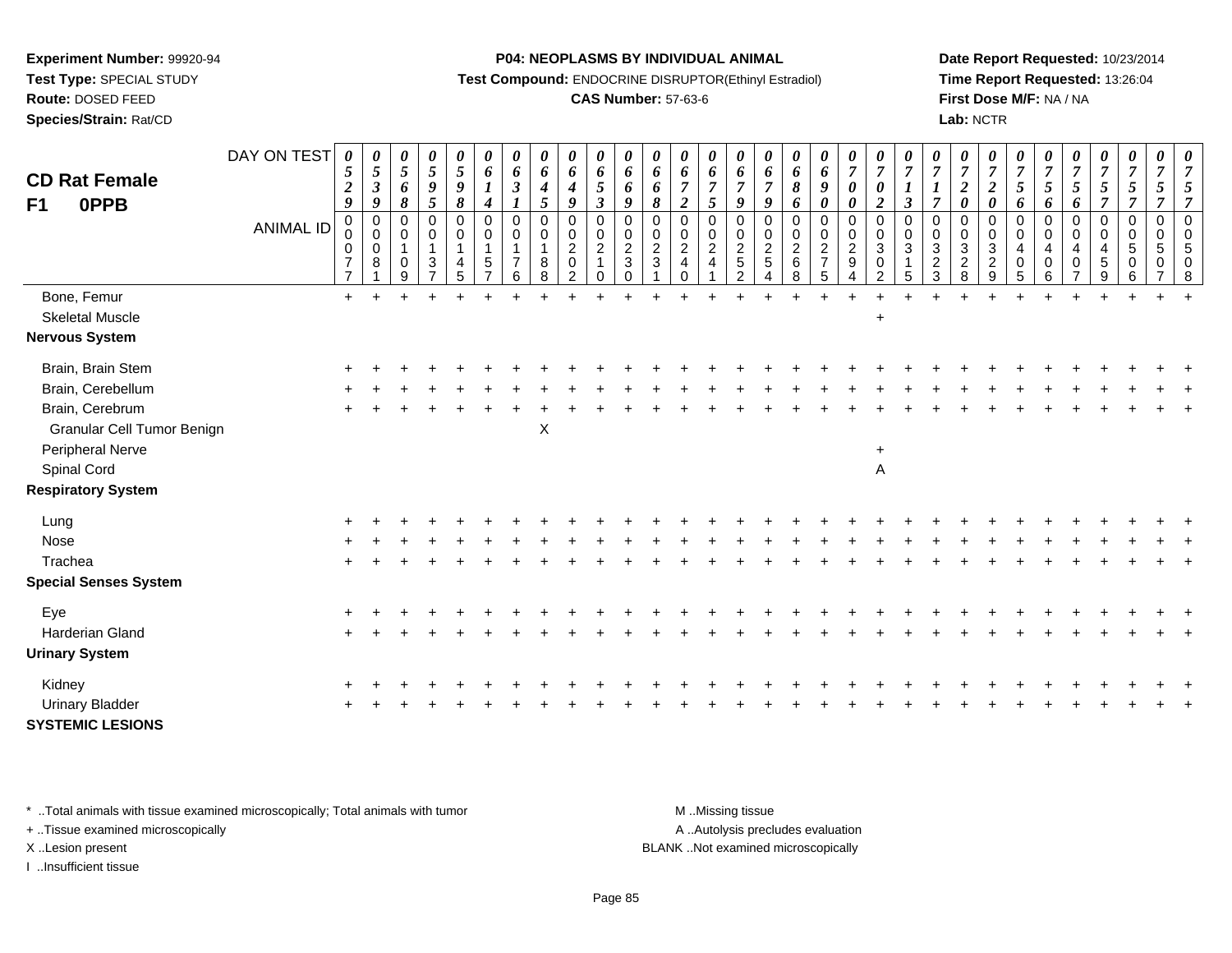**Experiment Number:** 99920-94
**Test Type:** SPECIAL STUDY
**Route:** DOSED FEED
**Species/Strain:** Rat/CD

**P04: NEOPLASMS BY INDIVIDUAL ANIMAL**
**Test Compound:** ENDOCRINE DISRUPTOR(Ethinyl Estradiol)
**CAS Number:** 57-63-6

**Date Report Requested:** 10/23/2014
**Time Report Requested:** 13:26:04
**First Dose M/F:** NA / NA
**Lab:** NCTR

**CD Rat Female F1 0PPB**

| DAY ON TEST | 0529 | 0539 | 0568 | 0595 | 0598 | 0614 | 0631 | 0645 | 0649 | 0653 | 0669 | 0668 | 0672 | 0675 | 0679 | 0679 | 0686 | 0690 | 0700 | 0702 | 0713 | 0717 | 0720 | 0720 | 0756 | 0756 | 0756 | 0757 | 0757 | 0757 | 0757 |
|---|---|---|---|---|---|---|---|---|---|---|---|---|---|---|---|---|---|---|---|---|---|---|---|---|---|---|---|---|---|---|---|
| **ANIMAL ID** | 00077 | 00081 | 00109 | 00137 | 00145 | 00157 | 00176 | 00188 | 00202 | 00210 | 00230 | 00231 | 00240 | 00241 | 00252 | 00254 | 00268 | 00275 | 00294 | 00302 | 00315 | 00323 | 00328 | 00329 | 00405 | 00406 | 00407 | 00459 | 00506 | 00507 | 00508 |
| Bone, Femur | + | + | + | + | + | + | + | + | + | + | + | + | + | + | + | + | + | + | + | + | + | + | + | + | + | + | + | + | + | + | + |
| Skeletal Muscle | | | | | | | | | | | | | | | | | | | | + | | | | | | | | | | | |
| **Nervous System** | | | | | | | | | | | | | | | | | | | | | | | | | | | | | | | |
| Brain, Brain Stem | + | + | + | + | + | + | + | + | + | + | + | + | + | + | + | + | + | + | + | + | + | + | + | + | + | + | + | + | + | + | + |
| Brain, Cerebellum | + | + | + | + | + | + | + | + | + | + | + | + | + | + | + | + | + | + | + | + | + | + | + | + | + | + | + | + | + | + | + |
| Brain, Cerebrum | + | + | + | + | + | + | + | + | + | + | + | + | + | + | + | + | + | + | + | + | + | + | + | + | + | + | + | + | + | + | + |
| Granular Cell Tumor Benign | | | | | | | | X | | | | | | | | | | | | | | | | | | | | | | | |
| Peripheral Nerve | | | | | | | | | | | | | | | | | | | | + | | | | | | | | | | | |
| Spinal Cord | | | | | | | | | | | | | | | | | | | | A | | | | | | | | | | | |
| **Respiratory System** | | | | | | | | | | | | | | | | | | | | | | | | | | | | | | | |
| Lung | + | + | + | + | + | + | + | + | + | + | + | + | + | + | + | + | + | + | + | + | + | + | + | + | + | + | + | + | + | + | + |
| Nose | + | + | + | + | + | + | + | + | + | + | + | + | + | + | + | + | + | + | + | + | + | + | + | + | + | + | + | + | + | + | + |
| Trachea | + | + | + | + | + | + | + | + | + | + | + | + | + | + | + | + | + | + | + | + | + | + | + | + | + | + | + | + | + | + | + |
| **Special Senses System** | | | | | | | | | | | | | | | | | | | | | | | | | | | | | | | |
| Eye | + | + | + | + | + | + | + | + | + | + | + | + | + | + | + | + | + | + | + | + | + | + | + | + | + | + | + | + | + | + | + |
| Harderian Gland | + | + | + | + | + | + | + | + | + | + | + | + | + | + | + | + | + | + | + | + | + | + | + | + | + | + | + | + | + | + | + |
| **Urinary System** | | | | | | | | | | | | | | | | | | | | | | | | | | | | | | | |
| Kidney | + | + | + | + | + | + | + | + | + | + | + | + | + | + | + | + | + | + | + | + | + | + | + | + | + | + | + | + | + | + | + |
| Urinary Bladder | + | + | + | + | + | + | + | + | + | + | + | + | + | + | + | + | + | + | + | + | + | + | + | + | + | + | + | + | + | + | + |
| **SYSTEMIC LESIONS** | | | | | | | | | | | | | | | | | | | | | | | | | | | | | | | |

* ..Total animals with tissue examined microscopically; Total animals with tumor
+ ..Tissue examined microscopically
X ..Lesion present
I ..Insufficient tissue

M ..Missing tissue
A ..Autolysis precludes evaluation
BLANK ..Not examined microscopically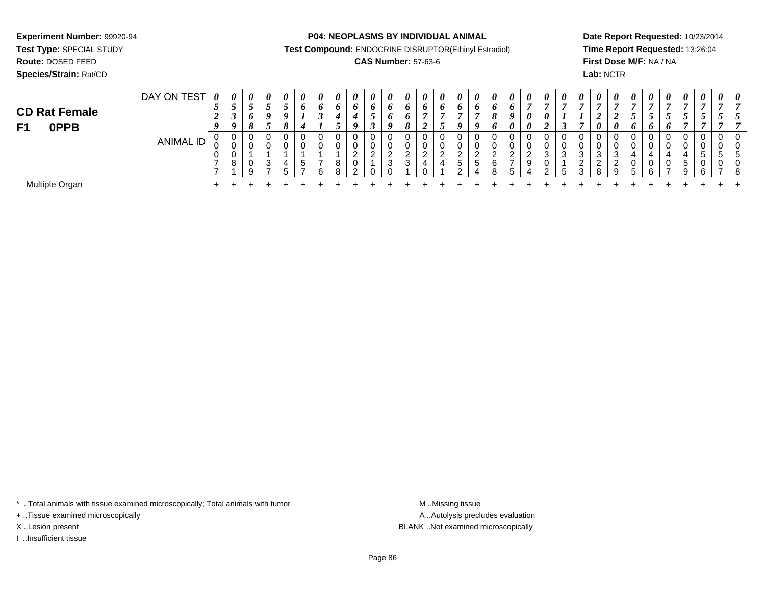**Experiment Number:** 99920-94
**Test Type:** SPECIAL STUDY
**Route:** DOSED FEED
**Species/Strain:** Rat/CD

**P04: NEOPLASMS BY INDIVIDUAL ANIMAL**
**Test Compound:** ENDOCRINE DISRUPTOR(Ethinyl Estradiol)
**CAS Number:** 57-63-6

**Date Report Requested:** 10/23/2014
**Time Report Requested:** 13:26:04
**First Dose M/F:** NA / NA
**Lab:** NCTR

## CD Rat Female
## F1 0PPB

| DAY ON TEST | 0529 | 0539 | 0568 | 0595 | 0598 | 0614 | 0631 | 0645 | 0649 | 0653 | 0669 | 0668 | 0672 | 0675 | 0679 | 0679 | 0686 | 0690 | 0700 | 0702 | 0713 | 0717 | 0720 | 0720 | 0756 | 0756 | 0756 | 0757 | 0757 | 0757 | 0757 |
|---|---|---|---|---|---|---|---|---|---|---|---|---|---|---|---|---|---|---|---|---|---|---|---|---|---|---|---|---|---|---|---|
| ANIMAL ID | 00077 | 00081 | 00109 | 00137 | 00145 | 00157 | 00176 | 00188 | 00202 | 00210 | 00230 | 00231 | 00240 | 00241 | 00252 | 00254 | 00268 | 00275 | 00294 | 00302 | 00315 | 00323 | 00328 | 00329 | 00405 | 00406 | 00407 | 00459 | 00506 | 00507 | 00508 |
| Multiple Organ | + | + | + | + | + | + | + | + | + | + | + | + | + | + | + | + | + | + | + | + | + | + | + | + | + | + | + | + | + | + | + |

* ..Total animals with tissue examined microscopically; Total animals with tumor
+ ..Tissue examined microscopically
X ..Lesion present
I ..Insufficient tissue

M ..Missing tissue
A ..Autolysis precludes evaluation
BLANK ..Not examined microscopically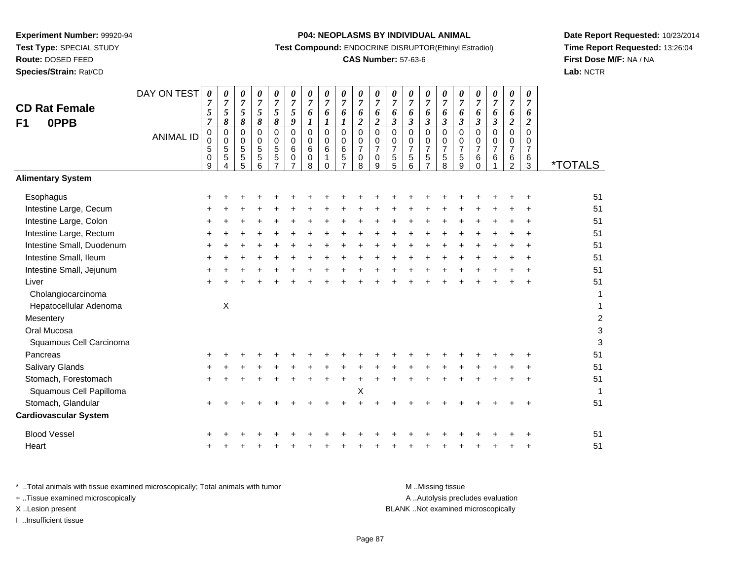**Experiment Number:** 99920-94
**Test Type:** SPECIAL STUDY
**Route:** DOSED FEED
**Species/Strain:** Rat/CD

**P04: NEOPLASMS BY INDIVIDUAL ANIMAL**
**Test Compound:** ENDOCRINE DISRUPTOR(Ethinyl Estradiol)
**CAS Number:** 57-63-6

**Date Report Requested:** 10/23/2014
**Time Report Requested:** 13:26:04
**First Dose M/F:** NA / NA
**Lab:** NCTR

## CD Rat Female F1 0PPB

| DAY ON TEST | 0757 | 0758 | 0758 | 0758 | 0758 | 0759 | 0761 | 0761 | 0761 | 0762 | 0762 | 0763 | 0763 | 0763 | 0763 | 0763 | 0763 | 0763 | 0762 | 0762 | |
|---|---|---|---|---|---|---|---|---|---|---|---|---|---|---|---|---|---|---|---|---|---|
| **ANIMAL ID** | 00509 | 00554 | 00555 | 00556 | 00557 | 00607 | 00608 | 00610 | 00657 | 00708 | 00709 | 00755 | 00756 | 00757 | 00758 | 00759 | 00760 | 00761 | 00762 | 00763 | ***TOTALS** |
| **Alimentary System** | | | | | | | | | | | | | | | | | | | | | |
| Esophagus | + | + | + | + | + | + | + | + | + | + | + | + | + | + | + | + | + | + | + | + | 51 |
| Intestine Large, Cecum | + | + | + | + | + | + | + | + | + | + | + | + | + | + | + | + | + | + | + | + | 51 |
| Intestine Large, Colon | + | + | + | + | + | + | + | + | + | + | + | + | + | + | + | + | + | + | + | + | 51 |
| Intestine Large, Rectum | + | + | + | + | + | + | + | + | + | + | + | + | + | + | + | + | + | + | + | + | 51 |
| Intestine Small, Duodenum | + | + | + | + | + | + | + | + | + | + | + | + | + | + | + | + | + | + | + | + | 51 |
| Intestine Small, Ileum | + | + | + | + | + | + | + | + | + | + | + | + | + | + | + | + | + | + | + | + | 51 |
| Intestine Small, Jejunum | + | + | + | + | + | + | + | + | + | + | + | + | + | + | + | + | + | + | + | + | 51 |
| Liver | + | + | + | + | + | + | + | + | + | + | + | + | + | + | + | + | + | + | + | + | 51 |
| Cholangiocarcinoma | | | | | | | | | | | | | | | | | | | | | 1 |
| Hepatocellular Adenoma | | X | | | | | | | | | | | | | | | | | | | 1 |
| Mesentery | | | | | | | | | | | | | | | | | | | | | 2 |
| Oral Mucosa | | | | | | | | | | | | | | | | | | | | | 3 |
| Squamous Cell Carcinoma | | | | | | | | | | | | | | | | | | | | | 3 |
| Pancreas | + | + | + | + | + | + | + | + | + | + | + | + | + | + | + | + | + | + | + | + | 51 |
| Salivary Glands | + | + | + | + | + | + | + | + | + | + | + | + | + | + | + | + | + | + | + | + | 51 |
| Stomach, Forestomach | + | + | + | + | + | + | + | + | + | + | + | + | + | + | + | + | + | + | + | + | 51 |
| Squamous Cell Papilloma | | | | | | | | | | X | | | | | | | | | | | 1 |
| Stomach, Glandular | + | + | + | + | + | + | + | + | + | + | + | + | + | + | + | + | + | + | + | + | 51 |
| **Cardiovascular System** | | | | | | | | | | | | | | | | | | | | | |
| Blood Vessel | + | + | + | + | + | + | + | + | + | + | + | + | + | + | + | + | + | + | + | + | 51 |
| Heart | + | + | + | + | + | + | + | + | + | + | + | + | + | + | + | + | + | + | + | + | 51 |

* ..Total animals with tissue examined microscopically; Total animals with tumor
+ ..Tissue examined microscopically
X ..Lesion present
I ..Insufficient tissue

M ..Missing tissue
A ..Autolysis precludes evaluation
BLANK ..Not examined microscopically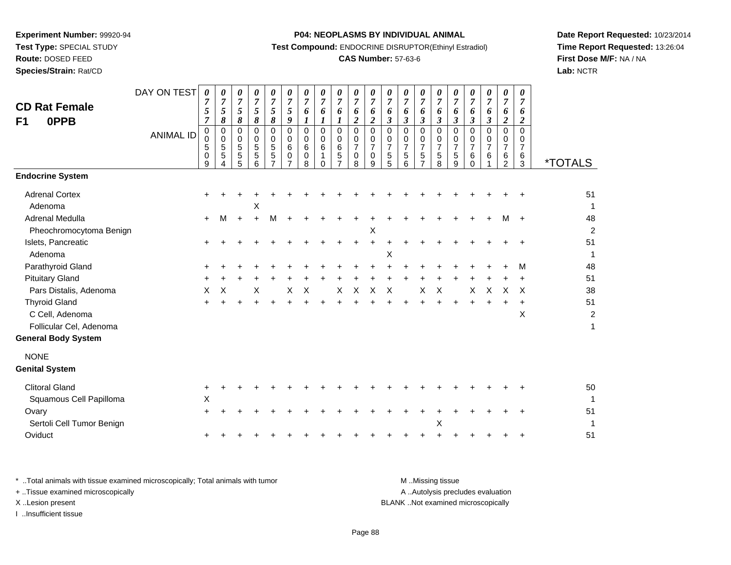**Experiment Number:** 99920-94
**Test Type:** SPECIAL STUDY
**Route:** DOSED FEED
**Species/Strain:** Rat/CD

**P04: NEOPLASMS BY INDIVIDUAL ANIMAL**
**Test Compound:** ENDOCRINE DISRUPTOR(Ethinyl Estradiol)
**CAS Number:** 57-63-6

**Date Report Requested:** 10/23/2014
**Time Report Requested:** 13:26:04
**First Dose M/F:** NA / NA
**Lab:** NCTR

## CD Rat Female F1 0PPB

| DAY ON TEST | 0757 | 0758 | 0758 | 0758 | 0758 | 0759 | 0761 | 0761 | 0761 | 0762 | 0762 | 0763 | 0763 | 0763 | 0763 | 0763 | 0763 | 0763 | 0762 | 0762 | |
|---|---|---|---|---|---|---|---|---|---|---|---|---|---|---|---|---|---|---|---|---|---|
| **ANIMAL ID** | 00509 | 00554 | 00555 | 00556 | 00557 | 00607 | 00608 | 00610 | 00657 | 00708 | 00709 | 00755 | 00756 | 00757 | 00758 | 00759 | 00760 | 00761 | 00762 | 00763 | ***TOTALS** |
| **Endocrine System** | | | | | | | | | | | | | | | | | | | | | |
| Adrenal Cortex | + | + | + | + | + | + | + | + | + | + | + | + | + | + | + | + | + | + | + | + | 51 |
| Adenoma | | | | X | | | | | | | | | | | | | | | | | 1 |
| Adrenal Medulla | + | M | + | + | M | + | + | + | + | + | + | + | + | + | + | + | + | + | M | + | 48 |
| Pheochromocytoma Benign | | | | | | | | | | | X | | | | | | | | | | 2 |
| Islets, Pancreatic | + | + | + | + | + | + | + | + | + | + | + | + | + | + | + | + | + | + | + | + | 51 |
| Adenoma | | | | | | | | | | | | X | | | | | | | | | 1 |
| Parathyroid Gland | + | + | + | + | + | + | + | + | + | + | + | + | + | + | + | + | + | + | + | M | 48 |
| Pituitary Gland | + | + | + | + | + | + | + | + | + | + | + | + | + | + | + | + | + | + | + | + | 51 |
| Pars Distalis, Adenoma | X | X | | X | | X | X | | X | X | X | X | | X | X | | X | X | X | X | 38 |
| Thyroid Gland | + | + | + | + | + | + | + | + | + | + | + | + | + | + | + | + | + | + | + | + | 51 |
| C Cell, Adenoma | | | | | | | | | | | | | | | | | | | | X | 2 |
| Follicular Cel, Adenoma | | | | | | | | | | | | | | | | | | | | | 1 |
| **General Body System** | | | | | | | | | | | | | | | | | | | | | |
| NONE | | | | | | | | | | | | | | | | | | | | | |
| **Genital System** | | | | | | | | | | | | | | | | | | | | | |
| Clitoral Gland | + | + | + | + | + | + | + | + | + | + | + | + | + | + | + | + | + | + | + | + | 50 |
| Squamous Cell Papilloma | X | | | | | | | | | | | | | | | | | | | | 1 |
| Ovary | + | + | + | + | + | + | + | + | + | + | + | + | + | + | + | + | + | + | + | + | 51 |
| Sertoli Cell Tumor Benign | | | | | | | | | | | | | | | X | | | | | | 1 |
| Oviduct | + | + | + | + | + | + | + | + | + | + | + | + | + | + | + | + | + | + | + | + | 51 |

\* ..Total animals with tissue examined microscopically; Total animals with tumor
\+ ..Tissue examined microscopically
X ..Lesion present
I ..Insufficient tissue

M ..Missing tissue
A ..Autolysis precludes evaluation
BLANK ..Not examined microscopically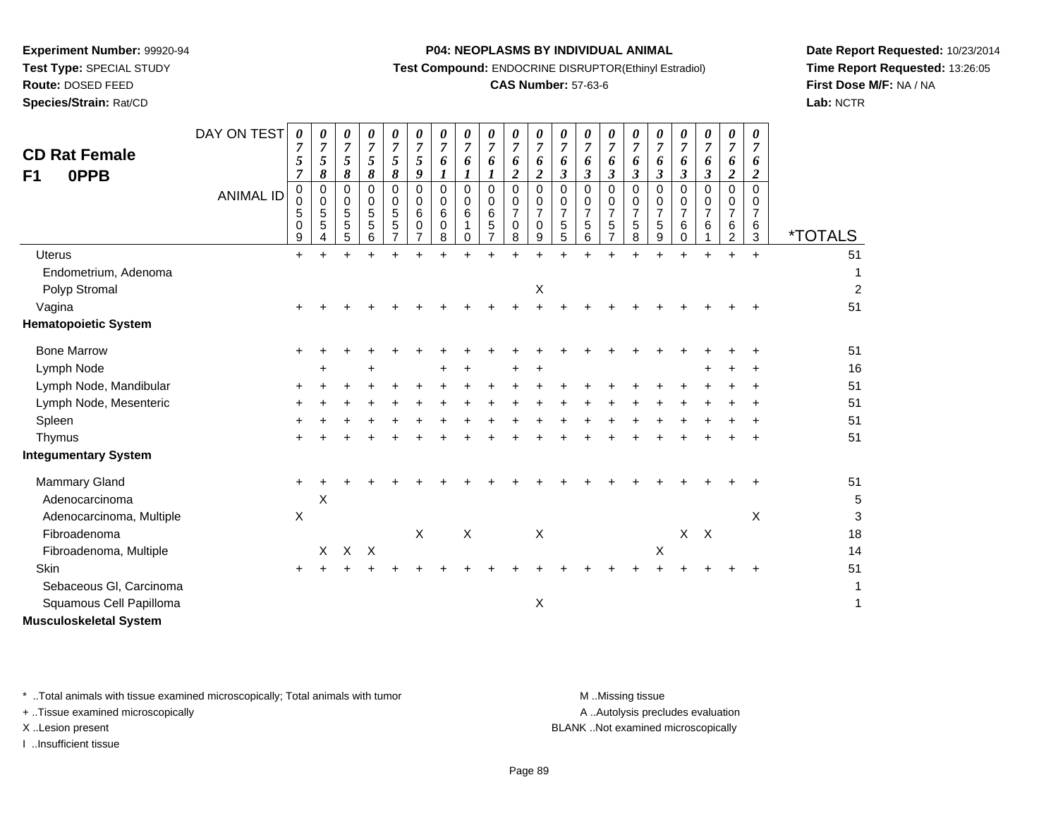**Experiment Number:** 99920-94
**Test Type:** SPECIAL STUDY
**Route:** DOSED FEED
**Species/Strain:** Rat/CD

**P04: NEOPLASMS BY INDIVIDUAL ANIMAL**
**Test Compound:** ENDOCRINE DISRUPTOR(Ethinyl Estradiol)
**CAS Number:** 57-63-6

**Date Report Requested:** 10/23/2014
**Time Report Requested:** 13:26:05
**First Dose M/F:** NA / NA
**Lab:** NCTR

## CD Rat Female
## F1 0PPB

| DAY ON TEST | 0757 | 0758 | 0758 | 0758 | 0758 | 0759 | 0761 | 0761 | 0761 | 0762 | 0762 | 0763 | 0763 | 0763 | 0763 | 0763 | 0763 | 0763 | 0762 | 0762 | |
|---|---|---|---|---|---|---|---|---|---|---|---|---|---|---|---|---|---|---|---|---|---|
| **ANIMAL ID** | 0050 9 | 0055 4 | 0055 5 | 0055 6 | 0055 7 | 0060 7 | 0060 8 | 0061 0 | 0065 7 | 0070 8 | 0070 9 | 0075 5 | 0075 6 | 0075 7 | 0075 8 | 0075 9 | 0076 0 | 0076 1 | 0076 2 | 0076 3 | ***TOTALS** |
| Uterus | + | + | + | + | + | + | + | + | + | + | + | + | + | + | + | + | + | + | + | + | 51 |
| Endometrium, Adenoma | | | | | | | | | | | | | | | | | | | | | 1 |
| Polyp Stromal | | | | | | | | | | | X | | | | | | | | | | 2 |
| Vagina | + | + | + | + | + | + | + | + | + | + | + | + | + | + | + | + | + | + | + | + | 51 |
| **Hematopoietic System** | | | | | | | | | | | | | | | | | | | | | |
| Bone Marrow | + | + | + | + | + | + | + | + | + | + | + | + | + | + | + | + | + | + | + | + | 51 |
| Lymph Node | | + | | + | | | + | + | | + | + | | | | | | | + | + | + | 16 |
| Lymph Node, Mandibular | + | + | + | + | + | + | + | + | + | + | + | + | + | + | + | + | + | + | + | + | 51 |
| Lymph Node, Mesenteric | + | + | + | + | + | + | + | + | + | + | + | + | + | + | + | + | + | + | + | + | 51 |
| Spleen | + | + | + | + | + | + | + | + | + | + | + | + | + | + | + | + | + | + | + | + | 51 |
| Thymus | + | + | + | + | + | + | + | + | + | + | + | + | + | + | + | + | + | + | + | + | 51 |
| **Integumentary System** | | | | | | | | | | | | | | | | | | | | | |
| Mammary Gland | + | + | + | + | + | + | + | + | + | + | + | + | + | + | + | + | + | + | + | + | 51 |
| Adenocarcinoma | | X | | | | | | | | | | | | | | | | | | | 5 |
| Adenocarcinoma, Multiple | X | | | | | | | | | | | | | | | | | | | X | 3 |
| Fibroadenoma | | | | | | X | | X | | | X | | | | | | X | X | | | 18 |
| Fibroadenoma, Multiple | | X | X | X | | | | | | | | | | | | X | | | | | 14 |
| Skin | + | + | + | + | + | + | + | + | + | + | + | + | + | + | + | + | + | + | + | + | 51 |
| Sebaceous Gl, Carcinoma | | | | | | | | | | | | | | | | | | | | | 1 |
| Squamous Cell Papilloma | | | | | | | | | | | X | | | | | | | | | | 1 |
| **Musculoskeletal System** | | | | | | | | | | | | | | | | | | | | | |

\* ..Total animals with tissue examined microscopically; Total animals with tumor
\+ ..Tissue examined microscopically
X ..Lesion present
I ..Insufficient tissue

M ..Missing tissue
A ..Autolysis precludes evaluation
BLANK ..Not examined microscopically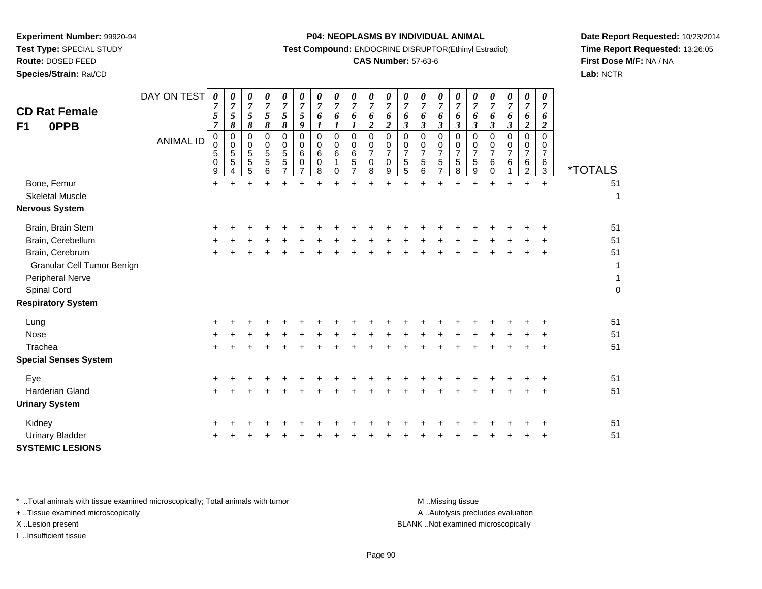**Experiment Number:** 99920-94
**Test Type:** SPECIAL STUDY
**Route:** DOSED FEED
**Species/Strain:** Rat/CD

**P04: NEOPLASMS BY INDIVIDUAL ANIMAL**
**Test Compound:** ENDOCRINE DISRUPTOR(Ethinyl Estradiol)
**CAS Number:** 57-63-6

**Date Report Requested:** 10/23/2014
**Time Report Requested:** 13:26:05
**First Dose M/F:** NA / NA
**Lab:** NCTR

## CD Rat Female
## F1 0PPB

| DAY ON TEST | 0757 | 0758 | 0758 | 0758 | 0758 | 0759 | 0761 | 0761 | 0761 | 0762 | 0762 | 0763 | 0763 | 0763 | 0763 | 0763 | 0763 | 0763 | 0762 | 0762 | |
|---|---|---|---|---|---|---|---|---|---|---|---|---|---|---|---|---|---|---|---|---|---|
| **ANIMAL ID** | 00509 | 00554 | 00555 | 00556 | 00557 | 00607 | 00608 | 00610 | 00657 | 00708 | 00709 | 00755 | 00756 | 00757 | 00758 | 00759 | 00760 | 00761 | 00762 | 00763 | ***TOTALS** |
| Bone, Femur | + | + | + | + | + | + | + | + | + | + | + | + | + | + | + | + | + | + | + | + | 51 |
| Skeletal Muscle | | | | | | | | | | | | | | | | | | | | | 1 |
| **Nervous System** | | | | | | | | | | | | | | | | | | | | | |
| Brain, Brain Stem | + | + | + | + | + | + | + | + | + | + | + | + | + | + | + | + | + | + | + | + | 51 |
| Brain, Cerebellum | + | + | + | + | + | + | + | + | + | + | + | + | + | + | + | + | + | + | + | + | 51 |
| Brain, Cerebrum | + | + | + | + | + | + | + | + | + | + | + | + | + | + | + | + | + | + | + | + | 51 |
| Granular Cell Tumor Benign | | | | | | | | | | | | | | | | | | | | | 1 |
| Peripheral Nerve | | | | | | | | | | | | | | | | | | | | | 1 |
| Spinal Cord | | | | | | | | | | | | | | | | | | | | | 0 |
| **Respiratory System** | | | | | | | | | | | | | | | | | | | | | |
| Lung | + | + | + | + | + | + | + | + | + | + | + | + | + | + | + | + | + | + | + | + | 51 |
| Nose | + | + | + | + | + | + | + | + | + | + | + | + | + | + | + | + | + | + | + | + | 51 |
| Trachea | + | + | + | + | + | + | + | + | + | + | + | + | + | + | + | + | + | + | + | + | 51 |
| **Special Senses System** | | | | | | | | | | | | | | | | | | | | | |
| Eye | + | + | + | + | + | + | + | + | + | + | + | + | + | + | + | + | + | + | + | + | 51 |
| Harderian Gland | + | + | + | + | + | + | + | + | + | + | + | + | + | + | + | + | + | + | + | + | 51 |
| **Urinary System** | | | | | | | | | | | | | | | | | | | | | |
| Kidney | + | + | + | + | + | + | + | + | + | + | + | + | + | + | + | + | + | + | + | + | 51 |
| Urinary Bladder | + | + | + | + | + | + | + | + | + | + | + | + | + | + | + | + | + | + | + | + | 51 |
| **SYSTEMIC LESIONS** | | | | | | | | | | | | | | | | | | | | | |

* ..Total animals with tissue examined microscopically; Total animals with tumor
+ ..Tissue examined microscopically
X ..Lesion present
I ..Insufficient tissue

M ..Missing tissue
A ..Autolysis precludes evaluation
BLANK ..Not examined microscopically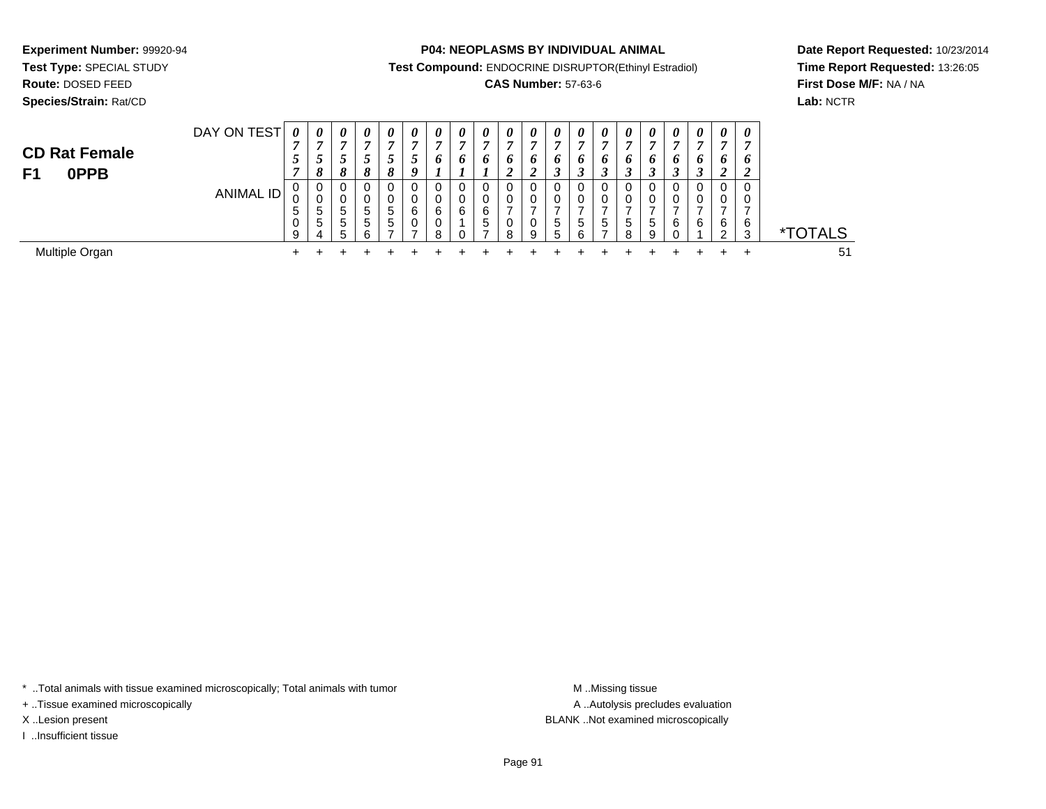**Experiment Number:** 99920-94
**Test Type:** SPECIAL STUDY
**Route:** DOSED FEED
**Species/Strain:** Rat/CD

**P04: NEOPLASMS BY INDIVIDUAL ANIMAL**
**Test Compound:** ENDOCRINE DISRUPTOR(Ethinyl Estradiol)
**CAS Number:** 57-63-6

**Date Report Requested:** 10/23/2014
**Time Report Requested:** 13:26:05
**First Dose M/F:** NA / NA
**Lab:** NCTR

## CD Rat Female
## F1 0PPB

| DAY ON TEST | 0757 | 0758 | 0758 | 0758 | 0758 | 0759 | 0761 | 0761 | 0761 | 0762 | 0762 | 0763 | 0763 | 0763 | 0763 | 0763 | 0763 | 0763 | 0762 | 0762 | |
|---|---|---|---|---|---|---|---|---|---|---|---|---|---|---|---|---|---|---|---|---|---|
| **ANIMAL ID** | 00509 | 00554 | 00555 | 00556 | 00557 | 00607 | 00608 | 00610 | 00657 | 00708 | 00709 | 00755 | 00756 | 00757 | 00758 | 00759 | 00760 | 00761 | 00762 | 00763 | ***TOTALS** |
| Multiple Organ | + | + | + | + | + | + | + | + | + | + | + | + | + | + | + | + | + | + | + | + | 51 |

\* ..Total animals with tissue examined microscopically; Total animals with tumor
+ ..Tissue examined microscopically
X ..Lesion present
I ..Insufficient tissue

M ..Missing tissue
A ..Autolysis precludes evaluation
BLANK ..Not examined microscopically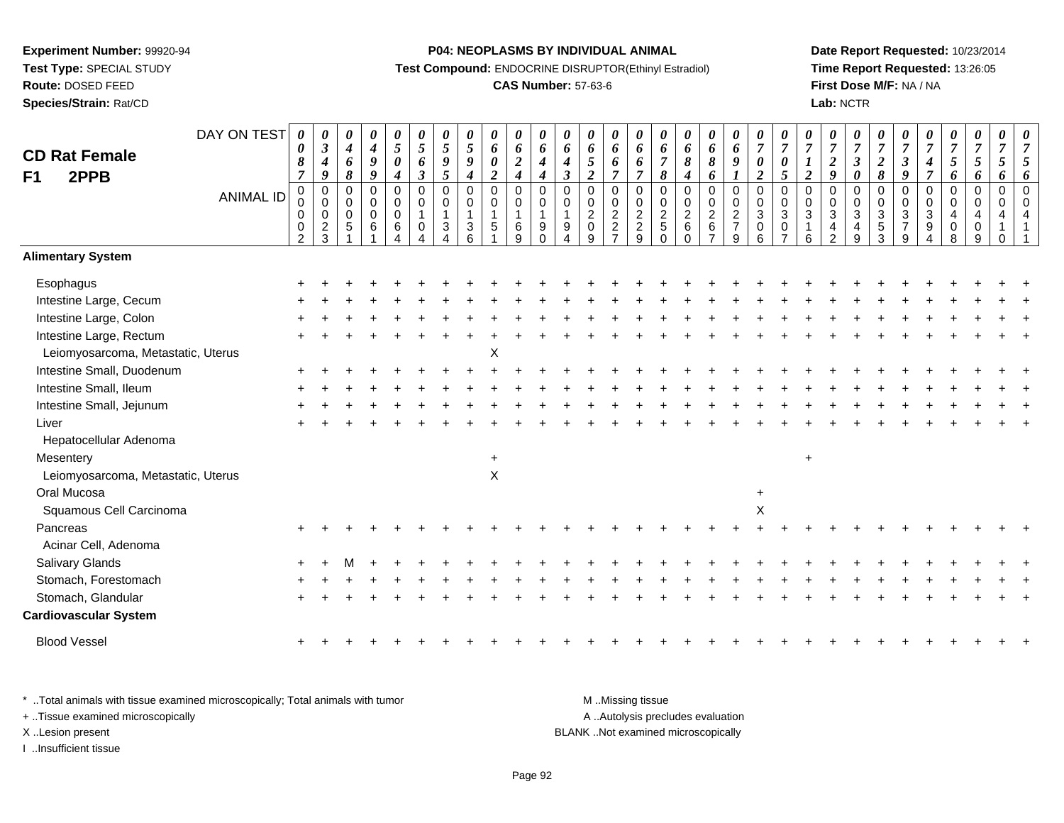**Experiment Number:** 99920-94
**Test Type:** SPECIAL STUDY
**Route:** DOSED FEED
**Species/Strain:** Rat/CD

**P04: NEOPLASMS BY INDIVIDUAL ANIMAL**
**Test Compound:** ENDOCRINE DISRUPTOR(Ethinyl Estradiol)
**CAS Number:** 57-63-6

**Date Report Requested:** 10/23/2014
**Time Report Requested:** 13:26:05
**First Dose M/F:** NA / NA
**Lab:** NCTR

## CD Rat Female F1 2PPB

| DAY ON TEST | 0087 | 0349 | 0468 | 0499 | 0504 | 0563 | 0595 | 0594 | 0602 | 0624 | 0644 | 0643 | 0652 | 0667 | 0667 | 0678 | 0684 | 0686 | 0691 | 0702 | 0705 | 0712 | 0729 | 0730 | 0728 | 0739 | 0747 | 0756 | 0756 | 0756 | 0756 |
|---|---|---|---|---|---|---|---|---|---|---|---|---|---|---|---|---|---|---|---|---|---|---|---|---|---|---|---|---|---|---|---|
| ANIMAL ID | 00002 | 00023 | 00051 | 00061 | 00064 | 00104 | 00134 | 00136 | 00151 | 00169 | 00190 | 00194 | 00209 | 00227 | 00229 | 00250 | 00260 | 00267 | 00279 | 00306 | 00307 | 00316 | 00342 | 00349 | 00353 | 00379 | 00394 | 00408 | 00409 | 00410 | 00411 |
| **Alimentary System** | | | | | | | | | | | | | | | | | | | | | | | | | | | | | | | |
| Esophagus | + | + | + | + | + | + | + | + | + | + | + | + | + | + | + | + | + | + | + | + | + | + | + | + | + | + | + | + | + | + | + |
| Intestine Large, Cecum | + | + | + | + | + | + | + | + | + | + | + | + | + | + | + | + | + | + | + | + | + | + | + | + | + | + | + | + | + | + | + |
| Intestine Large, Colon | + | + | + | + | + | + | + | + | + | + | + | + | + | + | + | + | + | + | + | + | + | + | + | + | + | + | + | + | + | + | + |
| Intestine Large, Rectum | + | + | + | + | + | + | + | + | + | + | + | + | + | + | + | + | + | + | + | + | + | + | + | + | + | + | + | + | + | + | + |
| Leiomyosarcoma, Metastatic, Uterus | | | | | | | | | X | | | | | | | | | | | | | | | | | | | | | | |
| Intestine Small, Duodenum | + | + | + | + | + | + | + | + | + | + | + | + | + | + | + | + | + | + | + | + | + | + | + | + | + | + | + | + | + | + | + |
| Intestine Small, Ileum | + | + | + | + | + | + | + | + | + | + | + | + | + | + | + | + | + | + | + | + | + | + | + | + | + | + | + | + | + | + | + |
| Intestine Small, Jejunum | + | + | + | + | + | + | + | + | + | + | + | + | + | + | + | + | + | + | + | + | + | + | + | + | + | + | + | + | + | + | + |
| Liver | + | + | + | + | + | + | + | + | + | + | + | + | + | + | + | + | + | + | + | + | + | + | + | + | + | + | + | + | + | + | + |
| Hepatocellular Adenoma | | | | | | | | | | | | | | | | | | | | | | | | | | | | | | | |
| Mesentery | | | | | | | | | + | | | | | | | | | | | | | + | | | | | | | | | |
| Leiomyosarcoma, Metastatic, Uterus | | | | | | | | | X | | | | | | | | | | | | | | | | | | | | | | |
| Oral Mucosa | | | | | | | | | | | | | | | | | | | | + | | | | | | | | | | | |
| Squamous Cell Carcinoma | | | | | | | | | | | | | | | | | | | | X | | | | | | | | | | | |
| Pancreas | + | + | + | + | + | + | + | + | + | + | + | + | + | + | + | + | + | + | + | + | + | + | + | + | + | + | + | + | + | + | + |
| Acinar Cell, Adenoma | | | | | | | | | | | | | | | | | | | | | | | | | | | | | | | |
| Salivary Glands | + | + | M | + | + | + | + | + | + | + | + | + | + | + | + | + | + | + | + | + | + | + | + | + | + | + | + | + | + | + | + |
| Stomach, Forestomach | + | + | + | + | + | + | + | + | + | + | + | + | + | + | + | + | + | + | + | + | + | + | + | + | + | + | + | + | + | + | + |
| Stomach, Glandular | + | + | + | + | + | + | + | + | + | + | + | + | + | + | + | + | + | + | + | + | + | + | + | + | + | + | + | + | + | + | + |
| **Cardiovascular System** | | | | | | | | | | | | | | | | | | | | | | | | | | | | | | | |
| Blood Vessel | + | + | + | + | + | + | + | + | + | + | + | + | + | + | + | + | + | + | + | + | + | + | + | + | + | + | + | + | + | + | + |

\* ..Total animals with tissue examined microscopically; Total animals with tumor
+ ..Tissue examined microscopically
X ..Lesion present
I ..Insufficient tissue

M ..Missing tissue
A ..Autolysis precludes evaluation
BLANK ..Not examined microscopically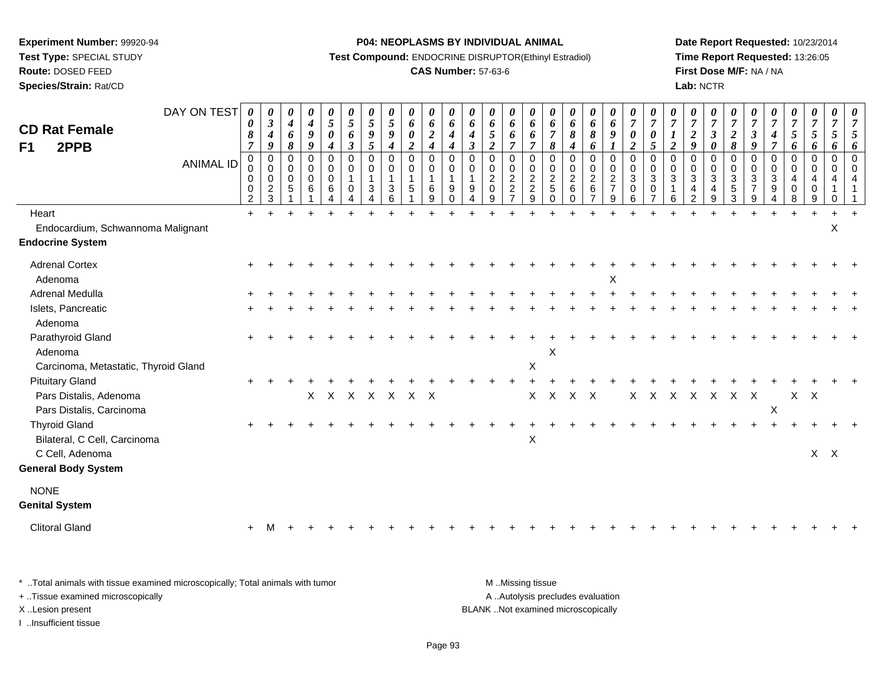**Experiment Number:** 99920-94
**Test Type:** SPECIAL STUDY
**Route:** DOSED FEED
**Species/Strain:** Rat/CD

**P04: NEOPLASMS BY INDIVIDUAL ANIMAL**
**Test Compound:** ENDOCRINE DISRUPTOR(Ethinyl Estradiol)
**CAS Number:** 57-63-6

**Date Report Requested:** 10/23/2014
**Time Report Requested:** 13:26:05
**First Dose M/F:** NA / NA
**Lab:** NCTR

**CD Rat Female**
**F1 2PPB**

| DAY ON TEST | 0087 | 0349 | 0468 | 0499 | 0504 | 0563 | 0595 | 0594 | 0602 | 0624 | 0644 | 0643 | 0652 | 0667 | 0667 | 0678 | 0684 | 0686 | 0691 | 0702 | 0705 | 0712 | 0729 | 0730 | 0728 | 0739 | 0747 | 0756 | 0756 | 0756 | 0756 |
|---|---|---|---|---|---|---|---|---|---|---|---|---|---|---|---|---|---|---|---|---|---|---|---|---|---|---|---|---|---|---|---|
| **ANIMAL ID** | 00002 | 00023 | 00051 | 00061 | 00064 | 00104 | 00134 | 00136 | 00151 | 00169 | 00190 | 00194 | 00209 | 00227 | 00229 | 00250 | 00260 | 00267 | 00279 | 00306 | 00307 | 00316 | 00342 | 00349 | 00353 | 00379 | 00394 | 00408 | 00409 | 00410 | 00411 |
| Heart | + | + | + | + | + | + | + | + | + | + | + | + | + | + | + | + | + | + | + | + | + | + | + | + | + | + | + | + | + | + | + |
| Endocardium, Schwannoma Malignant | | | | | | | | | | | | | | | | | | | | | | | | | | | | | X | | |
| **Endocrine System** | | | | | | | | | | | | | | | | | | | | | | | | | | | | | | | |
| Adrenal Cortex | + | + | + | + | + | + | + | + | + | + | + | + | + | + | + | + | + | + | + | + | + | + | + | + | + | + | + | + | + | + | + |
| Adenoma | | | | | | | | | | | | | | | | | | | X | | | | | | | | | | | | |
| Adrenal Medulla | + | + | + | + | + | + | + | + | + | + | + | + | + | + | + | + | + | + | + | + | + | + | + | + | + | + | + | + | + | + | + |
| Islets, Pancreatic | + | + | + | + | + | + | + | + | + | + | + | + | + | + | + | + | + | + | + | + | + | + | + | + | + | + | + | + | + | + | + |
| Adenoma | | | | | | | | | | | | | | | | | | | | | | | | | | | | | | | |
| Parathyroid Gland | + | + | + | + | + | + | + | + | + | + | + | + | + | + | + | + | + | + | + | + | + | + | + | + | + | + | + | + | + | + | + |
| Adenoma | | | | | | | | | | | | | | | | X | | | | | | | | | | | | | | | |
| Carcinoma, Metastatic, Thyroid Gland | | | | | | | | | | | | | | | X | | | | | | | | | | | | | | | | |
| Pituitary Gland | + | + | + | + | + | + | + | + | + | + | + | + | + | + | + | + | + | + | + | + | + | + | + | + | + | + | + | + | + | + | + |
| Pars Distalis, Adenoma | | | | X | X | X | X | X | X | X | | | | | X | X | X | X | | X | X | X | X | X | X | X | | X | X | | |
| Pars Distalis, Carcinoma | | | | | | | | | | | | | | | | | | | | | | | | | | | X | | | | |
| Thyroid Gland | + | + | + | + | + | + | + | + | + | + | + | + | + | + | + | + | + | + | + | + | + | + | + | + | + | + | + | + | + | + | + |
| Bilateral, C Cell, Carcinoma | | | | | | | | | | | | | | | X | | | | | | | | | | | | | | | | |
| C Cell, Adenoma | | | | | | | | | | | | | | | | | | | | | | | | | | | | | X | X | |
| **General Body System** | | | | | | | | | | | | | | | | | | | | | | | | | | | | | | | |
| NONE | | | | | | | | | | | | | | | | | | | | | | | | | | | | | | | |
| **Genital System** | | | | | | | | | | | | | | | | | | | | | | | | | | | | | | | |
| Clitoral Gland | + | M | + | + | + | + | + | + | + | + | + | + | + | + | + | + | + | + | + | + | + | + | + | + | + | + | + | + | + | + | + |

\* ..Total animals with tissue examined microscopically; Total animals with tumor
+ ..Tissue examined microscopically
X ..Lesion present
I ..Insufficient tissue

M ..Missing tissue
A ..Autolysis precludes evaluation
BLANK ..Not examined microscopically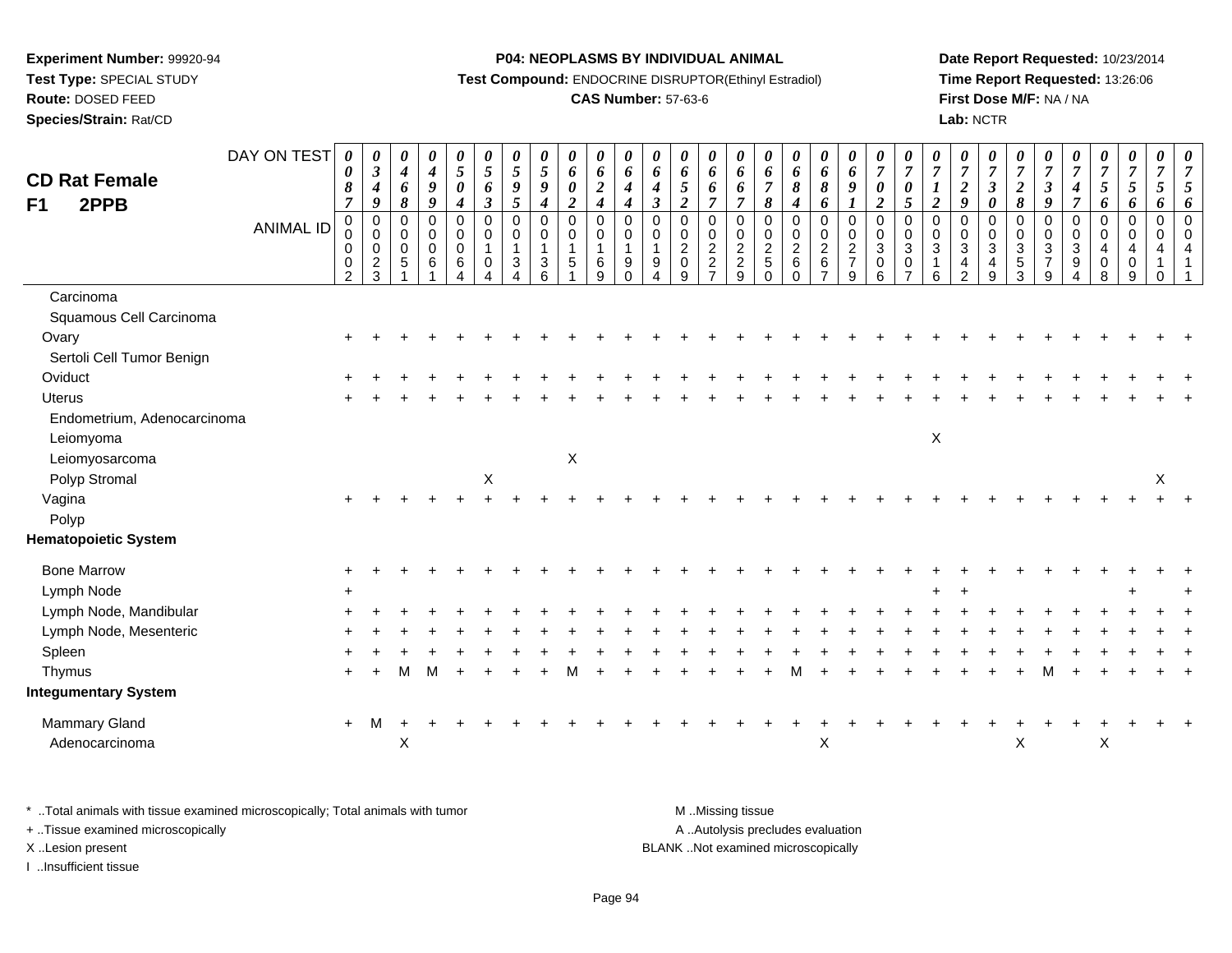**Experiment Number:** 99920-94
**Test Type:** SPECIAL STUDY
**Route:** DOSED FEED
**Species/Strain:** Rat/CD

**P04: NEOPLASMS BY INDIVIDUAL ANIMAL**
**Test Compound:** ENDOCRINE DISRUPTOR(Ethinyl Estradiol)
**CAS Number:** 57-63-6

**Date Report Requested:** 10/23/2014
**Time Report Requested:** 13:26:06
**First Dose M/F:** NA / NA
**Lab:** NCTR

## CD Rat Female F1 2PPB

| DAY ON TEST | 0087 | 0349 | 0468 | 0499 | 0504 | 0563 | 0595 | 0594 | 0602 | 0624 | 0644 | 0643 | 0652 | 0667 | 0667 | 0678 | 0684 | 0686 | 0691 | 0702 | 0705 | 0712 | 0729 | 0730 | 0728 | 0739 | 0747 | 0756 | 0756 | 0756 |
|---|---|---|---|---|---|---|---|---|---|---|---|---|---|---|---|---|---|---|---|---|---|---|---|---|---|---|---|---|---|---|
| **ANIMAL ID** | 00002 | 00023 | 00051 | 00061 | 00064 | 00104 | 00134 | 00136 | 00151 | 00169 | 00190 | 00194 | 00209 | 00227 | 00229 | 00250 | 00260 | 00267 | 00279 | 00306 | 00307 | 00316 | 00342 | 00349 | 00353 | 00379 | 00394 | 00408 | 00409 | 00410 | 00411 |
| Carcinoma | | | | | | | | | | | | | | | | | | | | | | | | | | | | | | |
| Squamous Cell Carcinoma | | | | | | | | | | | | | | | | | | | | | | | | | | | | | | |
| Ovary | + | + | + | + | + | + | + | + | + | + | + | + | + | + | + | + | + | + | + | + | + | + | + | + | + | + | + | + | + | + |
| Sertoli Cell Tumor Benign | | | | | | | | | | | | | | | | | | | | | | | | | | | | | | |
| Oviduct | + | + | + | + | + | + | + | + | + | + | + | + | + | + | + | + | + | + | + | + | + | + | + | + | + | + | + | + | + | + |
| Uterus | + | + | + | + | + | + | + | + | + | + | + | + | + | + | + | + | + | + | + | + | + | + | + | + | + | + | + | + | + | + |
| Endometrium, Adenocarcinoma | | | | | | | | | | | | | | | | | | | | | | | | | | | | | | |
| Leiomyoma | | | | | | | | | | | | | | | | | | | | | | X | | | | | | | | |
| Leiomyosarcoma | | | | | | | | | X | | | | | | | | | | | | | | | | | | | | | |
| Polyp Stromal | | | | | | X | | | | | | | | | | | | | | | | | | | | | | | X | |
| Vagina | + | + | + | + | + | + | + | + | + | + | + | + | + | + | + | + | + | + | + | + | + | + | + | + | + | + | + | + | + | + |
| Polyp | | | | | | | | | | | | | | | | | | | | | | | | | | | | | | |
| **Hematopoietic System** | | | | | | | | | | | | | | | | | | | | | | | | | | | | | | |
| Bone Marrow | + | + | + | + | + | + | + | + | + | + | + | + | + | + | + | + | + | + | + | + | + | + | + | + | + | + | + | + | + | + |
| Lymph Node | + | | | | | | | | | | | | | | | | | | | | | + | + | | | | | | + | | + |
| Lymph Node, Mandibular | + | + | + | + | + | + | + | + | + | + | + | + | + | + | + | + | + | + | + | + | + | + | + | + | + | + | + | + | + | + |
| Lymph Node, Mesenteric | + | + | + | + | + | + | + | + | + | + | + | + | + | + | + | + | + | + | + | + | + | + | + | + | + | + | + | + | + | + |
| Spleen | + | + | + | + | + | + | + | + | + | + | + | + | + | + | + | + | + | + | + | + | + | + | + | + | + | + | + | + | + | + |
| Thymus | + | + | M | M | + | + | + | + | M | + | + | + | + | + | + | + | M | + | + | + | + | + | + | + | + | M | + | + | + | + | + |
| **Integumentary System** | | | | | | | | | | | | | | | | | | | | | | | | | | | | | | |
| Mammary Gland | + | M | + | + | + | + | + | + | + | + | + | + | + | + | + | + | + | + | + | + | + | + | + | + | + | + | + | + | + | + |
| Adenocarcinoma | | | X | | | | | | | | | | | | | | | X | | | | | | | X | | | X | | |

\* ..Total animals with tissue examined microscopically; Total animals with tumor
+ ..Tissue examined microscopically
X ..Lesion present
I ..Insufficient tissue

M ..Missing tissue
A ..Autolysis precludes evaluation
BLANK ..Not examined microscopically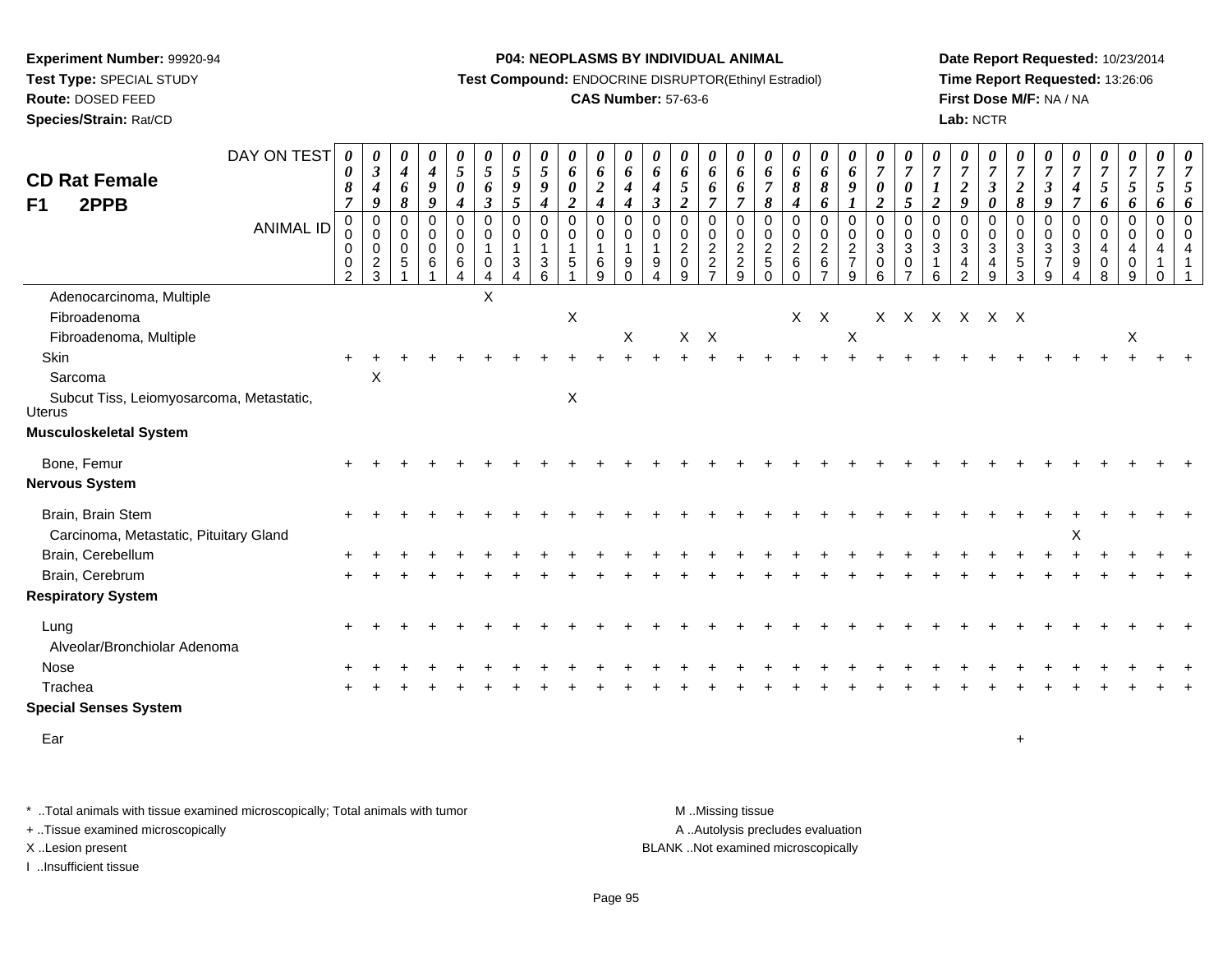**Experiment Number:** 99920-94
**Test Type:** SPECIAL STUDY
**Route:** DOSED FEED
**Species/Strain:** Rat/CD

**P04: NEOPLASMS BY INDIVIDUAL ANIMAL**
**Test Compound:** ENDOCRINE DISRUPTOR(Ethinyl Estradiol)
**CAS Number:** 57-63-6

**Date Report Requested:** 10/23/2014
**Time Report Requested:** 13:26:06
**First Dose M/F:** NA / NA
**Lab:** NCTR

## CD Rat Female
## F1 2PPB

| DAY ON TEST | 0087 | 0349 | 0468 | 0499 | 0504 | 0563 | 0595 | 0594 | 0602 | 0624 | 0644 | 0643 | 0652 | 0667 | 0667 | 0678 | 0684 | 0686 | 0691 | 0702 | 0705 | 0712 | 0729 | 0730 | 0728 | 0739 | 0747 | 0756 | 0756 | 0756 | 0756 |
|---|---|---|---|---|---|---|---|---|---|---|---|---|---|---|---|---|---|---|---|---|---|---|---|---|---|---|---|---|---|---|---|
| **ANIMAL ID** | 00002 | 00023 | 00051 | 00061 | 00064 | 00104 | 00134 | 00136 | 00151 | 00169 | 00190 | 00194 | 00209 | 00227 | 00229 | 00250 | 00260 | 00267 | 00279 | 00306 | 00307 | 00316 | 00342 | 00349 | 00353 | 00379 | 00394 | 00408 | 00409 | 00410 | 00411 |
| Adenocarcinoma, Multiple | | | | | | X | | | | | | | | | | | | | | | | | | | | | | | | | |
| Fibroadenoma | | | | | | | | | X | | | | | | | | X | X | | X | X | X | X | X | X | | | | | | |
| Fibroadenoma, Multiple | | | | | | | | | | | X | | X | X | | | | | X | | | | | | | | | | X | | |
| Skin | + | + | + | + | + | + | + | + | + | + | + | + | + | + | + | + | + | + | + | + | + | + | + | + | + | + | + | + | + | + | + |
| Sarcoma | | X | | | | | | | | | | | | | | | | | | | | | | | | | | | | | |
| Subcut Tiss, Leiomyosarcoma, Metastatic, Uterus | | | | | | | | | X | | | | | | | | | | | | | | | | | | | | | | |
| **Musculoskeletal System** | | | | | | | | | | | | | | | | | | | | | | | | | | | | | | | |
| Bone, Femur | + | + | + | + | + | + | + | + | + | + | + | + | + | + | + | + | + | + | + | + | + | + | + | + | + | + | + | + | + | + | + |
| **Nervous System** | | | | | | | | | | | | | | | | | | | | | | | | | | | | | | | |
| Brain, Brain Stem | + | + | + | + | + | + | + | + | + | + | + | + | + | + | + | + | + | + | + | + | + | + | + | + | + | + | + | + | + | + | + |
| Carcinoma, Metastatic, Pituitary Gland | | | | | | | | | | | | | | | | | | | | | | | | | | | X | | | | |
| Brain, Cerebellum | + | + | + | + | + | + | + | + | + | + | + | + | + | + | + | + | + | + | + | + | + | + | + | + | + | + | + | + | + | + | + |
| Brain, Cerebrum | + | + | + | + | + | + | + | + | + | + | + | + | + | + | + | + | + | + | + | + | + | + | + | + | + | + | + | + | + | + | + |
| **Respiratory System** | | | | | | | | | | | | | | | | | | | | | | | | | | | | | | | |
| Lung | + | + | + | + | + | + | + | + | + | + | + | + | + | + | + | + | + | + | + | + | + | + | + | + | + | + | + | + | + | + | + |
| Alveolar/Bronchiolar Adenoma | | | | | | | | | | | | | | | | | | | | | | | | | | | | | | | |
| Nose | + | + | + | + | + | + | + | + | + | + | + | + | + | + | + | + | + | + | + | + | + | + | + | + | + | + | + | + | + | + | + |
| Trachea | + | + | + | + | + | + | + | + | + | + | + | + | + | + | + | + | + | + | + | + | + | + | + | + | + | + | + | + | + | + | + |
| **Special Senses System** | | | | | | | | | | | | | | | | | | | | | | | | | | | | | | | |
| Ear | | | | | | | | | | | | | | | | | | | | | | | | | + | | | | | | |

\* ..Total animals with tissue examined microscopically; Total animals with tumor
\+ ..Tissue examined microscopically
X ..Lesion present
I ..Insufficient tissue

M ..Missing tissue
A ..Autolysis precludes evaluation
BLANK ..Not examined microscopically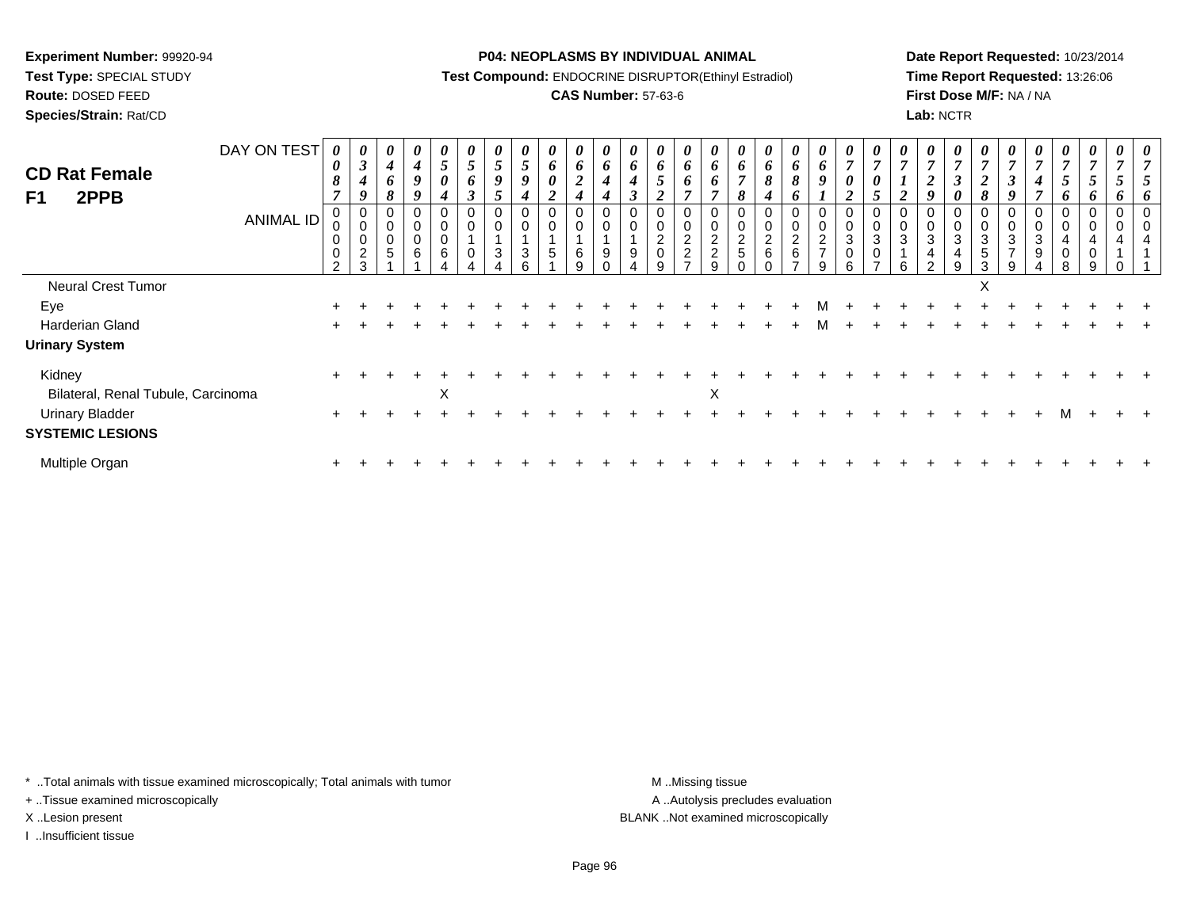**Experiment Number:** 99920-94
**Test Type:** SPECIAL STUDY
**Route:** DOSED FEED
**Species/Strain:** Rat/CD

**P04: NEOPLASMS BY INDIVIDUAL ANIMAL**
**Test Compound:** ENDOCRINE DISRUPTOR(Ethinyl Estradiol)
**CAS Number:** 57-63-6

**Date Report Requested:** 10/23/2014
**Time Report Requested:** 13:26:06
**First Dose M/F:** NA / NA
**Lab:** NCTR

## CD Rat Female
## F1 2PPB

| DAY ON TEST | 0087 | 0349 | 0468 | 0499 | 0504 | 0563 | 0595 | 0594 | 0602 | 0624 | 0644 | 0643 | 0652 | 0667 | 0667 | 0678 | 0684 | 0686 | 0691 | 0702 | 0705 | 0712 | 0729 | 0730 | 0728 | 0739 | 0747 | 0756 | 0756 | 0756 | 0756 |
|---|---|---|---|---|---|---|---|---|---|---|---|---|---|---|---|---|---|---|---|---|---|---|---|---|---|---|---|---|---|---|---|
| **ANIMAL ID** | 00002 | 00023 | 00051 | 00061 | 00064 | 00104 | 00134 | 00136 | 00151 | 00169 | 00190 | 00194 | 00209 | 00227 | 00229 | 00250 | 00260 | 00267 | 00279 | 00306 | 00307 | 00316 | 00342 | 00349 | 00353 | 00379 | 00394 | 00408 | 00409 | 00410 | 00411 |
| Neural Crest Tumor | | | | | | | | | | | | | | | | | | | | | | | | | X | | | | | | |
| Eye | + | + | + | + | + | + | + | + | + | + | + | + | + | + | + | + | + | + | M | + | + | + | + | + | + | + | + | + | + | + | + |
| Harderian Gland | + | + | + | + | + | + | + | + | + | + | + | + | + | + | + | + | + | + | M | + | + | + | + | + | + | + | + | + | + | + | + |
| **Urinary System** | | | | | | | | | | | | | | | | | | | | | | | | | | | | | | | |
| Kidney | + | + | + | + | + | + | + | + | + | + | + | + | + | + | + | + | + | + | + | + | + | + | + | + | + | + | + | + | + | + | + |
| Bilateral, Renal Tubule, Carcinoma | | | | | X | | | | | | | | | | X | | | | | | | | | | | | | | | | |
| Urinary Bladder | + | + | + | + | + | + | + | + | + | + | + | + | + | + | + | + | + | + | + | + | + | + | + | + | + | + | + | M | + | + | + |
| **SYSTEMIC LESIONS** | | | | | | | | | | | | | | | | | | | | | | | | | | | | | | | |
| Multiple Organ | + | + | + | + | + | + | + | + | + | + | + | + | + | + | + | + | + | + | + | + | + | + | + | + | + | + | + | + | + | + | + |

\* ..Total animals with tissue examined microscopically; Total animals with tumor
+ ..Tissue examined microscopically
X ..Lesion present
I ..Insufficient tissue

M ..Missing tissue
A ..Autolysis precludes evaluation
BLANK ..Not examined microscopically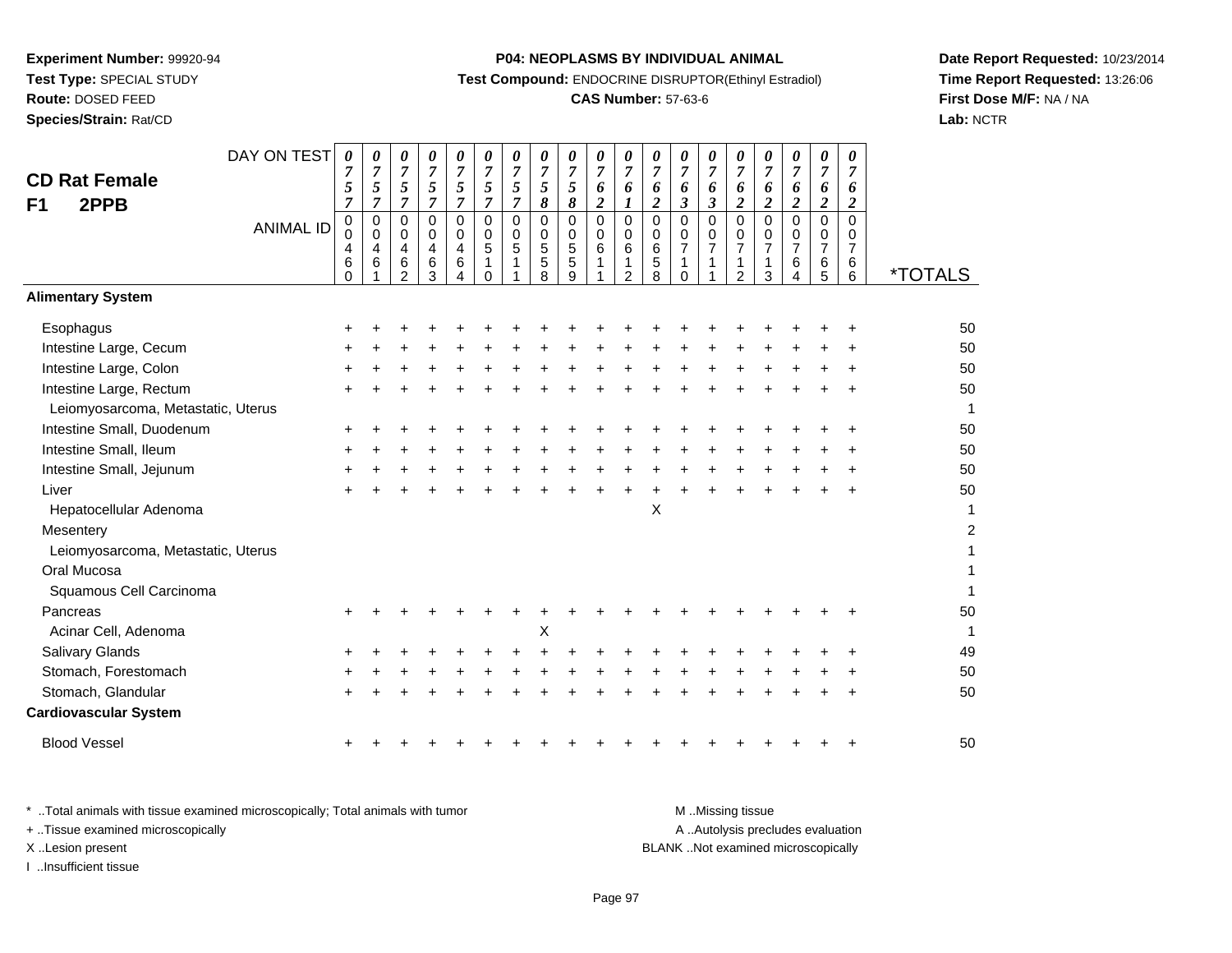**Experiment Number:** 99920-94
**Test Type:** SPECIAL STUDY
**Route:** DOSED FEED
**Species/Strain:** Rat/CD

**P04: NEOPLASMS BY INDIVIDUAL ANIMAL**
**Test Compound:** ENDOCRINE DISRUPTOR(Ethinyl Estradiol)
**CAS Number:** 57-63-6

**Date Report Requested:** 10/23/2014
**Time Report Requested:** 13:26:06
**First Dose M/F:** NA / NA
**Lab:** NCTR

## CD Rat Female F1 2PPB

| DAY ON TEST | 0757 | 0757 | 0757 | 0757 | 0757 | 0757 | 0757 | 0758 | 0758 | 0762 | 0761 | 0762 | 0763 | 0763 | 0762 | 0762 | 0762 | 0762 | 0762 | |
|---|---|---|---|---|---|---|---|---|---|---|---|---|---|---|---|---|---|---|---|---|
| **ANIMAL ID** | 00460 | 00461 | 00462 | 00463 | 00464 | 00510 | 00511 | 00558 | 00559 | 00611 | 00612 | 00658 | 00710 | 00711 | 00712 | 00713 | 00764 | 00765 | 00766 | ***TOTALS** |
| **Alimentary System** | | | | | | | | | | | | | | | | | | | | |
| Esophagus | + | + | + | + | + | + | + | + | + | + | + | + | + | + | + | + | + | + | + | 50 |
| Intestine Large, Cecum | + | + | + | + | + | + | + | + | + | + | + | + | + | + | + | + | + | + | + | 50 |
| Intestine Large, Colon | + | + | + | + | + | + | + | + | + | + | + | + | + | + | + | + | + | + | + | 50 |
| Intestine Large, Rectum | + | + | + | + | + | + | + | + | + | + | + | + | + | + | + | + | + | + | + | 50 |
| Leiomyosarcoma, Metastatic, Uterus | | | | | | | | | | | | | | | | | | | | 1 |
| Intestine Small, Duodenum | + | + | + | + | + | + | + | + | + | + | + | + | + | + | + | + | + | + | + | 50 |
| Intestine Small, Ileum | + | + | + | + | + | + | + | + | + | + | + | + | + | + | + | + | + | + | + | 50 |
| Intestine Small, Jejunum | + | + | + | + | + | + | + | + | + | + | + | + | + | + | + | + | + | + | + | 50 |
| Liver | + | + | + | + | + | + | + | + | + | + | + | + | + | + | + | + | + | + | + | 50 |
| Hepatocellular Adenoma | | | | | | | | | | | | X | | | | | | | | 1 |
| Mesentery | | | | | | | | | | | | | | | | | | | | 2 |
| Leiomyosarcoma, Metastatic, Uterus | | | | | | | | | | | | | | | | | | | | 1 |
| Oral Mucosa | | | | | | | | | | | | | | | | | | | | 1 |
| Squamous Cell Carcinoma | | | | | | | | | | | | | | | | | | | | 1 |
| Pancreas | + | + | + | + | + | + | + | + | + | + | + | + | + | + | + | + | + | + | + | 50 |
| Acinar Cell, Adenoma | | | | | | | | X | | | | | | | | | | | | 1 |
| Salivary Glands | + | + | + | + | + | + | + | + | + | + | + | + | + | + | + | + | + | + | + | 49 |
| Stomach, Forestomach | + | + | + | + | + | + | + | + | + | + | + | + | + | + | + | + | + | + | + | 50 |
| Stomach, Glandular | + | + | + | + | + | + | + | + | + | + | + | + | + | + | + | + | + | + | + | 50 |
| **Cardiovascular System** | | | | | | | | | | | | | | | | | | | | |
| Blood Vessel | + | + | + | + | + | + | + | + | + | + | + | + | + | + | + | + | + | + | + | 50 |

\* ..Total animals with tissue examined microscopically; Total animals with tumor
\+ ..Tissue examined microscopically
X ..Lesion present
I ..Insufficient tissue

M ..Missing tissue
A ..Autolysis precludes evaluation
BLANK ..Not examined microscopically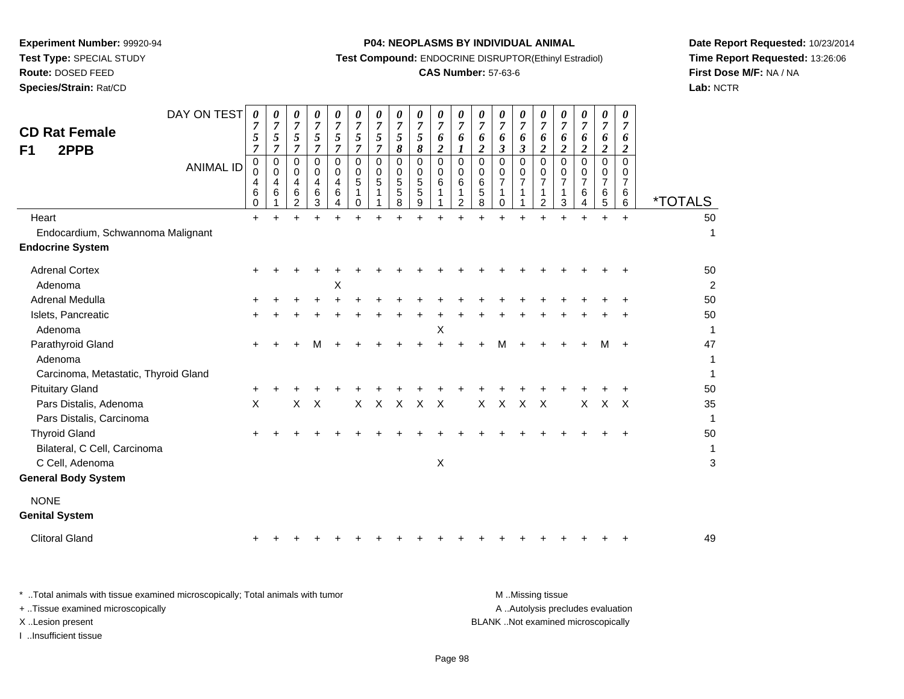**Experiment Number:** 99920-94
**Test Type:** SPECIAL STUDY
**Route:** DOSED FEED
**Species/Strain:** Rat/CD

**P04: NEOPLASMS BY INDIVIDUAL ANIMAL**
**Test Compound:** ENDOCRINE DISRUPTOR(Ethinyl Estradiol)
**CAS Number:** 57-63-6

**Date Report Requested:** 10/23/2014
**Time Report Requested:** 13:26:06
**First Dose M/F:** NA / NA
**Lab:** NCTR

## CD Rat Female F1 2PPB

| DAY ON TEST | 0757 | 0757 | 0757 | 0757 | 0757 | 0757 | 0757 | 0758 | 0758 | 0762 | 0761 | 0762 | 0763 | 0763 | 0762 | 0762 | 0762 | 0762 | 0762 | |
|---|---|---|---|---|---|---|---|---|---|---|---|---|---|---|---|---|---|---|---|---|
| **ANIMAL ID** | 00460 | 00461 | 00462 | 00463 | 00464 | 00510 | 00511 | 00558 | 00559 | 00611 | 00612 | 00658 | 00710 | 00711 | 00712 | 00713 | 00764 | 00765 | 00766 | ***TOTALS** |
| Heart | + | + | + | + | + | + | + | + | + | + | + | + | + | + | + | + | + | + | + | 50 |
| Endocardium, Schwannoma Malignant | | | | | | | | | | | | | | | | | | | | 1 |
| **Endocrine System** | | | | | | | | | | | | | | | | | | | | |
| Adrenal Cortex | + | + | + | + | + | + | + | + | + | + | + | + | + | + | + | + | + | + | + | 50 |
| Adenoma | | | | | X | | | | | | | | | | | | | | | 2 |
| Adrenal Medulla | + | + | + | + | + | + | + | + | + | + | + | + | + | + | + | + | + | + | + | 50 |
| Islets, Pancreatic | + | + | + | + | + | + | + | + | + | + | + | + | + | + | + | + | + | + | + | 50 |
| Adenoma | | | | | | | | | | X | | | | | | | | | | 1 |
| Parathyroid Gland | + | + | + | M | + | + | + | + | + | + | + | + | M | + | + | + | + | M | + | 47 |
| Adenoma | | | | | | | | | | | | | | | | | | | | 1 |
| Carcinoma, Metastatic, Thyroid Gland | | | | | | | | | | | | | | | | | | | | 1 |
| Pituitary Gland | + | + | + | + | + | + | + | + | + | + | + | + | + | + | + | + | + | + | + | 50 |
| Pars Distalis, Adenoma | X | | X | X | | X | X | X | X | X | | X | X | X | X | | X | X | X | 35 |
| Pars Distalis, Carcinoma | | | | | | | | | | | | | | | | | | | | 1 |
| Thyroid Gland | + | + | + | + | + | + | + | + | + | + | + | + | + | + | + | + | + | + | + | 50 |
| Bilateral, C Cell, Carcinoma | | | | | | | | | | | | | | | | | | | | 1 |
| C Cell, Adenoma | | | | | | | | | | X | | | | | | | | | | 3 |
| **General Body System** | | | | | | | | | | | | | | | | | | | | |
| NONE | | | | | | | | | | | | | | | | | | | | |
| **Genital System** | | | | | | | | | | | | | | | | | | | | |
| Clitoral Gland | + | + | + | + | + | + | + | + | + | + | + | + | + | + | + | + | + | + | + | 49 |

* ..Total animals with tissue examined microscopically; Total animals with tumor
+ ..Tissue examined microscopically
X ..Lesion present
I ..Insufficient tissue

M ..Missing tissue
A ..Autolysis precludes evaluation
BLANK ..Not examined microscopically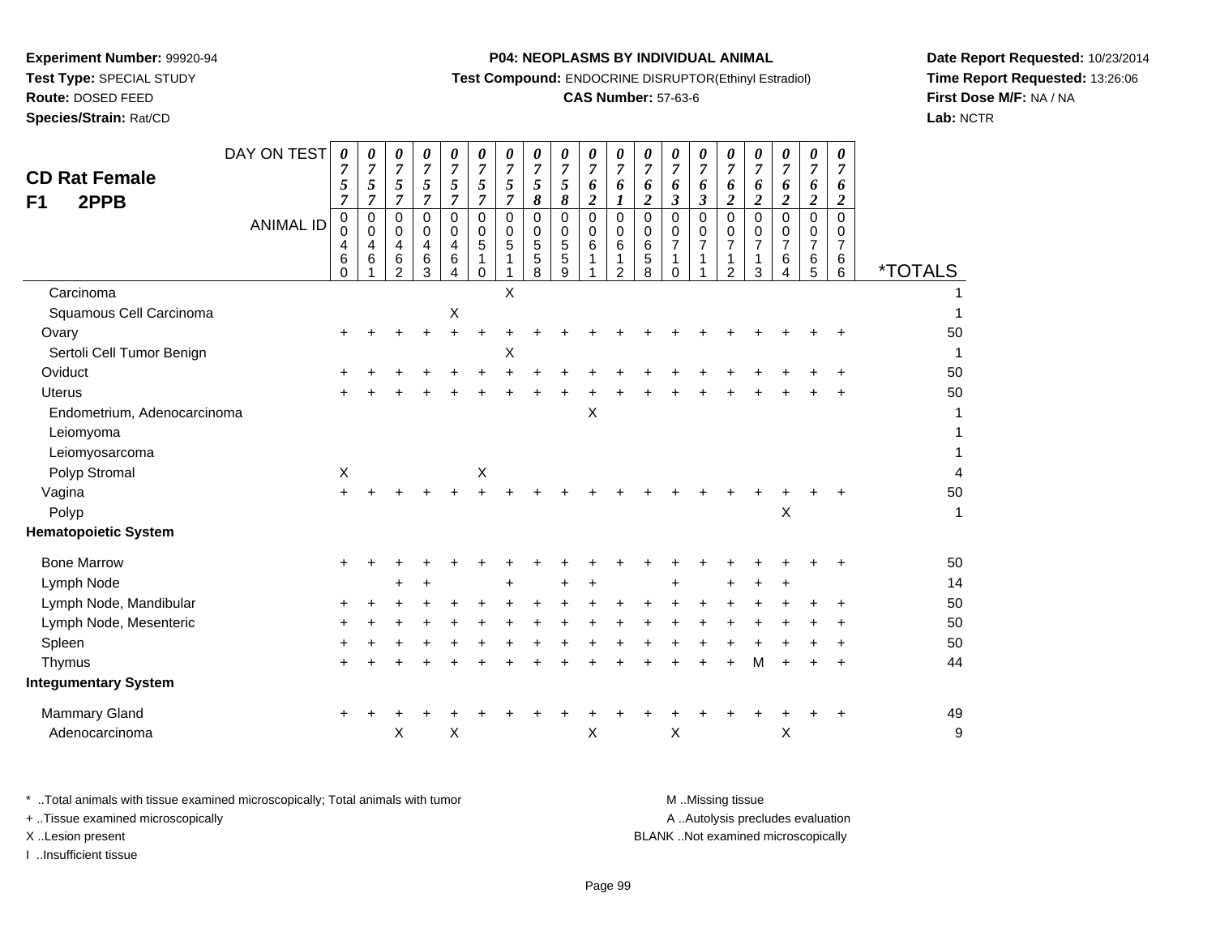**Experiment Number:** 99920-94
**Test Type:** SPECIAL STUDY
**Route:** DOSED FEED
**Species/Strain:** Rat/CD

**P04: NEOPLASMS BY INDIVIDUAL ANIMAL**
**Test Compound:** ENDOCRINE DISRUPTOR(Ethinyl Estradiol)
**CAS Number:** 57-63-6

**Date Report Requested:** 10/23/2014
**Time Report Requested:** 13:26:06
**First Dose M/F:** NA / NA
**Lab:** NCTR

## CD Rat Female
## F1 2PPB

| DAY ON TEST | 0757 | 0757 | 0757 | 0757 | 0757 | 0757 | 0757 | 0758 | 0758 | 0762 | 0761 | 0762 | 0763 | 0763 | 0762 | 0762 | 0762 | 0762 | 0762 | |
|---|---|---|---|---|---|---|---|---|---|---|---|---|---|---|---|---|---|---|---|---|
| **ANIMAL ID** | 0004 60 | 0004 61 | 0004 62 | 0004 63 | 0004 64 | 0005 10 | 0005 11 | 0005 58 | 0005 59 | 0006 11 | 0006 12 | 0006 58 | 0007 10 | 0007 11 | 0007 12 | 0007 13 | 0007 64 | 0007 65 | 0007 66 | ***TOTALS** |
| Carcinoma | | | | | | | X | | | | | | | | | | | | | 1 |
| Squamous Cell Carcinoma | | | | | X | | | | | | | | | | | | | | | 1 |
| Ovary | + | + | + | + | + | + | + | + | + | + | + | + | + | + | + | + | + | + | + | 50 |
| Sertoli Cell Tumor Benign | | | | | | | X | | | | | | | | | | | | | 1 |
| Oviduct | + | + | + | + | + | + | + | + | + | + | + | + | + | + | + | + | + | + | + | 50 |
| Uterus | + | + | + | + | + | + | + | + | + | + | + | + | + | + | + | + | + | + | + | 50 |
| Endometrium, Adenocarcinoma | | | | | | | | | | X | | | | | | | | | | 1 |
| Leiomyoma | | | | | | | | | | | | | | | | | | | | 1 |
| Leiomyosarcoma | | | | | | | | | | | | | | | | | | | | 1 |
| Polyp Stromal | X | | | | | X | | | | | | | | | | | | | | 4 |
| Vagina | + | + | + | + | + | + | + | + | + | + | + | + | + | + | + | + | + | + | + | 50 |
| Polyp | | | | | | | | | | | | | | | | | X | | | 1 |
| **Hematopoietic System** | | | | | | | | | | | | | | | | | | | | |
| Bone Marrow | + | + | + | + | + | + | + | + | + | + | + | + | + | + | + | + | + | + | + | 50 |
| Lymph Node | | | + | + | | | + | | + | + | | | + | | + | + | + | | | 14 |
| Lymph Node, Mandibular | + | + | + | + | + | + | + | + | + | + | + | + | + | + | + | + | + | + | + | 50 |
| Lymph Node, Mesenteric | + | + | + | + | + | + | + | + | + | + | + | + | + | + | + | + | + | + | + | 50 |
| Spleen | + | + | + | + | + | + | + | + | + | + | + | + | + | + | + | + | + | + | + | 50 |
| Thymus | + | + | + | + | + | + | + | + | + | + | + | + | + | + | + | M | + | + | + | 44 |
| **Integumentary System** | | | | | | | | | | | | | | | | | | | | |
| Mammary Gland | + | + | + | + | + | + | + | + | + | + | + | + | + | + | + | + | + | + | + | 49 |
| Adenocarcinoma | | | X | | X | | | | | X | | | X | | | | X | | | 9 |

\* ..Total animals with tissue examined microscopically; Total animals with tumor
\+ ..Tissue examined microscopically
X ..Lesion present
I ..Insufficient tissue

M ..Missing tissue
A ..Autolysis precludes evaluation
BLANK ..Not examined microscopically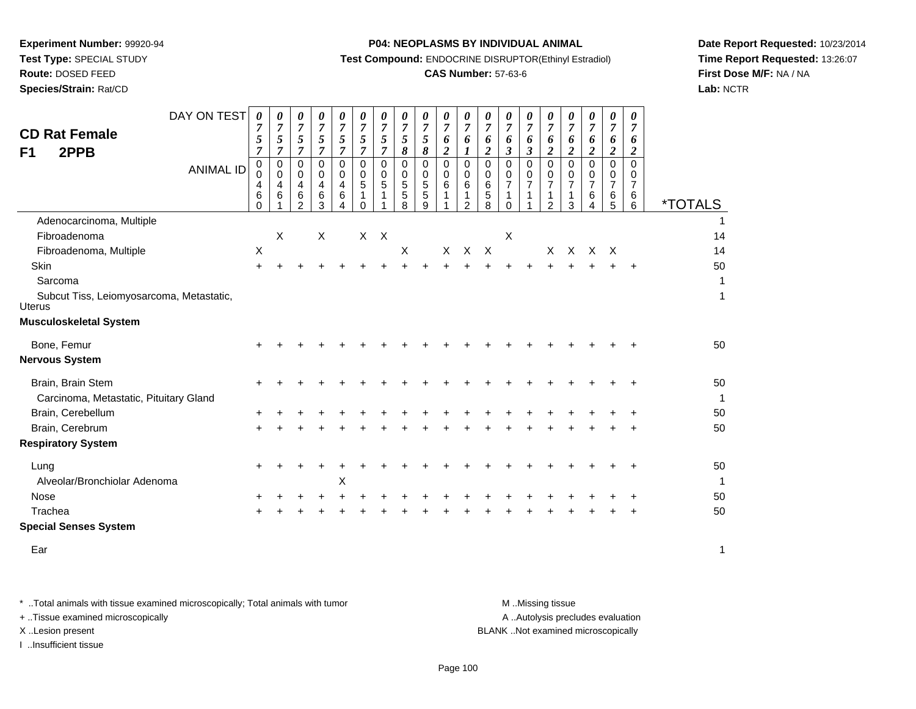**Experiment Number:** 99920-94
**Test Type:** SPECIAL STUDY
**Route:** DOSED FEED
**Species/Strain:** Rat/CD

**P04: NEOPLASMS BY INDIVIDUAL ANIMAL**
**Test Compound:** ENDOCRINE DISRUPTOR(Ethinyl Estradiol)
**CAS Number:** 57-63-6

**Date Report Requested:** 10/23/2014
**Time Report Requested:** 13:26:07
**First Dose M/F:** NA / NA
**Lab:** NCTR

## CD Rat Female
## F1 2PPB

| DAY ON TEST | 0757 | 0757 | 0757 | 0757 | 0757 | 0757 | 0757 | 0758 | 0758 | 0762 | 0761 | 0762 | 0763 | 0763 | 0762 | 0762 | 0762 | 0762 | 0762 | |
|---|---|---|---|---|---|---|---|---|---|---|---|---|---|---|---|---|---|---|---|---|
| **ANIMAL ID** | 00460 | 00461 | 00462 | 00463 | 00464 | 00510 | 00511 | 00558 | 00559 | 00611 | 00612 | 00658 | 00710 | 00711 | 00712 | 00713 | 00764 | 00765 | 00766 | ***TOTALS** |
| Adenocarcinoma, Multiple | | | | | | | | | | | | | | | | | | | | 1 |
| Fibroadenoma | | X | | X | | X | X | | | | | | X | | | | | | | 14 |
| Fibroadenoma, Multiple | X | | | | | | | X | | X | X | X | | | X | X | X | X | | 14 |
| Skin | + | + | + | + | + | + | + | + | + | + | + | + | + | + | + | + | + | + | + | 50 |
| Sarcoma | | | | | | | | | | | | | | | | | | | | 1 |
| Subcut Tiss, Leiomyosarcoma, Metastatic, Uterus | | | | | | | | | | | | | | | | | | | | 1 |
| **Musculoskeletal System** | | | | | | | | | | | | | | | | | | | | |
| Bone, Femur | + | + | + | + | + | + | + | + | + | + | + | + | + | + | + | + | + | + | + | 50 |
| **Nervous System** | | | | | | | | | | | | | | | | | | | | |
| Brain, Brain Stem | + | + | + | + | + | + | + | + | + | + | + | + | + | + | + | + | + | + | + | 50 |
| Carcinoma, Metastatic, Pituitary Gland | | | | | | | | | | | | | | | | | | | | 1 |
| Brain, Cerebellum | + | + | + | + | + | + | + | + | + | + | + | + | + | + | + | + | + | + | + | 50 |
| Brain, Cerebrum | + | + | + | + | + | + | + | + | + | + | + | + | + | + | + | + | + | + | + | 50 |
| **Respiratory System** | | | | | | | | | | | | | | | | | | | | |
| Lung | + | + | + | + | + | + | + | + | + | + | + | + | + | + | + | + | + | + | + | 50 |
| Alveolar/Bronchiolar Adenoma | | | | | X | | | | | | | | | | | | | | | 1 |
| Nose | + | + | + | + | + | + | + | + | + | + | + | + | + | + | + | + | + | + | + | 50 |
| Trachea | + | + | + | + | + | + | + | + | + | + | + | + | + | + | + | + | + | + | + | 50 |
| **Special Senses System** | | | | | | | | | | | | | | | | | | | | |
| Ear | | | | | | | | | | | | | | | | | | | | 1 |

\* ..Total animals with tissue examined microscopically; Total animals with tumor
\+ ..Tissue examined microscopically
X ..Lesion present
I ..Insufficient tissue

M ..Missing tissue
A ..Autolysis precludes evaluation
BLANK ..Not examined microscopically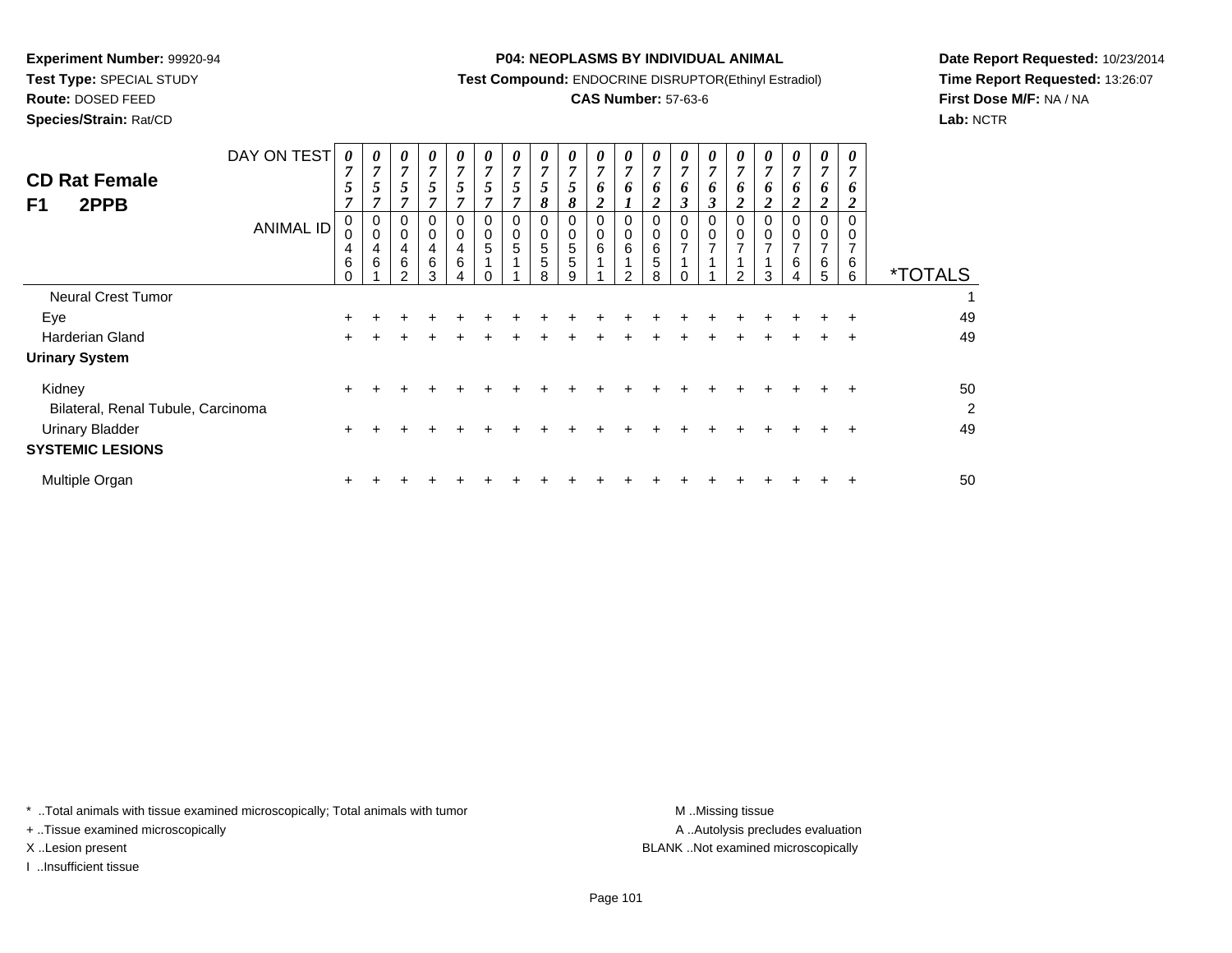**Experiment Number:** 99920-94
**Test Type:** SPECIAL STUDY
**Route:** DOSED FEED
**Species/Strain:** Rat/CD

**P04: NEOPLASMS BY INDIVIDUAL ANIMAL**
**Test Compound:** ENDOCRINE DISRUPTOR(Ethinyl Estradiol)
**CAS Number:** 57-63-6

**Date Report Requested:** 10/23/2014
**Time Report Requested:** 13:26:07
**First Dose M/F:** NA / NA
**Lab:** NCTR

## CD Rat Female
## F1 2PPB

| DAY ON TEST | 0757 | 0757 | 0757 | 0757 | 0757 | 0757 | 0757 | 0758 | 0758 | 0762 | 0761 | 0762 | 0763 | 0763 | 0762 | 0762 | 0762 | 0762 | 0762 | |
|---|---|---|---|---|---|---|---|---|---|---|---|---|---|---|---|---|---|---|---|---|
| **ANIMAL ID** | 00460 | 00461 | 00462 | 00463 | 00464 | 00510 | 00511 | 00558 | 00559 | 00611 | 00612 | 00658 | 00710 | 00711 | 00712 | 00713 | 00764 | 00765 | 00766 | ***TOTALS** |
| Neural Crest Tumor | | | | | | | | | | | | | | | | | | | | 1 |
| Eye | + | + | + | + | + | + | + | + | + | + | + | + | + | + | + | + | + | + | + | 49 |
| Harderian Gland | + | + | + | + | + | + | + | + | + | + | + | + | + | + | + | + | + | + | + | 49 |
| **Urinary System** | | | | | | | | | | | | | | | | | | | | |
| Kidney | + | + | + | + | + | + | + | + | + | + | + | + | + | + | + | + | + | + | + | 50 |
| Bilateral, Renal Tubule, Carcinoma | | | | | | | | | | | | | | | | | | | | 2 |
| Urinary Bladder | + | + | + | + | + | + | + | + | + | + | + | + | + | + | + | + | + | + | + | 49 |
| **SYSTEMIC LESIONS** | | | | | | | | | | | | | | | | | | | | |
| Multiple Organ | + | + | + | + | + | + | + | + | + | + | + | + | + | + | + | + | + | + | + | 50 |

* ..Total animals with tissue examined microscopically; Total animals with tumor
+ ..Tissue examined microscopically
X ..Lesion present
I ..Insufficient tissue

M ..Missing tissue
A ..Autolysis precludes evaluation
BLANK ..Not examined microscopically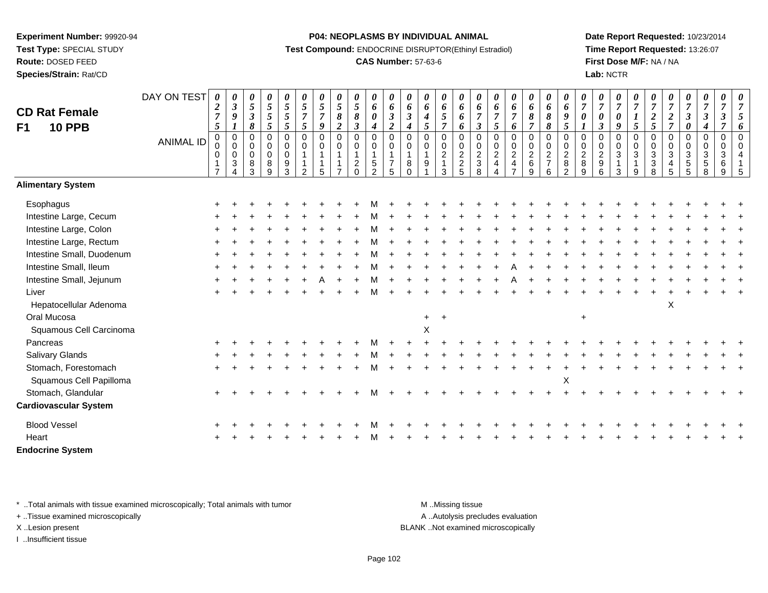**Experiment Number:** 99920-94
**Test Type:** SPECIAL STUDY
**Route:** DOSED FEED
**Species/Strain:** Rat/CD

**P04: NEOPLASMS BY INDIVIDUAL ANIMAL**
**Test Compound:** ENDOCRINE DISRUPTOR(Ethinyl Estradiol)
**CAS Number:** 57-63-6

**Date Report Requested:** 10/23/2014
**Time Report Requested:** 13:26:07
**First Dose M/F:** NA / NA
**Lab:** NCTR

## CD Rat Female
## F1 10 PPB

| DAY ON TEST | 0275 | 0391 | 0538 | 0555 | 0555 | 0575 | 0579 | 0582 | 0583 | 0604 | 0632 | 0634 | 0645 | 0657 | 0666 | 0673 | 0675 | 0676 | 0687 | 0688 | 0695 | 0701 | 0703 | 0709 | 0715 | 0725 | 0727 | 0730 | 0734 | 0737 | 0756 |
|---|---|---|---|---|---|---|---|---|---|---|---|---|---|---|---|---|---|---|---|---|---|---|---|---|---|---|---|---|---|---|---|
| **ANIMAL ID** | 0017 | 0034 | 0083 | 0089 | 0093 | 0112 | 0115 | 0117 | 0120 | 0152 | 0175 | 0180 | 0191 | 0213 | 0225 | 0238 | 0244 | 0247 | 0269 | 0276 | 0282 | 0289 | 0296 | 0313 | 0319 | 0338 | 0345 | 0355 | 0358 | 0369 | 0415 |
| **Alimentary System** | | | | | | | | | | | | | | | | | | | | | | | | | | | | | | | |
| Esophagus | + | + | + | + | + | + | + | + | + | M | + | + | + | + | + | + | + | + | + | + | + | + | + | + | + | + | + | + | + | + | + |
| Intestine Large, Cecum | + | + | + | + | + | + | + | + | + | M | + | + | + | + | + | + | + | + | + | + | + | + | + | + | + | + | + | + | + | + | + |
| Intestine Large, Colon | + | + | + | + | + | + | + | + | + | M | + | + | + | + | + | + | + | + | + | + | + | + | + | + | + | + | + | + | + | + | + |
| Intestine Large, Rectum | + | + | + | + | + | + | + | + | + | M | + | + | + | + | + | + | + | + | + | + | + | + | + | + | + | + | + | + | + | + | + |
| Intestine Small, Duodenum | + | + | + | + | + | + | + | + | + | M | + | + | + | + | + | + | + | + | + | + | + | + | + | + | + | + | + | + | + | + | + |
| Intestine Small, Ileum | + | + | + | + | + | + | + | + | + | M | + | + | + | + | + | + | + | + | A | + | + | + | + | + | + | + | + | + | + | + | + |
| Intestine Small, Jejunum | + | + | + | + | + | + | A | + | + | M | + | + | + | + | + | + | + | + | A | + | + | + | + | + | + | + | + | + | + | + | + |
| Liver | + | + | + | + | + | + | + | + | + | M | + | + | + | + | + | + | + | + | + | + | + | + | + | + | + | + | + | + | + | + | + |
| Hepatocellular Adenoma | | | | | | | | | | | | | | | | | | | | | | | | | | | X | | | | |
| Oral Mucosa | | | | | | | | | | | | | + | + | | | | | | | | + | | | | | | | | | |
| Squamous Cell Carcinoma | | | | | | | | | | | | | X | | | | | | | | | | | | | | | | | | |
| Pancreas | + | + | + | + | + | + | + | + | + | M | + | + | + | + | + | + | + | + | + | + | + | + | + | + | + | + | + | + | + | + | + |
| Salivary Glands | + | + | + | + | + | + | + | + | + | M | + | + | + | + | + | + | + | + | + | + | + | + | + | + | + | + | + | + | + | + | + |
| Stomach, Forestomach | + | + | + | + | + | + | + | + | + | M | + | + | + | + | + | + | + | + | + | + | + | + | + | + | + | + | + | + | + | + | + |
| Squamous Cell Papilloma | | | | | | | | | | | | | | | | | | | | | X | | | | | | | | | | |
| Stomach, Glandular | + | + | + | + | + | + | + | + | + | M | + | + | + | + | + | + | + | + | + | + | + | + | + | + | + | + | + | + | + | + | + |
| **Cardiovascular System** | | | | | | | | | | | | | | | | | | | | | | | | | | | | | | | |
| Blood Vessel | + | + | + | + | + | + | + | + | + | M | + | + | + | + | + | + | + | + | + | + | + | + | + | + | + | + | + | + | + | + | + |
| Heart | + | + | + | + | + | + | + | + | + | M | + | + | + | + | + | + | + | + | + | + | + | + | + | + | + | + | + | + | + | + | + |
| **Endocrine System** | | | | | | | | | | | | | | | | | | | | | | | | | | | | | | | |

\* ..Total animals with tissue examined microscopically; Total animals with tumor
+ ..Tissue examined microscopically
X ..Lesion present
I ..Insufficient tissue

M ..Missing tissue
A ..Autolysis precludes evaluation
BLANK ..Not examined microscopically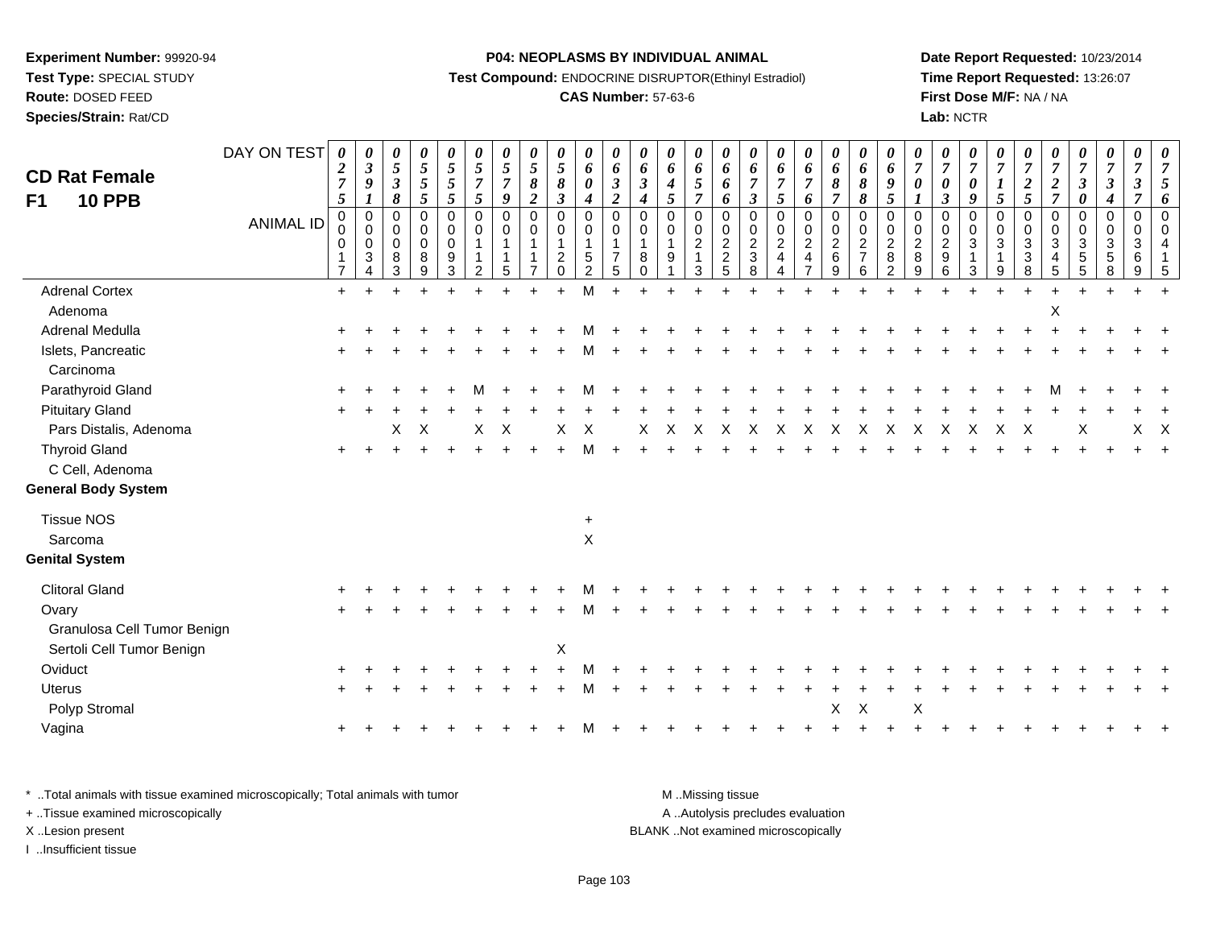**Experiment Number:** 99920-94
**Test Type:** SPECIAL STUDY
**Route:** DOSED FEED
**Species/Strain:** Rat/CD

**P04: NEOPLASMS BY INDIVIDUAL ANIMAL**
**Test Compound:** ENDOCRINE DISRUPTOR(Ethinyl Estradiol)
**CAS Number:** 57-63-6

**Date Report Requested:** 10/23/2014
**Time Report Requested:** 13:26:07
**First Dose M/F:** NA / NA
**Lab:** NCTR

# CD Rat Female
## F1 10 PPB

| DAY ON TEST | 0275 | 0391 | 0538 | 0555 | 0555 | 0575 | 0579 | 0582 | 0583 | 0604 | 0632 | 0634 | 0645 | 0657 | 0666 | 0673 | 0675 | 0676 | 0687 | 0688 | 0695 | 0701 | 0703 | 0709 | 0715 | 0725 | 0727 | 0730 | 0734 | 0737 | 0756 |
|---|---|---|---|---|---|---|---|---|---|---|---|---|---|---|---|---|---|---|---|---|---|---|---|---|---|---|---|---|---|---|---|
| **ANIMAL ID** | 00017 | 00034 | 00083 | 00089 | 00093 | 00112 | 00115 | 00117 | 00120 | 00152 | 00175 | 00180 | 00191 | 00213 | 00225 | 00238 | 00244 | 00247 | 00269 | 00276 | 00282 | 00289 | 00296 | 00313 | 00319 | 00338 | 00345 | 00355 | 00358 | 00369 | 00415 |
| Adrenal Cortex | + | + | + | + | + | + | + | + | + | M | + | + | + | + | + | + | + | + | + | + | + | + | + | + | + | + | + | + | + | + | + |
| Adenoma | | | | | | | | | | | | | | | | | | | | | | | | | | | X | | | | |
| Adrenal Medulla | + | + | + | + | + | + | + | + | + | M | + | + | + | + | + | + | + | + | + | + | + | + | + | + | + | + | + | + | + | + | + |
| Islets, Pancreatic | + | + | + | + | + | + | + | + | + | M | + | + | + | + | + | + | + | + | + | + | + | + | + | + | + | + | + | + | + | + | + |
| Carcinoma | | | | | | | | | | | | | | | | | | | | | | | | | | | | | | | |
| Parathyroid Gland | + | + | + | + | + | M | + | + | + | M | + | + | + | + | + | + | + | + | + | + | + | + | + | + | + | + | M | + | + | + | + |
| Pituitary Gland | + | + | + | + | + | + | + | + | + | + | + | + | + | + | + | + | + | + | + | + | + | + | + | + | + | + | + | + | + | + | + |
| Pars Distalis, Adenoma | | | X | X | | X | X | | X | X | | X | X | X | X | X | X | X | X | X | X | X | X | X | X | X | | X | | X | X |
| Thyroid Gland | + | + | + | + | + | + | + | + | + | M | + | + | + | + | + | + | + | + | + | + | + | + | + | + | + | + | + | + | + | + | + |
| C Cell, Adenoma | | | | | | | | | | | | | | | | | | | | | | | | | | | | | | | |
| **General Body System** | | | | | | | | | | | | | | | | | | | | | | | | | | | | | | | |
| Tissue NOS | | | | | | | | | | + | | | | | | | | | | | | | | | | | | | | | |
| Sarcoma | | | | | | | | | | X | | | | | | | | | | | | | | | | | | | | | |
| **Genital System** | | | | | | | | | | | | | | | | | | | | | | | | | | | | | | | |
| Clitoral Gland | + | + | + | + | + | + | + | + | + | M | + | + | + | + | + | + | + | + | + | + | + | + | + | + | + | + | + | + | + | + | + |
| Ovary | + | + | + | + | + | + | + | + | + | M | + | + | + | + | + | + | + | + | + | + | + | + | + | + | + | + | + | + | + | + | + |
| Granulosa Cell Tumor Benign | | | | | | | | | | | | | | | | | | | | | | | | | | | | | | | |
| Sertoli Cell Tumor Benign | | | | | | | | | X | | | | | | | | | | | | | | | | | | | | | | |
| Oviduct | + | + | + | + | + | + | + | + | + | M | + | + | + | + | + | + | + | + | + | + | + | + | + | + | + | + | + | + | + | + | + |
| Uterus | + | + | + | + | + | + | + | + | + | M | + | + | + | + | + | + | + | + | + | + | + | + | + | + | + | + | + | + | + | + | + |
| Polyp Stromal | | | | | | | | | | | | | | | | | | | X | X | | X | | | | | | | | | |
| Vagina | + | + | + | + | + | + | + | + | + | M | + | + | + | + | + | + | + | + | + | + | + | + | + | + | + | + | + | + | + | + | + |

\* ..Total animals with tissue examined microscopically; Total animals with tumor
+ ..Tissue examined microscopically
X ..Lesion present
I ..Insufficient tissue

M ..Missing tissue
A ..Autolysis precludes evaluation
BLANK ..Not examined microscopically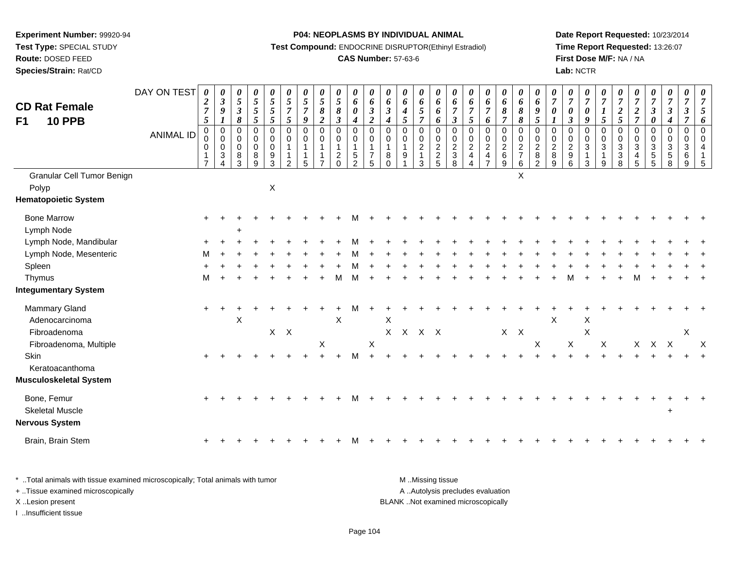**Experiment Number:** 99920-94
**Test Type:** SPECIAL STUDY
**Route:** DOSED FEED
**Species/Strain:** Rat/CD

**P04: NEOPLASMS BY INDIVIDUAL ANIMAL**
**Test Compound:** ENDOCRINE DISRUPTOR(Ethinyl Estradiol)
**CAS Number:** 57-63-6

**Date Report Requested:** 10/23/2014
**Time Report Requested:** 13:26:07
**First Dose M/F:** NA / NA
**Lab:** NCTR

## CD Rat Female F1 10 PPB

| DAY ON TEST | 0275 | 0391 | 0538 | 0555 | 0555 | 0575 | 0579 | 0582 | 0583 | 0604 | 0632 | 0634 | 0645 | 0657 | 0666 | 0673 | 0675 | 0676 | 0687 | 0688 | 0695 | 0701 | 0703 | 0709 | 0715 | 0725 | 0727 | 0730 | 0734 | 0737 | 0756 |
|---|---|---|---|---|---|---|---|---|---|---|---|---|---|---|---|---|---|---|---|---|---|---|---|---|---|---|---|---|---|---|---|
| **ANIMAL ID** | 00017 | 00034 | 00083 | 00089 | 00093 | 00112 | 00115 | 00117 | 00120 | 00152 | 00175 | 00180 | 00191 | 00213 | 00225 | 00238 | 00244 | 00247 | 00269 | 00276 | 00282 | 00289 | 00296 | 00313 | 00319 | 00338 | 00345 | 00355 | 00358 | 00369 | 00415 |
| Granular Cell Tumor Benign | | | | | | | | | | | | | | | | | | | | X | | | | | | | | | | | |
| Polyp | | | | | X | | | | | | | | | | | | | | | | | | | | | | | | | | |
| **Hematopoietic System** | | | | | | | | | | | | | | | | | | | | | | | | | | | | | | | |
| Bone Marrow | + | + | + | + | + | + | + | + | + | M | + | + | + | + | + | + | + | + | + | + | + | + | + | + | + | + | + | + | + | + | + |
| Lymph Node | | | + | | | | | | | | | | | | | | | | | | | | | | | | | | | | |
| Lymph Node, Mandibular | + | + | + | + | + | + | + | + | + | M | + | + | + | + | + | + | + | + | + | + | + | + | + | + | + | + | + | + | + | + | + |
| Lymph Node, Mesenteric | M | + | + | + | + | + | + | + | + | M | + | + | + | + | + | + | + | + | + | + | + | + | + | + | + | + | + | + | + | + | + |
| Spleen | + | + | + | + | + | + | + | + | + | M | + | + | + | + | + | + | + | + | + | + | + | + | + | + | + | + | + | + | + | + | + |
| Thymus | M | + | + | + | + | + | + | + | M | M | + | + | + | + | + | + | + | + | + | + | + | + | M | + | + | + | M | + | + | + | + |
| **Integumentary System** | | | | | | | | | | | | | | | | | | | | | | | | | | | | | | | |
| Mammary Gland | + | + | + | + | + | + | + | + | + | M | + | + | + | + | + | + | + | + | + | + | + | + | + | + | + | + | + | + | + | + | + |
| Adenocarcinoma | | | X | | | | | | X | | | X | | | | | | | | | | X | | X | | | | | | | |
| Fibroadenoma | | | | | X | X | | | | | | X | X | X | X | | | | X | X | | | | X | | | | | | X | |
| Fibroadenoma, Multiple | | | | | | | | X | | | X | | | | | | | | | | X | | X | | X | | X | X | X | | X |
| Skin | + | + | + | + | + | + | + | + | + | M | + | + | + | + | + | + | + | + | + | + | + | + | + | + | + | + | + | + | + | + | + |
| Keratoacanthoma | | | | | | | | | | | | | | | | | | | | | | | | | | | | | | | |
| **Musculoskeletal System** | | | | | | | | | | | | | | | | | | | | | | | | | | | | | | | |
| Bone, Femur | + | + | + | + | + | + | + | + | + | M | + | + | + | + | + | + | + | + | + | + | + | + | + | + | + | + | + | + | + | + | + |
| Skeletal Muscle | | | | | | | | | | | | | | | | | | | | | | | | | | | | | + | | |
| **Nervous System** | | | | | | | | | | | | | | | | | | | | | | | | | | | | | | | |
| Brain, Brain Stem | + | + | + | + | + | + | + | + | + | M | + | + | + | + | + | + | + | + | + | + | + | + | + | + | + | + | + | + | + | + | + |

\* ..Total animals with tissue examined microscopically; Total animals with tumor
\+ ..Tissue examined microscopically
X ..Lesion present
I ..Insufficient tissue

M ..Missing tissue
A ..Autolysis precludes evaluation
BLANK ..Not examined microscopically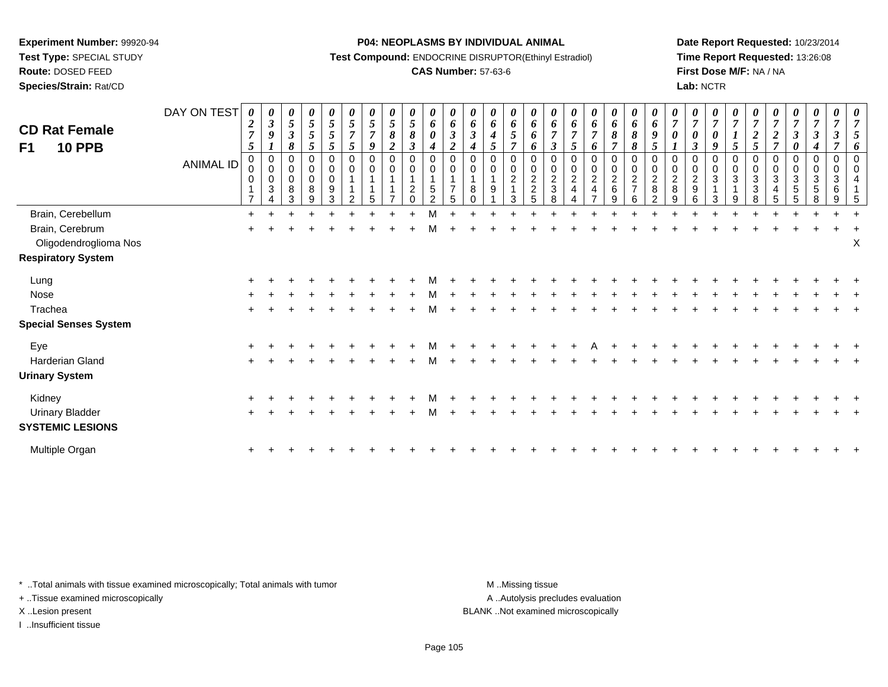**Experiment Number:** 99920-94
**Test Type:** SPECIAL STUDY
**Route:** DOSED FEED
**Species/Strain:** Rat/CD

**P04: NEOPLASMS BY INDIVIDUAL ANIMAL**
**Test Compound:** ENDOCRINE DISRUPTOR(Ethinyl Estradiol)
**CAS Number:** 57-63-6

**Date Report Requested:** 10/23/2014
**Time Report Requested:** 13:26:08
**First Dose M/F:** NA / NA
**Lab:** NCTR

## CD Rat Female F1 10 PPB

| DAY ON TEST | 0275 | 0391 | 0538 | 0555 | 0555 | 0575 | 0579 | 0582 | 0583 | 0604 | 0632 | 0634 | 0645 | 0657 | 0666 | 0673 | 0675 | 0676 | 0687 | 0688 | 0695 | 0701 | 0703 | 0709 | 0715 | 0725 | 0727 | 0730 | 0734 | 0737 | 0756 |
|---|---|---|---|---|---|---|---|---|---|---|---|---|---|---|---|---|---|---|---|---|---|---|---|---|---|---|---|---|---|---|---|
| ANIMAL ID | 00017 | 00034 | 00083 | 00089 | 00093 | 00112 | 00115 | 00117 | 00120 | 00152 | 00175 | 00180 | 00191 | 00213 | 00225 | 00238 | 00244 | 00247 | 00269 | 00276 | 00282 | 00289 | 00296 | 00313 | 00319 | 00338 | 00345 | 00355 | 00358 | 00369 | 00415 |
| Brain, Cerebellum | + | + | + | + | + | + | + | + | + | M | + | + | + | + | + | + | + | + | + | + | + | + | + | + | + | + | + | + | + | + | + |
| Brain, Cerebrum | + | + | + | + | + | + | + | + | + | M | + | + | + | + | + | + | + | + | + | + | + | + | + | + | + | + | + | + | + | + | + |
| Oligodendroglioma Nos | | | | | | | | | | | | | | | | | | | | | | | | | | | | | | | X |
| **Respiratory System** | | | | | | | | | | | | | | | | | | | | | | | | | | | | | | | |
| Lung | + | + | + | + | + | + | + | + | + | M | + | + | + | + | + | + | + | + | + | + | + | + | + | + | + | + | + | + | + | + | + |
| Nose | + | + | + | + | + | + | + | + | + | M | + | + | + | + | + | + | + | + | + | + | + | + | + | + | + | + | + | + | + | + | + |
| Trachea | + | + | + | + | + | + | + | + | + | M | + | + | + | + | + | + | + | + | + | + | + | + | + | + | + | + | + | + | + | + | + |
| **Special Senses System** | | | | | | | | | | | | | | | | | | | | | | | | | | | | | | | |
| Eye | + | + | + | + | + | + | + | + | + | M | + | + | + | + | + | + | + | A | + | + | + | + | + | + | + | + | + | + | + | + | + |
| Harderian Gland | + | + | + | + | + | + | + | + | + | M | + | + | + | + | + | + | + | + | + | + | + | + | + | + | + | + | + | + | + | + | + |
| **Urinary System** | | | | | | | | | | | | | | | | | | | | | | | | | | | | | | | |
| Kidney | + | + | + | + | + | + | + | + | + | M | + | + | + | + | + | + | + | + | + | + | + | + | + | + | + | + | + | + | + | + | + |
| Urinary Bladder | + | + | + | + | + | + | + | + | + | M | + | + | + | + | + | + | + | + | + | + | + | + | + | + | + | + | + | + | + | + | + |
| **SYSTEMIC LESIONS** | | | | | | | | | | | | | | | | | | | | | | | | | | | | | | | |
| Multiple Organ | + | + | + | + | + | + | + | + | + | + | + | + | + | + | + | + | + | + | + | + | + | + | + | + | + | + | + | + | + | + | + |

\* ..Total animals with tissue examined microscopically; Total animals with tumor
+ ..Tissue examined microscopically
X ..Lesion present
I ..Insufficient tissue

M ..Missing tissue
A ..Autolysis precludes evaluation
BLANK ..Not examined microscopically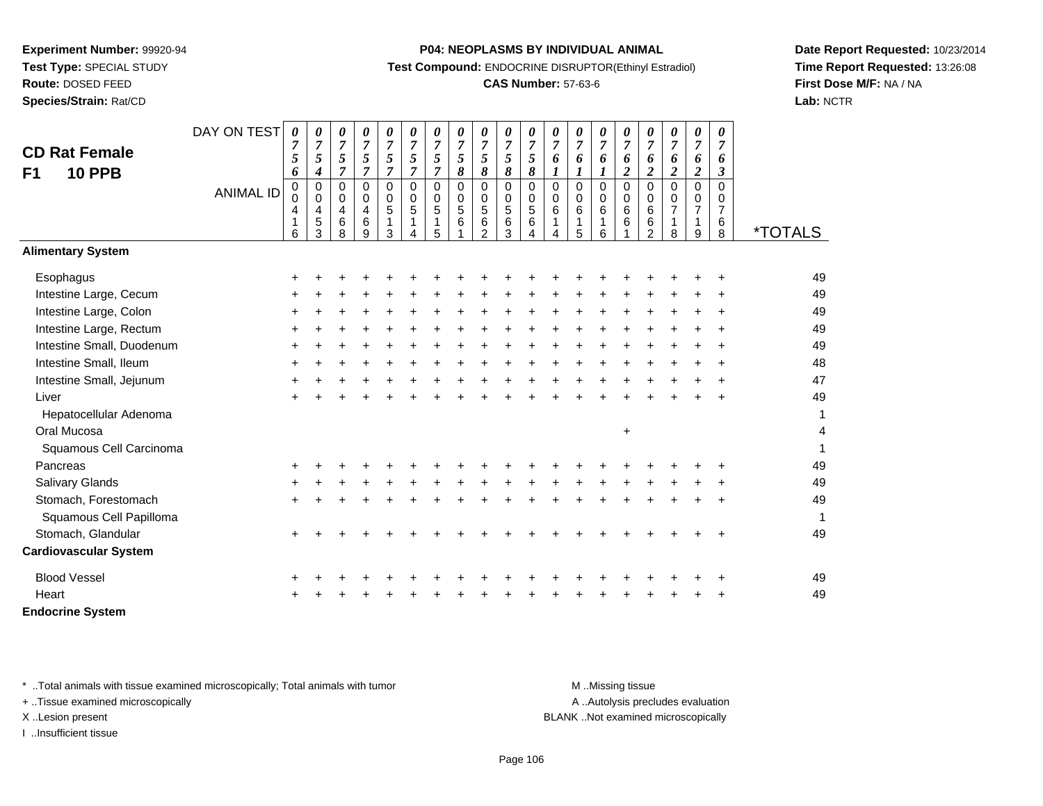**Experiment Number:** 99920-94
**Test Type:** SPECIAL STUDY
**Route:** DOSED FEED
**Species/Strain:** Rat/CD

**P04: NEOPLASMS BY INDIVIDUAL ANIMAL**
**Test Compound:** ENDOCRINE DISRUPTOR(Ethinyl Estradiol)
**CAS Number:** 57-63-6

**Date Report Requested:** 10/23/2014
**Time Report Requested:** 13:26:08
**First Dose M/F:** NA / NA
**Lab:** NCTR

## CD Rat Female
## F1 10 PPB

| DAY ON TEST | 0756 | 0754 | 0757 | 0757 | 0757 | 0757 | 0757 | 0758 | 0758 | 0758 | 0758 | 0761 | 0761 | 0761 | 0762 | 0762 | 0762 | 0762 | 0763 | |
|---|---|---|---|---|---|---|---|---|---|---|---|---|---|---|---|---|---|---|---|---|
| **ANIMAL ID** | 00416 | 00453 | 00468 | 00469 | 00513 | 00514 | 00515 | 00561 | 00562 | 00563 | 00564 | 00614 | 00615 | 00616 | 00661 | 00662 | 00718 | 00719 | 00768 | ***TOTALS** |
| **Alimentary System** | | | | | | | | | | | | | | | | | | | | |
| Esophagus | + | + | + | + | + | + | + | + | + | + | + | + | + | + | + | + | + | + | + | 49 |
| Intestine Large, Cecum | + | + | + | + | + | + | + | + | + | + | + | + | + | + | + | + | + | + | + | 49 |
| Intestine Large, Colon | + | + | + | + | + | + | + | + | + | + | + | + | + | + | + | + | + | + | + | 49 |
| Intestine Large, Rectum | + | + | + | + | + | + | + | + | + | + | + | + | + | + | + | + | + | + | + | 49 |
| Intestine Small, Duodenum | + | + | + | + | + | + | + | + | + | + | + | + | + | + | + | + | + | + | + | 49 |
| Intestine Small, Ileum | + | + | + | + | + | + | + | + | + | + | + | + | + | + | + | + | + | + | + | 48 |
| Intestine Small, Jejunum | + | + | + | + | + | + | + | + | + | + | + | + | + | + | + | + | + | + | + | 47 |
| Liver | + | + | + | + | + | + | + | + | + | + | + | + | + | + | + | + | + | + | + | 49 |
| Hepatocellular Adenoma | | | | | | | | | | | | | | | | | | | | 1 |
| Oral Mucosa | | | | | | | | | | | | | | | + | | | | | 4 |
| Squamous Cell Carcinoma | | | | | | | | | | | | | | | | | | | | 1 |
| Pancreas | + | + | + | + | + | + | + | + | + | + | + | + | + | + | + | + | + | + | + | 49 |
| Salivary Glands | + | + | + | + | + | + | + | + | + | + | + | + | + | + | + | + | + | + | + | 49 |
| Stomach, Forestomach | + | + | + | + | + | + | + | + | + | + | + | + | + | + | + | + | + | + | + | 49 |
| Squamous Cell Papilloma | | | | | | | | | | | | | | | | | | | | 1 |
| Stomach, Glandular | + | + | + | + | + | + | + | + | + | + | + | + | + | + | + | + | + | + | + | 49 |
| **Cardiovascular System** | | | | | | | | | | | | | | | | | | | | |
| Blood Vessel | + | + | + | + | + | + | + | + | + | + | + | + | + | + | + | + | + | + | + | 49 |
| Heart | + | + | + | + | + | + | + | + | + | + | + | + | + | + | + | + | + | + | + | 49 |
| **Endocrine System** | | | | | | | | | | | | | | | | | | | | |

\* ..Total animals with tissue examined microscopically; Total animals with tumor
+ ..Tissue examined microscopically
X ..Lesion present
I ..Insufficient tissue

M ..Missing tissue
A ..Autolysis precludes evaluation
BLANK ..Not examined microscopically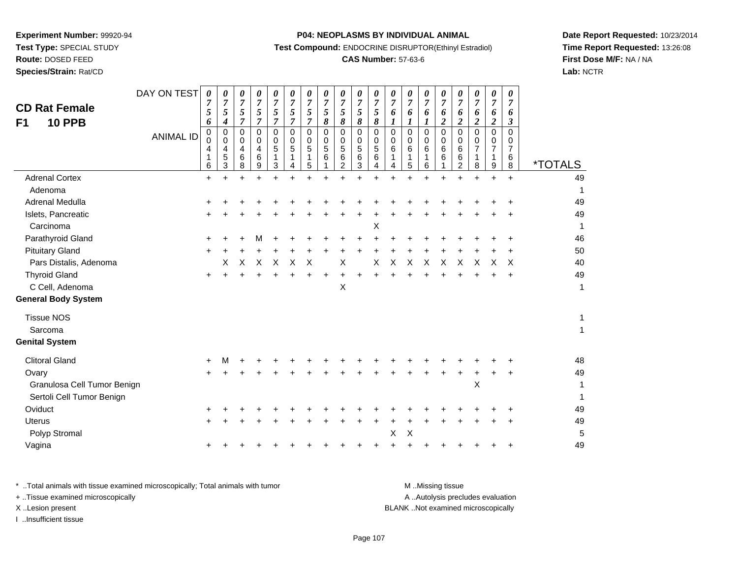**Experiment Number:** 99920-94
**Test Type:** SPECIAL STUDY
**Route:** DOSED FEED
**Species/Strain:** Rat/CD

**P04: NEOPLASMS BY INDIVIDUAL ANIMAL**
**Test Compound:** ENDOCRINE DISRUPTOR(Ethinyl Estradiol)
**CAS Number:** 57-63-6

**Date Report Requested:** 10/23/2014
**Time Report Requested:** 13:26:08
**First Dose M/F:** NA / NA
**Lab:** NCTR

## CD Rat Female F1 10 PPB

| DAY ON TEST | 0756 | 0754 | 0757 | 0757 | 0757 | 0757 | 0757 | 0758 | 0758 | 0758 | 0758 | 0761 | 0761 | 0761 | 0762 | 0762 | 0762 | 0762 | 0763 | |
|---|---|---|---|---|---|---|---|---|---|---|---|---|---|---|---|---|---|---|---|---|
| **ANIMAL ID** | 00416 | 00453 | 00468 | 00469 | 00513 | 00514 | 00515 | 00561 | 00562 | 00563 | 00564 | 00614 | 00615 | 00616 | 00661 | 00662 | 00718 | 00719 | 00768 | ***TOTALS** |
| Adrenal Cortex | + | + | + | + | + | + | + | + | + | + | + | + | + | + | + | + | + | + | + | 49 |
| Adenoma | | | | | | | | | | | | | | | | | | | | 1 |
| Adrenal Medulla | + | + | + | + | + | + | + | + | + | + | + | + | + | + | + | + | + | + | + | 49 |
| Islets, Pancreatic | + | + | + | + | + | + | + | + | + | + | + | + | + | + | + | + | + | + | + | 49 |
| Carcinoma | | | | | | | | | | | X | | | | | | | | | 1 |
| Parathyroid Gland | + | + | + | M | + | + | + | + | + | + | + | + | + | + | + | + | + | + | + | 46 |
| Pituitary Gland | + | + | + | + | + | + | + | + | + | + | + | + | + | + | + | + | + | + | + | 50 |
| Pars Distalis, Adenoma | | X | X | X | X | X | X | | X | | X | X | X | X | X | X | X | X | X | 40 |
| Thyroid Gland | + | + | + | + | + | + | + | + | + | + | + | + | + | + | + | + | + | + | + | 49 |
| C Cell, Adenoma | | | | | | | | | X | | | | | | | | | | | 1 |
| **General Body System** | | | | | | | | | | | | | | | | | | | | |
| Tissue NOS | | | | | | | | | | | | | | | | | | | | 1 |
| Sarcoma | | | | | | | | | | | | | | | | | | | | 1 |
| **Genital System** | | | | | | | | | | | | | | | | | | | | |
| Clitoral Gland | + | M | + | + | + | + | + | + | + | + | + | + | + | + | + | + | + | + | + | 48 |
| Ovary | + | + | + | + | + | + | + | + | + | + | + | + | + | + | + | + | + | + | + | 49 |
| Granulosa Cell Tumor Benign | | | | | | | | | | | | | | | | | X | | | 1 |
| Sertoli Cell Tumor Benign | | | | | | | | | | | | | | | | | | | | 1 |
| Oviduct | + | + | + | + | + | + | + | + | + | + | + | + | + | + | + | + | + | + | + | 49 |
| Uterus | + | + | + | + | + | + | + | + | + | + | + | + | + | + | + | + | + | + | + | 49 |
| Polyp Stromal | | | | | | | | | | | | X | X | | | | | | | 5 |
| Vagina | + | + | + | + | + | + | + | + | + | + | + | + | + | + | + | + | + | + | + | 49 |

\* ..Total animals with tissue examined microscopically; Total animals with tumor
\+ ..Tissue examined microscopically
X ..Lesion present
I ..Insufficient tissue

M ..Missing tissue
A ..Autolysis precludes evaluation
BLANK ..Not examined microscopically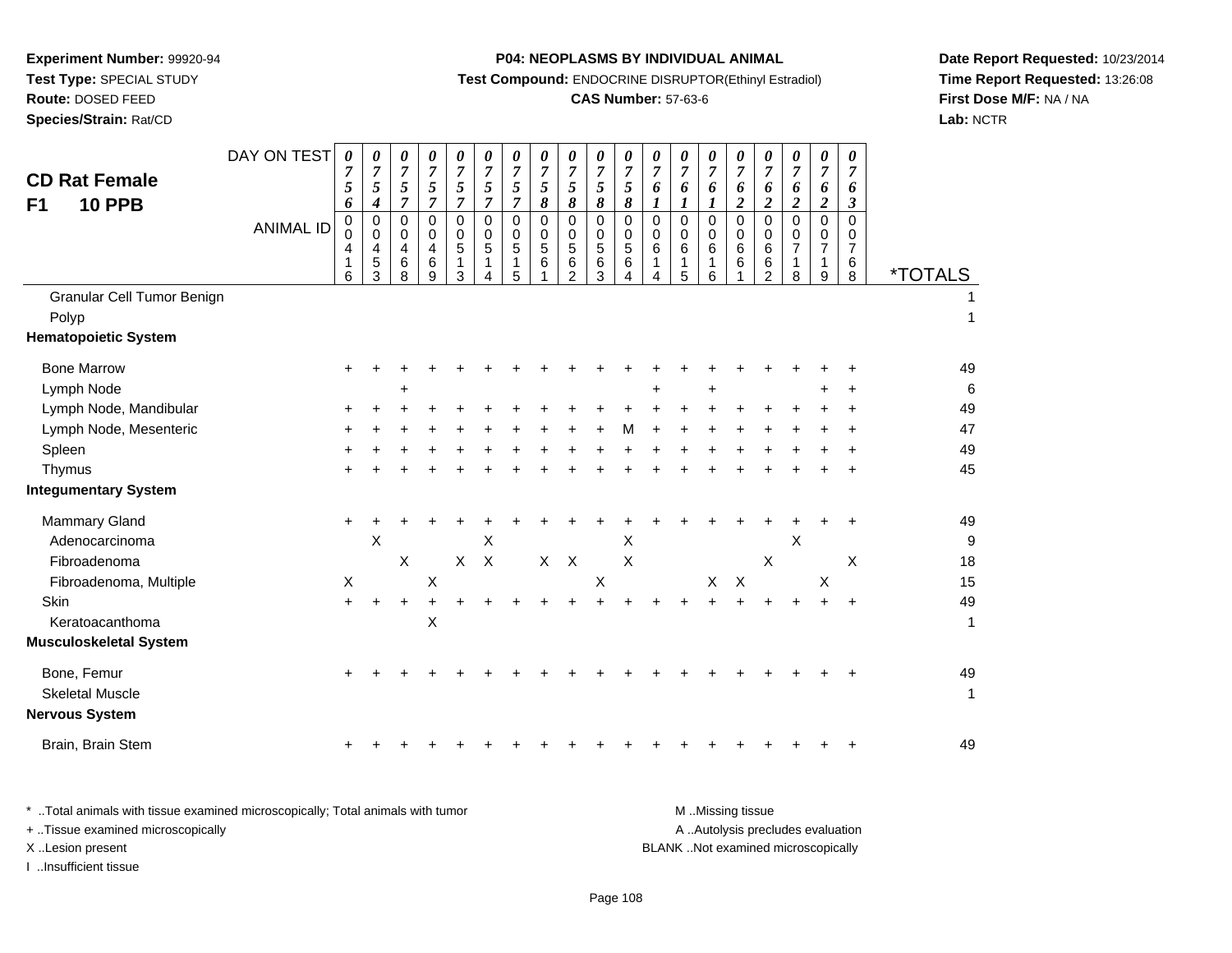**Experiment Number:** 99920-94
**Test Type:** SPECIAL STUDY
**Route:** DOSED FEED
**Species/Strain:** Rat/CD

**P04: NEOPLASMS BY INDIVIDUAL ANIMAL**
**Test Compound:** ENDOCRINE DISRUPTOR(Ethinyl Estradiol)
**CAS Number:** 57-63-6

**Date Report Requested:** 10/23/2014
**Time Report Requested:** 13:26:08
**First Dose M/F:** NA / NA
**Lab:** NCTR

## CD Rat Female F1 10 PPB

| DAY ON TEST | 0756 | 0754 | 0757 | 0757 | 0757 | 0757 | 0757 | 0758 | 0758 | 0758 | 0758 | 0761 | 0761 | 0761 | 0762 | 0762 | 0762 | 0762 | 0763 | |
|---|---|---|---|---|---|---|---|---|---|---|---|---|---|---|---|---|---|---|---|---|
| **ANIMAL ID** | 00416 | 00453 | 00468 | 00469 | 00513 | 00514 | 00515 | 00561 | 00562 | 00563 | 00564 | 00614 | 00615 | 00616 | 00661 | 00662 | 00718 | 00719 | 00768 | ***TOTALS** |
| Granular Cell Tumor Benign | | | | | | | | | | | | | | | | | | | | 1 |
| Polyp | | | | | | | | | | | | | | | | | | | | 1 |
| **Hematopoietic System** | | | | | | | | | | | | | | | | | | | | |
| Bone Marrow | + | + | + | + | + | + | + | + | + | + | + | + | + | + | + | + | + | + | + | 49 |
| Lymph Node | | | + | | | | | | | | | + | | + | | | | + | + | 6 |
| Lymph Node, Mandibular | + | + | + | + | + | + | + | + | + | + | + | + | + | + | + | + | + | + | + | 49 |
| Lymph Node, Mesenteric | + | + | + | + | + | + | + | + | + | + | M | + | + | + | + | + | + | + | + | 47 |
| Spleen | + | + | + | + | + | + | + | + | + | + | + | + | + | + | + | + | + | + | + | 49 |
| Thymus | + | + | + | + | + | + | + | + | + | + | + | + | + | + | + | + | + | + | + | 45 |
| **Integumentary System** | | | | | | | | | | | | | | | | | | | | |
| Mammary Gland | + | + | + | + | + | + | + | + | + | + | + | + | + | + | + | + | + | + | + | 49 |
| Adenocarcinoma | | X | | | | X | | | | | X | | | | | | X | | | 9 |
| Fibroadenoma | | | X | | X | X | | X | X | | X | | | | | X | | | X | 18 |
| Fibroadenoma, Multiple | X | | | X | | | | | | X | | | | X | X | | | X | | 15 |
| Skin | + | + | + | + | + | + | + | + | + | + | + | + | + | + | + | + | + | + | + | 49 |
| Keratoacanthoma | | | | X | | | | | | | | | | | | | | | | 1 |
| **Musculoskeletal System** | | | | | | | | | | | | | | | | | | | | |
| Bone, Femur | + | + | + | + | + | + | + | + | + | + | + | + | + | + | + | + | + | + | + | 49 |
| Skeletal Muscle | | | | | | | | | | | | | | | | | | | | 1 |
| **Nervous System** | | | | | | | | | | | | | | | | | | | | |
| Brain, Brain Stem | + | + | + | + | + | + | + | + | + | + | + | + | + | + | + | + | + | + | + | 49 |

\* ..Total animals with tissue examined microscopically; Total animals with tumor
\+ ..Tissue examined microscopically
X ..Lesion present
I ..Insufficient tissue

M ..Missing tissue
A ..Autolysis precludes evaluation
BLANK ..Not examined microscopically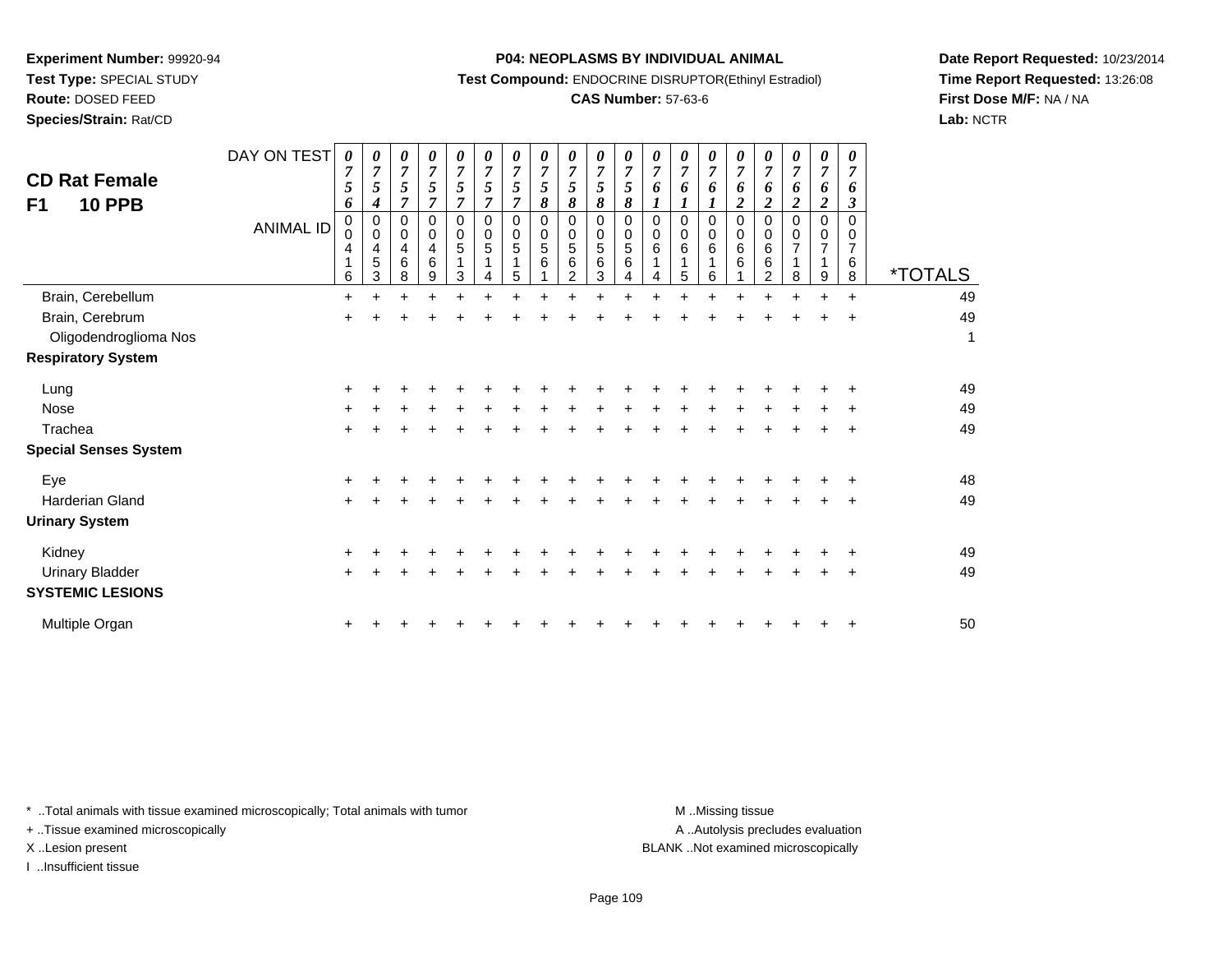**Experiment Number:** 99920-94
**Test Type:** SPECIAL STUDY
**Route:** DOSED FEED
**Species/Strain:** Rat/CD

**P04: NEOPLASMS BY INDIVIDUAL ANIMAL**
**Test Compound:** ENDOCRINE DISRUPTOR(Ethinyl Estradiol)
**CAS Number:** 57-63-6

**Date Report Requested:** 10/23/2014
**Time Report Requested:** 13:26:08
**First Dose M/F:** NA / NA
**Lab:** NCTR

## CD Rat Female F1 10 PPB

| DAY ON TEST | 0756 | 0754 | 0757 | 0757 | 0757 | 0757 | 0757 | 0758 | 0758 | 0758 | 0758 | 0761 | 0761 | 0761 | 0762 | 0762 | 0762 | 0762 | 0763 | |
|---|---|---|---|---|---|---|---|---|---|---|---|---|---|---|---|---|---|---|---|---|
| **ANIMAL ID** | 00416 | 00453 | 00468 | 00469 | 00513 | 00514 | 00515 | 00561 | 00562 | 00563 | 00564 | 00614 | 00615 | 00616 | 00661 | 00662 | 00718 | 00719 | 00768 | ***TOTALS** |
| Brain, Cerebellum | + | + | + | + | + | + | + | + | + | + | + | + | + | + | + | + | + | + | + | 49 |
| Brain, Cerebrum | + | + | + | + | + | + | + | + | + | + | + | + | + | + | + | + | + | + | + | 49 |
| Oligodendroglioma Nos | | | | | | | | | | | | | | | | | | | | 1 |
| **Respiratory System** | | | | | | | | | | | | | | | | | | | | |
| Lung | + | + | + | + | + | + | + | + | + | + | + | + | + | + | + | + | + | + | + | 49 |
| Nose | + | + | + | + | + | + | + | + | + | + | + | + | + | + | + | + | + | + | + | 49 |
| Trachea | + | + | + | + | + | + | + | + | + | + | + | + | + | + | + | + | + | + | + | 49 |
| **Special Senses System** | | | | | | | | | | | | | | | | | | | | |
| Eye | + | + | + | + | + | + | + | + | + | + | + | + | + | + | + | + | + | + | + | 48 |
| Harderian Gland | + | + | + | + | + | + | + | + | + | + | + | + | + | + | + | + | + | + | + | 49 |
| **Urinary System** | | | | | | | | | | | | | | | | | | | | |
| Kidney | + | + | + | + | + | + | + | + | + | + | + | + | + | + | + | + | + | + | + | 49 |
| Urinary Bladder | + | + | + | + | + | + | + | + | + | + | + | + | + | + | + | + | + | + | + | 49 |
| **SYSTEMIC LESIONS** | | | | | | | | | | | | | | | | | | | | |
| Multiple Organ | + | + | + | + | + | + | + | + | + | + | + | + | + | + | + | + | + | + | + | 50 |

\* ..Total animals with tissue examined microscopically; Total animals with tumor
+ ..Tissue examined microscopically
X ..Lesion present
I ..Insufficient tissue

M ..Missing tissue
A ..Autolysis precludes evaluation
BLANK ..Not examined microscopically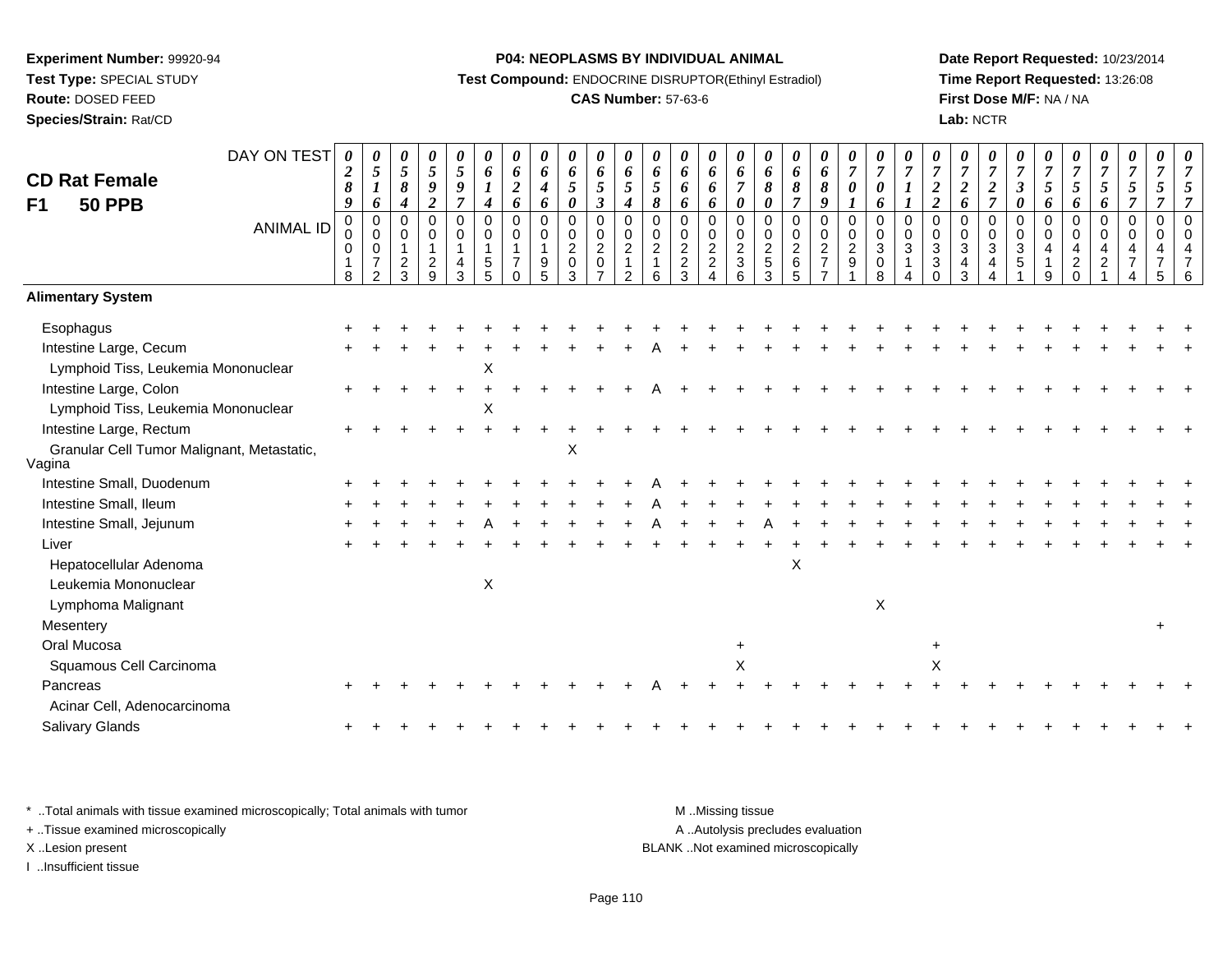**Experiment Number:** 99920-94
**Test Type:** SPECIAL STUDY
**Route:** DOSED FEED
**Species/Strain:** Rat/CD

**P04: NEOPLASMS BY INDIVIDUAL ANIMAL**
**Test Compound:** ENDOCRINE DISRUPTOR(Ethinyl Estradiol)
**CAS Number:** 57-63-6

**Date Report Requested:** 10/23/2014
**Time Report Requested:** 13:26:08
**First Dose M/F:** NA / NA
**Lab:** NCTR

## CD Rat Female F1 50 PPB

| DAY ON TEST | 0289 | 0516 | 0584 | 0592 | 0597 | 0614 | 0626 | 0646 | 0650 | 0653 | 0654 | 0658 | 0666 | 0666 | 0670 | 0680 | 0687 | 0689 | 0701 | 0706 | 0711 | 0722 | 0726 | 0727 | 0730 | 0756 | 0756 | 0756 | 0757 | 0757 | 0757 |
|---|---|---|---|---|---|---|---|---|---|---|---|---|---|---|---|---|---|---|---|---|---|---|---|---|---|---|---|---|---|---|---|
| **ANIMAL ID** | 00018 | 00072 | 00123 | 00129 | 00143 | 00155 | 00170 | 00195 | 00203 | 00207 | 00212 | 00216 | 00223 | 00224 | 00236 | 00253 | 00265 | 00277 | 00291 | 00308 | 00314 | 00330 | 00343 | 00344 | 00351 | 00419 | 00420 | 00421 | 00474 | 00475 | 00476 |
| **Alimentary System** | | | | | | | | | | | | | | | | | | | | | | | | | | | | | | | |
| Esophagus | + | + | + | + | + | + | + | + | + | + | + | + | + | + | + | + | + | + | + | + | + | + | + | + | + | + | + | + | + | + | + |
| Intestine Large, Cecum | + | + | + | + | + | + | + | + | + | + | + | A | + | + | + | + | + | + | + | + | + | + | + | + | + | + | + | + | + | + | + |
| Lymphoid Tiss, Leukemia Mononuclear | | | | | | X | | | | | | | | | | | | | | | | | | | | | | | | | |
| Intestine Large, Colon | + | + | + | + | + | + | + | + | + | + | + | A | + | + | + | + | + | + | + | + | + | + | + | + | + | + | + | + | + | + | + |
| Lymphoid Tiss, Leukemia Mononuclear | | | | | | X | | | | | | | | | | | | | | | | | | | | | | | | | |
| Intestine Large, Rectum | + | + | + | + | + | + | + | + | + | + | + | + | + | + | + | + | + | + | + | + | + | + | + | + | + | + | + | + | + | + | + |
| Granular Cell Tumor Malignant, Metastatic, Vagina | | | | | | | | | X | | | | | | | | | | | | | | | | | | | | | | |
| Intestine Small, Duodenum | + | + | + | + | + | + | + | + | + | + | + | A | + | + | + | + | + | + | + | + | + | + | + | + | + | + | + | + | + | + | + |
| Intestine Small, Ileum | + | + | + | + | + | + | + | + | + | + | + | A | + | + | + | + | + | + | + | + | + | + | + | + | + | + | + | + | + | + | + |
| Intestine Small, Jejunum | + | + | + | + | + | A | + | + | + | + | + | A | + | + | + | A | + | + | + | + | + | + | + | + | + | + | + | + | + | + | + |
| Liver | + | + | + | + | + | + | + | + | + | + | + | + | + | + | + | + | + | + | + | + | + | + | + | + | + | + | + | + | + | + | + |
| Hepatocellular Adenoma | | | | | | | | | | | | | | | | | X | | | | | | | | | | | | | | |
| Leukemia Mononuclear | | | | | | X | | | | | | | | | | | | | | | | | | | | | | | | | |
| Lymphoma Malignant | | | | | | | | | | | | | | | | | | | | X | | | | | | | | | | | |
| Mesentery | | | | | | | | | | | | | | | | | | | | | | | | | | | | | | + | |
| Oral Mucosa | | | | | | | | | | | | | | | + | | | | | | | + | | | | | | | | | |
| Squamous Cell Carcinoma | | | | | | | | | | | | | | | X | | | | | | | X | | | | | | | | | |
| Pancreas | + | + | + | + | + | + | + | + | + | + | + | A | + | + | + | + | + | + | + | + | + | + | + | + | + | + | + | + | + | + | + |
| Acinar Cell, Adenocarcinoma | | | | | | | | | | | | | | | | | | | | | | | | | | | | | | | |
| Salivary Glands | + | + | + | + | + | + | + | + | + | + | + | + | + | + | + | + | + | + | + | + | + | + | + | + | + | + | + | + | + | + | + |

\* ..Total animals with tissue examined microscopically; Total animals with tumor
+ ..Tissue examined microscopically
X ..Lesion present
I ..Insufficient tissue

M ..Missing tissue
A ..Autolysis precludes evaluation
BLANK ..Not examined microscopically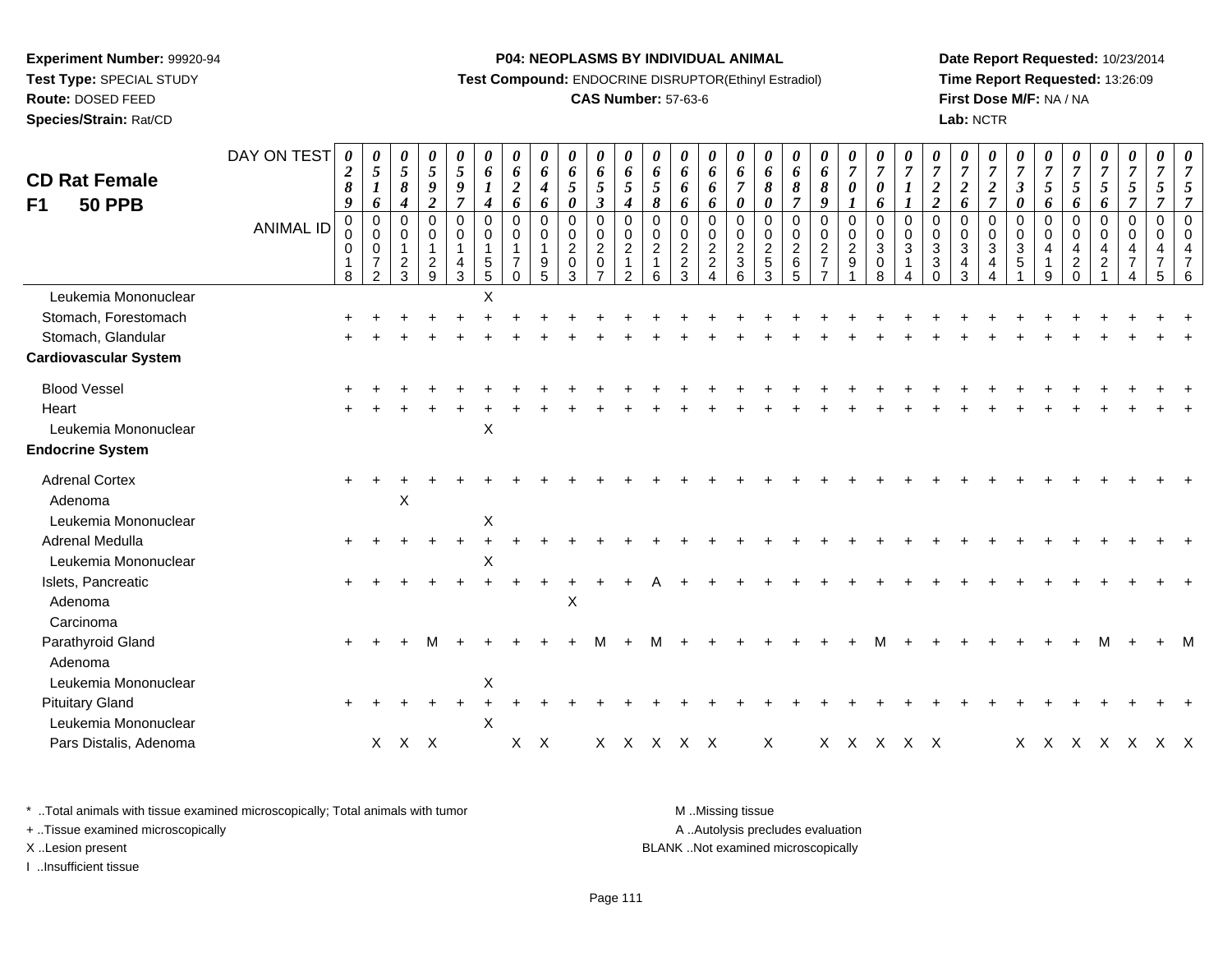**Experiment Number:** 99920-94
**Test Type:** SPECIAL STUDY
**Route:** DOSED FEED
**Species/Strain:** Rat/CD

**P04: NEOPLASMS BY INDIVIDUAL ANIMAL**
**Test Compound:** ENDOCRINE DISRUPTOR(Ethinyl Estradiol)
**CAS Number:** 57-63-6

**Date Report Requested:** 10/23/2014
**Time Report Requested:** 13:26:09
**First Dose M/F:** NA / NA
**Lab:** NCTR

## CD Rat Female F1 50 PPB

| DAY ON TEST | 0289 | 0516 | 0584 | 0592 | 0597 | 0614 | 0626 | 0646 | 0650 | 0653 | 0654 | 0658 | 0666 | 0666 | 0670 | 0680 | 0687 | 0689 | 0701 | 0706 | 0711 | 0722 | 0726 | 0727 | 0730 | 0756 | 0756 | 0756 | 0757 | 0757 | 0757 |
|---|---|---|---|---|---|---|---|---|---|---|---|---|---|---|---|---|---|---|---|---|---|---|---|---|---|---|---|---|---|---|---|
| ANIMAL ID | 0018 | 0072 | 0123 | 0129 | 0143 | 0155 | 0170 | 0195 | 0203 | 0207 | 0212 | 0216 | 0223 | 0224 | 0236 | 0253 | 0265 | 0277 | 0291 | 0308 | 0314 | 0330 | 0343 | 0344 | 0351 | 0419 | 0420 | 0421 | 0474 | 0475 | 0476 |
| Leukemia Mononuclear | | | | | | X | | | | | | | | | | | | | | | | | | | | | | | | | |
| Stomach, Forestomach | + | + | + | + | + | + | + | + | + | + | + | + | + | + | + | + | + | + | + | + | + | + | + | + | + | + | + | + | + | + | + |
| Stomach, Glandular | + | + | + | + | + | + | + | + | + | + | + | + | + | + | + | + | + | + | + | + | + | + | + | + | + | + | + | + | + | + | + |
| **Cardiovascular System** | | | | | | | | | | | | | | | | | | | | | | | | | | | | | | | |
| Blood Vessel | + | + | + | + | + | + | + | + | + | + | + | + | + | + | + | + | + | + | + | + | + | + | + | + | + | + | + | + | + | + | + |
| Heart | + | + | + | + | + | + | + | + | + | + | + | + | + | + | + | + | + | + | + | + | + | + | + | + | + | + | + | + | + | + | + |
| Leukemia Mononuclear | | | | | | X | | | | | | | | | | | | | | | | | | | | | | | | | |
| **Endocrine System** | | | | | | | | | | | | | | | | | | | | | | | | | | | | | | | |
| Adrenal Cortex | + | + | + | + | + | + | + | + | + | + | + | + | + | + | + | + | + | + | + | + | + | + | + | + | + | + | + | + | + | + | + |
| Adenoma | | | X | | | | | | | | | | | | | | | | | | | | | | | | | | | | |
| Leukemia Mononuclear | | | | | | X | | | | | | | | | | | | | | | | | | | | | | | | | |
| Adrenal Medulla | + | + | + | + | + | + | + | + | + | + | + | + | + | + | + | + | + | + | + | + | + | + | + | + | + | + | + | + | + | + | + |
| Leukemia Mononuclear | | | | | | X | | | | | | | | | | | | | | | | | | | | | | | | | |
| Islets, Pancreatic | + | + | + | + | + | + | + | + | + | + | + | A | + | + | + | + | + | + | + | + | + | + | + | + | + | + | + | + | + | + | + |
| Adenoma | | | | | | | | | X | | | | | | | | | | | | | | | | | | | | | | |
| Carcinoma | | | | | | | | | | | | | | | | | | | | | | | | | | | | | | | |
| Parathyroid Gland | + | + | + | M | + | + | + | + | + | M | + | M | + | + | + | + | + | + | + | M | + | + | + | + | + | + | + | M | + | + | M |
| Adenoma | | | | | | | | | | | | | | | | | | | | | | | | | | | | | | | |
| Leukemia Mononuclear | | | | | | X | | | | | | | | | | | | | | | | | | | | | | | | | |
| Pituitary Gland | + | + | + | + | + | + | + | + | + | + | + | + | + | + | + | + | + | + | + | + | + | + | + | + | + | + | + | + | + | + | + |
| Leukemia Mononuclear | | | | | | X | | | | | | | | | | | | | | | | | | | | | | | | | |
| Pars Distalis, Adenoma | | X | X | X | | | X | X | | X | X | X | X | X | | X | | X | X | X | X | X | | | X | X | X | X | X | X | X |

\* ..Total animals with tissue examined microscopically; Total animals with tumor
+ ..Tissue examined microscopically
X ..Lesion present
I ..Insufficient tissue

M ..Missing tissue
A ..Autolysis precludes evaluation
BLANK ..Not examined microscopically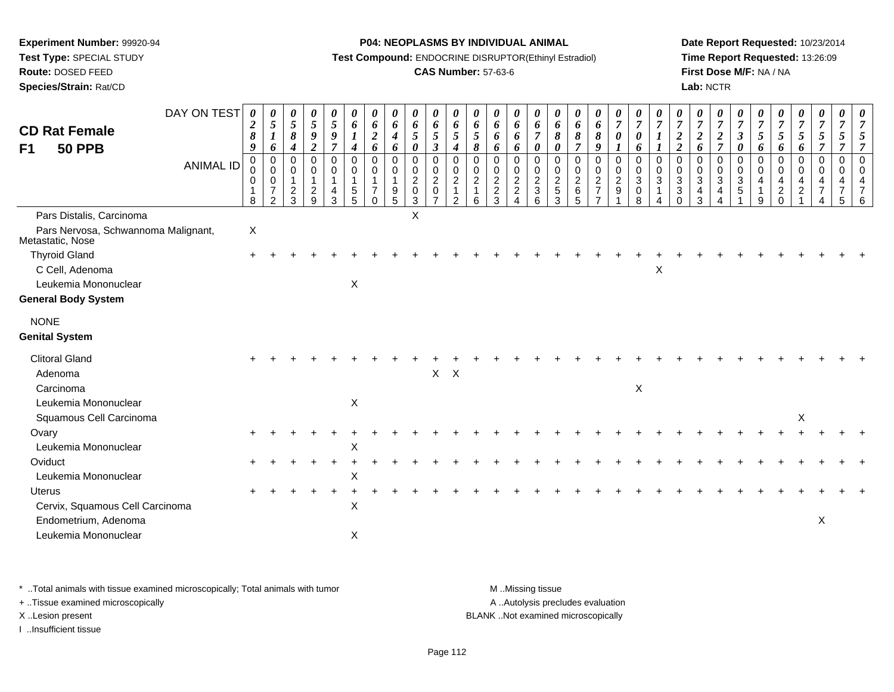**Experiment Number:** 99920-94
**Test Type:** SPECIAL STUDY
**Route:** DOSED FEED
**Species/Strain:** Rat/CD

**P04: NEOPLASMS BY INDIVIDUAL ANIMAL**
**Test Compound:** ENDOCRINE DISRUPTOR(Ethinyl Estradiol)
**CAS Number:** 57-63-6

**Date Report Requested:** 10/23/2014
**Time Report Requested:** 13:26:09
**First Dose M/F:** NA / NA
**Lab:** NCTR

## CD Rat Female F1 50 PPB

| DAY ON TEST | 0289 | 0516 | 0584 | 0592 | 0597 | 0614 | 0626 | 0646 | 0650 | 0653 | 0654 | 0658 | 0666 | 0666 | 0670 | 0680 | 0687 | 0689 | 0701 | 0706 | 0711 | 0722 | 0726 | 0727 | 0730 | 0756 | 0756 | 0756 | 0757 | 0757 | 0757 |
|---|---|---|---|---|---|---|---|---|---|---|---|---|---|---|---|---|---|---|---|---|---|---|---|---|---|---|---|---|---|---|---|
| **ANIMAL ID** | 00018 | 00072 | 00123 | 00129 | 00143 | 00155 | 00170 | 00195 | 00203 | 00207 | 00212 | 00216 | 00223 | 00224 | 00236 | 00253 | 00265 | 00277 | 00291 | 00308 | 00314 | 00330 | 00343 | 00344 | 00351 | 00419 | 00420 | 00421 | 00474 | 00475 | 00476 |
| Pars Distalis, Carcinoma | | | | | | | | | X | | | | | | | | | | | | | | | | | | | | | | |
| Pars Nervosa, Schwannoma Malignant, Metastatic, Nose | X | | | | | | | | | | | | | | | | | | | | | | | | | | | | | | |
| Thyroid Gland | + | + | + | + | + | + | + | + | + | + | + | + | + | + | + | + | + | + | + | + | + | + | + | + | + | + | + | + | + | + | + |
| C Cell, Adenoma | | | | | | | | | | | | | | | | | | | | | X | | | | | | | | | | |
| Leukemia Mononuclear | | | | | | X | | | | | | | | | | | | | | | | | | | | | | | | | |
| **General Body System** | | | | | | | | | | | | | | | | | | | | | | | | | | | | | | | |
| NONE | | | | | | | | | | | | | | | | | | | | | | | | | | | | | | | |
| **Genital System** | | | | | | | | | | | | | | | | | | | | | | | | | | | | | | | |
| Clitoral Gland | + | + | + | + | + | + | + | + | + | + | + | + | + | + | + | + | + | + | + | + | + | + | + | + | + | + | + | + | + | + | + |
| Adenoma | | | | | | | | | | X | X | | | | | | | | | | | | | | | | | | | | |
| Carcinoma | | | | | | | | | | | | | | | | | | | | X | | | | | | | | | | | |
| Leukemia Mononuclear | | | | | | X | | | | | | | | | | | | | | | | | | | | | | | | | |
| Squamous Cell Carcinoma | | | | | | | | | | | | | | | | | | | | | | | | | | | | X | | | |
| Ovary | + | + | + | + | + | + | + | + | + | + | + | + | + | + | + | + | + | + | + | + | + | + | + | + | + | + | + | + | + | + | + |
| Leukemia Mononuclear | | | | | | X | | | | | | | | | | | | | | | | | | | | | | | | | |
| Oviduct | + | + | + | + | + | + | + | + | + | + | + | + | + | + | + | + | + | + | + | + | + | + | + | + | + | + | + | + | + | + | + |
| Leukemia Mononuclear | | | | | | X | | | | | | | | | | | | | | | | | | | | | | | | | |
| Uterus | + | + | + | + | + | + | + | + | + | + | + | + | + | + | + | + | + | + | + | + | + | + | + | + | + | + | + | + | + | + | + |
| Cervix, Squamous Cell Carcinoma | | | | | | X | | | | | | | | | | | | | | | | | | | | | | | | | |
| Endometrium, Adenoma | | | | | | | | | | | | | | | | | | | | | | | | | | | | | X | | |
| Leukemia Mononuclear | | | | | | X | | | | | | | | | | | | | | | | | | | | | | | | | |

\* ..Total animals with tissue examined microscopically; Total animals with tumor
+ ..Tissue examined microscopically
X ..Lesion present
I ..Insufficient tissue

M ..Missing tissue
A ..Autolysis precludes evaluation
BLANK ..Not examined microscopically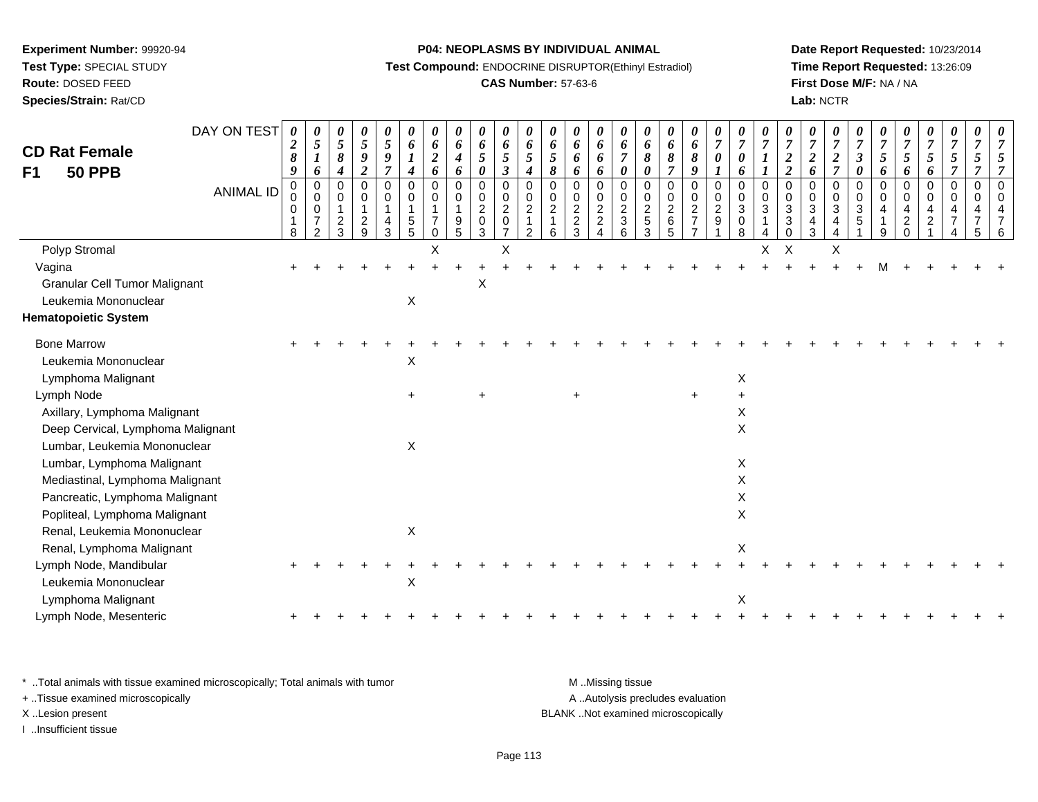**Experiment Number:** 99920-94
**Test Type:** SPECIAL STUDY
**Route:** DOSED FEED
**Species/Strain:** Rat/CD

**P04: NEOPLASMS BY INDIVIDUAL ANIMAL**
**Test Compound:** ENDOCRINE DISRUPTOR(Ethinyl Estradiol)
**CAS Number:** 57-63-6

**Date Report Requested:** 10/23/2014
**Time Report Requested:** 13:26:09
**First Dose M/F:** NA / NA
**Lab:** NCTR

## CD Rat Female
## F1 50 PPB

| DAY ON TEST | 0289 | 0516 | 0584 | 0592 | 0597 | 0614 | 0626 | 0646 | 0650 | 0653 | 0654 | 0658 | 0666 | 0666 | 0670 | 0680 | 0687 | 0689 | 0701 | 0706 | 0711 | 0722 | 0726 | 0727 | 0730 | 0756 | 0756 | 0756 | 0757 | 0757 | 0757 |
|---|---|---|---|---|---|---|---|---|---|---|---|---|---|---|---|---|---|---|---|---|---|---|---|---|---|---|---|---|---|---|---|
| **ANIMAL ID** | 00018 | 00072 | 00123 | 00129 | 00143 | 00155 | 00170 | 00195 | 00203 | 00207 | 00212 | 00216 | 00223 | 00224 | 00236 | 00253 | 00265 | 00277 | 00291 | 00308 | 00314 | 00330 | 00343 | 00344 | 00351 | 00419 | 00420 | 00421 | 00474 | 00475 | 00476 |
| Polyp Stromal | | | | | | | X | | | X | | | | | | | | | | | X | X | | X | | | | | | | |
| Vagina | + | + | + | + | + | + | + | + | + | + | + | + | + | + | + | + | + | + | + | + | + | + | + | + | + | M | + | + | + | + | + |
| Granular Cell Tumor Malignant | | | | | | | | | X | | | | | | | | | | | | | | | | | | | | | | |
| Leukemia Mononuclear | | | | | | X | | | | | | | | | | | | | | | | | | | | | | | | | |
| **Hematopoietic System** | | | | | | | | | | | | | | | | | | | | | | | | | | | | | | | |
| Bone Marrow | + | + | + | + | + | + | + | + | + | + | + | + | + | + | + | + | + | + | + | + | + | + | + | + | + | + | + | + | + | + | + |
| Leukemia Mononuclear | | | | | | X | | | | | | | | | | | | | | | | | | | | | | | | | |
| Lymphoma Malignant | | | | | | | | | | | | | | | | | | | | X | | | | | | | | | | | |
| Lymph Node | | | | | | + | | | + | | | | + | | | | | + | | + | | | | | | | | | | | |
| Axillary, Lymphoma Malignant | | | | | | | | | | | | | | | | | | | | X | | | | | | | | | | | |
| Deep Cervical, Lymphoma Malignant | | | | | | | | | | | | | | | | | | | | X | | | | | | | | | | | |
| Lumbar, Leukemia Mononuclear | | | | | | X | | | | | | | | | | | | | | | | | | | | | | | | | |
| Lumbar, Lymphoma Malignant | | | | | | | | | | | | | | | | | | | | X | | | | | | | | | | | |
| Mediastinal, Lymphoma Malignant | | | | | | | | | | | | | | | | | | | | X | | | | | | | | | | | |
| Pancreatic, Lymphoma Malignant | | | | | | | | | | | | | | | | | | | | X | | | | | | | | | | | |
| Popliteal, Lymphoma Malignant | | | | | | | | | | | | | | | | | | | | X | | | | | | | | | | | |
| Renal, Leukemia Mononuclear | | | | | | X | | | | | | | | | | | | | | | | | | | | | | | | | |
| Renal, Lymphoma Malignant | | | | | | | | | | | | | | | | | | | | X | | | | | | | | | | | |
| Lymph Node, Mandibular | + | + | + | + | + | + | + | + | + | + | + | + | + | + | + | + | + | + | + | + | + | + | + | + | + | + | + | + | + | + | + |
| Leukemia Mononuclear | | | | | | X | | | | | | | | | | | | | | | | | | | | | | | | | |
| Lymphoma Malignant | | | | | | | | | | | | | | | | | | | | X | | | | | | | | | | | |
| Lymph Node, Mesenteric | + | + | + | + | + | + | + | + | + | + | + | + | + | + | + | + | + | + | + | + | + | + | + | + | + | + | + | + | + | + | + |

\* ..Total animals with tissue examined microscopically; Total animals with tumor
\+ ..Tissue examined microscopically
X ..Lesion present
I ..Insufficient tissue

M ..Missing tissue
A ..Autolysis precludes evaluation
BLANK ..Not examined microscopically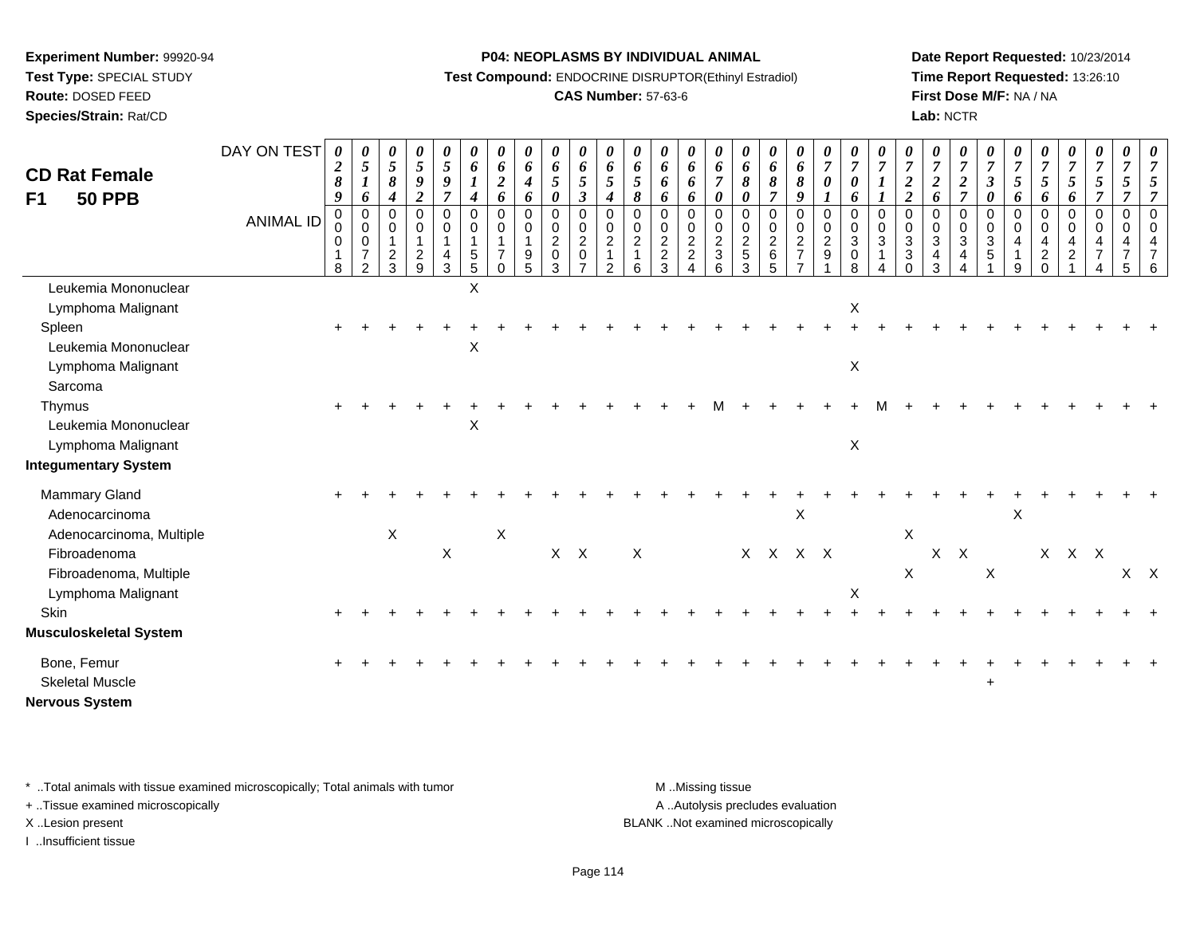**Experiment Number:** 99920-94
**Test Type:** SPECIAL STUDY
**Route:** DOSED FEED
**Species/Strain:** Rat/CD

**P04: NEOPLASMS BY INDIVIDUAL ANIMAL**
**Test Compound:** ENDOCRINE DISRUPTOR(Ethinyl Estradiol)
**CAS Number:** 57-63-6

**Date Report Requested:** 10/23/2014
**Time Report Requested:** 13:26:10
**First Dose M/F:** NA / NA
**Lab:** NCTR

## CD Rat Female F1 50 PPB

| DAY ON TEST | 0289 | 0516 | 0584 | 0592 | 0597 | 0614 | 0626 | 0646 | 0650 | 0653 | 0654 | 0658 | 0666 | 0666 | 0670 | 0680 | 0687 | 0689 | 0701 | 0706 | 0711 | 0722 | 0726 | 0727 | 0730 | 0756 | 0756 | 0756 | 0757 | 0757 | 0757 |
|---|---|---|---|---|---|---|---|---|---|---|---|---|---|---|---|---|---|---|---|---|---|---|---|---|---|---|---|---|---|---|---|
| **ANIMAL ID** | 00018 | 00072 | 00123 | 00129 | 00143 | 00155 | 00170 | 00195 | 00203 | 00207 | 00212 | 00216 | 00223 | 00224 | 00236 | 00253 | 00265 | 00277 | 00291 | 00308 | 00314 | 00330 | 00343 | 00344 | 00351 | 00419 | 00420 | 00421 | 00474 | 00475 | 00476 |
| Leukemia Mononuclear | | | | | | X | | | | | | | | | | | | | | | | | | | | | | | | | |
| Lymphoma Malignant | | | | | | | | | | | | | | | | | | | | X | | | | | | | | | | | |
| Spleen | + | + | + | + | + | + | + | + | + | + | + | + | + | + | + | + | + | + | + | + | + | + | + | + | + | + | + | + | + | + | + |
| Leukemia Mononuclear | | | | | | X | | | | | | | | | | | | | | | | | | | | | | | | | |
| Lymphoma Malignant | | | | | | | | | | | | | | | | | | | | X | | | | | | | | | | | |
| Sarcoma | | | | | | | | | | | | | | | | | | | | | | | | | | | | | | | |
| Thymus | + | + | + | + | + | + | + | + | + | + | + | + | + | + | M | + | + | + | + | + | M | + | + | + | + | + | + | + | + | + | + |
| Leukemia Mononuclear | | | | | | X | | | | | | | | | | | | | | | | | | | | | | | | | |
| Lymphoma Malignant | | | | | | | | | | | | | | | | | | | | X | | | | | | | | | | | |
| **Integumentary System** | | | | | | | | | | | | | | | | | | | | | | | | | | | | | | | |
| Mammary Gland | + | + | + | + | + | + | + | + | + | + | + | + | + | + | + | + | + | + | + | + | + | + | + | + | + | + | + | + | + | + | + |
| Adenocarcinoma | | | | | | | | | | | | | | | | | | X | | | | | | | | X | | | | | |
| Adenocarcinoma, Multiple | | | X | | | | X | | | | | | | | | | | | | | | X | | | | | | | | | |
| Fibroadenoma | | | | | X | | | | X | X | | X | | | | X | X | X | X | | | | X | X | | | X | X | X | | |
| Fibroadenoma, Multiple | | | | | | | | | | | | | | | | | | | | | | X | | | X | | | | | X | X |
| Lymphoma Malignant | | | | | | | | | | | | | | | | | | | | X | | | | | | | | | | | |
| Skin | + | + | + | + | + | + | + | + | + | + | + | + | + | + | + | + | + | + | + | + | + | + | + | + | + | + | + | + | + | + | + |
| **Musculoskeletal System** | | | | | | | | | | | | | | | | | | | | | | | | | | | | | | | |
| Bone, Femur | + | + | + | + | + | + | + | + | + | + | + | + | + | + | + | + | + | + | + | + | + | + | + | + | + | + | + | + | + | + | + |
| Skeletal Muscle | | | | | | | | | | | | | | | | | | | | | | | | | + | | | | | | |
| **Nervous System** | | | | | | | | | | | | | | | | | | | | | | | | | | | | | | | |

\* ..Total animals with tissue examined microscopically; Total animals with tumor
\+ ..Tissue examined microscopically
X ..Lesion present
I ..Insufficient tissue

M ..Missing tissue
A ..Autolysis precludes evaluation
BLANK ..Not examined microscopically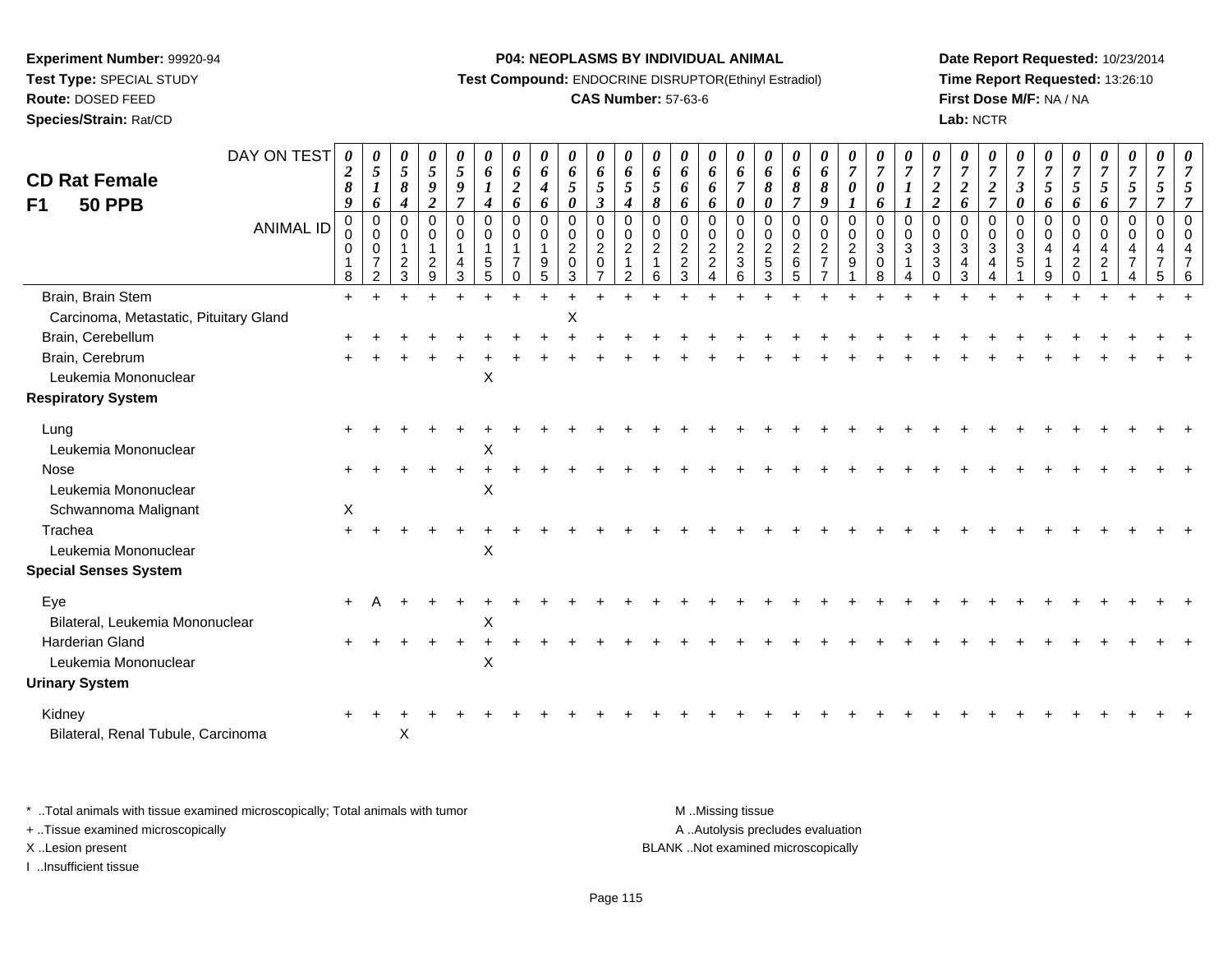**Experiment Number:** 99920-94
**Test Type:** SPECIAL STUDY
**Route:** DOSED FEED
**Species/Strain:** Rat/CD

**P04: NEOPLASMS BY INDIVIDUAL ANIMAL**
**Test Compound:** ENDOCRINE DISRUPTOR(Ethinyl Estradiol)
**CAS Number:** 57-63-6

**Date Report Requested:** 10/23/2014
**Time Report Requested:** 13:26:10
**First Dose M/F:** NA / NA
**Lab:** NCTR

## CD Rat Female
## F1 50 PPB

| DAY ON TEST | 0289 | 0516 | 0584 | 0592 | 0597 | 0614 | 0626 | 0646 | 0650 | 0653 | 0654 | 0658 | 0666 | 0666 | 0670 | 0680 | 0687 | 0689 | 0701 | 0706 | 0711 | 0722 | 0726 | 0727 | 0730 | 0756 | 0756 | 0756 | 0757 | 0757 | 0757 |
|---|---|---|---|---|---|---|---|---|---|---|---|---|---|---|---|---|---|---|---|---|---|---|---|---|---|---|---|---|---|---|---|
| ANIMAL ID | 00018 | 00072 | 00123 | 00129 | 00143 | 00155 | 00170 | 00195 | 00203 | 00207 | 00212 | 00216 | 00223 | 00224 | 00236 | 00253 | 00265 | 00277 | 00291 | 00308 | 00314 | 00330 | 00343 | 00344 | 00351 | 00419 | 00420 | 00421 | 00474 | 00475 | 00476 |
| Brain, Brain Stem | + | + | + | + | + | + | + | + | + | + | + | + | + | + | + | + | + | + | + | + | + | + | + | + | + | + | + | + | + | + | + |
| Carcinoma, Metastatic, Pituitary Gland | | | | | | | | | X | | | | | | | | | | | | | | | | | | | | | | |
| Brain, Cerebellum | + | + | + | + | + | + | + | + | + | + | + | + | + | + | + | + | + | + | + | + | + | + | + | + | + | + | + | + | + | + | + |
| Brain, Cerebrum | + | + | + | + | + | + | + | + | + | + | + | + | + | + | + | + | + | + | + | + | + | + | + | + | + | + | + | + | + | + | + |
| Leukemia Mononuclear | | | | | | X | | | | | | | | | | | | | | | | | | | | | | | | | |
| **Respiratory System** | | | | | | | | | | | | | | | | | | | | | | | | | | | | | | | |
| Lung | + | + | + | + | + | + | + | + | + | + | + | + | + | + | + | + | + | + | + | + | + | + | + | + | + | + | + | + | + | + | + |
| Leukemia Mononuclear | | | | | | X | | | | | | | | | | | | | | | | | | | | | | | | | |
| Nose | + | + | + | + | + | + | + | + | + | + | + | + | + | + | + | + | + | + | + | + | + | + | + | + | + | + | + | + | + | + | + |
| Leukemia Mononuclear | | | | | | X | | | | | | | | | | | | | | | | | | | | | | | | | |
| Schwannoma Malignant | X | | | | | | | | | | | | | | | | | | | | | | | | | | | | | | |
| Trachea | + | + | + | + | + | + | + | + | + | + | + | + | + | + | + | + | + | + | + | + | + | + | + | + | + | + | + | + | + | + | + |
| Leukemia Mononuclear | | | | | | X | | | | | | | | | | | | | | | | | | | | | | | | | |
| **Special Senses System** | | | | | | | | | | | | | | | | | | | | | | | | | | | | | | | |
| Eye | + | A | + | + | + | + | + | + | + | + | + | + | + | + | + | + | + | + | + | + | + | + | + | + | + | + | + | + | + | + | + |
| Bilateral, Leukemia Mononuclear | | | | | | X | | | | | | | | | | | | | | | | | | | | | | | | | |
| Harderian Gland | + | + | + | + | + | + | + | + | + | + | + | + | + | + | + | + | + | + | + | + | + | + | + | + | + | + | + | + | + | + | + |
| Leukemia Mononuclear | | | | | | X | | | | | | | | | | | | | | | | | | | | | | | | | |
| **Urinary System** | | | | | | | | | | | | | | | | | | | | | | | | | | | | | | | |
| Kidney | + | + | + | + | + | + | + | + | + | + | + | + | + | + | + | + | + | + | + | + | + | + | + | + | + | + | + | + | + | + | + |
| Bilateral, Renal Tubule, Carcinoma | | | X | | | | | | | | | | | | | | | | | | | | | | | | | | | | |

\* ..Total animals with tissue examined microscopically; Total animals with tumor
+ ..Tissue examined microscopically
X ..Lesion present
I ..Insufficient tissue

M ..Missing tissue
A ..Autolysis precludes evaluation
BLANK ..Not examined microscopically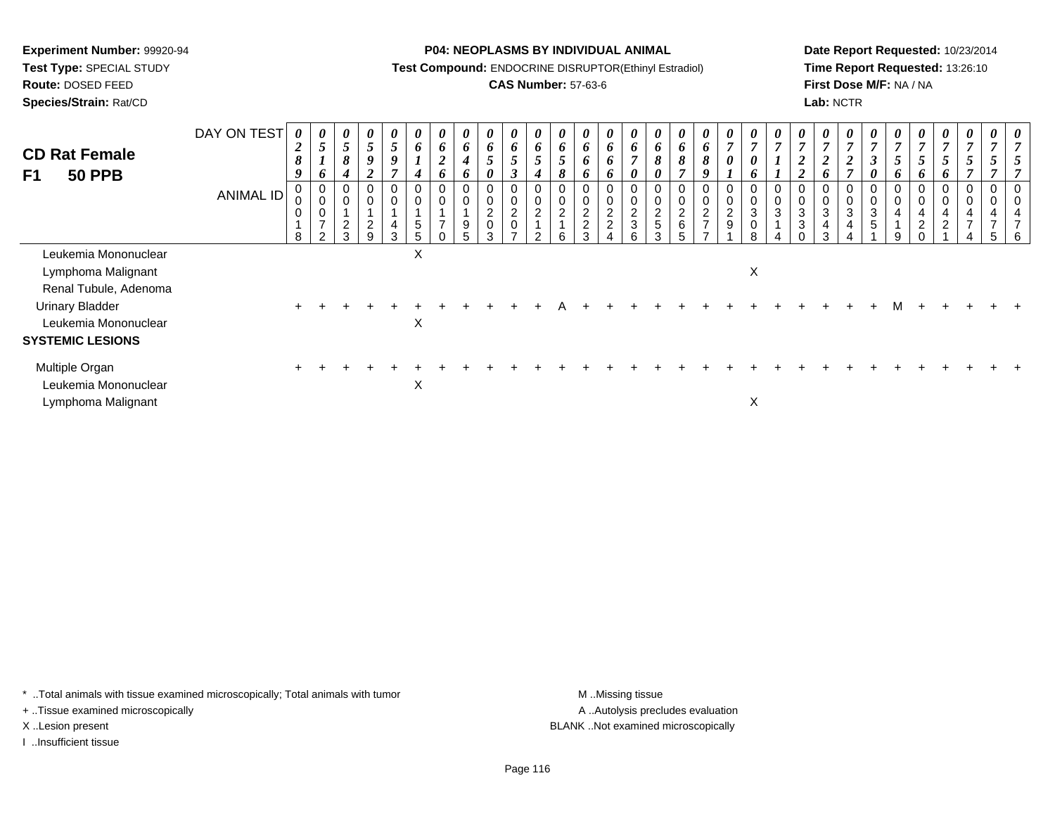**Experiment Number:** 99920-94
**Test Type:** SPECIAL STUDY
**Route:** DOSED FEED
**Species/Strain:** Rat/CD

**P04: NEOPLASMS BY INDIVIDUAL ANIMAL**
**Test Compound:** ENDOCRINE DISRUPTOR(Ethinyl Estradiol)
**CAS Number:** 57-63-6

**Date Report Requested:** 10/23/2014
**Time Report Requested:** 13:26:10
**First Dose M/F:** NA / NA
**Lab:** NCTR

## CD Rat Female
## F1 50 PPB

| DAY ON TEST | 0289 | 0516 | 0584 | 0592 | 0597 | 0614 | 0626 | 0646 | 0650 | 0653 | 0654 | 0658 | 0666 | 0666 | 0670 | 0680 | 0687 | 0689 | 0701 | 0706 | 0711 | 0722 | 0726 | 0727 | 0730 | 0756 | 0756 | 0756 | 0757 | 0757 | 0757 |
|---|---|---|---|---|---|---|---|---|---|---|---|---|---|---|---|---|---|---|---|---|---|---|---|---|---|---|---|---|---|---|---|
| **ANIMAL ID** | 00018 | 00072 | 00123 | 00129 | 00143 | 00155 | 00170 | 00195 | 00203 | 00207 | 00212 | 00216 | 00223 | 00224 | 00236 | 00253 | 00265 | 00277 | 00291 | 00308 | 00314 | 00330 | 00343 | 00344 | 00351 | 00419 | 00420 | 00421 | 00474 | 00475 | 00476 |
| Leukemia Mononuclear | | | | | | X | | | | | | | | | | | | | | | | | | | | | | | | | |
| Lymphoma Malignant | | | | | | | | | | | | | | | | | | | | X | | | | | | | | | | | |
| Renal Tubule, Adenoma | | | | | | | | | | | | | | | | | | | | | | | | | | | | | | | |
| Urinary Bladder | + | + | + | + | + | + | + | + | + | + | + | A | + | + | + | + | + | + | + | + | + | + | + | + | + | M | + | + | + | + | + |
| Leukemia Mononuclear | | | | | | X | | | | | | | | | | | | | | | | | | | | | | | | | |
| **SYSTEMIC LESIONS** | | | | | | | | | | | | | | | | | | | | | | | | | | | | | | | |
| Multiple Organ | + | + | + | + | + | + | + | + | + | + | + | + | + | + | + | + | + | + | + | + | + | + | + | + | + | + | + | + | + | + | + |
| Leukemia Mononuclear | | | | | | X | | | | | | | | | | | | | | | | | | | | | | | | | |
| Lymphoma Malignant | | | | | | | | | | | | | | | | | | | | X | | | | | | | | | | | |

\* ..Total animals with tissue examined microscopically; Total animals with tumor
\+ ..Tissue examined microscopically
X ..Lesion present
I ..Insufficient tissue

M ..Missing tissue
A ..Autolysis precludes evaluation
BLANK ..Not examined microscopically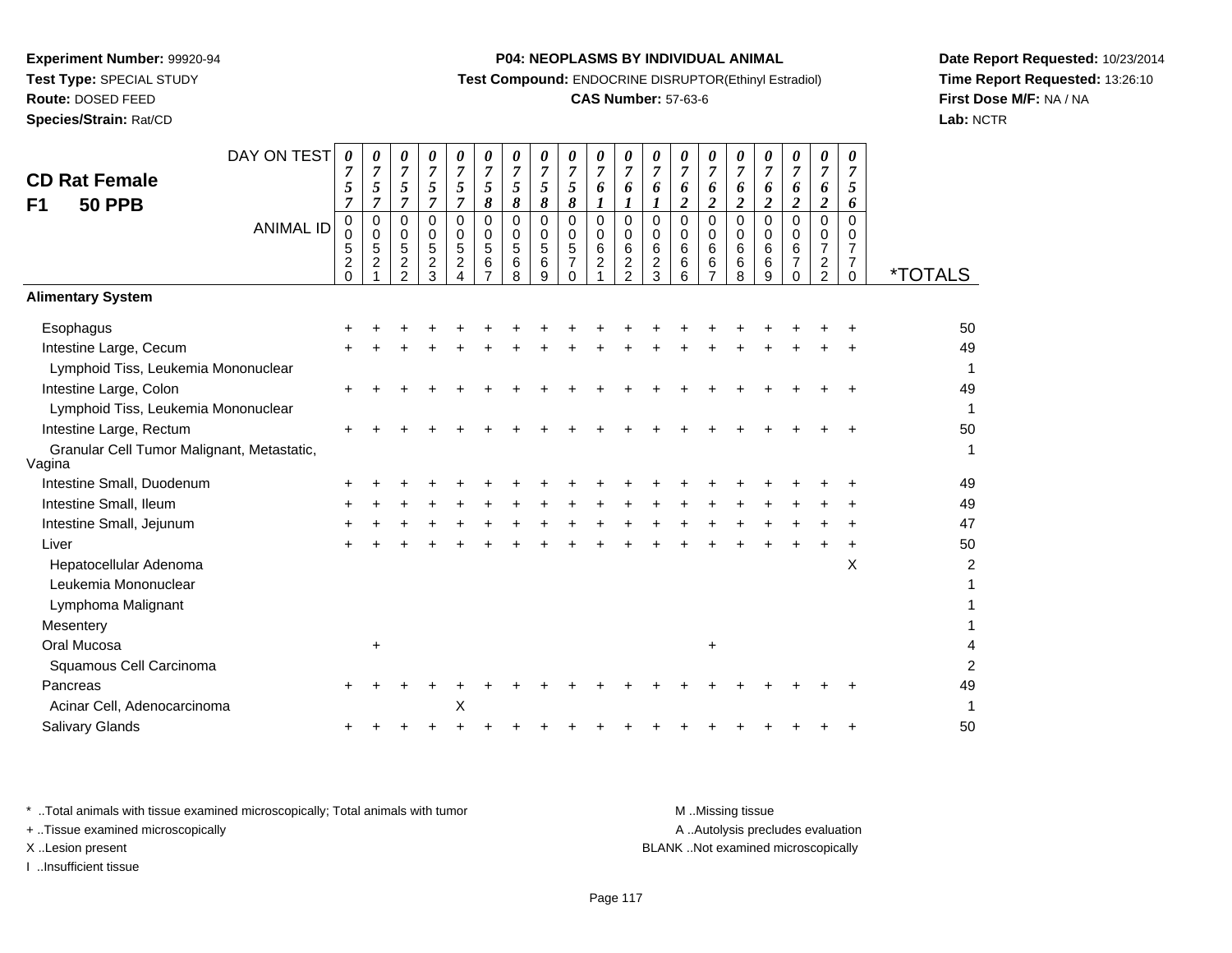**Experiment Number:** 99920-94
**Test Type:** SPECIAL STUDY
**Route:** DOSED FEED
**Species/Strain:** Rat/CD

**P04: NEOPLASMS BY INDIVIDUAL ANIMAL**
**Test Compound:** ENDOCRINE DISRUPTOR(Ethinyl Estradiol)
**CAS Number:** 57-63-6

**Date Report Requested:** 10/23/2014
**Time Report Requested:** 13:26:10
**First Dose M/F:** NA / NA
**Lab:** NCTR

## CD Rat Female
## F1 50 PPB

| DAY ON TEST | 0757 | 0757 | 0757 | 0757 | 0757 | 0758 | 0758 | 0758 | 0758 | 0761 | 0761 | 0761 | 0762 | 0762 | 0762 | 0762 | 0762 | 0762 | 0756 | |
|---|---|---|---|---|---|---|---|---|---|---|---|---|---|---|---|---|---|---|---|---|
| **ANIMAL ID** | 000520 | 000521 | 000522 | 000523 | 000524 | 000567 | 000568 | 000569 | 000570 | 000621 | 000622 | 000623 | 000666 | 000667 | 000668 | 000669 | 000670 | 000722 | 000770 | ***TOTALS** |
| **Alimentary System** | | | | | | | | | | | | | | | | | | | | |
| Esophagus | + | + | + | + | + | + | + | + | + | + | + | + | + | + | + | + | + | + | + | 50 |
| Intestine Large, Cecum | + | + | + | + | + | + | + | + | + | + | + | + | + | + | + | + | + | + | + | 49 |
| Lymphoid Tiss, Leukemia Mononuclear | | | | | | | | | | | | | | | | | | | | 1 |
| Intestine Large, Colon | + | + | + | + | + | + | + | + | + | + | + | + | + | + | + | + | + | + | + | 49 |
| Lymphoid Tiss, Leukemia Mononuclear | | | | | | | | | | | | | | | | | | | | 1 |
| Intestine Large, Rectum | + | + | + | + | + | + | + | + | + | + | + | + | + | + | + | + | + | + | + | 50 |
| Granular Cell Tumor Malignant, Metastatic, Vagina | | | | | | | | | | | | | | | | | | | | 1 |
| Intestine Small, Duodenum | + | + | + | + | + | + | + | + | + | + | + | + | + | + | + | + | + | + | + | 49 |
| Intestine Small, Ileum | + | + | + | + | + | + | + | + | + | + | + | + | + | + | + | + | + | + | + | 49 |
| Intestine Small, Jejunum | + | + | + | + | + | + | + | + | + | + | + | + | + | + | + | + | + | + | + | 47 |
| Liver | + | + | + | + | + | + | + | + | + | + | + | + | + | + | + | + | + | + | + | 50 |
| Hepatocellular Adenoma | | | | | | | | | | | | | | | | | | | X | 2 |
| Leukemia Mononuclear | | | | | | | | | | | | | | | | | | | | 1 |
| Lymphoma Malignant | | | | | | | | | | | | | | | | | | | | 1 |
| Mesentery | | | | | | | | | | | | | | | | | | | | 1 |
| Oral Mucosa | | + | | | | | | | | | | | | + | | | | | | 4 |
| Squamous Cell Carcinoma | | | | | | | | | | | | | | | | | | | | 2 |
| Pancreas | + | + | + | + | + | + | + | + | + | + | + | + | + | + | + | + | + | + | + | 49 |
| Acinar Cell, Adenocarcinoma | | | | | X | | | | | | | | | | | | | | | 1 |
| Salivary Glands | + | + | + | + | + | + | + | + | + | + | + | + | + | + | + | + | + | + | + | 50 |

\* ..Total animals with tissue examined microscopically; Total animals with tumor
+ ..Tissue examined microscopically
X ..Lesion present
I ..Insufficient tissue

M ..Missing tissue
A ..Autolysis precludes evaluation
BLANK ..Not examined microscopically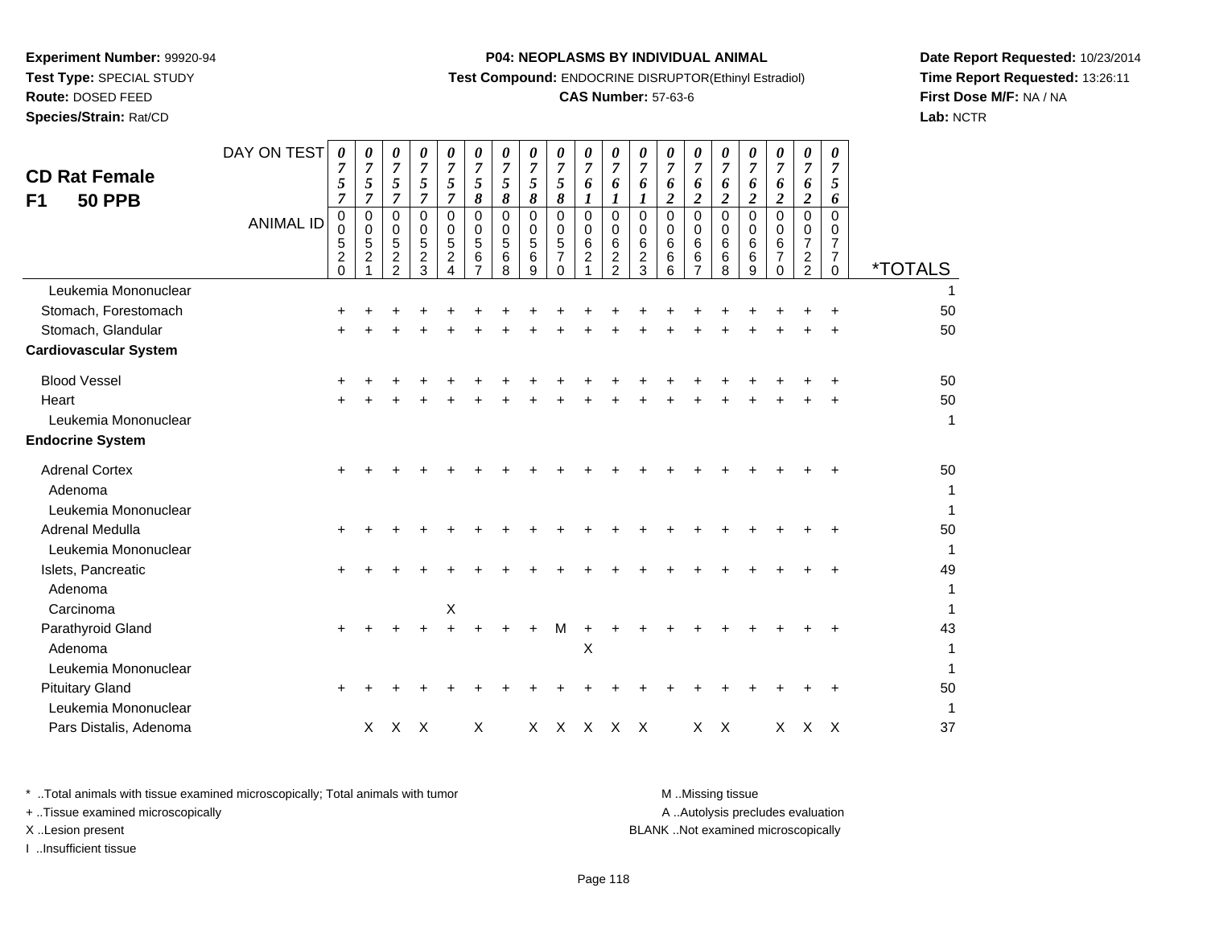**Experiment Number:** 99920-94
**Test Type:** SPECIAL STUDY
**Route:** DOSED FEED
**Species/Strain:** Rat/CD

**P04: NEOPLASMS BY INDIVIDUAL ANIMAL**
**Test Compound:** ENDOCRINE DISRUPTOR(Ethinyl Estradiol)
**CAS Number:** 57-63-6

**Date Report Requested:** 10/23/2014
**Time Report Requested:** 13:26:11
**First Dose M/F:** NA / NA
**Lab:** NCTR

## CD Rat Female F1 50 PPB

| DAY ON TEST | 0757 | 0757 | 0757 | 0757 | 0757 | 0758 | 0758 | 0758 | 0758 | 0761 | 0761 | 0761 | 0762 | 0762 | 0762 | 0762 | 0762 | 0762 | 0756 | |
|---|---|---|---|---|---|---|---|---|---|---|---|---|---|---|---|---|---|---|---|---|
| **ANIMAL ID** | 00520 | 00521 | 00522 | 00523 | 00524 | 00567 | 00568 | 00569 | 00570 | 00621 | 00622 | 00623 | 00666 | 00667 | 00668 | 00669 | 00670 | 00722 | 00770 | ***TOTALS** |
| Leukemia Mononuclear | | | | | | | | | | | | | | | | | | | | 1 |
| Stomach, Forestomach | + | + | + | + | + | + | + | + | + | + | + | + | + | + | + | + | + | + | + | 50 |
| Stomach, Glandular | + | + | + | + | + | + | + | + | + | + | + | + | + | + | + | + | + | + | + | 50 |
| **Cardiovascular System** | | | | | | | | | | | | | | | | | | | | |
| Blood Vessel | + | + | + | + | + | + | + | + | + | + | + | + | + | + | + | + | + | + | + | 50 |
| Heart | + | + | + | + | + | + | + | + | + | + | + | + | + | + | + | + | + | + | + | 50 |
| Leukemia Mononuclear | | | | | | | | | | | | | | | | | | | | 1 |
| **Endocrine System** | | | | | | | | | | | | | | | | | | | | |
| Adrenal Cortex | + | + | + | + | + | + | + | + | + | + | + | + | + | + | + | + | + | + | + | 50 |
| Adenoma | | | | | | | | | | | | | | | | | | | | 1 |
| Leukemia Mononuclear | | | | | | | | | | | | | | | | | | | | 1 |
| Adrenal Medulla | + | + | + | + | + | + | + | + | + | + | + | + | + | + | + | + | + | + | + | 50 |
| Leukemia Mononuclear | | | | | | | | | | | | | | | | | | | | 1 |
| Islets, Pancreatic | + | + | + | + | + | + | + | + | + | + | + | + | + | + | + | + | + | + | + | 49 |
| Adenoma | | | | | | | | | | | | | | | | | | | | 1 |
| Carcinoma | | | | | X | | | | | | | | | | | | | | | 1 |
| Parathyroid Gland | + | + | + | + | + | + | + | + | M | + | + | + | + | + | + | + | + | + | + | 43 |
| Adenoma | | | | | | | | | | X | | | | | | | | | | 1 |
| Leukemia Mononuclear | | | | | | | | | | | | | | | | | | | | 1 |
| Pituitary Gland | + | + | + | + | + | + | + | + | + | + | + | + | + | + | + | + | + | + | + | 50 |
| Leukemia Mononuclear | | | | | | | | | | | | | | | | | | | | 1 |
| Pars Distalis, Adenoma | | X | X | X | | X | | X | X | X | X | X | | X | X | | X | X | X | 37 |

* ..Total animals with tissue examined microscopically; Total animals with tumor
+ ..Tissue examined microscopically
X ..Lesion present
I ..Insufficient tissue

M ..Missing tissue
A ..Autolysis precludes evaluation
BLANK ..Not examined microscopically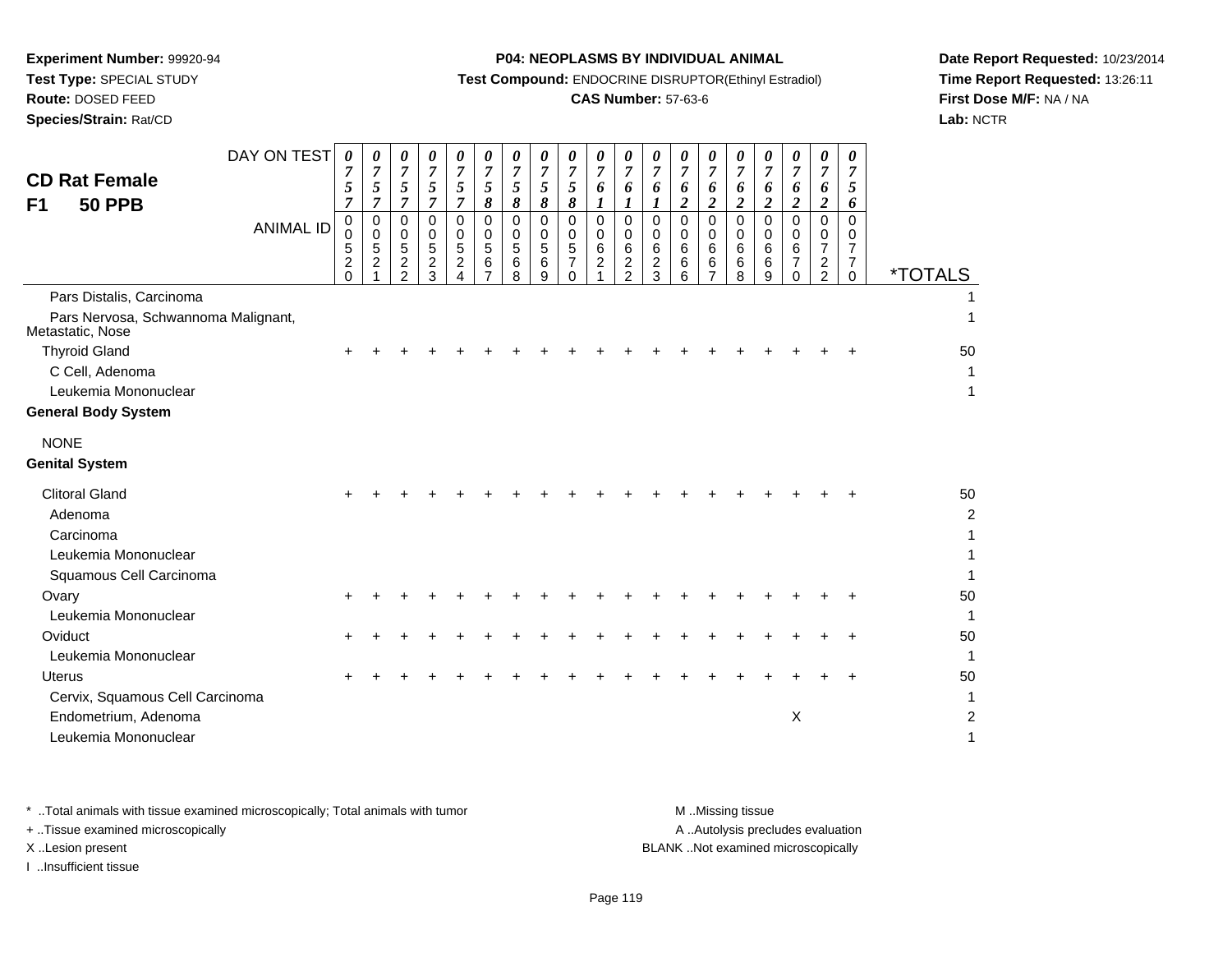**Experiment Number:** 99920-94
**Test Type:** SPECIAL STUDY
**Route:** DOSED FEED
**Species/Strain:** Rat/CD

**P04: NEOPLASMS BY INDIVIDUAL ANIMAL**
**Test Compound:** ENDOCRINE DISRUPTOR(Ethinyl Estradiol)
**CAS Number:** 57-63-6

**Date Report Requested:** 10/23/2014
**Time Report Requested:** 13:26:11
**First Dose M/F:** NA / NA
**Lab:** NCTR

## CD Rat Female
## F1 50 PPB

| DAY ON TEST | 0757 | 0757 | 0757 | 0757 | 0757 | 0758 | 0758 | 0758 | 0758 | 0761 | 0761 | 0761 | 0762 | 0762 | 0762 | 0762 | 0762 | 0762 | 0756 | |
|---|---|---|---|---|---|---|---|---|---|---|---|---|---|---|---|---|---|---|---|---|
| **ANIMAL ID** | 00520 | 00521 | 00522 | 00523 | 00524 | 00567 | 00568 | 00569 | 00570 | 00621 | 00622 | 00623 | 00666 | 00667 | 00668 | 00669 | 00670 | 00722 | 00770 | ***TOTALS** |
| Pars Distalis, Carcinoma | | | | | | | | | | | | | | | | | | | | 1 |
| Pars Nervosa, Schwannoma Malignant, Metastatic, Nose | | | | | | | | | | | | | | | | | | | | 1 |
| Thyroid Gland | + | + | + | + | + | + | + | + | + | + | + | + | + | + | + | + | + | + | + | 50 |
| C Cell, Adenoma | | | | | | | | | | | | | | | | | | | | 1 |
| Leukemia Mononuclear | | | | | | | | | | | | | | | | | | | | 1 |
| **General Body System** | | | | | | | | | | | | | | | | | | | | |
| NONE | | | | | | | | | | | | | | | | | | | | |
| **Genital System** | | | | | | | | | | | | | | | | | | | | |
| Clitoral Gland | + | + | + | + | + | + | + | + | + | + | + | + | + | + | + | + | + | + | + | 50 |
| Adenoma | | | | | | | | | | | | | | | | | | | | 2 |
| Carcinoma | | | | | | | | | | | | | | | | | | | | 1 |
| Leukemia Mononuclear | | | | | | | | | | | | | | | | | | | | 1 |
| Squamous Cell Carcinoma | | | | | | | | | | | | | | | | | | | | 1 |
| Ovary | + | + | + | + | + | + | + | + | + | + | + | + | + | + | + | + | + | + | + | 50 |
| Leukemia Mononuclear | | | | | | | | | | | | | | | | | | | | 1 |
| Oviduct | + | + | + | + | + | + | + | + | + | + | + | + | + | + | + | + | + | + | + | 50 |
| Leukemia Mononuclear | | | | | | | | | | | | | | | | | | | | 1 |
| Uterus | + | + | + | + | + | + | + | + | + | + | + | + | + | + | + | + | + | + | + | 50 |
| Cervix, Squamous Cell Carcinoma | | | | | | | | | | | | | | | | | | | | 1 |
| Endometrium, Adenoma | | | | | | | | | | | | | | | | | X | | | 2 |
| Leukemia Mononuclear | | | | | | | | | | | | | | | | | | | | 1 |

\* ..Total animals with tissue examined microscopically; Total animals with tumor
\+ ..Tissue examined microscopically
X ..Lesion present
I ..Insufficient tissue

M ..Missing tissue
A ..Autolysis precludes evaluation
BLANK ..Not examined microscopically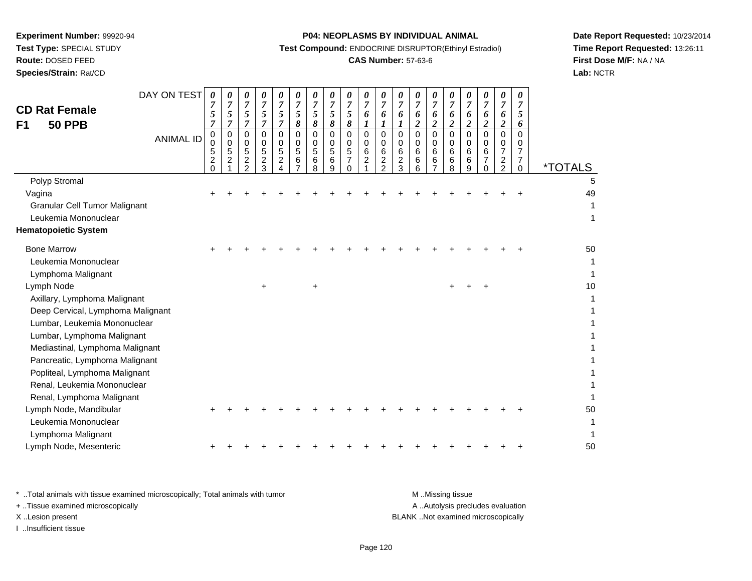**Experiment Number:** 99920-94
**Test Type:** SPECIAL STUDY
**Route:** DOSED FEED
**Species/Strain:** Rat/CD

**P04: NEOPLASMS BY INDIVIDUAL ANIMAL**
**Test Compound:** ENDOCRINE DISRUPTOR(Ethinyl Estradiol)
**CAS Number:** 57-63-6

**Date Report Requested:** 10/23/2014
**Time Report Requested:** 13:26:11
**First Dose M/F:** NA / NA
**Lab:** NCTR

## CD Rat Female F1 50 PPB

| DAY ON TEST | 0757 | 0757 | 0757 | 0757 | 0757 | 0758 | 0758 | 0758 | 0758 | 0761 | 0761 | 0761 | 0762 | 0762 | 0762 | 0762 | 0762 | 0762 | 0756 | |
|---|---|---|---|---|---|---|---|---|---|---|---|---|---|---|---|---|---|---|---|---|
| **ANIMAL ID** | 00520 | 00521 | 00522 | 00523 | 00524 | 00567 | 00568 | 00569 | 00570 | 00621 | 00622 | 00623 | 00666 | 00667 | 00668 | 00669 | 00670 | 00722 | 00770 | ***TOTALS** |
| Polyp Stromal | | | | | | | | | | | | | | | | | | | | 5 |
| Vagina | + | + | + | + | + | + | + | + | + | + | + | + | + | + | + | + | + | + | + | 49 |
| Granular Cell Tumor Malignant | | | | | | | | | | | | | | | | | | | | 1 |
| Leukemia Mononuclear | | | | | | | | | | | | | | | | | | | | 1 |
| **Hematopoietic System** | | | | | | | | | | | | | | | | | | | | |
| Bone Marrow | + | + | + | + | + | + | + | + | + | + | + | + | + | + | + | + | + | + | + | 50 |
| Leukemia Mononuclear | | | | | | | | | | | | | | | | | | | | 1 |
| Lymphoma Malignant | | | | | | | | | | | | | | | | | | | | 1 |
| Lymph Node | | | | + | | | + | | | | | | | | + | + | + | | | 10 |
| Axillary, Lymphoma Malignant | | | | | | | | | | | | | | | | | | | | 1 |
| Deep Cervical, Lymphoma Malignant | | | | | | | | | | | | | | | | | | | | 1 |
| Lumbar, Leukemia Mononuclear | | | | | | | | | | | | | | | | | | | | 1 |
| Lumbar, Lymphoma Malignant | | | | | | | | | | | | | | | | | | | | 1 |
| Mediastinal, Lymphoma Malignant | | | | | | | | | | | | | | | | | | | | 1 |
| Pancreatic, Lymphoma Malignant | | | | | | | | | | | | | | | | | | | | 1 |
| Popliteal, Lymphoma Malignant | | | | | | | | | | | | | | | | | | | | 1 |
| Renal, Leukemia Mononuclear | | | | | | | | | | | | | | | | | | | | 1 |
| Renal, Lymphoma Malignant | | | | | | | | | | | | | | | | | | | | 1 |
| Lymph Node, Mandibular | + | + | + | + | + | + | + | + | + | + | + | + | + | + | + | + | + | + | + | 50 |
| Leukemia Mononuclear | | | | | | | | | | | | | | | | | | | | 1 |
| Lymphoma Malignant | | | | | | | | | | | | | | | | | | | | 1 |
| Lymph Node, Mesenteric | + | + | + | + | + | + | + | + | + | + | + | + | + | + | + | + | + | + | + | 50 |

* ..Total animals with tissue examined microscopically; Total animals with tumor
+ ..Tissue examined microscopically
X ..Lesion present
I ..Insufficient tissue

M ..Missing tissue
A ..Autolysis precludes evaluation
BLANK ..Not examined microscopically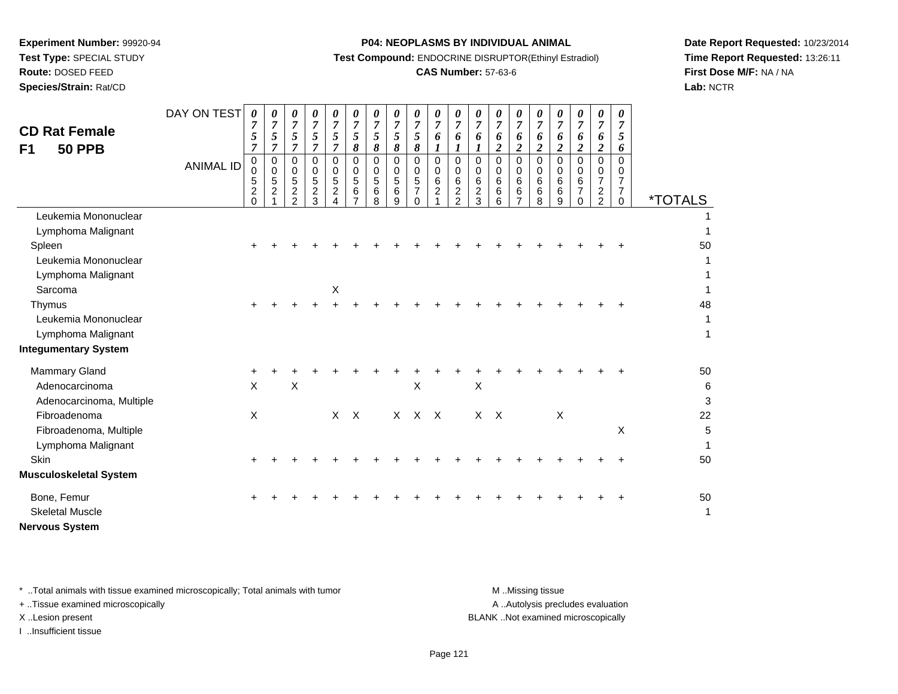**Experiment Number:** 99920-94
**Test Type:** SPECIAL STUDY
**Route:** DOSED FEED
**Species/Strain:** Rat/CD

**P04: NEOPLASMS BY INDIVIDUAL ANIMAL**
**Test Compound:** ENDOCRINE DISRUPTOR(Ethinyl Estradiol)
**CAS Number:** 57-63-6

**Date Report Requested:** 10/23/2014
**Time Report Requested:** 13:26:11
**First Dose M/F:** NA / NA
**Lab:** NCTR

## CD Rat Female F1 50 PPB

| DAY ON TEST | 0757 | 0757 | 0757 | 0757 | 0757 | 0758 | 0758 | 0758 | 0758 | 0761 | 0761 | 0761 | 0762 | 0762 | 0762 | 0762 | 0762 | 0762 | 0756 | |
|---|---|---|---|---|---|---|---|---|---|---|---|---|---|---|---|---|---|---|---|---|
| **ANIMAL ID** | 00520 | 00521 | 00522 | 00523 | 00524 | 00567 | 00568 | 00569 | 00570 | 00621 | 00622 | 00623 | 00666 | 00667 | 00668 | 00669 | 00670 | 00722 | 00770 | ***TOTALS** |
| Leukemia Mononuclear | | | | | | | | | | | | | | | | | | | | 1 |
| Lymphoma Malignant | | | | | | | | | | | | | | | | | | | | 1 |
| Spleen | + | + | + | + | + | + | + | + | + | + | + | + | + | + | + | + | + | + | + | 50 |
| Leukemia Mononuclear | | | | | | | | | | | | | | | | | | | | 1 |
| Lymphoma Malignant | | | | | | | | | | | | | | | | | | | | 1 |
| Sarcoma | | | | | X | | | | | | | | | | | | | | | 1 |
| Thymus | + | + | + | + | + | + | + | + | + | + | + | + | + | + | + | + | + | + | + | 48 |
| Leukemia Mononuclear | | | | | | | | | | | | | | | | | | | | 1 |
| Lymphoma Malignant | | | | | | | | | | | | | | | | | | | | 1 |
| **Integumentary System** | | | | | | | | | | | | | | | | | | | | |
| Mammary Gland | + | + | + | + | + | + | + | + | + | + | + | + | + | + | + | + | + | + | + | 50 |
| Adenocarcinoma | X | | X | | | | | | X | | | X | | | | | | | | 6 |
| Adenocarcinoma, Multiple | | | | | | | | | | | | | | | | | | | | 3 |
| Fibroadenoma | X | | | | X | X | | X | X | X | | X | X | | | X | | | | 22 |
| Fibroadenoma, Multiple | | | | | | | | | | | | | | | | | | | X | 5 |
| Lymphoma Malignant | | | | | | | | | | | | | | | | | | | | 1 |
| Skin | + | + | + | + | + | + | + | + | + | + | + | + | + | + | + | + | + | + | + | 50 |
| **Musculoskeletal System** | | | | | | | | | | | | | | | | | | | | |
| Bone, Femur | + | + | + | + | + | + | + | + | + | + | + | + | + | + | + | + | + | + | + | 50 |
| Skeletal Muscle | | | | | | | | | | | | | | | | | | | | 1 |
| **Nervous System** | | | | | | | | | | | | | | | | | | | | |

* ..Total animals with tissue examined microscopically; Total animals with tumor
+ ..Tissue examined microscopically
X ..Lesion present
I ..Insufficient tissue

M ..Missing tissue
A ..Autolysis precludes evaluation
BLANK ..Not examined microscopically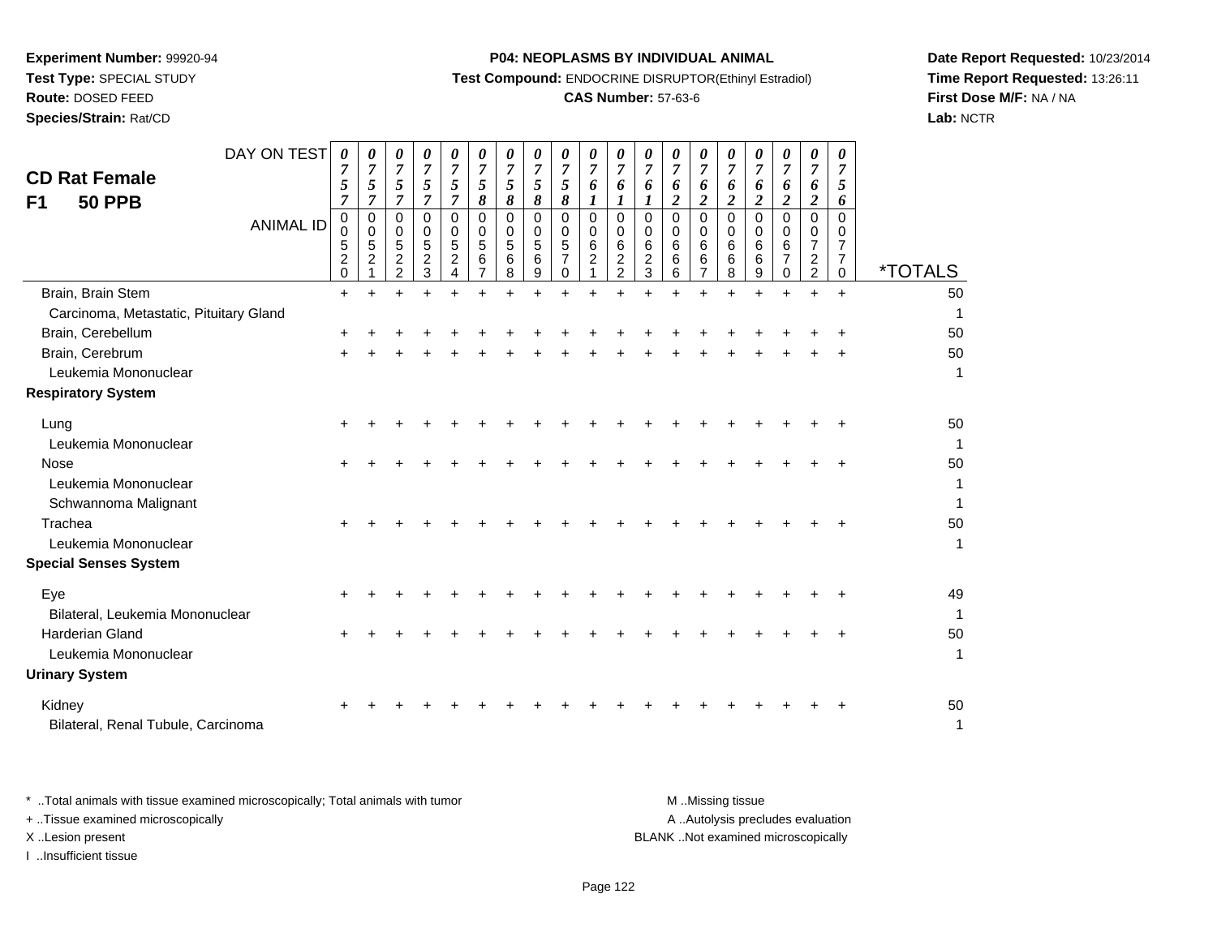**Experiment Number:** 99920-94
**Test Type:** SPECIAL STUDY
**Route:** DOSED FEED
**Species/Strain:** Rat/CD

**P04: NEOPLASMS BY INDIVIDUAL ANIMAL**
**Test Compound:** ENDOCRINE DISRUPTOR(Ethinyl Estradiol)
**CAS Number:** 57-63-6

**Date Report Requested:** 10/23/2014
**Time Report Requested:** 13:26:11
**First Dose M/F:** NA / NA
**Lab:** NCTR

## CD Rat Female
## F1 50 PPB

| DAY ON TEST | 0757 | 0757 | 0757 | 0757 | 0757 | 0758 | 0758 | 0758 | 0758 | 0761 | 0761 | 0761 | 0762 | 0762 | 0762 | 0762 | 0762 | 0762 | 0756 | |
|---|---|---|---|---|---|---|---|---|---|---|---|---|---|---|---|---|---|---|---|---|
| **ANIMAL ID** | 00520 | 00521 | 00522 | 00523 | 00524 | 00567 | 00568 | 00569 | 00570 | 00621 | 00622 | 00623 | 00666 | 00667 | 00668 | 00669 | 00670 | 00722 | 00770 | ***TOTALS** |
| Brain, Brain Stem | + | + | + | + | + | + | + | + | + | + | + | + | + | + | + | + | + | + | + | 50 |
| Carcinoma, Metastatic, Pituitary Gland | | | | | | | | | | | | | | | | | | | | 1 |
| Brain, Cerebellum | + | + | + | + | + | + | + | + | + | + | + | + | + | + | + | + | + | + | + | 50 |
| Brain, Cerebrum | + | + | + | + | + | + | + | + | + | + | + | + | + | + | + | + | + | + | + | 50 |
| Leukemia Mononuclear | | | | | | | | | | | | | | | | | | | | 1 |
| **Respiratory System** | | | | | | | | | | | | | | | | | | | | |
| Lung | + | + | + | + | + | + | + | + | + | + | + | + | + | + | + | + | + | + | + | 50 |
| Leukemia Mononuclear | | | | | | | | | | | | | | | | | | | | 1 |
| Nose | + | + | + | + | + | + | + | + | + | + | + | + | + | + | + | + | + | + | + | 50 |
| Leukemia Mononuclear | | | | | | | | | | | | | | | | | | | | 1 |
| Schwannoma Malignant | | | | | | | | | | | | | | | | | | | | 1 |
| Trachea | + | + | + | + | + | + | + | + | + | + | + | + | + | + | + | + | + | + | + | 50 |
| Leukemia Mononuclear | | | | | | | | | | | | | | | | | | | | 1 |
| **Special Senses System** | | | | | | | | | | | | | | | | | | | | |
| Eye | + | + | + | + | + | + | + | + | + | + | + | + | + | + | + | + | + | + | + | 49 |
| Bilateral, Leukemia Mononuclear | | | | | | | | | | | | | | | | | | | | 1 |
| Harderian Gland | + | + | + | + | + | + | + | + | + | + | + | + | + | + | + | + | + | + | + | 50 |
| Leukemia Mononuclear | | | | | | | | | | | | | | | | | | | | 1 |
| **Urinary System** | | | | | | | | | | | | | | | | | | | | |
| Kidney | + | + | + | + | + | + | + | + | + | + | + | + | + | + | + | + | + | + | + | 50 |
| Bilateral, Renal Tubule, Carcinoma | | | | | | | | | | | | | | | | | | | | 1 |

\* ..Total animals with tissue examined microscopically; Total animals with tumor
\+ ..Tissue examined microscopically
X ..Lesion present
I ..Insufficient tissue

M ..Missing tissue
A ..Autolysis precludes evaluation
BLANK ..Not examined microscopically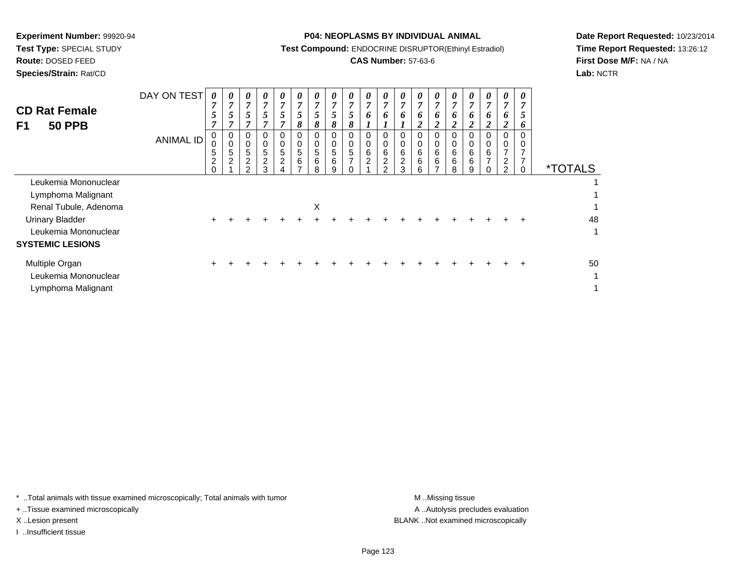**Experiment Number:** 99920-94
**Test Type:** SPECIAL STUDY
**Route:** DOSED FEED
**Species/Strain:** Rat/CD

**P04: NEOPLASMS BY INDIVIDUAL ANIMAL**
**Test Compound:** ENDOCRINE DISRUPTOR(Ethinyl Estradiol)
**CAS Number:** 57-63-6

**Date Report Requested:** 10/23/2014
**Time Report Requested:** 13:26:12
**First Dose M/F:** NA / NA
**Lab:** NCTR

## CD Rat Female F1 50 PPB

| DAY ON TEST | 0757 | 0757 | 0757 | 0757 | 0757 | 0758 | 0758 | 0758 | 0758 | 0761 | 0761 | 0761 | 0762 | 0762 | 0762 | 0762 | 0762 | 0762 | 0756 | |
|---|---|---|---|---|---|---|---|---|---|---|---|---|---|---|---|---|---|---|---|---|
| **ANIMAL ID** | 00520 | 00521 | 00522 | 00523 | 00524 | 00567 | 00568 | 00569 | 00570 | 00621 | 00622 | 00623 | 00666 | 00667 | 00668 | 00669 | 00670 | 00722 | 00770 | ***TOTALS** |
| Leukemia Mononuclear | | | | | | | | | | | | | | | | | | | | 1 |
| Lymphoma Malignant | | | | | | | | | | | | | | | | | | | | 1 |
| Renal Tubule, Adenoma | | | | | | | X | | | | | | | | | | | | | 1 |
| Urinary Bladder | + | + | + | + | + | + | + | + | + | + | + | + | + | + | + | + | + | + | + | 48 |
| Leukemia Mononuclear | | | | | | | | | | | | | | | | | | | | 1 |
| **SYSTEMIC LESIONS** | | | | | | | | | | | | | | | | | | | | |
| Multiple Organ | + | + | + | + | + | + | + | + | + | + | + | + | + | + | + | + | + | + | + | 50 |
| Leukemia Mononuclear | | | | | | | | | | | | | | | | | | | | 1 |
| Lymphoma Malignant | | | | | | | | | | | | | | | | | | | | 1 |

* ..Total animals with tissue examined microscopically; Total animals with tumor
+ ..Tissue examined microscopically
X ..Lesion present
I ..Insufficient tissue

M ..Missing tissue
A ..Autolysis precludes evaluation
BLANK ..Not examined microscopically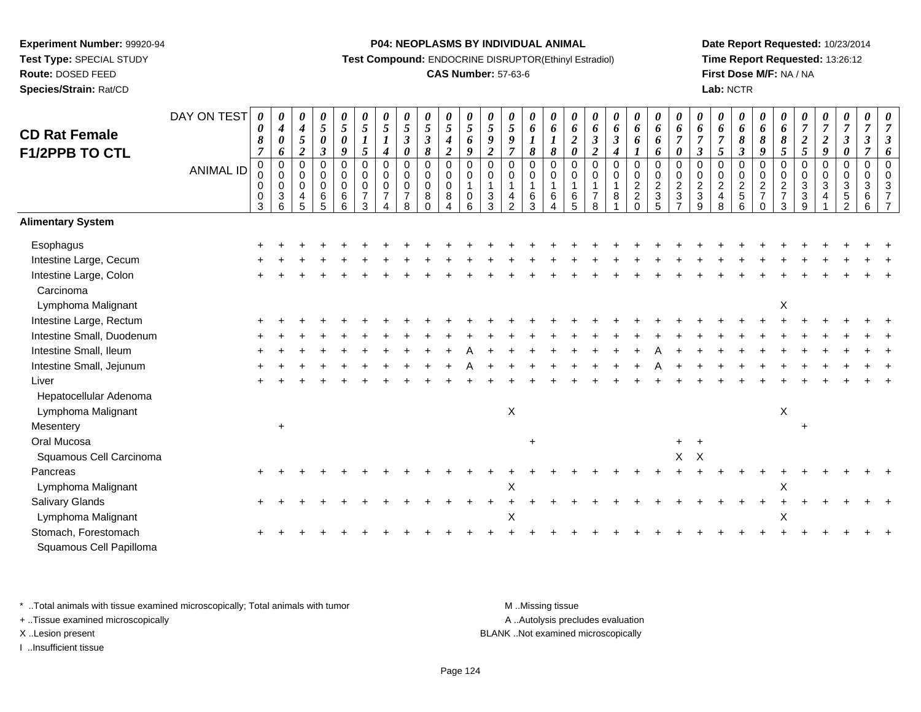**Experiment Number:** 99920-94
**Test Type:** SPECIAL STUDY
**Route:** DOSED FEED
**Species/Strain:** Rat/CD

**P04: NEOPLASMS BY INDIVIDUAL ANIMAL**
**Test Compound:** ENDOCRINE DISRUPTOR(Ethinyl Estradiol)
**CAS Number:** 57-63-6

**Date Report Requested:** 10/23/2014
**Time Report Requested:** 13:26:12
**First Dose M/F:** NA / NA
**Lab:** NCTR

## CD Rat Female F1/2PPB TO CTL

| DAY ON TEST | 0087 | 0406 | 0452 | 0503 | 0509 | 0515 | 0514 | 0530 | 0538 | 0542 | 0569 | 0592 | 0597 | 0618 | 0618 | 0620 | 0632 | 0634 | 0661 | 0666 | 0670 | 0673 | 0675 | 0683 | 0689 | 0685 | 0725 | 0729 | 0730 | 0737 | 0736 |
|---|---|---|---|---|---|---|---|---|---|---|---|---|---|---|---|---|---|---|---|---|---|---|---|---|---|---|---|---|---|---|---|
| **ANIMAL ID** | 0003 | 0036 | 0045 | 0065 | 0066 | 0073 | 0074 | 0078 | 0080 | 0084 | 0106 | 0133 | 0142 | 0163 | 0164 | 0165 | 0178 | 0181 | 0220 | 0235 | 0237 | 0239 | 0248 | 0256 | 0270 | 0273 | 0339 | 0341 | 0352 | 0366 | 0377 |
| **Alimentary System** | | | | | | | | | | | | | | | | | | | | | | | | | | | | | | | |
| Esophagus | + | + | + | + | + | + | + | + | + | + | + | + | + | + | + | + | + | + | + | + | + | + | + | + | + | + | + | + | + | + | + |
| Intestine Large, Cecum | + | + | + | + | + | + | + | + | + | + | + | + | + | + | + | + | + | + | + | + | + | + | + | + | + | + | + | + | + | + | + |
| Intestine Large, Colon | + | + | + | + | + | + | + | + | + | + | + | + | + | + | + | + | + | + | + | + | + | + | + | + | + | + | + | + | + | + | + |
| Carcinoma | | | | | | | | | | | | | | | | | | | | | | | | | | | | | | | |
| Lymphoma Malignant | | | | | | | | | | | | | | | | | | | | | | | | | | X | | | | | |
| Intestine Large, Rectum | + | + | + | + | + | + | + | + | + | + | + | + | + | + | + | + | + | + | + | + | + | + | + | + | + | + | + | + | + | + | + |
| Intestine Small, Duodenum | + | + | + | + | + | + | + | + | + | + | + | + | + | + | + | + | + | + | + | + | + | + | + | + | + | + | + | + | + | + | + |
| Intestine Small, Ileum | + | + | + | + | + | + | + | + | + | + | A | + | + | + | + | + | + | + | + | A | + | + | + | + | + | + | + | + | + | + | + |
| Intestine Small, Jejunum | + | + | + | + | + | + | + | + | + | + | A | + | + | + | + | + | + | + | + | A | + | + | + | + | + | + | + | + | + | + | + |
| Liver | + | + | + | + | + | + | + | + | + | + | + | + | + | + | + | + | + | + | + | + | + | + | + | + | + | + | + | + | + | + | + |
| Hepatocellular Adenoma | | | | | | | | | | | | | | | | | | | | | | | | | | | | | | | |
| Lymphoma Malignant | | | | | | | | | | | | | X | | | | | | | | | | | | | X | | | | | |
| Mesentery | | + | | | | | | | | | | | | | | | | | | | | | | | | | + | | | | |
| Oral Mucosa | | | | | | | | | | | | | | + | | | | | | | + | + | | | | | | | | | |
| Squamous Cell Carcinoma | | | | | | | | | | | | | | | | | | | | | X | X | | | | | | | | | |
| Pancreas | + | + | + | + | + | + | + | + | + | + | + | + | + | + | + | + | + | + | + | + | + | + | + | + | + | + | + | + | + | + | + |
| Lymphoma Malignant | | | | | | | | | | | | | X | | | | | | | | | | | | | X | | | | | |
| Salivary Glands | + | + | + | + | + | + | + | + | + | + | + | + | + | + | + | + | + | + | + | + | + | + | + | + | + | + | + | + | + | + | + |
| Lymphoma Malignant | | | | | | | | | | | | | X | | | | | | | | | | | | | X | | | | | |
| Stomach, Forestomach | + | + | + | + | + | + | + | + | + | + | + | + | + | + | + | + | + | + | + | + | + | + | + | + | + | + | + | + | + | + | + |
| Squamous Cell Papilloma | | | | | | | | | | | | | | | | | | | | | | | | | | | | | | | |

\* ..Total animals with tissue examined microscopically; Total animals with tumor
+ ..Tissue examined microscopically
X ..Lesion present
I ..Insufficient tissue

M ..Missing tissue
A ..Autolysis precludes evaluation
BLANK ..Not examined microscopically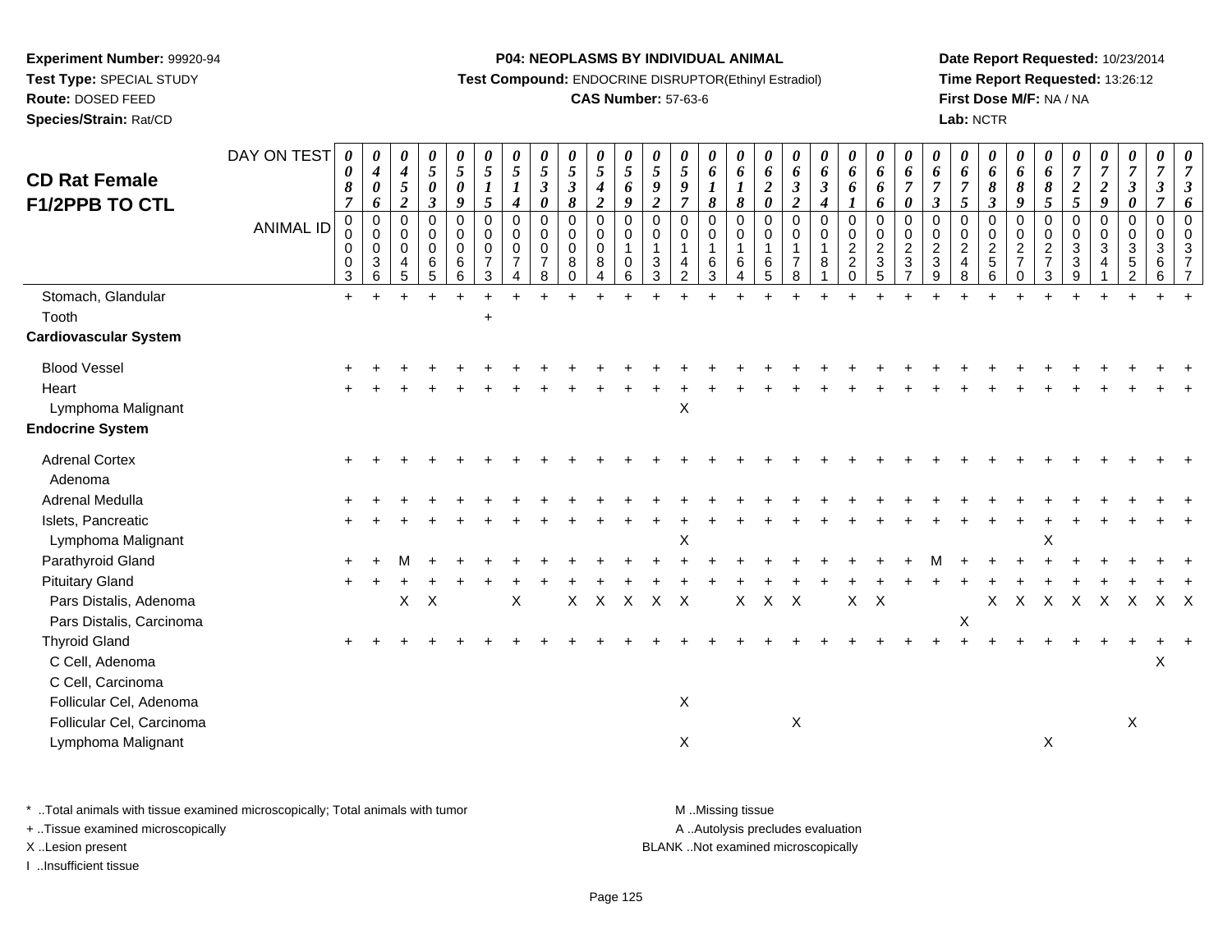**Experiment Number:** 99920-94
**Test Type:** SPECIAL STUDY
**Route:** DOSED FEED
**Species/Strain:** Rat/CD

**P04: NEOPLASMS BY INDIVIDUAL ANIMAL**
**Test Compound:** ENDOCRINE DISRUPTOR(Ethinyl Estradiol)
**CAS Number:** 57-63-6

**Date Report Requested:** 10/23/2014
**Time Report Requested:** 13:26:12
**First Dose M/F:** NA / NA
**Lab:** NCTR

## CD Rat Female F1/2PPB TO CTL

| DAY ON TEST | 0087 | 0406 | 0452 | 0503 | 0509 | 0515 | 0514 | 0530 | 0538 | 0542 | 0569 | 0592 | 0597 | 0618 | 0618 | 0620 | 0632 | 0634 | 0661 | 0666 | 0670 | 0673 | 0675 | 0683 | 0689 | 0685 | 0725 | 0729 | 0730 | 0737 | 0736 |
|---|---|---|---|---|---|---|---|---|---|---|---|---|---|---|---|---|---|---|---|---|---|---|---|---|---|---|---|---|---|---|---|
| **ANIMAL ID** | 00003 | 00036 | 00045 | 00065 | 00066 | 00073 | 00074 | 00078 | 00080 | 00084 | 00106 | 00133 | 00142 | 00163 | 00164 | 00165 | 00178 | 00181 | 00220 | 00235 | 00237 | 00239 | 00248 | 00256 | 00270 | 00273 | 00339 | 00341 | 00352 | 00366 | 00377 |
| Stomach, Glandular | + | + | + | + | + | + | + | + | + | + | + | + | + | + | + | + | + | + | + | + | + | + | + | + | + | + | + | + | + | + | + |
| Tooth | | | | | | + | | | | | | | | | | | | | | | | | | | | | | | | | |
| **Cardiovascular System** | | | | | | | | | | | | | | | | | | | | | | | | | | | | | | | |
| Blood Vessel | + | + | + | + | + | + | + | + | + | + | + | + | + | + | + | + | + | + | + | + | + | + | + | + | + | + | + | + | + | + | + |
| Heart | + | + | + | + | + | + | + | + | + | + | + | + | + | + | + | + | + | + | + | + | + | + | + | + | + | + | + | + | + | + | + |
| Lymphoma Malignant | | | | | | | | | | | | | X | | | | | | | | | | | | | | | | | | |
| **Endocrine System** | | | | | | | | | | | | | | | | | | | | | | | | | | | | | | | |
| Adrenal Cortex | + | + | + | + | + | + | + | + | + | + | + | + | + | + | + | + | + | + | + | + | + | + | + | + | + | + | + | + | + | + | + |
| Adenoma | | | | | | | | | | | | | | | | | | | | | | | | | | | | | | | |
| Adrenal Medulla | + | + | + | + | + | + | + | + | + | + | + | + | + | + | + | + | + | + | + | + | + | + | + | + | + | + | + | + | + | + | + |
| Islets, Pancreatic | + | + | + | + | + | + | + | + | + | + | + | + | + | + | + | + | + | + | + | + | + | + | + | + | + | + | + | + | + | + | + |
| Lymphoma Malignant | | | | | | | | | | | | | X | | | | | | | | | | | | | X | | | | | |
| Parathyroid Gland | + | + | M | + | + | + | + | + | + | + | + | + | + | + | + | + | + | + | + | + | + | M | + | + | + | + | + | + | + | + | + |
| Pituitary Gland | + | + | + | + | + | + | + | + | + | + | + | + | + | + | + | + | + | + | + | + | + | + | + | + | + | + | + | + | + | + | + |
| Pars Distalis, Adenoma | | | X | X | | | X | | X | X | X | X | X | | X | X | X | | X | X | | | | X | X | X | X | X | X | X | X |
| Pars Distalis, Carcinoma | | | | | | | | | | | | | | | | | | | | | | | X | | | | | | | | |
| Thyroid Gland | + | + | + | + | + | + | + | + | + | + | + | + | + | + | + | + | + | + | + | + | + | + | + | + | + | + | + | + | + | + | + |
| C Cell, Adenoma | | | | | | | | | | | | | | | | | | | | | | | | | | | | | | X | |
| C Cell, Carcinoma | | | | | | | | | | | | | | | | | | | | | | | | | | | | | | | |
| Follicular Cel, Adenoma | | | | | | | | | | | | | X | | | | | | | | | | | | | | | | | | |
| Follicular Cel, Carcinoma | | | | | | | | | | | | | | | | | X | | | | | | | | | | | | X | | |
| Lymphoma Malignant | | | | | | | | | | | | | X | | | | | | | | | | | | | X | | | | | |

\* ..Total animals with tissue examined microscopically; Total animals with tumor
+ ..Tissue examined microscopically
X ..Lesion present
I ..Insufficient tissue

M ..Missing tissue
A ..Autolysis precludes evaluation
BLANK ..Not examined microscopically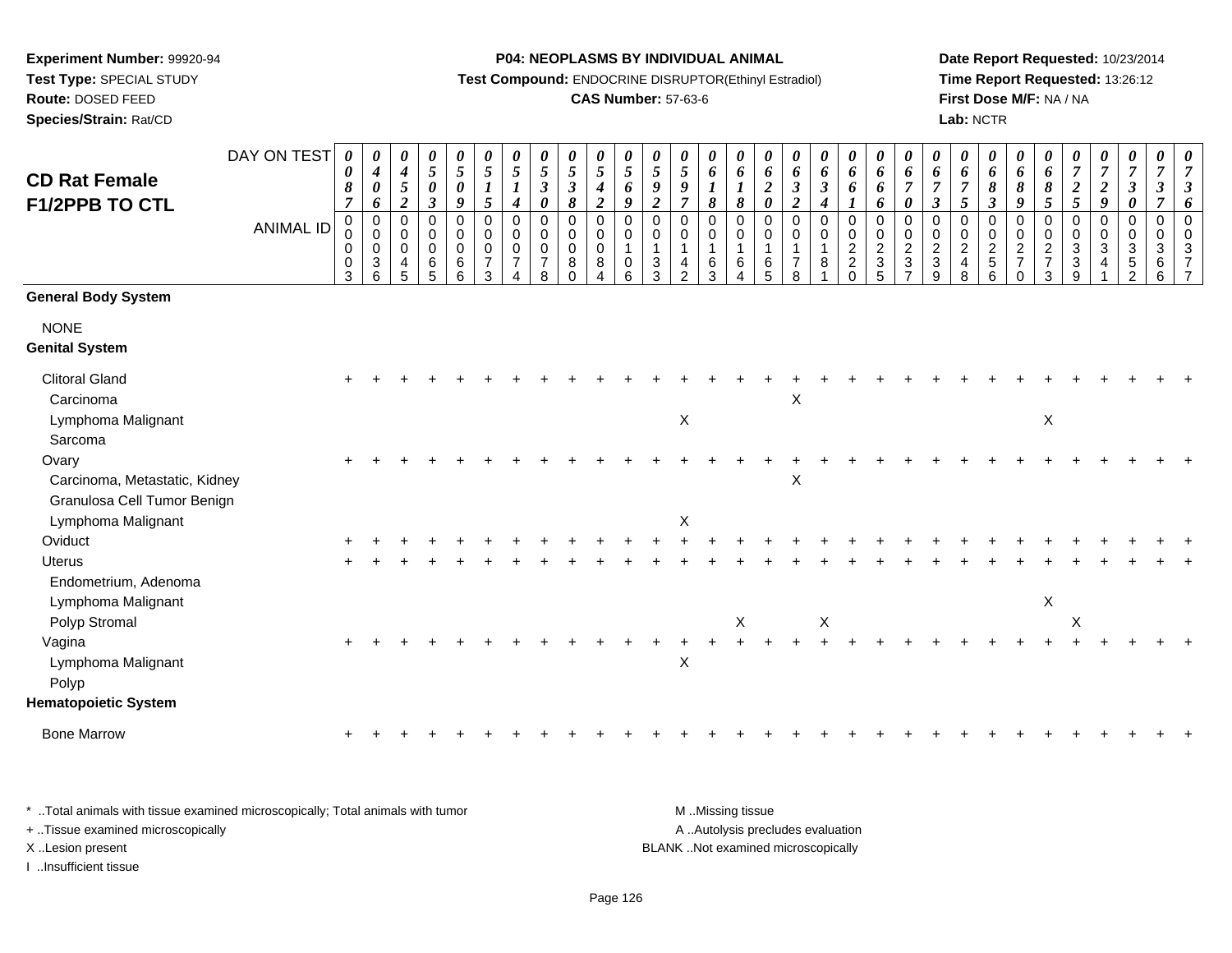**Experiment Number:** 99920-94
**Test Type:** SPECIAL STUDY
**Route:** DOSED FEED
**Species/Strain:** Rat/CD

**P04: NEOPLASMS BY INDIVIDUAL ANIMAL**
**Test Compound:** ENDOCRINE DISRUPTOR(Ethinyl Estradiol)
**CAS Number:** 57-63-6

**Date Report Requested:** 10/23/2014
**Time Report Requested:** 13:26:12
**First Dose M/F:** NA / NA
**Lab:** NCTR

## CD Rat Female F1/2PPB TO CTL

| DAY ON TEST | 0087 | 0406 | 0452 | 0503 | 0509 | 0515 | 0514 | 0530 | 0538 | 0542 | 0569 | 0592 | 0597 | 0618 | 0618 | 0620 | 0632 | 0634 | 0661 | 0666 | 0670 | 0673 | 0675 | 0683 | 0689 | 0685 | 0725 | 0729 | 0730 | 0737 | 0736 |
|---|---|---|---|---|---|---|---|---|---|---|---|---|---|---|---|---|---|---|---|---|---|---|---|---|---|---|---|---|---|---|---|
| ANIMAL ID | 00003 | 00036 | 00045 | 00065 | 00066 | 00073 | 00074 | 00078 | 00080 | 00084 | 00106 | 00133 | 00142 | 00163 | 00164 | 00165 | 00178 | 00181 | 00220 | 00235 | 00237 | 00239 | 00248 | 00256 | 00270 | 00273 | 00339 | 00341 | 00352 | 00366 | 00377 |
| **General Body System** | | | | | | | | | | | | | | | | | | | | | | | | | | | | | | | |
| NONE | | | | | | | | | | | | | | | | | | | | | | | | | | | | | | | |
| **Genital System** | | | | | | | | | | | | | | | | | | | | | | | | | | | | | | | |
| Clitoral Gland | + | + | + | + | + | + | + | + | + | + | + | + | + | + | + | + | + | + | + | + | + | + | + | + | + | + | + | + | + | + | + |
| Carcinoma | | | | | | | | | | | | | | | | | X | | | | | | | | | | | | | | |
| Lymphoma Malignant | | | | | | | | | | | | | X | | | | | | | | | | | | | X | | | | | |
| Sarcoma | | | | | | | | | | | | | | | | | | | | | | | | | | | | | | | |
| Ovary | + | + | + | + | + | + | + | + | + | + | + | + | + | + | + | + | + | + | + | + | + | + | + | + | + | + | + | + | + | + | + |
| Carcinoma, Metastatic, Kidney | | | | | | | | | | | | | | | | | X | | | | | | | | | | | | | | |
| Granulosa Cell Tumor Benign | | | | | | | | | | | | | | | | | | | | | | | | | | | | | | | |
| Lymphoma Malignant | | | | | | | | | | | | | X | | | | | | | | | | | | | | | | | | |
| Oviduct | + | + | + | + | + | + | + | + | + | + | + | + | + | + | + | + | + | + | + | + | + | + | + | + | + | + | + | + | + | + | + |
| Uterus | + | + | + | + | + | + | + | + | + | + | + | + | + | + | + | + | + | + | + | + | + | + | + | + | + | + | + | + | + | + | + |
| Endometrium, Adenoma | | | | | | | | | | | | | | | | | | | | | | | | | | | | | | | |
| Lymphoma Malignant | | | | | | | | | | | | | | | | | | | | | | | | | | X | | | | | |
| Polyp Stromal | | | | | | | | | | | | | | | X | | | X | | | | | | | | | X | | | | |
| Vagina | + | + | + | + | + | + | + | + | + | + | + | + | + | + | + | + | + | + | + | + | + | + | + | + | + | + | + | + | + | + | + |
| Lymphoma Malignant | | | | | | | | | | | | | X | | | | | | | | | | | | | | | | | | |
| Polyp | | | | | | | | | | | | | | | | | | | | | | | | | | | | | | | |
| **Hematopoietic System** | | | | | | | | | | | | | | | | | | | | | | | | | | | | | | | |
| Bone Marrow | + | + | + | + | + | + | + | + | + | + | + | + | + | + | + | + | + | + | + | + | + | + | + | + | + | + | + | + | + | + | + |

\* ..Total animals with tissue examined microscopically; Total animals with tumor
\+ ..Tissue examined microscopically
X ..Lesion present
I ..Insufficient tissue

M ..Missing tissue
A ..Autolysis precludes evaluation
BLANK ..Not examined microscopically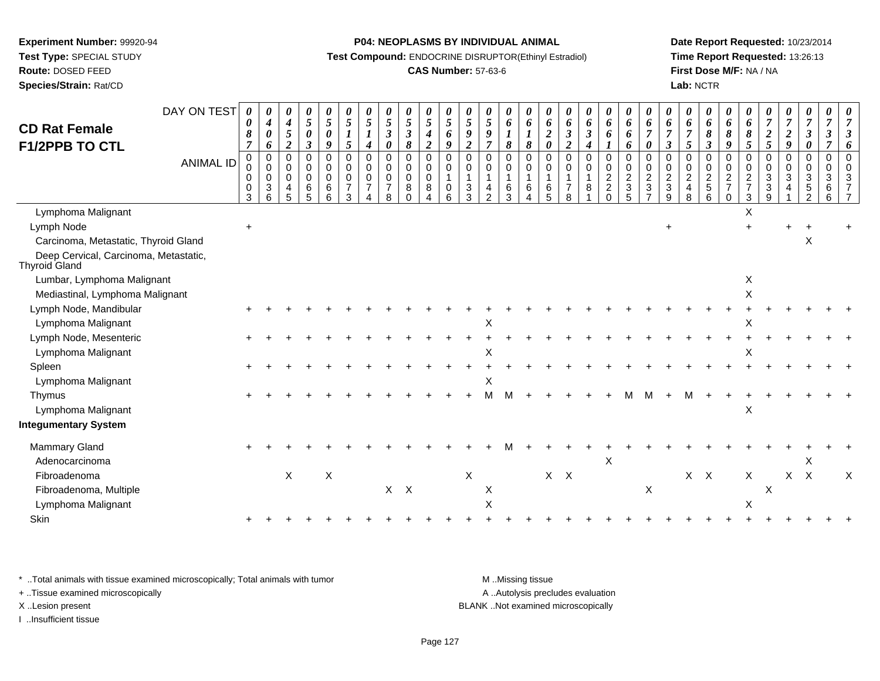**Experiment Number:** 99920-94
**Test Type:** SPECIAL STUDY
**Route:** DOSED FEED
**Species/Strain:** Rat/CD

**P04: NEOPLASMS BY INDIVIDUAL ANIMAL**
**Test Compound:** ENDOCRINE DISRUPTOR(Ethinyl Estradiol)
**CAS Number:** 57-63-6

**Date Report Requested:** 10/23/2014
**Time Report Requested:** 13:26:13
**First Dose M/F:** NA / NA
**Lab:** NCTR

## CD Rat Female F1/2PPB TO CTL

| DAY ON TEST | 0087 | 0406 | 0452 | 0503 | 0509 | 0515 | 0514 | 0530 | 0538 | 0542 | 0569 | 0592 | 0597 | 0618 | 0618 | 0620 | 0632 | 0634 | 0661 | 0666 | 0670 | 0673 | 0675 | 0683 | 0689 | 0685 | 0725 | 0729 | 0730 | 0737 | 0736 |
|---|---|---|---|---|---|---|---|---|---|---|---|---|---|---|---|---|---|---|---|---|---|---|---|---|---|---|---|---|---|---|---|
| **ANIMAL ID** | 00003 | 00036 | 00045 | 00065 | 00066 | 00073 | 00074 | 00078 | 00080 | 00084 | 00106 | 00133 | 00142 | 00163 | 00164 | 00165 | 00178 | 00181 | 00220 | 00235 | 00237 | 00239 | 00248 | 00256 | 00270 | 00273 | 00339 | 00341 | 00352 | 00366 | 00377 |
| Lymphoma Malignant | | | | | | | | | | | | | | | | | | | | | | | | | | X | | | | | |
| Lymph Node | + | | | | | | | | | | | | | | | | | | | | | + | | | | + | | + | + | | + |
| Carcinoma, Metastatic, Thyroid Gland | | | | | | | | | | | | | | | | | | | | | | | | | | | | | X | | |
| Deep Cervical, Carcinoma, Metastatic, Thyroid Gland | | | | | | | | | | | | | | | | | | | | | | | | | | | | | | | |
| Lumbar, Lymphoma Malignant | | | | | | | | | | | | | | | | | | | | | | | | | | X | | | | | |
| Mediastinal, Lymphoma Malignant | | | | | | | | | | | | | | | | | | | | | | | | | | X | | | | | |
| Lymph Node, Mandibular | + | + | + | + | + | + | + | + | + | + | + | + | + | + | + | + | + | + | + | + | + | + | + | + | + | + | + | + | + | + | + |
| Lymphoma Malignant | | | | | | | | | | | | | X | | | | | | | | | | | | | X | | | | | |
| Lymph Node, Mesenteric | + | + | + | + | + | + | + | + | + | + | + | + | + | + | + | + | + | + | + | + | + | + | + | + | + | + | + | + | + | + | + |
| Lymphoma Malignant | | | | | | | | | | | | | X | | | | | | | | | | | | | X | | | | | |
| Spleen | + | + | + | + | + | + | + | + | + | + | + | + | + | + | + | + | + | + | + | + | + | + | + | + | + | + | + | + | + | + | + |
| Lymphoma Malignant | | | | | | | | | | | | | X | | | | | | | | | | | | | | | | | | |
| Thymus | + | + | + | + | + | + | + | + | + | + | + | + | M | M | + | + | + | + | + | M | M | + | M | + | + | + | + | + | + | + | + |
| Lymphoma Malignant | | | | | | | | | | | | | | | | | | | | | | | | | | X | | | | | |
| **Integumentary System** | | | | | | | | | | | | | | | | | | | | | | | | | | | | | | | |
| Mammary Gland | + | + | + | + | + | + | + | + | + | + | + | + | + | M | + | + | + | + | + | + | + | + | + | + | + | + | + | + | + | + | + |
| Adenocarcinoma | | | | | | | | | | | | | | | | | | | X | | | | | | | | | | X | | |
| Fibroadenoma | | | X | | X | | | | | | | X | | | | X | X | | | | | | X | X | | X | | X | X | | X |
| Fibroadenoma, Multiple | | | | | | | | X | X | | | | X | | | | | | | | X | | | | | | X | | | | |
| Lymphoma Malignant | | | | | | | | | | | | | X | | | | | | | | | | | | | X | | | | | |
| Skin | + | + | + | + | + | + | + | + | + | + | + | + | + | + | + | + | + | + | + | + | + | + | + | + | + | + | + | + | + | + | + |

\* ..Total animals with tissue examined microscopically; Total animals with tumor
+ ..Tissue examined microscopically
X ..Lesion present
I ..Insufficient tissue

M ..Missing tissue
A ..Autolysis precludes evaluation
BLANK ..Not examined microscopically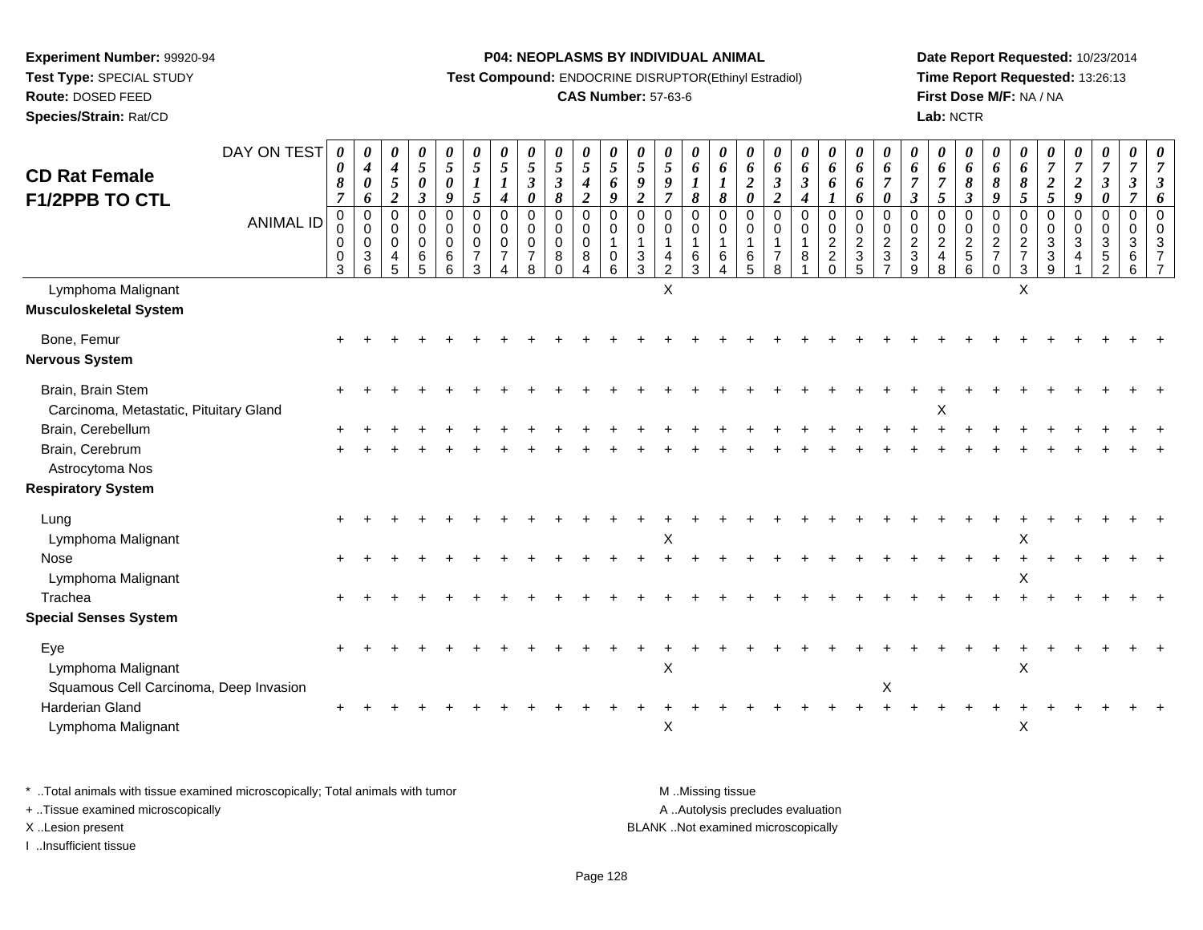**Experiment Number:** 99920-94
**Test Type:** SPECIAL STUDY
**Route:** DOSED FEED
**Species/Strain:** Rat/CD

**P04: NEOPLASMS BY INDIVIDUAL ANIMAL**
**Test Compound:** ENDOCRINE DISRUPTOR(Ethinyl Estradiol)
**CAS Number:** 57-63-6

**Date Report Requested:** 10/23/2014
**Time Report Requested:** 13:26:13
**First Dose M/F:** NA / NA
**Lab:** NCTR

## CD Rat Female F1/2PPB TO CTL

| DAY ON TEST | 0087 | 0406 | 0452 | 0503 | 0509 | 0515 | 0514 | 0530 | 0538 | 0542 | 0569 | 0592 | 0597 | 0618 | 0618 | 0620 | 0632 | 0634 | 0661 | 0666 | 0670 | 0673 | 0675 | 0683 | 0689 | 0685 | 0725 | 0729 | 0730 | 0737 | 0736 |
|---|---|---|---|---|---|---|---|---|---|---|---|---|---|---|---|---|---|---|---|---|---|---|---|---|---|---|---|---|---|---|---|
| ANIMAL ID | 00003 | 00036 | 00045 | 00065 | 00066 | 00073 | 00074 | 00078 | 00080 | 00084 | 00106 | 00133 | 00142 | 00163 | 00164 | 00165 | 00178 | 00181 | 00220 | 00235 | 00237 | 00239 | 00248 | 00256 | 00270 | 00273 | 00339 | 00341 | 00352 | 00366 | 00377 |
| Lymphoma Malignant | | | | | | | | | | | | | X | | | | | | | | | | | | | X | | | | | |
| **Musculoskeletal System** | | | | | | | | | | | | | | | | | | | | | | | | | | | | | | | |
| Bone, Femur | + | + | + | + | + | + | + | + | + | + | + | + | + | + | + | + | + | + | + | + | + | + | + | + | + | + | + | + | + | + | + |
| **Nervous System** | | | | | | | | | | | | | | | | | | | | | | | | | | | | | | | |
| Brain, Brain Stem | + | + | + | + | + | + | + | + | + | + | + | + | + | + | + | + | + | + | + | + | + | + | + | + | + | + | + | + | + | + | + |
| Carcinoma, Metastatic, Pituitary Gland | | | | | | | | | | | | | | | | | | | | | | | X | | | | | | | | |
| Brain, Cerebellum | + | + | + | + | + | + | + | + | + | + | + | + | + | + | + | + | + | + | + | + | + | + | + | + | + | + | + | + | + | + | + |
| Brain, Cerebrum | + | + | + | + | + | + | + | + | + | + | + | + | + | + | + | + | + | + | + | + | + | + | + | + | + | + | + | + | + | + | + |
| Astrocytoma Nos | | | | | | | | | | | | | | | | | | | | | | | | | | | | | | | |
| **Respiratory System** | | | | | | | | | | | | | | | | | | | | | | | | | | | | | | | |
| Lung | + | + | + | + | + | + | + | + | + | + | + | + | + | + | + | + | + | + | + | + | + | + | + | + | + | + | + | + | + | + | + |
| Lymphoma Malignant | | | | | | | | | | | | | X | | | | | | | | | | | | | X | | | | | |
| Nose | + | + | + | + | + | + | + | + | + | + | + | + | + | + | + | + | + | + | + | + | + | + | + | + | + | + | + | + | + | + | + |
| Lymphoma Malignant | | | | | | | | | | | | | | | | | | | | | | | | | | X | | | | | |
| Trachea | + | + | + | + | + | + | + | + | + | + | + | + | + | + | + | + | + | + | + | + | + | + | + | + | + | + | + | + | + | + | + |
| **Special Senses System** | | | | | | | | | | | | | | | | | | | | | | | | | | | | | | | |
| Eye | + | + | + | + | + | + | + | + | + | + | + | + | + | + | + | + | + | + | + | + | + | + | + | + | + | + | + | + | + | + | + |
| Lymphoma Malignant | | | | | | | | | | | | | X | | | | | | | | | | | | | X | | | | | |
| Squamous Cell Carcinoma, Deep Invasion | | | | | | | | | | | | | | | | | | | | | X | | | | | | | | | | |
| Harderian Gland | + | + | + | + | + | + | + | + | + | + | + | + | + | + | + | + | + | + | + | + | + | + | + | + | + | + | + | + | + | + | + |
| Lymphoma Malignant | | | | | | | | | | | | | X | | | | | | | | | | | | | X | | | | | |

\* ..Total animals with tissue examined microscopically; Total animals with tumor
\+ ..Tissue examined microscopically
X ..Lesion present
I ..Insufficient tissue

M ..Missing tissue
A ..Autolysis precludes evaluation
BLANK ..Not examined microscopically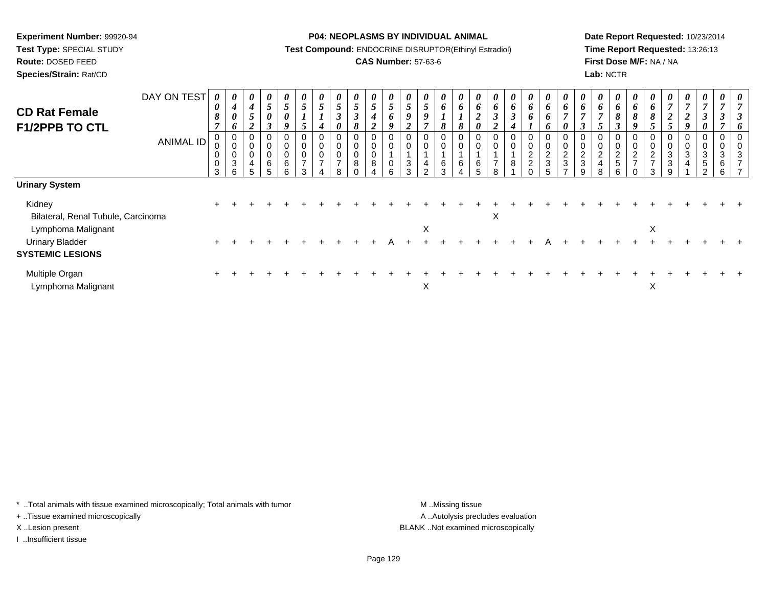**Experiment Number:** 99920-94
**Test Type:** SPECIAL STUDY
**Route:** DOSED FEED
**Species/Strain:** Rat/CD

**P04: NEOPLASMS BY INDIVIDUAL ANIMAL**
**Test Compound:** ENDOCRINE DISRUPTOR(Ethinyl Estradiol)
**CAS Number:** 57-63-6

**Date Report Requested:** 10/23/2014
**Time Report Requested:** 13:26:13
**First Dose M/F:** NA / NA
**Lab:** NCTR

## CD Rat Female F1/2PPB TO CTL

| DAY ON TEST | 0087 | 0406 | 0452 | 0503 | 0509 | 0515 | 0514 | 0530 | 0538 | 0542 | 0569 | 0592 | 0597 | 0618 | 0618 | 0620 | 0632 | 0634 | 0661 | 0666 | 0670 | 0673 | 0675 | 0683 | 0689 | 0685 | 0725 | 0729 | 0730 | 0737 | 0736 |
|---|---|---|---|---|---|---|---|---|---|---|---|---|---|---|---|---|---|---|---|---|---|---|---|---|---|---|---|---|---|---|---|
| ANIMAL ID | 00003 | 00036 | 00045 | 00065 | 00066 | 00073 | 00074 | 00078 | 00080 | 00084 | 00106 | 00133 | 00142 | 00163 | 00164 | 00165 | 00178 | 00181 | 00220 | 00235 | 00237 | 00239 | 00248 | 00256 | 00270 | 00273 | 00339 | 00341 | 00352 | 00366 | 00377 |
| **Urinary System** | | | | | | | | | | | | | | | | | | | | | | | | | | | | | | | |
| Kidney | + | + | + | + | + | + | + | + | + | + | + | + | + | + | + | + | + | + | + | + | + | + | + | + | + | + | + | + | + | + | + |
| Bilateral, Renal Tubule, Carcinoma | | | | | | | | | | | | | | | | | X | | | | | | | | | | | | | | |
| Lymphoma Malignant | | | | | | | | | | | | | X | | | | | | | | | | | | | X | | | | | |
| Urinary Bladder | + | + | + | + | + | + | + | + | + | + | A | + | + | + | + | + | + | + | + | A | + | + | + | + | + | + | + | + | + | + | + |
| **SYSTEMIC LESIONS** | | | | | | | | | | | | | | | | | | | | | | | | | | | | | | | |
| Multiple Organ | + | + | + | + | + | + | + | + | + | + | + | + | + | + | + | + | + | + | + | + | + | + | + | + | + | + | + | + | + | + | + |
| Lymphoma Malignant | | | | | | | | | | | | | X | | | | | | | | | | | | | X | | | | | |

\* ..Total animals with tissue examined microscopically; Total animals with tumor
\+ ..Tissue examined microscopically
X ..Lesion present
I ..Insufficient tissue

M ..Missing tissue
A ..Autolysis precludes evaluation
BLANK ..Not examined microscopically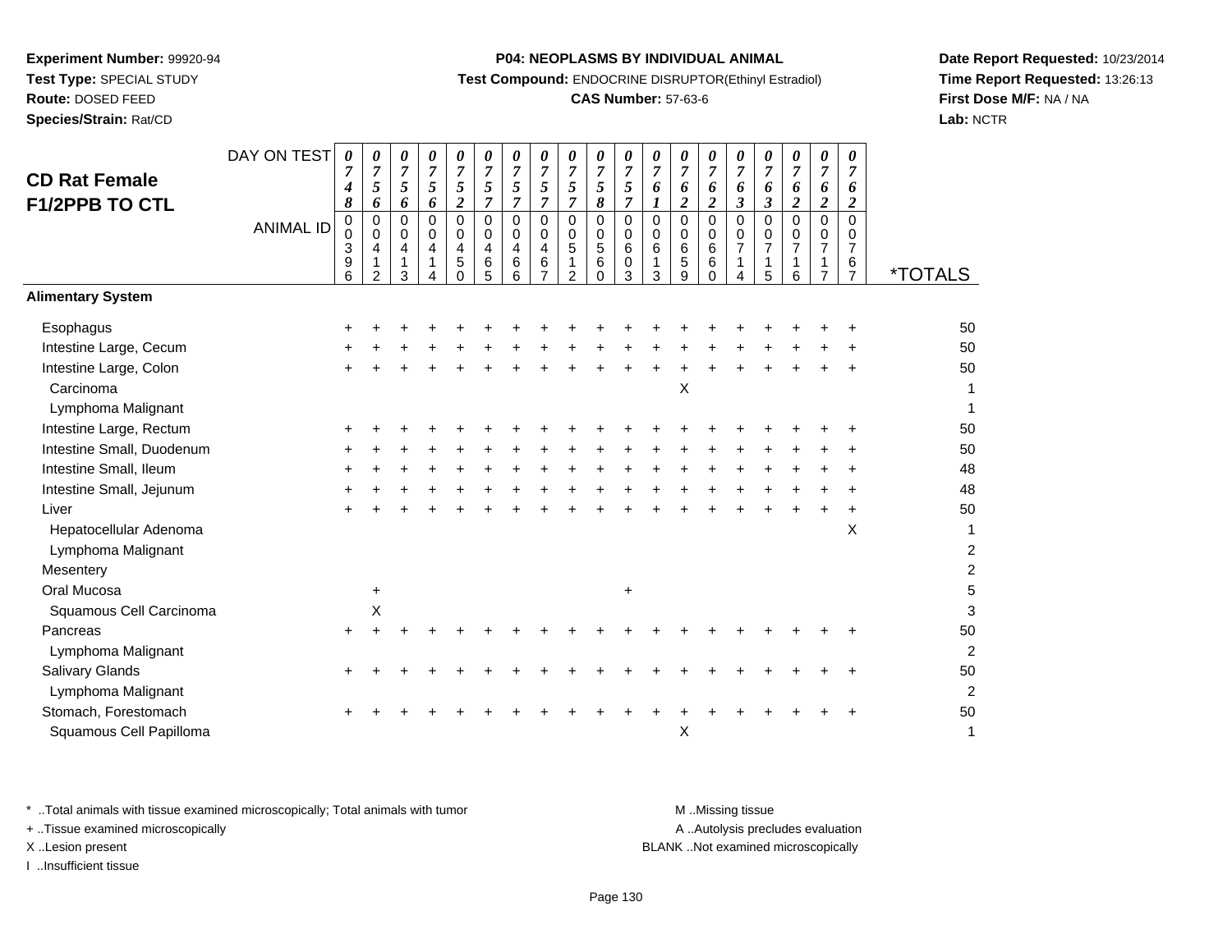**Experiment Number:** 99920-94
**Test Type:** SPECIAL STUDY
**Route:** DOSED FEED
**Species/Strain:** Rat/CD

**P04: NEOPLASMS BY INDIVIDUAL ANIMAL**
**Test Compound:** ENDOCRINE DISRUPTOR(Ethinyl Estradiol)
**CAS Number:** 57-63-6

**Date Report Requested:** 10/23/2014
**Time Report Requested:** 13:26:13
**First Dose M/F:** NA / NA
**Lab:** NCTR

## CD Rat Female F1/2PPB TO CTL

| DAY ON TEST | 0748 | 0756 | 0756 | 0756 | 0752 | 0757 | 0757 | 0757 | 0757 | 0758 | 0757 | 0761 | 0762 | 0762 | 0763 | 0763 | 0762 | 0762 | 0762 | |
|---|---|---|---|---|---|---|---|---|---|---|---|---|---|---|---|---|---|---|---|---|
| **ANIMAL ID** | 00396 | 00412 | 00413 | 00414 | 00450 | 00465 | 00466 | 00467 | 00512 | 00560 | 00603 | 00613 | 00659 | 00660 | 00714 | 00715 | 00716 | 00717 | 00767 | ***TOTALS** |
| **Alimentary System** | | | | | | | | | | | | | | | | | | | | |
| Esophagus | + | + | + | + | + | + | + | + | + | + | + | + | + | + | + | + | + | + | + | 50 |
| Intestine Large, Cecum | + | + | + | + | + | + | + | + | + | + | + | + | + | + | + | + | + | + | + | 50 |
| Intestine Large, Colon | + | + | + | + | + | + | + | + | + | + | + | + | + | + | + | + | + | + | + | 50 |
| Carcinoma | | | | | | | | | | | | | X | | | | | | | 1 |
| Lymphoma Malignant | | | | | | | | | | | | | | | | | | | | 1 |
| Intestine Large, Rectum | + | + | + | + | + | + | + | + | + | + | + | + | + | + | + | + | + | + | + | 50 |
| Intestine Small, Duodenum | + | + | + | + | + | + | + | + | + | + | + | + | + | + | + | + | + | + | + | 50 |
| Intestine Small, Ileum | + | + | + | + | + | + | + | + | + | + | + | + | + | + | + | + | + | + | + | 48 |
| Intestine Small, Jejunum | + | + | + | + | + | + | + | + | + | + | + | + | + | + | + | + | + | + | + | 48 |
| Liver | + | + | + | + | + | + | + | + | + | + | + | + | + | + | + | + | + | + | + | 50 |
| Hepatocellular Adenoma | | | | | | | | | | | | | | | | | | | X | 1 |
| Lymphoma Malignant | | | | | | | | | | | | | | | | | | | | 2 |
| Mesentery | | | | | | | | | | | | | | | | | | | | 2 |
| Oral Mucosa | | + | | | | | | | | | + | | | | | | | | | 5 |
| Squamous Cell Carcinoma | | X | | | | | | | | | | | | | | | | | | 3 |
| Pancreas | + | + | + | + | + | + | + | + | + | + | + | + | + | + | + | + | + | + | + | 50 |
| Lymphoma Malignant | | | | | | | | | | | | | | | | | | | | 2 |
| Salivary Glands | + | + | + | + | + | + | + | + | + | + | + | + | + | + | + | + | + | + | + | 50 |
| Lymphoma Malignant | | | | | | | | | | | | | | | | | | | | 2 |
| Stomach, Forestomach | + | + | + | + | + | + | + | + | + | + | + | + | + | + | + | + | + | + | + | 50 |
| Squamous Cell Papilloma | | | | | | | | | | | | | X | | | | | | | 1 |

\* ..Total animals with tissue examined microscopically; Total animals with tumor
\+ ..Tissue examined microscopically
X ..Lesion present
I ..Insufficient tissue

M ..Missing tissue
A ..Autolysis precludes evaluation
BLANK ..Not examined microscopically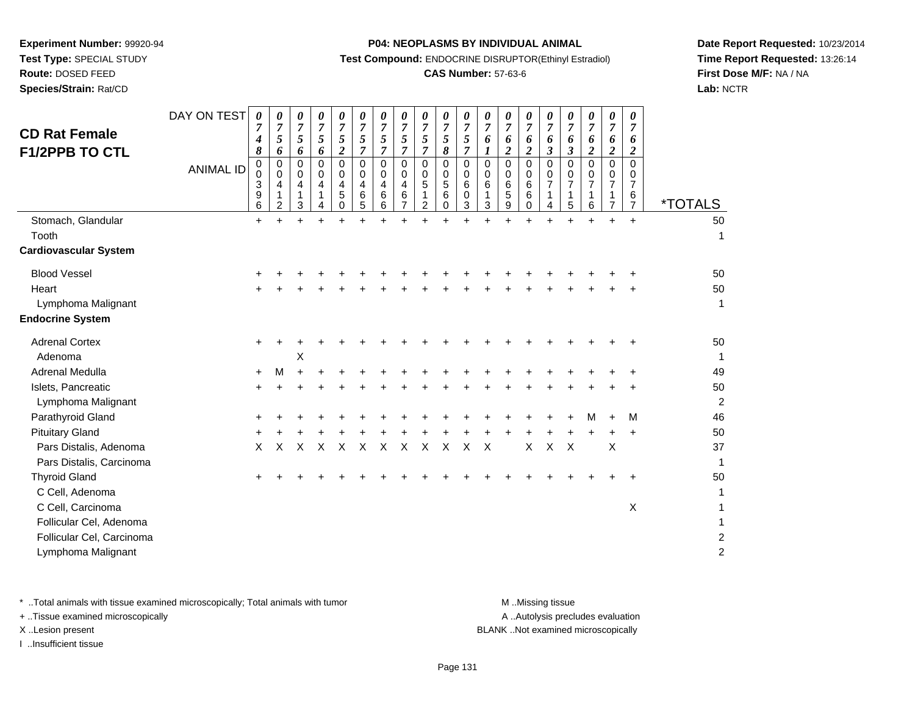**Experiment Number:** 99920-94
**Test Type:** SPECIAL STUDY
**Route:** DOSED FEED
**Species/Strain:** Rat/CD

**P04: NEOPLASMS BY INDIVIDUAL ANIMAL**
**Test Compound:** ENDOCRINE DISRUPTOR(Ethinyl Estradiol)
**CAS Number:** 57-63-6

**Date Report Requested:** 10/23/2014
**Time Report Requested:** 13:26:14
**First Dose M/F:** NA / NA
**Lab:** NCTR

## CD Rat Female F1/2PPB TO CTL

| DAY ON TEST | 0748 | 0756 | 0756 | 0756 | 0752 | 0757 | 0757 | 0757 | 0757 | 0758 | 0757 | 0761 | 0762 | 0762 | 0763 | 0763 | 0762 | 0762 | 0762 | |
|---|---|---|---|---|---|---|---|---|---|---|---|---|---|---|---|---|---|---|---|---|
| **ANIMAL ID** | 00396 | 00412 | 00413 | 00414 | 00450 | 00465 | 00466 | 00467 | 00512 | 00560 | 00603 | 00613 | 00659 | 00660 | 00714 | 00715 | 00716 | 00717 | 00767 | ***TOTALS** |
| Stomach, Glandular | + | + | + | + | + | + | + | + | + | + | + | + | + | + | + | + | + | + | + | 50 |
| Tooth | | | | | | | | | | | | | | | | | | | | 1 |
| **Cardiovascular System** | | | | | | | | | | | | | | | | | | | | |
| Blood Vessel | + | + | + | + | + | + | + | + | + | + | + | + | + | + | + | + | + | + | + | 50 |
| Heart | + | + | + | + | + | + | + | + | + | + | + | + | + | + | + | + | + | + | + | 50 |
| Lymphoma Malignant | | | | | | | | | | | | | | | | | | | | 1 |
| **Endocrine System** | | | | | | | | | | | | | | | | | | | | |
| Adrenal Cortex | + | + | + | + | + | + | + | + | + | + | + | + | + | + | + | + | + | + | + | 50 |
| Adenoma | | | X | | | | | | | | | | | | | | | | | 1 |
| Adrenal Medulla | + | M | + | + | + | + | + | + | + | + | + | + | + | + | + | + | + | + | + | 49 |
| Islets, Pancreatic | + | + | + | + | + | + | + | + | + | + | + | + | + | + | + | + | + | + | + | 50 |
| Lymphoma Malignant | | | | | | | | | | | | | | | | | | | | 2 |
| Parathyroid Gland | + | + | + | + | + | + | + | + | + | + | + | + | + | + | + | + | M | + | M | 46 |
| Pituitary Gland | + | + | + | + | + | + | + | + | + | + | + | + | + | + | + | + | + | + | + | 50 |
| Pars Distalis, Adenoma | X | X | X | X | X | X | X | X | X | X | X | X | | X | X | X | | X | | 37 |
| Pars Distalis, Carcinoma | | | | | | | | | | | | | | | | | | | | 1 |
| Thyroid Gland | + | + | + | + | + | + | + | + | + | + | + | + | + | + | + | + | + | + | + | 50 |
| C Cell, Adenoma | | | | | | | | | | | | | | | | | | | | 1 |
| C Cell, Carcinoma | | | | | | | | | | | | | | | | | | | X | 1 |
| Follicular Cel, Adenoma | | | | | | | | | | | | | | | | | | | | 1 |
| Follicular Cel, Carcinoma | | | | | | | | | | | | | | | | | | | | 2 |
| Lymphoma Malignant | | | | | | | | | | | | | | | | | | | | 2 |

\* ..Total animals with tissue examined microscopically; Total animals with tumor
+ ..Tissue examined microscopically
X ..Lesion present
I ..Insufficient tissue

M ..Missing tissue
A ..Autolysis precludes evaluation
BLANK ..Not examined microscopically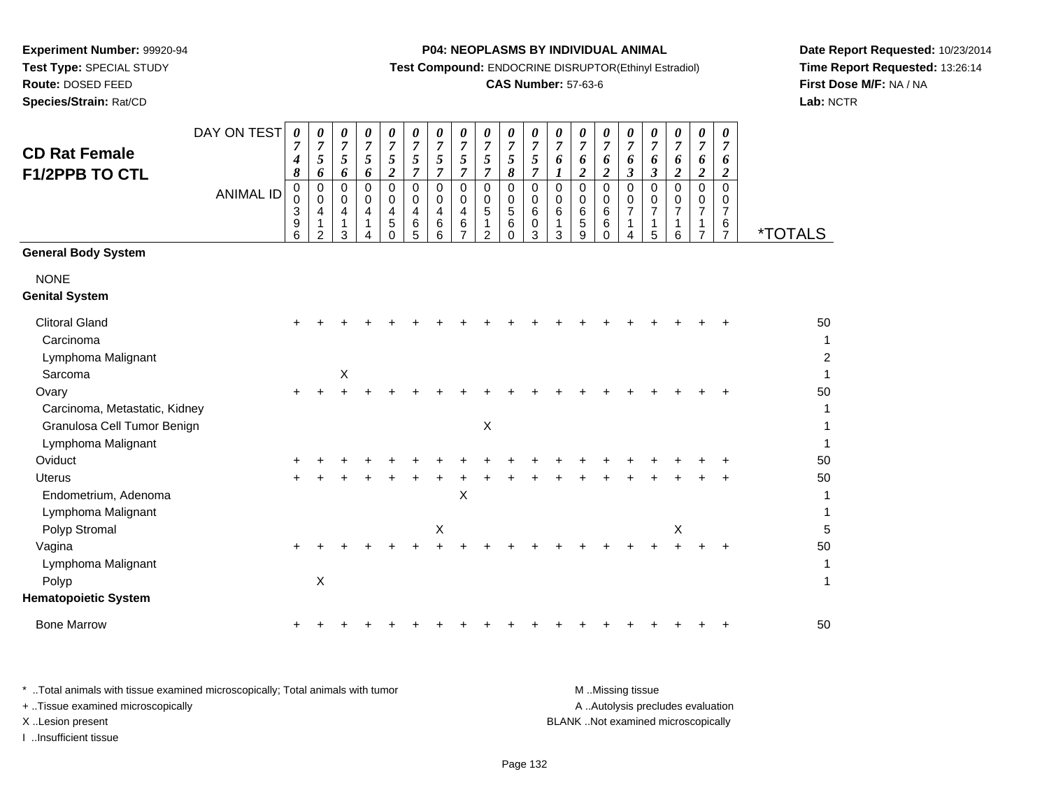**Experiment Number:** 99920-94
**Test Type:** SPECIAL STUDY
**Route:** DOSED FEED
**Species/Strain:** Rat/CD

**P04: NEOPLASMS BY INDIVIDUAL ANIMAL**
**Test Compound:** ENDOCRINE DISRUPTOR(Ethinyl Estradiol)
**CAS Number:** 57-63-6

**Date Report Requested:** 10/23/2014
**Time Report Requested:** 13:26:14
**First Dose M/F:** NA / NA
**Lab:** NCTR

## CD Rat Female F1/2PPB TO CTL

| DAY ON TEST | 0748 | 0756 | 0756 | 0756 | 0752 | 0757 | 0757 | 0757 | 0757 | 0758 | 0757 | 0761 | 0762 | 0762 | 0763 | 0763 | 0762 | 0762 | 0762 | |
|---|---|---|---|---|---|---|---|---|---|---|---|---|---|---|---|---|---|---|---|---|
| **ANIMAL ID** | 00396 | 00412 | 00413 | 00414 | 00450 | 00465 | 00466 | 00467 | 00512 | 00560 | 00603 | 00613 | 00659 | 00660 | 00714 | 00715 | 00716 | 00717 | 00767 | ***TOTALS** |
| **General Body System** | | | | | | | | | | | | | | | | | | | | |
| NONE | | | | | | | | | | | | | | | | | | | | |
| **Genital System** | | | | | | | | | | | | | | | | | | | | |
| Clitoral Gland | + | + | + | + | + | + | + | + | + | + | + | + | + | + | + | + | + | + | + | 50 |
| Carcinoma | | | | | | | | | | | | | | | | | | | | 1 |
| Lymphoma Malignant | | | | | | | | | | | | | | | | | | | | 2 |
| Sarcoma | | | X | | | | | | | | | | | | | | | | | 1 |
| Ovary | + | + | + | + | + | + | + | + | + | + | + | + | + | + | + | + | + | + | + | 50 |
| Carcinoma, Metastatic, Kidney | | | | | | | | | | | | | | | | | | | | 1 |
| Granulosa Cell Tumor Benign | | | | | | | | | X | | | | | | | | | | | 1 |
| Lymphoma Malignant | | | | | | | | | | | | | | | | | | | | 1 |
| Oviduct | + | + | + | + | + | + | + | + | + | + | + | + | + | + | + | + | + | + | + | 50 |
| Uterus | + | + | + | + | + | + | + | + | + | + | + | + | + | + | + | + | + | + | + | 50 |
| Endometrium, Adenoma | | | | | | | | X | | | | | | | | | | | | 1 |
| Lymphoma Malignant | | | | | | | | | | | | | | | | | | | | 1 |
| Polyp Stromal | | | | | | | X | | | | | | | | | | X | | | 5 |
| Vagina | + | + | + | + | + | + | + | + | + | + | + | + | + | + | + | + | + | + | + | 50 |
| Lymphoma Malignant | | | | | | | | | | | | | | | | | | | | 1 |
| Polyp | | X | | | | | | | | | | | | | | | | | | 1 |
| **Hematopoietic System** | | | | | | | | | | | | | | | | | | | | |
| Bone Marrow | + | + | + | + | + | + | + | + | + | + | + | + | + | + | + | + | + | + | + | 50 |

* ..Total animals with tissue examined microscopically; Total animals with tumor
+ ..Tissue examined microscopically
X ..Lesion present
I ..Insufficient tissue

M ..Missing tissue
A ..Autolysis precludes evaluation
BLANK ..Not examined microscopically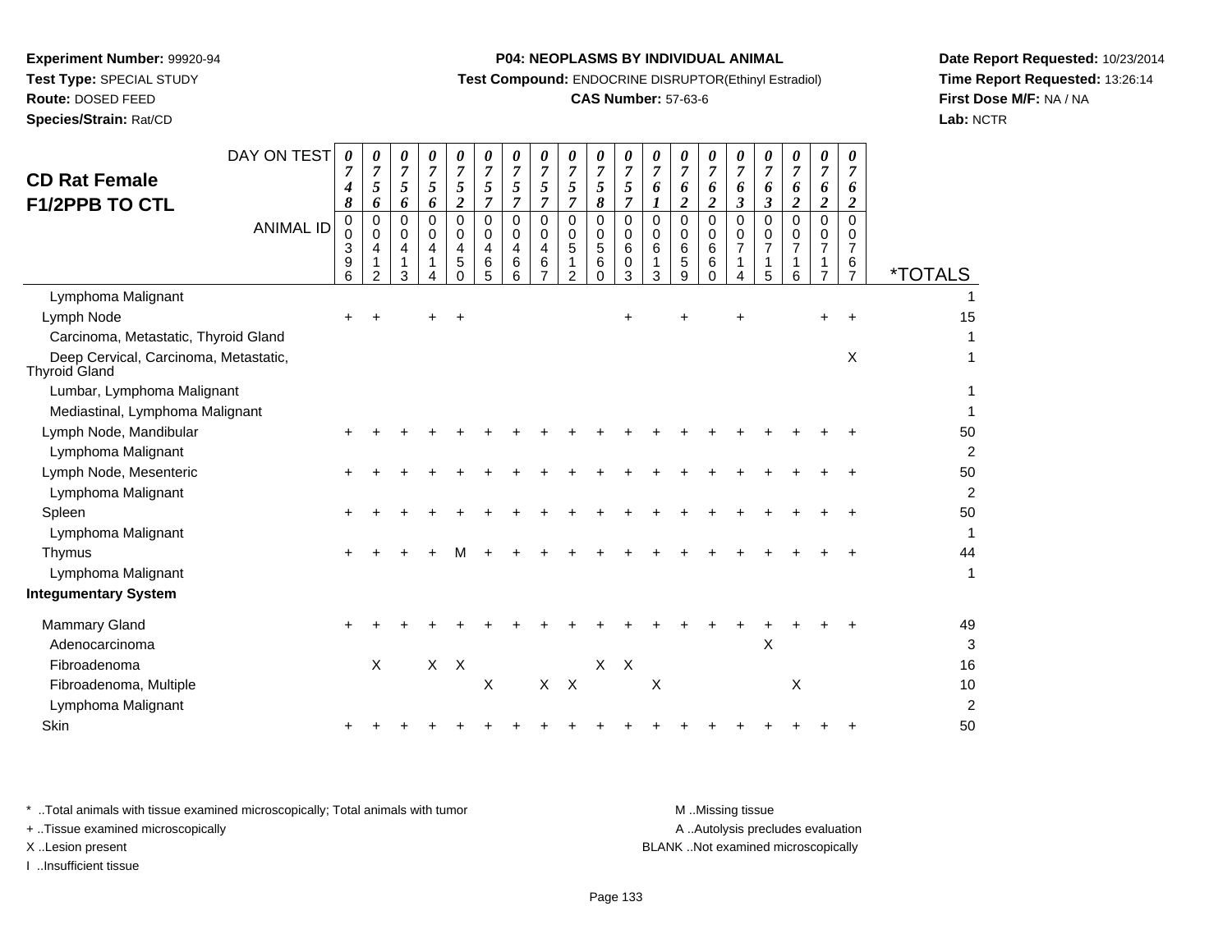**Experiment Number:** 99920-94
**Test Type:** SPECIAL STUDY
**Route:** DOSED FEED
**Species/Strain:** Rat/CD

**P04: NEOPLASMS BY INDIVIDUAL ANIMAL**
**Test Compound:** ENDOCRINE DISRUPTOR(Ethinyl Estradiol)
**CAS Number:** 57-63-6

**Date Report Requested:** 10/23/2014
**Time Report Requested:** 13:26:14
**First Dose M/F:** NA / NA
**Lab:** NCTR

## CD Rat Female F1/2PPB TO CTL

| DAY ON TEST | 0748 | 0756 | 0756 | 0756 | 0752 | 0757 | 0757 | 0757 | 0757 | 0758 | 0757 | 0761 | 0762 | 0762 | 0763 | 0763 | 0762 | 0762 | 0762 | |
|---|---|---|---|---|---|---|---|---|---|---|---|---|---|---|---|---|---|---|---|---|
| **ANIMAL ID** | 00396 | 00412 | 00413 | 00414 | 00450 | 00465 | 00466 | 00467 | 00512 | 00560 | 00603 | 00613 | 00659 | 00660 | 00714 | 00715 | 00716 | 00717 | 00767 | ***TOTALS** |
| Lymphoma Malignant | | | | | | | | | | | | | | | | | | | | 1 |
| Lymph Node | + | + | | + | + | | | | | | + | | + | | + | | | + | + | 15 |
| Carcinoma, Metastatic, Thyroid Gland | | | | | | | | | | | | | | | | | | | | 1 |
| Deep Cervical, Carcinoma, Metastatic, Thyroid Gland | | | | | | | | | | | | | | | | | | | X | 1 |
| Lumbar, Lymphoma Malignant | | | | | | | | | | | | | | | | | | | | 1 |
| Mediastinal, Lymphoma Malignant | | | | | | | | | | | | | | | | | | | | 1 |
| Lymph Node, Mandibular | + | + | + | + | + | + | + | + | + | + | + | + | + | + | + | + | + | + | + | 50 |
| Lymphoma Malignant | | | | | | | | | | | | | | | | | | | | 2 |
| Lymph Node, Mesenteric | + | + | + | + | + | + | + | + | + | + | + | + | + | + | + | + | + | + | + | 50 |
| Lymphoma Malignant | | | | | | | | | | | | | | | | | | | | 2 |
| Spleen | + | + | + | + | + | + | + | + | + | + | + | + | + | + | + | + | + | + | + | 50 |
| Lymphoma Malignant | | | | | | | | | | | | | | | | | | | | 1 |
| Thymus | + | + | + | + | M | + | + | + | + | + | + | + | + | + | + | + | + | + | + | 44 |
| Lymphoma Malignant | | | | | | | | | | | | | | | | | | | | 1 |
| **Integumentary System** | | | | | | | | | | | | | | | | | | | | |
| Mammary Gland | + | + | + | + | + | + | + | + | + | + | + | + | + | + | + | + | + | + | + | 49 |
| Adenocarcinoma | | | | | | | | | | | | | | | | X | | | | 3 |
| Fibroadenoma | | X | | X | X | | | | | X | X | | | | | | | | | 16 |
| Fibroadenoma, Multiple | | | | | | X | | X | X | | | X | | | | | X | | | 10 |
| Lymphoma Malignant | | | | | | | | | | | | | | | | | | | | 2 |
| Skin | + | + | + | + | + | + | + | + | + | + | + | + | + | + | + | + | + | + | + | 50 |

\* ..Total animals with tissue examined microscopically; Total animals with tumor
\+ ..Tissue examined microscopically
X ..Lesion present
I ..Insufficient tissue

M ..Missing tissue
A ..Autolysis precludes evaluation
BLANK ..Not examined microscopically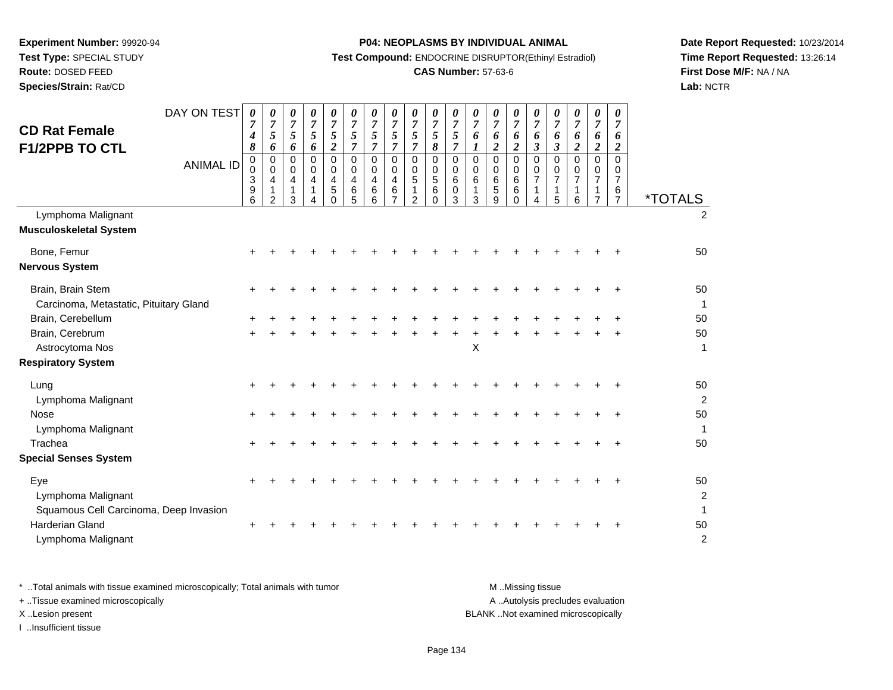**Experiment Number:** 99920-94
**Test Type:** SPECIAL STUDY
**Route:** DOSED FEED
**Species/Strain:** Rat/CD

**P04: NEOPLASMS BY INDIVIDUAL ANIMAL**
**Test Compound:** ENDOCRINE DISRUPTOR(Ethinyl Estradiol)
**CAS Number:** 57-63-6

**Date Report Requested:** 10/23/2014
**Time Report Requested:** 13:26:14
**First Dose M/F:** NA / NA
**Lab:** NCTR

## CD Rat Female F1/2PPB TO CTL

| DAY ON TEST | 0748 | 0756 | 0756 | 0756 | 0752 | 0757 | 0757 | 0757 | 0757 | 0758 | 0757 | 0761 | 0762 | 0762 | 0763 | 0763 | 0762 | 0762 | 0762 | |
|---|---|---|---|---|---|---|---|---|---|---|---|---|---|---|---|---|---|---|---|---|
| **ANIMAL ID** | 00396 | 00412 | 00413 | 00414 | 00450 | 00465 | 00466 | 00467 | 00512 | 00560 | 00603 | 00613 | 00659 | 00660 | 00714 | 00715 | 00716 | 00717 | 00767 | ***TOTALS** |
| Lymphoma Malignant | | | | | | | | | | | | | | | | | | | | 2 |
| **Musculoskeletal System** | | | | | | | | | | | | | | | | | | | | |
| Bone, Femur | + | + | + | + | + | + | + | + | + | + | + | + | + | + | + | + | + | + | + | 50 |
| **Nervous System** | | | | | | | | | | | | | | | | | | | | |
| Brain, Brain Stem | + | + | + | + | + | + | + | + | + | + | + | + | + | + | + | + | + | + | + | 50 |
| Carcinoma, Metastatic, Pituitary Gland | | | | | | | | | | | | | | | | | | | | 1 |
| Brain, Cerebellum | + | + | + | + | + | + | + | + | + | + | + | + | + | + | + | + | + | + | + | 50 |
| Brain, Cerebrum | + | + | + | + | + | + | + | + | + | + | + | + | + | + | + | + | + | + | + | 50 |
| Astrocytoma Nos | | | | | | | | | | | | X | | | | | | | | 1 |
| **Respiratory System** | | | | | | | | | | | | | | | | | | | | |
| Lung | + | + | + | + | + | + | + | + | + | + | + | + | + | + | + | + | + | + | + | 50 |
| Lymphoma Malignant | | | | | | | | | | | | | | | | | | | | 2 |
| Nose | + | + | + | + | + | + | + | + | + | + | + | + | + | + | + | + | + | + | + | 50 |
| Lymphoma Malignant | | | | | | | | | | | | | | | | | | | | 1 |
| Trachea | + | + | + | + | + | + | + | + | + | + | + | + | + | + | + | + | + | + | + | 50 |
| **Special Senses System** | | | | | | | | | | | | | | | | | | | | |
| Eye | + | + | + | + | + | + | + | + | + | + | + | + | + | + | + | + | + | + | + | 50 |
| Lymphoma Malignant | | | | | | | | | | | | | | | | | | | | 2 |
| Squamous Cell Carcinoma, Deep Invasion | | | | | | | | | | | | | | | | | | | | 1 |
| Harderian Gland | + | + | + | + | + | + | + | + | + | + | + | + | + | + | + | + | + | + | + | 50 |
| Lymphoma Malignant | | | | | | | | | | | | | | | | | | | | 2 |

* ..Total animals with tissue examined microscopically; Total animals with tumor
+ ..Tissue examined microscopically
X ..Lesion present
I ..Insufficient tissue

M ..Missing tissue
A ..Autolysis precludes evaluation
BLANK ..Not examined microscopically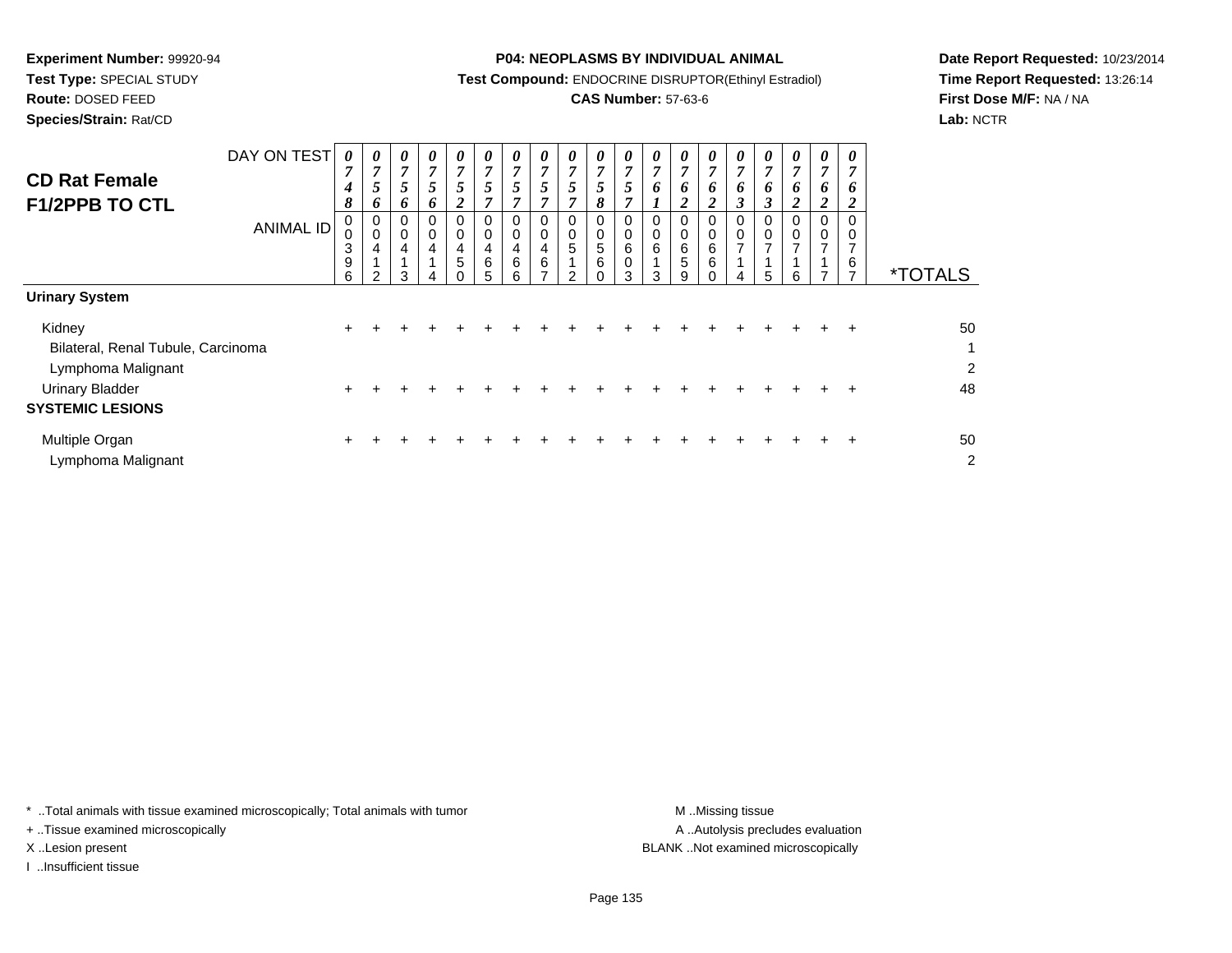**Experiment Number:** 99920-94
**Test Type:** SPECIAL STUDY
**Route:** DOSED FEED
**Species/Strain:** Rat/CD

**P04: NEOPLASMS BY INDIVIDUAL ANIMAL**
**Test Compound:** ENDOCRINE DISRUPTOR(Ethinyl Estradiol)
**CAS Number:** 57-63-6

**Date Report Requested:** 10/23/2014
**Time Report Requested:** 13:26:14
**First Dose M/F:** NA / NA
**Lab:** NCTR

## CD Rat Female F1/2PPB TO CTL

| DAY ON TEST | 0748 | 0756 | 0756 | 0756 | 0752 | 0757 | 0757 | 0757 | 0757 | 0758 | 0757 | 0761 | 0762 | 0762 | 0763 | 0763 | 0762 | 0762 | 0762 | |
|---|---|---|---|---|---|---|---|---|---|---|---|---|---|---|---|---|---|---|---|---|
| **ANIMAL ID** | 00396 | 00412 | 00413 | 00414 | 00450 | 00465 | 00466 | 00467 | 00512 | 00560 | 00603 | 00613 | 00659 | 00660 | 00714 | 00715 | 00716 | 00717 | 00767 | ***TOTALS** |
| **Urinary System** | | | | | | | | | | | | | | | | | | | | |
| Kidney | + | + | + | + | + | + | + | + | + | + | + | + | + | + | + | + | + | + | + | 50 |
| Bilateral, Renal Tubule, Carcinoma | | | | | | | | | | | | | | | | | | | | 1 |
| Lymphoma Malignant | | | | | | | | | | | | | | | | | | | | 2 |
| Urinary Bladder | + | + | + | + | + | + | + | + | + | + | + | + | + | + | + | + | + | + | + | 48 |
| **SYSTEMIC LESIONS** | | | | | | | | | | | | | | | | | | | | |
| Multiple Organ | + | + | + | + | + | + | + | + | + | + | + | + | + | + | + | + | + | + | + | 50 |
| Lymphoma Malignant | | | | | | | | | | | | | | | | | | | | 2 |

\* ..Total animals with tissue examined microscopically; Total animals with tumor
\+ ..Tissue examined microscopically
X ..Lesion present
I ..Insufficient tissue

M ..Missing tissue
A ..Autolysis precludes evaluation
BLANK ..Not examined microscopically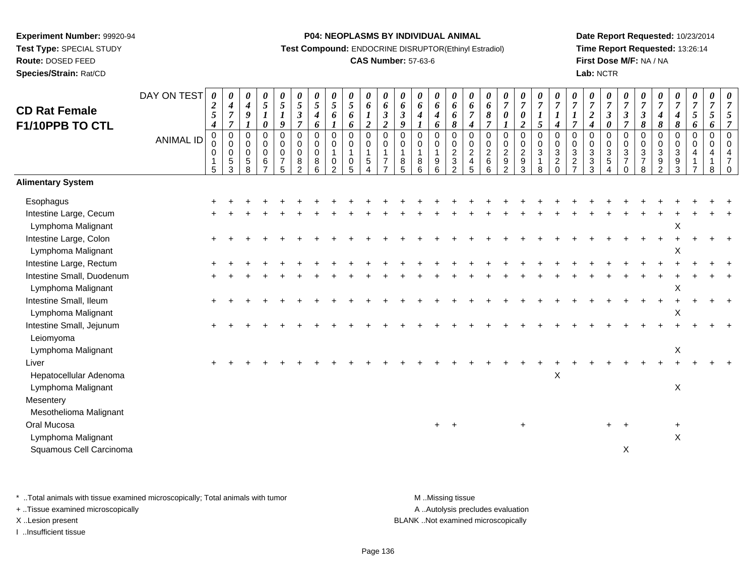**Experiment Number:** 99920-94
**Test Type:** SPECIAL STUDY
**Route:** DOSED FEED
**Species/Strain:** Rat/CD

**P04: NEOPLASMS BY INDIVIDUAL ANIMAL**
**Test Compound:** ENDOCRINE DISRUPTOR(Ethinyl Estradiol)
**CAS Number:** 57-63-6

**Date Report Requested:** 10/23/2014
**Time Report Requested:** 13:26:14
**First Dose M/F:** NA / NA
**Lab:** NCTR

## CD Rat Female F1/10PPB TO CTL

| DAY ON TEST | 0254 | 0477 | 0491 | 0510 | 0519 | 0537 | 0546 | 0561 | 0566 | 0612 | 0632 | 0639 | 0641 | 0646 | 0668 | 0674 | 0687 | 0701 | 0702 | 0715 | 0714 | 0717 | 0724 | 0730 | 0737 | 0738 | 0748 | 0748 | 0756 | 0756 | 0757 |
|---|---|---|---|---|---|---|---|---|---|---|---|---|---|---|---|---|---|---|---|---|---|---|---|---|---|---|---|---|---|---|---|
| **ANIMAL ID** | 00015 | 00053 | 00058 | 00067 | 00075 | 00082 | 00086 | 00102 | 00105 | 00154 | 00177 | 00185 | 00186 | 00196 | 00232 | 00245 | 00266 | 00292 | 00293 | 00318 | 00320 | 00327 | 00333 | 00354 | 00370 | 00378 | 00392 | 00393 | 00417 | 00418 | 00470 |
| **Alimentary System** | | | | | | | | | | | | | | | | | | | | | | | | | | | | | | | |
| Esophagus | + | + | + | + | + | + | + | + | + | + | + | + | + | + | + | + | + | + | + | + | + | + | + | + | + | + | + | + | + | + | + |
| Intestine Large, Cecum | + | + | + | + | + | + | + | + | + | + | + | + | + | + | + | + | + | + | + | + | + | + | + | + | + | + | + | + | + | + | + |
| Lymphoma Malignant | | | | | | | | | | | | | | | | | | | | | | | | | | | | X | | | |
| Intestine Large, Colon | + | + | + | + | + | + | + | + | + | + | + | + | + | + | + | + | + | + | + | + | + | + | + | + | + | + | + | + | + | + | + |
| Lymphoma Malignant | | | | | | | | | | | | | | | | | | | | | | | | | | | | X | | | |
| Intestine Large, Rectum | + | + | + | + | + | + | + | + | + | + | + | + | + | + | + | + | + | + | + | + | + | + | + | + | + | + | + | + | + | + | + |
| Intestine Small, Duodenum | + | + | + | + | + | + | + | + | + | + | + | + | + | + | + | + | + | + | + | + | + | + | + | + | + | + | + | + | + | + | + |
| Lymphoma Malignant | | | | | | | | | | | | | | | | | | | | | | | | | | | | X | | | |
| Intestine Small, Ileum | + | + | + | + | + | + | + | + | + | + | + | + | + | + | + | + | + | + | + | + | + | + | + | + | + | + | + | + | + | + | + |
| Lymphoma Malignant | | | | | | | | | | | | | | | | | | | | | | | | | | | | X | | | |
| Intestine Small, Jejunum | + | + | + | + | + | + | + | + | + | + | + | + | + | + | + | + | + | + | + | + | + | + | + | + | + | + | + | + | + | + | + |
| Leiomyoma | | | | | | | | | | | | | | | | | | | | | | | | | | | | | | | |
| Lymphoma Malignant | | | | | | | | | | | | | | | | | | | | | | | | | | | | X | | | |
| Liver | + | + | + | + | + | + | + | + | + | + | + | + | + | + | + | + | + | + | + | + | + | + | + | + | + | + | + | + | + | + | + |
| Hepatocellular Adenoma | | | | | | | | | | | | | | | | | | | | | X | | | | | | | | | | |
| Lymphoma Malignant | | | | | | | | | | | | | | | | | | | | | | | | | | | | X | | | |
| Mesentery | | | | | | | | | | | | | | | | | | | | | | | | | | | | | | | |
| Mesothelioma Malignant | | | | | | | | | | | | | | | | | | | | | | | | | | | | | | | |
| Oral Mucosa | | | | | | | | | | | | | | + | + | | | | + | | | | | + | + | | | + | | | |
| Lymphoma Malignant | | | | | | | | | | | | | | | | | | | | | | | | | | | | X | | | |
| Squamous Cell Carcinoma | | | | | | | | | | | | | | | | | | | | | | | | | X | | | | | | |

\* ..Total animals with tissue examined microscopically; Total animals with tumor
+ ..Tissue examined microscopically
X ..Lesion present
I ..Insufficient tissue

M ..Missing tissue
A ..Autolysis precludes evaluation
BLANK ..Not examined microscopically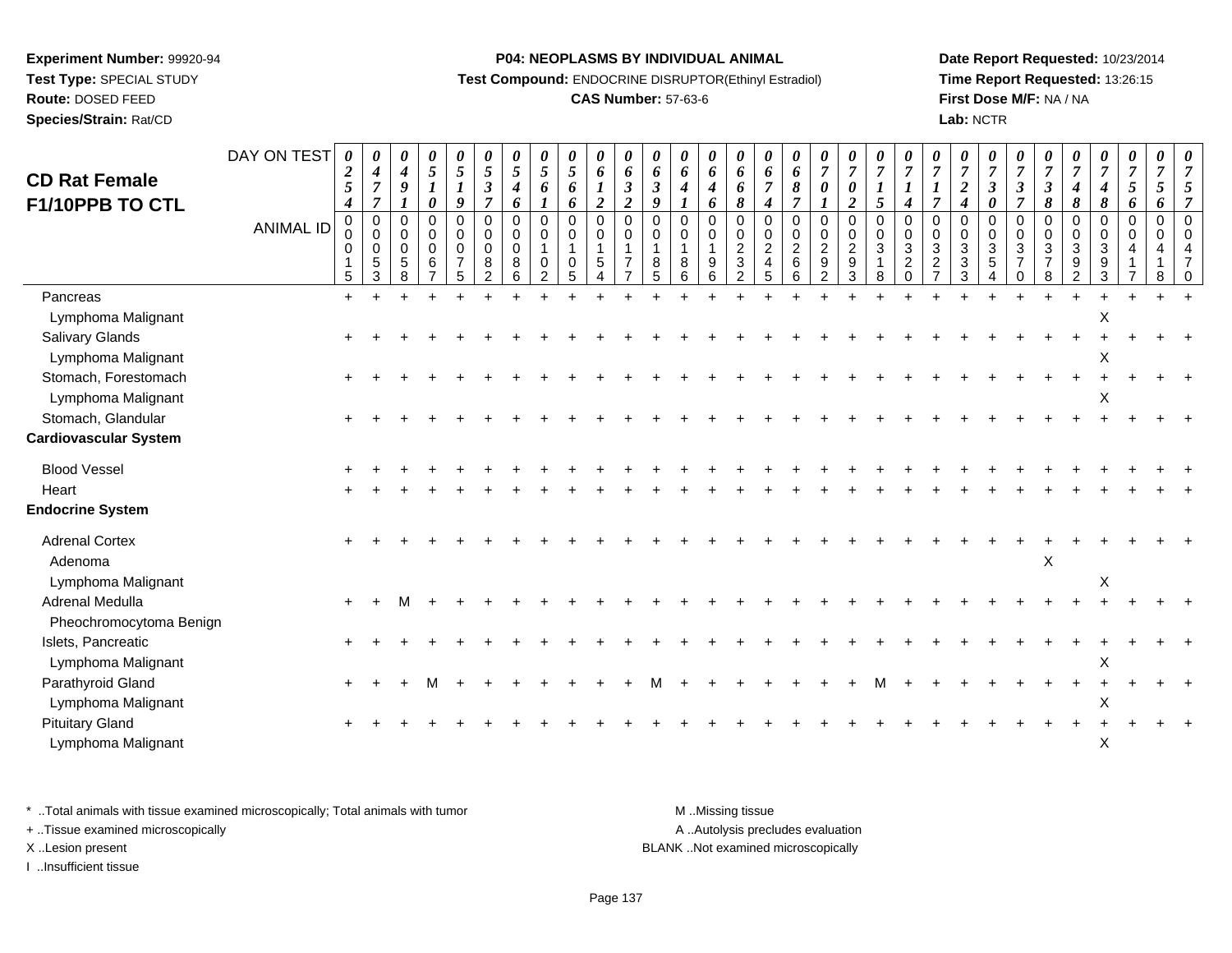**Experiment Number:** 99920-94
**Test Type:** SPECIAL STUDY
**Route:** DOSED FEED
**Species/Strain:** Rat/CD

**P04: NEOPLASMS BY INDIVIDUAL ANIMAL**
**Test Compound:** ENDOCRINE DISRUPTOR(Ethinyl Estradiol)
**CAS Number:** 57-63-6

**Date Report Requested:** 10/23/2014
**Time Report Requested:** 13:26:15
**First Dose M/F:** NA / NA
**Lab:** NCTR

## CD Rat Female F1/10PPB TO CTL

| DAY ON TEST | 0254 | 0477 | 0491 | 0510 | 0519 | 0537 | 0546 | 0561 | 0566 | 0612 | 0632 | 0639 | 0641 | 0646 | 0668 | 0674 | 0687 | 0701 | 0702 | 0715 | 0714 | 0717 | 0724 | 0730 | 0737 | 0738 | 0748 | 0748 | 0756 | 0756 | 0757 |
|---|---|---|---|---|---|---|---|---|---|---|---|---|---|---|---|---|---|---|---|---|---|---|---|---|---|---|---|---|---|---|---|
| **ANIMAL ID** | 00015 | 00053 | 00058 | 00067 | 00075 | 00082 | 00086 | 00102 | 00105 | 00154 | 00177 | 00185 | 00186 | 00196 | 00232 | 00245 | 00266 | 00292 | 00293 | 00318 | 00320 | 00327 | 00333 | 00354 | 00370 | 00378 | 00392 | 00393 | 00417 | 00418 | 00470 |
| Pancreas | + | + | + | + | + | + | + | + | + | + | + | + | + | + | + | + | + | + | + | + | + | + | + | + | + | + | + | + | + | + | + |
| Lymphoma Malignant | | | | | | | | | | | | | | | | | | | | | | | | | | | | X | | | |
| Salivary Glands | + | + | + | + | + | + | + | + | + | + | + | + | + | + | + | + | + | + | + | + | + | + | + | + | + | + | + | + | + | + | + |
| Lymphoma Malignant | | | | | | | | | | | | | | | | | | | | | | | | | | | | X | | | |
| Stomach, Forestomach | + | + | + | + | + | + | + | + | + | + | + | + | + | + | + | + | + | + | + | + | + | + | + | + | + | + | + | + | + | + | + |
| Lymphoma Malignant | | | | | | | | | | | | | | | | | | | | | | | | | | | | X | | | |
| Stomach, Glandular | + | + | + | + | + | + | + | + | + | + | + | + | + | + | + | + | + | + | + | + | + | + | + | + | + | + | + | + | + | + | + |
| **Cardiovascular System** | | | | | | | | | | | | | | | | | | | | | | | | | | | | | | | |
| Blood Vessel | + | + | + | + | + | + | + | + | + | + | + | + | + | + | + | + | + | + | + | + | + | + | + | + | + | + | + | + | + | + | + |
| Heart | + | + | + | + | + | + | + | + | + | + | + | + | + | + | + | + | + | + | + | + | + | + | + | + | + | + | + | + | + | + | + |
| **Endocrine System** | | | | | | | | | | | | | | | | | | | | | | | | | | | | | | | |
| Adrenal Cortex | + | + | + | + | + | + | + | + | + | + | + | + | + | + | + | + | + | + | + | + | + | + | + | + | + | + | + | + | + | + | + |
| Adenoma | | | | | | | | | | | | | | | | | | | | | | | | | | X | | | | | |
| Lymphoma Malignant | | | | | | | | | | | | | | | | | | | | | | | | | | | | X | | | |
| Adrenal Medulla | + | + | M | + | + | + | + | + | + | + | + | + | + | + | + | + | + | + | + | + | + | + | + | + | + | + | + | + | + | + | + |
| Pheochromocytoma Benign | | | | | | | | | | | | | | | | | | | | | | | | | | | | | | | |
| Islets, Pancreatic | + | + | + | + | + | + | + | + | + | + | + | + | + | + | + | + | + | + | + | + | + | + | + | + | + | + | + | + | + | + | + |
| Lymphoma Malignant | | | | | | | | | | | | | | | | | | | | | | | | | | | | X | | | |
| Parathyroid Gland | + | + | + | M | + | + | + | + | + | + | + | M | + | + | + | + | + | + | + | M | + | + | + | + | + | + | + | + | + | + | + |
| Lymphoma Malignant | | | | | | | | | | | | | | | | | | | | | | | | | | | | X | | | |
| Pituitary Gland | + | + | + | + | + | + | + | + | + | + | + | + | + | + | + | + | + | + | + | + | + | + | + | + | + | + | + | + | + | + | + |
| Lymphoma Malignant | | | | | | | | | | | | | | | | | | | | | | | | | | | | X | | | |

\* ..Total animals with tissue examined microscopically; Total animals with tumor
+ ..Tissue examined microscopically
X ..Lesion present
I ..Insufficient tissue

M ..Missing tissue
A ..Autolysis precludes evaluation
BLANK ..Not examined microscopically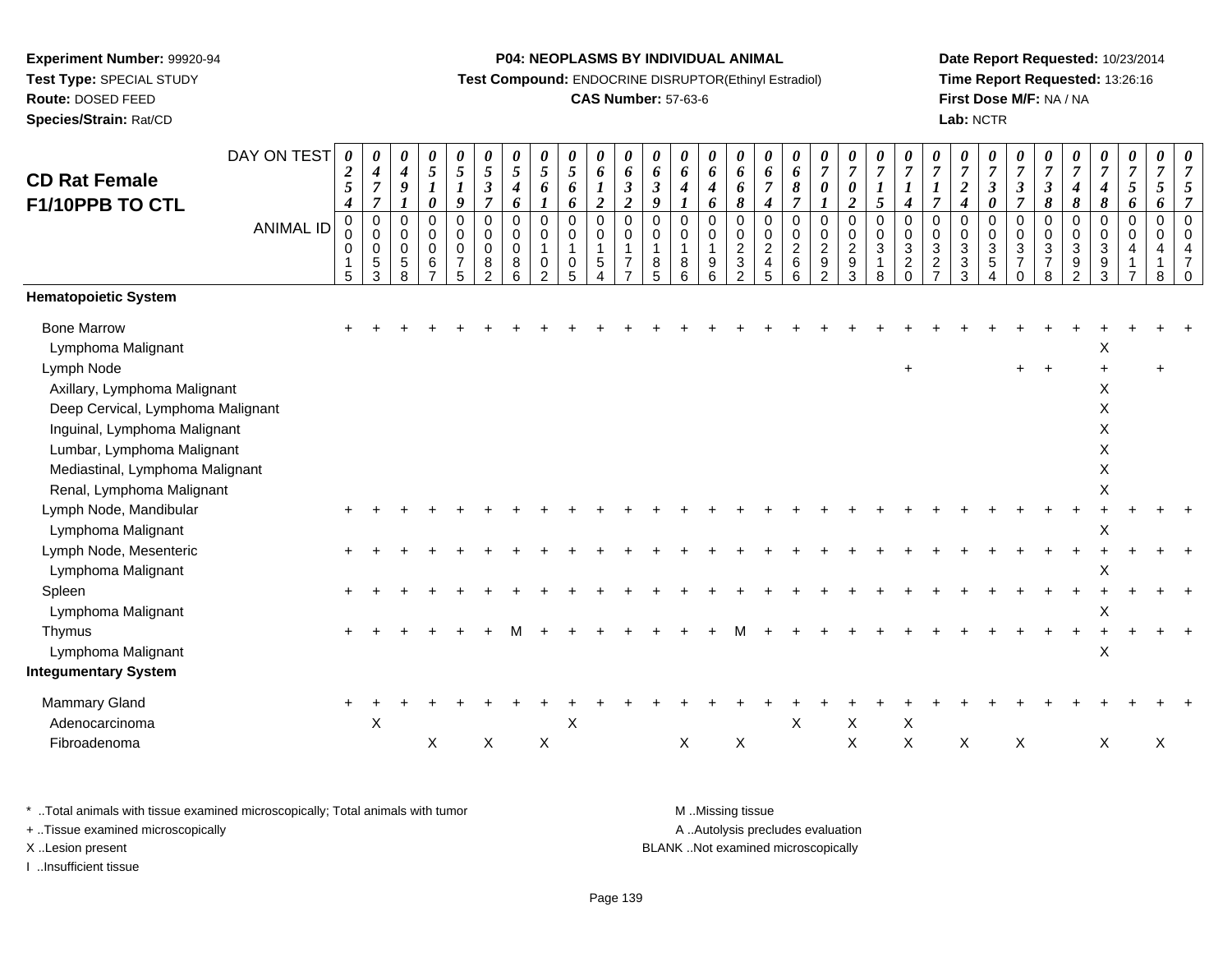**Experiment Number:** 99920-94
**Test Type:** SPECIAL STUDY
**Route:** DOSED FEED
**Species/Strain:** Rat/CD

**P04: NEOPLASMS BY INDIVIDUAL ANIMAL**
**Test Compound:** ENDOCRINE DISRUPTOR(Ethinyl Estradiol)
**CAS Number:** 57-63-6

**Date Report Requested:** 10/23/2014
**Time Report Requested:** 13:26:16
**First Dose M/F:** NA / NA
**Lab:** NCTR

## CD Rat Female F1/10PPB TO CTL

| DAY ON TEST | 0254 | 0477 | 0491 | 0510 | 0519 | 0537 | 0546 | 0561 | 0566 | 0612 | 0632 | 0639 | 0641 | 0646 | 0668 | 0674 | 0687 | 0701 | 0702 | 0715 | 0714 | 0717 | 0724 | 0730 | 0737 | 0738 | 0748 | 0748 | 0756 | 0756 | 0757 |
|---|---|---|---|---|---|---|---|---|---|---|---|---|---|---|---|---|---|---|---|---|---|---|---|---|---|---|---|---|---|---|---|
| **ANIMAL ID** | 00015 | 00053 | 00058 | 00067 | 00075 | 00082 | 00086 | 00102 | 00105 | 00154 | 00177 | 00185 | 00186 | 00196 | 00232 | 00245 | 00266 | 00292 | 00293 | 00318 | 00320 | 00327 | 00333 | 00354 | 00370 | 00378 | 00392 | 00393 | 00417 | 00418 | 00470 |
| **Hematopoietic System** | | | | | | | | | | | | | | | | | | | | | | | | | | | | | | | |
| Bone Marrow | + | + | + | + | + | + | + | + | + | + | + | + | + | + | + | + | + | + | + | + | + | + | + | + | + | + | + | + | + | + | + |
| Lymphoma Malignant | | | | | | | | | | | | | | | | | | | | | | | | | | | | X | | | |
| Lymph Node | | | | | | | | | | | | | | | | | | | | | + | | | | + | + | | + | | + | |
| Axillary, Lymphoma Malignant | | | | | | | | | | | | | | | | | | | | | | | | | | | | X | | | |
| Deep Cervical, Lymphoma Malignant | | | | | | | | | | | | | | | | | | | | | | | | | | | | X | | | |
| Inguinal, Lymphoma Malignant | | | | | | | | | | | | | | | | | | | | | | | | | | | | X | | | |
| Lumbar, Lymphoma Malignant | | | | | | | | | | | | | | | | | | | | | | | | | | | | X | | | |
| Mediastinal, Lymphoma Malignant | | | | | | | | | | | | | | | | | | | | | | | | | | | | X | | | |
| Renal, Lymphoma Malignant | | | | | | | | | | | | | | | | | | | | | | | | | | | | X | | | |
| Lymph Node, Mandibular | + | + | + | + | + | + | + | + | + | + | + | + | + | + | + | + | + | + | + | + | + | + | + | + | + | + | + | + | + | + | + |
| Lymphoma Malignant | | | | | | | | | | | | | | | | | | | | | | | | | | | | X | | | |
| Lymph Node, Mesenteric | + | + | + | + | + | + | + | + | + | + | + | + | + | + | + | + | + | + | + | + | + | + | + | + | + | + | + | + | + | + | + |
| Lymphoma Malignant | | | | | | | | | | | | | | | | | | | | | | | | | | | | X | | | |
| Spleen | + | + | + | + | + | + | + | + | + | + | + | + | + | + | + | + | + | + | + | + | + | + | + | + | + | + | + | + | + | + | + |
| Lymphoma Malignant | | | | | | | | | | | | | | | | | | | | | | | | | | | | X | | | |
| Thymus | + | + | + | + | + | + | M | + | + | + | + | + | + | + | M | + | + | + | + | + | + | + | + | + | + | + | + | + | + | + | + |
| Lymphoma Malignant | | | | | | | | | | | | | | | | | | | | | | | | | | | | X | | | |
| **Integumentary System** | | | | | | | | | | | | | | | | | | | | | | | | | | | | | | | |
| Mammary Gland | + | + | + | + | + | + | + | + | + | + | + | + | + | + | + | + | + | + | + | + | + | + | + | + | + | + | + | + | + | + | + |
| Adenocarcinoma | | X | | | | | | | X | | | | | | | | X | | X | | X | | | | | | | | | | |
| Fibroadenoma | | | | X | | X | | X | | | | | X | | X | | | | X | | X | | X | | X | | | X | | X | |

\* ..Total animals with tissue examined microscopically; Total animals with tumor
+ ..Tissue examined microscopically
X ..Lesion present
I ..Insufficient tissue

M ..Missing tissue
A ..Autolysis precludes evaluation
BLANK ..Not examined microscopically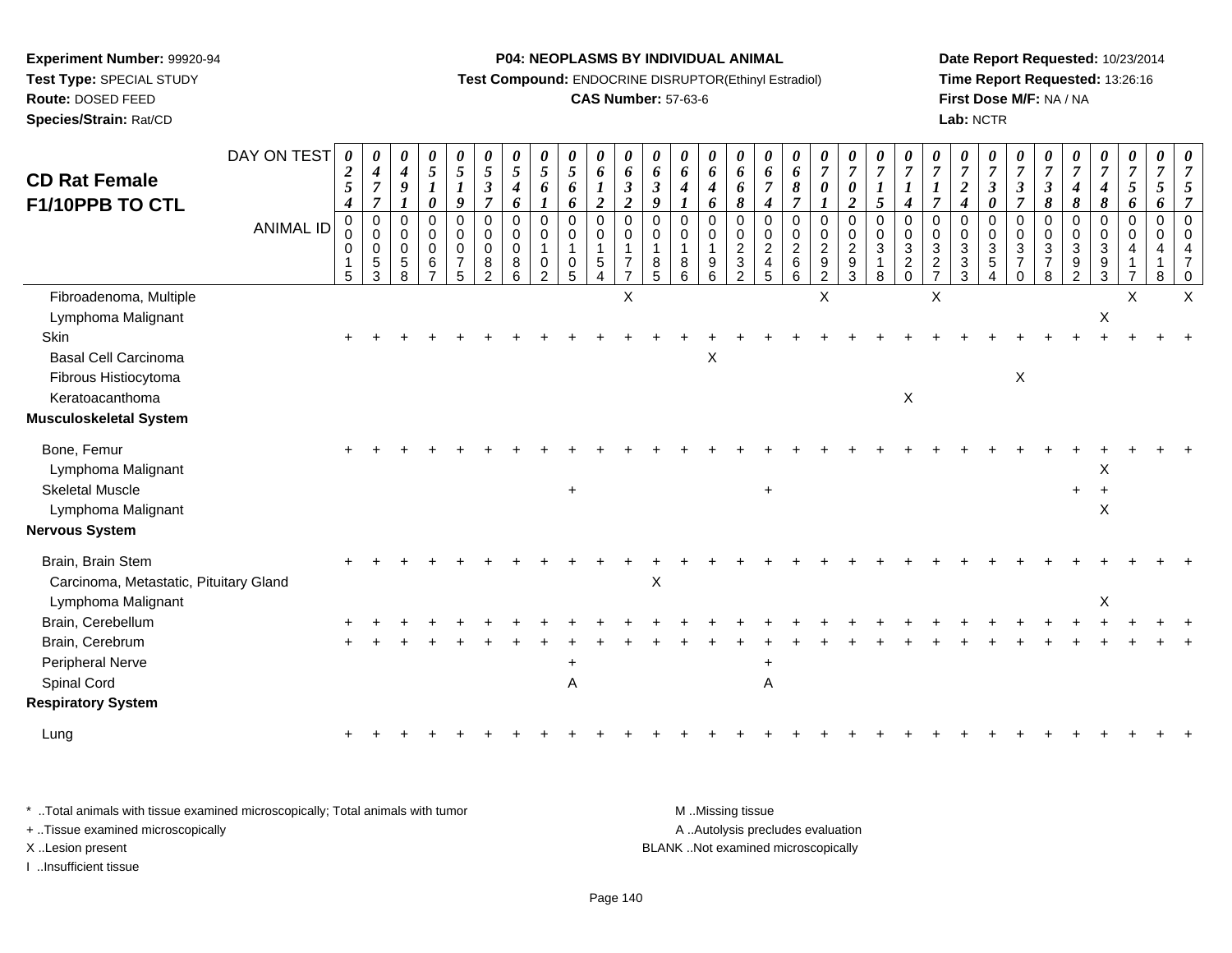**Experiment Number:** 99920-94
**Test Type:** SPECIAL STUDY
**Route:** DOSED FEED
**Species/Strain:** Rat/CD

**P04: NEOPLASMS BY INDIVIDUAL ANIMAL**
**Test Compound:** ENDOCRINE DISRUPTOR(Ethinyl Estradiol)
**CAS Number:** 57-63-6

**Date Report Requested:** 10/23/2014
**Time Report Requested:** 13:26:16
**First Dose M/F:** NA / NA
**Lab:** NCTR

## CD Rat Female F1/10PPB TO CTL

| DAY ON TEST | 0254 | 0477 | 0491 | 0510 | 0519 | 0537 | 0546 | 0561 | 0566 | 0612 | 0632 | 0639 | 0641 | 0646 | 0668 | 0674 | 0687 | 0701 | 0702 | 0715 | 0714 | 0717 | 0724 | 0730 | 0737 | 0738 | 0748 | 0748 | 0756 | 0756 | 0757 |
|---|---|---|---|---|---|---|---|---|---|---|---|---|---|---|---|---|---|---|---|---|---|---|---|---|---|---|---|---|---|---|---|
| **ANIMAL ID** | 00015 | 00053 | 00058 | 00067 | 00075 | 00082 | 00086 | 00102 | 00105 | 00154 | 00177 | 00185 | 00186 | 00196 | 00232 | 00245 | 00266 | 00292 | 00293 | 00318 | 00320 | 00327 | 00333 | 00354 | 00370 | 00378 | 00392 | 00393 | 00417 | 00418 | 00470 |
| Fibroadenoma, Multiple | | | | | | | | | | | X | | | | | | | X | | | | X | | | | | | | X | | X |
| Lymphoma Malignant | | | | | | | | | | | | | | | | | | | | | | | | | | | | X | | | |
| Skin | + | + | + | + | + | + | + | + | + | + | + | + | + | + | + | + | + | + | + | + | + | + | + | + | + | + | + | + | + | + | + |
| Basal Cell Carcinoma | | | | | | | | | | | | | | X | | | | | | | | | | | | | | | | | |
| Fibrous Histiocytoma | | | | | | | | | | | | | | | | | | | | | | | | | X | | | | | | |
| Keratoacanthoma | | | | | | | | | | | | | | | | | | | | | X | | | | | | | | | | |
| **Musculoskeletal System** | | | | | | | | | | | | | | | | | | | | | | | | | | | | | | | |
| Bone, Femur | + | + | + | + | + | + | + | + | + | + | + | + | + | + | + | + | + | + | + | + | + | + | + | + | + | + | + | + | + | + | + |
| Lymphoma Malignant | | | | | | | | | | | | | | | | | | | | | | | | | | | | X | | | |
| Skeletal Muscle | | | | | | | | | + | | | | | | | + | | | | | | | | | | | + | + | | | |
| Lymphoma Malignant | | | | | | | | | | | | | | | | | | | | | | | | | | | | X | | | |
| **Nervous System** | | | | | | | | | | | | | | | | | | | | | | | | | | | | | | | |
| Brain, Brain Stem | + | + | + | + | + | + | + | + | + | + | + | + | + | + | + | + | + | + | + | + | + | + | + | + | + | + | + | + | + | + | + |
| Carcinoma, Metastatic, Pituitary Gland | | | | | | | | | | | | X | | | | | | | | | | | | | | | | | | | |
| Lymphoma Malignant | | | | | | | | | | | | | | | | | | | | | | | | | | | | X | | | |
| Brain, Cerebellum | + | + | + | + | + | + | + | + | + | + | + | + | + | + | + | + | + | + | + | + | + | + | + | + | + | + | + | + | + | + | + |
| Brain, Cerebrum | + | + | + | + | + | + | + | + | + | + | + | + | + | + | + | + | + | + | + | + | + | + | + | + | + | + | + | + | + | + | + |
| Peripheral Nerve | | | | | | | | | + | | | | | | | + | | | | | | | | | | | | | | | |
| Spinal Cord | | | | | | | | | A | | | | | | | A | | | | | | | | | | | | | | | |
| **Respiratory System** | | | | | | | | | | | | | | | | | | | | | | | | | | | | | | | |
| Lung | + | + | + | + | + | + | + | + | + | + | + | + | + | + | + | + | + | + | + | + | + | + | + | + | + | + | + | + | + | + | + |

\* ..Total animals with tissue examined microscopically; Total animals with tumor
+ ..Tissue examined microscopically
X ..Lesion present
I ..Insufficient tissue

M ..Missing tissue
A ..Autolysis precludes evaluation
BLANK ..Not examined microscopically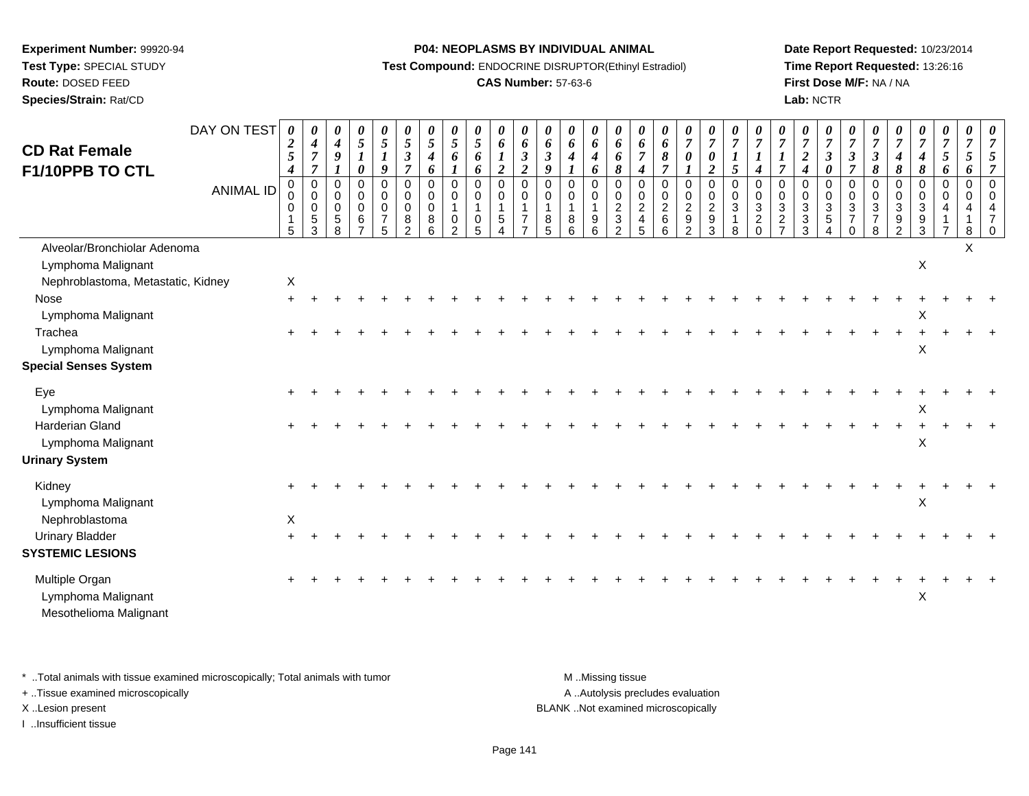**Experiment Number:** 99920-94
**Test Type:** SPECIAL STUDY
**Route:** DOSED FEED
**Species/Strain:** Rat/CD

**P04: NEOPLASMS BY INDIVIDUAL ANIMAL**
**Test Compound:** ENDOCRINE DISRUPTOR(Ethinyl Estradiol)
**CAS Number:** 57-63-6

**Date Report Requested:** 10/23/2014
**Time Report Requested:** 13:26:16
**First Dose M/F:** NA / NA
**Lab:** NCTR

## CD Rat Female F1/10PPB TO CTL

| DAY ON TEST | 0254 | 0477 | 0491 | 0510 | 0519 | 0537 | 0546 | 0561 | 0566 | 0612 | 0632 | 0639 | 0641 | 0646 | 0668 | 0674 | 0687 | 0701 | 0702 | 0715 | 0714 | 0717 | 0724 | 0730 | 0737 | 0738 | 0748 | 0748 | 0756 | 0756 | 0757 |
|---|---|---|---|---|---|---|---|---|---|---|---|---|---|---|---|---|---|---|---|---|---|---|---|---|---|---|---|---|---|---|---|
| ANIMAL ID | 00015 | 00053 | 00058 | 00067 | 00075 | 00082 | 00086 | 00102 | 00105 | 00154 | 00177 | 00185 | 00186 | 00196 | 00232 | 00245 | 00266 | 00292 | 00293 | 00318 | 00320 | 00327 | 00333 | 00354 | 00370 | 00378 | 00392 | 00393 | 00417 | 00418 | 00470 |
| Alveolar/Bronchiolar Adenoma | | | | | | | | | | | | | | | | | | | | | | | | | | | | | | X | |
| Lymphoma Malignant | | | | | | | | | | | | | | | | | | | | | | | | | | | | X | | | |
| Nephroblastoma, Metastatic, Kidney | X | | | | | | | | | | | | | | | | | | | | | | | | | | | | | | |
| Nose | + | + | + | + | + | + | + | + | + | + | + | + | + | + | + | + | + | + | + | + | + | + | + | + | + | + | + | + | + | + | + |
| Lymphoma Malignant | | | | | | | | | | | | | | | | | | | | | | | | | | | | X | | | |
| Trachea | + | + | + | + | + | + | + | + | + | + | + | + | + | + | + | + | + | + | + | + | + | + | + | + | + | + | + | + | + | + | + |
| Lymphoma Malignant | | | | | | | | | | | | | | | | | | | | | | | | | | | | X | | | |
| **Special Senses System** | | | | | | | | | | | | | | | | | | | | | | | | | | | | | | | |
| Eye | + | + | + | + | + | + | + | + | + | + | + | + | + | + | + | + | + | + | + | + | + | + | + | + | + | + | + | + | + | + | + |
| Lymphoma Malignant | | | | | | | | | | | | | | | | | | | | | | | | | | | | X | | | |
| Harderian Gland | + | + | + | + | + | + | + | + | + | + | + | + | + | + | + | + | + | + | + | + | + | + | + | + | + | + | + | + | + | + | + |
| Lymphoma Malignant | | | | | | | | | | | | | | | | | | | | | | | | | | | | X | | | |
| **Urinary System** | | | | | | | | | | | | | | | | | | | | | | | | | | | | | | | |
| Kidney | + | + | + | + | + | + | + | + | + | + | + | + | + | + | + | + | + | + | + | + | + | + | + | + | + | + | + | + | + | + | + |
| Lymphoma Malignant | | | | | | | | | | | | | | | | | | | | | | | | | | | | X | | | |
| Nephroblastoma | X | | | | | | | | | | | | | | | | | | | | | | | | | | | | | | |
| Urinary Bladder | + | + | + | + | + | + | + | + | + | + | + | + | + | + | + | + | + | + | + | + | + | + | + | + | + | + | + | + | + | + | + |
| **SYSTEMIC LESIONS** | | | | | | | | | | | | | | | | | | | | | | | | | | | | | | | |
| Multiple Organ | + | + | + | + | + | + | + | + | + | + | + | + | + | + | + | + | + | + | + | + | + | + | + | + | + | + | + | + | + | + | + |
| Lymphoma Malignant | | | | | | | | | | | | | | | | | | | | | | | | | | | | X | | | |
| Mesothelioma Malignant | | | | | | | | | | | | | | | | | | | | | | | | | | | | | | | |

\* ..Total animals with tissue examined microscopically; Total animals with tumor
+ ..Tissue examined microscopically
X ..Lesion present
I ..Insufficient tissue

M ..Missing tissue
A ..Autolysis precludes evaluation
BLANK ..Not examined microscopically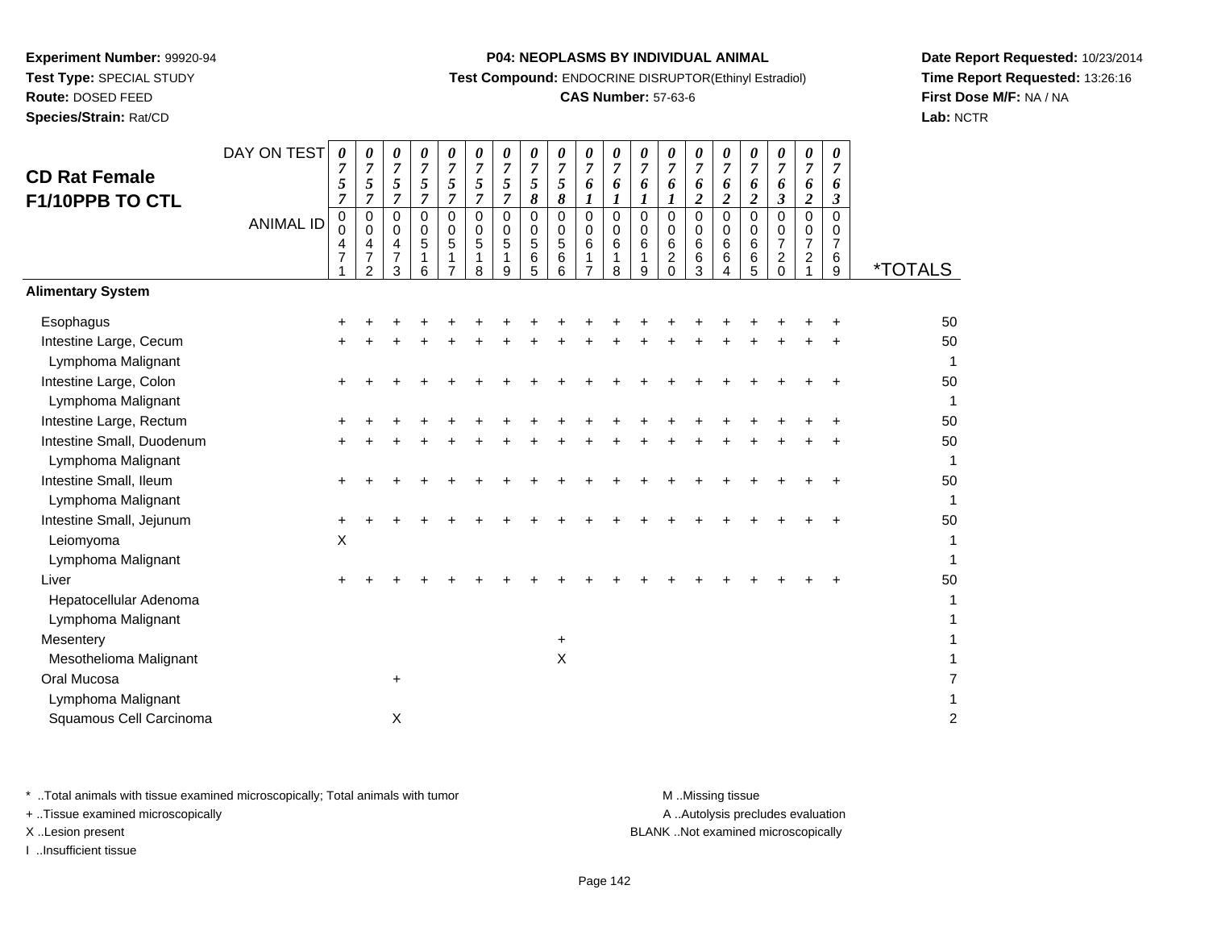**Experiment Number:** 99920-94
**Test Type:** SPECIAL STUDY
**Route:** DOSED FEED
**Species/Strain:** Rat/CD

**P04: NEOPLASMS BY INDIVIDUAL ANIMAL**
**Test Compound:** ENDOCRINE DISRUPTOR(Ethinyl Estradiol)
**CAS Number:** 57-63-6

**Date Report Requested:** 10/23/2014
**Time Report Requested:** 13:26:16
**First Dose M/F:** NA / NA
**Lab:** NCTR

## CD Rat Female F1/10PPB TO CTL

| DAY ON TEST | 0757 | 0757 | 0757 | 0757 | 0757 | 0757 | 0757 | 0758 | 0758 | 0761 | 0761 | 0761 | 0761 | 0762 | 0762 | 0762 | 0763 | 0762 | 0763 | |
|---|---|---|---|---|---|---|---|---|---|---|---|---|---|---|---|---|---|---|---|---|
| **ANIMAL ID** | 00471 | 00472 | 00473 | 00516 | 00517 | 00518 | 00519 | 00565 | 00566 | 00617 | 00618 | 00619 | 00620 | 00663 | 00664 | 00665 | 00720 | 00721 | 00769 | ***TOTALS** |
| **Alimentary System** | | | | | | | | | | | | | | | | | | | | |
| Esophagus | + | + | + | + | + | + | + | + | + | + | + | + | + | + | + | + | + | + | + | 50 |
| Intestine Large, Cecum | + | + | + | + | + | + | + | + | + | + | + | + | + | + | + | + | + | + | + | 50 |
| Lymphoma Malignant | | | | | | | | | | | | | | | | | | | | 1 |
| Intestine Large, Colon | + | + | + | + | + | + | + | + | + | + | + | + | + | + | + | + | + | + | + | 50 |
| Lymphoma Malignant | | | | | | | | | | | | | | | | | | | | 1 |
| Intestine Large, Rectum | + | + | + | + | + | + | + | + | + | + | + | + | + | + | + | + | + | + | + | 50 |
| Intestine Small, Duodenum | + | + | + | + | + | + | + | + | + | + | + | + | + | + | + | + | + | + | + | 50 |
| Lymphoma Malignant | | | | | | | | | | | | | | | | | | | | 1 |
| Intestine Small, Ileum | + | + | + | + | + | + | + | + | + | + | + | + | + | + | + | + | + | + | + | 50 |
| Lymphoma Malignant | | | | | | | | | | | | | | | | | | | | 1 |
| Intestine Small, Jejunum | + | + | + | + | + | + | + | + | + | + | + | + | + | + | + | + | + | + | + | 50 |
| Leiomyoma | X | | | | | | | | | | | | | | | | | | | 1 |
| Lymphoma Malignant | | | | | | | | | | | | | | | | | | | | 1 |
| Liver | + | + | + | + | + | + | + | + | + | + | + | + | + | + | + | + | + | + | + | 50 |
| Hepatocellular Adenoma | | | | | | | | | | | | | | | | | | | | 1 |
| Lymphoma Malignant | | | | | | | | | | | | | | | | | | | | 1 |
| Mesentery | | | | | | | | | + | | | | | | | | | | | 1 |
| Mesothelioma Malignant | | | | | | | | | X | | | | | | | | | | | 1 |
| Oral Mucosa | | | + | | | | | | | | | | | | | | | | | 7 |
| Lymphoma Malignant | | | | | | | | | | | | | | | | | | | | 1 |
| Squamous Cell Carcinoma | | | X | | | | | | | | | | | | | | | | | 2 |

\* ..Total animals with tissue examined microscopically; Total animals with tumor
\+ ..Tissue examined microscopically
X ..Lesion present
I ..Insufficient tissue

M ..Missing tissue
A ..Autolysis precludes evaluation
BLANK ..Not examined microscopically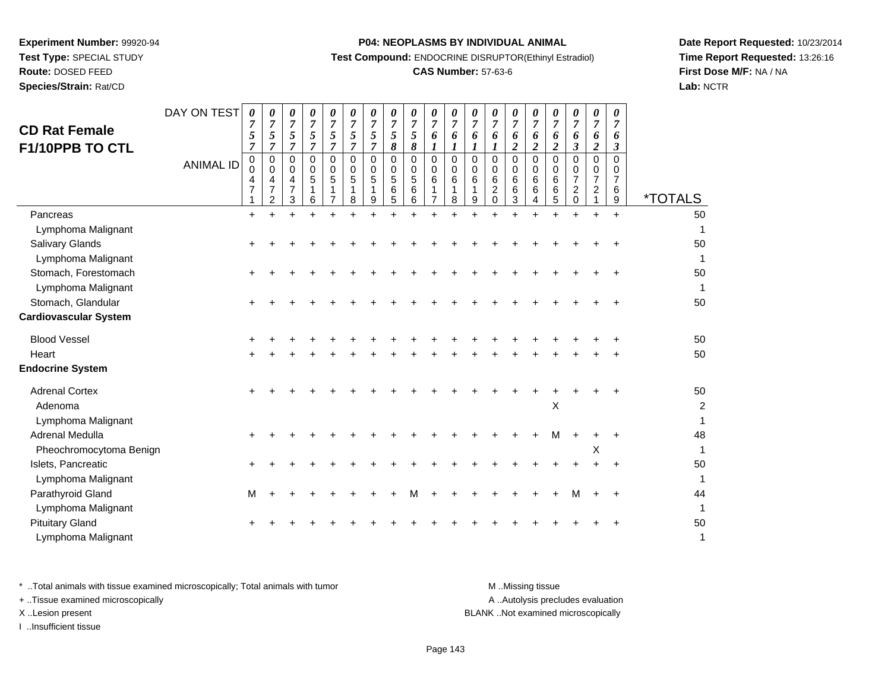**Experiment Number:** 99920-94
**Test Type:** SPECIAL STUDY
**Route:** DOSED FEED
**Species/Strain:** Rat/CD

**P04: NEOPLASMS BY INDIVIDUAL ANIMAL**
**Test Compound:** ENDOCRINE DISRUPTOR(Ethinyl Estradiol)
**CAS Number:** 57-63-6

**Date Report Requested:** 10/23/2014
**Time Report Requested:** 13:26:16
**First Dose M/F:** NA / NA
**Lab:** NCTR

# CD Rat Female F1/10PPB TO CTL

| DAY ON TEST | 0757 | 0757 | 0757 | 0757 | 0757 | 0757 | 0757 | 0758 | 0758 | 0761 | 0761 | 0761 | 0761 | 0762 | 0762 | 0762 | 0763 | 0762 | 0763 | |
|---|---|---|---|---|---|---|---|---|---|---|---|---|---|---|---|---|---|---|---|---|
| **ANIMAL ID** | 0000471 | 0000472 | 0000473 | 0000516 | 0000517 | 0000518 | 0000519 | 0000565 | 0000566 | 0000617 | 0000618 | 0000619 | 0000620 | 0000663 | 0000664 | 0000665 | 0000720 | 0000721 | 0000769 | ***TOTALS** |
| Pancreas | + | + | + | + | + | + | + | + | + | + | + | + | + | + | + | + | + | + | + | 50 |
| Lymphoma Malignant | | | | | | | | | | | | | | | | | | | | 1 |
| Salivary Glands | + | + | + | + | + | + | + | + | + | + | + | + | + | + | + | + | + | + | + | 50 |
| Lymphoma Malignant | | | | | | | | | | | | | | | | | | | | 1 |
| Stomach, Forestomach | + | + | + | + | + | + | + | + | + | + | + | + | + | + | + | + | + | + | + | 50 |
| Lymphoma Malignant | | | | | | | | | | | | | | | | | | | | 1 |
| Stomach, Glandular | + | + | + | + | + | + | + | + | + | + | + | + | + | + | + | + | + | + | + | 50 |
| **Cardiovascular System** | | | | | | | | | | | | | | | | | | | | |
| Blood Vessel | + | + | + | + | + | + | + | + | + | + | + | + | + | + | + | + | + | + | + | 50 |
| Heart | + | + | + | + | + | + | + | + | + | + | + | + | + | + | + | + | + | + | + | 50 |
| **Endocrine System** | | | | | | | | | | | | | | | | | | | | |
| Adrenal Cortex | + | + | + | + | + | + | + | + | + | + | + | + | + | + | + | + | + | + | + | 50 |
| Adenoma | | | | | | | | | | | | | | | | X | | | | 2 |
| Lymphoma Malignant | | | | | | | | | | | | | | | | | | | | 1 |
| Adrenal Medulla | + | + | + | + | + | + | + | + | + | + | + | + | + | + | + | M | + | + | + | 48 |
| Pheochromocytoma Benign | | | | | | | | | | | | | | | | | | X | | 1 |
| Islets, Pancreatic | + | + | + | + | + | + | + | + | + | + | + | + | + | + | + | + | + | + | + | 50 |
| Lymphoma Malignant | | | | | | | | | | | | | | | | | | | | 1 |
| Parathyroid Gland | M | + | + | + | + | + | + | + | M | + | + | + | + | + | + | + | M | + | + | 44 |
| Lymphoma Malignant | | | | | | | | | | | | | | | | | | | | 1 |
| Pituitary Gland | + | + | + | + | + | + | + | + | + | + | + | + | + | + | + | + | + | + | + | 50 |
| Lymphoma Malignant | | | | | | | | | | | | | | | | | | | | 1 |

\* ..Total animals with tissue examined microscopically; Total animals with tumor
\+ ..Tissue examined microscopically
X ..Lesion present
I ..Insufficient tissue

M ..Missing tissue
A ..Autolysis precludes evaluation
BLANK ..Not examined microscopically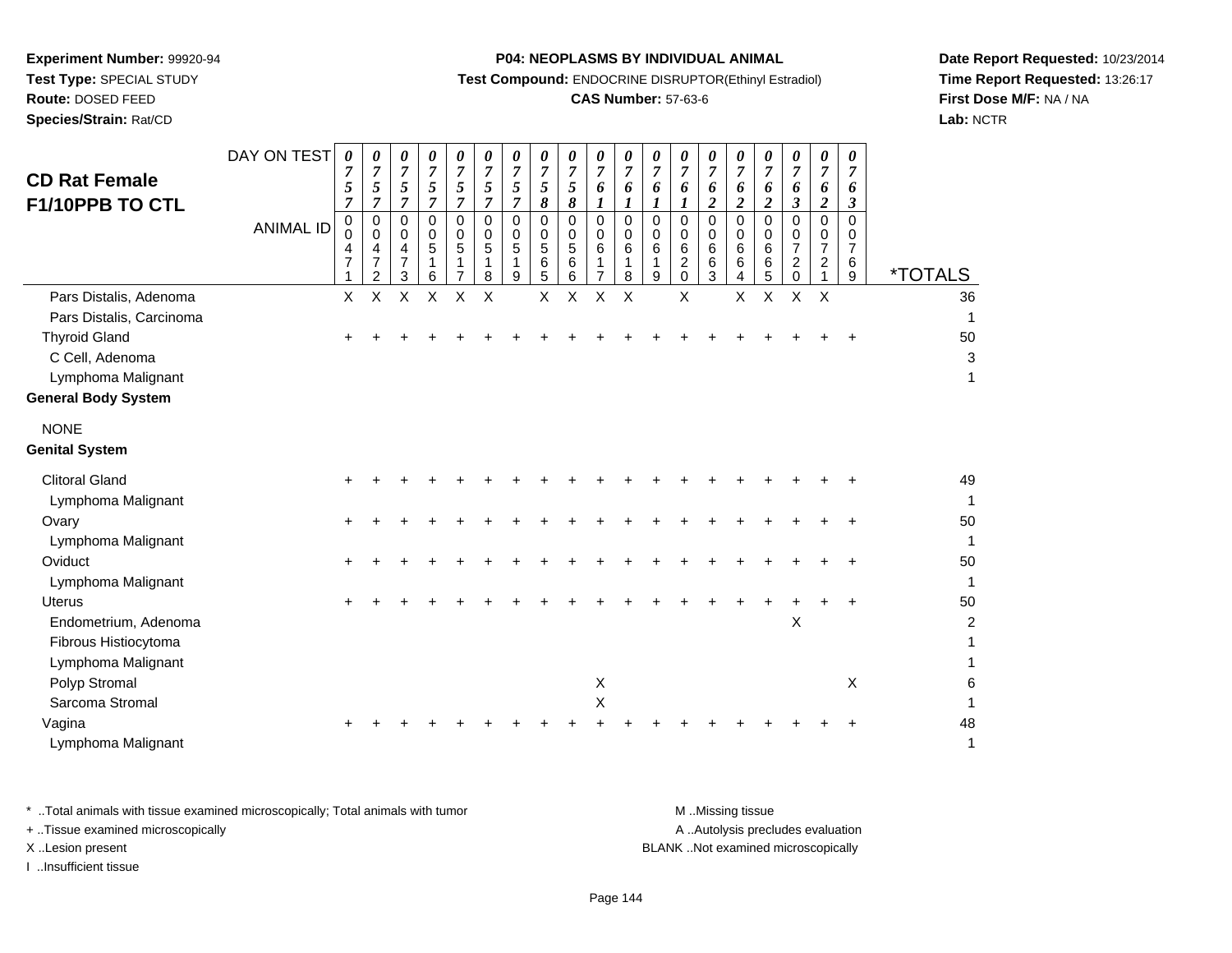**Experiment Number:** 99920-94
**Test Type:** SPECIAL STUDY
**Route:** DOSED FEED
**Species/Strain:** Rat/CD

**P04: NEOPLASMS BY INDIVIDUAL ANIMAL**
**Test Compound:** ENDOCRINE DISRUPTOR(Ethinyl Estradiol)
**CAS Number:** 57-63-6

**Date Report Requested:** 10/23/2014
**Time Report Requested:** 13:26:17
**First Dose M/F:** NA / NA
**Lab:** NCTR

## CD Rat Female F1/10PPB TO CTL

| DAY ON TEST | 0757 | 0757 | 0757 | 0757 | 0757 | 0757 | 0757 | 0758 | 0758 | 0761 | 0761 | 0761 | 0761 | 0762 | 0762 | 0762 | 0763 | 0762 | 0763 | |
|---|---|---|---|---|---|---|---|---|---|---|---|---|---|---|---|---|---|---|---|---|
| **ANIMAL ID** | 00471 | 00472 | 00473 | 00516 | 00517 | 00518 | 00519 | 00565 | 00566 | 00617 | 00618 | 00619 | 00620 | 00663 | 00664 | 00665 | 00720 | 00721 | 00769 | ***TOTALS** |
| Pars Distalis, Adenoma | X | X | X | X | X | X | | X | X | X | X | | X | | X | X | X | X | | 36 |
| Pars Distalis, Carcinoma | | | | | | | | | | | | | | | | | | | | 1 |
| Thyroid Gland | + | + | + | + | + | + | + | + | + | + | + | + | + | + | + | + | + | + | + | 50 |
| C Cell, Adenoma | | | | | | | | | | | | | | | | | | | | 3 |
| Lymphoma Malignant | | | | | | | | | | | | | | | | | | | | 1 |
| **General Body System** | | | | | | | | | | | | | | | | | | | | |
| NONE | | | | | | | | | | | | | | | | | | | | |
| **Genital System** | | | | | | | | | | | | | | | | | | | | |
| Clitoral Gland | + | + | + | + | + | + | + | + | + | + | + | + | + | + | + | + | + | + | + | 49 |
| Lymphoma Malignant | | | | | | | | | | | | | | | | | | | | 1 |
| Ovary | + | + | + | + | + | + | + | + | + | + | + | + | + | + | + | + | + | + | + | 50 |
| Lymphoma Malignant | | | | | | | | | | | | | | | | | | | | 1 |
| Oviduct | + | + | + | + | + | + | + | + | + | + | + | + | + | + | + | + | + | + | + | 50 |
| Lymphoma Malignant | | | | | | | | | | | | | | | | | | | | 1 |
| Uterus | + | + | + | + | + | + | + | + | + | + | + | + | + | + | + | + | + | + | + | 50 |
| Endometrium, Adenoma | | | | | | | | | | | | | | | | | X | | | 2 |
| Fibrous Histiocytoma | | | | | | | | | | | | | | | | | | | | 1 |
| Lymphoma Malignant | | | | | | | | | | | | | | | | | | | | 1 |
| Polyp Stromal | | | | | | | | | | X | | | | | | | | | X | 6 |
| Sarcoma Stromal | | | | | | | | | | X | | | | | | | | | | 1 |
| Vagina | + | + | + | + | + | + | + | + | + | + | + | + | + | + | + | + | + | + | + | 48 |
| Lymphoma Malignant | | | | | | | | | | | | | | | | | | | | 1 |

\* ..Total animals with tissue examined microscopically; Total animals with tumor
\+ ..Tissue examined microscopically
X ..Lesion present
I ..Insufficient tissue

M ..Missing tissue
A ..Autolysis precludes evaluation
BLANK ..Not examined microscopically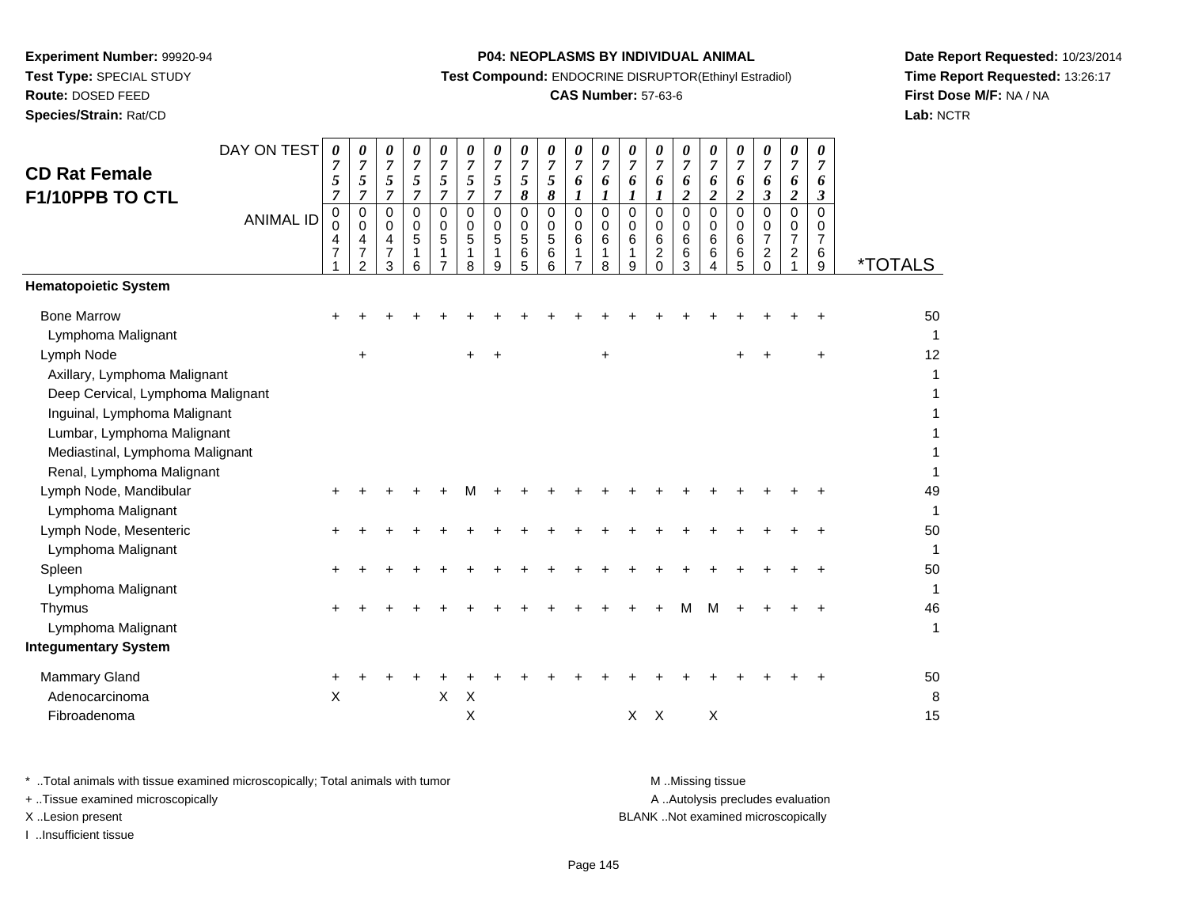**Experiment Number:** 99920-94
**Test Type:** SPECIAL STUDY
**Route:** DOSED FEED
**Species/Strain:** Rat/CD

**P04: NEOPLASMS BY INDIVIDUAL ANIMAL**
**Test Compound:** ENDOCRINE DISRUPTOR(Ethinyl Estradiol)
**CAS Number:** 57-63-6

**Date Report Requested:** 10/23/2014
**Time Report Requested:** 13:26:17
**First Dose M/F:** NA / NA
**Lab:** NCTR

## CD Rat Female F1/10PPB TO CTL

| DAY ON TEST | 0757 | 0757 | 0757 | 0757 | 0757 | 0757 | 0757 | 0758 | 0758 | 0761 | 0761 | 0761 | 0761 | 0762 | 0762 | 0762 | 0763 | 0762 | 0763 | |
|---|---|---|---|---|---|---|---|---|---|---|---|---|---|---|---|---|---|---|---|---|
| **ANIMAL ID** | 00471 | 00472 | 00473 | 00516 | 00517 | 00518 | 00519 | 00565 | 00566 | 00617 | 00618 | 00619 | 00620 | 00663 | 00664 | 00665 | 00720 | 00721 | 00769 | ***TOTALS** |
| **Hematopoietic System** | | | | | | | | | | | | | | | | | | | | |
| Bone Marrow | + | + | + | + | + | + | + | + | + | + | + | + | + | + | + | + | + | + | + | 50 |
| Lymphoma Malignant | | | | | | | | | | | | | | | | | | | | 1 |
| Lymph Node | | + | | | | + | + | | | | + | | | | | + | + | | + | 12 |
| Axillary, Lymphoma Malignant | | | | | | | | | | | | | | | | | | | | 1 |
| Deep Cervical, Lymphoma Malignant | | | | | | | | | | | | | | | | | | | | 1 |
| Inguinal, Lymphoma Malignant | | | | | | | | | | | | | | | | | | | | 1 |
| Lumbar, Lymphoma Malignant | | | | | | | | | | | | | | | | | | | | 1 |
| Mediastinal, Lymphoma Malignant | | | | | | | | | | | | | | | | | | | | 1 |
| Renal, Lymphoma Malignant | | | | | | | | | | | | | | | | | | | | 1 |
| Lymph Node, Mandibular | + | + | + | + | + | M | + | + | + | + | + | + | + | + | + | + | + | + | + | 49 |
| Lymphoma Malignant | | | | | | | | | | | | | | | | | | | | 1 |
| Lymph Node, Mesenteric | + | + | + | + | + | + | + | + | + | + | + | + | + | + | + | + | + | + | + | 50 |
| Lymphoma Malignant | | | | | | | | | | | | | | | | | | | | 1 |
| Spleen | + | + | + | + | + | + | + | + | + | + | + | + | + | + | + | + | + | + | + | 50 |
| Lymphoma Malignant | | | | | | | | | | | | | | | | | | | | 1 |
| Thymus | + | + | + | + | + | + | + | + | + | + | + | + | + | M | M | + | + | + | + | 46 |
| Lymphoma Malignant | | | | | | | | | | | | | | | | | | | | 1 |
| **Integumentary System** | | | | | | | | | | | | | | | | | | | | |
| Mammary Gland | + | + | + | + | + | + | + | + | + | + | + | + | + | + | + | + | + | + | + | 50 |
| Adenocarcinoma | X | | | | X | X | | | | | | | | | | | | | | 8 |
| Fibroadenoma | | | | | | X | | | | | | X | X | | X | | | | | 15 |

\* ..Total animals with tissue examined microscopically; Total animals with tumor
\+ ..Tissue examined microscopically
X ..Lesion present
I ..Insufficient tissue

M ..Missing tissue
A ..Autolysis precludes evaluation
BLANK ..Not examined microscopically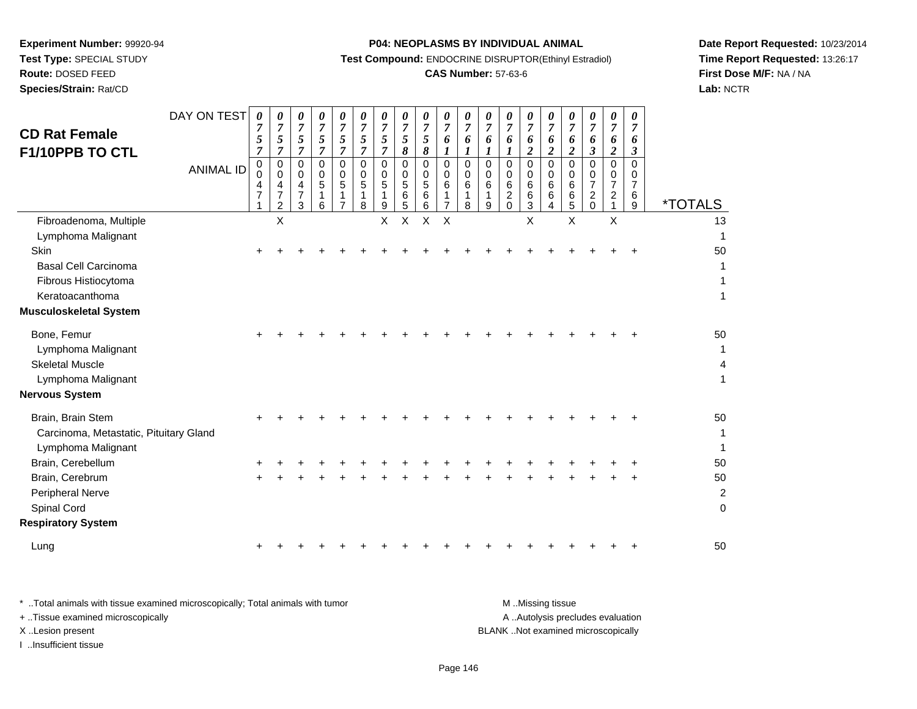**Experiment Number:** 99920-94
**Test Type:** SPECIAL STUDY
**Route:** DOSED FEED
**Species/Strain:** Rat/CD

**P04: NEOPLASMS BY INDIVIDUAL ANIMAL**
**Test Compound:** ENDOCRINE DISRUPTOR(Ethinyl Estradiol)
**CAS Number:** 57-63-6

**Date Report Requested:** 10/23/2014
**Time Report Requested:** 13:26:17
**First Dose M/F:** NA / NA
**Lab:** NCTR

## CD Rat Female F1/10PPB TO CTL

| DAY ON TEST | 0757 | 0757 | 0757 | 0757 | 0757 | 0757 | 0757 | 0758 | 0758 | 0761 | 0761 | 0761 | 0761 | 0762 | 0762 | 0762 | 0763 | 0762 | 0763 | |
|---|---|---|---|---|---|---|---|---|---|---|---|---|---|---|---|---|---|---|---|---|
| **ANIMAL ID** | 00471 | 00472 | 00473 | 00516 | 00517 | 00518 | 00519 | 00565 | 00566 | 00617 | 00618 | 00619 | 00620 | 00663 | 00664 | 00665 | 00720 | 00721 | 00769 | ***TOTALS** |
| Fibroadenoma, Multiple | | X | | | | | X | X | X | X | | | | X | | X | | X | | 13 |
| Lymphoma Malignant | | | | | | | | | | | | | | | | | | | | 1 |
| Skin | + | + | + | + | + | + | + | + | + | + | + | + | + | + | + | + | + | + | + | 50 |
| Basal Cell Carcinoma | | | | | | | | | | | | | | | | | | | | 1 |
| Fibrous Histiocytoma | | | | | | | | | | | | | | | | | | | | 1 |
| Keratoacanthoma | | | | | | | | | | | | | | | | | | | | 1 |
| **Musculoskeletal System** | | | | | | | | | | | | | | | | | | | | |
| Bone, Femur | + | + | + | + | + | + | + | + | + | + | + | + | + | + | + | + | + | + | + | 50 |
| Lymphoma Malignant | | | | | | | | | | | | | | | | | | | | 1 |
| Skeletal Muscle | | | | | | | | | | | | | | | | | | | | 4 |
| Lymphoma Malignant | | | | | | | | | | | | | | | | | | | | 1 |
| **Nervous System** | | | | | | | | | | | | | | | | | | | | |
| Brain, Brain Stem | + | + | + | + | + | + | + | + | + | + | + | + | + | + | + | + | + | + | + | 50 |
| Carcinoma, Metastatic, Pituitary Gland | | | | | | | | | | | | | | | | | | | | 1 |
| Lymphoma Malignant | | | | | | | | | | | | | | | | | | | | 1 |
| Brain, Cerebellum | + | + | + | + | + | + | + | + | + | + | + | + | + | + | + | + | + | + | + | 50 |
| Brain, Cerebrum | + | + | + | + | + | + | + | + | + | + | + | + | + | + | + | + | + | + | + | 50 |
| Peripheral Nerve | | | | | | | | | | | | | | | | | | | | 2 |
| Spinal Cord | | | | | | | | | | | | | | | | | | | | 0 |
| **Respiratory System** | | | | | | | | | | | | | | | | | | | | |
| Lung | + | + | + | + | + | + | + | + | + | + | + | + | + | + | + | + | + | + | + | 50 |

\* ..Total animals with tissue examined microscopically; Total animals with tumor
\+ ..Tissue examined microscopically
X ..Lesion present
I ..Insufficient tissue

M ..Missing tissue
A ..Autolysis precludes evaluation
BLANK ..Not examined microscopically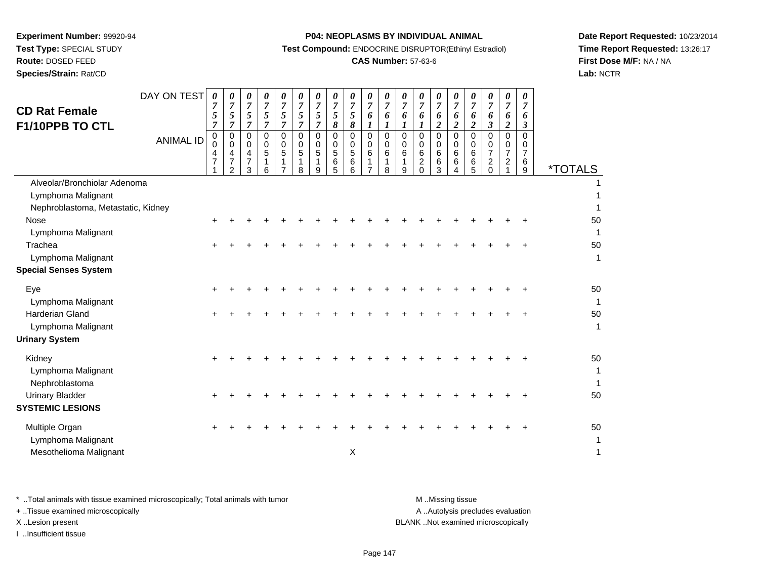**Experiment Number:** 99920-94
**Test Type:** SPECIAL STUDY
**Route:** DOSED FEED
**Species/Strain:** Rat/CD

**P04: NEOPLASMS BY INDIVIDUAL ANIMAL**
**Test Compound:** ENDOCRINE DISRUPTOR(Ethinyl Estradiol)
**CAS Number:** 57-63-6

**Date Report Requested:** 10/23/2014
**Time Report Requested:** 13:26:17
**First Dose M/F:** NA / NA
**Lab:** NCTR

## CD Rat Female F1/10PPB TO CTL

| DAY ON TEST | 0757 | 0757 | 0757 | 0757 | 0757 | 0757 | 0757 | 0758 | 0758 | 0761 | 0761 | 0761 | 0761 | 0762 | 0762 | 0762 | 0763 | 0762 | 0763 | |
|---|---|---|---|---|---|---|---|---|---|---|---|---|---|---|---|---|---|---|---|---|
| **ANIMAL ID** | 00471 | 00472 | 00473 | 00516 | 00517 | 00518 | 00519 | 00565 | 00566 | 00617 | 00618 | 00619 | 00620 | 00663 | 00664 | 00665 | 00720 | 00721 | 00769 | ***TOTALS** |
| Alveolar/Bronchiolar Adenoma | | | | | | | | | | | | | | | | | | | | 1 |
| Lymphoma Malignant | | | | | | | | | | | | | | | | | | | | 1 |
| Nephroblastoma, Metastatic, Kidney | | | | | | | | | | | | | | | | | | | | 1 |
| Nose | + | + | + | + | + | + | + | + | + | + | + | + | + | + | + | + | + | + | + | 50 |
| Lymphoma Malignant | | | | | | | | | | | | | | | | | | | | 1 |
| Trachea | + | + | + | + | + | + | + | + | + | + | + | + | + | + | + | + | + | + | + | 50 |
| Lymphoma Malignant | | | | | | | | | | | | | | | | | | | | 1 |
| **Special Senses System** | | | | | | | | | | | | | | | | | | | | |
| Eye | + | + | + | + | + | + | + | + | + | + | + | + | + | + | + | + | + | + | + | 50 |
| Lymphoma Malignant | | | | | | | | | | | | | | | | | | | | 1 |
| Harderian Gland | + | + | + | + | + | + | + | + | + | + | + | + | + | + | + | + | + | + | + | 50 |
| Lymphoma Malignant | | | | | | | | | | | | | | | | | | | | 1 |
| **Urinary System** | | | | | | | | | | | | | | | | | | | | |
| Kidney | + | + | + | + | + | + | + | + | + | + | + | + | + | + | + | + | + | + | + | 50 |
| Lymphoma Malignant | | | | | | | | | | | | | | | | | | | | 1 |
| Nephroblastoma | | | | | | | | | | | | | | | | | | | | 1 |
| Urinary Bladder | + | + | + | + | + | + | + | + | + | + | + | + | + | + | + | + | + | + | + | 50 |
| **SYSTEMIC LESIONS** | | | | | | | | | | | | | | | | | | | | |
| Multiple Organ | + | + | + | + | + | + | + | + | + | + | + | + | + | + | + | + | + | + | + | 50 |
| Lymphoma Malignant | | | | | | | | | | | | | | | | | | | | 1 |
| Mesothelioma Malignant | | | | | | | | | X | | | | | | | | | | | 1 |

* ..Total animals with tissue examined microscopically; Total animals with tumor
+ ..Tissue examined microscopically
X ..Lesion present
I ..Insufficient tissue

M ..Missing tissue
A ..Autolysis precludes evaluation
BLANK ..Not examined microscopically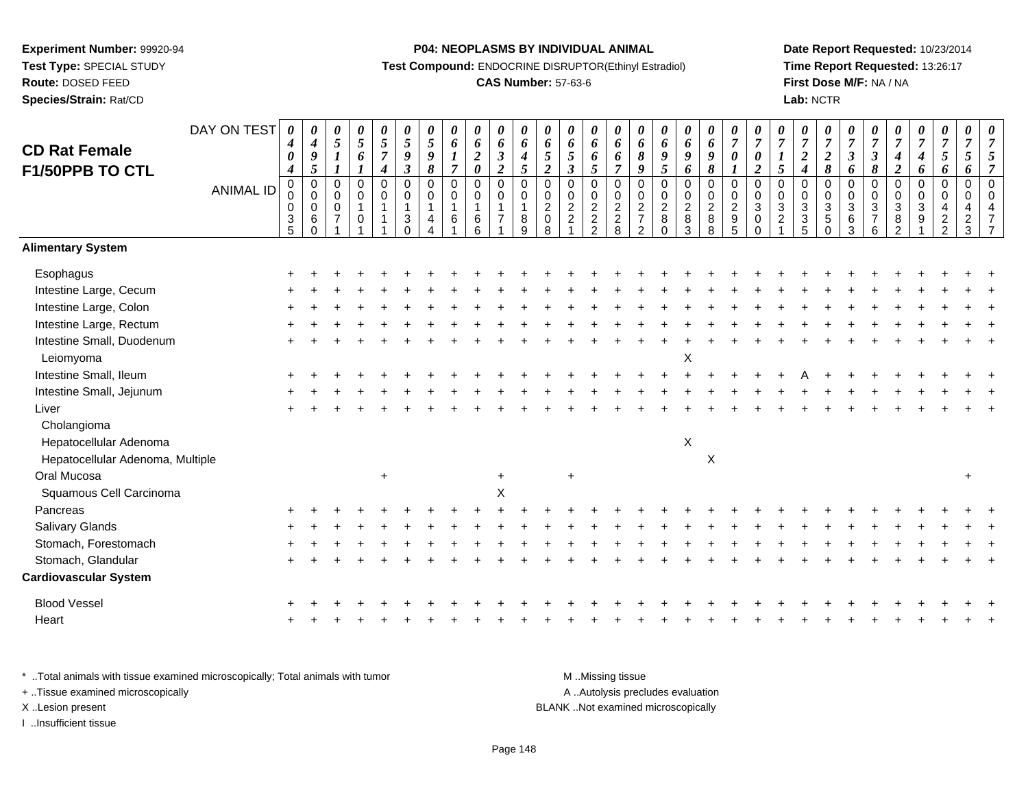**Experiment Number:** 99920-94
**Test Type:** SPECIAL STUDY
**Route:** DOSED FEED
**Species/Strain:** Rat/CD

**P04: NEOPLASMS BY INDIVIDUAL ANIMAL**
**Test Compound:** ENDOCRINE DISRUPTOR(Ethinyl Estradiol)
**CAS Number:** 57-63-6

**Date Report Requested:** 10/23/2014
**Time Report Requested:** 13:26:17
**First Dose M/F:** NA / NA
**Lab:** NCTR

## CD Rat Female F1/50PPB TO CTL

| DAY ON TEST | 0404 | 0495 | 0511 | 0561 | 0574 | 0593 | 0598 | 0617 | 0620 | 0632 | 0645 | 0652 | 0653 | 0665 | 0667 | 0689 | 0695 | 0696 | 0698 | 0701 | 0702 | 0715 | 0724 | 0728 | 0736 | 0738 | 0742 | 0746 | 0756 | 0756 | 0757 |
|---|---|---|---|---|---|---|---|---|---|---|---|---|---|---|---|---|---|---|---|---|---|---|---|---|---|---|---|---|---|---|---|
| **ANIMAL ID** | 00035 | 00060 | 00071 | 00101 | 00111 | 00130 | 00144 | 00161 | 00166 | 00171 | 00189 | 00208 | 00221 | 00222 | 00228 | 00272 | 00280 | 00283 | 00288 | 00295 | 00300 | 00321 | 00335 | 00350 | 00363 | 00376 | 00382 | 00391 | 00422 | 00423 | 00477 |
| **Alimentary System** | | | | | | | | | | | | | | | | | | | | | | | | | | | | | | | |
| Esophagus | + | + | + | + | + | + | + | + | + | + | + | + | + | + | + | + | + | + | + | + | + | + | + | + | + | + | + | + | + | + | + |
| Intestine Large, Cecum | + | + | + | + | + | + | + | + | + | + | + | + | + | + | + | + | + | + | + | + | + | + | + | + | + | + | + | + | + | + | + |
| Intestine Large, Colon | + | + | + | + | + | + | + | + | + | + | + | + | + | + | + | + | + | + | + | + | + | + | + | + | + | + | + | + | + | + | + |
| Intestine Large, Rectum | + | + | + | + | + | + | + | + | + | + | + | + | + | + | + | + | + | + | + | + | + | + | + | + | + | + | + | + | + | + | + |
| Intestine Small, Duodenum | + | + | + | + | + | + | + | + | + | + | + | + | + | + | + | + | + | + | + | + | + | + | + | + | + | + | + | + | + | + | + |
| Leiomyoma | | | | | | | | | | | | | | | | | | X | | | | | | | | | | | | | |
| Intestine Small, Ileum | + | + | + | + | + | + | + | + | + | + | + | + | + | + | + | + | + | + | + | + | + | + | A | + | + | + | + | + | + | + | + |
| Intestine Small, Jejunum | + | + | + | + | + | + | + | + | + | + | + | + | + | + | + | + | + | + | + | + | + | + | + | + | + | + | + | + | + | + | + |
| Liver | + | + | + | + | + | + | + | + | + | + | + | + | + | + | + | + | + | + | + | + | + | + | + | + | + | + | + | + | + | + | + |
| Cholangioma | | | | | | | | | | | | | | | | | | | | | | | | | | | | | | | |
| Hepatocellular Adenoma | | | | | | | | | | | | | | | | | | X | | | | | | | | | | | | | |
| Hepatocellular Adenoma, Multiple | | | | | | | | | | | | | | | | | | | X | | | | | | | | | | | | |
| Oral Mucosa | | | | | + | | | | | + | | | + | | | | | | | | | | | | | | | | | + | |
| Squamous Cell Carcinoma | | | | | | | | | | X | | | | | | | | | | | | | | | | | | | | | |
| Pancreas | + | + | + | + | + | + | + | + | + | + | + | + | + | + | + | + | + | + | + | + | + | + | + | + | + | + | + | + | + | + | + |
| Salivary Glands | + | + | + | + | + | + | + | + | + | + | + | + | + | + | + | + | + | + | + | + | + | + | + | + | + | + | + | + | + | + | + |
| Stomach, Forestomach | + | + | + | + | + | + | + | + | + | + | + | + | + | + | + | + | + | + | + | + | + | + | + | + | + | + | + | + | + | + | + |
| Stomach, Glandular | + | + | + | + | + | + | + | + | + | + | + | + | + | + | + | + | + | + | + | + | + | + | + | + | + | + | + | + | + | + | + |
| **Cardiovascular System** | | | | | | | | | | | | | | | | | | | | | | | | | | | | | | | |
| Blood Vessel | + | + | + | + | + | + | + | + | + | + | + | + | + | + | + | + | + | + | + | + | + | + | + | + | + | + | + | + | + | + | + |
| Heart | + | + | + | + | + | + | + | + | + | + | + | + | + | + | + | + | + | + | + | + | + | + | + | + | + | + | + | + | + | + | + |

\* ..Total animals with tissue examined microscopically; Total animals with tumor
\+ ..Tissue examined microscopically
X ..Lesion present
I ..Insufficient tissue

M ..Missing tissue
A ..Autolysis precludes evaluation
BLANK ..Not examined microscopically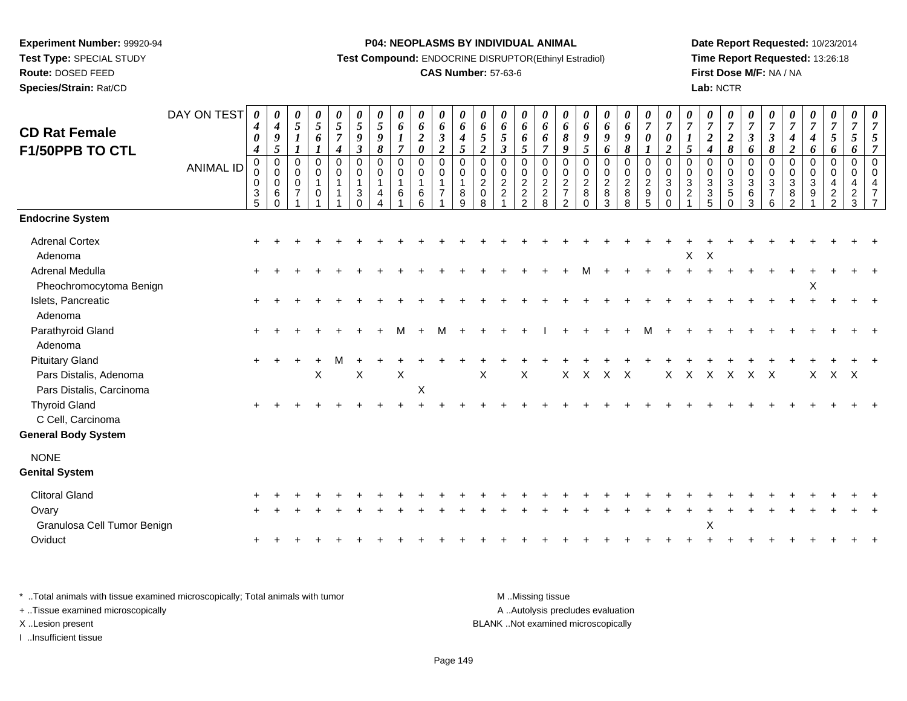**Experiment Number:** 99920-94
**Test Type:** SPECIAL STUDY
**Route:** DOSED FEED
**Species/Strain:** Rat/CD

**P04: NEOPLASMS BY INDIVIDUAL ANIMAL**
**Test Compound:** ENDOCRINE DISRUPTOR(Ethinyl Estradiol)
**CAS Number:** 57-63-6

**Date Report Requested:** 10/23/2014
**Time Report Requested:** 13:26:18
**First Dose M/F:** NA / NA
**Lab:** NCTR

## CD Rat Female F1/50PPB TO CTL

| DAY ON TEST | 0404 | 0495 | 0511 | 0561 | 0574 | 0593 | 0598 | 0617 | 0620 | 0632 | 0645 | 0652 | 0653 | 0665 | 0667 | 0689 | 0695 | 0696 | 0698 | 0701 | 0702 | 0715 | 0724 | 0728 | 0736 | 0738 | 0742 | 0746 | 0756 | 0756 | 0757 |
|---|---|---|---|---|---|---|---|---|---|---|---|---|---|---|---|---|---|---|---|---|---|---|---|---|---|---|---|---|---|---|---|
| **ANIMAL ID** | 00035 | 00060 | 00071 | 00101 | 00111 | 00130 | 00144 | 00161 | 00166 | 00171 | 00189 | 00208 | 00221 | 00222 | 00228 | 00272 | 00280 | 00283 | 00288 | 00295 | 00300 | 00321 | 00335 | 00350 | 00363 | 00376 | 00382 | 00391 | 00422 | 00423 | 00477 |
| **Endocrine System** | | | | | | | | | | | | | | | | | | | | | | | | | | | | | | | |
| Adrenal Cortex | + | + | + | + | + | + | + | + | + | + | + | + | + | + | + | + | + | + | + | + | + | + | + | + | + | + | + | + | + | + | + |
| Adenoma | | | | | | | | | | | | | | | | | | | | | | X | X | | | | | | | | |
| Adrenal Medulla | + | + | + | + | + | + | + | + | + | + | + | + | + | + | + | + | M | + | + | + | + | + | + | + | + | + | + | + | + | + | + |
| Pheochromocytoma Benign | | | | | | | | | | | | | | | | | | | | | | | | | | | | X | | | |
| Islets, Pancreatic | + | + | + | + | + | + | + | + | + | + | + | + | + | + | + | + | + | + | + | + | + | + | + | + | + | + | + | + | + | + | + |
| Adenoma | | | | | | | | | | | | | | | | | | | | | | | | | | | | | | | |
| Parathyroid Gland | + | + | + | + | + | + | + | M | + | M | + | + | + | + | I | + | + | + | + | M | + | + | + | + | + | + | + | + | + | + | + |
| Adenoma | | | | | | | | | | | | | | | | | | | | | | | | | | | | | | | |
| Pituitary Gland | + | + | + | + | M | + | + | + | + | + | + | + | + | + | + | + | + | + | + | + | + | + | + | + | + | + | + | + | + | + | + |
| Pars Distalis, Adenoma | | | | X | | X | | X | | | | X | | X | | X | X | X | X | | X | X | X | X | X | X | | X | X | X | |
| Pars Distalis, Carcinoma | | | | | | | | | X | | | | | | | | | | | | | | | | | | | | | | |
| Thyroid Gland | + | + | + | + | + | + | + | + | + | + | + | + | + | + | + | + | + | + | + | + | + | + | + | + | + | + | + | + | + | + | + |
| C Cell, Carcinoma | | | | | | | | | | | | | | | | | | | | | | | | | | | | | | | |
| **General Body System** | | | | | | | | | | | | | | | | | | | | | | | | | | | | | | | |
| NONE | | | | | | | | | | | | | | | | | | | | | | | | | | | | | | | |
| **Genital System** | | | | | | | | | | | | | | | | | | | | | | | | | | | | | | | |
| Clitoral Gland | + | + | + | + | + | + | + | + | + | + | + | + | + | + | + | + | + | + | + | + | + | + | + | + | + | + | + | + | + | + | + |
| Ovary | + | + | + | + | + | + | + | + | + | + | + | + | + | + | + | + | + | + | + | + | + | + | + | + | + | + | + | + | + | + | + |
| Granulosa Cell Tumor Benign | | | | | | | | | | | | | | | | | | | | | | | X | | | | | | | | |
| Oviduct | + | + | + | + | + | + | + | + | + | + | + | + | + | + | + | + | + | + | + | + | + | + | + | + | + | + | + | + | + | + | + |

\* ..Total animals with tissue examined microscopically; Total animals with tumor
\+ ..Tissue examined microscopically
X ..Lesion present
I ..Insufficient tissue

M ..Missing tissue
A ..Autolysis precludes evaluation
BLANK ..Not examined microscopically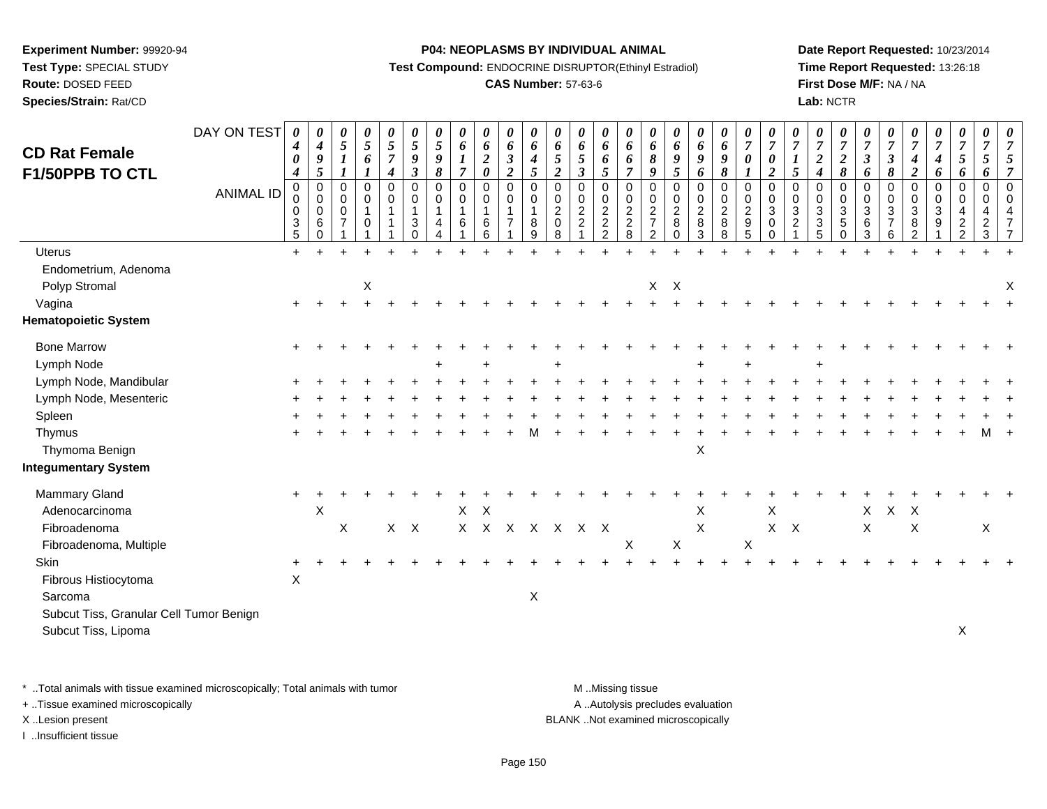**Experiment Number:** 99920-94
**Test Type:** SPECIAL STUDY
**Route:** DOSED FEED
**Species/Strain:** Rat/CD

**P04: NEOPLASMS BY INDIVIDUAL ANIMAL**
**Test Compound:** ENDOCRINE DISRUPTOR(Ethinyl Estradiol)
**CAS Number:** 57-63-6

**Date Report Requested:** 10/23/2014
**Time Report Requested:** 13:26:18
**First Dose M/F:** NA / NA
**Lab:** NCTR

# CD Rat Female F1/50PPB TO CTL

| DAY ON TEST | 0404 | 0495 | 0511 | 0561 | 0574 | 0593 | 0598 | 0617 | 0620 | 0632 | 0645 | 0652 | 0653 | 0665 | 0667 | 0689 | 0695 | 0696 | 0698 | 0701 | 0702 | 0715 | 0724 | 0728 | 0736 | 0738 | 0742 | 0746 | 0756 | 0756 | 0757 |
|---|---|---|---|---|---|---|---|---|---|---|---|---|---|---|---|---|---|---|---|---|---|---|---|---|---|---|---|---|---|---|---|
| **ANIMAL ID** | 0035 | 0060 | 0071 | 0101 | 0111 | 0130 | 0144 | 0161 | 0166 | 0171 | 0189 | 0208 | 0221 | 0222 | 0228 | 0272 | 0280 | 0283 | 0288 | 0295 | 0300 | 0321 | 0335 | 0350 | 0363 | 0376 | 0382 | 0391 | 0422 | 0423 | 0477 |
| Uterus | + | + | + | + | + | + | + | + | + | + | + | + | + | + | + | + | + | + | + | + | + | + | + | + | + | + | + | + | + | + | + |
| Endometrium, Adenoma | | | | | | | | | | | | | | | | | | | | | | | | | | | | | | | |
| Polyp Stromal | | | | X | | | | | | | | | | | | X | X | | | | | | | | | | | | | | X |
| Vagina | + | + | + | + | + | + | + | + | + | + | + | + | + | + | + | + | + | + | + | + | + | + | + | + | + | + | + | + | + | + | + |
| **Hematopoietic System** | | | | | | | | | | | | | | | | | | | | | | | | | | | | | | | |
| Bone Marrow | + | + | + | + | + | + | + | + | + | + | + | + | + | + | + | + | + | + | + | + | + | + | + | + | + | + | + | + | + | + | + |
| Lymph Node | | | | | | | + | | + | | | + | | | | | | + | | + | | | + | | | | | | | | |
| Lymph Node, Mandibular | + | + | + | + | + | + | + | + | + | + | + | + | + | + | + | + | + | + | + | + | + | + | + | + | + | + | + | + | + | + | + |
| Lymph Node, Mesenteric | + | + | + | + | + | + | + | + | + | + | + | + | + | + | + | + | + | + | + | + | + | + | + | + | + | + | + | + | + | + | + |
| Spleen | + | + | + | + | + | + | + | + | + | + | + | + | + | + | + | + | + | + | + | + | + | + | + | + | + | + | + | + | + | + | + |
| Thymus | + | + | + | + | + | + | + | + | + | + | M | + | + | + | + | + | + | + | + | + | + | + | + | + | + | + | + | + | + | M | + |
| Thymoma Benign | | | | | | | | | | | | | | | | | | X | | | | | | | | | | | | | |
| **Integumentary System** | | | | | | | | | | | | | | | | | | | | | | | | | | | | | | | |
| Mammary Gland | + | + | + | + | + | + | + | + | + | + | + | + | + | + | + | + | + | + | + | + | + | + | + | + | + | + | + | + | + | + | + |
| Adenocarcinoma | | X | | | | | | X | X | | | | | | | | | X | | | X | | | | X | X | X | | | | |
| Fibroadenoma | | | X | | X | X | | X | X | X | X | X | X | X | | | | X | | | X | X | | | X | | X | | | X | |
| Fibroadenoma, Multiple | | | | | | | | | | | | | | | X | | X | | | X | | | | | | | | | | | |
| Skin | + | + | + | + | + | + | + | + | + | + | + | + | + | + | + | + | + | + | + | + | + | + | + | + | + | + | + | + | + | + | + |
| Fibrous Histiocytoma | X | | | | | | | | | | | | | | | | | | | | | | | | | | | | | | |
| Sarcoma | | | | | | | | | | | X | | | | | | | | | | | | | | | | | | | | |
| Subcut Tiss, Granular Cell Tumor Benign | | | | | | | | | | | | | | | | | | | | | | | | | | | | | | | |
| Subcut Tiss, Lipoma | | | | | | | | | | | | | | | | | | | | | | | | | | | | | X | | |

\* ..Total animals with tissue examined microscopically; Total animals with tumor
+ ..Tissue examined microscopically
X ..Lesion present
I ..Insufficient tissue

M ..Missing tissue
A ..Autolysis precludes evaluation
BLANK ..Not examined microscopically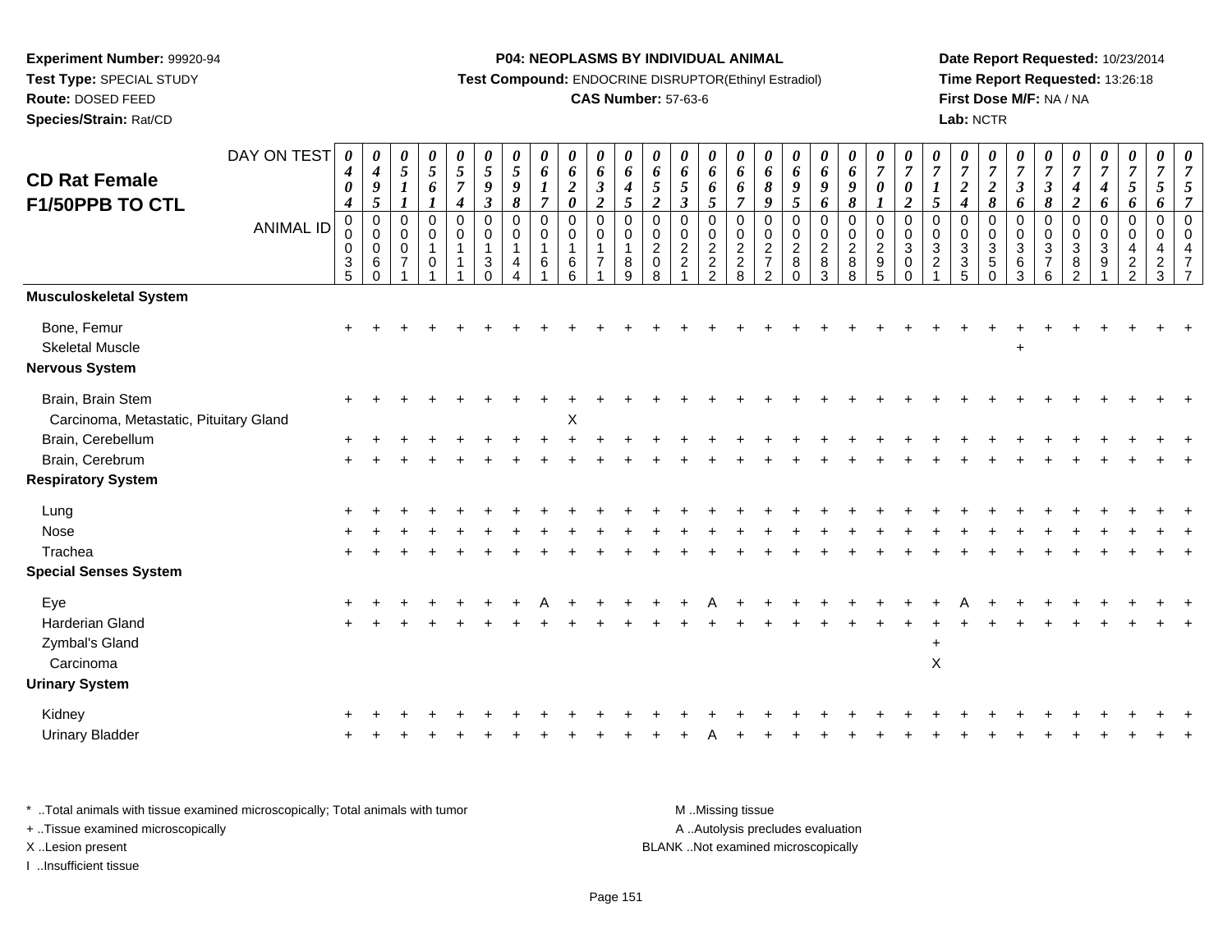**Experiment Number:** 99920-94
**Test Type:** SPECIAL STUDY
**Route:** DOSED FEED
**Species/Strain:** Rat/CD

**P04: NEOPLASMS BY INDIVIDUAL ANIMAL**
**Test Compound:** ENDOCRINE DISRUPTOR(Ethinyl Estradiol)
**CAS Number:** 57-63-6

**Date Report Requested:** 10/23/2014
**Time Report Requested:** 13:26:18
**First Dose M/F:** NA / NA
**Lab:** NCTR

## CD Rat Female F1/50PPB TO CTL

| DAY ON TEST | 0404 | 0495 | 0511 | 0561 | 0574 | 0593 | 0598 | 0617 | 0620 | 0632 | 0645 | 0652 | 0653 | 0665 | 0667 | 0689 | 0695 | 0696 | 0698 | 0701 | 0702 | 0715 | 0724 | 0728 | 0736 | 0738 | 0742 | 0746 | 0756 | 0756 | 0757 |
|---|---|---|---|---|---|---|---|---|---|---|---|---|---|---|---|---|---|---|---|---|---|---|---|---|---|---|---|---|---|---|---|
| **ANIMAL ID** | 00035 | 00060 | 00071 | 00101 | 00111 | 00130 | 00144 | 00161 | 00166 | 00171 | 00189 | 00208 | 00221 | 00222 | 00228 | 00272 | 00280 | 00283 | 00288 | 00295 | 00300 | 00321 | 00335 | 00350 | 00363 | 00376 | 00382 | 00391 | 00422 | 00423 | 00477 |
| **Musculoskeletal System** | | | | | | | | | | | | | | | | | | | | | | | | | | | | | | | |
| Bone, Femur | + | + | + | + | + | + | + | + | + | + | + | + | + | + | + | + | + | + | + | + | + | + | + | + | + | + | + | + | + | + | + |
| Skeletal Muscle | | | | | | | | | | | | | | | | | | | | | | | | | + | | | | | | |
| **Nervous System** | | | | | | | | | | | | | | | | | | | | | | | | | | | | | | | |
| Brain, Brain Stem | + | + | + | + | + | + | + | + | + | + | + | + | + | + | + | + | + | + | + | + | + | + | + | + | + | + | + | + | + | + | + |
| Carcinoma, Metastatic, Pituitary Gland | | | | | | | | | X | | | | | | | | | | | | | | | | | | | | | | |
| Brain, Cerebellum | + | + | + | + | + | + | + | + | + | + | + | + | + | + | + | + | + | + | + | + | + | + | + | + | + | + | + | + | + | + | + |
| Brain, Cerebrum | + | + | + | + | + | + | + | + | + | + | + | + | + | + | + | + | + | + | + | + | + | + | + | + | + | + | + | + | + | + | + |
| **Respiratory System** | | | | | | | | | | | | | | | | | | | | | | | | | | | | | | | |
| Lung | + | + | + | + | + | + | + | + | + | + | + | + | + | + | + | + | + | + | + | + | + | + | + | + | + | + | + | + | + | + | + |
| Nose | + | + | + | + | + | + | + | + | + | + | + | + | + | + | + | + | + | + | + | + | + | + | + | + | + | + | + | + | + | + | + |
| Trachea | + | + | + | + | + | + | + | + | + | + | + | + | + | + | + | + | + | + | + | + | + | + | + | + | + | + | + | + | + | + | + |
| **Special Senses System** | | | | | | | | | | | | | | | | | | | | | | | | | | | | | | | |
| Eye | + | + | + | + | + | + | + | A | + | + | + | + | + | A | + | + | + | + | + | + | + | + | A | + | + | + | + | + | + | + | + |
| Harderian Gland | + | + | + | + | + | + | + | + | + | + | + | + | + | + | + | + | + | + | + | + | + | + | + | + | + | + | + | + | + | + | + |
| Zymbal's Gland | | | | | | | | | | | | | | | | | | | | | | + | | | | | | | | | |
| Carcinoma | | | | | | | | | | | | | | | | | | | | | | X | | | | | | | | | |
| **Urinary System** | | | | | | | | | | | | | | | | | | | | | | | | | | | | | | | |
| Kidney | + | + | + | + | + | + | + | + | + | + | + | + | + | + | + | + | + | + | + | + | + | + | + | + | + | + | + | + | + | + | + |
| Urinary Bladder | + | + | + | + | + | + | + | + | + | + | + | + | + | A | + | + | + | + | + | + | + | + | + | + | + | + | + | + | + | + | + |

\* ..Total animals with tissue examined microscopically; Total animals with tumor
\+ ..Tissue examined microscopically
X ..Lesion present
I ..Insufficient tissue

M ..Missing tissue
A ..Autolysis precludes evaluation
BLANK ..Not examined microscopically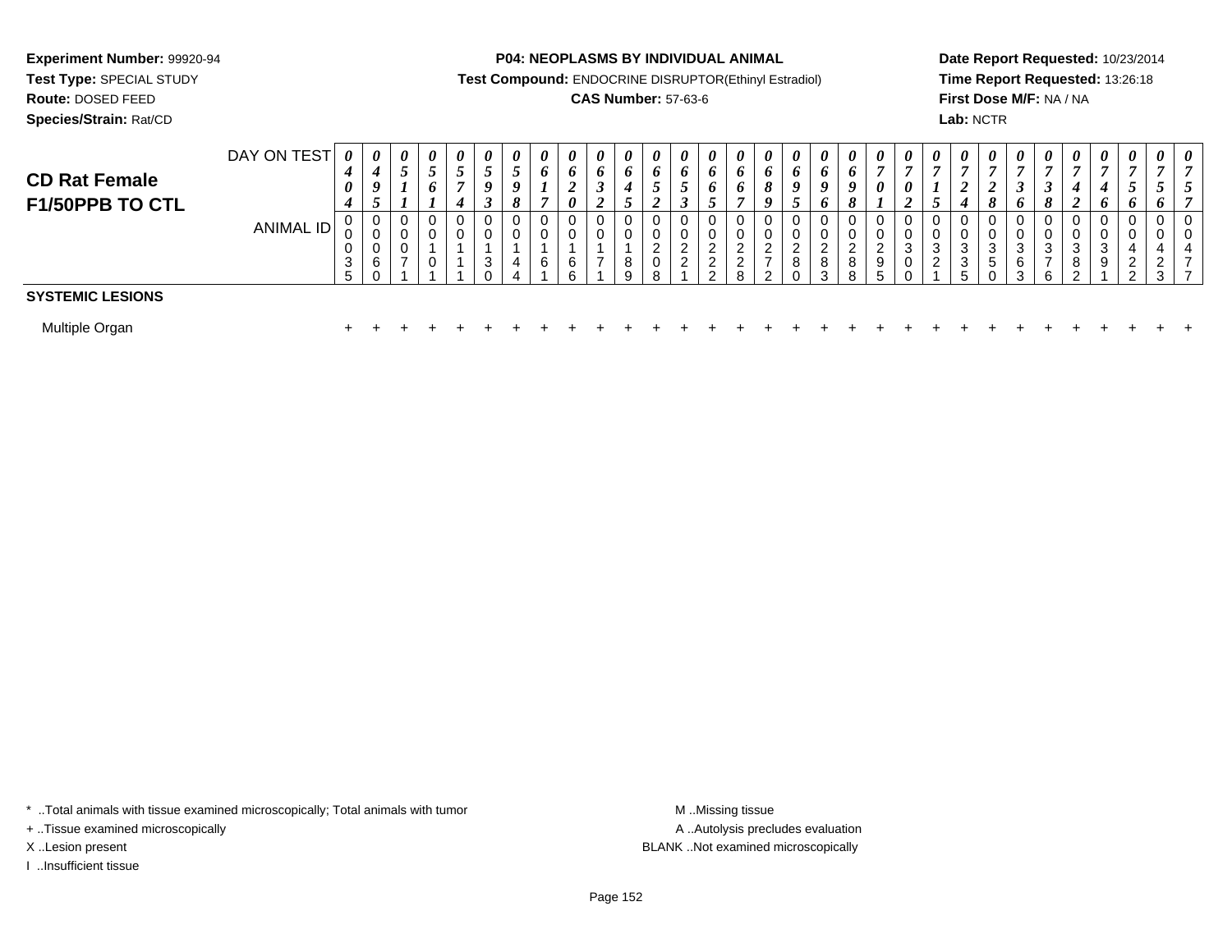**Experiment Number:** 99920-94
**Test Type:** SPECIAL STUDY
**Route:** DOSED FEED
**Species/Strain:** Rat/CD

**P04: NEOPLASMS BY INDIVIDUAL ANIMAL**
**Test Compound:** ENDOCRINE DISRUPTOR(Ethinyl Estradiol)
**CAS Number:** 57-63-6

**Date Report Requested:** 10/23/2014
**Time Report Requested:** 13:26:18
**First Dose M/F:** NA / NA
**Lab:** NCTR

## CD Rat Female F1/50PPB TO CTL

| DAY ON TEST | 0404 | 0495 | 0511 | 0561 | 0574 | 0593 | 0598 | 0617 | 0620 | 0632 | 0645 | 0652 | 0653 | 0665 | 0667 | 0689 | 0695 | 0696 | 0698 | 0701 | 0702 | 0715 | 0724 | 0728 | 0736 | 0738 | 0742 | 0746 | 0756 | 0756 | 0757 |
|---|---|---|---|---|---|---|---|---|---|---|---|---|---|---|---|---|---|---|---|---|---|---|---|---|---|---|---|---|---|---|---|
| **ANIMAL ID** | 00035 | 00060 | 00071 | 00101 | 00111 | 00130 | 00144 | 00161 | 00166 | 00171 | 00189 | 00208 | 00221 | 00222 | 00228 | 00272 | 00280 | 00283 | 00288 | 00295 | 00300 | 00321 | 00335 | 00350 | 00363 | 00376 | 00382 | 00391 | 00422 | 00423 | 00477 |
| **SYSTEMIC LESIONS** | | | | | | | | | | | | | | | | | | | | | | | | | | | | | | | |
| Multiple Organ | + | + | + | + | + | + | + | + | + | + | + | + | + | + | + | + | + | + | + | + | + | + | + | + | + | + | + | + | + | + | + |

\* ..Total animals with tissue examined microscopically; Total animals with tumor
+ ..Tissue examined microscopically
X ..Lesion present
I ..Insufficient tissue

M ..Missing tissue
A ..Autolysis precludes evaluation
BLANK ..Not examined microscopically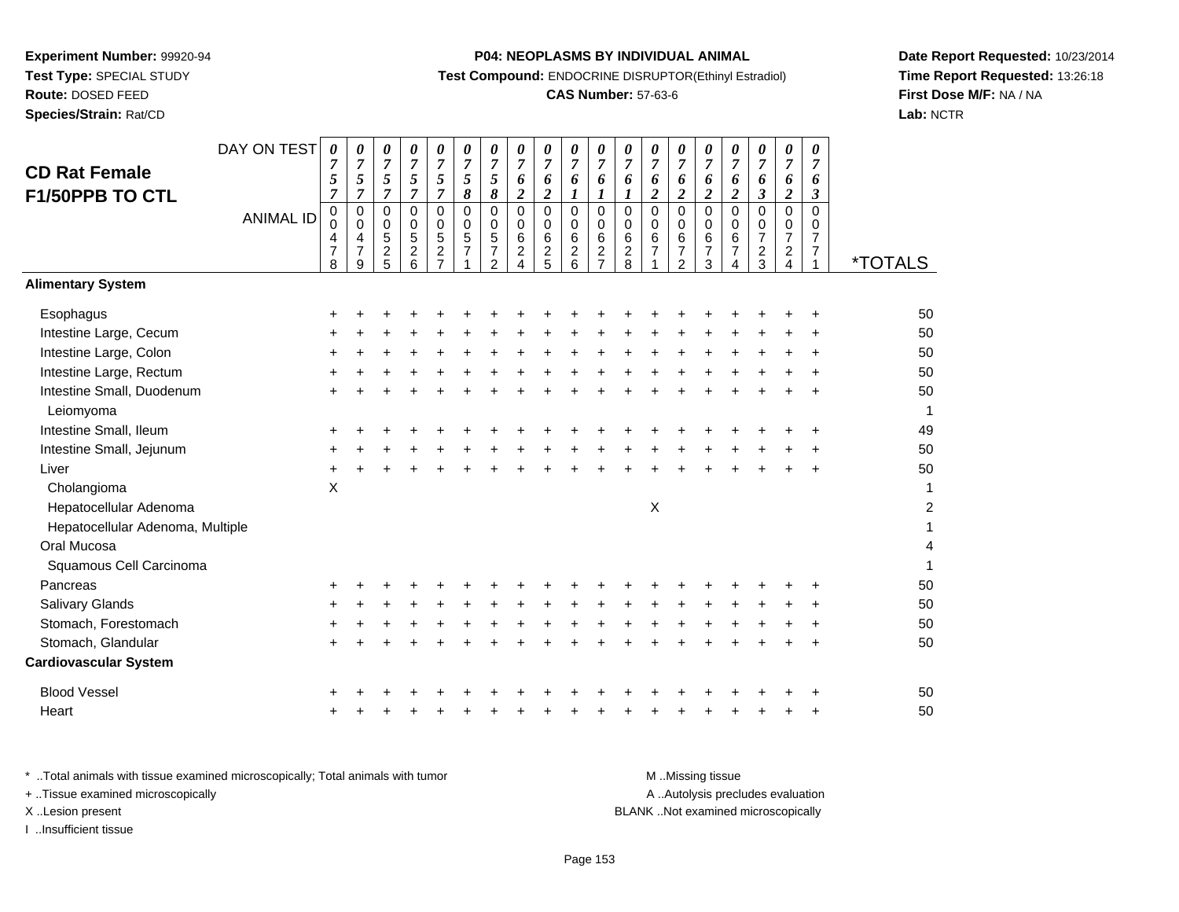**Experiment Number:** 99920-94
**Test Type:** SPECIAL STUDY
**Route:** DOSED FEED
**Species/Strain:** Rat/CD

**P04: NEOPLASMS BY INDIVIDUAL ANIMAL**
**Test Compound:** ENDOCRINE DISRUPTOR(Ethinyl Estradiol)
**CAS Number:** 57-63-6

**Date Report Requested:** 10/23/2014
**Time Report Requested:** 13:26:18
**First Dose M/F:** NA / NA
**Lab:** NCTR

## CD Rat Female F1/50PPB TO CTL

| DAY ON TEST | 0757 | 0757 | 0757 | 0757 | 0757 | 0758 | 0758 | 0762 | 0762 | 0761 | 0761 | 0761 | 0762 | 0762 | 0762 | 0762 | 0763 | 0762 | 0763 | |
|---|---|---|---|---|---|---|---|---|---|---|---|---|---|---|---|---|---|---|---|---|
| **ANIMAL ID** | 00478 | 00479 | 00525 | 00526 | 00527 | 00571 | 00572 | 00624 | 00625 | 00626 | 00627 | 00628 | 00671 | 00672 | 00673 | 00674 | 00723 | 00724 | 00771 | ***TOTALS** |
| **Alimentary System** | | | | | | | | | | | | | | | | | | | | |
| Esophagus | + | + | + | + | + | + | + | + | + | + | + | + | + | + | + | + | + | + | + | 50 |
| Intestine Large, Cecum | + | + | + | + | + | + | + | + | + | + | + | + | + | + | + | + | + | + | + | 50 |
| Intestine Large, Colon | + | + | + | + | + | + | + | + | + | + | + | + | + | + | + | + | + | + | + | 50 |
| Intestine Large, Rectum | + | + | + | + | + | + | + | + | + | + | + | + | + | + | + | + | + | + | + | 50 |
| Intestine Small, Duodenum | + | + | + | + | + | + | + | + | + | + | + | + | + | + | + | + | + | + | + | 50 |
| Leiomyoma | | | | | | | | | | | | | | | | | | | | 1 |
| Intestine Small, Ileum | + | + | + | + | + | + | + | + | + | + | + | + | + | + | + | + | + | + | + | 49 |
| Intestine Small, Jejunum | + | + | + | + | + | + | + | + | + | + | + | + | + | + | + | + | + | + | + | 50 |
| Liver | + | + | + | + | + | + | + | + | + | + | + | + | + | + | + | + | + | + | + | 50 |
| Cholangioma | X | | | | | | | | | | | | | | | | | | | 1 |
| Hepatocellular Adenoma | | | | | | | | | | | | | X | | | | | | | 2 |
| Hepatocellular Adenoma, Multiple | | | | | | | | | | | | | | | | | | | | 1 |
| Oral Mucosa | | | | | | | | | | | | | | | | | | | | 4 |
| Squamous Cell Carcinoma | | | | | | | | | | | | | | | | | | | | 1 |
| Pancreas | + | + | + | + | + | + | + | + | + | + | + | + | + | + | + | + | + | + | + | 50 |
| Salivary Glands | + | + | + | + | + | + | + | + | + | + | + | + | + | + | + | + | + | + | + | 50 |
| Stomach, Forestomach | + | + | + | + | + | + | + | + | + | + | + | + | + | + | + | + | + | + | + | 50 |
| Stomach, Glandular | + | + | + | + | + | + | + | + | + | + | + | + | + | + | + | + | + | + | + | 50 |
| **Cardiovascular System** | | | | | | | | | | | | | | | | | | | | |
| Blood Vessel | + | + | + | + | + | + | + | + | + | + | + | + | + | + | + | + | + | + | + | 50 |
| Heart | + | + | + | + | + | + | + | + | + | + | + | + | + | + | + | + | + | + | + | 50 |

* ..Total animals with tissue examined microscopically; Total animals with tumor
+ ..Tissue examined microscopically
X ..Lesion present
I ..Insufficient tissue

M ..Missing tissue
A ..Autolysis precludes evaluation
BLANK ..Not examined microscopically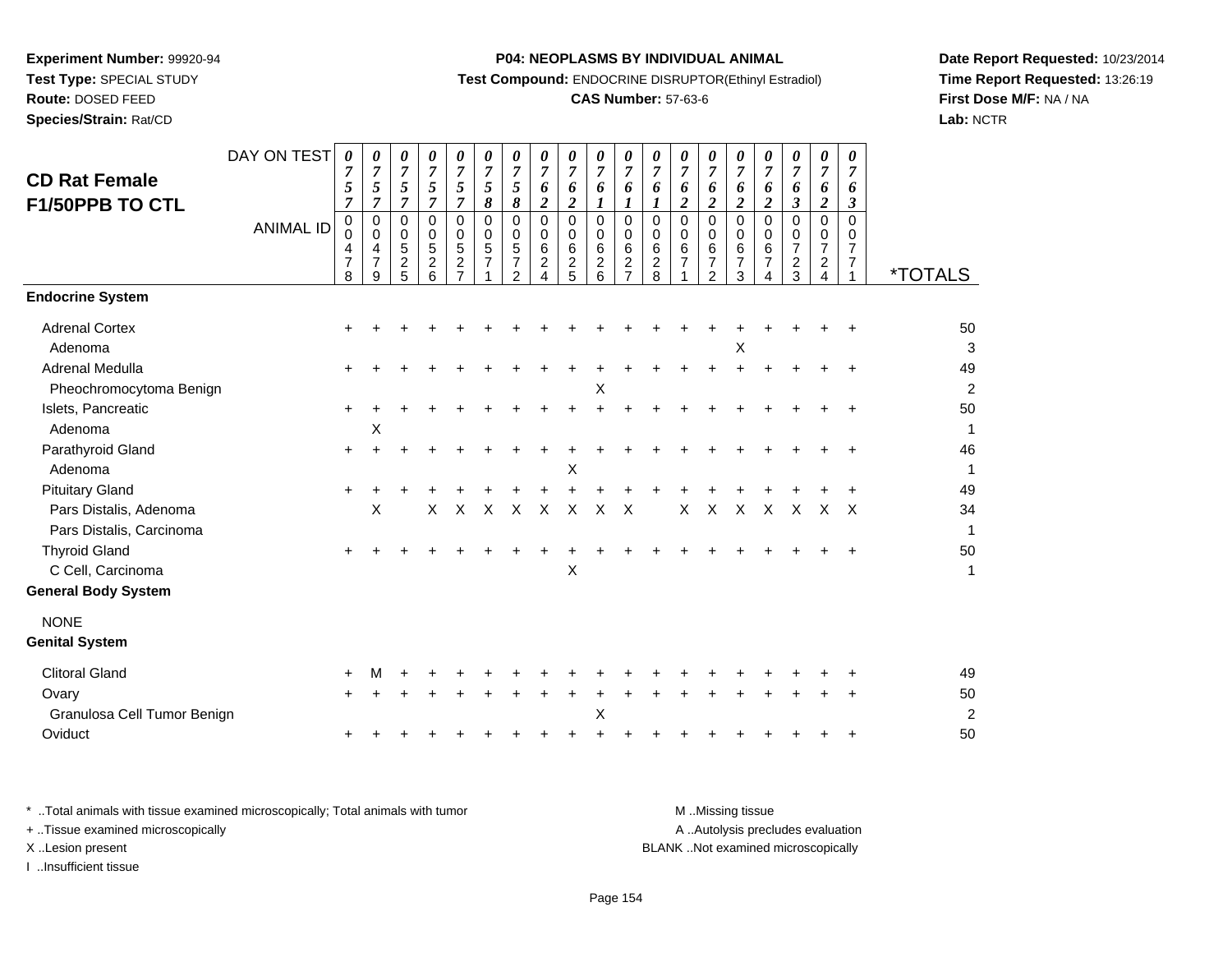**Experiment Number:** 99920-94
**Test Type:** SPECIAL STUDY
**Route:** DOSED FEED
**Species/Strain:** Rat/CD

**P04: NEOPLASMS BY INDIVIDUAL ANIMAL**
**Test Compound:** ENDOCRINE DISRUPTOR(Ethinyl Estradiol)
**CAS Number:** 57-63-6

**Date Report Requested:** 10/23/2014
**Time Report Requested:** 13:26:19
**First Dose M/F:** NA / NA
**Lab:** NCTR

## CD Rat Female F1/50PPB TO CTL

| DAY ON TEST | 0757 | 0757 | 0757 | 0757 | 0757 | 0758 | 0758 | 0762 | 0762 | 0761 | 0761 | 0761 | 0762 | 0762 | 0762 | 0762 | 0763 | 0762 | 0763 | |
|---|---|---|---|---|---|---|---|---|---|---|---|---|---|---|---|---|---|---|---|---|
| **ANIMAL ID** | 00478 | 00479 | 00525 | 00526 | 00527 | 00571 | 00572 | 00624 | 00625 | 00626 | 00627 | 00628 | 00671 | 00672 | 00673 | 00674 | 00723 | 00724 | 00771 | ***TOTALS** |
| **Endocrine System** | | | | | | | | | | | | | | | | | | | | |
| Adrenal Cortex | + | + | + | + | + | + | + | + | + | + | + | + | + | + | + | + | + | + | + | 50 |
| Adenoma | | | | | | | | | | | | | | | X | | | | | 3 |
| Adrenal Medulla | + | + | + | + | + | + | + | + | + | + | + | + | + | + | + | + | + | + | + | 49 |
| Pheochromocytoma Benign | | | | | | | | | | X | | | | | | | | | | 2 |
| Islets, Pancreatic | + | + | + | + | + | + | + | + | + | + | + | + | + | + | + | + | + | + | + | 50 |
| Adenoma | | X | | | | | | | | | | | | | | | | | | 1 |
| Parathyroid Gland | + | + | + | + | + | + | + | + | + | + | + | + | + | + | + | + | + | + | + | 46 |
| Adenoma | | | | | | | | | X | | | | | | | | | | | 1 |
| Pituitary Gland | + | + | + | + | + | + | + | + | + | + | + | + | + | + | + | + | + | + | + | 49 |
| Pars Distalis, Adenoma | | X | | X | X | X | X | X | X | X | X | | X | X | X | X | X | X | X | 34 |
| Pars Distalis, Carcinoma | | | | | | | | | | | | | | | | | | | | 1 |
| Thyroid Gland | + | + | + | + | + | + | + | + | + | + | + | + | + | + | + | + | + | + | + | 50 |
| C Cell, Carcinoma | | | | | | | | | X | | | | | | | | | | | 1 |
| **General Body System** | | | | | | | | | | | | | | | | | | | | |
| NONE | | | | | | | | | | | | | | | | | | | | |
| **Genital System** | | | | | | | | | | | | | | | | | | | | |
| Clitoral Gland | + | M | + | + | + | + | + | + | + | + | + | + | + | + | + | + | + | + | + | 49 |
| Ovary | + | + | + | + | + | + | + | + | + | + | + | + | + | + | + | + | + | + | + | 50 |
| Granulosa Cell Tumor Benign | | | | | | | | | | X | | | | | | | | | | 2 |
| Oviduct | + | + | + | + | + | + | + | + | + | + | + | + | + | + | + | + | + | + | + | 50 |

\* ..Total animals with tissue examined microscopically; Total animals with tumor
\+ ..Tissue examined microscopically
X ..Lesion present
I ..Insufficient tissue

M ..Missing tissue
A ..Autolysis precludes evaluation
BLANK ..Not examined microscopically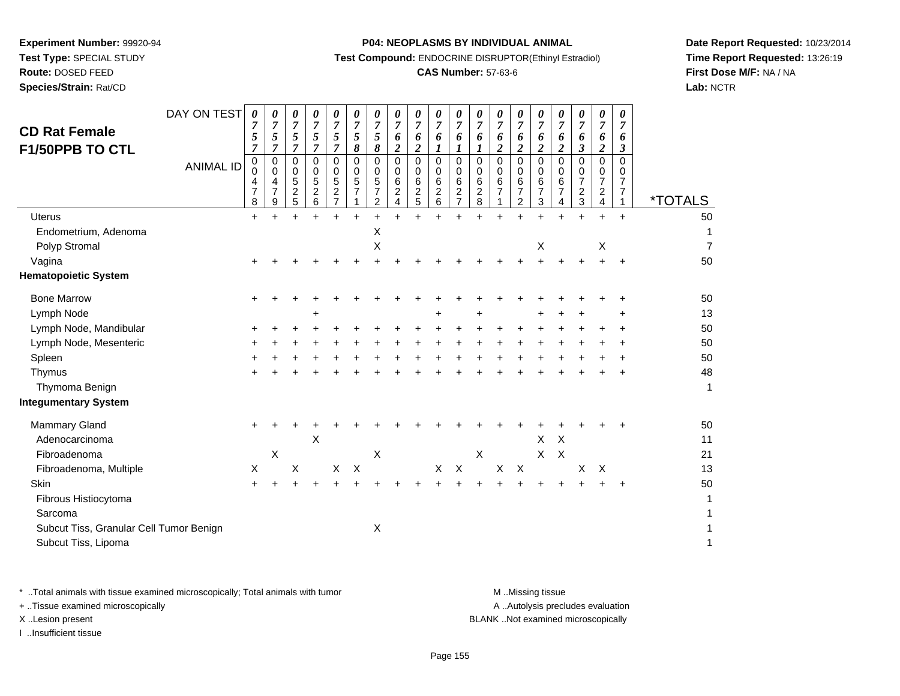**Experiment Number:** 99920-94
**Test Type:** SPECIAL STUDY
**Route:** DOSED FEED
**Species/Strain:** Rat/CD

**P04: NEOPLASMS BY INDIVIDUAL ANIMAL**
**Test Compound:** ENDOCRINE DISRUPTOR(Ethinyl Estradiol)
**CAS Number:** 57-63-6

**Date Report Requested:** 10/23/2014
**Time Report Requested:** 13:26:19
**First Dose M/F:** NA / NA
**Lab:** NCTR

## CD Rat Female F1/50PPB TO CTL

| DAY ON TEST | 0757 | 0757 | 0757 | 0757 | 0757 | 0758 | 0758 | 0762 | 0762 | 0761 | 0761 | 0761 | 0762 | 0762 | 0762 | 0762 | 0763 | 0762 | 0763 | |
|---|---|---|---|---|---|---|---|---|---|---|---|---|---|---|---|---|---|---|---|---|
| **ANIMAL ID** | 00478 | 00479 | 00525 | 00526 | 00527 | 00571 | 00572 | 00624 | 00625 | 00626 | 00627 | 00628 | 00671 | 00672 | 00673 | 00674 | 00723 | 00724 | 00771 | ***TOTALS** |
| Uterus | + | + | + | + | + | + | + | + | + | + | + | + | + | + | + | + | + | + | + | 50 |
| Endometrium, Adenoma | | | | | | | X | | | | | | | | | | | | | 1 |
| Polyp Stromal | | | | | | | X | | | | | | | | X | | | X | | 7 |
| Vagina | + | + | + | + | + | + | + | + | + | + | + | + | + | + | + | + | + | + | + | 50 |
| **Hematopoietic System** | | | | | | | | | | | | | | | | | | | | |
| Bone Marrow | + | + | + | + | + | + | + | + | + | + | + | + | + | + | + | + | + | + | + | 50 |
| Lymph Node | | | | + | | | | | | + | | + | | | + | + | + | | + | 13 |
| Lymph Node, Mandibular | + | + | + | + | + | + | + | + | + | + | + | + | + | + | + | + | + | + | + | 50 |
| Lymph Node, Mesenteric | + | + | + | + | + | + | + | + | + | + | + | + | + | + | + | + | + | + | + | 50 |
| Spleen | + | + | + | + | + | + | + | + | + | + | + | + | + | + | + | + | + | + | + | 50 |
| Thymus | + | + | + | + | + | + | + | + | + | + | + | + | + | + | + | + | + | + | + | 48 |
| Thymoma Benign | | | | | | | | | | | | | | | | | | | | 1 |
| **Integumentary System** | | | | | | | | | | | | | | | | | | | | |
| Mammary Gland | + | + | + | + | + | + | + | + | + | + | + | + | + | + | + | + | + | + | + | 50 |
| Adenocarcinoma | | | | X | | | | | | | | | | | X | X | | | | 11 |
| Fibroadenoma | | X | | | | | X | | | | | X | | | X | X | | | | 21 |
| Fibroadenoma, Multiple | X | | X | | X | X | | | | X | X | | X | X | | | X | X | | 13 |
| Skin | + | + | + | + | + | + | + | + | + | + | + | + | + | + | + | + | + | + | + | 50 |
| Fibrous Histiocytoma | | | | | | | | | | | | | | | | | | | | 1 |
| Sarcoma | | | | | | | | | | | | | | | | | | | | 1 |
| Subcut Tiss, Granular Cell Tumor Benign | | | | | | | X | | | | | | | | | | | | | 1 |
| Subcut Tiss, Lipoma | | | | | | | | | | | | | | | | | | | | 1 |

* ..Total animals with tissue examined microscopically; Total animals with tumor
+ ..Tissue examined microscopically
X ..Lesion present
I ..Insufficient tissue

M ..Missing tissue
A ..Autolysis precludes evaluation
BLANK ..Not examined microscopically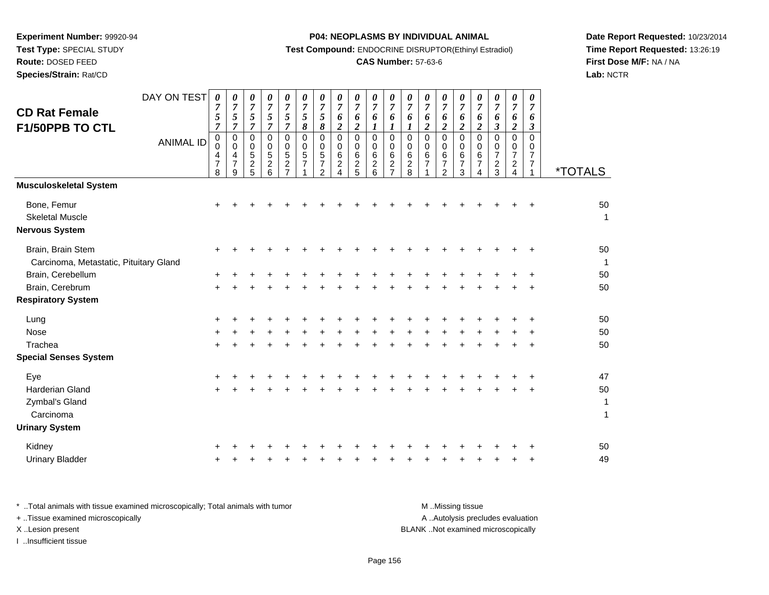**Experiment Number:** 99920-94
**Test Type:** SPECIAL STUDY
**Route:** DOSED FEED
**Species/Strain:** Rat/CD

**P04: NEOPLASMS BY INDIVIDUAL ANIMAL**
**Test Compound:** ENDOCRINE DISRUPTOR(Ethinyl Estradiol)
**CAS Number:** 57-63-6

**Date Report Requested:** 10/23/2014
**Time Report Requested:** 13:26:19
**First Dose M/F:** NA / NA
**Lab:** NCTR

## CD Rat Female F1/50PPB TO CTL

| DAY ON TEST | 0757 | 0757 | 0757 | 0757 | 0757 | 0758 | 0758 | 0762 | 0762 | 0761 | 0761 | 0761 | 0762 | 0762 | 0762 | 0762 | 0763 | 0762 | 0763 | |
|---|---|---|---|---|---|---|---|---|---|---|---|---|---|---|---|---|---|---|---|---|
| **ANIMAL ID** | 00478 | 00479 | 00525 | 00526 | 00527 | 00571 | 00572 | 00624 | 00625 | 00626 | 00627 | 00628 | 00671 | 00672 | 00673 | 00674 | 00723 | 00724 | 00771 | ***TOTALS** |
| **Musculoskeletal System** | | | | | | | | | | | | | | | | | | | | |
| Bone, Femur | + | + | + | + | + | + | + | + | + | + | + | + | + | + | + | + | + | + | + | 50 |
| Skeletal Muscle | | | | | | | | | | | | | | | | | | | | 1 |
| **Nervous System** | | | | | | | | | | | | | | | | | | | | |
| Brain, Brain Stem | + | + | + | + | + | + | + | + | + | + | + | + | + | + | + | + | + | + | + | 50 |
| Carcinoma, Metastatic, Pituitary Gland | | | | | | | | | | | | | | | | | | | | 1 |
| Brain, Cerebellum | + | + | + | + | + | + | + | + | + | + | + | + | + | + | + | + | + | + | + | 50 |
| Brain, Cerebrum | + | + | + | + | + | + | + | + | + | + | + | + | + | + | + | + | + | + | + | 50 |
| **Respiratory System** | | | | | | | | | | | | | | | | | | | | |
| Lung | + | + | + | + | + | + | + | + | + | + | + | + | + | + | + | + | + | + | + | 50 |
| Nose | + | + | + | + | + | + | + | + | + | + | + | + | + | + | + | + | + | + | + | 50 |
| Trachea | + | + | + | + | + | + | + | + | + | + | + | + | + | + | + | + | + | + | + | 50 |
| **Special Senses System** | | | | | | | | | | | | | | | | | | | | |
| Eye | + | + | + | + | + | + | + | + | + | + | + | + | + | + | + | + | + | + | + | 47 |
| Harderian Gland | + | + | + | + | + | + | + | + | + | + | + | + | + | + | + | + | + | + | + | 50 |
| Zymbal's Gland | | | | | | | | | | | | | | | | | | | | 1 |
| Carcinoma | | | | | | | | | | | | | | | | | | | | 1 |
| **Urinary System** | | | | | | | | | | | | | | | | | | | | |
| Kidney | + | + | + | + | + | + | + | + | + | + | + | + | + | + | + | + | + | + | + | 50 |
| Urinary Bladder | + | + | + | + | + | + | + | + | + | + | + | + | + | + | + | + | + | + | + | 49 |

\* ..Total animals with tissue examined microscopically; Total animals with tumor
\+ ..Tissue examined microscopically
X ..Lesion present
I ..Insufficient tissue

M ..Missing tissue
A ..Autolysis precludes evaluation
BLANK ..Not examined microscopically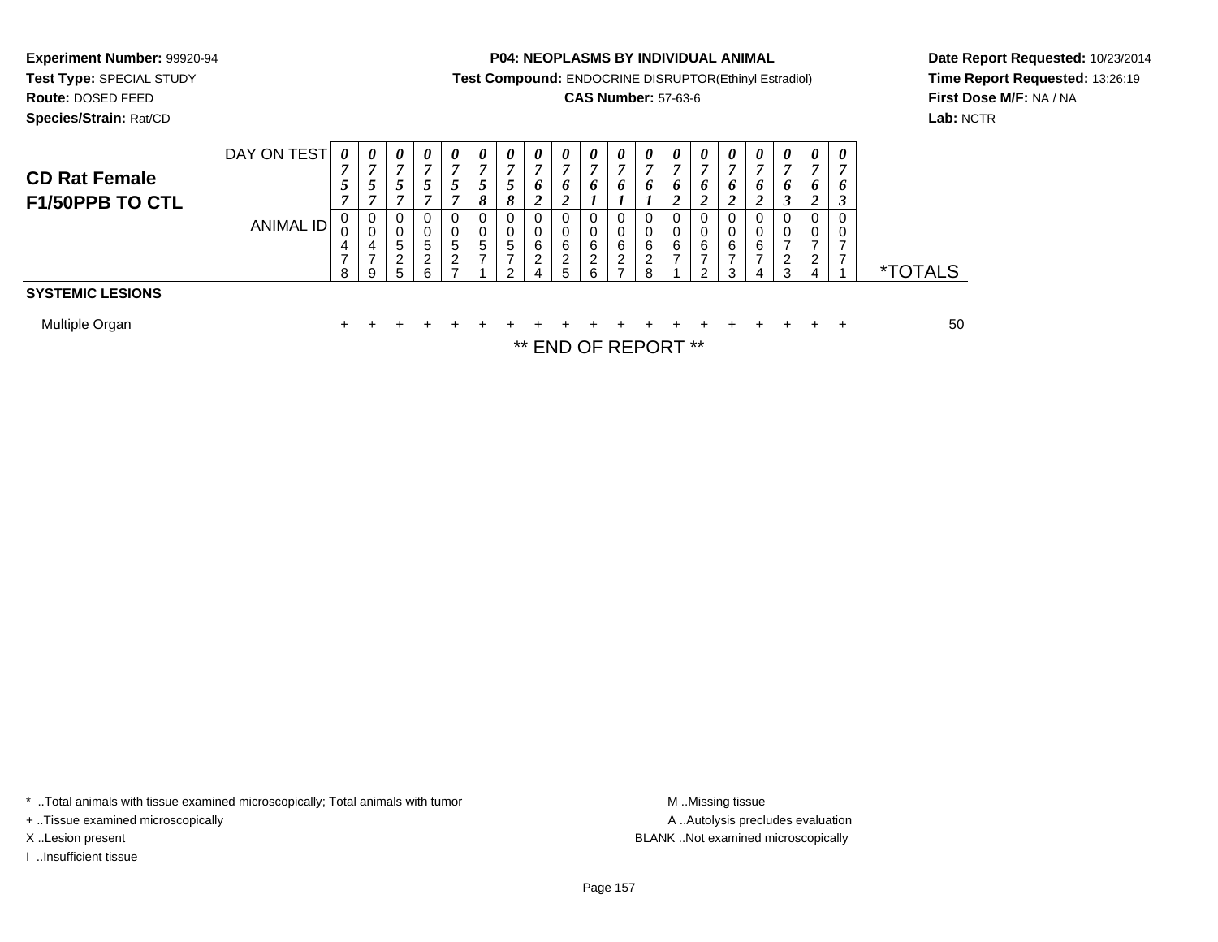**Experiment Number:** 99920-94
**Test Type:** SPECIAL STUDY
**Route:** DOSED FEED
**Species/Strain:** Rat/CD

**P04: NEOPLASMS BY INDIVIDUAL ANIMAL**
**Test Compound:** ENDOCRINE DISRUPTOR(Ethinyl Estradiol)
**CAS Number:** 57-63-6

**Date Report Requested:** 10/23/2014
**Time Report Requested:** 13:26:19
**First Dose M/F:** NA / NA
**Lab:** NCTR

## CD Rat Female F1/50PPB TO CTL

| DAY ON TEST | 0757 | 0757 | 0757 | 0757 | 0757 | 0758 | 0758 | 0762 | 0762 | 0761 | 0761 | 0761 | 0762 | 0762 | 0762 | 0762 | 0763 | 0762 | 0763 | |
|---|---|---|---|---|---|---|---|---|---|---|---|---|---|---|---|---|---|---|---|---|
| ANIMAL ID | 00478 | 00479 | 00525 | 00526 | 00527 | 00571 | 00572 | 00624 | 00625 | 00626 | 00627 | 00628 | 00671 | 00672 | 00673 | 00674 | 00723 | 00724 | 00771 | *TOTALS |
| **SYSTEMIC LESIONS** | | | | | | | | | | | | | | | | | | | | |
| Multiple Organ | + | + | + | + | + | + | + | + | + | + | + | + | + | + | + | + | + | + | + | 50 |

** END OF REPORT **

* ..Total animals with tissue examined microscopically; Total animals with tumor
+ ..Tissue examined microscopically
X ..Lesion present
I ..Insufficient tissue

M ..Missing tissue
A ..Autolysis precludes evaluation
BLANK ..Not examined microscopically